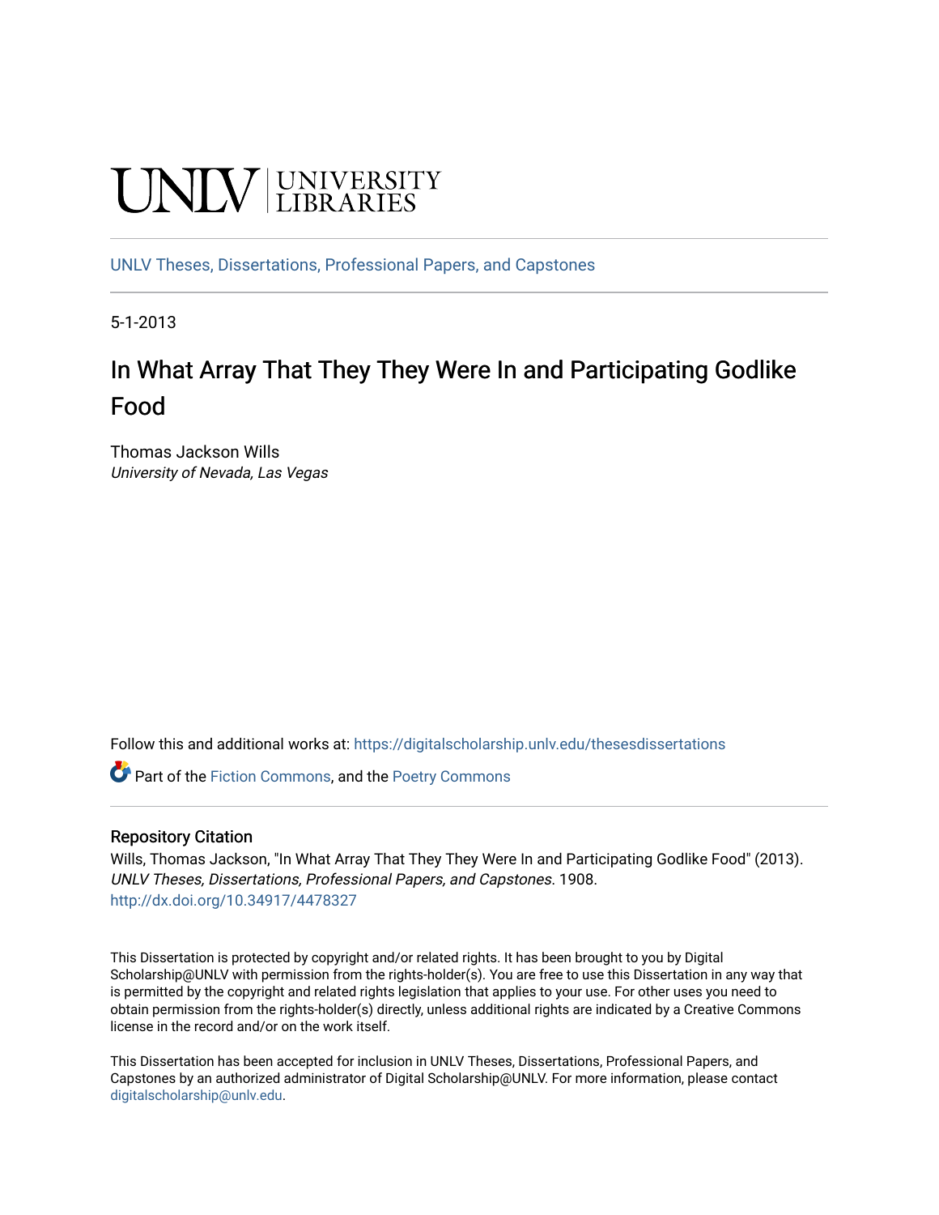UNLV | UNIVERSITY LIBRARIES

UNLV Theses, Dissertations, Professional Papers, and Capstones

5-1-2013

# In What Array That They They Were In and Participating Godlike Food

Thomas Jackson Wills
*University of Nevada, Las Vegas*

Follow this and additional works at: https://digitalscholarship.unlv.edu/thesesdissertations

Part of the Fiction Commons, and the Poetry Commons

### Repository Citation

Wills, Thomas Jackson, "In What Array That They They Were In and Participating Godlike Food" (2013). *UNLV Theses, Dissertations, Professional Papers, and Capstones*. 1908.
http://dx.doi.org/10.34917/4478327

This Dissertation is protected by copyright and/or related rights. It has been brought to you by Digital Scholarship@UNLV with permission from the rights-holder(s). You are free to use this Dissertation in any way that is permitted by the copyright and related rights legislation that applies to your use. For other uses you need to obtain permission from the rights-holder(s) directly, unless additional rights are indicated by a Creative Commons license in the record and/or on the work itself.

This Dissertation has been accepted for inclusion in UNLV Theses, Dissertations, Professional Papers, and Capstones by an authorized administrator of Digital Scholarship@UNLV. For more information, please contact digitalscholarship@unlv.edu.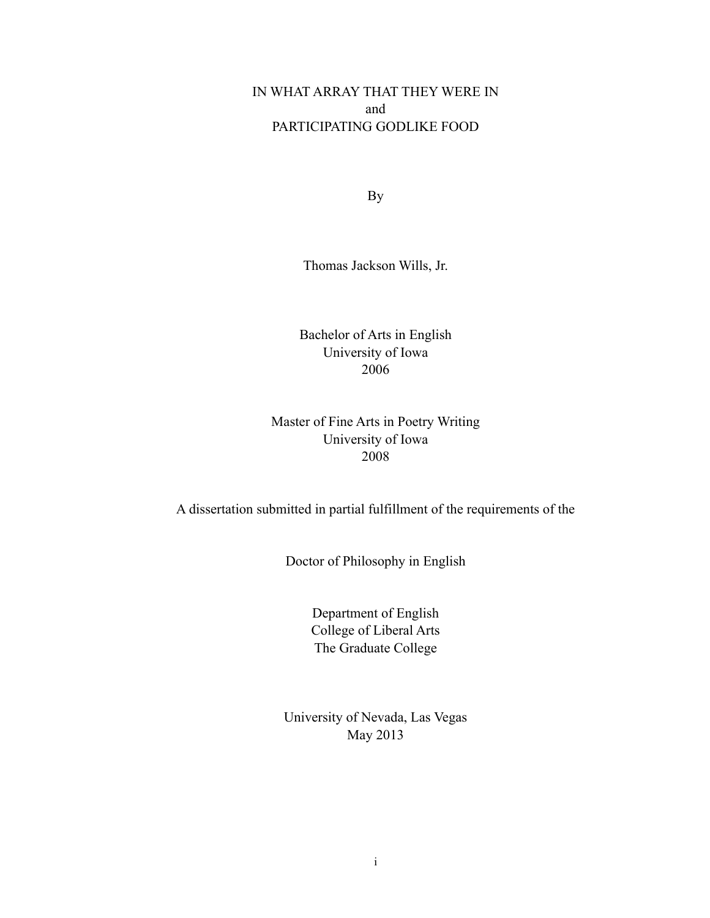IN WHAT ARRAY THAT THEY WERE IN

and

PARTICIPATING GODLIKE FOOD

By

Thomas Jackson Wills, Jr.

Bachelor of Arts in English
University of Iowa
2006

Master of Fine Arts in Poetry Writing
University of Iowa
2008

A dissertation submitted in partial fulfillment of the requirements of the

Doctor of Philosophy in English

Department of English
College of Liberal Arts
The Graduate College

University of Nevada, Las Vegas
May 2013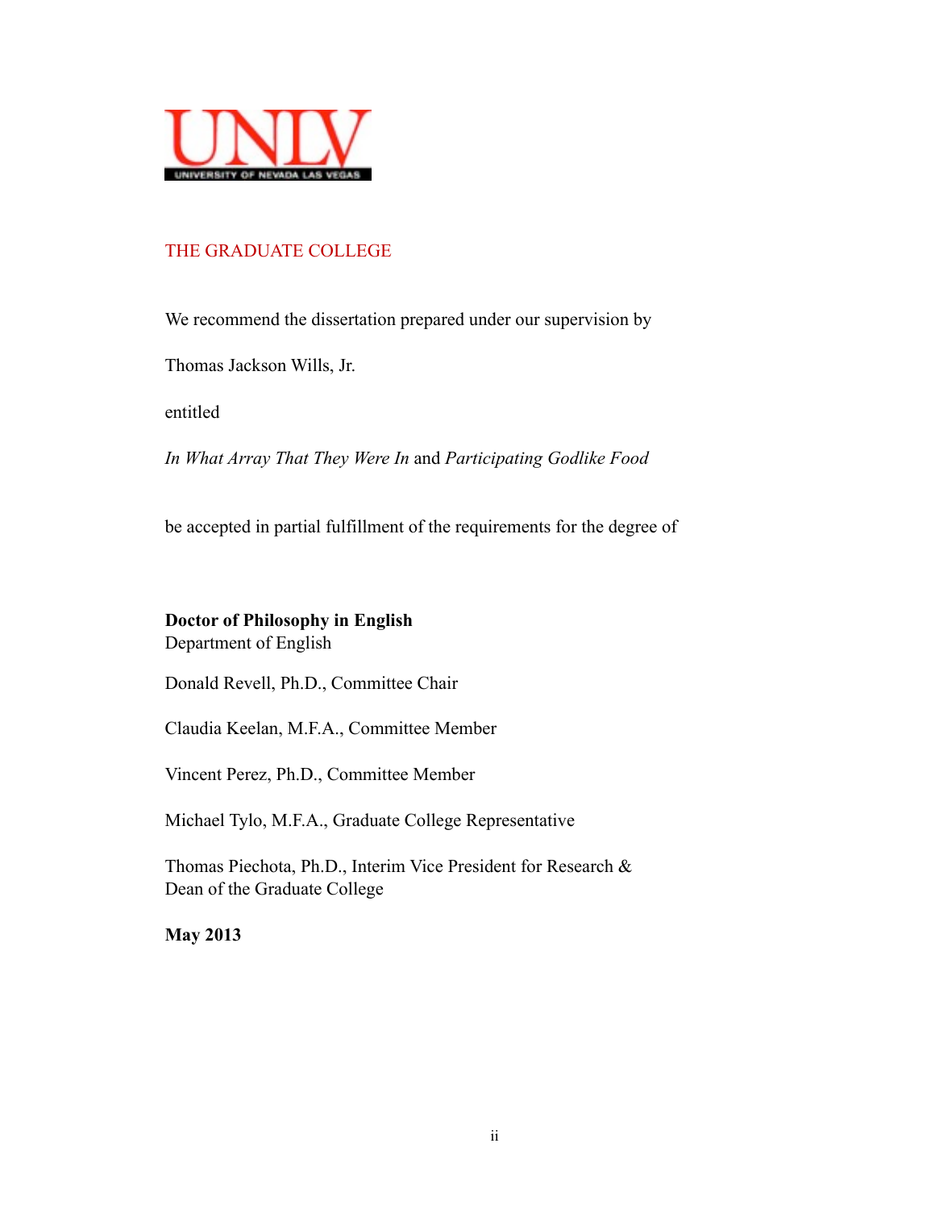UNLV

UNIVERSITY OF NEVADA LAS VEGAS

THE GRADUATE COLLEGE

We recommend the dissertation prepared under our supervision by

Thomas Jackson Wills, Jr.

entitled

*In What Array That They Were In* and *Participating Godlike Food*

be accepted in partial fulfillment of the requirements for the degree of

**Doctor of Philosophy in English**
Department of English

Donald Revell, Ph.D., Committee Chair

Claudia Keelan, M.F.A., Committee Member

Vincent Perez, Ph.D., Committee Member

Michael Tylo, M.F.A., Graduate College Representative

Thomas Piechota, Ph.D., Interim Vice President for Research &
Dean of the Graduate College

**May 2013**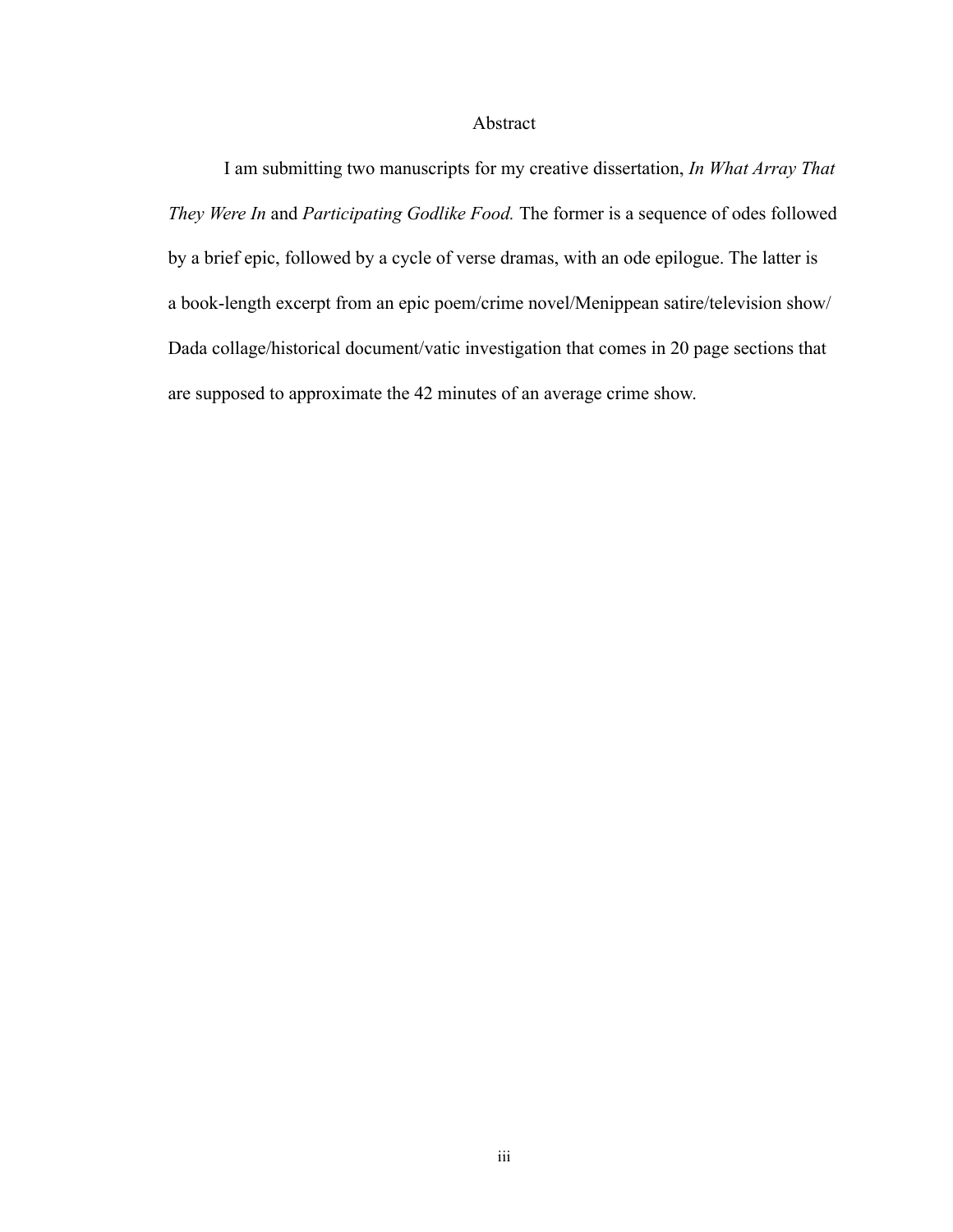# Abstract

I am submitting two manuscripts for my creative dissertation, *In What Array That They Were In* and *Participating Godlike Food.* The former is a sequence of odes followed by a brief epic, followed by a cycle of verse dramas, with an ode epilogue. The latter is a book-length excerpt from an epic poem/crime novel/Menippean satire/television show/Dada collage/historical document/vatic investigation that comes in 20 page sections that are supposed to approximate the 42 minutes of an average crime show.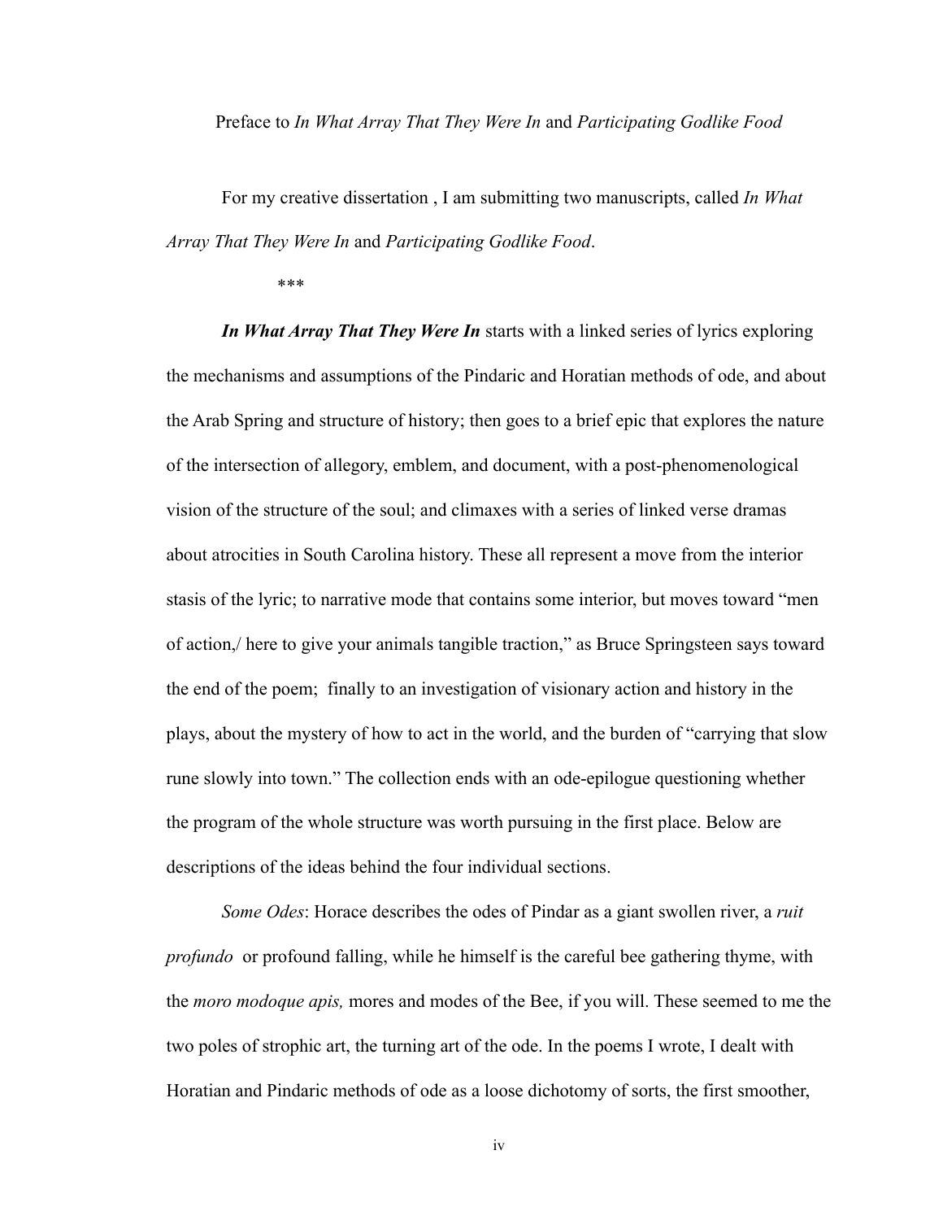Preface to *In What Array That They Were In* and *Participating Godlike Food*

For my creative dissertation , I am submitting two manuscripts, called *In What Array That They Were In* and *Participating Godlike Food*.

***

***In What Array That They Were In*** starts with a linked series of lyrics exploring the mechanisms and assumptions of the Pindaric and Horatian methods of ode, and about the Arab Spring and structure of history; then goes to a brief epic that explores the nature of the intersection of allegory, emblem, and document, with a post-phenomenological vision of the structure of the soul; and climaxes with a series of linked verse dramas about atrocities in South Carolina history. These all represent a move from the interior stasis of the lyric; to narrative mode that contains some interior, but moves toward "men of action,/ here to give your animals tangible traction," as Bruce Springsteen says toward the end of the poem; finally to an investigation of visionary action and history in the plays, about the mystery of how to act in the world, and the burden of "carrying that slow rune slowly into town." The collection ends with an ode-epilogue questioning whether the program of the whole structure was worth pursuing in the first place. Below are descriptions of the ideas behind the four individual sections.

*Some Odes*: Horace describes the odes of Pindar as a giant swollen river, a *ruit profundo* or profound falling, while he himself is the careful bee gathering thyme, with the *moro modoque apis,* mores and modes of the Bee, if you will. These seemed to me the two poles of strophic art, the turning art of the ode. In the poems I wrote, I dealt with Horatian and Pindaric methods of ode as a loose dichotomy of sorts, the first smoother,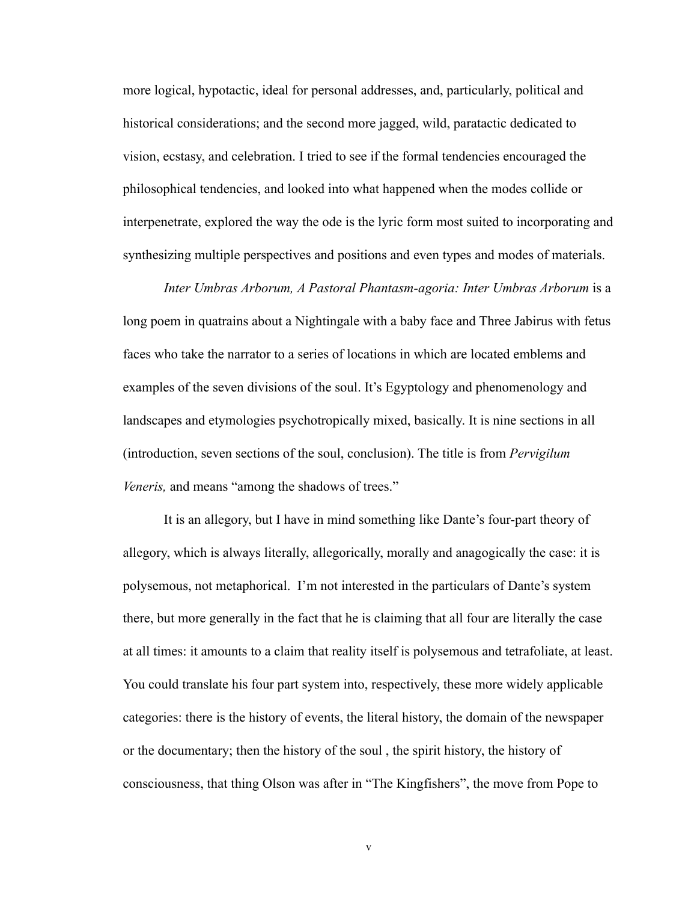more logical, hypotactic, ideal for personal addresses, and, particularly, political and historical considerations; and the second more jagged, wild, paratactic dedicated to vision, ecstasy, and celebration. I tried to see if the formal tendencies encouraged the philosophical tendencies, and looked into what happened when the modes collide or interpenetrate, explored the way the ode is the lyric form most suited to incorporating and synthesizing multiple perspectives and positions and even types and modes of materials.

*Inter Umbras Arborum, A Pastoral Phantasm-agoria: Inter Umbras Arborum* is a long poem in quatrains about a Nightingale with a baby face and Three Jabirus with fetus faces who take the narrator to a series of locations in which are located emblems and examples of the seven divisions of the soul. It's Egyptology and phenomenology and landscapes and etymologies psychotropically mixed, basically. It is nine sections in all (introduction, seven sections of the soul, conclusion). The title is from *Pervigilum Veneris,* and means "among the shadows of trees."

It is an allegory, but I have in mind something like Dante's four-part theory of allegory, which is always literally, allegorically, morally and anagogically the case: it is polysemous, not metaphorical. I'm not interested in the particulars of Dante's system there, but more generally in the fact that he is claiming that all four are literally the case at all times: it amounts to a claim that reality itself is polysemous and tetrafoliate, at least. You could translate his four part system into, respectively, these more widely applicable categories: there is the history of events, the literal history, the domain of the newspaper or the documentary; then the history of the soul , the spirit history, the history of consciousness, that thing Olson was after in "The Kingfishers", the move from Pope to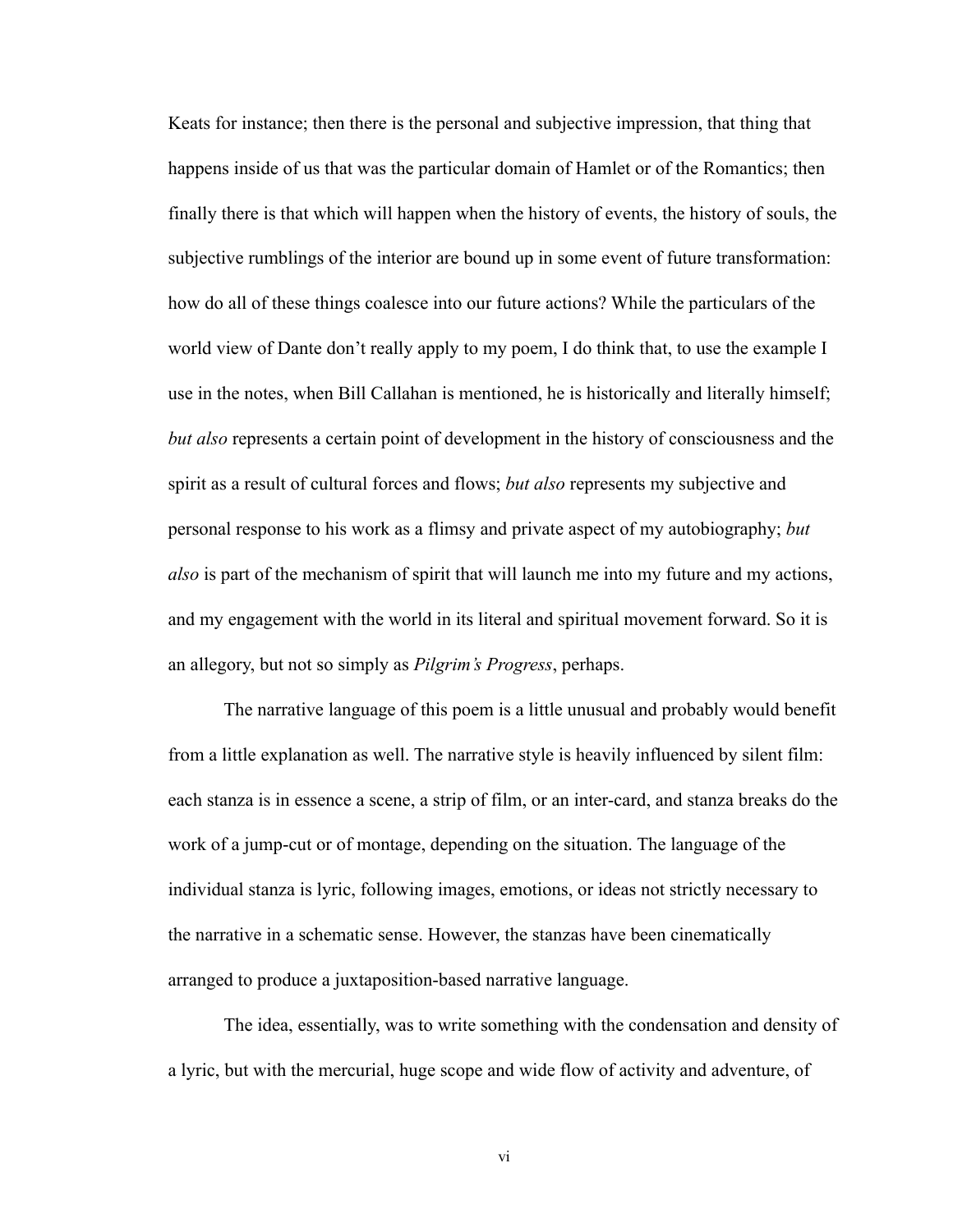Keats for instance; then there is the personal and subjective impression, that thing that happens inside of us that was the particular domain of Hamlet or of the Romantics; then finally there is that which will happen when the history of events, the history of souls, the subjective rumblings of the interior are bound up in some event of future transformation: how do all of these things coalesce into our future actions? While the particulars of the world view of Dante don't really apply to my poem, I do think that, to use the example I use in the notes, when Bill Callahan is mentioned, he is historically and literally himself; *but also* represents a certain point of development in the history of consciousness and the spirit as a result of cultural forces and flows; *but also* represents my subjective and personal response to his work as a flimsy and private aspect of my autobiography; *but also* is part of the mechanism of spirit that will launch me into my future and my actions, and my engagement with the world in its literal and spiritual movement forward. So it is an allegory, but not so simply as *Pilgrim's Progress*, perhaps.

The narrative language of this poem is a little unusual and probably would benefit from a little explanation as well. The narrative style is heavily influenced by silent film: each stanza is in essence a scene, a strip of film, or an inter-card, and stanza breaks do the work of a jump-cut or of montage, depending on the situation. The language of the individual stanza is lyric, following images, emotions, or ideas not strictly necessary to the narrative in a schematic sense. However, the stanzas have been cinematically arranged to produce a juxtaposition-based narrative language.

The idea, essentially, was to write something with the condensation and density of a lyric, but with the mercurial, huge scope and wide flow of activity and adventure, of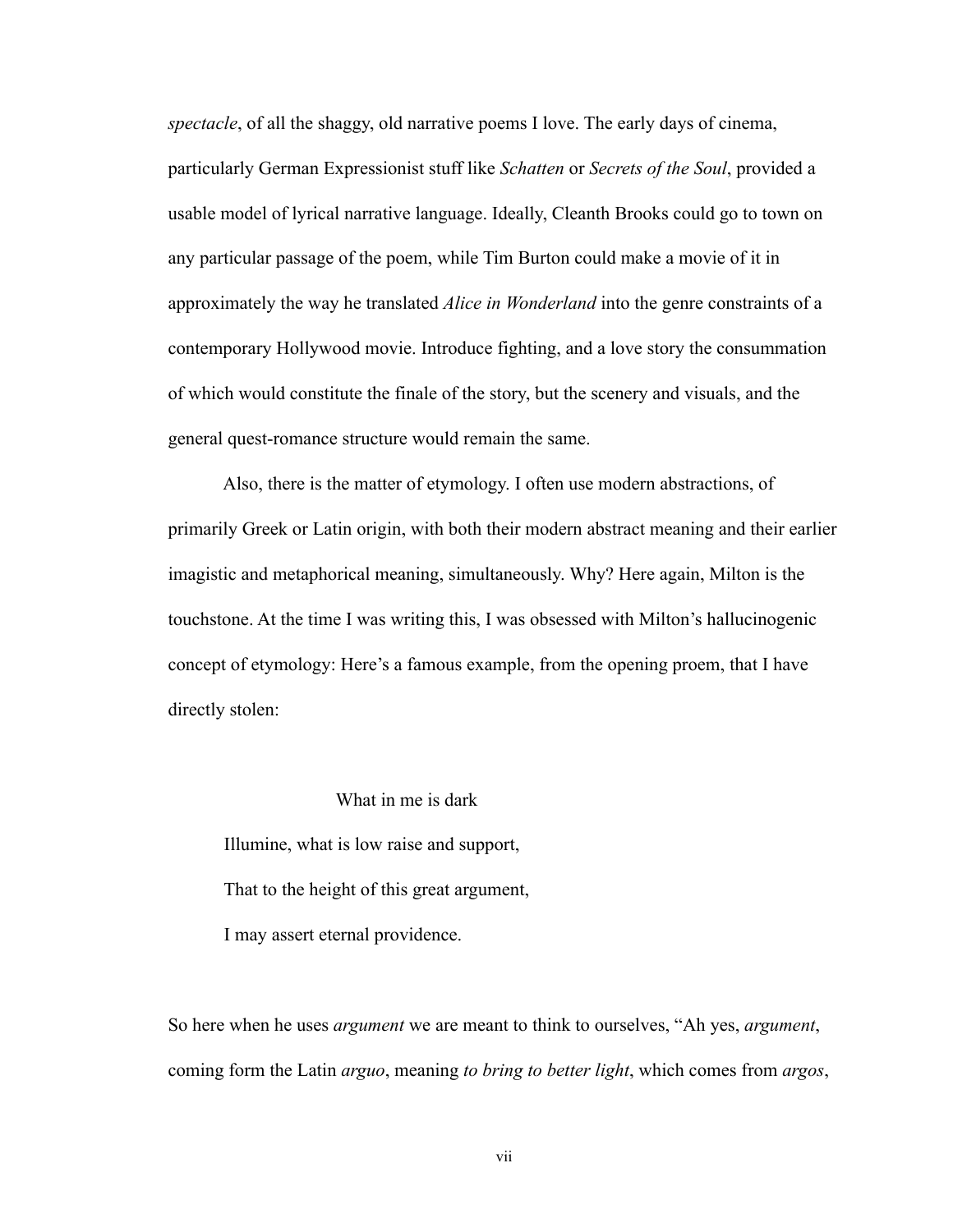*spectacle*, of all the shaggy, old narrative poems I love. The early days of cinema, particularly German Expressionist stuff like *Schatten* or *Secrets of the Soul*, provided a usable model of lyrical narrative language. Ideally, Cleanth Brooks could go to town on any particular passage of the poem, while Tim Burton could make a movie of it in approximately the way he translated *Alice in Wonderland* into the genre constraints of a contemporary Hollywood movie. Introduce fighting, and a love story the consummation of which would constitute the finale of the story, but the scenery and visuals, and the general quest-romance structure would remain the same.

Also, there is the matter of etymology. I often use modern abstractions, of primarily Greek or Latin origin, with both their modern abstract meaning and their earlier imagistic and metaphorical meaning, simultaneously. Why? Here again, Milton is the touchstone. At the time I was writing this, I was obsessed with Milton's hallucinogenic concept of etymology: Here's a famous example, from the opening proem, that I have directly stolen:

> What in me is dark
>
> Illumine, what is low raise and support,
>
> That to the height of this great argument,
>
> I may assert eternal providence.

So here when he uses *argument* we are meant to think to ourselves, "Ah yes, *argument*, coming form the Latin *arguo*, meaning *to bring to better light*, which comes from *argos*,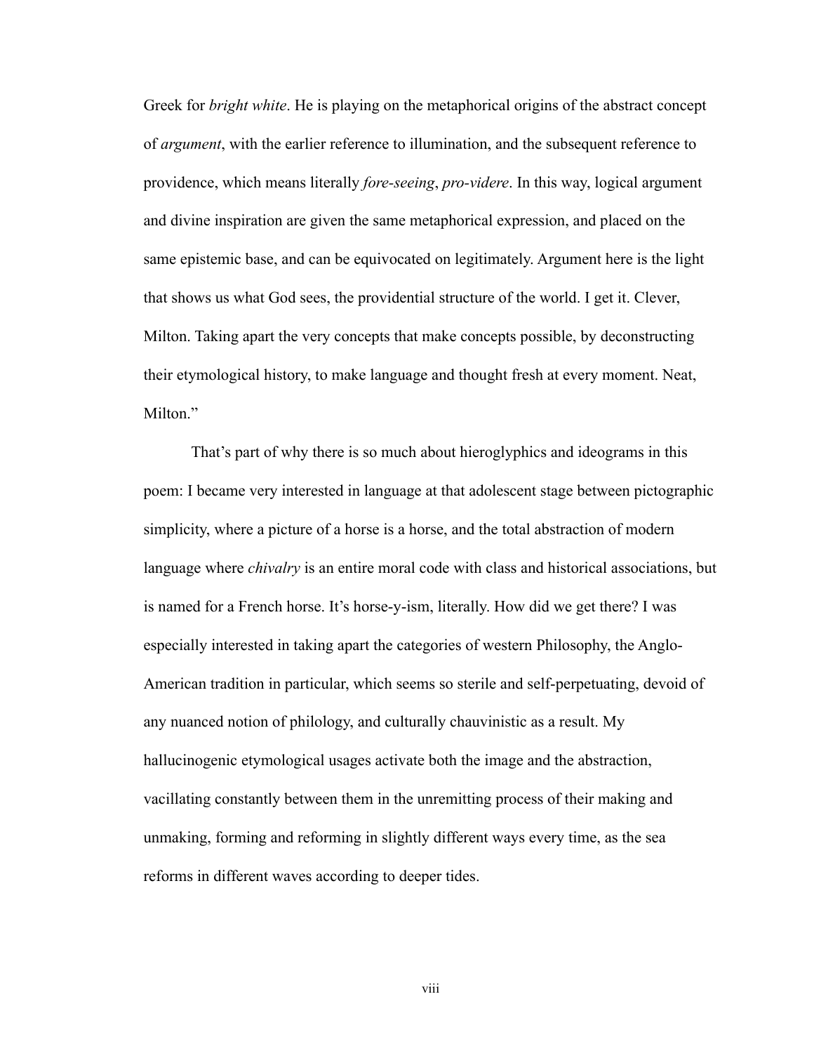Greek for *bright white*. He is playing on the metaphorical origins of the abstract concept of *argument*, with the earlier reference to illumination, and the subsequent reference to providence, which means literally *fore-seeing*, *pro-videre*. In this way, logical argument and divine inspiration are given the same metaphorical expression, and placed on the same epistemic base, and can be equivocated on legitimately. Argument here is the light that shows us what God sees, the providential structure of the world. I get it. Clever, Milton. Taking apart the very concepts that make concepts possible, by deconstructing their etymological history, to make language and thought fresh at every moment. Neat, Milton."

That's part of why there is so much about hieroglyphics and ideograms in this poem: I became very interested in language at that adolescent stage between pictographic simplicity, where a picture of a horse is a horse, and the total abstraction of modern language where *chivalry* is an entire moral code with class and historical associations, but is named for a French horse. It's horse-y-ism, literally. How did we get there? I was especially interested in taking apart the categories of western Philosophy, the Anglo-American tradition in particular, which seems so sterile and self-perpetuating, devoid of any nuanced notion of philology, and culturally chauvinistic as a result. My hallucinogenic etymological usages activate both the image and the abstraction, vacillating constantly between them in the unremitting process of their making and unmaking, forming and reforming in slightly different ways every time, as the sea reforms in different waves according to deeper tides.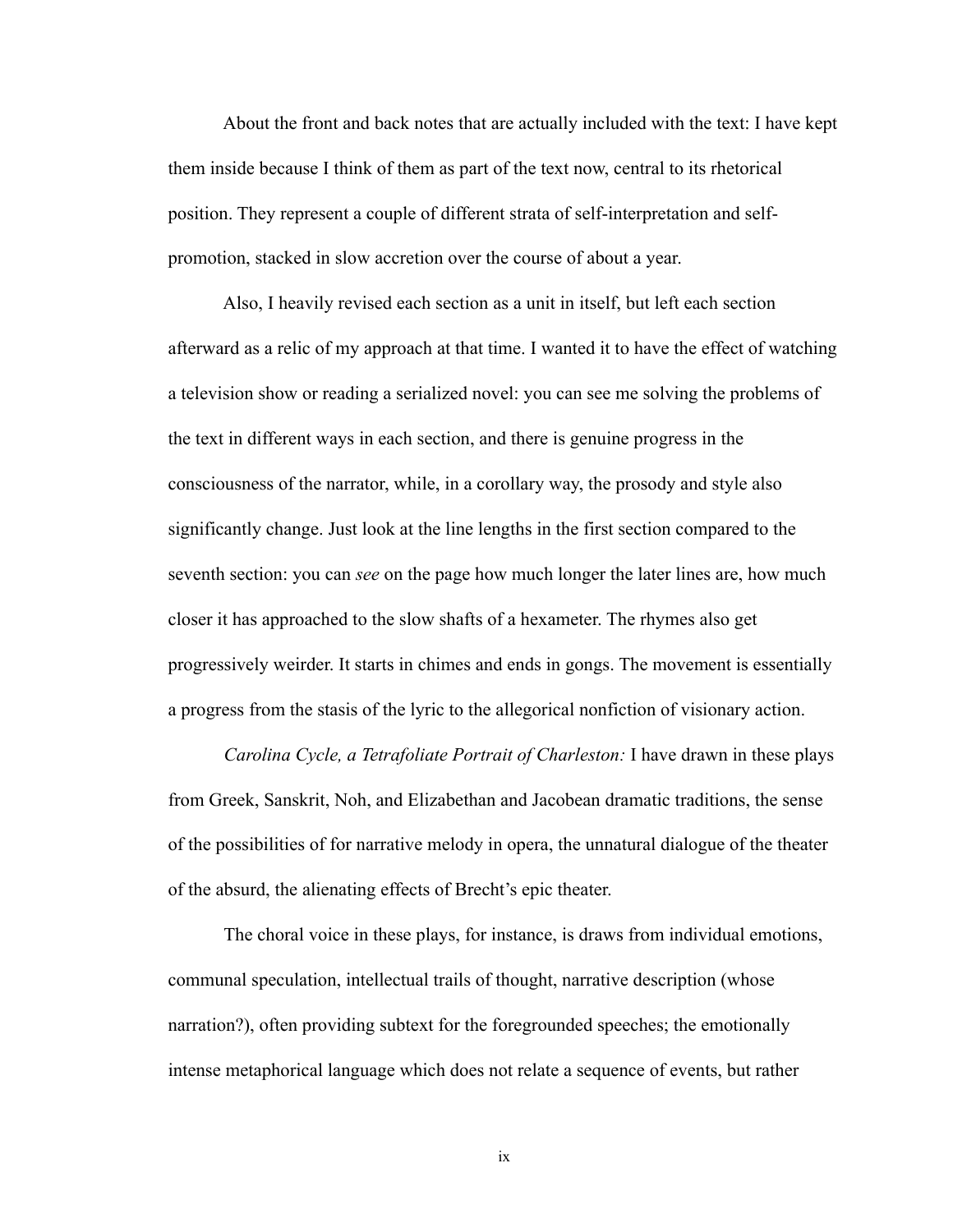About the front and back notes that are actually included with the text: I have kept them inside because I think of them as part of the text now, central to its rhetorical position. They represent a couple of different strata of self-interpretation and self-promotion, stacked in slow accretion over the course of about a year.

Also, I heavily revised each section as a unit in itself, but left each section afterward as a relic of my approach at that time. I wanted it to have the effect of watching a television show or reading a serialized novel: you can see me solving the problems of the text in different ways in each section, and there is genuine progress in the consciousness of the narrator, while, in a corollary way, the prosody and style also significantly change. Just look at the line lengths in the first section compared to the seventh section: you can *see* on the page how much longer the later lines are, how much closer it has approached to the slow shafts of a hexameter. The rhymes also get progressively weirder. It starts in chimes and ends in gongs. The movement is essentially a progress from the stasis of the lyric to the allegorical nonfiction of visionary action.

*Carolina Cycle, a Tetrafoliate Portrait of Charleston:* I have drawn in these plays from Greek, Sanskrit, Noh, and Elizabethan and Jacobean dramatic traditions, the sense of the possibilities of for narrative melody in opera, the unnatural dialogue of the theater of the absurd, the alienating effects of Brecht's epic theater.

The choral voice in these plays, for instance, is draws from individual emotions, communal speculation, intellectual trails of thought, narrative description (whose narration?), often providing subtext for the foregrounded speeches; the emotionally intense metaphorical language which does not relate a sequence of events, but rather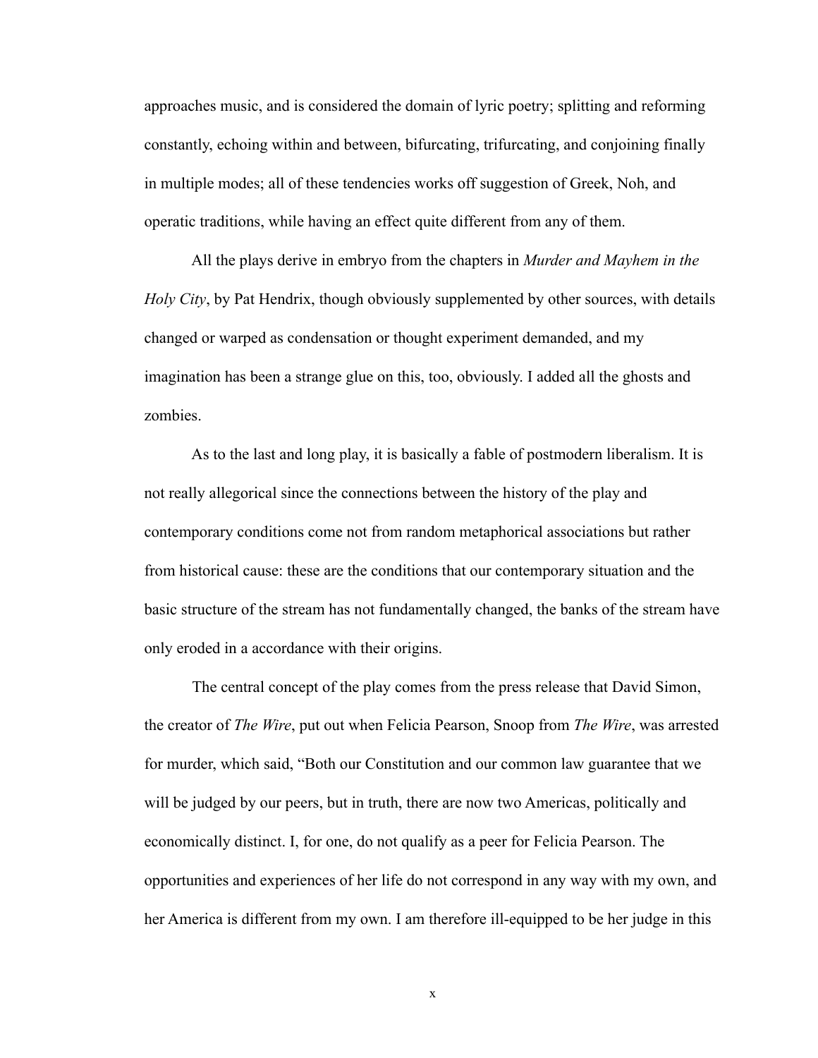approaches music, and is considered the domain of lyric poetry; splitting and reforming constantly, echoing within and between, bifurcating, trifurcating, and conjoining finally in multiple modes; all of these tendencies works off suggestion of Greek, Noh, and operatic traditions, while having an effect quite different from any of them.

All the plays derive in embryo from the chapters in *Murder and Mayhem in the Holy City*, by Pat Hendrix, though obviously supplemented by other sources, with details changed or warped as condensation or thought experiment demanded, and my imagination has been a strange glue on this, too, obviously. I added all the ghosts and zombies.

As to the last and long play, it is basically a fable of postmodern liberalism. It is not really allegorical since the connections between the history of the play and contemporary conditions come not from random metaphorical associations but rather from historical cause: these are the conditions that our contemporary situation and the basic structure of the stream has not fundamentally changed, the banks of the stream have only eroded in a accordance with their origins.

The central concept of the play comes from the press release that David Simon, the creator of *The Wire*, put out when Felicia Pearson, Snoop from *The Wire*, was arrested for murder, which said, "Both our Constitution and our common law guarantee that we will be judged by our peers, but in truth, there are now two Americas, politically and economically distinct. I, for one, do not qualify as a peer for Felicia Pearson. The opportunities and experiences of her life do not correspond in any way with my own, and her America is different from my own. I am therefore ill-equipped to be her judge in this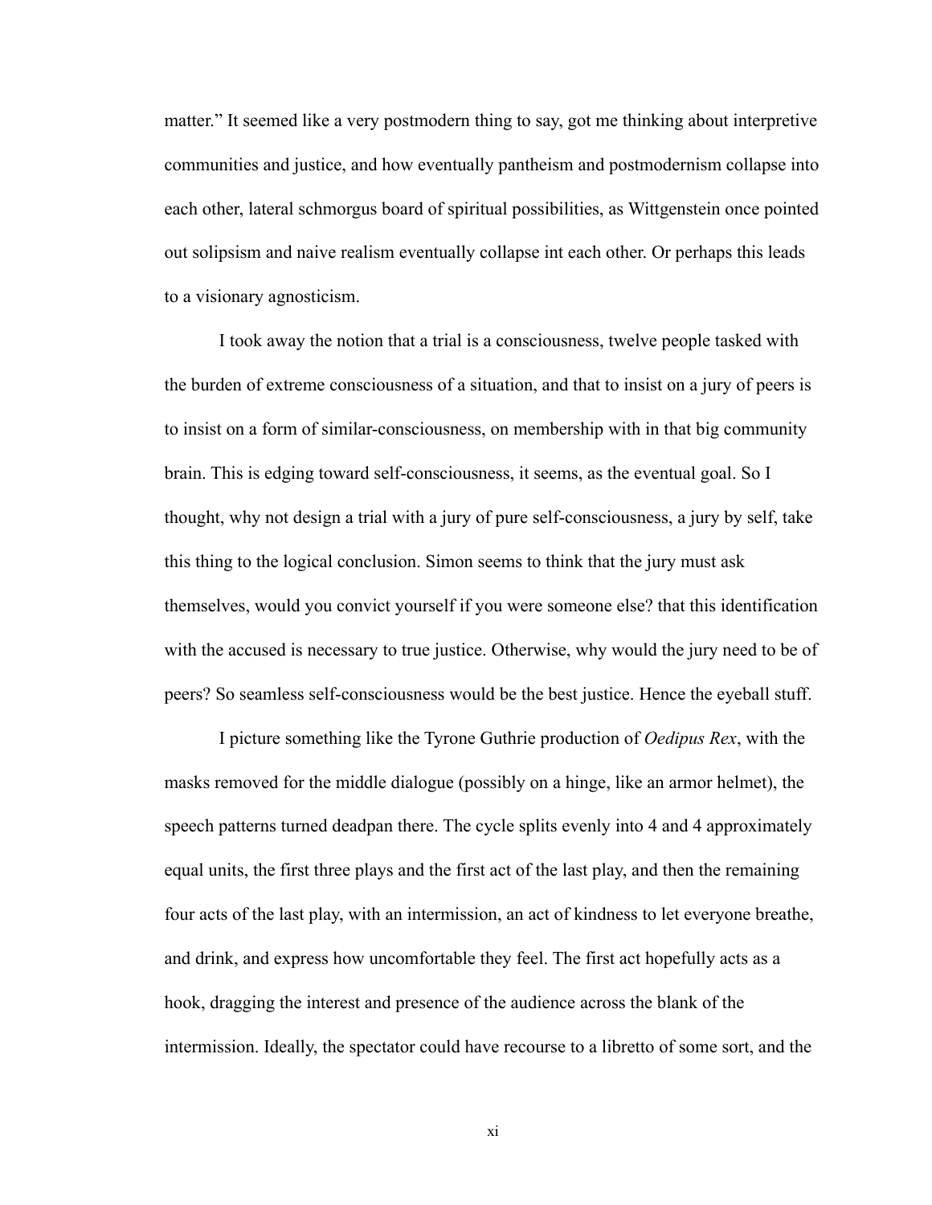matter." It seemed like a very postmodern thing to say, got me thinking about interpretive communities and justice, and how eventually pantheism and postmodernism collapse into each other, lateral schmorgus board of spiritual possibilities, as Wittgenstein once pointed out solipsism and naive realism eventually collapse int each other. Or perhaps this leads to a visionary agnosticism.

I took away the notion that a trial is a consciousness, twelve people tasked with the burden of extreme consciousness of a situation, and that to insist on a jury of peers is to insist on a form of similar-consciousness, on membership with in that big community brain. This is edging toward self-consciousness, it seems, as the eventual goal. So I thought, why not design a trial with a jury of pure self-consciousness, a jury by self, take this thing to the logical conclusion. Simon seems to think that the jury must ask themselves, would you convict yourself if you were someone else? that this identification with the accused is necessary to true justice. Otherwise, why would the jury need to be of peers? So seamless self-consciousness would be the best justice. Hence the eyeball stuff.

I picture something like the Tyrone Guthrie production of *Oedipus Rex*, with the masks removed for the middle dialogue (possibly on a hinge, like an armor helmet), the speech patterns turned deadpan there. The cycle splits evenly into 4 and 4 approximately equal units, the first three plays and the first act of the last play, and then the remaining four acts of the last play, with an intermission, an act of kindness to let everyone breathe, and drink, and express how uncomfortable they feel. The first act hopefully acts as a hook, dragging the interest and presence of the audience across the blank of the intermission. Ideally, the spectator could have recourse to a libretto of some sort, and the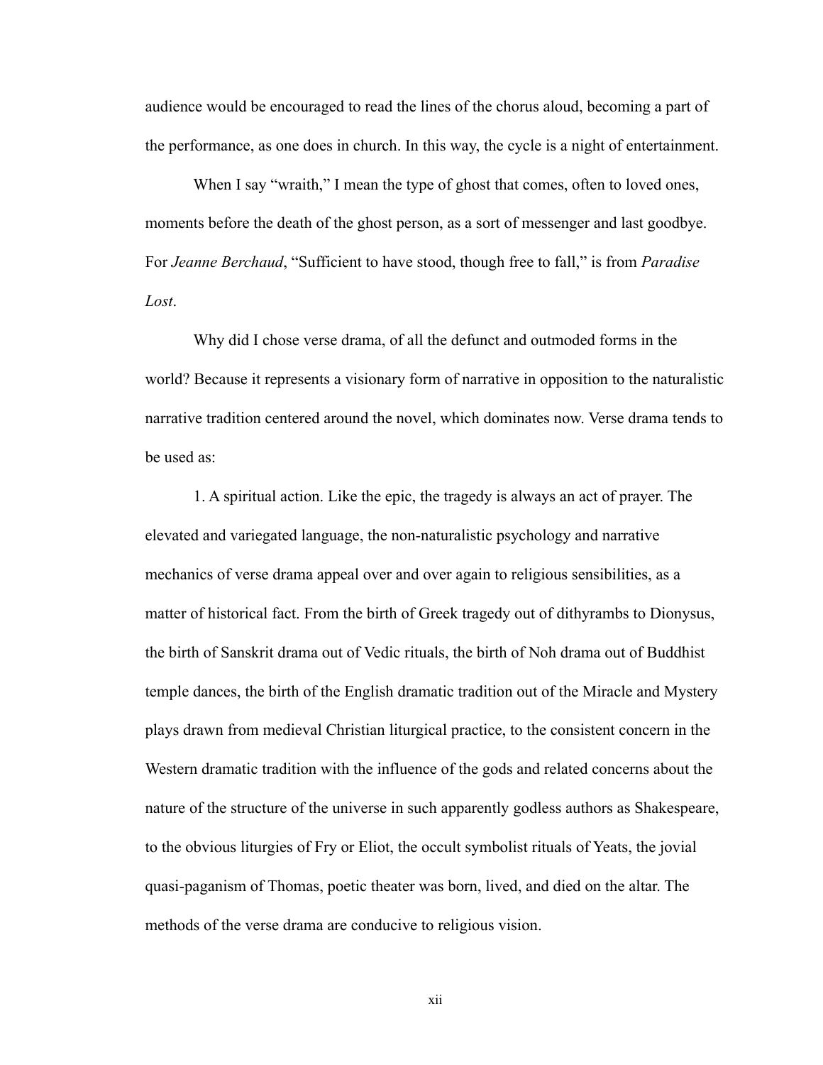audience would be encouraged to read the lines of the chorus aloud, becoming a part of the performance, as one does in church. In this way, the cycle is a night of entertainment.

When I say "wraith," I mean the type of ghost that comes, often to loved ones, moments before the death of the ghost person, as a sort of messenger and last goodbye. For *Jeanne Berchaud*, "Sufficient to have stood, though free to fall," is from *Paradise Lost*.

Why did I chose verse drama, of all the defunct and outmoded forms in the world? Because it represents a visionary form of narrative in opposition to the naturalistic narrative tradition centered around the novel, which dominates now. Verse drama tends to be used as:

1. A spiritual action. Like the epic, the tragedy is always an act of prayer. The elevated and variegated language, the non-naturalistic psychology and narrative mechanics of verse drama appeal over and over again to religious sensibilities, as a matter of historical fact. From the birth of Greek tragedy out of dithyrambs to Dionysus, the birth of Sanskrit drama out of Vedic rituals, the birth of Noh drama out of Buddhist temple dances, the birth of the English dramatic tradition out of the Miracle and Mystery plays drawn from medieval Christian liturgical practice, to the consistent concern in the Western dramatic tradition with the influence of the gods and related concerns about the nature of the structure of the universe in such apparently godless authors as Shakespeare, to the obvious liturgies of Fry or Eliot, the occult symbolist rituals of Yeats, the jovial quasi-paganism of Thomas, poetic theater was born, lived, and died on the altar. The methods of the verse drama are conducive to religious vision.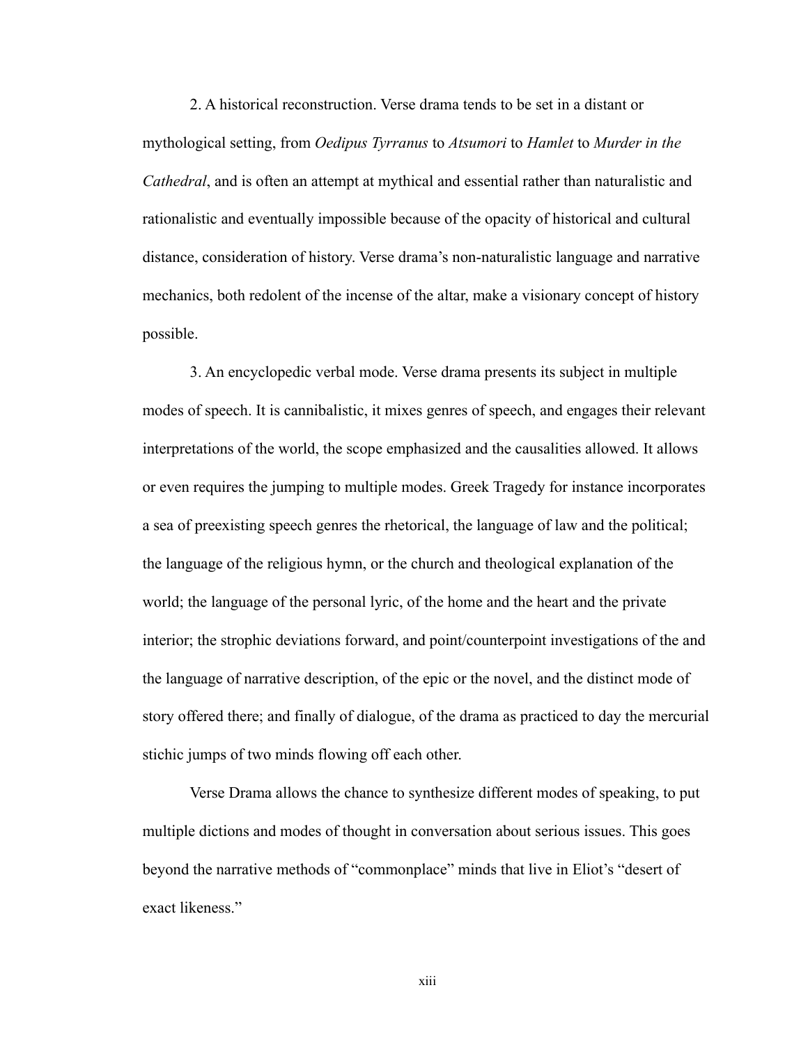2. A historical reconstruction. Verse drama tends to be set in a distant or mythological setting, from *Oedipus Tyrranus* to *Atsumori* to *Hamlet* to *Murder in the Cathedral*, and is often an attempt at mythical and essential rather than naturalistic and rationalistic and eventually impossible because of the opacity of historical and cultural distance, consideration of history. Verse drama's non-naturalistic language and narrative mechanics, both redolent of the incense of the altar, make a visionary concept of history possible.

3. An encyclopedic verbal mode. Verse drama presents its subject in multiple modes of speech. It is cannibalistic, it mixes genres of speech, and engages their relevant interpretations of the world, the scope emphasized and the causalities allowed. It allows or even requires the jumping to multiple modes. Greek Tragedy for instance incorporates a sea of preexisting speech genres the rhetorical, the language of law and the political; the language of the religious hymn, or the church and theological explanation of the world; the language of the personal lyric, of the home and the heart and the private interior; the strophic deviations forward, and point/counterpoint investigations of the and the language of narrative description, of the epic or the novel, and the distinct mode of story offered there; and finally of dialogue, of the drama as practiced to day the mercurial stichic jumps of two minds flowing off each other.

Verse Drama allows the chance to synthesize different modes of speaking, to put multiple dictions and modes of thought in conversation about serious issues. This goes beyond the narrative methods of "commonplace" minds that live in Eliot's "desert of exact likeness."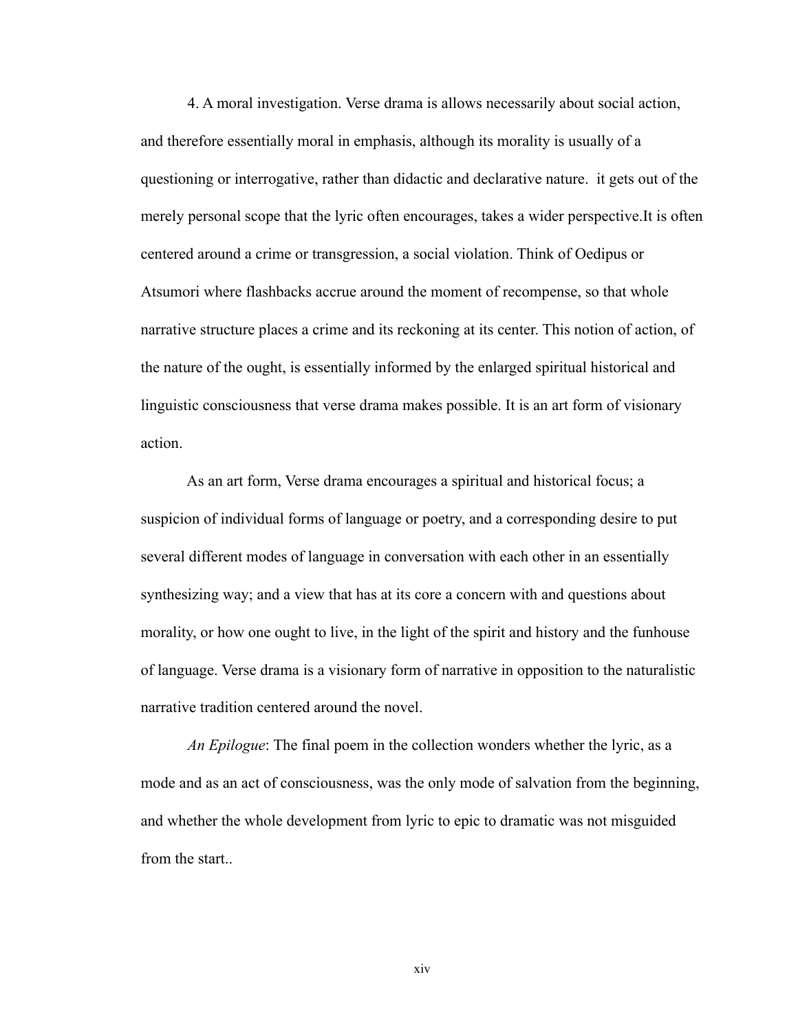4. A moral investigation. Verse drama is allows necessarily about social action, and therefore essentially moral in emphasis, although its morality is usually of a questioning or interrogative, rather than didactic and declarative nature.  it gets out of the merely personal scope that the lyric often encourages, takes a wider perspective.It is often centered around a crime or transgression, a social violation. Think of Oedipus or Atsumori where flashbacks accrue around the moment of recompense, so that whole narrative structure places a crime and its reckoning at its center. This notion of action, of the nature of the ought, is essentially informed by the enlarged spiritual historical and linguistic consciousness that verse drama makes possible. It is an art form of visionary action.

As an art form, Verse drama encourages a spiritual and historical focus; a suspicion of individual forms of language or poetry, and a corresponding desire to put several different modes of language in conversation with each other in an essentially synthesizing way; and a view that has at its core a concern with and questions about morality, or how one ought to live, in the light of the spirit and history and the funhouse of language. Verse drama is a visionary form of narrative in opposition to the naturalistic narrative tradition centered around the novel.

*An Epilogue*: The final poem in the collection wonders whether the lyric, as a mode and as an act of consciousness, was the only mode of salvation from the beginning, and whether the whole development from lyric to epic to dramatic was not misguided from the start..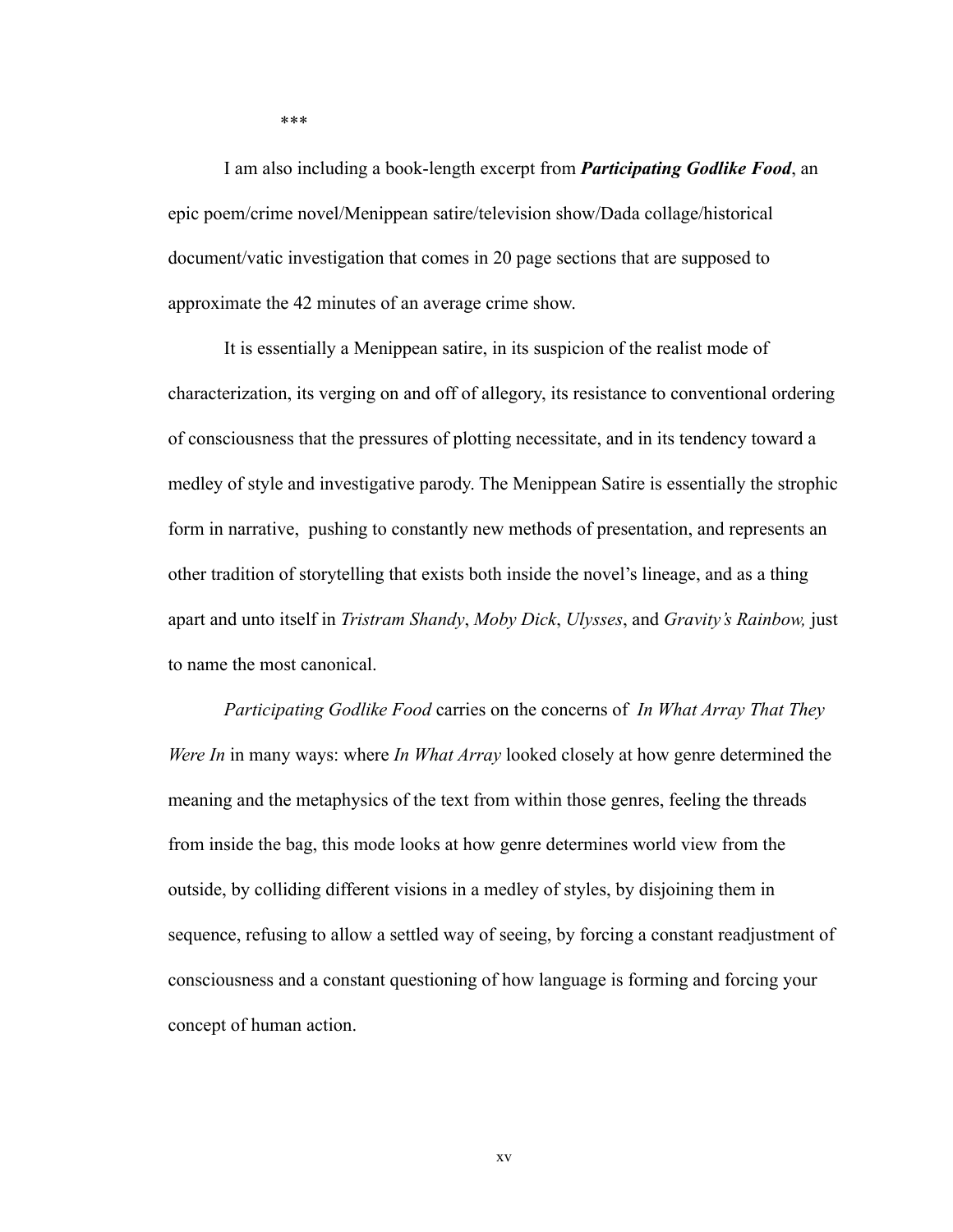***

I am also including a book-length excerpt from ***Participating Godlike Food***, an epic poem/crime novel/Menippean satire/television show/Dada collage/historical document/vatic investigation that comes in 20 page sections that are supposed to approximate the 42 minutes of an average crime show.

It is essentially a Menippean satire, in its suspicion of the realist mode of characterization, its verging on and off of allegory, its resistance to conventional ordering of consciousness that the pressures of plotting necessitate, and in its tendency toward a medley of style and investigative parody. The Menippean Satire is essentially the strophic form in narrative, pushing to constantly new methods of presentation, and represents an other tradition of storytelling that exists both inside the novel's lineage, and as a thing apart and unto itself in *Tristram Shandy*, *Moby Dick*, *Ulysses*, and *Gravity's Rainbow,* just to name the most canonical.

*Participating Godlike Food* carries on the concerns of *In What Array That They Were In* in many ways: where *In What Array* looked closely at how genre determined the meaning and the metaphysics of the text from within those genres, feeling the threads from inside the bag, this mode looks at how genre determines world view from the outside, by colliding different visions in a medley of styles, by disjoining them in sequence, refusing to allow a settled way of seeing, by forcing a constant readjustment of consciousness and a constant questioning of how language is forming and forcing your concept of human action.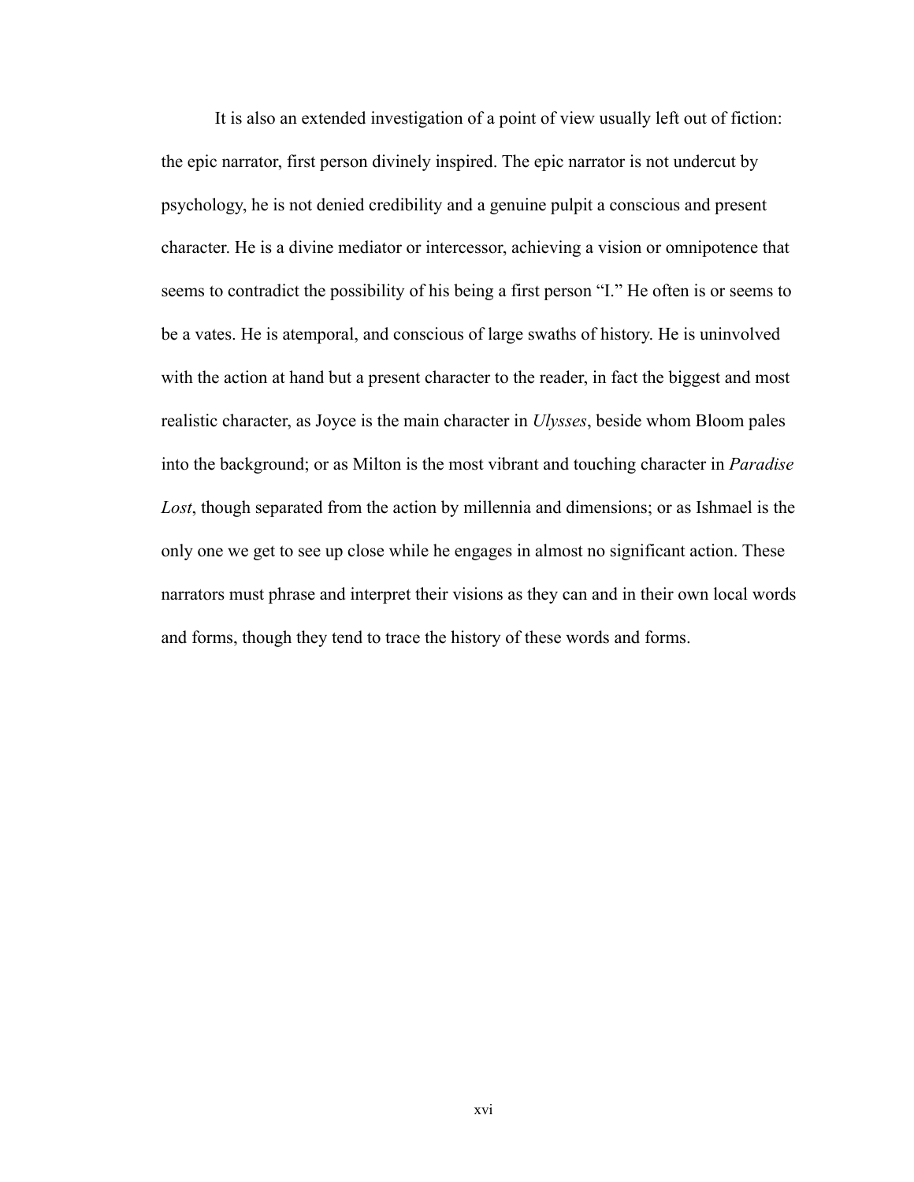It is also an extended investigation of a point of view usually left out of fiction: the epic narrator, first person divinely inspired. The epic narrator is not undercut by psychology, he is not denied credibility and a genuine pulpit a conscious and present character. He is a divine mediator or intercessor, achieving a vision or omnipotence that seems to contradict the possibility of his being a first person "I." He often is or seems to be a vates. He is atemporal, and conscious of large swaths of history. He is uninvolved with the action at hand but a present character to the reader, in fact the biggest and most realistic character, as Joyce is the main character in *Ulysses*, beside whom Bloom pales into the background; or as Milton is the most vibrant and touching character in *Paradise Lost*, though separated from the action by millennia and dimensions; or as Ishmael is the only one we get to see up close while he engages in almost no significant action. These narrators must phrase and interpret their visions as they can and in their own local words and forms, though they tend to trace the history of these words and forms.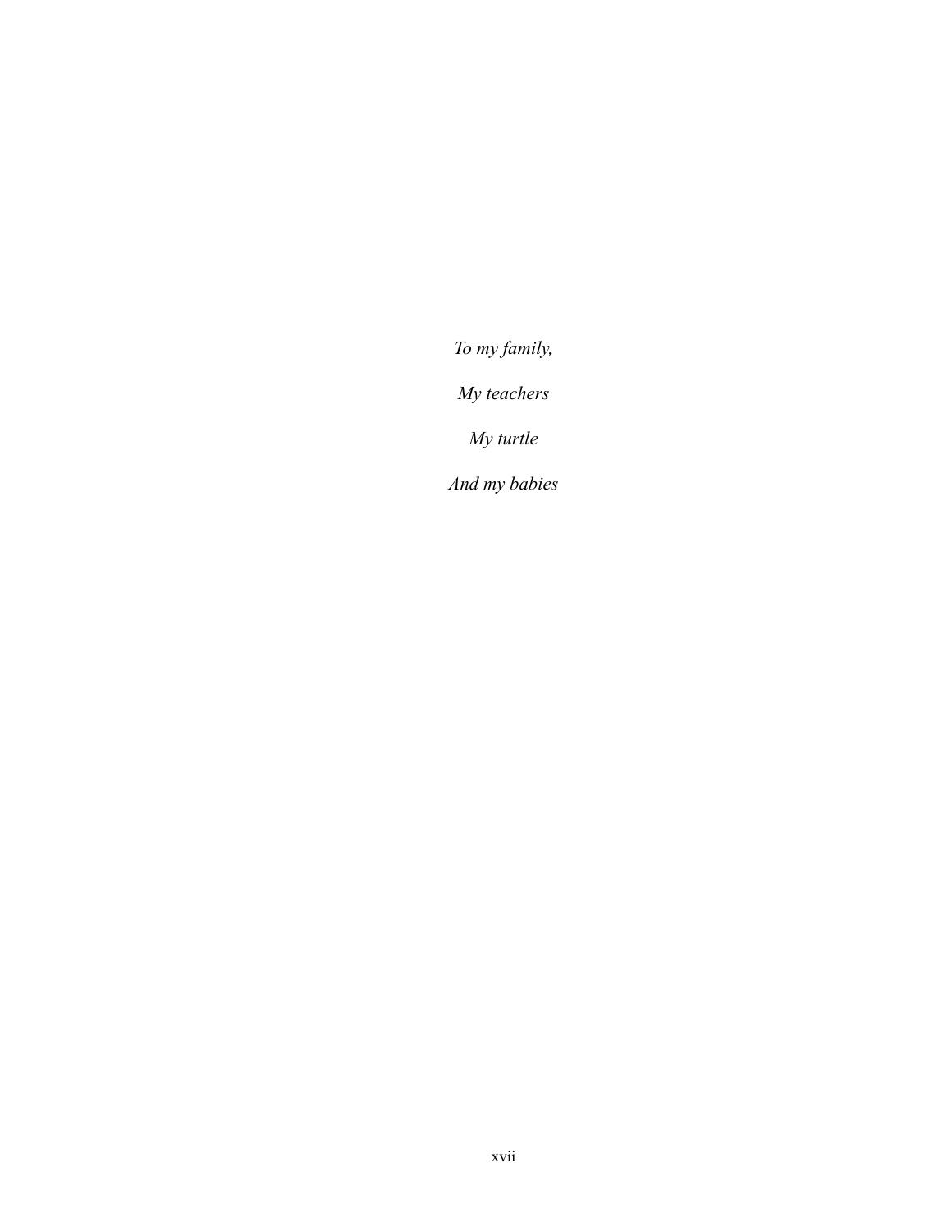*To my family,*

*My teachers*

*My turtle*

*And my babies*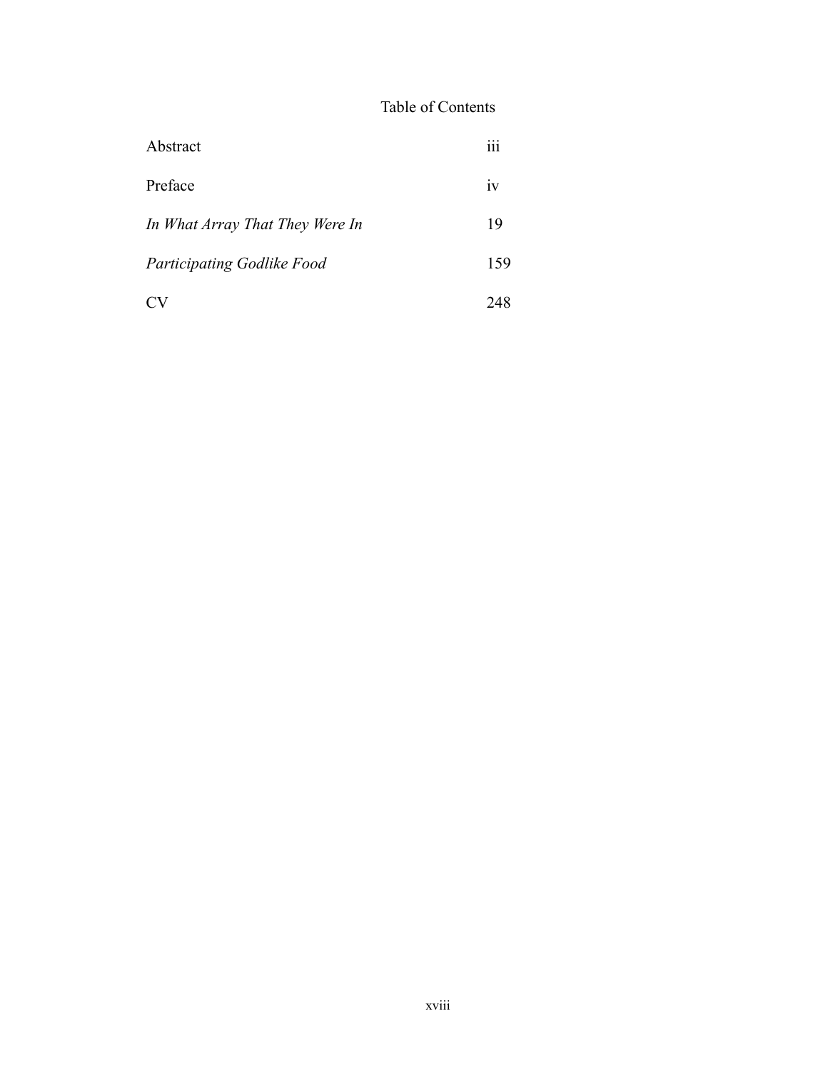# Table of Contents

| | |
|---|---|
| Abstract | iii |
| Preface | iv |
| *In What Array That They Were In* | 19 |
| *Participating Godlike Food* | 159 |
| CV | 248 |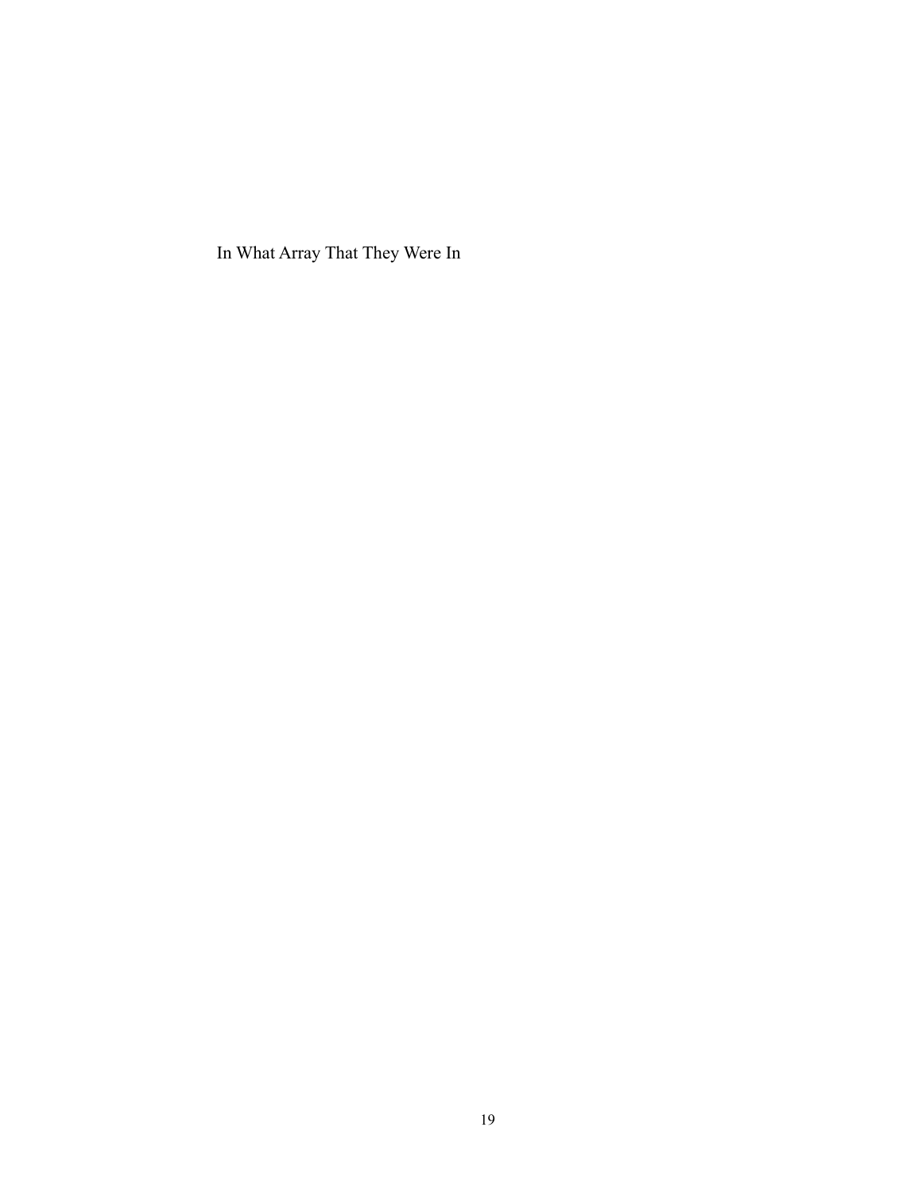In What Array That They Were In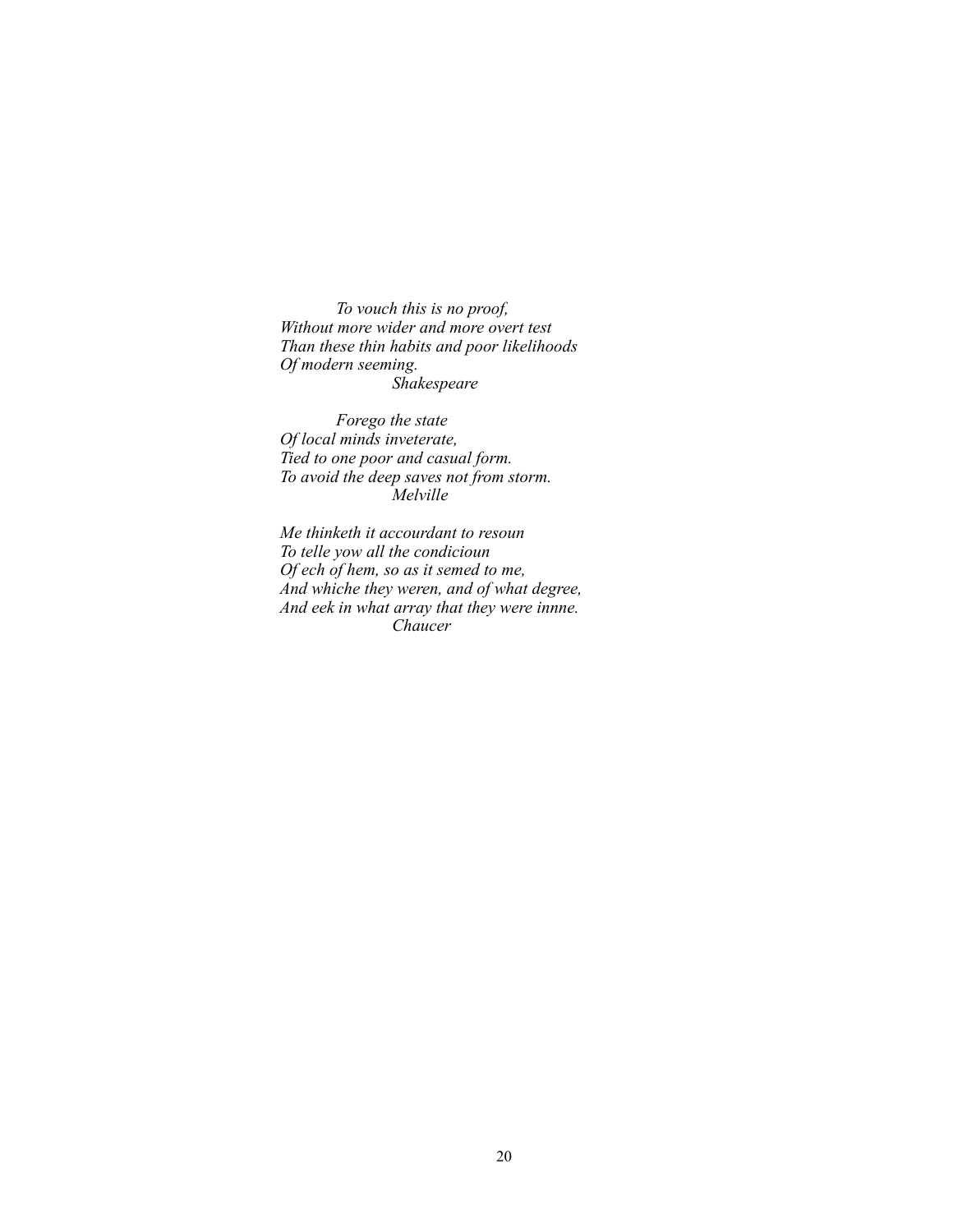*To vouch this is no proof,*
*Without more wider and more overt test*
*Than these thin habits and poor likelihoods*
*Of modern seeming.*
*Shakespeare*

*Forego the state*
*Of local minds inveterate,*
*Tied to one poor and casual form.*
*To avoid the deep saves not from storm.*
*Melville*

*Me thinketh it accourdant to resoun*
*To telle yow all the condicioun*
*Of ech of hem, so as it semed to me,*
*And whiche they weren, and of what degree,*
*And eek in what array that they were innne.*
*Chaucer*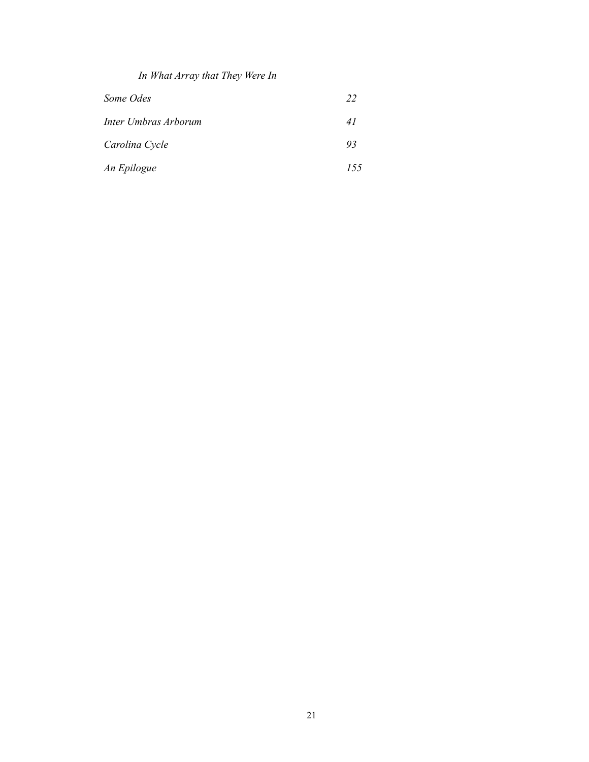*In What Array that They Were In*

| | |
|---|---|
| *Some Odes* | *22* |
| *Inter Umbras Arborum* | *41* |
| *Carolina Cycle* | *93* |
| *An Epilogue* | *155* |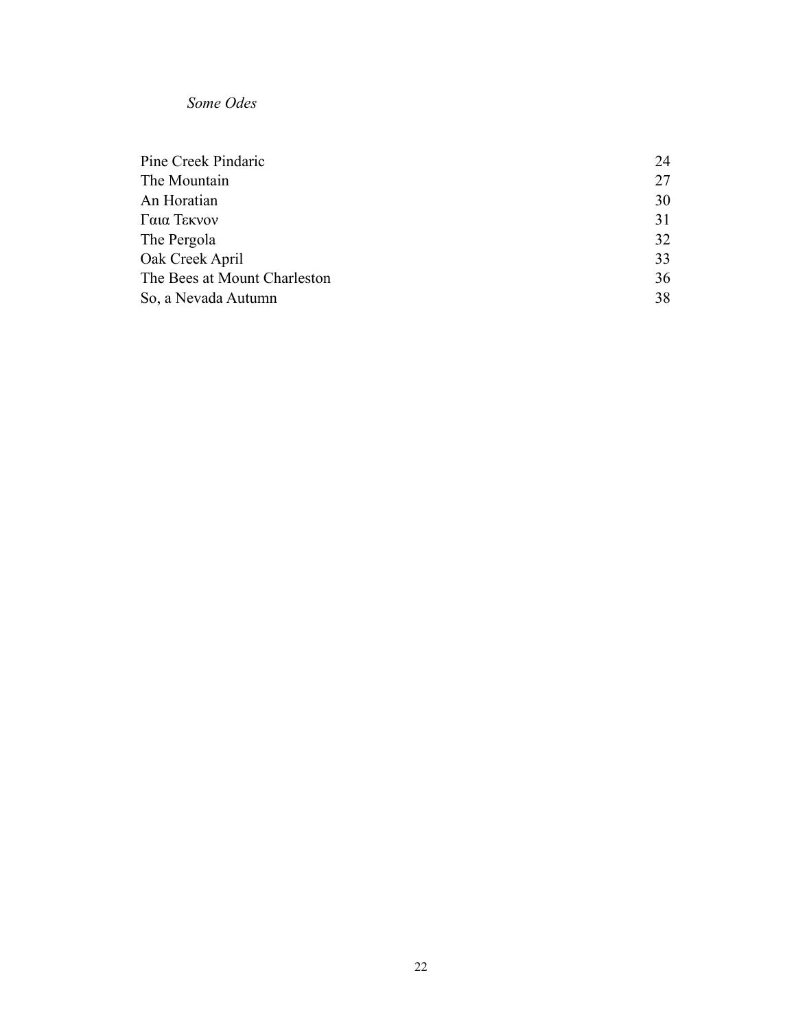*Some Odes*

| | |
|---|---|
| Pine Creek Pindaric | 24 |
| The Mountain | 27 |
| An Horatian | 30 |
| Γαια Τεκνον | 31 |
| The Pergola | 32 |
| Oak Creek April | 33 |
| The Bees at Mount Charleston | 36 |
| So, a Nevada Autumn | 38 |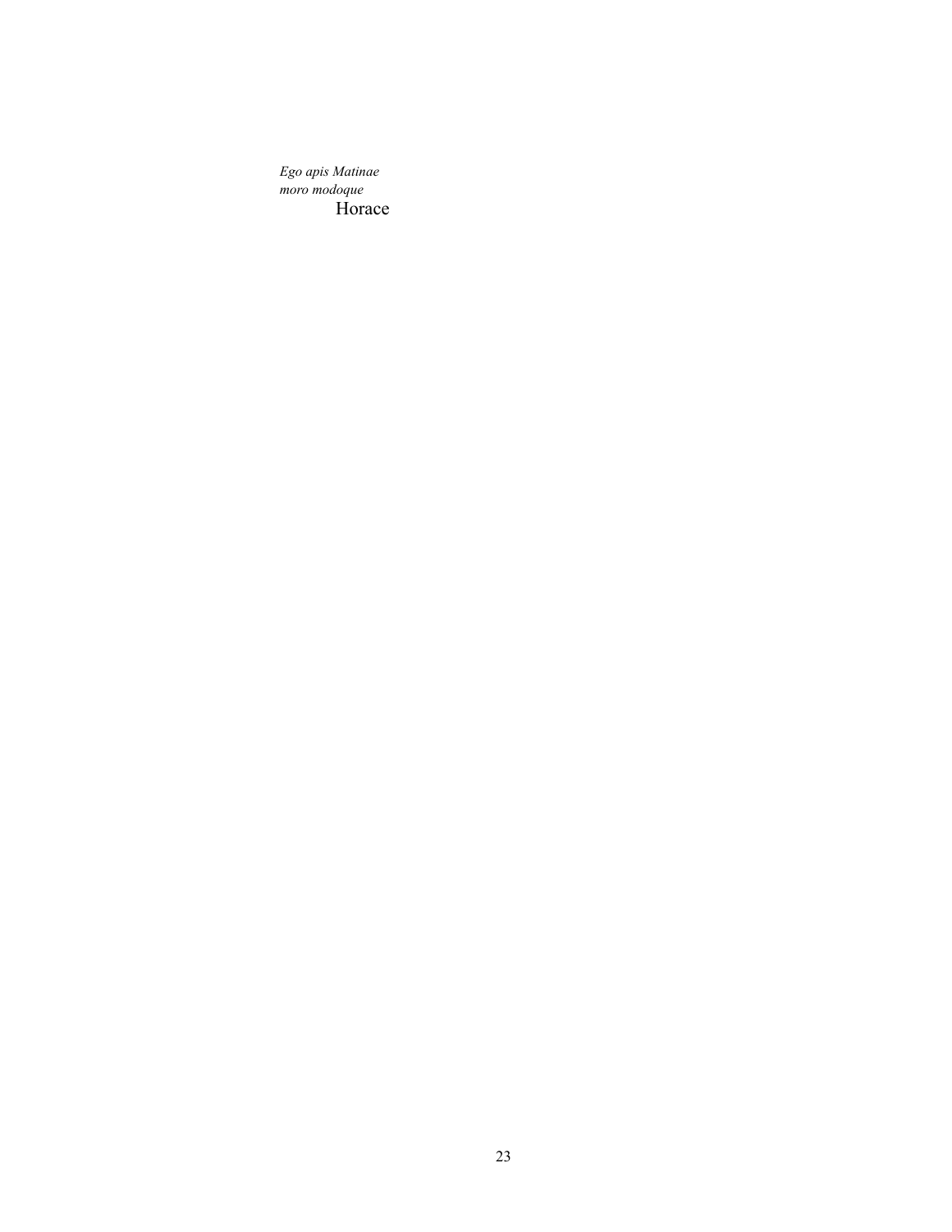*Ego apis Matinae*
*moro modoque*

Horace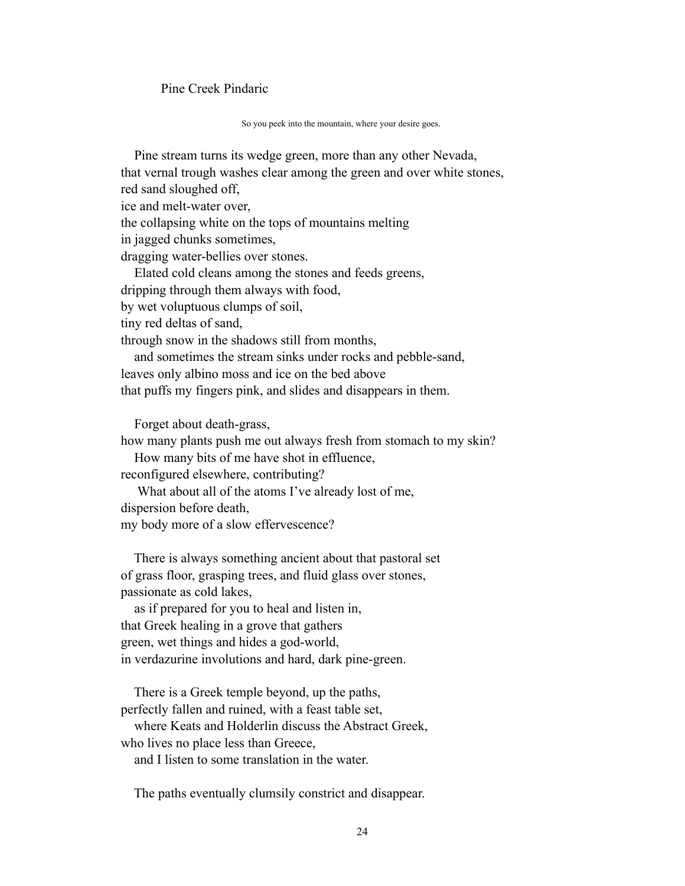## Pine Creek Pindaric

So you peek into the mountain, where your desire goes.

Pine stream turns its wedge green, more than any other Nevada,  
that vernal trough washes clear among the green and over white stones,  
red sand sloughed off,  
ice and melt-water over,  
the collapsing white on the tops of mountains melting  
in jagged chunks sometimes,  
dragging water-bellies over stones.  
Elated cold cleans among the stones and feeds greens,  
dripping through them always with food,  
by wet voluptuous clumps of soil,  
tiny red deltas of sand,  
through snow in the shadows still from months,  
and sometimes the stream sinks under rocks and pebble-sand,  
leaves only albino moss and ice on the bed above  
that puffs my fingers pink, and slides and disappears in them.

Forget about death-grass,  
how many plants push me out always fresh from stomach to my skin?  
How many bits of me have shot in effluence,  
reconfigured elsewhere, contributing?  
What about all of the atoms I've already lost of me,  
dispersion before death,  
my body more of a slow effervescence?

There is always something ancient about that pastoral set  
of grass floor, grasping trees, and fluid glass over stones,  
passionate as cold lakes,  
as if prepared for you to heal and listen in,  
that Greek healing in a grove that gathers  
green, wet things and hides a god-world,  
in verdazurine involutions and hard, dark pine-green.

There is a Greek temple beyond, up the paths,  
perfectly fallen and ruined, with a feast table set,  
where Keats and Holderlin discuss the Abstract Greek,  
who lives no place less than Greece,  
and I listen to some translation in the water.

The paths eventually clumsily constrict and disappear.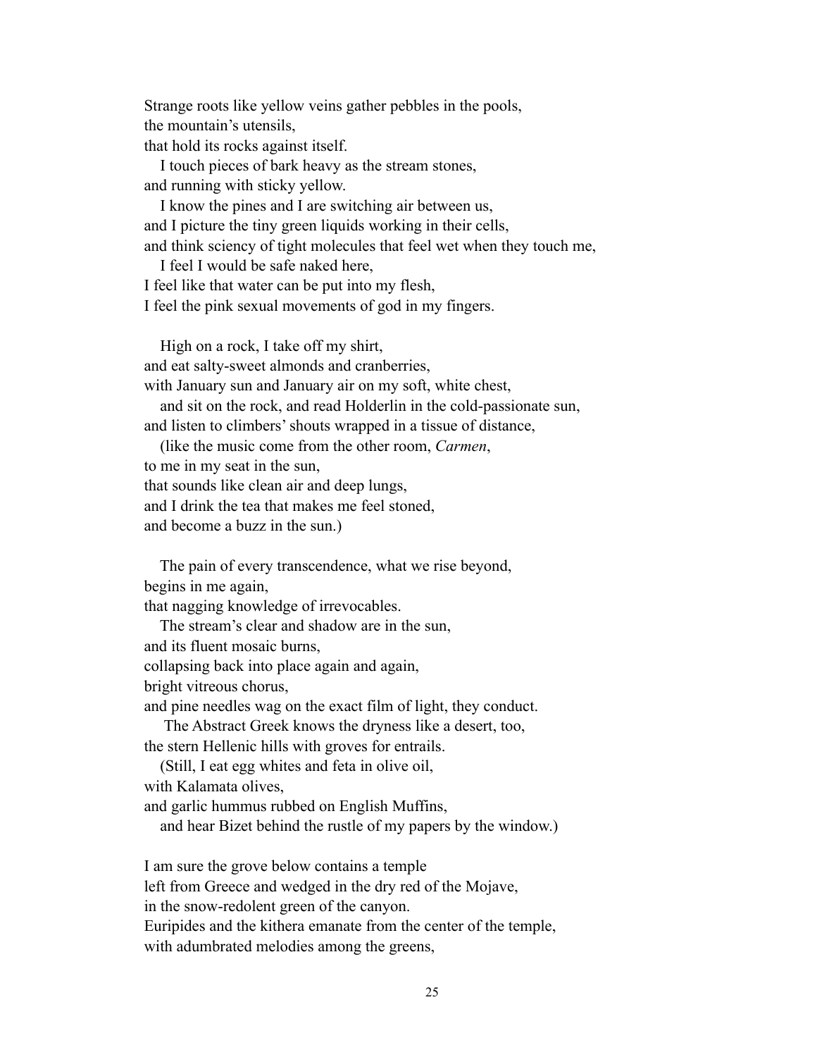Strange roots like yellow veins gather pebbles in the pools,  
the mountain's utensils,  
that hold its rocks against itself.  
   I touch pieces of bark heavy as the stream stones,  
and running with sticky yellow.  
   I know the pines and I are switching air between us,  
and I picture the tiny green liquids working in their cells,  
and think sciency of tight molecules that feel wet when they touch me,  
   I feel I would be safe naked here,  
I feel like that water can be put into my flesh,  
I feel the pink sexual movements of god in my fingers.

   High on a rock, I take off my shirt,  
and eat salty-sweet almonds and cranberries,  
with January sun and January air on my soft, white chest,  
   and sit on the rock, and read Holderlin in the cold-passionate sun,  
and listen to climbers' shouts wrapped in a tissue of distance,  
   (like the music come from the other room, *Carmen*,  
to me in my seat in the sun,  
that sounds like clean air and deep lungs,  
and I drink the tea that makes me feel stoned,  
and become a buzz in the sun.)

   The pain of every transcendence, what we rise beyond,  
begins in me again,  
that nagging knowledge of irrevocables.  
   The stream's clear and shadow are in the sun,  
and its fluent mosaic burns,  
collapsing back into place again and again,  
bright vitreous chorus,  
and pine needles wag on the exact film of light, they conduct.  
   The Abstract Greek knows the dryness like a desert, too,  
the stern Hellenic hills with groves for entrails.  
   (Still, I eat egg whites and feta in olive oil,  
with Kalamata olives,  
and garlic hummus rubbed on English Muffins,  
   and hear Bizet behind the rustle of my papers by the window.)

I am sure the grove below contains a temple  
left from Greece and wedged in the dry red of the Mojave,  
in the snow-redolent green of the canyon.  
Euripides and the kithera emanate from the center of the temple,  
with adumbrated melodies among the greens,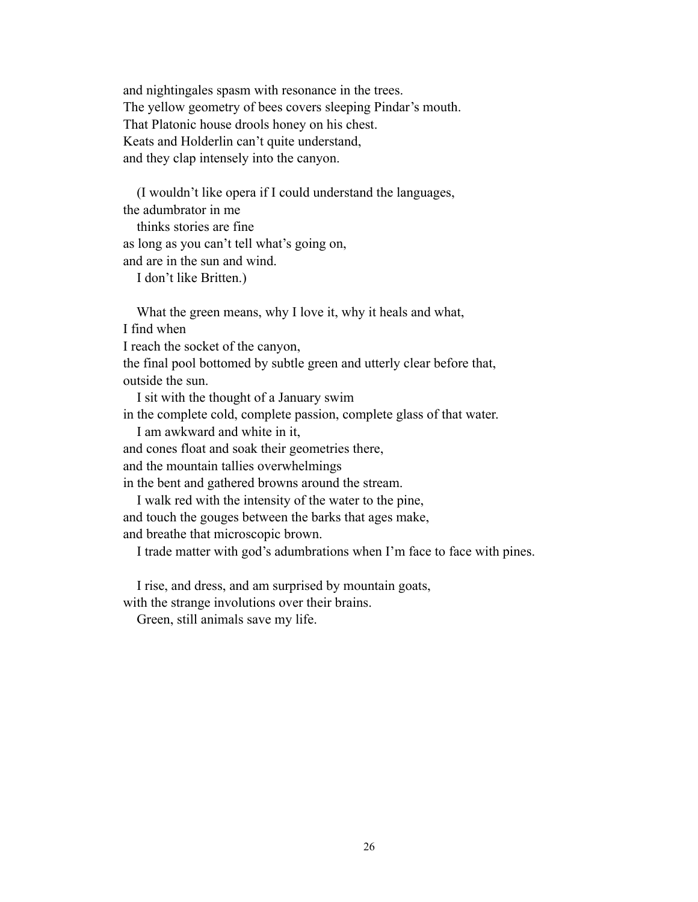and nightingales spasm with resonance in the trees.  
The yellow geometry of bees covers sleeping Pindar's mouth.  
That Platonic house drools honey on his chest.  
Keats and Holderlin can't quite understand,  
and they clap intensely into the canyon.

&nbsp;&nbsp;&nbsp;(I wouldn't like opera if I could understand the languages,  
the adumbrator in me  
&nbsp;&nbsp;&nbsp;thinks stories are fine  
as long as you can't tell what's going on,  
and are in the sun and wind.  
&nbsp;&nbsp;&nbsp;I don't like Britten.)

&nbsp;&nbsp;&nbsp;What the green means, why I love it, why it heals and what,  
I find when  
I reach the socket of the canyon,  
the final pool bottomed by subtle green and utterly clear before that,  
outside the sun.  
&nbsp;&nbsp;&nbsp;I sit with the thought of a January swim  
in the complete cold, complete passion, complete glass of that water.  
&nbsp;&nbsp;&nbsp;I am awkward and white in it,  
and cones float and soak their geometries there,  
and the mountain tallies overwhelmings  
in the bent and gathered browns around the stream.  
&nbsp;&nbsp;&nbsp;I walk red with the intensity of the water to the pine,  
and touch the gouges between the barks that ages make,  
and breathe that microscopic brown.  
&nbsp;&nbsp;&nbsp;I trade matter with god's adumbrations when I'm face to face with pines.

&nbsp;&nbsp;&nbsp;I rise, and dress, and am surprised by mountain goats,  
with the strange involutions over their brains.  
&nbsp;&nbsp;&nbsp;Green, still animals save my life.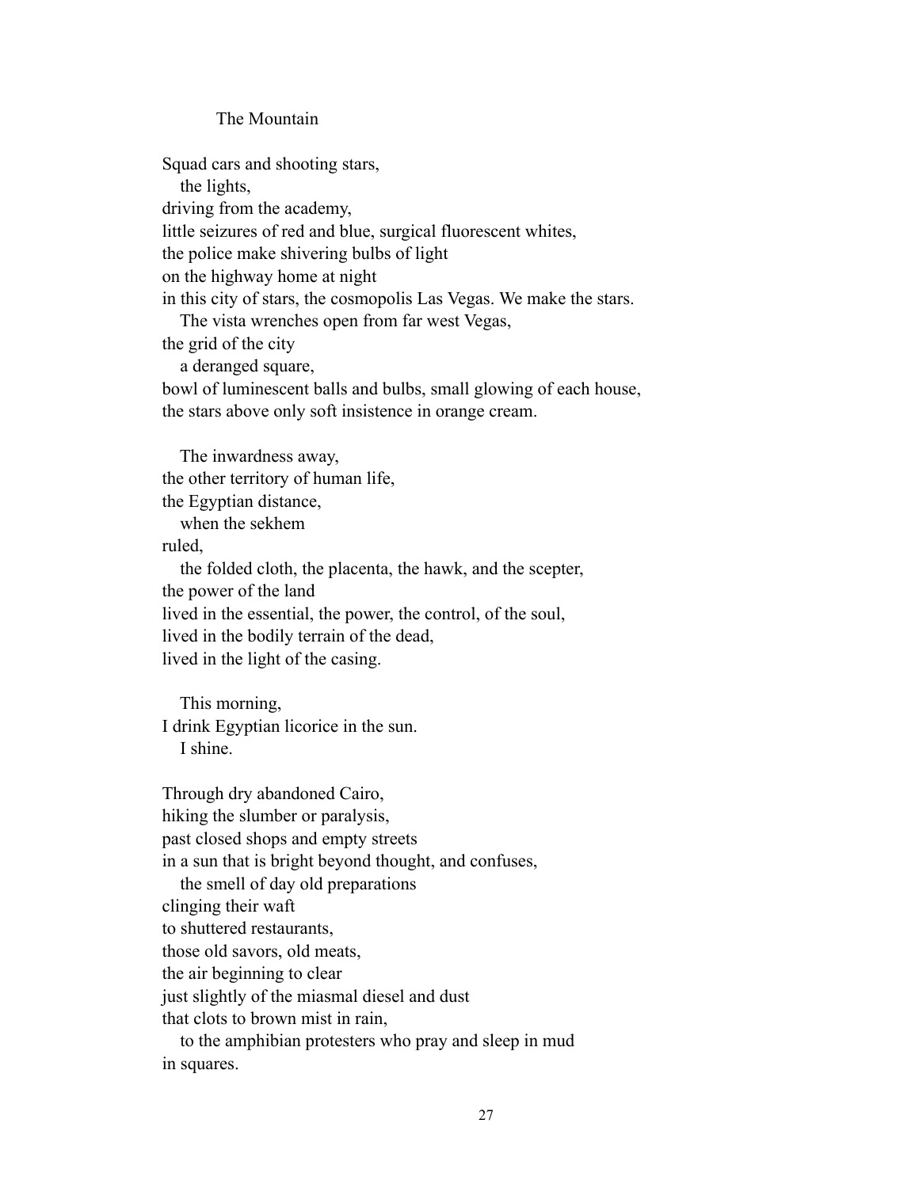# The Mountain

Squad cars and shooting stars,
   the lights,
driving from the academy,
little seizures of red and blue, surgical fluorescent whites,
the police make shivering bulbs of light
on the highway home at night
in this city of stars, the cosmopolis Las Vegas. We make the stars.
   The vista wrenches open from far west Vegas,
the grid of the city
   a deranged square,
bowl of luminescent balls and bulbs, small glowing of each house,
the stars above only soft insistence in orange cream.

   The inwardness away,
the other territory of human life,
the Egyptian distance,
   when the sekhem
ruled,
   the folded cloth, the placenta, the hawk, and the scepter,
the power of the land
lived in the essential, the power, the control, of the soul,
lived in the bodily terrain of the dead,
lived in the light of the casing.

   This morning,
I drink Egyptian licorice in the sun.
   I shine.

Through dry abandoned Cairo,
hiking the slumber or paralysis,
past closed shops and empty streets
in a sun that is bright beyond thought, and confuses,
   the smell of day old preparations
clinging their waft
to shuttered restaurants,
those old savors, old meats,
the air beginning to clear
just slightly of the miasmal diesel and dust
that clots to brown mist in rain,
   to the amphibian protesters who pray and sleep in mud
in squares.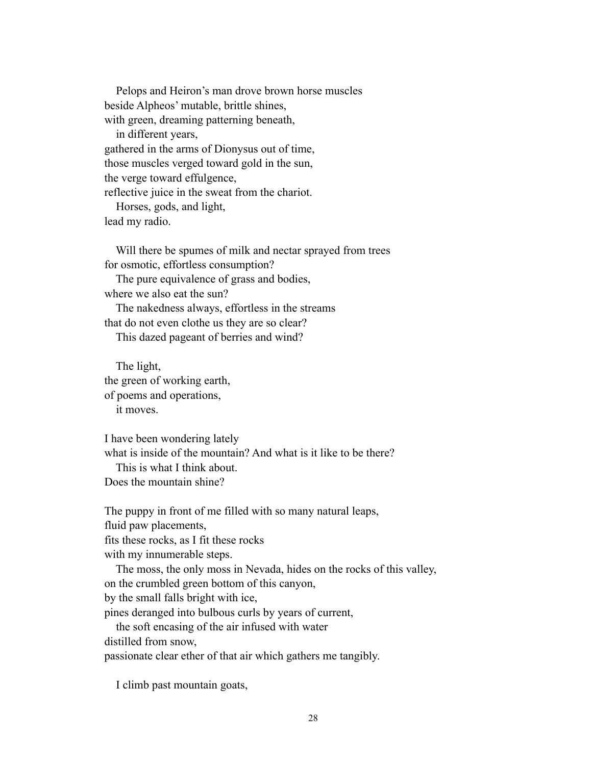Pelops and Heiron's man drove brown horse muscles
beside Alpheos' mutable, brittle shines,
with green, dreaming patterning beneath,
in different years,
gathered in the arms of Dionysus out of time,
those muscles verged toward gold in the sun,
the verge toward effulgence,
reflective juice in the sweat from the chariot.
Horses, gods, and light,
lead my radio.

Will there be spumes of milk and nectar sprayed from trees
for osmotic, effortless consumption?
The pure equivalence of grass and bodies,
where we also eat the sun?
The nakedness always, effortless in the streams
that do not even clothe us they are so clear?
This dazed pageant of berries and wind?

The light,
the green of working earth,
of poems and operations,
it moves.

I have been wondering lately
what is inside of the mountain? And what is it like to be there?
This is what I think about.
Does the mountain shine?

The puppy in front of me filled with so many natural leaps,
fluid paw placements,
fits these rocks, as I fit these rocks
with my innumerable steps.
The moss, the only moss in Nevada, hides on the rocks of this valley,
on the crumbled green bottom of this canyon,
by the small falls bright with ice,
pines deranged into bulbous curls by years of current,
the soft encasing of the air infused with water
distilled from snow,
passionate clear ether of that air which gathers me tangibly.

I climb past mountain goats,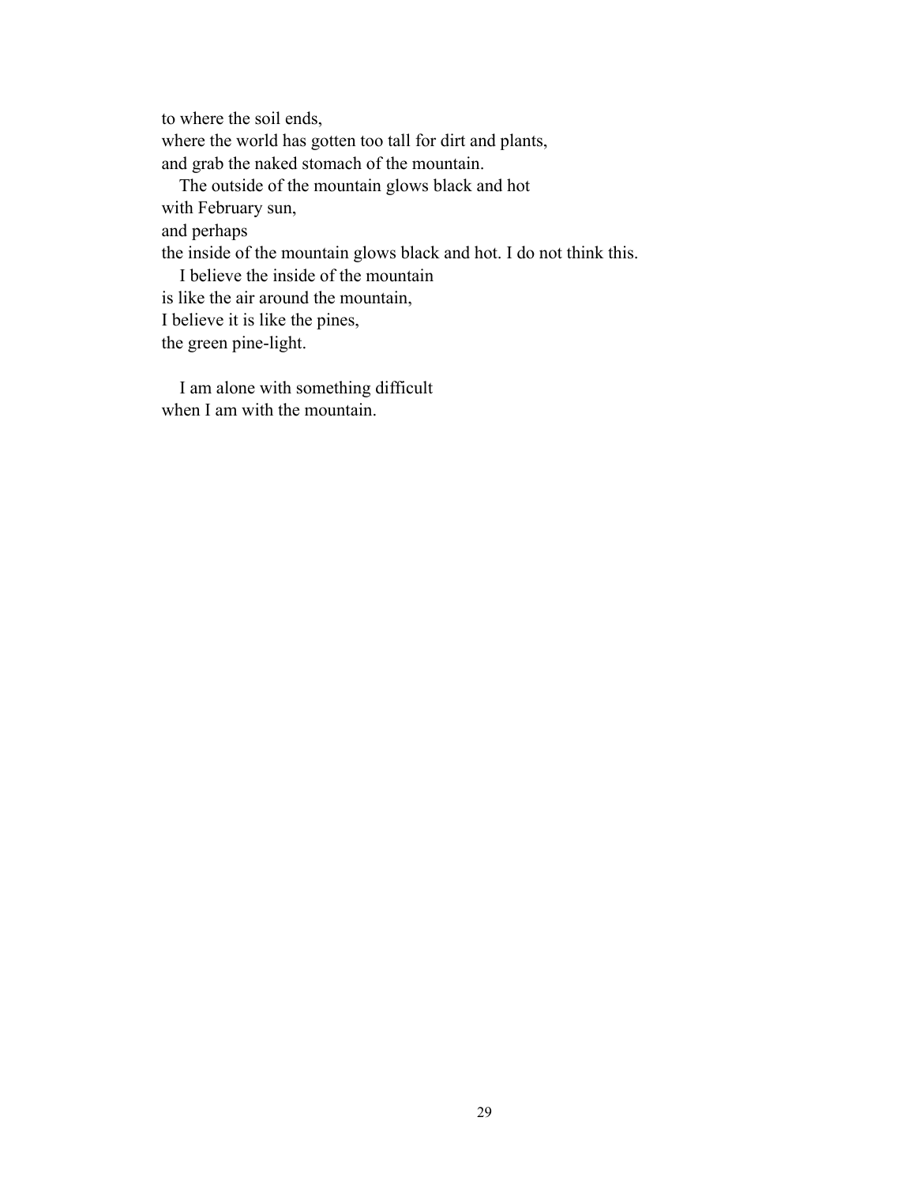to where the soil ends,  
where the world has gotten too tall for dirt and plants,  
and grab the naked stomach of the mountain.  
   The outside of the mountain glows black and hot  
with February sun,  
and perhaps  
the inside of the mountain glows black and hot. I do not think this.  
   I believe the inside of the mountain  
is like the air around the mountain,  
I believe it is like the pines,  
the green pine-light.

   I am alone with something difficult  
when I am with the mountain.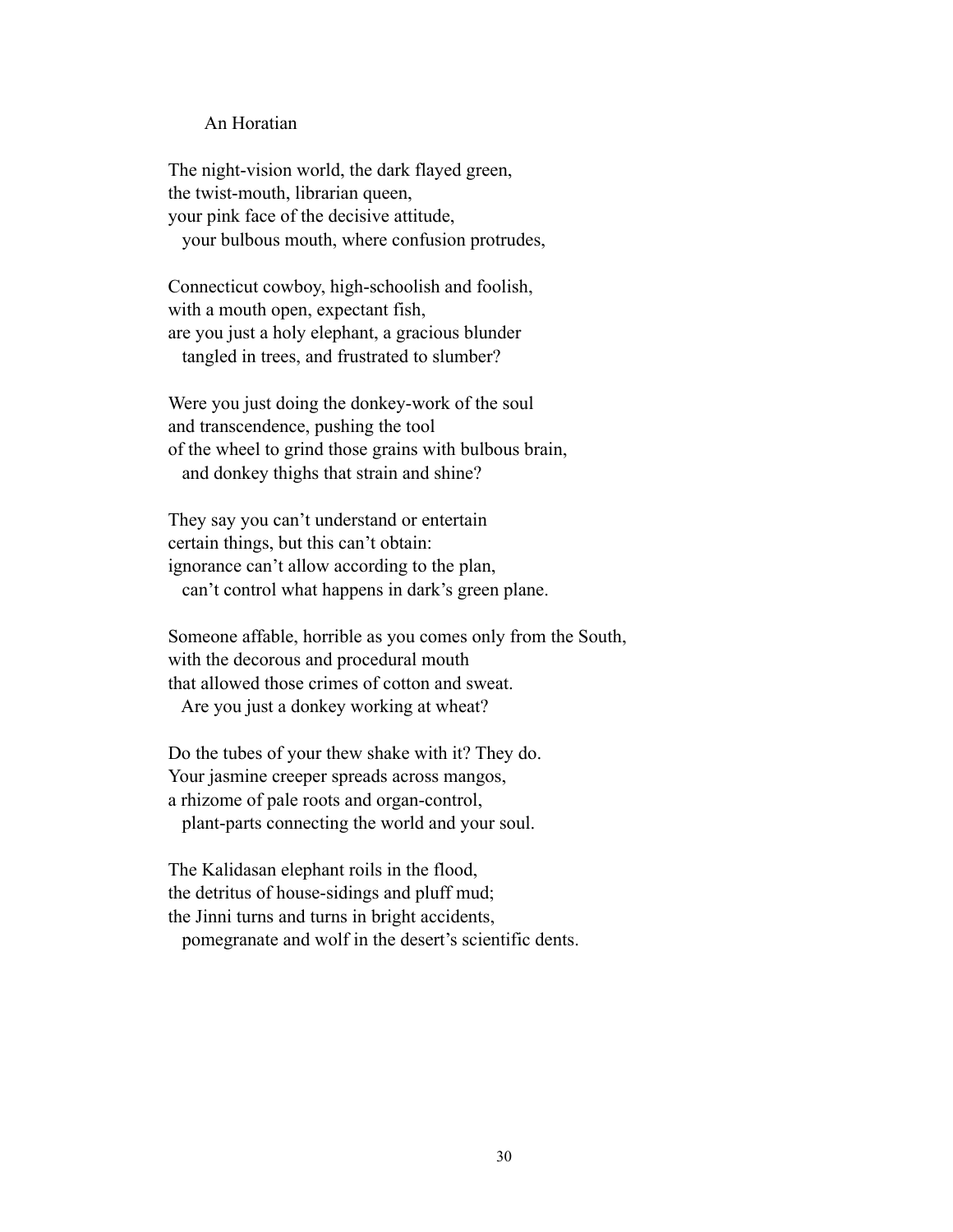## An Horatian

The night-vision world, the dark flayed green,
the twist-mouth, librarian queen,
your pink face of the decisive attitude,
  your bulbous mouth, where confusion protrudes,

Connecticut cowboy, high-schoolish and foolish,
with a mouth open, expectant fish,
are you just a holy elephant, a gracious blunder
  tangled in trees, and frustrated to slumber?

Were you just doing the donkey-work of the soul
and transcendence, pushing the tool
of the wheel to grind those grains with bulbous brain,
  and donkey thighs that strain and shine?

They say you can't understand or entertain
certain things, but this can't obtain:
ignorance can't allow according to the plan,
  can't control what happens in dark's green plane.

Someone affable, horrible as you comes only from the South,
with the decorous and procedural mouth
that allowed those crimes of cotton and sweat.
  Are you just a donkey working at wheat?

Do the tubes of your thew shake with it? They do.
Your jasmine creeper spreads across mangos,
a rhizome of pale roots and organ-control,
  plant-parts connecting the world and your soul.

The Kalidasan elephant roils in the flood,
the detritus of house-sidings and pluff mud;
the Jinni turns and turns in bright accidents,
  pomegranate and wolf in the desert's scientific dents.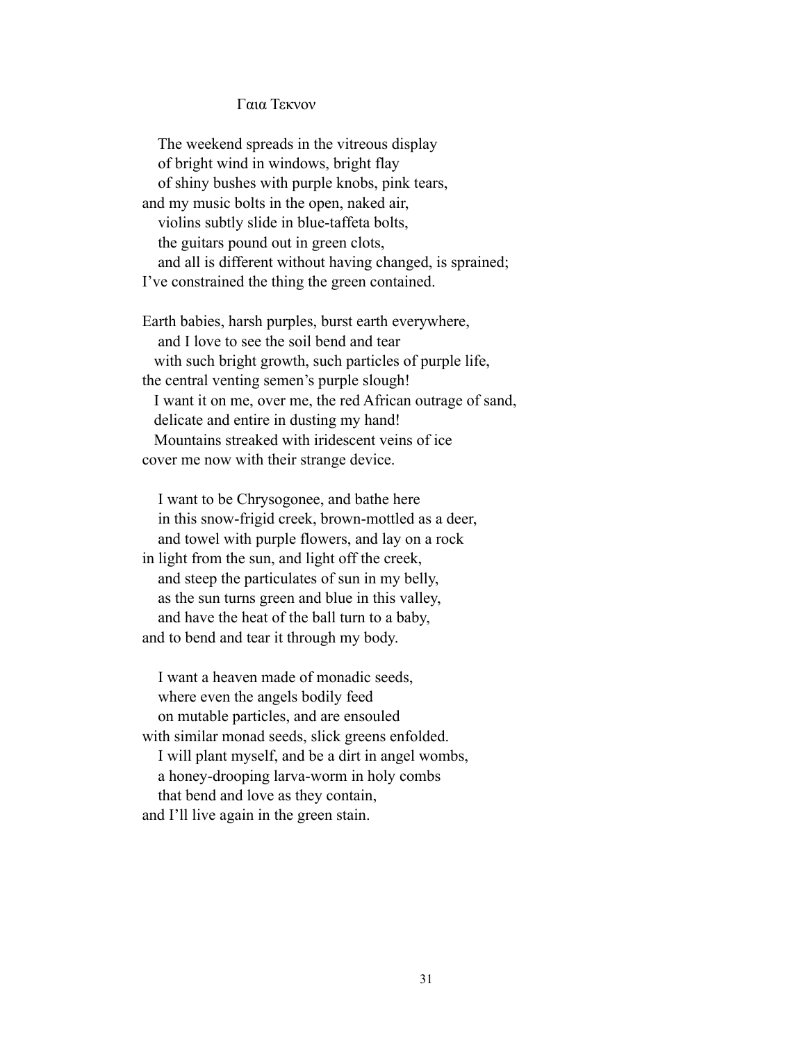## Γαια Τεκνον

The weekend spreads in the vitreous display
of bright wind in windows, bright flay
of shiny bushes with purple knobs, pink tears,
and my music bolts in the open, naked air,
violins subtly slide in blue-taffeta bolts,
the guitars pound out in green clots,
and all is different without having changed, is sprained;
I've constrained the thing the green contained.

Earth babies, harsh purples, burst earth everywhere,
and I love to see the soil bend and tear
with such bright growth, such particles of purple life,
the central venting semen's purple slough!
I want it on me, over me, the red African outrage of sand,
delicate and entire in dusting my hand!
Mountains streaked with iridescent veins of ice
cover me now with their strange device.

I want to be Chrysogonee, and bathe here
in this snow-frigid creek, brown-mottled as a deer,
and towel with purple flowers, and lay on a rock
in light from the sun, and light off the creek,
and steep the particulates of sun in my belly,
as the sun turns green and blue in this valley,
and have the heat of the ball turn to a baby,
and to bend and tear it through my body.

I want a heaven made of monadic seeds,
where even the angels bodily feed
on mutable particles, and are ensouled
with similar monad seeds, slick greens enfolded.
I will plant myself, and be a dirt in angel wombs,
a honey-drooping larva-worm in holy combs
that bend and love as they contain,
and I'll live again in the green stain.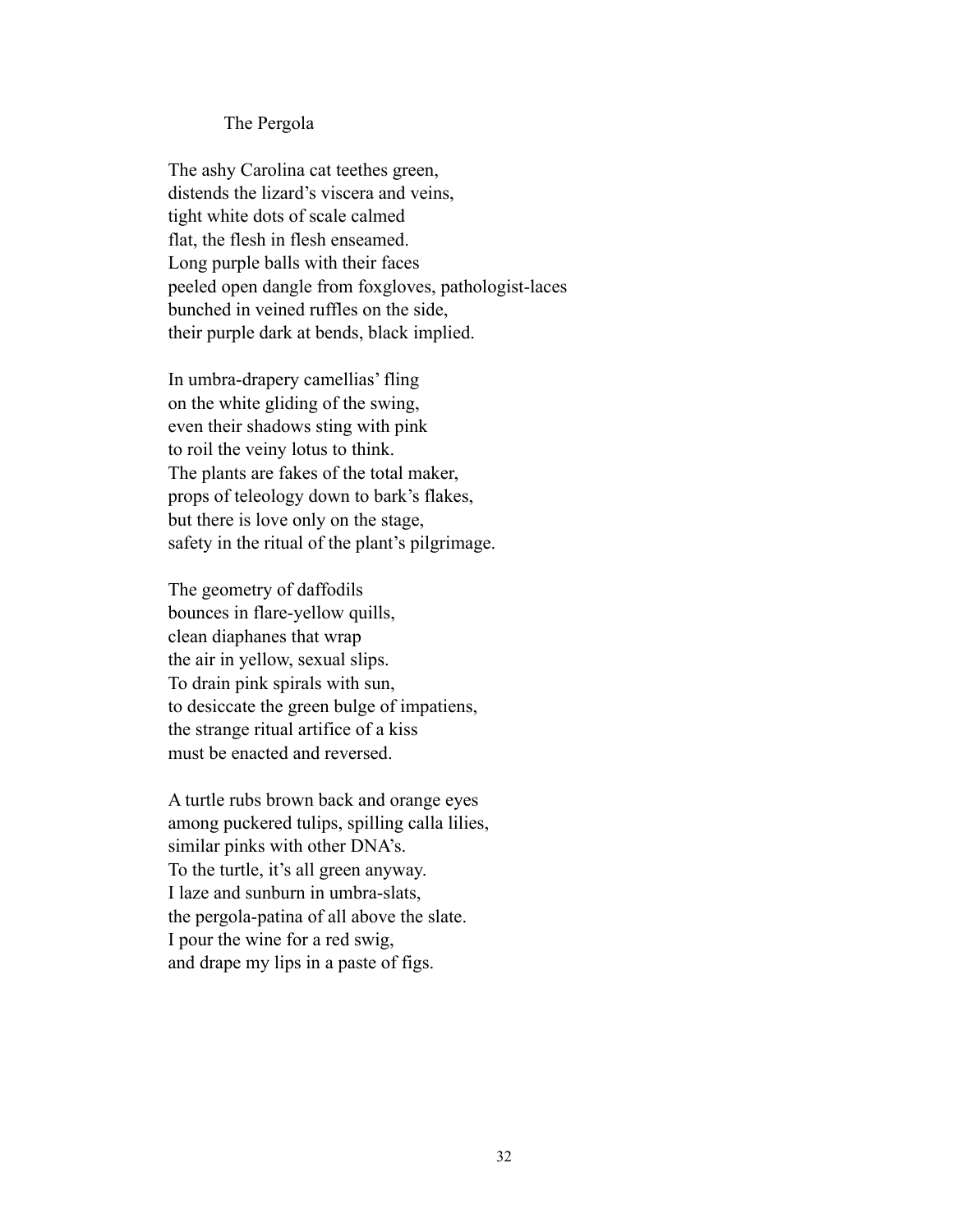## The Pergola

The ashy Carolina cat teethes green,  
distends the lizard's viscera and veins,  
tight white dots of scale calmed  
flat, the flesh in flesh enseamed.  
Long purple balls with their faces  
peeled open dangle from foxgloves, pathologist-laces  
bunched in veined ruffles on the side,  
their purple dark at bends, black implied.

In umbra-drapery camellias' fling  
on the white gliding of the swing,  
even their shadows sting with pink  
to roil the veiny lotus to think.  
The plants are fakes of the total maker,  
props of teleology down to bark's flakes,  
but there is love only on the stage,  
safety in the ritual of the plant's pilgrimage.

The geometry of daffodils  
bounces in flare-yellow quills,  
clean diaphanes that wrap  
the air in yellow, sexual slips.  
To drain pink spirals with sun,  
to desiccate the green bulge of impatiens,  
the strange ritual artifice of a kiss  
must be enacted and reversed.

A turtle rubs brown back and orange eyes  
among puckered tulips, spilling calla lilies,  
similar pinks with other DNA's.  
To the turtle, it's all green anyway.  
I laze and sunburn in umbra-slats,  
the pergola-patina of all above the slate.  
I pour the wine for a red swig,  
and drape my lips in a paste of figs.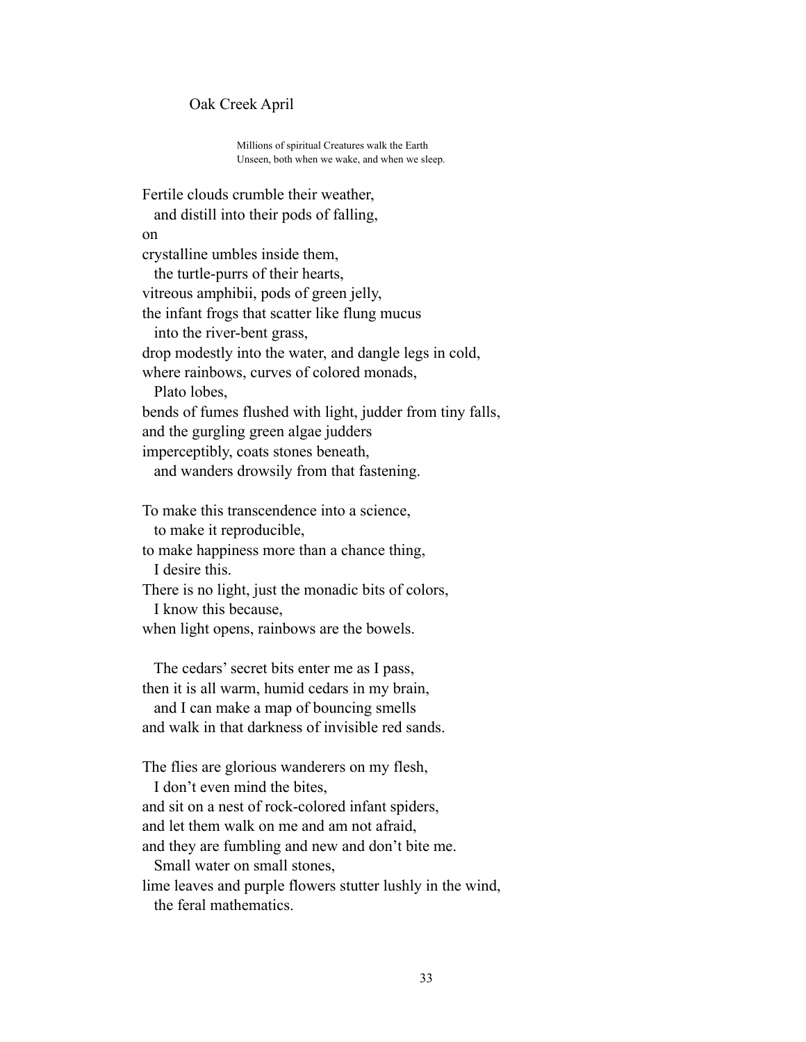## Oak Creek April

> Millions of spiritual Creatures walk the Earth
> Unseen, both when we wake, and when we sleep.

Fertile clouds crumble their weather,
  and distill into their pods of falling,
on
crystalline umbles inside them,
  the turtle-purrs of their hearts,
vitreous amphibii, pods of green jelly,
the infant frogs that scatter like flung mucus
  into the river-bent grass,
drop modestly into the water, and dangle legs in cold,
where rainbows, curves of colored monads,
  Plato lobes,
bends of fumes flushed with light, judder from tiny falls,
and the gurgling green algae judders
imperceptibly, coats stones beneath,
  and wanders drowsily from that fastening.

To make this transcendence into a science,
  to make it reproducible,
to make happiness more than a chance thing,
  I desire this.
There is no light, just the monadic bits of colors,
  I know this because,
when light opens, rainbows are the bowels.

  The cedars' secret bits enter me as I pass,
then it is all warm, humid cedars in my brain,
  and I can make a map of bouncing smells
and walk in that darkness of invisible red sands.

The flies are glorious wanderers on my flesh,
  I don't even mind the bites,
and sit on a nest of rock-colored infant spiders,
and let them walk on me and am not afraid,
and they are fumbling and new and don't bite me.
  Small water on small stones,
lime leaves and purple flowers stutter lushly in the wind,
  the feral mathematics.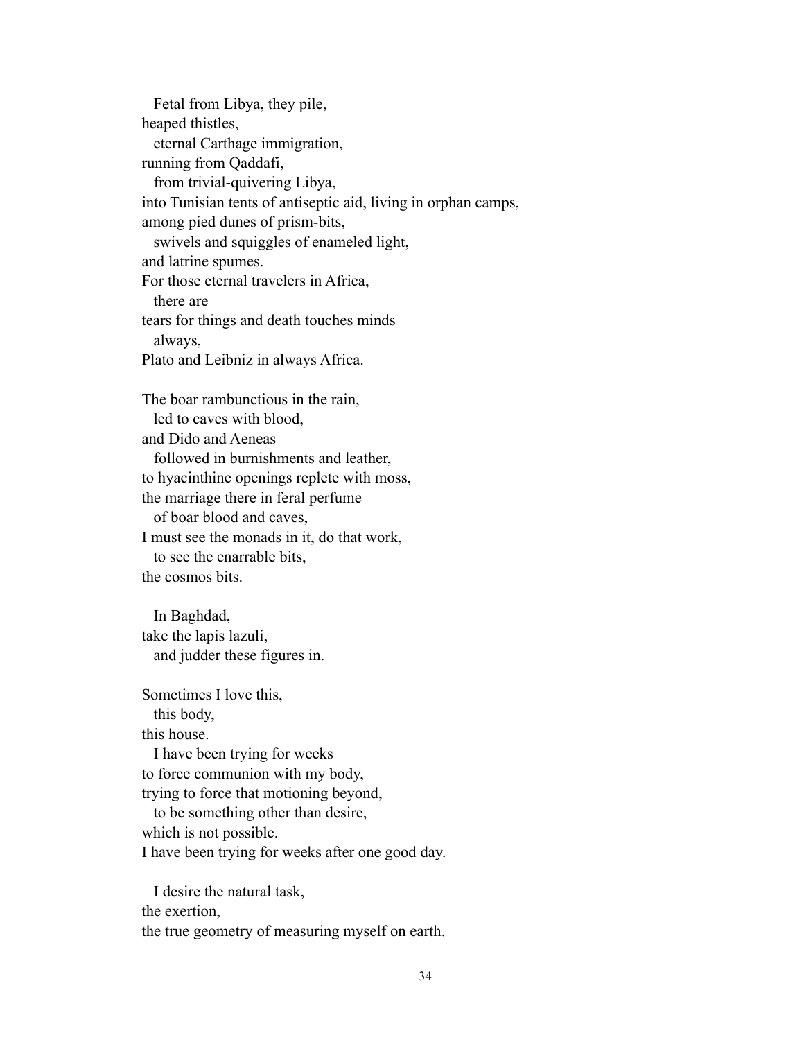Fetal from Libya, they pile,
heaped thistles,
eternal Carthage immigration,
running from Qaddafi,
from trivial-quivering Libya,
into Tunisian tents of antiseptic aid, living in orphan camps,
among pied dunes of prism-bits,
swivels and squiggles of enameled light,
and latrine spumes.
For those eternal travelers in Africa,
there are
tears for things and death touches minds
always,
Plato and Leibniz in always Africa.

The boar rambunctious in the rain,
led to caves with blood,
and Dido and Aeneas
followed in burnishments and leather,
to hyacinthine openings replete with moss,
the marriage there in feral perfume
of boar blood and caves,
I must see the monads in it, do that work,
to see the enarrable bits,
the cosmos bits.

In Baghdad,
take the lapis lazuli,
and judder these figures in.

Sometimes I love this,
this body,
this house.
I have been trying for weeks
to force communion with my body,
trying to force that motioning beyond,
to be something other than desire,
which is not possible.
I have been trying for weeks after one good day.

I desire the natural task,
the exertion,
the true geometry of measuring myself on earth.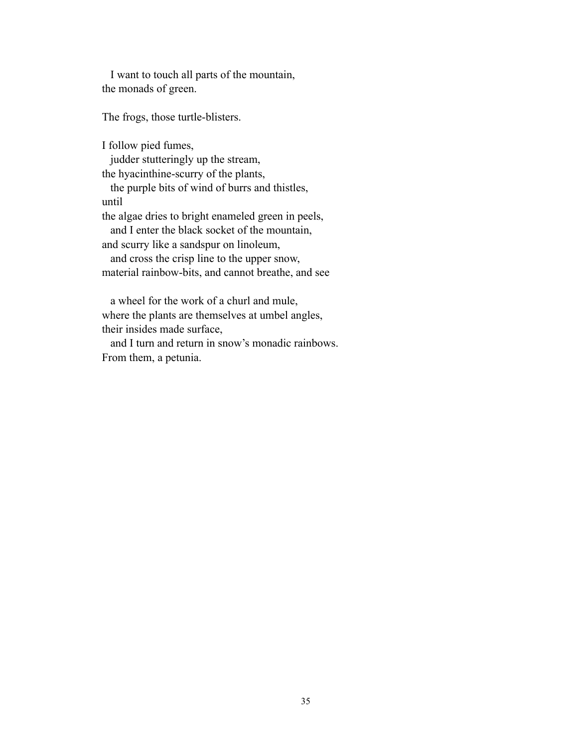I want to touch all parts of the mountain,
the monads of green.

The frogs, those turtle-blisters.

I follow pied fumes,
judder stutteringly up the stream,
the hyacinthine-scurry of the plants,
the purple bits of wind of burrs and thistles,
until
the algae dries to bright enameled green in peels,
and I enter the black socket of the mountain,
and scurry like a sandspur on linoleum,
and cross the crisp line to the upper snow,
material rainbow-bits, and cannot breathe, and see

a wheel for the work of a churl and mule,
where the plants are themselves at umbel angles,
their insides made surface,
and I turn and return in snow's monadic rainbows.
From them, a petunia.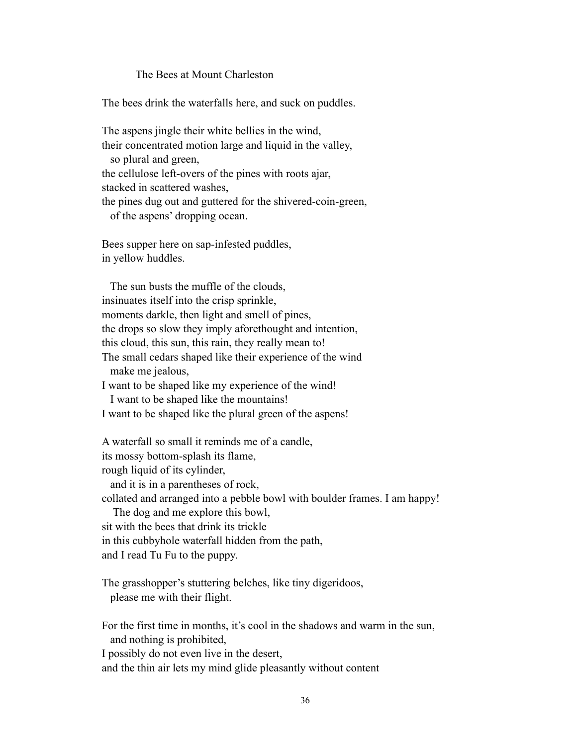### The Bees at Mount Charleston

The bees drink the waterfalls here, and suck on puddles.

The aspens jingle their white bellies in the wind,  
their concentrated motion large and liquid in the valley,  
  so plural and green,  
the cellulose left-overs of the pines with roots ajar,  
stacked in scattered washes,  
the pines dug out and guttered for the shivered-coin-green,  
  of the aspens' dropping ocean.

Bees supper here on sap-infested puddles,  
in yellow huddles.

  The sun busts the muffle of the clouds,  
insinuates itself into the crisp sprinkle,  
moments darkle, then light and smell of pines,  
the drops so slow they imply aforethought and intention,  
this cloud, this sun, this rain, they really mean to!  
The small cedars shaped like their experience of the wind  
  make me jealous,  
I want to be shaped like my experience of the wind!  
  I want to be shaped like the mountains!  
I want to be shaped like the plural green of the aspens!

A waterfall so small it reminds me of a candle,  
its mossy bottom-splash its flame,  
rough liquid of its cylinder,  
  and it is in a parentheses of rock,  
collated and arranged into a pebble bowl with boulder frames. I am happy!  
  The dog and me explore this bowl,  
sit with the bees that drink its trickle  
in this cubbyhole waterfall hidden from the path,  
and I read Tu Fu to the puppy.

The grasshopper's stuttering belches, like tiny digeridoos,  
  please me with their flight.

For the first time in months, it's cool in the shadows and warm in the sun,  
  and nothing is prohibited,  
I possibly do not even live in the desert,  
and the thin air lets my mind glide pleasantly without content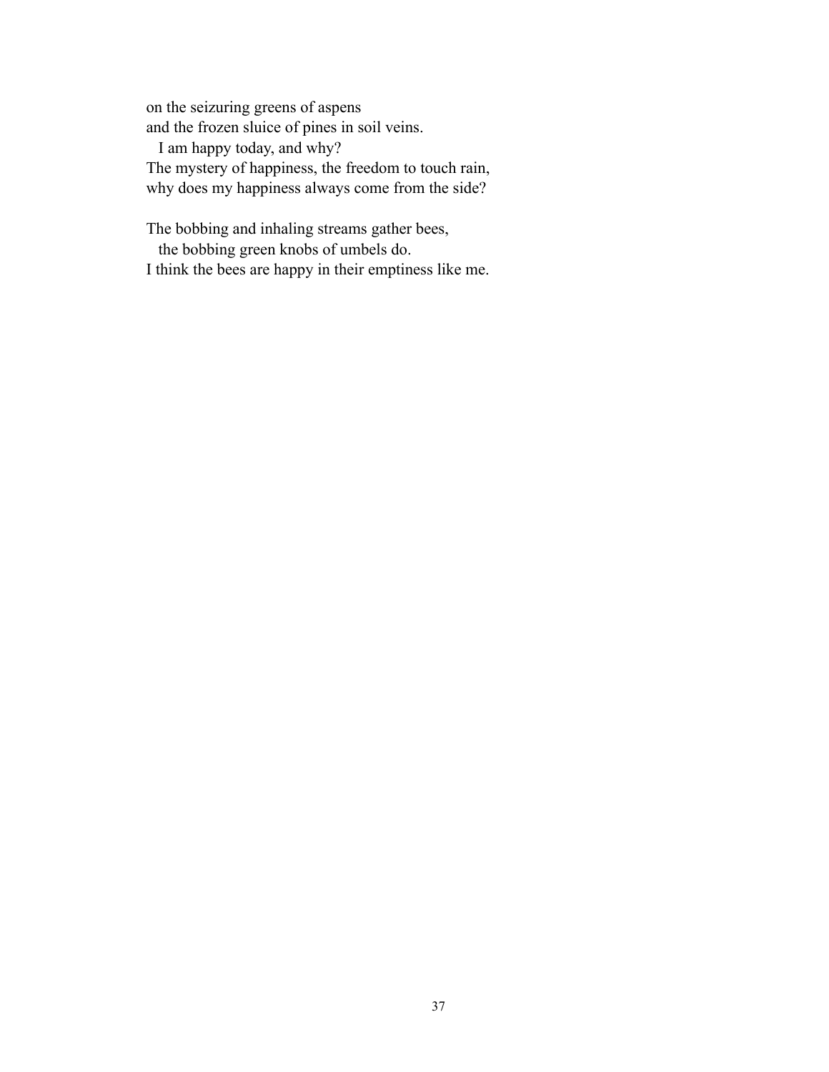on the seizuring greens of aspens
and the frozen sluice of pines in soil veins.
   I am happy today, and why?
The mystery of happiness, the freedom to touch rain,
why does my happiness always come from the side?

The bobbing and inhaling streams gather bees,
   the bobbing green knobs of umbels do.
I think the bees are happy in their emptiness like me.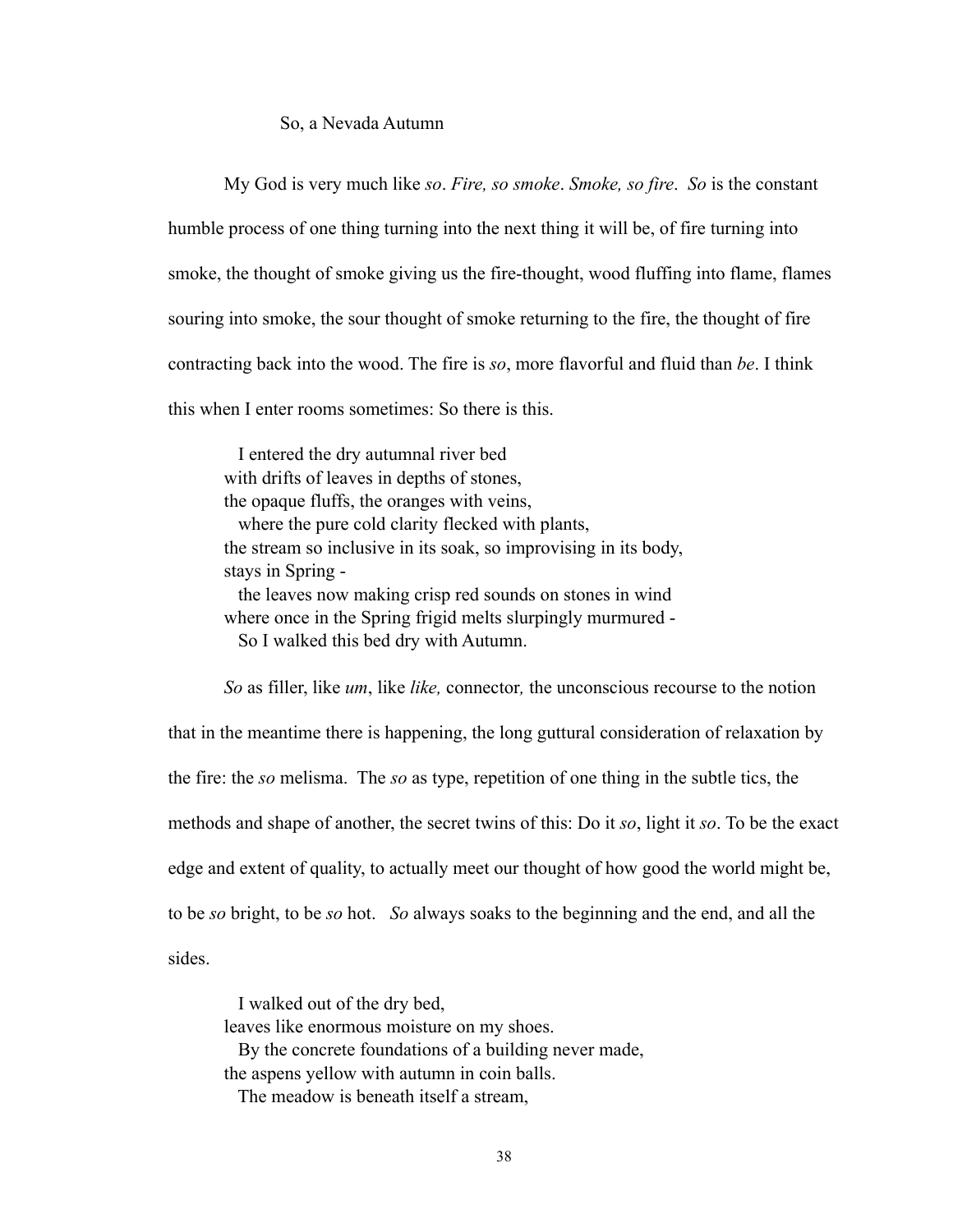So, a Nevada Autumn

My God is very much like *so*. *Fire, so smoke*. *Smoke, so fire*. *So* is the constant humble process of one thing turning into the next thing it will be, of fire turning into smoke, the thought of smoke giving us the fire-thought, wood fluffing into flame, flames souring into smoke, the sour thought of smoke returning to the fire, the thought of fire contracting back into the wood. The fire is *so*, more flavorful and fluid than *be*. I think this when I enter rooms sometimes: So there is this.

  I entered the dry autumnal river bed
with drifts of leaves in depths of stones,
the opaque fluffs, the oranges with veins,
  where the pure cold clarity flecked with plants,
the stream so inclusive in its soak, so improvising in its body,
stays in Spring -
  the leaves now making crisp red sounds on stones in wind
where once in the Spring frigid melts slurpingly murmured -
  So I walked this bed dry with Autumn.

*So* as filler, like *um*, like *like,* connector*,* the unconscious recourse to the notion that in the meantime there is happening, the long guttural consideration of relaxation by the fire: the *so* melisma. The *so* as type, repetition of one thing in the subtle tics, the methods and shape of another, the secret twins of this: Do it *so*, light it *so*. To be the exact edge and extent of quality, to actually meet our thought of how good the world might be, to be *so* bright, to be *so* hot. *So* always soaks to the beginning and the end, and all the sides.

  I walked out of the dry bed,
leaves like enormous moisture on my shoes.
  By the concrete foundations of a building never made,
the aspens yellow with autumn in coin balls.
  The meadow is beneath itself a stream,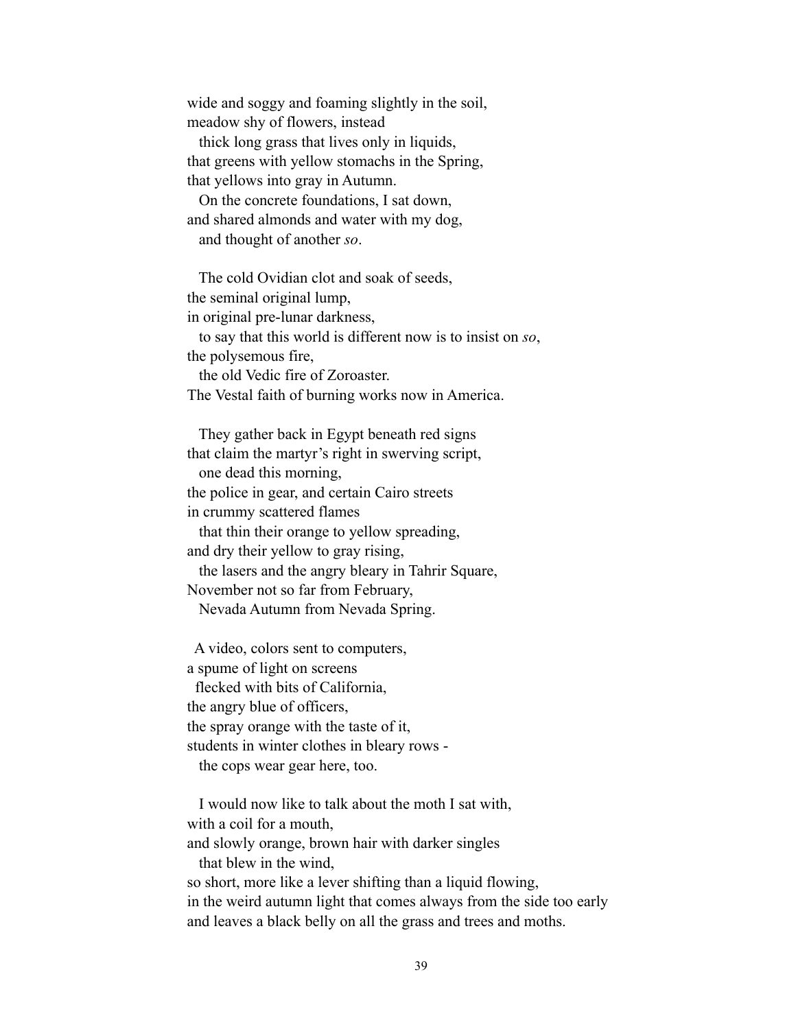wide and soggy and foaming slightly in the soil,
meadow shy of flowers, instead
  thick long grass that lives only in liquids,
that greens with yellow stomachs in the Spring,
that yellows into gray in Autumn.
  On the concrete foundations, I sat down,
and shared almonds and water with my dog,
  and thought of another *so*.

  The cold Ovidian clot and soak of seeds,
the seminal original lump,
in original pre-lunar darkness,
  to say that this world is different now is to insist on *so*,
the polysemous fire,
  the old Vedic fire of Zoroaster.
The Vestal faith of burning works now in America.

  They gather back in Egypt beneath red signs
that claim the martyr's right in swerving script,
  one dead this morning,
the police in gear, and certain Cairo streets
in crummy scattered flames
  that thin their orange to yellow spreading,
and dry their yellow to gray rising,
  the lasers and the angry bleary in Tahrir Square,
November not so far from February,
  Nevada Autumn from Nevada Spring.

  A video, colors sent to computers,
a spume of light on screens
  flecked with bits of California,
the angry blue of officers,
the spray orange with the taste of it,
students in winter clothes in bleary rows -
  the cops wear gear here, too.

  I would now like to talk about the moth I sat with,
with a coil for a mouth,
and slowly orange, brown hair with darker singles
  that blew in the wind,
so short, more like a lever shifting than a liquid flowing,
in the weird autumn light that comes always from the side too early
and leaves a black belly on all the grass and trees and moths.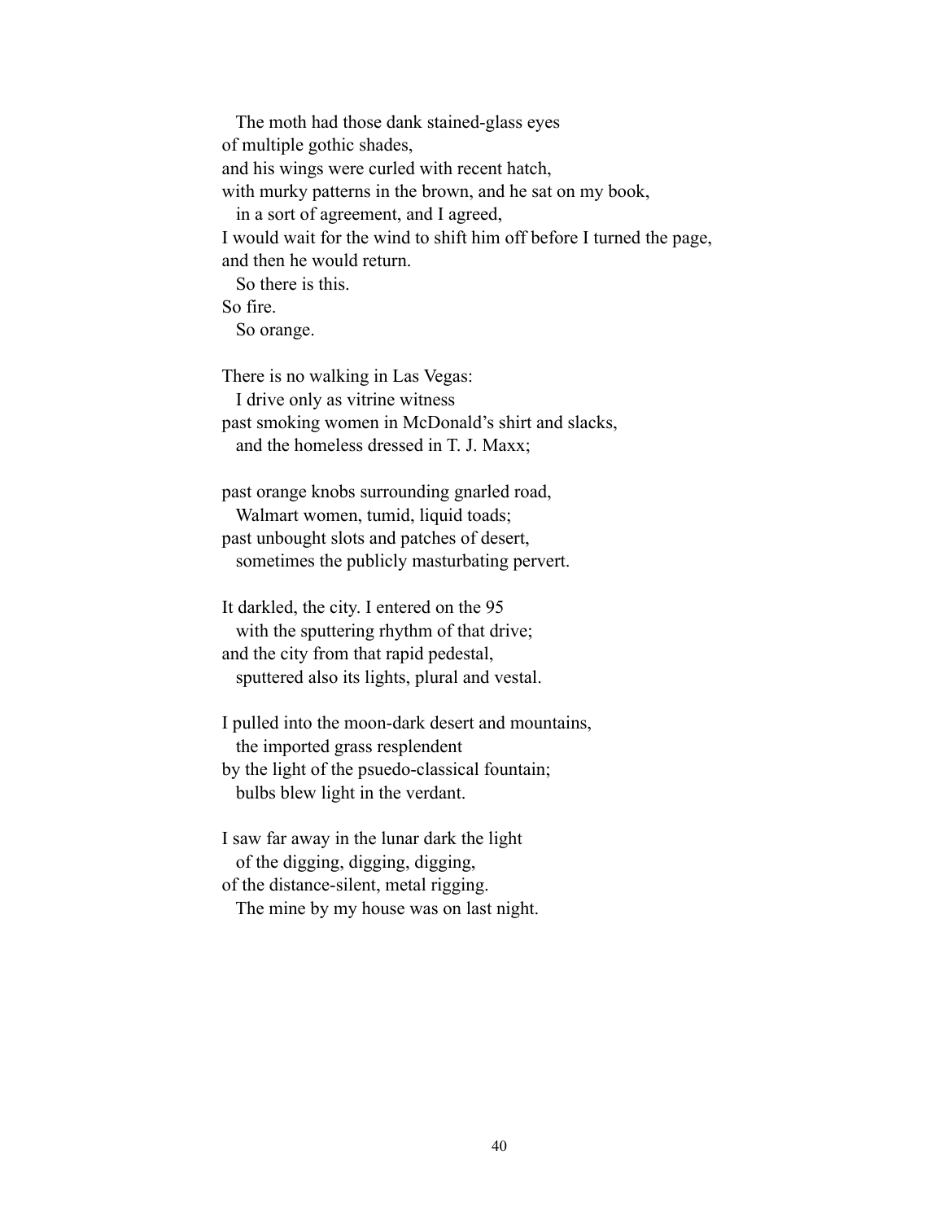The moth had those dank stained-glass eyes  
of multiple gothic shades,  
and his wings were curled with recent hatch,  
with murky patterns in the brown, and he sat on my book,  
  in a sort of agreement, and I agreed,  
I would wait for the wind to shift him off before I turned the page,  
and then he would return.  
  So there is this.  
So fire.  
  So orange.

There is no walking in Las Vegas:  
  I drive only as vitrine witness  
past smoking women in McDonald's shirt and slacks,  
  and the homeless dressed in T. J. Maxx;

past orange knobs surrounding gnarled road,  
  Walmart women, tumid, liquid toads;  
past unbought slots and patches of desert,  
  sometimes the publicly masturbating pervert.

It darkled, the city. I entered on the 95  
  with the sputtering rhythm of that drive;  
and the city from that rapid pedestal,  
  sputtered also its lights, plural and vestal.

I pulled into the moon-dark desert and mountains,  
  the imported grass resplendent  
by the light of the psuedo-classical fountain;  
  bulbs blew light in the verdant.

I saw far away in the lunar dark the light  
  of the digging, digging, digging,  
of the distance-silent, metal rigging.  
  The mine by my house was on last night.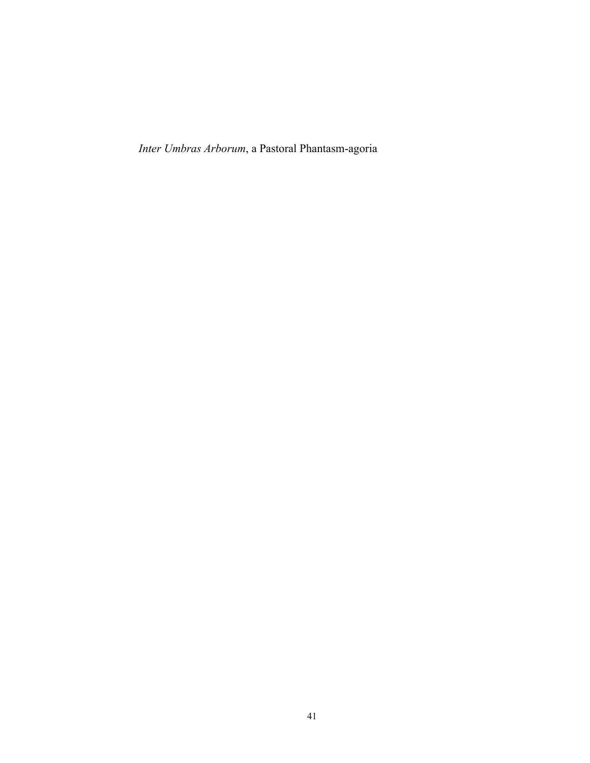*Inter Umbras Arborum*, a Pastoral Phantasm-agoria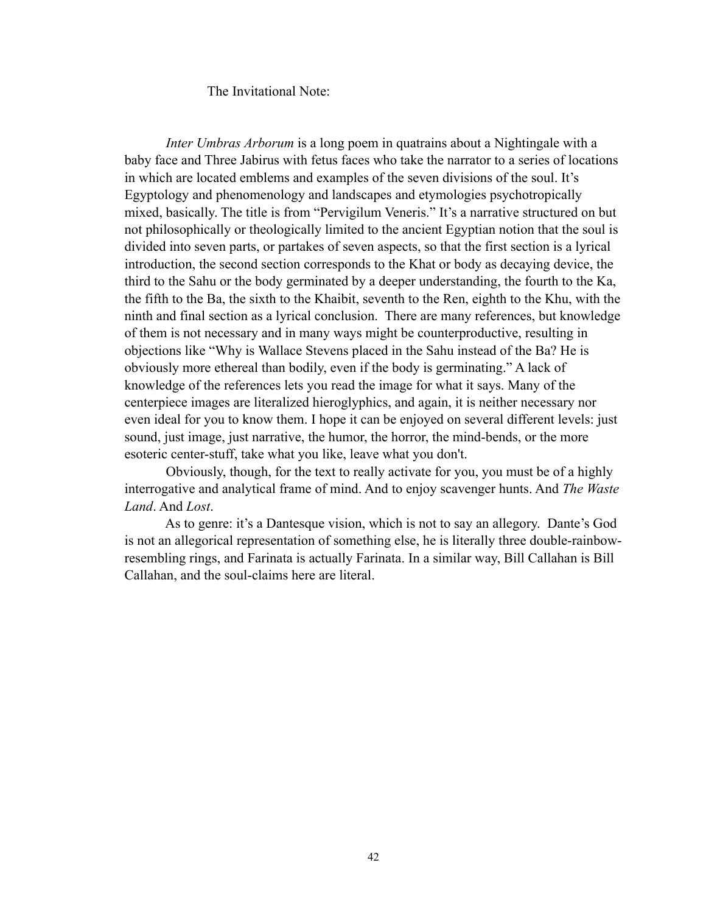The Invitational Note:

*Inter Umbras Arborum* is a long poem in quatrains about a Nightingale with a baby face and Three Jabirus with fetus faces who take the narrator to a series of locations in which are located emblems and examples of the seven divisions of the soul. It's Egyptology and phenomenology and landscapes and etymologies psychotropically mixed, basically. The title is from "Pervigilum Veneris." It's a narrative structured on but not philosophically or theologically limited to the ancient Egyptian notion that the soul is divided into seven parts, or partakes of seven aspects, so that the first section is a lyrical introduction, the second section corresponds to the Khat or body as decaying device, the third to the Sahu or the body germinated by a deeper understanding, the fourth to the Ka, the fifth to the Ba, the sixth to the Khaibit, seventh to the Ren, eighth to the Khu, with the ninth and final section as a lyrical conclusion. There are many references, but knowledge of them is not necessary and in many ways might be counterproductive, resulting in objections like "Why is Wallace Stevens placed in the Sahu instead of the Ba? He is obviously more ethereal than bodily, even if the body is germinating." A lack of knowledge of the references lets you read the image for what it says. Many of the centerpiece images are literalized hieroglyphics, and again, it is neither necessary nor even ideal for you to know them. I hope it can be enjoyed on several different levels: just sound, just image, just narrative, the humor, the horror, the mind-bends, or the more esoteric center-stuff, take what you like, leave what you don't.

Obviously, though, for the text to really activate for you, you must be of a highly interrogative and analytical frame of mind. And to enjoy scavenger hunts. And *The Waste Land*. And *Lost*.

As to genre: it's a Dantesque vision, which is not to say an allegory. Dante's God is not an allegorical representation of something else, he is literally three double-rainbow-resembling rings, and Farinata is actually Farinata. In a similar way, Bill Callahan is Bill Callahan, and the soul-claims here are literal.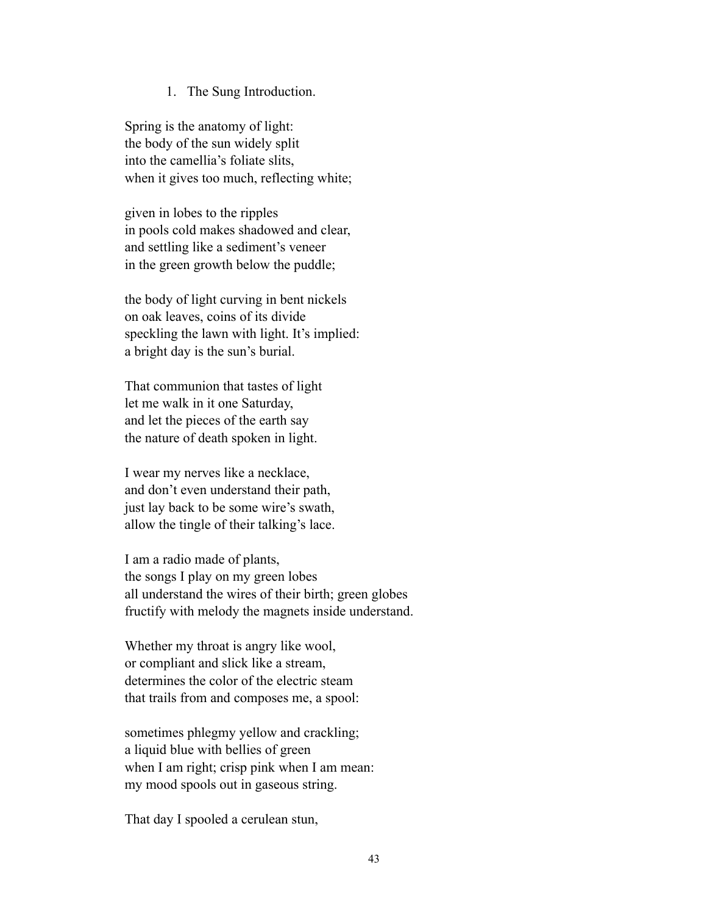1. The Sung Introduction.

Spring is the anatomy of light:
the body of the sun widely split
into the camellia's foliate slits,
when it gives too much, reflecting white;

given in lobes to the ripples
in pools cold makes shadowed and clear,
and settling like a sediment's veneer
in the green growth below the puddle;

the body of light curving in bent nickels
on oak leaves, coins of its divide
speckling the lawn with light. It's implied:
a bright day is the sun's burial.

That communion that tastes of light
let me walk in it one Saturday,
and let the pieces of the earth say
the nature of death spoken in light.

I wear my nerves like a necklace,
and don't even understand their path,
just lay back to be some wire's swath,
allow the tingle of their talking's lace.

I am a radio made of plants,
the songs I play on my green lobes
all understand the wires of their birth; green globes
fructify with melody the magnets inside understand.

Whether my throat is angry like wool,
or compliant and slick like a stream,
determines the color of the electric steam
that trails from and composes me, a spool:

sometimes phlegmy yellow and crackling;
a liquid blue with bellies of green
when I am right; crisp pink when I am mean:
my mood spools out in gaseous string.

That day I spooled a cerulean stun,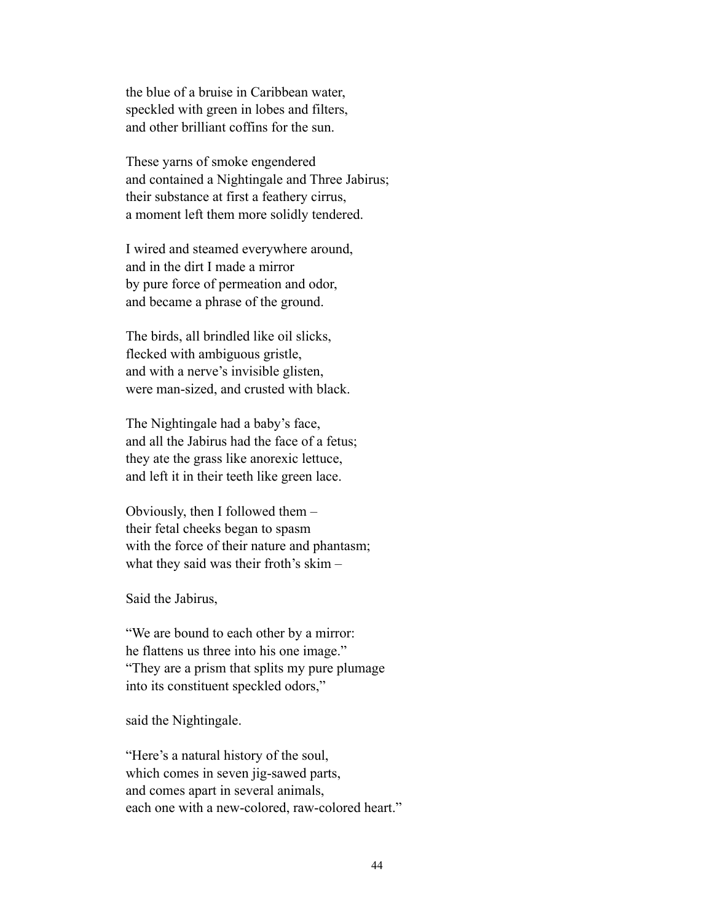the blue of a bruise in Caribbean water,  
speckled with green in lobes and filters,  
and other brilliant coffins for the sun.

These yarns of smoke engendered  
and contained a Nightingale and Three Jabirus;  
their substance at first a feathery cirrus,  
a moment left them more solidly tendered.

I wired and steamed everywhere around,  
and in the dirt I made a mirror  
by pure force of permeation and odor,  
and became a phrase of the ground.

The birds, all brindled like oil slicks,  
flecked with ambiguous gristle,  
and with a nerve's invisible glisten,  
were man-sized, and crusted with black.

The Nightingale had a baby's face,  
and all the Jabirus had the face of a fetus;  
they ate the grass like anorexic lettuce,  
and left it in their teeth like green lace.

Obviously, then I followed them –  
their fetal cheeks began to spasm  
with the force of their nature and phantasm;  
what they said was their froth's skim –

Said the Jabirus,

"We are bound to each other by a mirror:  
he flattens us three into his one image."  
"They are a prism that splits my pure plumage  
into its constituent speckled odors,"

said the Nightingale.

"Here's a natural history of the soul,  
which comes in seven jig-sawed parts,  
and comes apart in several animals,  
each one with a new-colored, raw-colored heart."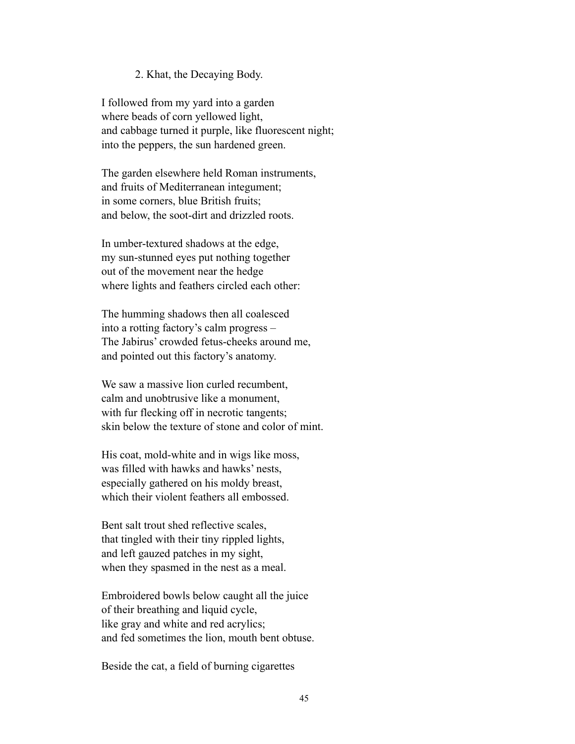2. Khat, the Decaying Body.

I followed from my yard into a garden  
where beads of corn yellowed light,  
and cabbage turned it purple, like fluorescent night;  
into the peppers, the sun hardened green.

The garden elsewhere held Roman instruments,  
and fruits of Mediterranean integument;  
in some corners, blue British fruits;  
and below, the soot-dirt and drizzled roots.

In umber-textured shadows at the edge,  
my sun-stunned eyes put nothing together  
out of the movement near the hedge  
where lights and feathers circled each other:

The humming shadows then all coalesced  
into a rotting factory's calm progress –  
The Jabirus' crowded fetus-cheeks around me,  
and pointed out this factory's anatomy.

We saw a massive lion curled recumbent,  
calm and unobtrusive like a monument,  
with fur flecking off in necrotic tangents;  
skin below the texture of stone and color of mint.

His coat, mold-white and in wigs like moss,  
was filled with hawks and hawks' nests,  
especially gathered on his moldy breast,  
which their violent feathers all embossed.

Bent salt trout shed reflective scales,  
that tingled with their tiny rippled lights,  
and left gauzed patches in my sight,  
when they spasmed in the nest as a meal.

Embroidered bowls below caught all the juice  
of their breathing and liquid cycle,  
like gray and white and red acrylics;  
and fed sometimes the lion, mouth bent obtuse.

Beside the cat, a field of burning cigarettes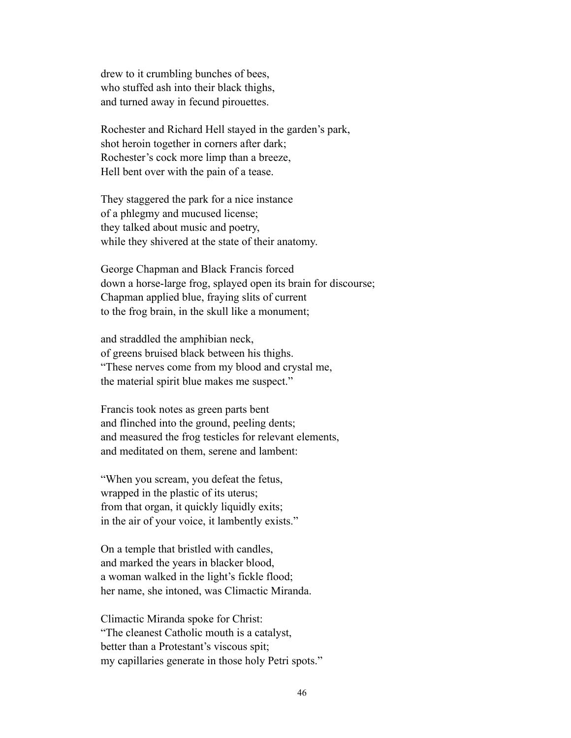drew to it crumbling bunches of bees,  
who stuffed ash into their black thighs,  
and turned away in fecund pirouettes.

Rochester and Richard Hell stayed in the garden's park,  
shot heroin together in corners after dark;  
Rochester's cock more limp than a breeze,  
Hell bent over with the pain of a tease.

They staggered the park for a nice instance  
of a phlegmy and mucused license;  
they talked about music and poetry,  
while they shivered at the state of their anatomy.

George Chapman and Black Francis forced  
down a horse-large frog, splayed open its brain for discourse;  
Chapman applied blue, fraying slits of current  
to the frog brain, in the skull like a monument;

and straddled the amphibian neck,  
of greens bruised black between his thighs.  
"These nerves come from my blood and crystal me,  
the material spirit blue makes me suspect."

Francis took notes as green parts bent  
and flinched into the ground, peeling dents;  
and measured the frog testicles for relevant elements,  
and meditated on them, serene and lambent:

"When you scream, you defeat the fetus,  
wrapped in the plastic of its uterus;  
from that organ, it quickly liquidly exits;  
in the air of your voice, it lambently exists."

On a temple that bristled with candles,  
and marked the years in blacker blood,  
a woman walked in the light's fickle flood;  
her name, she intoned, was Climactic Miranda.

Climactic Miranda spoke for Christ:  
"The cleanest Catholic mouth is a catalyst,  
better than a Protestant's viscous spit;  
my capillaries generate in those holy Petri spots."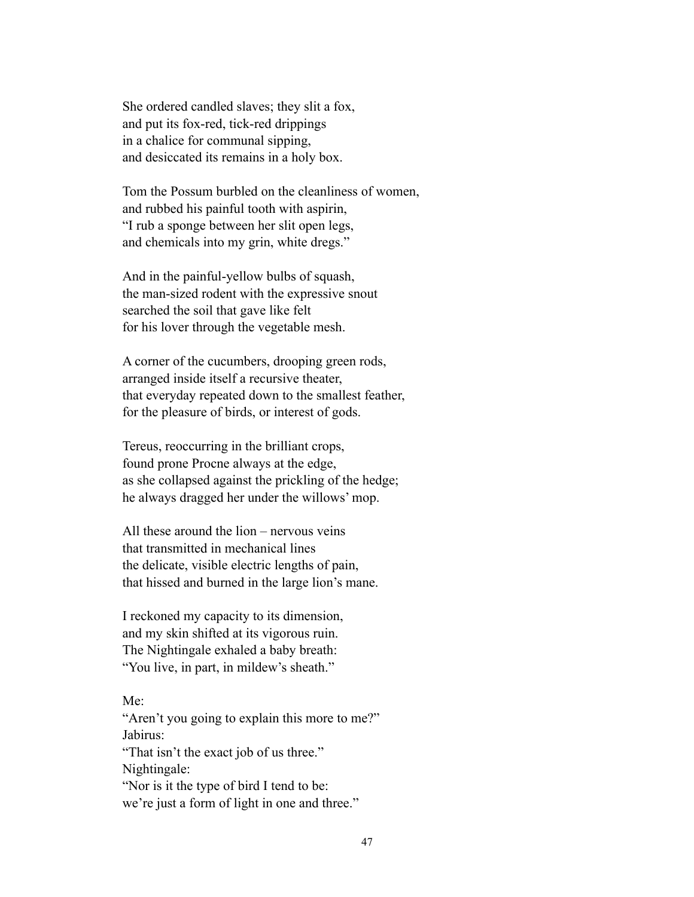She ordered candled slaves; they slit a fox,
and put its fox-red, tick-red drippings
in a chalice for communal sipping,
and desiccated its remains in a holy box.

Tom the Possum burbled on the cleanliness of women,
and rubbed his painful tooth with aspirin,
"I rub a sponge between her slit open legs,
and chemicals into my grin, white dregs."

And in the painful-yellow bulbs of squash,
the man-sized rodent with the expressive snout
searched the soil that gave like felt
for his lover through the vegetable mesh.

A corner of the cucumbers, drooping green rods,
arranged inside itself a recursive theater,
that everyday repeated down to the smallest feather,
for the pleasure of birds, or interest of gods.

Tereus, reoccurring in the brilliant crops,
found prone Procne always at the edge,
as she collapsed against the prickling of the hedge;
he always dragged her under the willows' mop.

All these around the lion – nervous veins
that transmitted in mechanical lines
the delicate, visible electric lengths of pain,
that hissed and burned in the large lion's mane.

I reckoned my capacity to its dimension,
and my skin shifted at its vigorous ruin.
The Nightingale exhaled a baby breath:
"You live, in part, in mildew's sheath."

Me:
"Aren't you going to explain this more to me?"
Jabirus:
"That isn't the exact job of us three."
Nightingale:
"Nor is it the type of bird I tend to be:
we're just a form of light in one and three."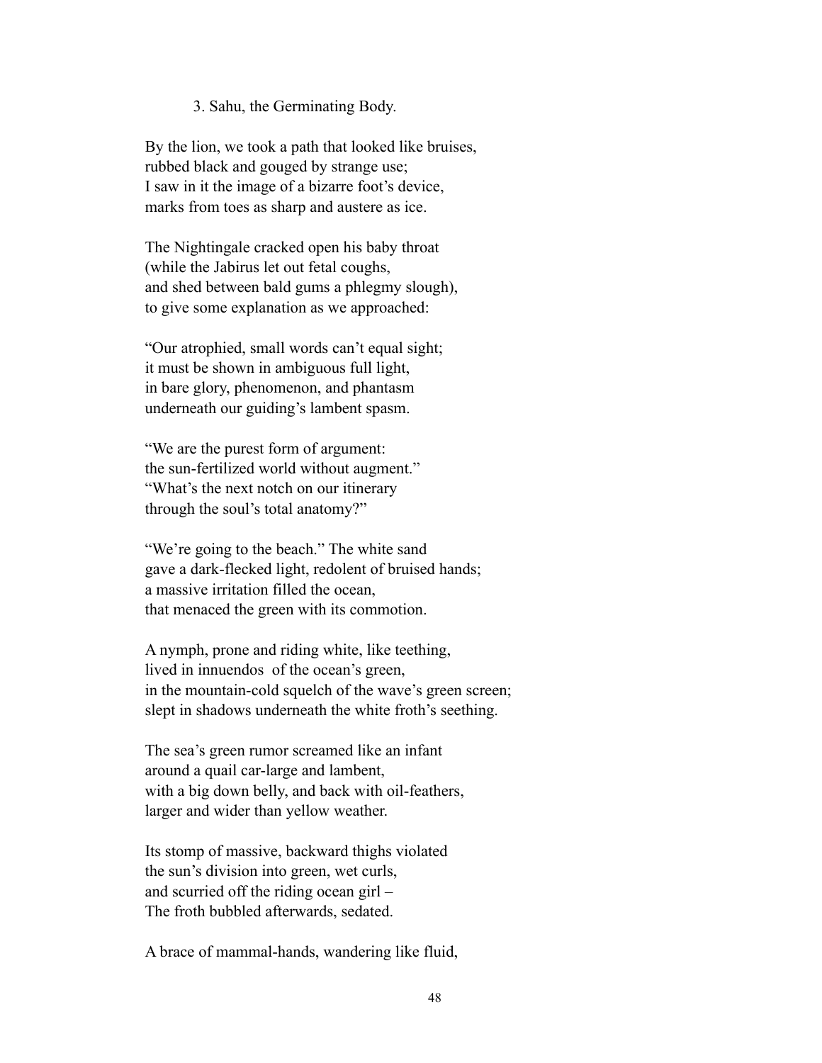### 3. Sahu, the Germinating Body.

By the lion, we took a path that looked like bruises,  
rubbed black and gouged by strange use;  
I saw in it the image of a bizarre foot's device,  
marks from toes as sharp and austere as ice.

The Nightingale cracked open his baby throat  
(while the Jabirus let out fetal coughs,  
and shed between bald gums a phlegmy slough),  
to give some explanation as we approached:

"Our atrophied, small words can't equal sight;  
it must be shown in ambiguous full light,  
in bare glory, phenomenon, and phantasm  
underneath our guiding's lambent spasm.

"We are the purest form of argument:  
the sun-fertilized world without augment."  
"What's the next notch on our itinerary  
through the soul's total anatomy?"

"We're going to the beach." The white sand  
gave a dark-flecked light, redolent of bruised hands;  
a massive irritation filled the ocean,  
that menaced the green with its commotion.

A nymph, prone and riding white, like teething,  
lived in innuendos  of the ocean's green,  
in the mountain-cold squelch of the wave's green screen;  
slept in shadows underneath the white froth's seething.

The sea's green rumor screamed like an infant  
around a quail car-large and lambent,  
with a big down belly, and back with oil-feathers,  
larger and wider than yellow weather.

Its stomp of massive, backward thighs violated  
the sun's division into green, wet curls,  
and scurried off the riding ocean girl –  
The froth bubbled afterwards, sedated.

A brace of mammal-hands, wandering like fluid,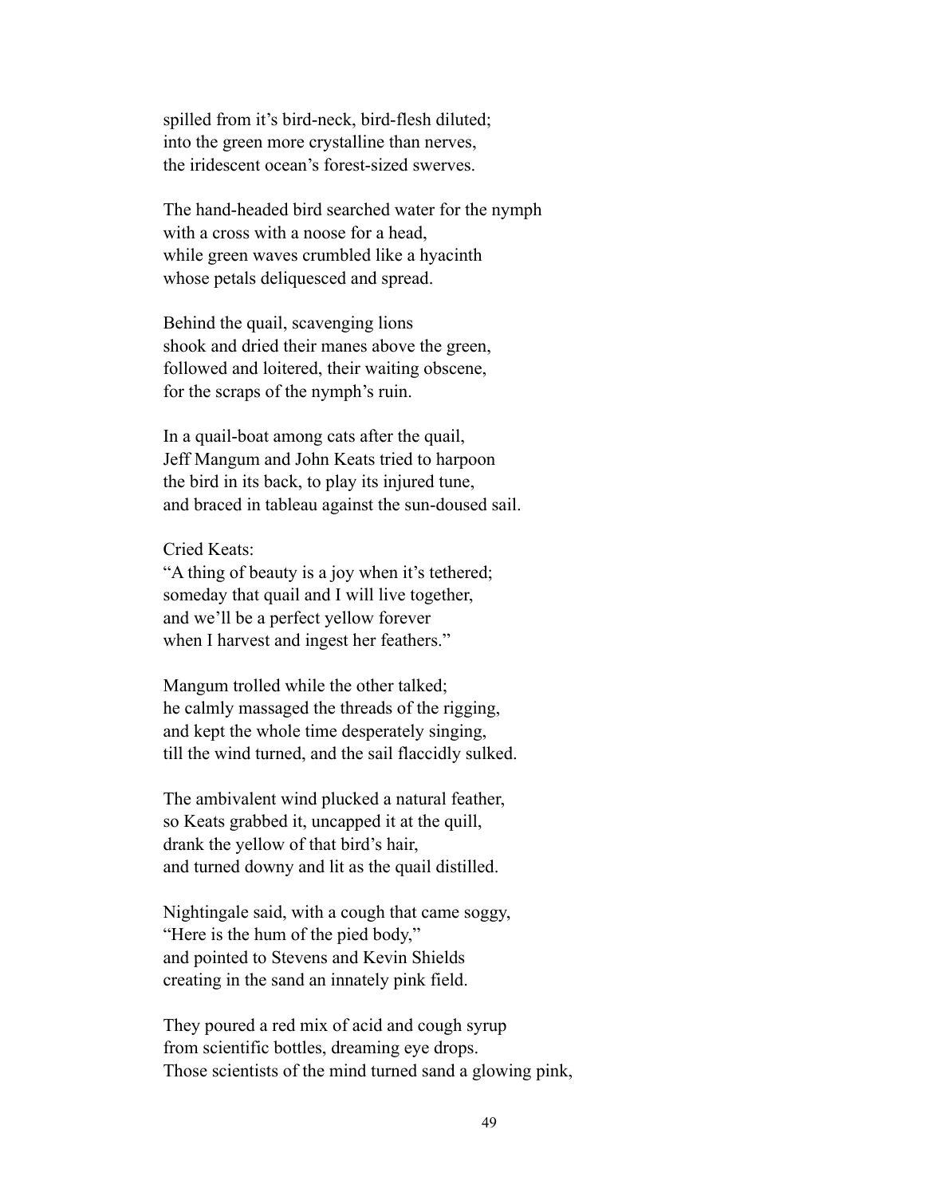spilled from it's bird-neck, bird-flesh diluted;
into the green more crystalline than nerves,
the iridescent ocean's forest-sized swerves.

The hand-headed bird searched water for the nymph
with a cross with a noose for a head,
while green waves crumbled like a hyacinth
whose petals deliquesced and spread.

Behind the quail, scavenging lions
shook and dried their manes above the green,
followed and loitered, their waiting obscene,
for the scraps of the nymph's ruin.

In a quail-boat among cats after the quail,
Jeff Mangum and John Keats tried to harpoon
the bird in its back, to play its injured tune,
and braced in tableau against the sun-doused sail.

Cried Keats:
"A thing of beauty is a joy when it's tethered;
someday that quail and I will live together,
and we'll be a perfect yellow forever
when I harvest and ingest her feathers."

Mangum trolled while the other talked;
he calmly massaged the threads of the rigging,
and kept the whole time desperately singing,
till the wind turned, and the sail flaccidly sulked.

The ambivalent wind plucked a natural feather,
so Keats grabbed it, uncapped it at the quill,
drank the yellow of that bird's hair,
and turned downy and lit as the quail distilled.

Nightingale said, with a cough that came soggy,
"Here is the hum of the pied body,"
and pointed to Stevens and Kevin Shields
creating in the sand an innately pink field.

They poured a red mix of acid and cough syrup
from scientific bottles, dreaming eye drops.
Those scientists of the mind turned sand a glowing pink,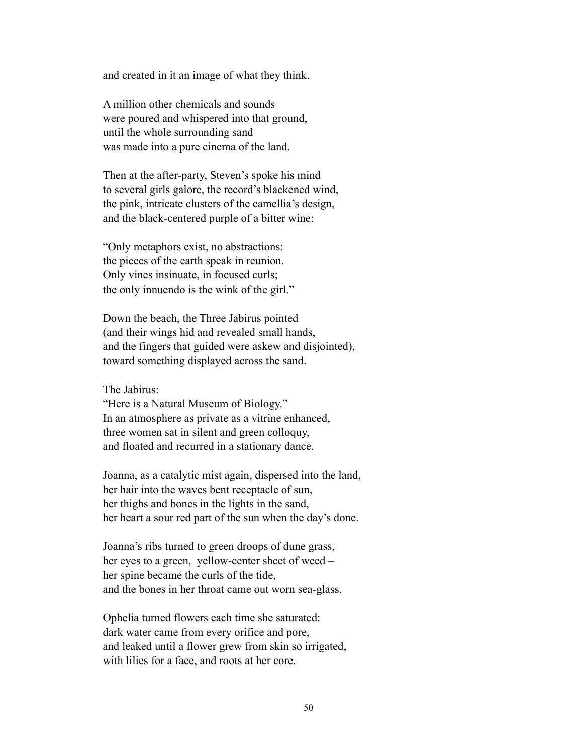and created in it an image of what they think.

A million other chemicals and sounds  
were poured and whispered into that ground,  
until the whole surrounding sand  
was made into a pure cinema of the land.

Then at the after-party, Steven's spoke his mind  
to several girls galore, the record's blackened wind,  
the pink, intricate clusters of the camellia's design,  
and the black-centered purple of a bitter wine:

"Only metaphors exist, no abstractions:  
the pieces of the earth speak in reunion.  
Only vines insinuate, in focused curls;  
the only innuendo is the wink of the girl."

Down the beach, the Three Jabirus pointed  
(and their wings hid and revealed small hands,  
and the fingers that guided were askew and disjointed),  
toward something displayed across the sand.

The Jabirus:  
"Here is a Natural Museum of Biology."  
In an atmosphere as private as a vitrine enhanced,  
three women sat in silent and green colloquy,  
and floated and recurred in a stationary dance.

Joanna, as a catalytic mist again, dispersed into the land,  
her hair into the waves bent receptacle of sun,  
her thighs and bones in the lights in the sand,  
her heart a sour red part of the sun when the day's done.

Joanna's ribs turned to green droops of dune grass,  
her eyes to a green, yellow-center sheet of weed –  
her spine became the curls of the tide,  
and the bones in her throat came out worn sea-glass.

Ophelia turned flowers each time she saturated:  
dark water came from every orifice and pore,  
and leaked until a flower grew from skin so irrigated,  
with lilies for a face, and roots at her core.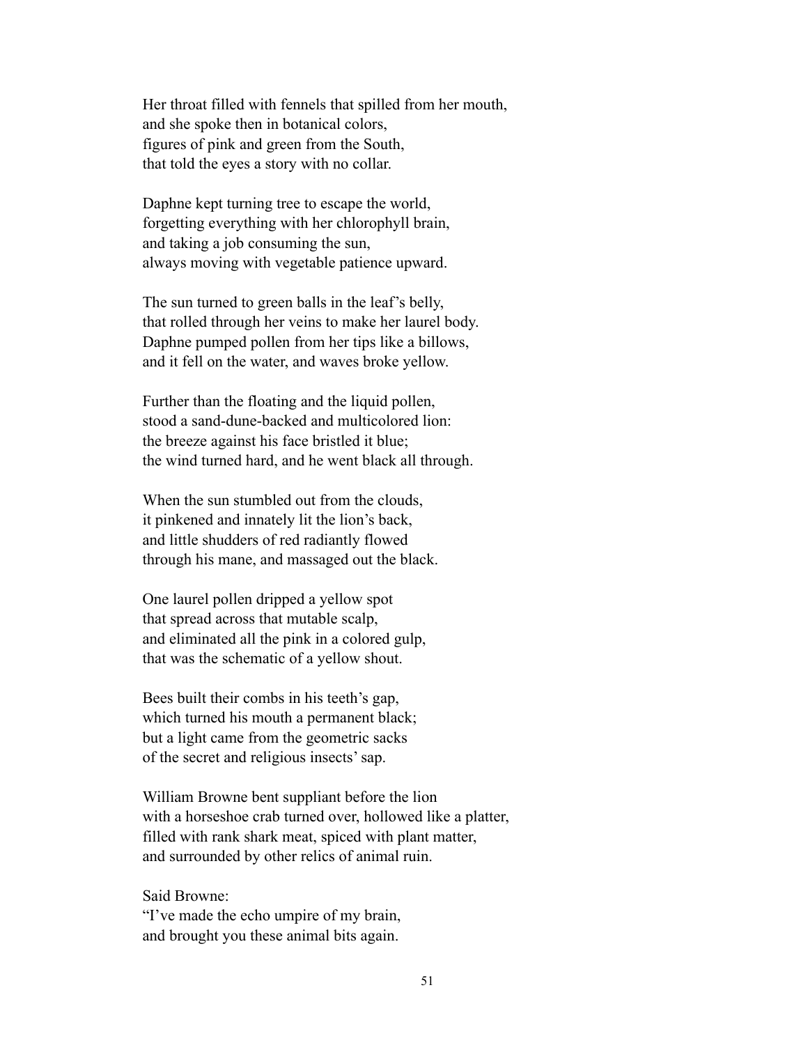Her throat filled with fennels that spilled from her mouth,
and she spoke then in botanical colors,
figures of pink and green from the South,
that told the eyes a story with no collar.

Daphne kept turning tree to escape the world,
forgetting everything with her chlorophyll brain,
and taking a job consuming the sun,
always moving with vegetable patience upward.

The sun turned to green balls in the leaf's belly,
that rolled through her veins to make her laurel body.
Daphne pumped pollen from her tips like a billows,
and it fell on the water, and waves broke yellow.

Further than the floating and the liquid pollen,
stood a sand-dune-backed and multicolored lion:
the breeze against his face bristled it blue;
the wind turned hard, and he went black all through.

When the sun stumbled out from the clouds,
it pinkened and innately lit the lion's back,
and little shudders of red radiantly flowed
through his mane, and massaged out the black.

One laurel pollen dripped a yellow spot
that spread across that mutable scalp,
and eliminated all the pink in a colored gulp,
that was the schematic of a yellow shout.

Bees built their combs in his teeth's gap,
which turned his mouth a permanent black;
but a light came from the geometric sacks
of the secret and religious insects' sap.

William Browne bent suppliant before the lion
with a horseshoe crab turned over, hollowed like a platter,
filled with rank shark meat, spiced with plant matter,
and surrounded by other relics of animal ruin.

Said Browne:
"I've made the echo umpire of my brain,
and brought you these animal bits again.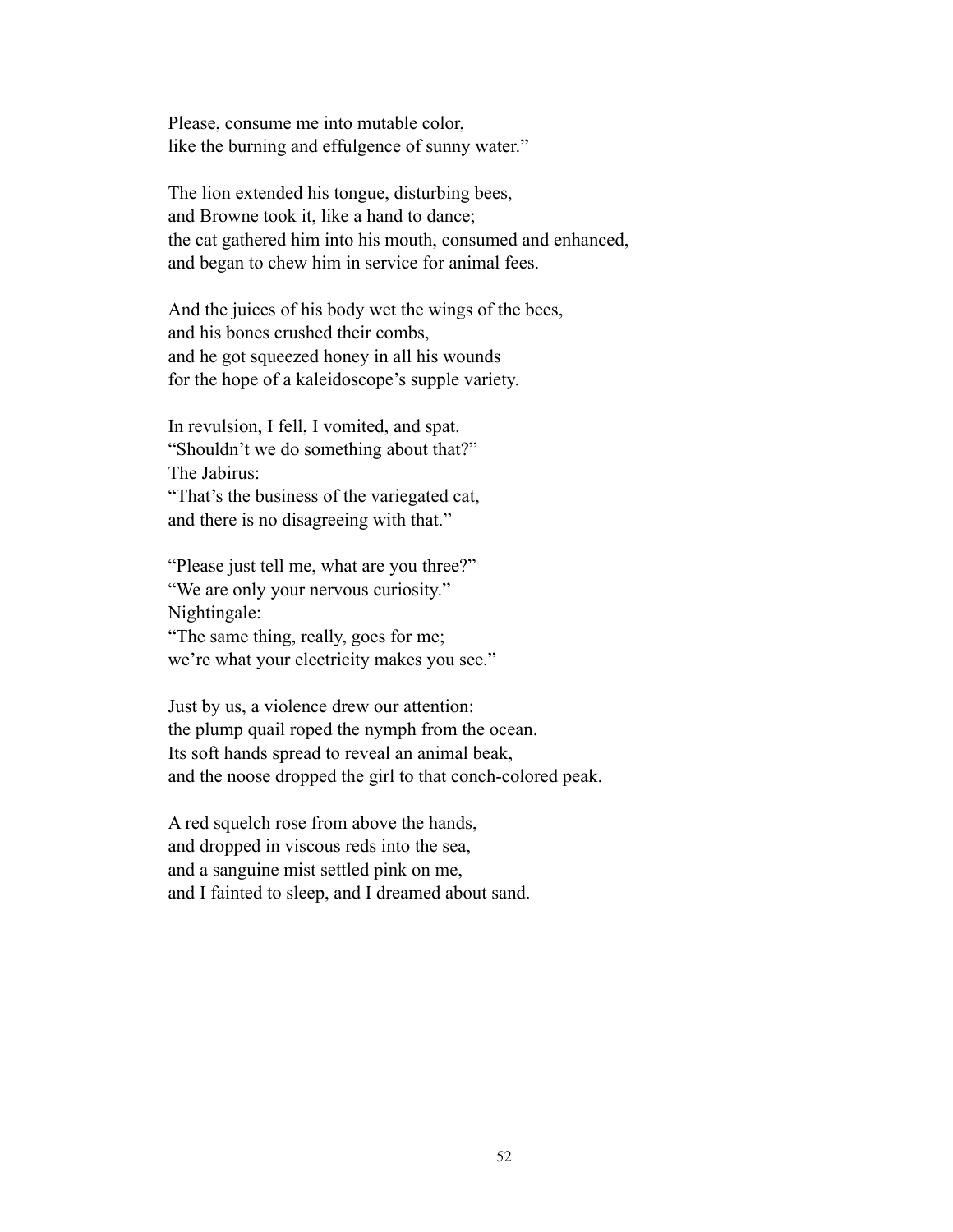Please, consume me into mutable color,
like the burning and effulgence of sunny water."

The lion extended his tongue, disturbing bees,
and Browne took it, like a hand to dance;
the cat gathered him into his mouth, consumed and enhanced,
and began to chew him in service for animal fees.

And the juices of his body wet the wings of the bees,
and his bones crushed their combs,
and he got squeezed honey in all his wounds
for the hope of a kaleidoscope's supple variety.

In revulsion, I fell, I vomited, and spat.
"Shouldn't we do something about that?"
The Jabirus:
"That's the business of the variegated cat,
and there is no disagreeing with that."

"Please just tell me, what are you three?"
"We are only your nervous curiosity."
Nightingale:
"The same thing, really, goes for me;
we're what your electricity makes you see."

Just by us, a violence drew our attention:
the plump quail roped the nymph from the ocean.
Its soft hands spread to reveal an animal beak,
and the noose dropped the girl to that conch-colored peak.

A red squelch rose from above the hands,
and dropped in viscous reds into the sea,
and a sanguine mist settled pink on me,
and I fainted to sleep, and I dreamed about sand.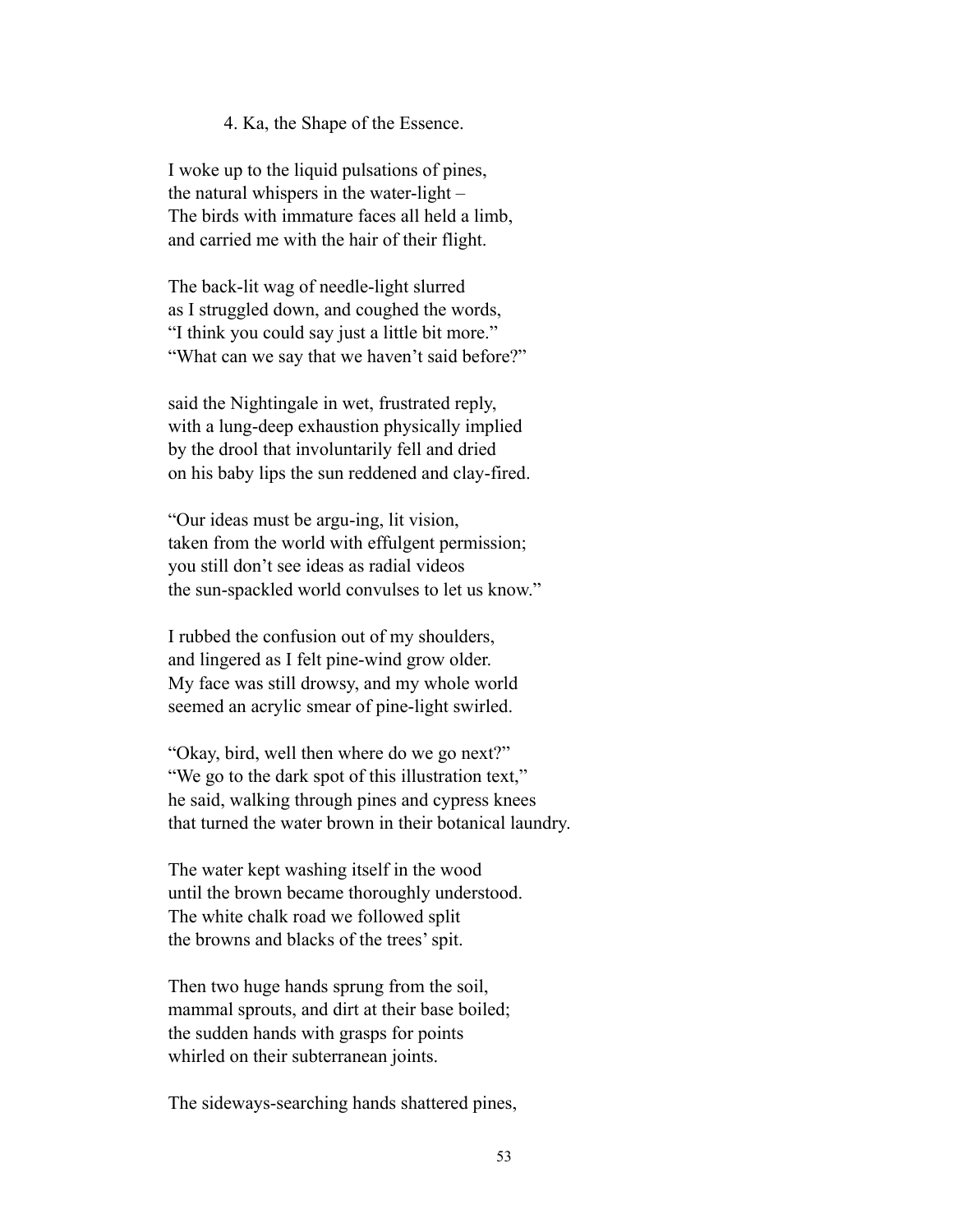### 4. Ka, the Shape of the Essence.

I woke up to the liquid pulsations of pines,  
the natural whispers in the water-light –  
The birds with immature faces all held a limb,  
and carried me with the hair of their flight.

The back-lit wag of needle-light slurred  
as I struggled down, and coughed the words,  
"I think you could say just a little bit more."  
"What can we say that we haven't said before?"

said the Nightingale in wet, frustrated reply,  
with a lung-deep exhaustion physically implied  
by the drool that involuntarily fell and dried  
on his baby lips the sun reddened and clay-fired.

"Our ideas must be argu-ing, lit vision,  
taken from the world with effulgent permission;  
you still don't see ideas as radial videos  
the sun-spackled world convulses to let us know."

I rubbed the confusion out of my shoulders,  
and lingered as I felt pine-wind grow older.  
My face was still drowsy, and my whole world  
seemed an acrylic smear of pine-light swirled.

"Okay, bird, well then where do we go next?"  
"We go to the dark spot of this illustration text,"  
he said, walking through pines and cypress knees  
that turned the water brown in their botanical laundry.

The water kept washing itself in the wood  
until the brown became thoroughly understood.  
The white chalk road we followed split  
the browns and blacks of the trees' spit.

Then two huge hands sprung from the soil,  
mammal sprouts, and dirt at their base boiled;  
the sudden hands with grasps for points  
whirled on their subterranean joints.

The sideways-searching hands shattered pines,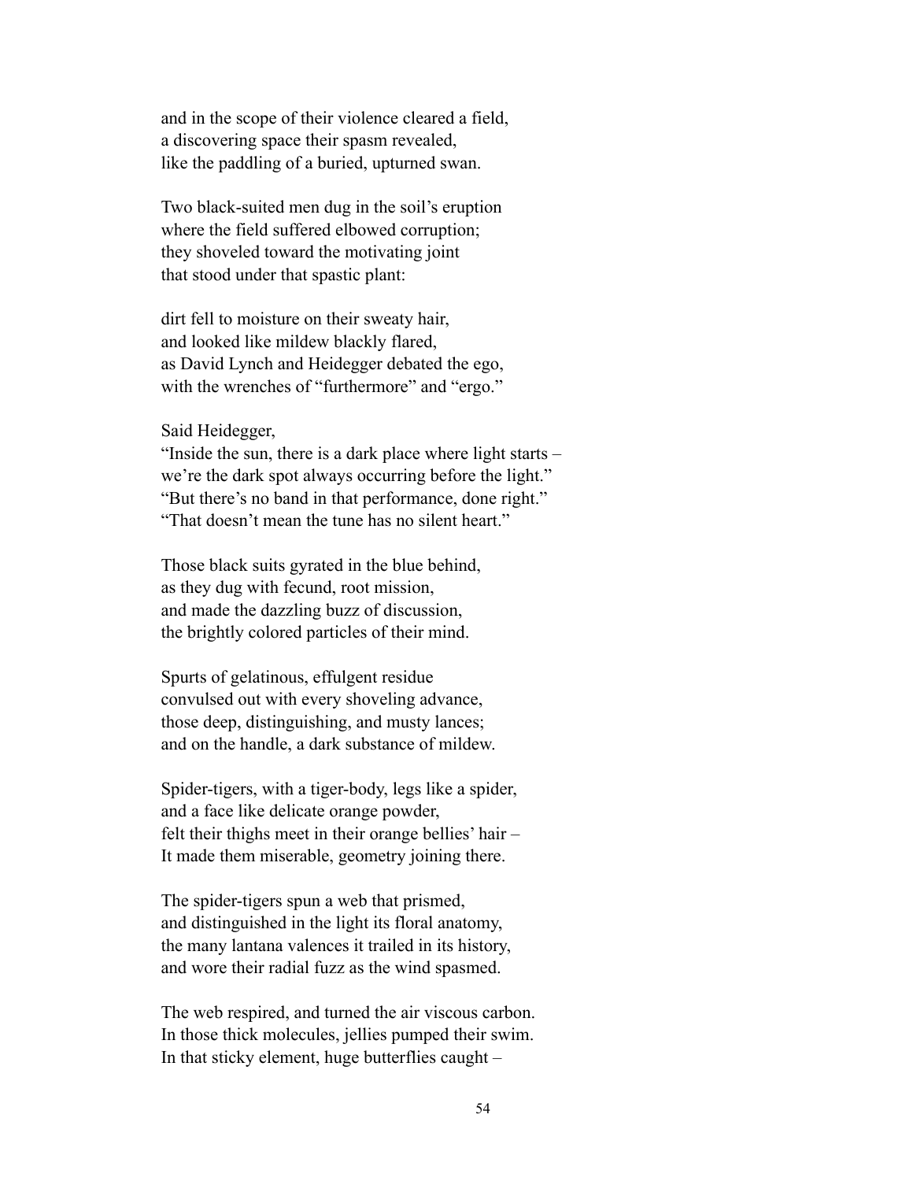and in the scope of their violence cleared a field,
a discovering space their spasm revealed,
like the paddling of a buried, upturned swan.

Two black-suited men dug in the soil's eruption
where the field suffered elbowed corruption;
they shoveled toward the motivating joint
that stood under that spastic plant:

dirt fell to moisture on their sweaty hair,
and looked like mildew blackly flared,
as David Lynch and Heidegger debated the ego,
with the wrenches of "furthermore" and "ergo."

Said Heidegger,
"Inside the sun, there is a dark place where light starts –
we're the dark spot always occurring before the light."
"But there's no band in that performance, done right."
"That doesn't mean the tune has no silent heart."

Those black suits gyrated in the blue behind,
as they dug with fecund, root mission,
and made the dazzling buzz of discussion,
the brightly colored particles of their mind.

Spurts of gelatinous, effulgent residue
convulsed out with every shoveling advance,
those deep, distinguishing, and musty lances;
and on the handle, a dark substance of mildew.

Spider-tigers, with a tiger-body, legs like a spider,
and a face like delicate orange powder,
felt their thighs meet in their orange bellies' hair –
It made them miserable, geometry joining there.

The spider-tigers spun a web that prismed,
and distinguished in the light its floral anatomy,
the many lantana valences it trailed in its history,
and wore their radial fuzz as the wind spasmed.

The web respired, and turned the air viscous carbon.
In those thick molecules, jellies pumped their swim.
In that sticky element, huge butterflies caught –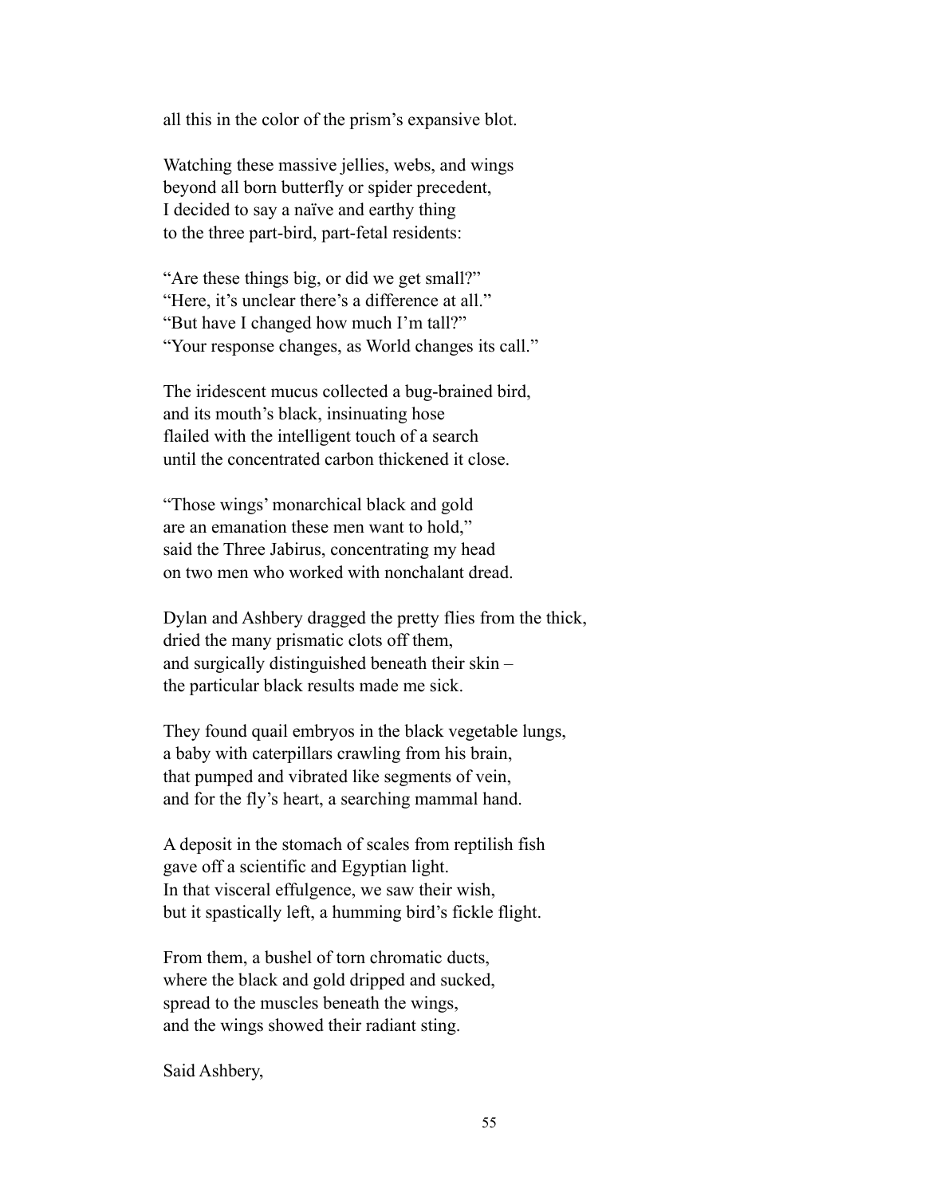all this in the color of the prism's expansive blot.

Watching these massive jellies, webs, and wings  
beyond all born butterfly or spider precedent,  
I decided to say a naïve and earthy thing  
to the three part-bird, part-fetal residents:

"Are these things big, or did we get small?"  
"Here, it's unclear there's a difference at all."  
"But have I changed how much I'm tall?"  
"Your response changes, as World changes its call."

The iridescent mucus collected a bug-brained bird,  
and its mouth's black, insinuating hose  
flailed with the intelligent touch of a search  
until the concentrated carbon thickened it close.

"Those wings' monarchical black and gold  
are an emanation these men want to hold,"  
said the Three Jabirus, concentrating my head  
on two men who worked with nonchalant dread.

Dylan and Ashbery dragged the pretty flies from the thick,  
dried the many prismatic clots off them,  
and surgically distinguished beneath their skin –  
the particular black results made me sick.

They found quail embryos in the black vegetable lungs,  
a baby with caterpillars crawling from his brain,  
that pumped and vibrated like segments of vein,  
and for the fly's heart, a searching mammal hand.

A deposit in the stomach of scales from reptilish fish  
gave off a scientific and Egyptian light.  
In that visceral effulgence, we saw their wish,  
but it spastically left, a humming bird's fickle flight.

From them, a bushel of torn chromatic ducts,  
where the black and gold dripped and sucked,  
spread to the muscles beneath the wings,  
and the wings showed their radiant sting.

Said Ashbery,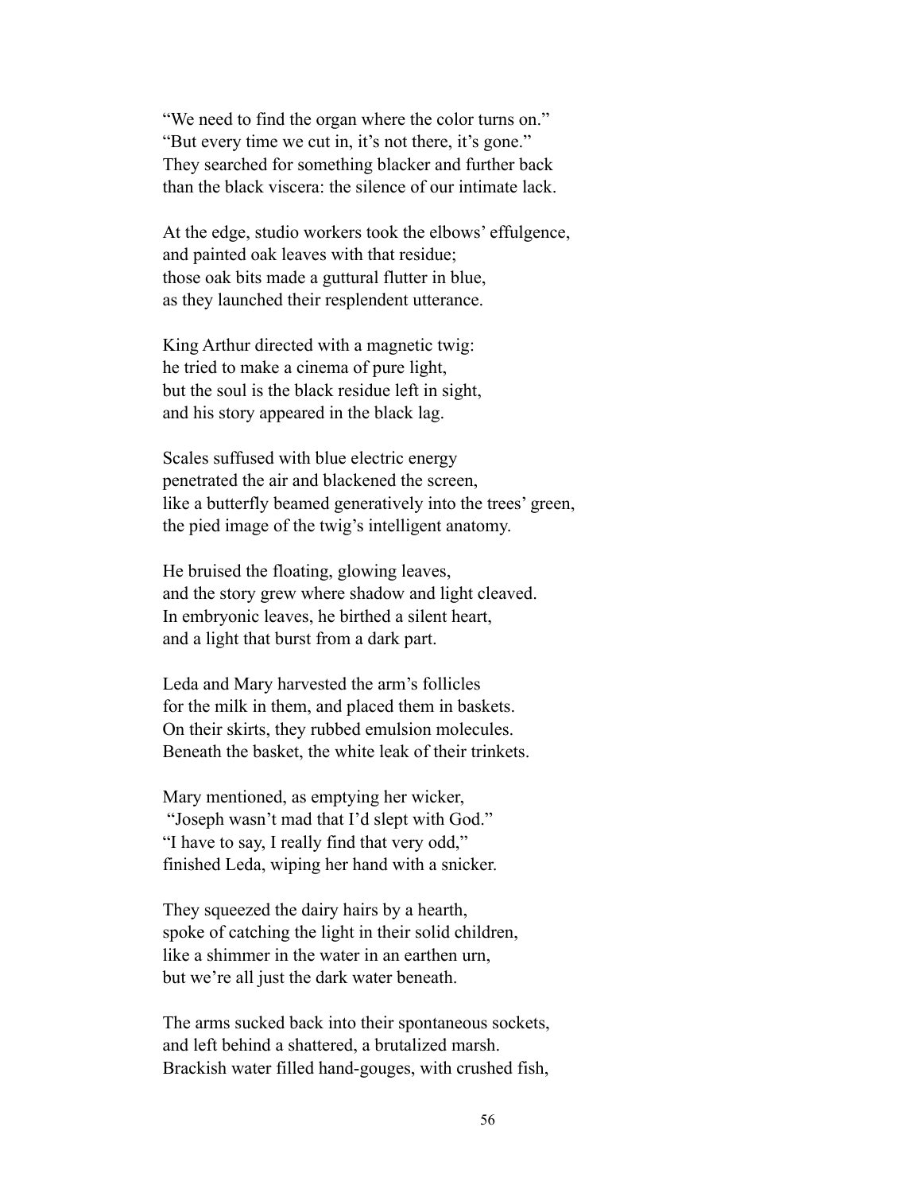"We need to find the organ where the color turns on."
"But every time we cut in, it's not there, it's gone."
They searched for something blacker and further back
than the black viscera: the silence of our intimate lack.

At the edge, studio workers took the elbows' effulgence,
and painted oak leaves with that residue;
those oak bits made a guttural flutter in blue,
as they launched their resplendent utterance.

King Arthur directed with a magnetic twig:
he tried to make a cinema of pure light,
but the soul is the black residue left in sight,
and his story appeared in the black lag.

Scales suffused with blue electric energy
penetrated the air and blackened the screen,
like a butterfly beamed generatively into the trees' green,
the pied image of the twig's intelligent anatomy.

He bruised the floating, glowing leaves,
and the story grew where shadow and light cleaved.
In embryonic leaves, he birthed a silent heart,
and a light that burst from a dark part.

Leda and Mary harvested the arm's follicles
for the milk in them, and placed them in baskets.
On their skirts, they rubbed emulsion molecules.
Beneath the basket, the white leak of their trinkets.

Mary mentioned, as emptying her wicker,
"Joseph wasn't mad that I'd slept with God."
"I have to say, I really find that very odd,"
finished Leda, wiping her hand with a snicker.

They squeezed the dairy hairs by a hearth,
spoke of catching the light in their solid children,
like a shimmer in the water in an earthen urn,
but we're all just the dark water beneath.

The arms sucked back into their spontaneous sockets,
and left behind a shattered, a brutalized marsh.
Brackish water filled hand-gouges, with crushed fish,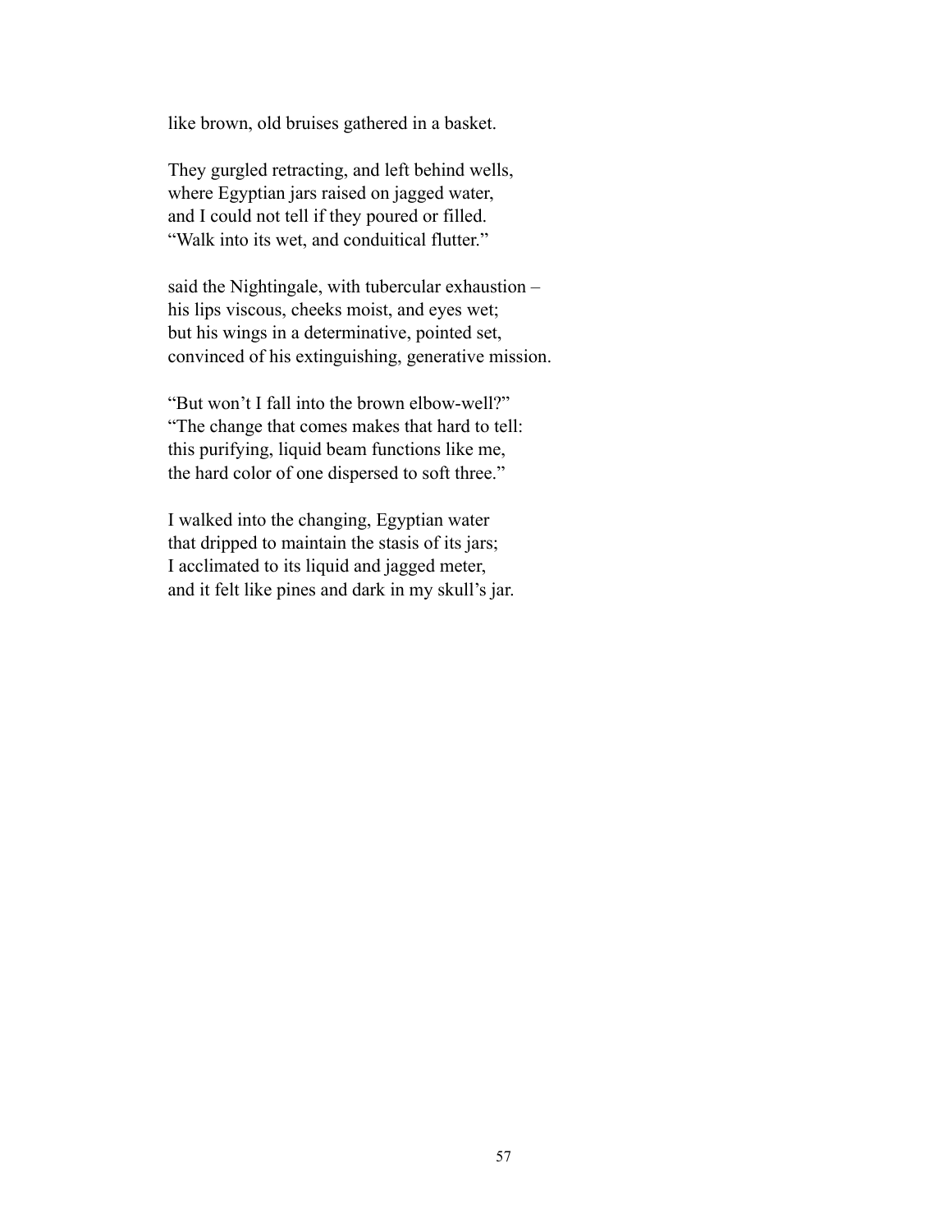like brown, old bruises gathered in a basket.

They gurgled retracting, and left behind wells,  
where Egyptian jars raised on jagged water,  
and I could not tell if they poured or filled.  
"Walk into its wet, and conduitical flutter."

said the Nightingale, with tubercular exhaustion –  
his lips viscous, cheeks moist, and eyes wet;  
but his wings in a determinative, pointed set,  
convinced of his extinguishing, generative mission.

"But won't I fall into the brown elbow-well?"  
"The change that comes makes that hard to tell:  
this purifying, liquid beam functions like me,  
the hard color of one dispersed to soft three."

I walked into the changing, Egyptian water  
that dripped to maintain the stasis of its jars;  
I acclimated to its liquid and jagged meter,  
and it felt like pines and dark in my skull's jar.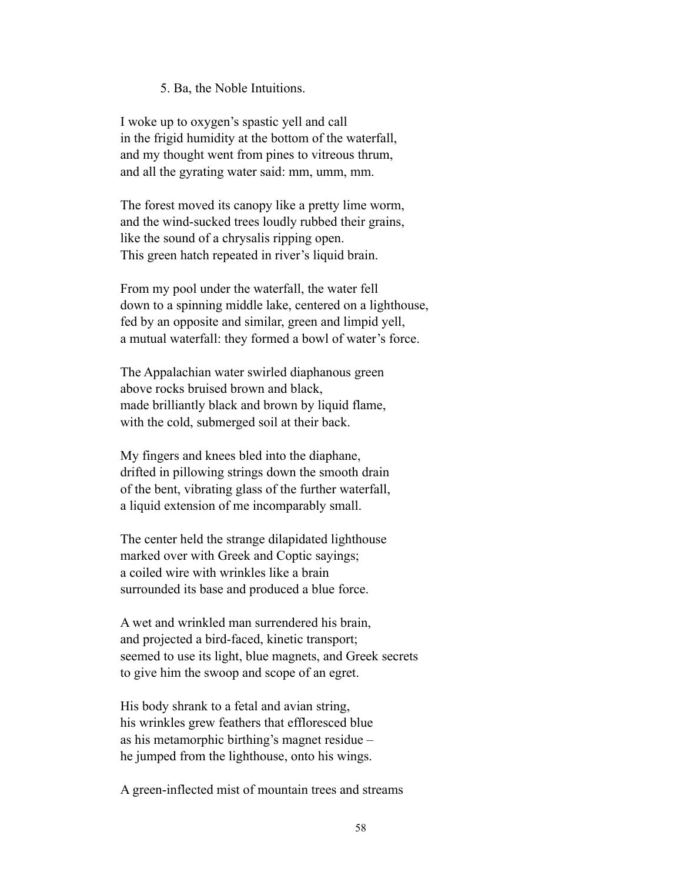5. Ba, the Noble Intuitions.

I woke up to oxygen's spastic yell and call  
in the frigid humidity at the bottom of the waterfall,  
and my thought went from pines to vitreous thrum,  
and all the gyrating water said: mm, umm, mm.

The forest moved its canopy like a pretty lime worm,  
and the wind-sucked trees loudly rubbed their grains,  
like the sound of a chrysalis ripping open.  
This green hatch repeated in river's liquid brain.

From my pool under the waterfall, the water fell  
down to a spinning middle lake, centered on a lighthouse,  
fed by an opposite and similar, green and limpid yell,  
a mutual waterfall: they formed a bowl of water's force.

The Appalachian water swirled diaphanous green  
above rocks bruised brown and black,  
made brilliantly black and brown by liquid flame,  
with the cold, submerged soil at their back.

My fingers and knees bled into the diaphane,  
drifted in pillowing strings down the smooth drain  
of the bent, vibrating glass of the further waterfall,  
a liquid extension of me incomparably small.

The center held the strange dilapidated lighthouse  
marked over with Greek and Coptic sayings;  
a coiled wire with wrinkles like a brain  
surrounded its base and produced a blue force.

A wet and wrinkled man surrendered his brain,  
and projected a bird-faced, kinetic transport;  
seemed to use its light, blue magnets, and Greek secrets  
to give him the swoop and scope of an egret.

His body shrank to a fetal and avian string,  
his wrinkles grew feathers that effloresced blue  
as his metamorphic birthing's magnet residue –  
he jumped from the lighthouse, onto his wings.

A green-inflected mist of mountain trees and streams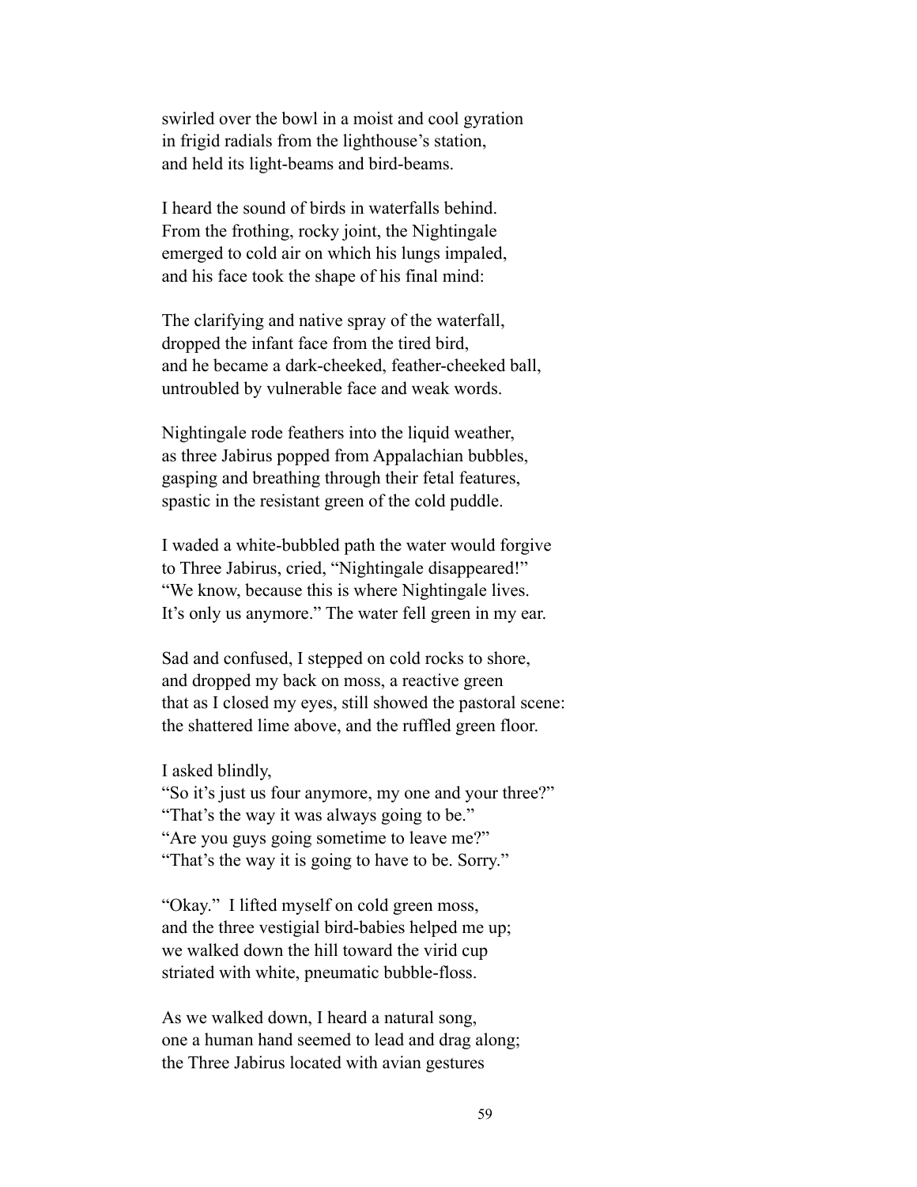swirled over the bowl in a moist and cool gyration
in frigid radials from the lighthouse's station,
and held its light-beams and bird-beams.

I heard the sound of birds in waterfalls behind.
From the frothing, rocky joint, the Nightingale
emerged to cold air on which his lungs impaled,
and his face took the shape of his final mind:

The clarifying and native spray of the waterfall,
dropped the infant face from the tired bird,
and he became a dark-cheeked, feather-cheeked ball,
untroubled by vulnerable face and weak words.

Nightingale rode feathers into the liquid weather,
as three Jabirus popped from Appalachian bubbles,
gasping and breathing through their fetal features,
spastic in the resistant green of the cold puddle.

I waded a white-bubbled path the water would forgive
to Three Jabirus, cried, "Nightingale disappeared!"
"We know, because this is where Nightingale lives.
It's only us anymore." The water fell green in my ear.

Sad and confused, I stepped on cold rocks to shore,
and dropped my back on moss, a reactive green
that as I closed my eyes, still showed the pastoral scene:
the shattered lime above, and the ruffled green floor.

I asked blindly,
"So it's just us four anymore, my one and your three?"
"That's the way it was always going to be."
"Are you guys going sometime to leave me?"
"That's the way it is going to have to be. Sorry."

"Okay." I lifted myself on cold green moss,
and the three vestigial bird-babies helped me up;
we walked down the hill toward the virid cup
striated with white, pneumatic bubble-floss.

As we walked down, I heard a natural song,
one a human hand seemed to lead and drag along;
the Three Jabirus located with avian gestures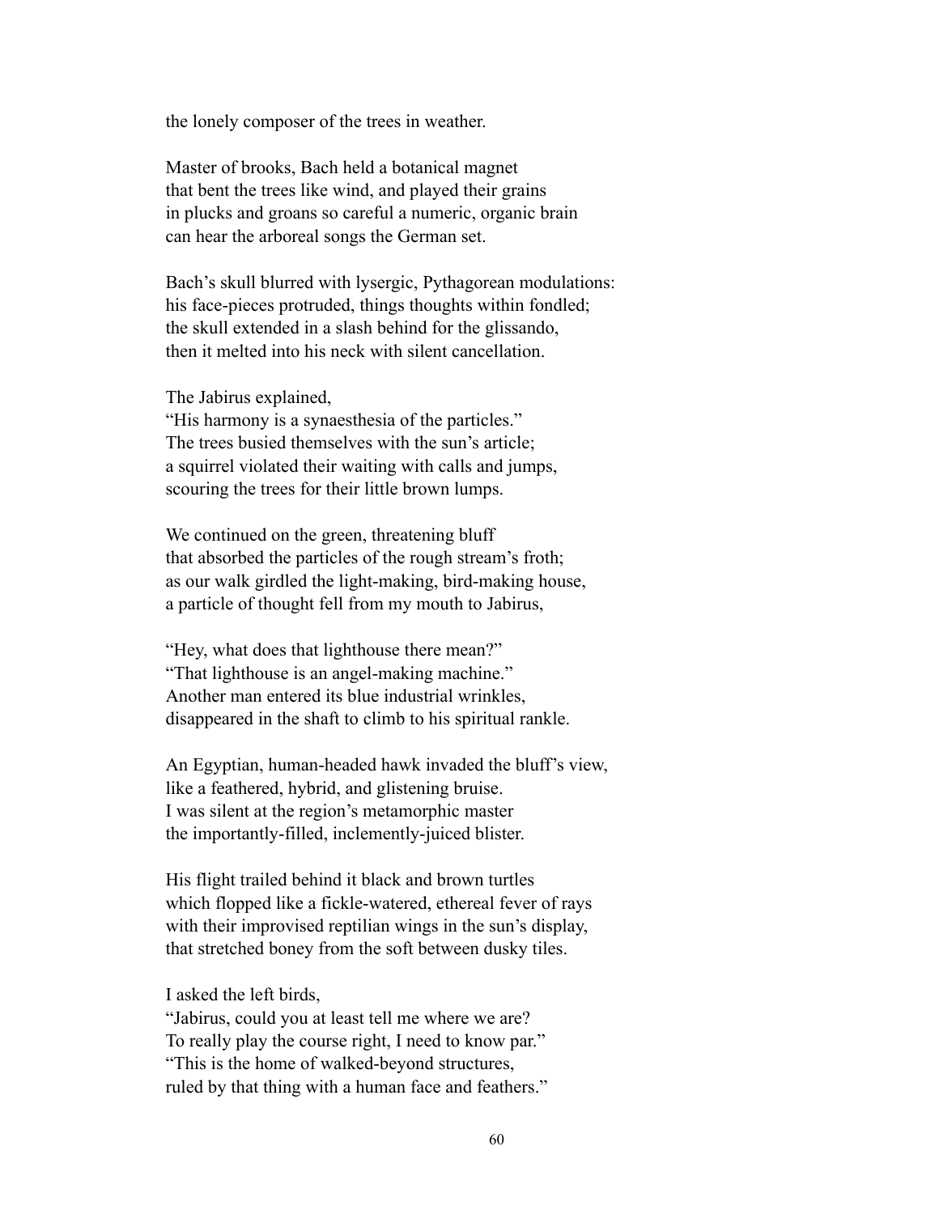the lonely composer of the trees in weather.

Master of brooks, Bach held a botanical magnet
that bent the trees like wind, and played their grains
in plucks and groans so careful a numeric, organic brain
can hear the arboreal songs the German set.

Bach's skull blurred with lysergic, Pythagorean modulations:
his face-pieces protruded, things thoughts within fondled;
the skull extended in a slash behind for the glissando,
then it melted into his neck with silent cancellation.

The Jabirus explained,
"His harmony is a synaesthesia of the particles."
The trees busied themselves with the sun's article;
a squirrel violated their waiting with calls and jumps,
scouring the trees for their little brown lumps.

We continued on the green, threatening bluff
that absorbed the particles of the rough stream's froth;
as our walk girdled the light-making, bird-making house,
a particle of thought fell from my mouth to Jabirus,

"Hey, what does that lighthouse there mean?"
"That lighthouse is an angel-making machine."
Another man entered its blue industrial wrinkles,
disappeared in the shaft to climb to his spiritual rankle.

An Egyptian, human-headed hawk invaded the bluff's view,
like a feathered, hybrid, and glistening bruise.
I was silent at the region's metamorphic master
the importantly-filled, inclemently-juiced blister.

His flight trailed behind it black and brown turtles
which flopped like a fickle-watered, ethereal fever of rays
with their improvised reptilian wings in the sun's display,
that stretched boney from the soft between dusky tiles.

I asked the left birds,
"Jabirus, could you at least tell me where we are?
To really play the course right, I need to know par."
"This is the home of walked-beyond structures,
ruled by that thing with a human face and feathers."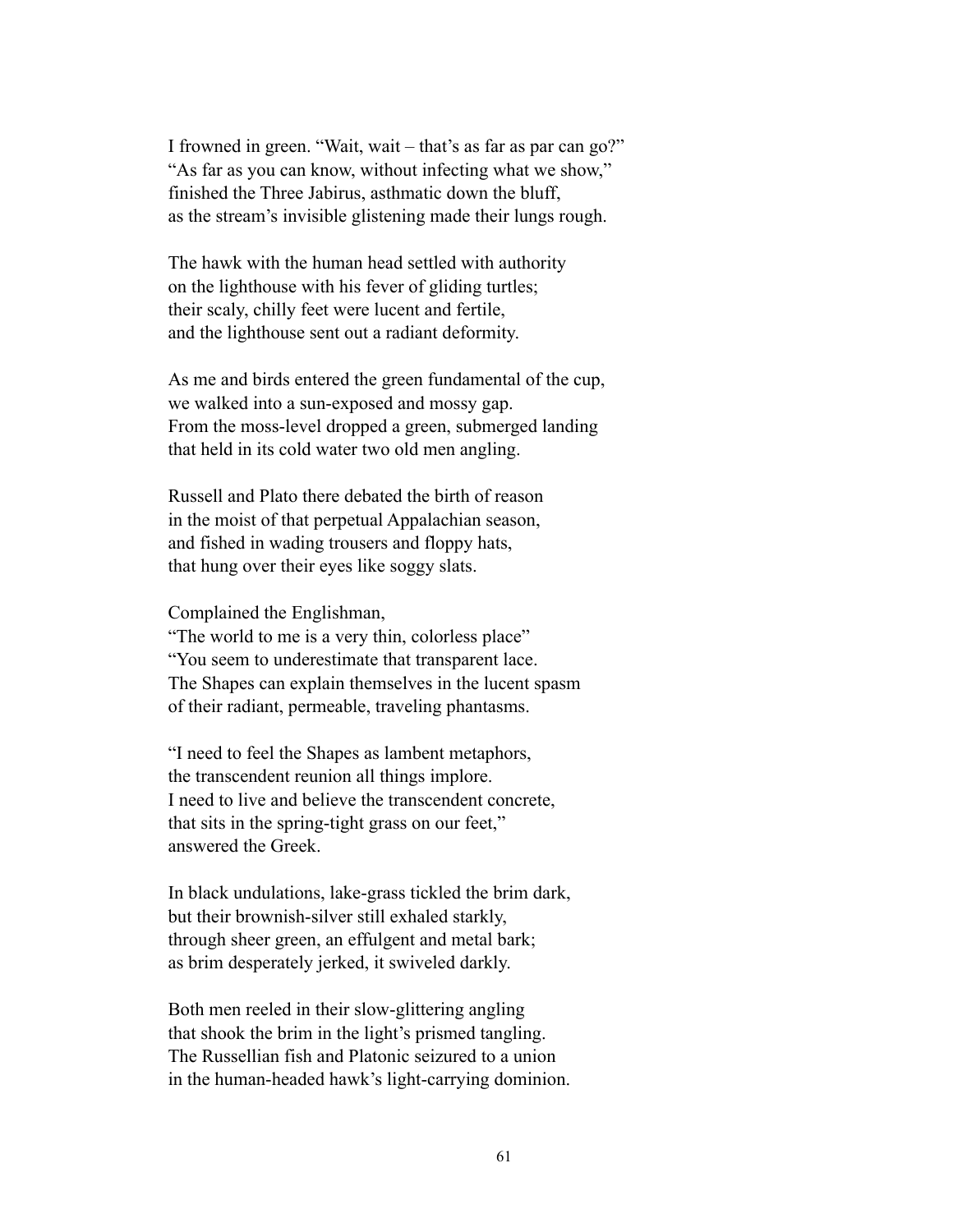I frowned in green. “Wait, wait – that’s as far as par can go?”
“As far as you can know, without infecting what we show,”
finished the Three Jabirus, asthmatic down the bluff,
as the stream’s invisible glistening made their lungs rough.

The hawk with the human head settled with authority
on the lighthouse with his fever of gliding turtles;
their scaly, chilly feet were lucent and fertile,
and the lighthouse sent out a radiant deformity.

As me and birds entered the green fundamental of the cup,
we walked into a sun-exposed and mossy gap.
From the moss-level dropped a green, submerged landing
that held in its cold water two old men angling.

Russell and Plato there debated the birth of reason
in the moist of that perpetual Appalachian season,
and fished in wading trousers and floppy hats,
that hung over their eyes like soggy slats.

Complained the Englishman,
“The world to me is a very thin, colorless place”
“You seem to underestimate that transparent lace.
The Shapes can explain themselves in the lucent spasm
of their radiant, permeable, traveling phantasms.

“I need to feel the Shapes as lambent metaphors,
the transcendent reunion all things implore.
I need to live and believe the transcendent concrete,
that sits in the spring-tight grass on our feet,”
answered the Greek.

In black undulations, lake-grass tickled the brim dark,
but their brownish-silver still exhaled starkly,
through sheer green, an effulgent and metal bark;
as brim desperately jerked, it swiveled darkly.

Both men reeled in their slow-glittering angling
that shook the brim in the light’s prismed tangling.
The Russellian fish and Platonic seizured to a union
in the human-headed hawk’s light-carrying dominion.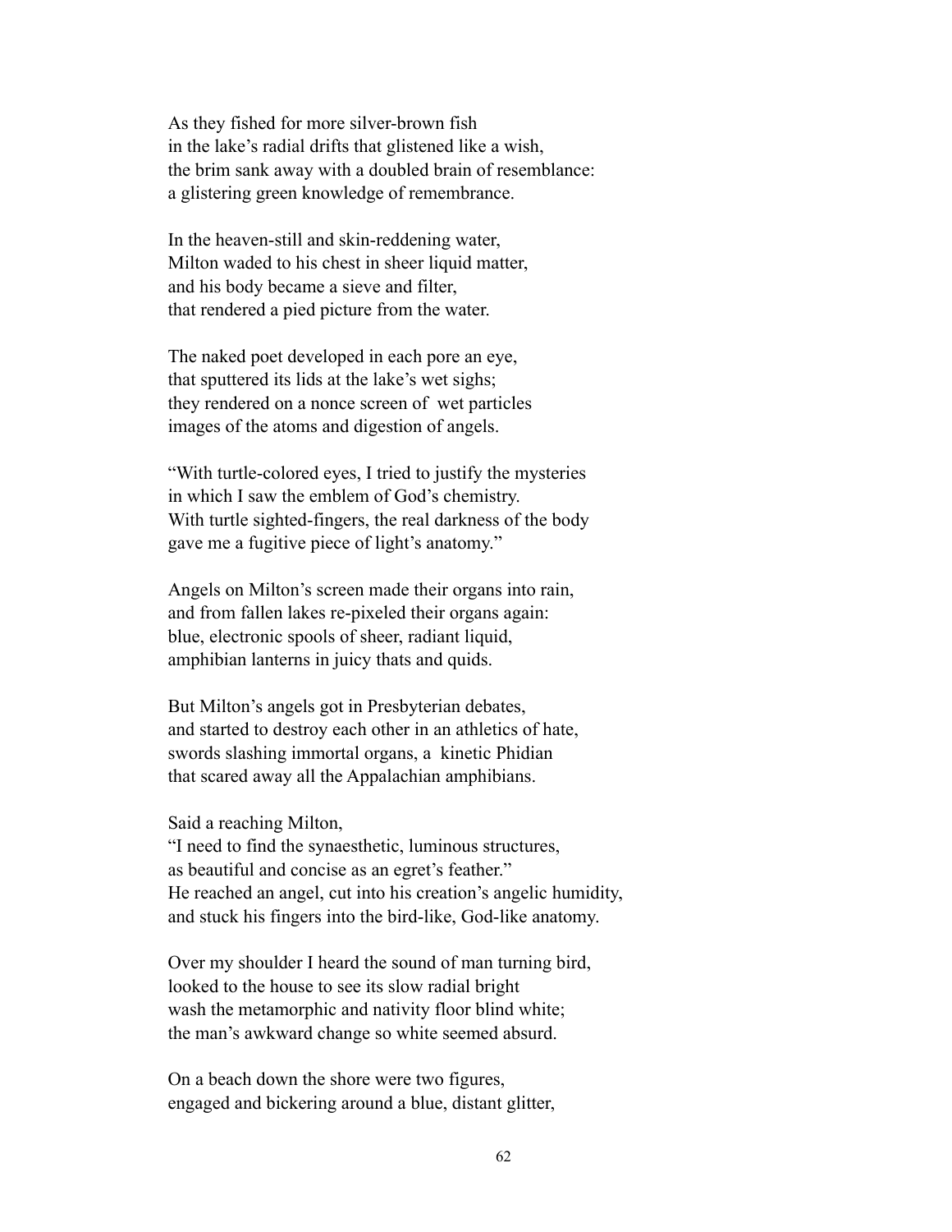As they fished for more silver-brown fish  
in the lake's radial drifts that glistened like a wish,  
the brim sank away with a doubled brain of resemblance:  
a glistering green knowledge of remembrance.

In the heaven-still and skin-reddening water,  
Milton waded to his chest in sheer liquid matter,  
and his body became a sieve and filter,  
that rendered a pied picture from the water.

The naked poet developed in each pore an eye,  
that sputtered its lids at the lake's wet sighs;  
they rendered on a nonce screen of  wet particles  
images of the atoms and digestion of angels.

"With turtle-colored eyes, I tried to justify the mysteries  
in which I saw the emblem of God's chemistry.  
With turtle sighted-fingers, the real darkness of the body  
gave me a fugitive piece of light's anatomy."

Angels on Milton's screen made their organs into rain,  
and from fallen lakes re-pixeled their organs again:  
blue, electronic spools of sheer, radiant liquid,  
amphibian lanterns in juicy thats and quids.

But Milton's angels got in Presbyterian debates,  
and started to destroy each other in an athletics of hate,  
swords slashing immortal organs, a  kinetic Phidian  
that scared away all the Appalachian amphibians.

Said a reaching Milton,  
"I need to find the synaesthetic, luminous structures,  
as beautiful and concise as an egret's feather."  
He reached an angel, cut into his creation's angelic humidity,  
and stuck his fingers into the bird-like, God-like anatomy.

Over my shoulder I heard the sound of man turning bird,  
looked to the house to see its slow radial bright  
wash the metamorphic and nativity floor blind white;  
the man's awkward change so white seemed absurd.

On a beach down the shore were two figures,  
engaged and bickering around a blue, distant glitter,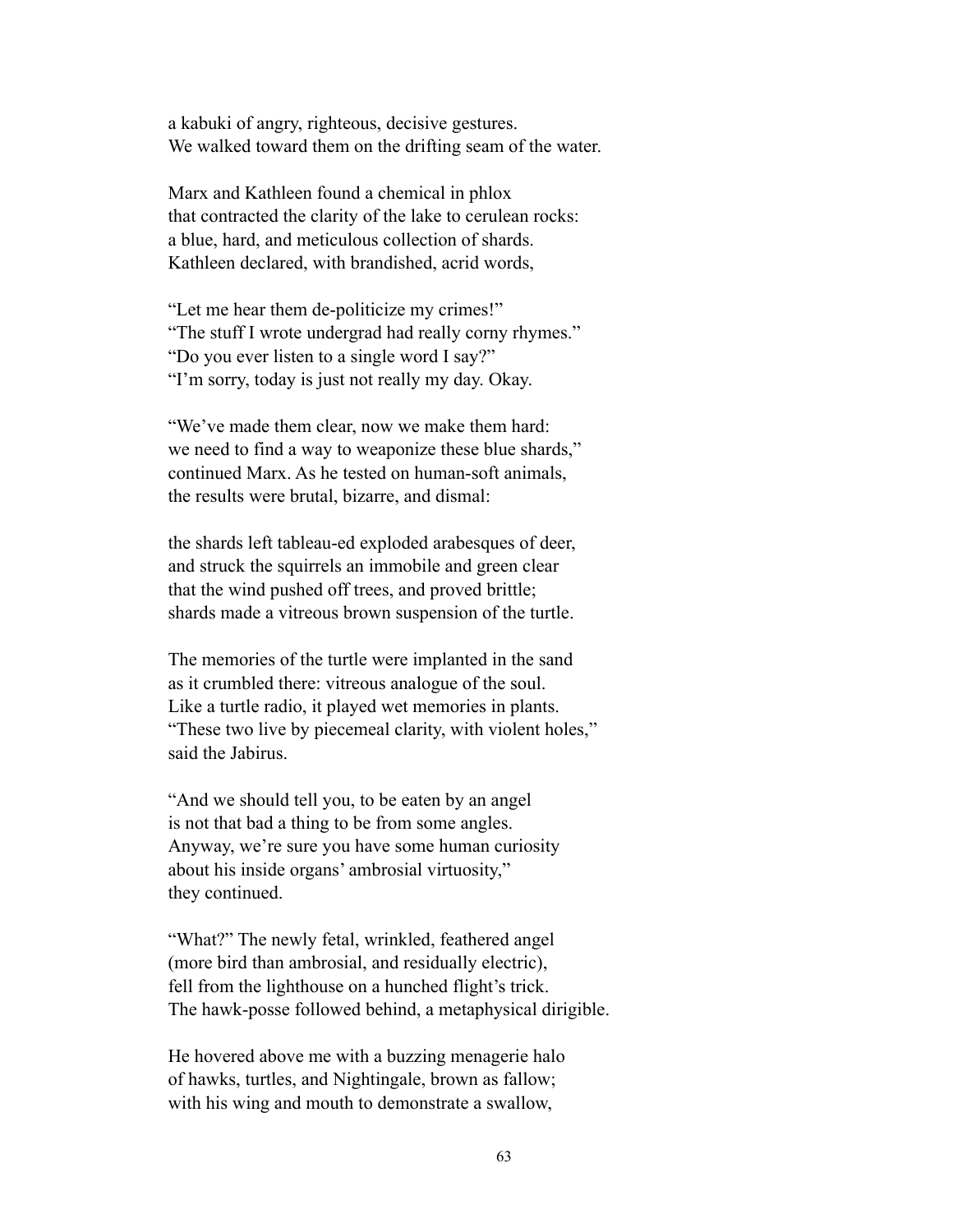a kabuki of angry, righteous, decisive gestures.
We walked toward them on the drifting seam of the water.

Marx and Kathleen found a chemical in phlox
that contracted the clarity of the lake to cerulean rocks:
a blue, hard, and meticulous collection of shards.
Kathleen declared, with brandished, acrid words,

"Let me hear them de-politicize my crimes!"
"The stuff I wrote undergrad had really corny rhymes."
"Do you ever listen to a single word I say?"
"I'm sorry, today is just not really my day. Okay.

"We've made them clear, now we make them hard:
we need to find a way to weaponize these blue shards,"
continued Marx. As he tested on human-soft animals,
the results were brutal, bizarre, and dismal:

the shards left tableau-ed exploded arabesques of deer,
and struck the squirrels an immobile and green clear
that the wind pushed off trees, and proved brittle;
shards made a vitreous brown suspension of the turtle.

The memories of the turtle were implanted in the sand
as it crumbled there: vitreous analogue of the soul.
Like a turtle radio, it played wet memories in plants.
"These two live by piecemeal clarity, with violent holes,"
said the Jabirus.

"And we should tell you, to be eaten by an angel
is not that bad a thing to be from some angles.
Anyway, we're sure you have some human curiosity
about his inside organs' ambrosial virtuosity,"
they continued.

"What?" The newly fetal, wrinkled, feathered angel
(more bird than ambrosial, and residually electric),
fell from the lighthouse on a hunched flight's trick.
The hawk-posse followed behind, a metaphysical dirigible.

He hovered above me with a buzzing menagerie halo
of hawks, turtles, and Nightingale, brown as fallow;
with his wing and mouth to demonstrate a swallow,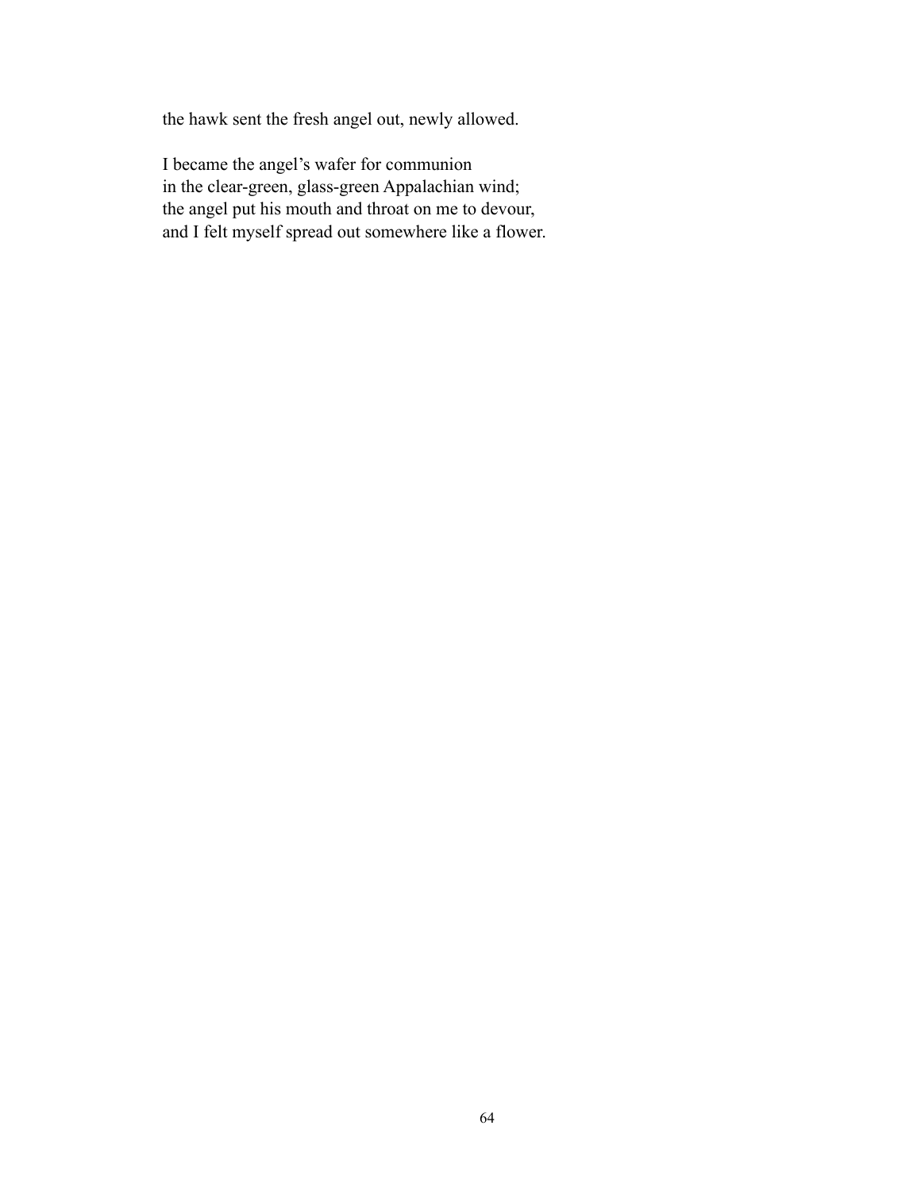the hawk sent the fresh angel out, newly allowed.

I became the angel's wafer for communion  
in the clear-green, glass-green Appalachian wind;  
the angel put his mouth and throat on me to devour,  
and I felt myself spread out somewhere like a flower.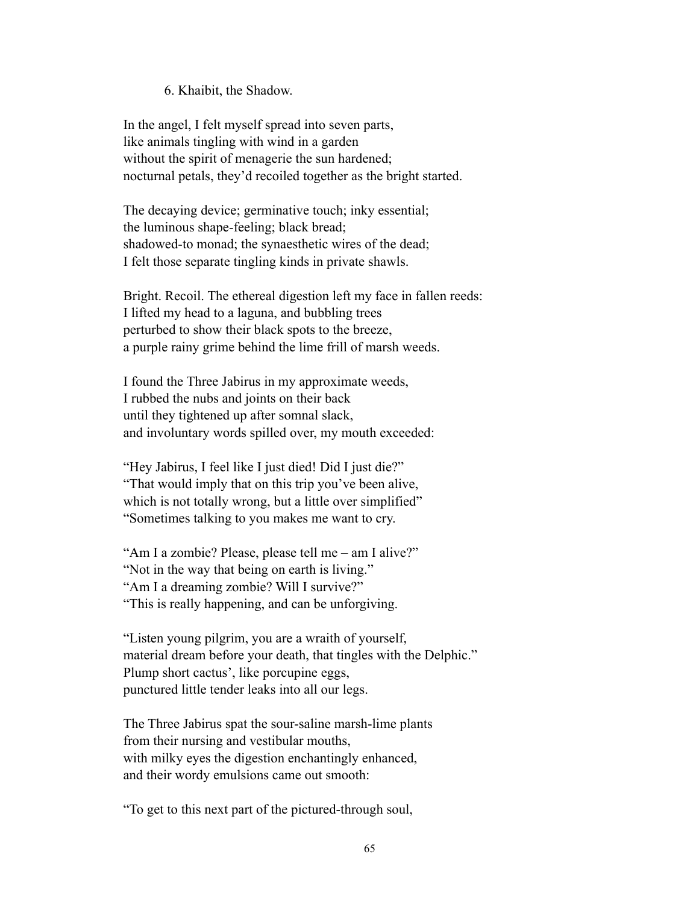6. Khaibit, the Shadow.

In the angel, I felt myself spread into seven parts,  
like animals tingling with wind in a garden  
without the spirit of menagerie the sun hardened;  
nocturnal petals, they'd recoiled together as the bright started.

The decaying device; germinative touch; inky essential;  
the luminous shape-feeling; black bread;  
shadowed-to monad; the synaesthetic wires of the dead;  
I felt those separate tingling kinds in private shawls.

Bright. Recoil. The ethereal digestion left my face in fallen reeds:  
I lifted my head to a laguna, and bubbling trees  
perturbed to show their black spots to the breeze,  
a purple rainy grime behind the lime frill of marsh weeds.

I found the Three Jabirus in my approximate weeds,  
I rubbed the nubs and joints on their back  
until they tightened up after somnal slack,  
and involuntary words spilled over, my mouth exceeded:

"Hey Jabirus, I feel like I just died! Did I just die?"  
"That would imply that on this trip you've been alive,  
which is not totally wrong, but a little over simplified"  
"Sometimes talking to you makes me want to cry.

"Am I a zombie? Please, please tell me – am I alive?"  
"Not in the way that being on earth is living."  
"Am I a dreaming zombie? Will I survive?"  
"This is really happening, and can be unforgiving.

"Listen young pilgrim, you are a wraith of yourself,  
material dream before your death, that tingles with the Delphic."  
Plump short cactus', like porcupine eggs,  
punctured little tender leaks into all our legs.

The Three Jabirus spat the sour-saline marsh-lime plants  
from their nursing and vestibular mouths,  
with milky eyes the digestion enchantingly enhanced,  
and their wordy emulsions came out smooth:

"To get to this next part of the pictured-through soul,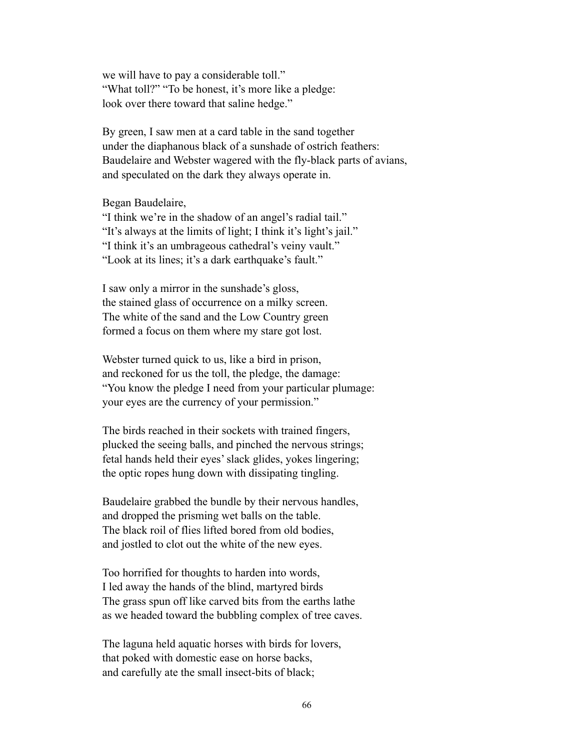we will have to pay a considerable toll."
"What toll?" "To be honest, it's more like a pledge:
look over there toward that saline hedge."

By green, I saw men at a card table in the sand together
under the diaphanous black of a sunshade of ostrich feathers:
Baudelaire and Webster wagered with the fly-black parts of avians,
and speculated on the dark they always operate in.

Began Baudelaire,
"I think we're in the shadow of an angel's radial tail."
"It's always at the limits of light; I think it's light's jail."
"I think it's an umbrageous cathedral's veiny vault."
"Look at its lines; it's a dark earthquake's fault."

I saw only a mirror in the sunshade's gloss,
the stained glass of occurrence on a milky screen.
The white of the sand and the Low Country green
formed a focus on them where my stare got lost.

Webster turned quick to us, like a bird in prison,
and reckoned for us the toll, the pledge, the damage:
"You know the pledge I need from your particular plumage:
your eyes are the currency of your permission."

The birds reached in their sockets with trained fingers,
plucked the seeing balls, and pinched the nervous strings;
fetal hands held their eyes' slack glides, yokes lingering;
the optic ropes hung down with dissipating tingling.

Baudelaire grabbed the bundle by their nervous handles,
and dropped the prisming wet balls on the table.
The black roil of flies lifted bored from old bodies,
and jostled to clot out the white of the new eyes.

Too horrified for thoughts to harden into words,
I led away the hands of the blind, martyred birds
The grass spun off like carved bits from the earths lathe
as we headed toward the bubbling complex of tree caves.

The laguna held aquatic horses with birds for lovers,
that poked with domestic ease on horse backs,
and carefully ate the small insect-bits of black;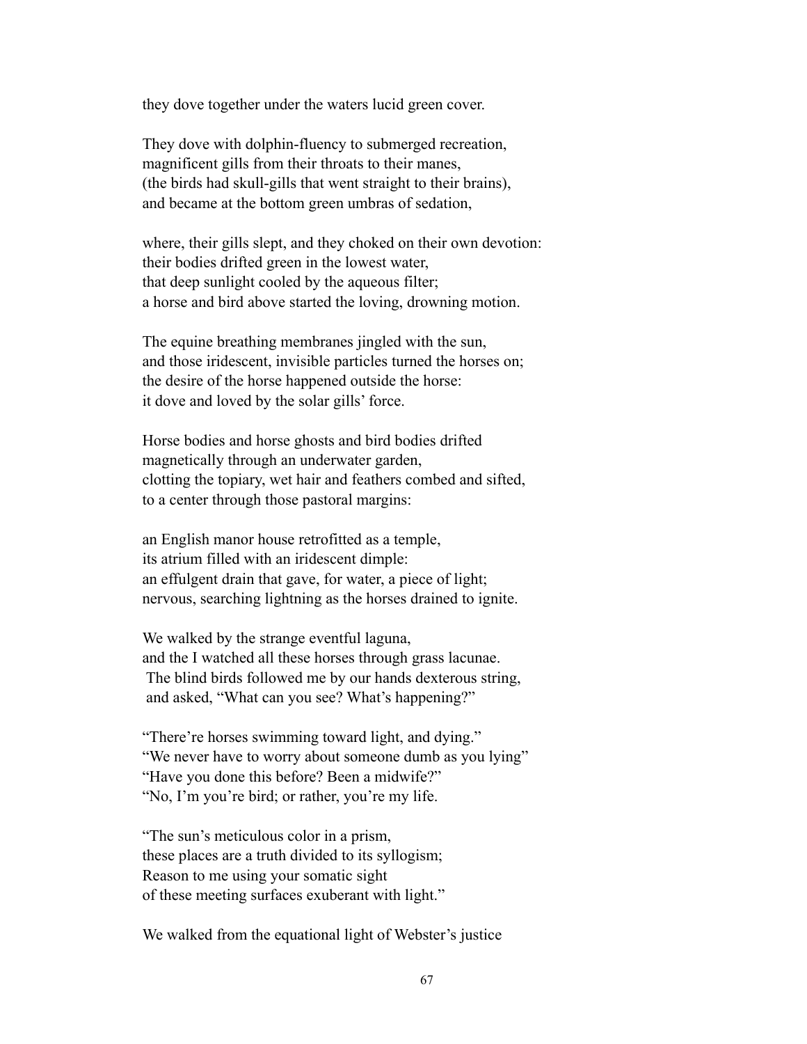they dove together under the waters lucid green cover.

They dove with dolphin-fluency to submerged recreation,
magnificent gills from their throats to their manes,
(the birds had skull-gills that went straight to their brains),
and became at the bottom green umbras of sedation,

where, their gills slept, and they choked on their own devotion:
their bodies drifted green in the lowest water,
that deep sunlight cooled by the aqueous filter;
a horse and bird above started the loving, drowning motion.

The equine breathing membranes jingled with the sun,
and those iridescent, invisible particles turned the horses on;
the desire of the horse happened outside the horse:
it dove and loved by the solar gills' force.

Horse bodies and horse ghosts and bird bodies drifted
magnetically through an underwater garden,
clotting the topiary, wet hair and feathers combed and sifted,
to a center through those pastoral margins:

an English manor house retrofitted as a temple,
its atrium filled with an iridescent dimple:
an effulgent drain that gave, for water, a piece of light;
nervous, searching lightning as the horses drained to ignite.

We walked by the strange eventful laguna,
and the I watched all these horses through grass lacunae.
The blind birds followed me by our hands dexterous string,
and asked, "What can you see? What's happening?"

"There're horses swimming toward light, and dying."
"We never have to worry about someone dumb as you lying"
"Have you done this before? Been a midwife?"
"No, I'm you're bird; or rather, you're my life.

"The sun's meticulous color in a prism,
these places are a truth divided to its syllogism;
Reason to me using your somatic sight
of these meeting surfaces exuberant with light."

We walked from the equational light of Webster's justice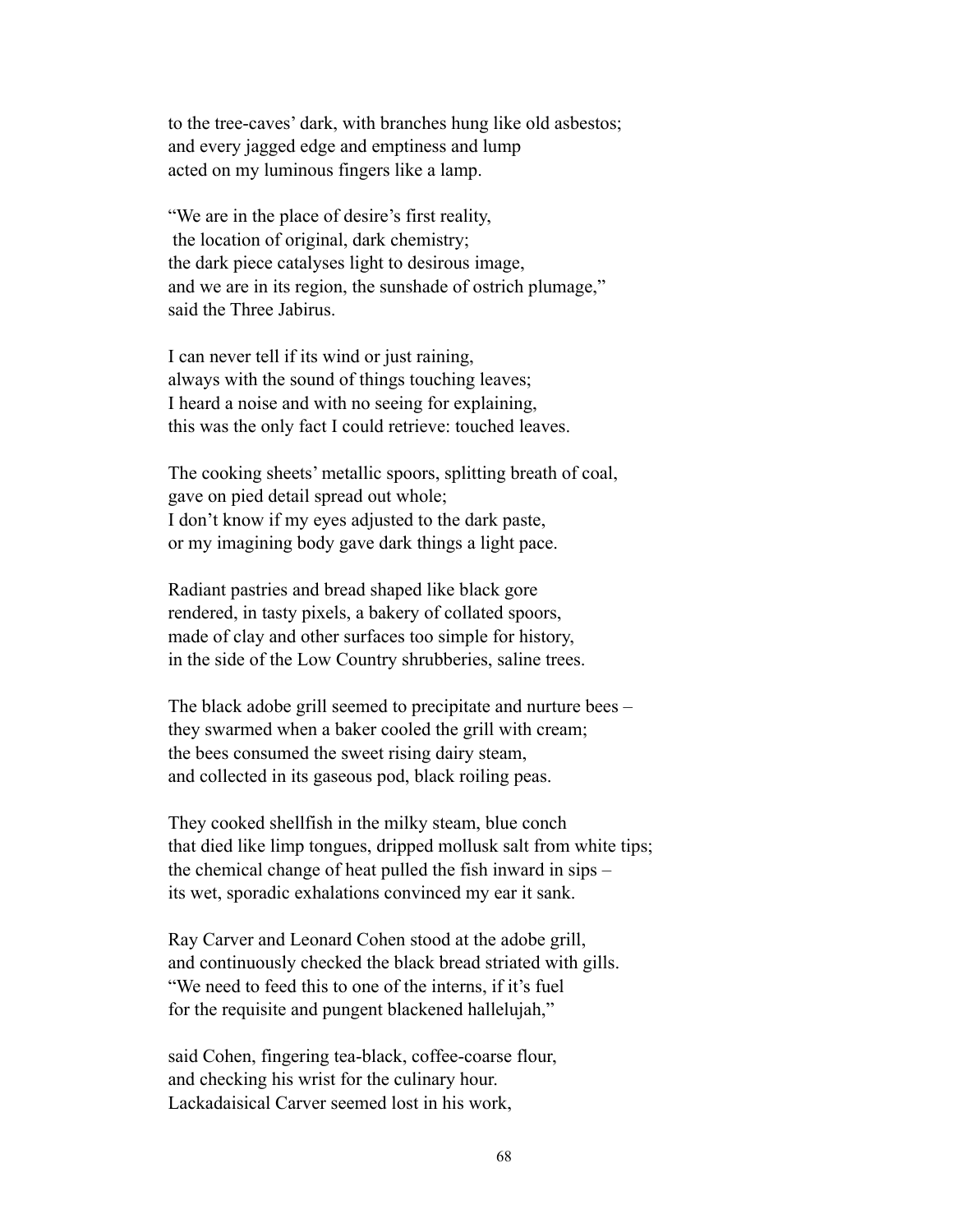to the tree-caves' dark, with branches hung like old asbestos;  
and every jagged edge and emptiness and lump  
acted on my luminous fingers like a lamp.

"We are in the place of desire's first reality,  
the location of original, dark chemistry;  
the dark piece catalyses light to desirous image,  
and we are in its region, the sunshade of ostrich plumage,"  
said the Three Jabirus.

I can never tell if its wind or just raining,  
always with the sound of things touching leaves;  
I heard a noise and with no seeing for explaining,  
this was the only fact I could retrieve: touched leaves.

The cooking sheets' metallic spoors, splitting breath of coal,  
gave on pied detail spread out whole;  
I don't know if my eyes adjusted to the dark paste,  
or my imagining body gave dark things a light pace.

Radiant pastries and bread shaped like black gore  
rendered, in tasty pixels, a bakery of collated spoors,  
made of clay and other surfaces too simple for history,  
in the side of the Low Country shrubberies, saline trees.

The black adobe grill seemed to precipitate and nurture bees –  
they swarmed when a baker cooled the grill with cream;  
the bees consumed the sweet rising dairy steam,  
and collected in its gaseous pod, black roiling peas.

They cooked shellfish in the milky steam, blue conch  
that died like limp tongues, dripped mollusk salt from white tips;  
the chemical change of heat pulled the fish inward in sips –  
its wet, sporadic exhalations convinced my ear it sank.

Ray Carver and Leonard Cohen stood at the adobe grill,  
and continuously checked the black bread striated with gills.  
"We need to feed this to one of the interns, if it's fuel  
for the requisite and pungent blackened hallelujah,"

said Cohen, fingering tea-black, coffee-coarse flour,  
and checking his wrist for the culinary hour.  
Lackadaisical Carver seemed lost in his work,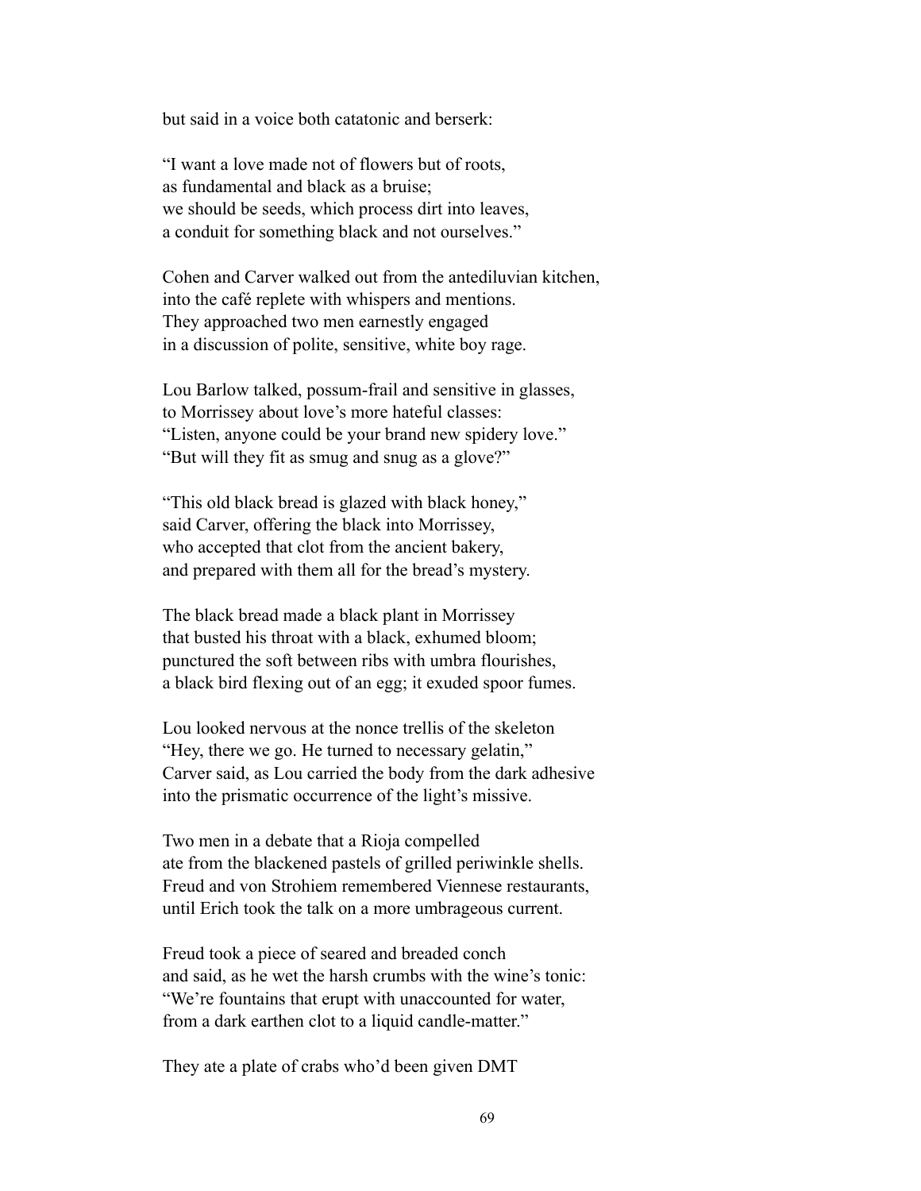but said in a voice both catatonic and berserk:

"I want a love made not of flowers but of roots,
as fundamental and black as a bruise;
we should be seeds, which process dirt into leaves,
a conduit for something black and not ourselves."

Cohen and Carver walked out from the antediluvian kitchen,
into the café replete with whispers and mentions.
They approached two men earnestly engaged
in a discussion of polite, sensitive, white boy rage.

Lou Barlow talked, possum-frail and sensitive in glasses,
to Morrissey about love's more hateful classes:
"Listen, anyone could be your brand new spidery love."
"But will they fit as smug and snug as a glove?"

"This old black bread is glazed with black honey,"
said Carver, offering the black into Morrissey,
who accepted that clot from the ancient bakery,
and prepared with them all for the bread's mystery.

The black bread made a black plant in Morrissey
that busted his throat with a black, exhumed bloom;
punctured the soft between ribs with umbra flourishes,
a black bird flexing out of an egg; it exuded spoor fumes.

Lou looked nervous at the nonce trellis of the skeleton
"Hey, there we go. He turned to necessary gelatin,"
Carver said, as Lou carried the body from the dark adhesive
into the prismatic occurrence of the light's missive.

Two men in a debate that a Rioja compelled
ate from the blackened pastels of grilled periwinkle shells.
Freud and von Strohiem remembered Viennese restaurants,
until Erich took the talk on a more umbrageous current.

Freud took a piece of seared and breaded conch
and said, as he wet the harsh crumbs with the wine's tonic:
"We're fountains that erupt with unaccounted for water,
from a dark earthen clot to a liquid candle-matter."

They ate a plate of crabs who'd been given DMT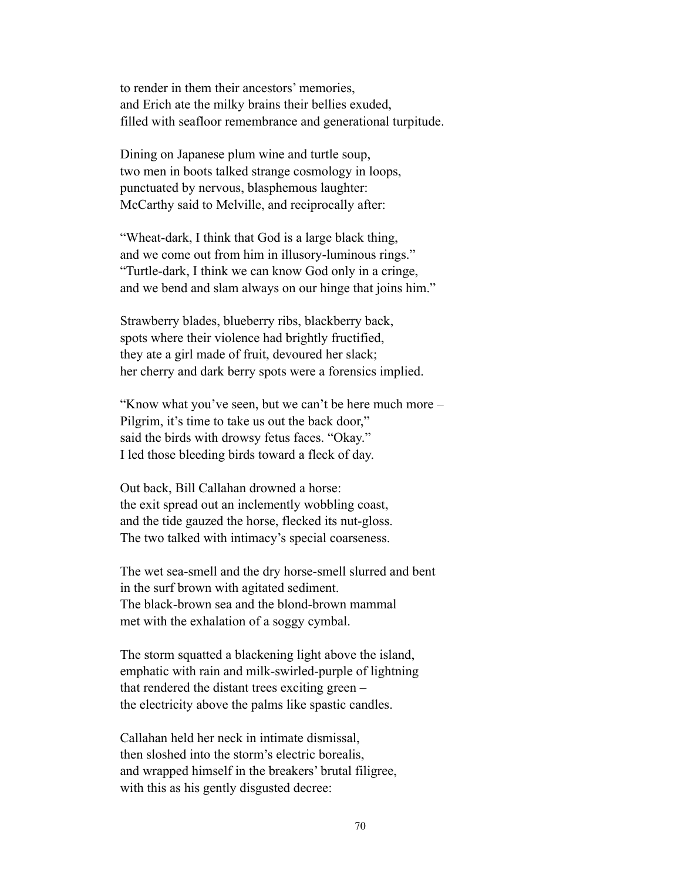to render in them their ancestors' memories,
and Erich ate the milky brains their bellies exuded,
filled with seafloor remembrance and generational turpitude.

Dining on Japanese plum wine and turtle soup,
two men in boots talked strange cosmology in loops,
punctuated by nervous, blasphemous laughter:
McCarthy said to Melville, and reciprocally after:

"Wheat-dark, I think that God is a large black thing,
and we come out from him in illusory-luminous rings."
"Turtle-dark, I think we can know God only in a cringe,
and we bend and slam always on our hinge that joins him."

Strawberry blades, blueberry ribs, blackberry back,
spots where their violence had brightly fructified,
they ate a girl made of fruit, devoured her slack;
her cherry and dark berry spots were a forensics implied.

"Know what you've seen, but we can't be here much more –
Pilgrim, it's time to take us out the back door,"
said the birds with drowsy fetus faces. "Okay."
I led those bleeding birds toward a fleck of day.

Out back, Bill Callahan drowned a horse:
the exit spread out an inclemently wobbling coast,
and the tide gauzed the horse, flecked its nut-gloss.
The two talked with intimacy's special coarseness.

The wet sea-smell and the dry horse-smell slurred and bent
in the surf brown with agitated sediment.
The black-brown sea and the blond-brown mammal
met with the exhalation of a soggy cymbal.

The storm squatted a blackening light above the island,
emphatic with rain and milk-swirled-purple of lightning
that rendered the distant trees exciting green –
the electricity above the palms like spastic candles.

Callahan held her neck in intimate dismissal,
then sloshed into the storm's electric borealis,
and wrapped himself in the breakers' brutal filigree,
with this as his gently disgusted decree: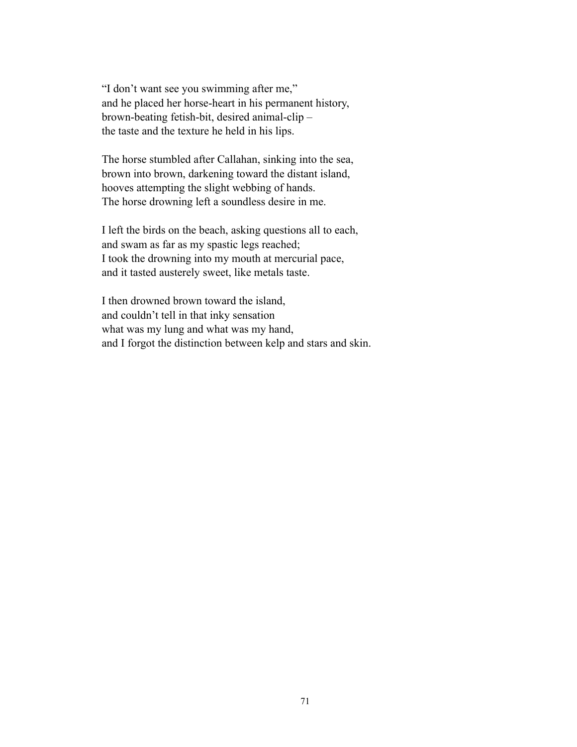"I don't want see you swimming after me,"  
and he placed her horse-heart in his permanent history,  
brown-beating fetish-bit, desired animal-clip –  
the taste and the texture he held in his lips.

The horse stumbled after Callahan, sinking into the sea,  
brown into brown, darkening toward the distant island,  
hooves attempting the slight webbing of hands.  
The horse drowning left a soundless desire in me.

I left the birds on the beach, asking questions all to each,  
and swam as far as my spastic legs reached;  
I took the drowning into my mouth at mercurial pace,  
and it tasted austerely sweet, like metals taste.

I then drowned brown toward the island,  
and couldn't tell in that inky sensation  
what was my lung and what was my hand,  
and I forgot the distinction between kelp and stars and skin.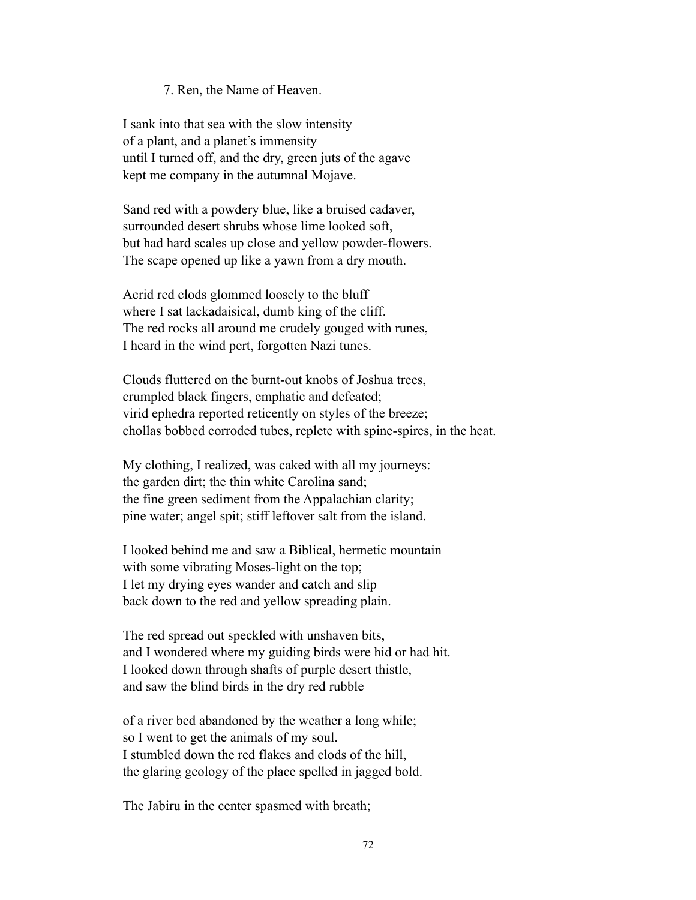7. Ren, the Name of Heaven.

I sank into that sea with the slow intensity  
of a plant, and a planet's immensity  
until I turned off, and the dry, green juts of the agave  
kept me company in the autumnal Mojave.

Sand red with a powdery blue, like a bruised cadaver,  
surrounded desert shrubs whose lime looked soft,  
but had hard scales up close and yellow powder-flowers.  
The scape opened up like a yawn from a dry mouth.

Acrid red clods glommed loosely to the bluff  
where I sat lackadaisical, dumb king of the cliff.  
The red rocks all around me crudely gouged with runes,  
I heard in the wind pert, forgotten Nazi tunes.

Clouds fluttered on the burnt-out knobs of Joshua trees,  
crumpled black fingers, emphatic and defeated;  
virid ephedra reported reticently on styles of the breeze;  
chollas bobbed corroded tubes, replete with spine-spires, in the heat.

My clothing, I realized, was caked with all my journeys:  
the garden dirt; the thin white Carolina sand;  
the fine green sediment from the Appalachian clarity;  
pine water; angel spit; stiff leftover salt from the island.

I looked behind me and saw a Biblical, hermetic mountain  
with some vibrating Moses-light on the top;  
I let my drying eyes wander and catch and slip  
back down to the red and yellow spreading plain.

The red spread out speckled with unshaven bits,  
and I wondered where my guiding birds were hid or had hit.  
I looked down through shafts of purple desert thistle,  
and saw the blind birds in the dry red rubble

of a river bed abandoned by the weather a long while;  
so I went to get the animals of my soul.  
I stumbled down the red flakes and clods of the hill,  
the glaring geology of the place spelled in jagged bold.

The Jabiru in the center spasmed with breath;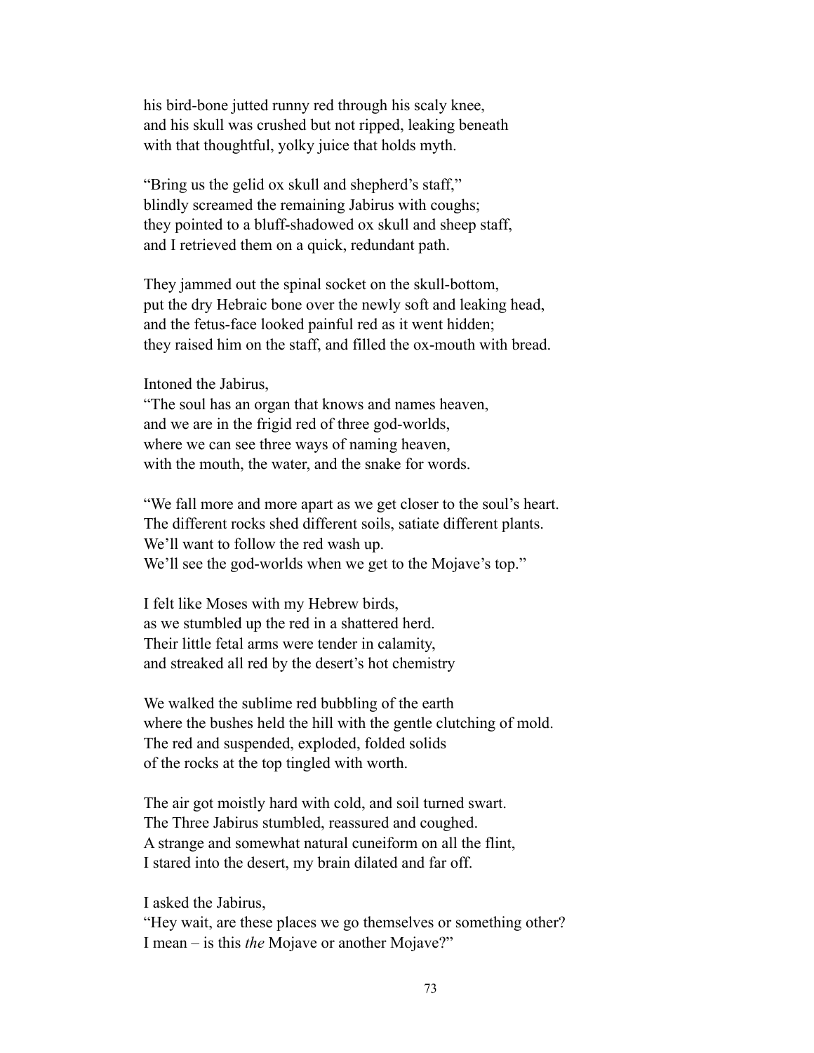his bird-bone jutted runny red through his scaly knee,
and his skull was crushed but not ripped, leaking beneath
with that thoughtful, yolky juice that holds myth.

"Bring us the gelid ox skull and shepherd's staff,"
blindly screamed the remaining Jabirus with coughs;
they pointed to a bluff-shadowed ox skull and sheep staff,
and I retrieved them on a quick, redundant path.

They jammed out the spinal socket on the skull-bottom,
put the dry Hebraic bone over the newly soft and leaking head,
and the fetus-face looked painful red as it went hidden;
they raised him on the staff, and filled the ox-mouth with bread.

Intoned the Jabirus,
"The soul has an organ that knows and names heaven,
and we are in the frigid red of three god-worlds,
where we can see three ways of naming heaven,
with the mouth, the water, and the snake for words.

"We fall more and more apart as we get closer to the soul's heart.
The different rocks shed different soils, satiate different plants.
We'll want to follow the red wash up.
We'll see the god-worlds when we get to the Mojave's top."

I felt like Moses with my Hebrew birds,
as we stumbled up the red in a shattered herd.
Their little fetal arms were tender in calamity,
and streaked all red by the desert's hot chemistry

We walked the sublime red bubbling of the earth
where the bushes held the hill with the gentle clutching of mold.
The red and suspended, exploded, folded solids
of the rocks at the top tingled with worth.

The air got moistly hard with cold, and soil turned swart.
The Three Jabirus stumbled, reassured and coughed.
A strange and somewhat natural cuneiform on all the flint,
I stared into the desert, my brain dilated and far off.

I asked the Jabirus,
"Hey wait, are these places we go themselves or something other?
I mean – is this *the* Mojave or another Mojave?"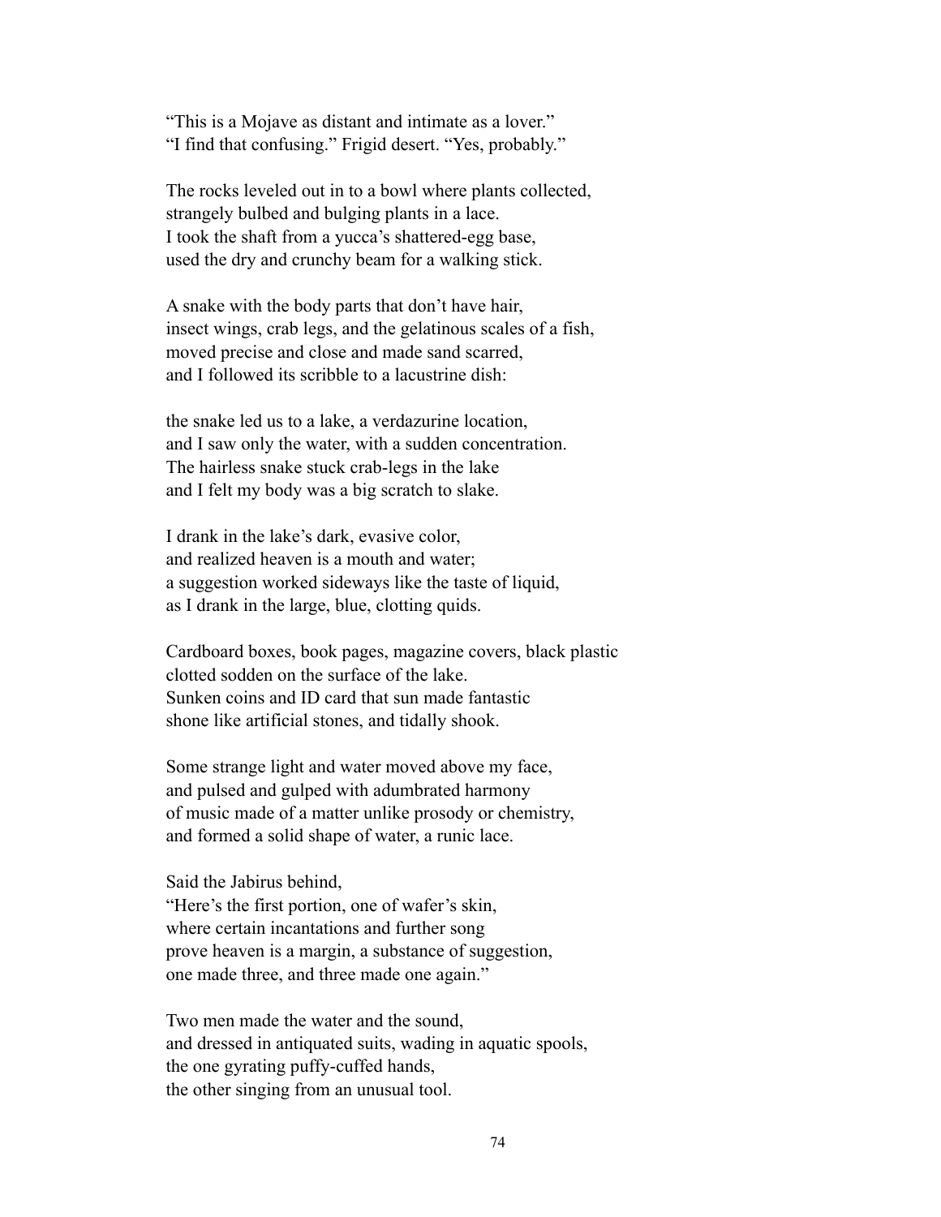"This is a Mojave as distant and intimate as a lover."
"I find that confusing." Frigid desert. "Yes, probably."

The rocks leveled out in to a bowl where plants collected,
strangely bulbed and bulging plants in a lace.
I took the shaft from a yucca's shattered-egg base,
used the dry and crunchy beam for a walking stick.

A snake with the body parts that don't have hair,
insect wings, crab legs, and the gelatinous scales of a fish,
moved precise and close and made sand scarred,
and I followed its scribble to a lacustrine dish:

the snake led us to a lake, a verdazurine location,
and I saw only the water, with a sudden concentration.
The hairless snake stuck crab-legs in the lake
and I felt my body was a big scratch to slake.

I drank in the lake's dark, evasive color,
and realized heaven is a mouth and water;
a suggestion worked sideways like the taste of liquid,
as I drank in the large, blue, clotting quids.

Cardboard boxes, book pages, magazine covers, black plastic
clotted sodden on the surface of the lake.
Sunken coins and ID card that sun made fantastic
shone like artificial stones, and tidally shook.

Some strange light and water moved above my face,
and pulsed and gulped with adumbrated harmony
of music made of a matter unlike prosody or chemistry,
and formed a solid shape of water, a runic lace.

Said the Jabirus behind,
"Here's the first portion, one of wafer's skin,
where certain incantations and further song
prove heaven is a margin, a substance of suggestion,
one made three, and three made one again."

Two men made the water and the sound,
and dressed in antiquated suits, wading in aquatic spools,
the one gyrating puffy-cuffed hands,
the other singing from an unusual tool.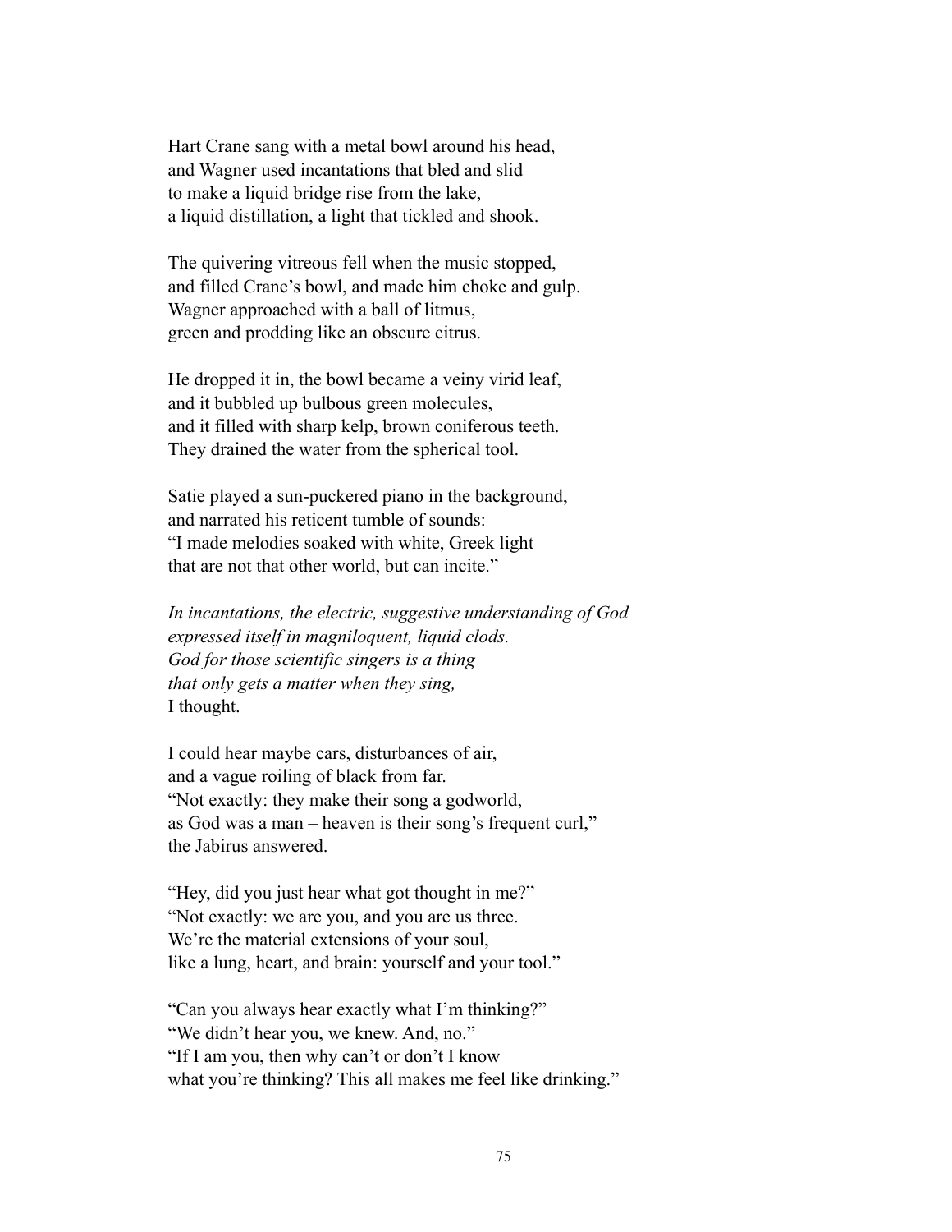Hart Crane sang with a metal bowl around his head,
and Wagner used incantations that bled and slid
to make a liquid bridge rise from the lake,
a liquid distillation, a light that tickled and shook.

The quivering vitreous fell when the music stopped,
and filled Crane's bowl, and made him choke and gulp.
Wagner approached with a ball of litmus,
green and prodding like an obscure citrus.

He dropped it in, the bowl became a veiny virid leaf,
and it bubbled up bulbous green molecules,
and it filled with sharp kelp, brown coniferous teeth.
They drained the water from the spherical tool.

Satie played a sun-puckered piano in the background,
and narrated his reticent tumble of sounds:
"I made melodies soaked with white, Greek light
that are not that other world, but can incite."

*In incantations, the electric, suggestive understanding of God*
*expressed itself in magniloquent, liquid clods.*
*God for those scientific singers is a thing*
*that only gets a matter when they sing,*
I thought.

I could hear maybe cars, disturbances of air,
and a vague roiling of black from far.
"Not exactly: they make their song a godworld,
as God was a man – heaven is their song's frequent curl,"
the Jabirus answered.

"Hey, did you just hear what got thought in me?"
"Not exactly: we are you, and you are us three.
We're the material extensions of your soul,
like a lung, heart, and brain: yourself and your tool."

"Can you always hear exactly what I'm thinking?"
"We didn't hear you, we knew. And, no."
"If I am you, then why can't or don't I know
what you're thinking? This all makes me feel like drinking."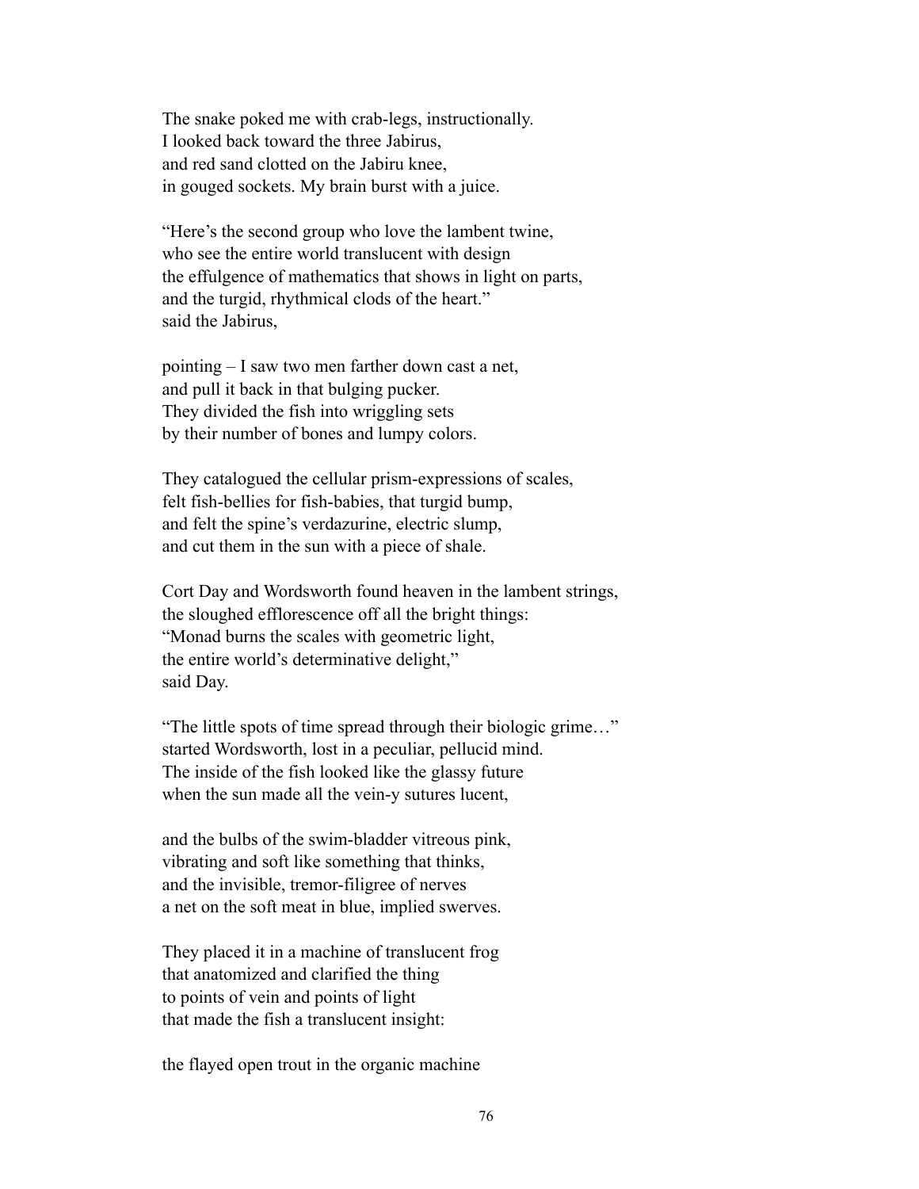The snake poked me with crab-legs, instructionally.
I looked back toward the three Jabirus,
and red sand clotted on the Jabiru knee,
in gouged sockets. My brain burst with a juice.

"Here's the second group who love the lambent twine,
who see the entire world translucent with design
the effulgence of mathematics that shows in light on parts,
and the turgid, rhythmical clods of the heart."
said the Jabirus,

pointing – I saw two men farther down cast a net,
and pull it back in that bulging pucker.
They divided the fish into wriggling sets
by their number of bones and lumpy colors.

They catalogued the cellular prism-expressions of scales,
felt fish-bellies for fish-babies, that turgid bump,
and felt the spine's verdazurine, electric slump,
and cut them in the sun with a piece of shale.

Cort Day and Wordsworth found heaven in the lambent strings,
the sloughed efflorescence off all the bright things:
"Monad burns the scales with geometric light,
the entire world's determinative delight,"
said Day.

"The little spots of time spread through their biologic grime…"
started Wordsworth, lost in a peculiar, pellucid mind.
The inside of the fish looked like the glassy future
when the sun made all the vein-y sutures lucent,

and the bulbs of the swim-bladder vitreous pink,
vibrating and soft like something that thinks,
and the invisible, tremor-filigree of nerves
a net on the soft meat in blue, implied swerves.

They placed it in a machine of translucent frog
that anatomized and clarified the thing
to points of vein and points of light
that made the fish a translucent insight:

the flayed open trout in the organic machine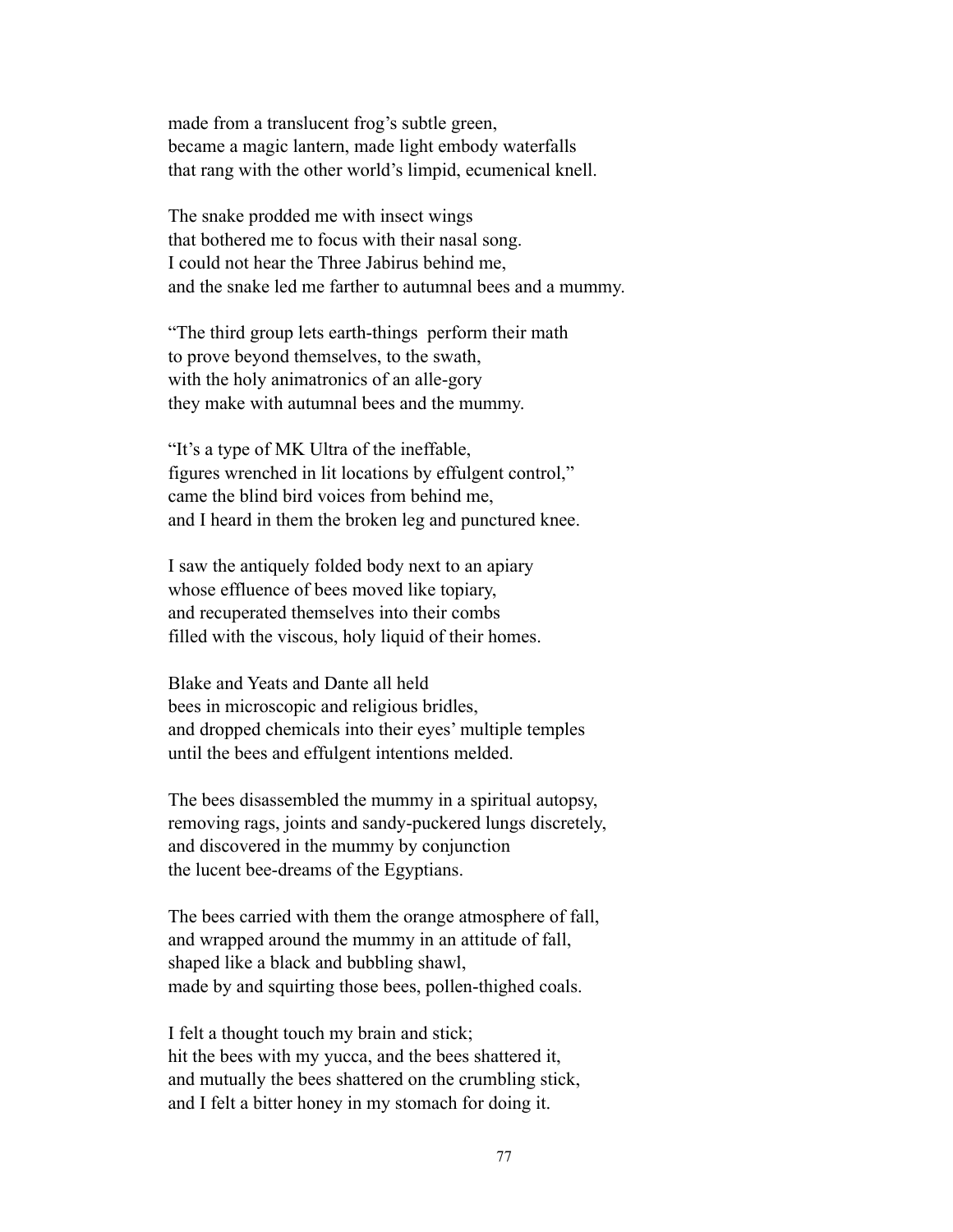made from a translucent frog's subtle green,
became a magic lantern, made light embody waterfalls
that rang with the other world's limpid, ecumenical knell.

The snake prodded me with insect wings
that bothered me to focus with their nasal song.
I could not hear the Three Jabirus behind me,
and the snake led me farther to autumnal bees and a mummy.

"The third group lets earth-things  perform their math
to prove beyond themselves, to the swath,
with the holy animatronics of an alle-gory
they make with autumnal bees and the mummy.

"It's a type of MK Ultra of the ineffable,
figures wrenched in lit locations by effulgent control,"
came the blind bird voices from behind me,
and I heard in them the broken leg and punctured knee.

I saw the antiquely folded body next to an apiary
whose effluence of bees moved like topiary,
and recuperated themselves into their combs
filled with the viscous, holy liquid of their homes.

Blake and Yeats and Dante all held
bees in microscopic and religious bridles,
and dropped chemicals into their eyes' multiple temples
until the bees and effulgent intentions melded.

The bees disassembled the mummy in a spiritual autopsy,
removing rags, joints and sandy-puckered lungs discretely,
and discovered in the mummy by conjunction
the lucent bee-dreams of the Egyptians.

The bees carried with them the orange atmosphere of fall,
and wrapped around the mummy in an attitude of fall,
shaped like a black and bubbling shawl,
made by and squirting those bees, pollen-thighed coals.

I felt a thought touch my brain and stick;
hit the bees with my yucca, and the bees shattered it,
and mutually the bees shattered on the crumbling stick,
and I felt a bitter honey in my stomach for doing it.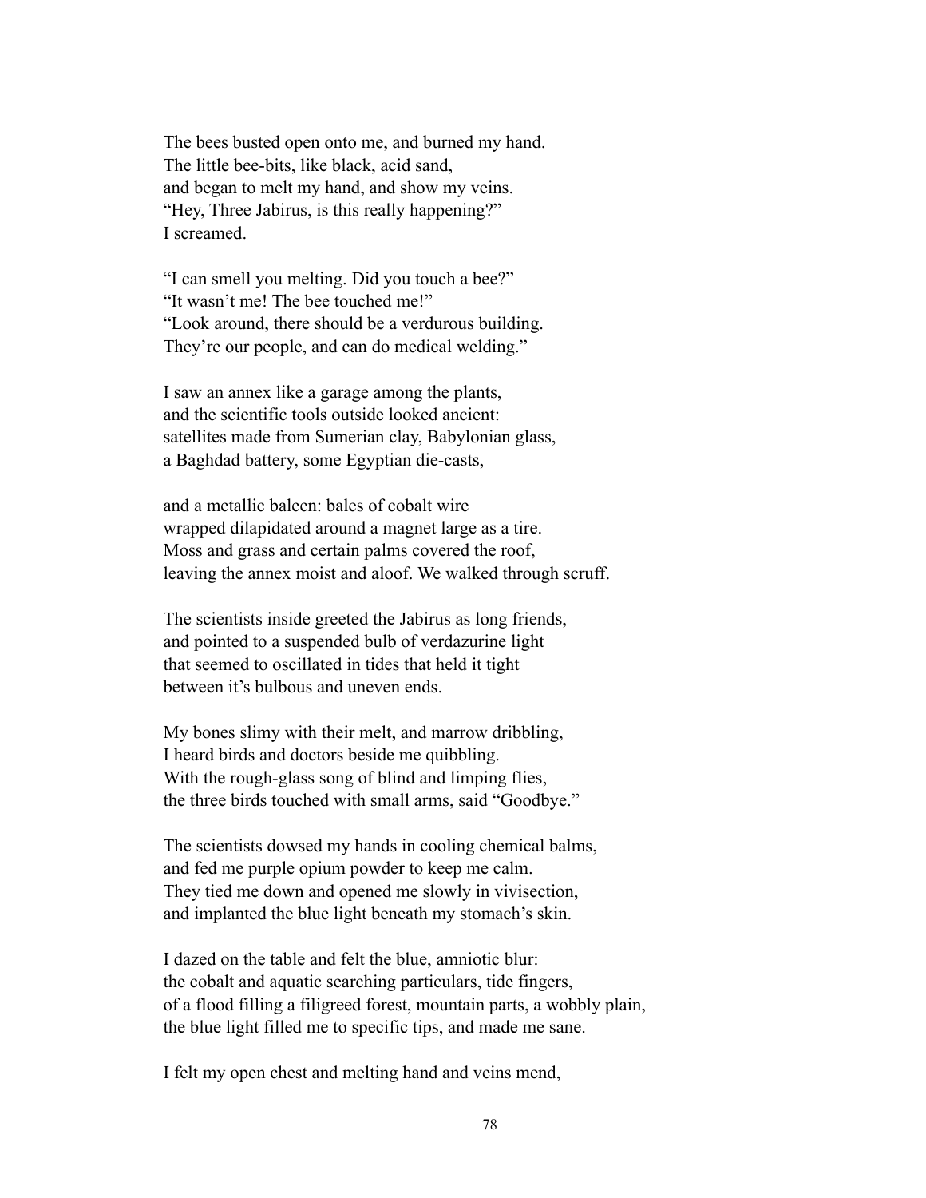The bees busted open onto me, and burned my hand.
The little bee-bits, like black, acid sand,
and began to melt my hand, and show my veins.
"Hey, Three Jabirus, is this really happening?"
I screamed.

"I can smell you melting. Did you touch a bee?"
"It wasn't me! The bee touched me!"
"Look around, there should be a verdurous building.
They're our people, and can do medical welding."

I saw an annex like a garage among the plants,
and the scientific tools outside looked ancient:
satellites made from Sumerian clay, Babylonian glass,
a Baghdad battery, some Egyptian die-casts,

and a metallic baleen: bales of cobalt wire
wrapped dilapidated around a magnet large as a tire.
Moss and grass and certain palms covered the roof,
leaving the annex moist and aloof. We walked through scruff.

The scientists inside greeted the Jabirus as long friends,
and pointed to a suspended bulb of verdazurine light
that seemed to oscillated in tides that held it tight
between it's bulbous and uneven ends.

My bones slimy with their melt, and marrow dribbling,
I heard birds and doctors beside me quibbling.
With the rough-glass song of blind and limping flies,
the three birds touched with small arms, said "Goodbye."

The scientists dowsed my hands in cooling chemical balms,
and fed me purple opium powder to keep me calm.
They tied me down and opened me slowly in vivisection,
and implanted the blue light beneath my stomach's skin.

I dazed on the table and felt the blue, amniotic blur:
the cobalt and aquatic searching particulars, tide fingers,
of a flood filling a filigreed forest, mountain parts, a wobbly plain,
the blue light filled me to specific tips, and made me sane.

I felt my open chest and melting hand and veins mend,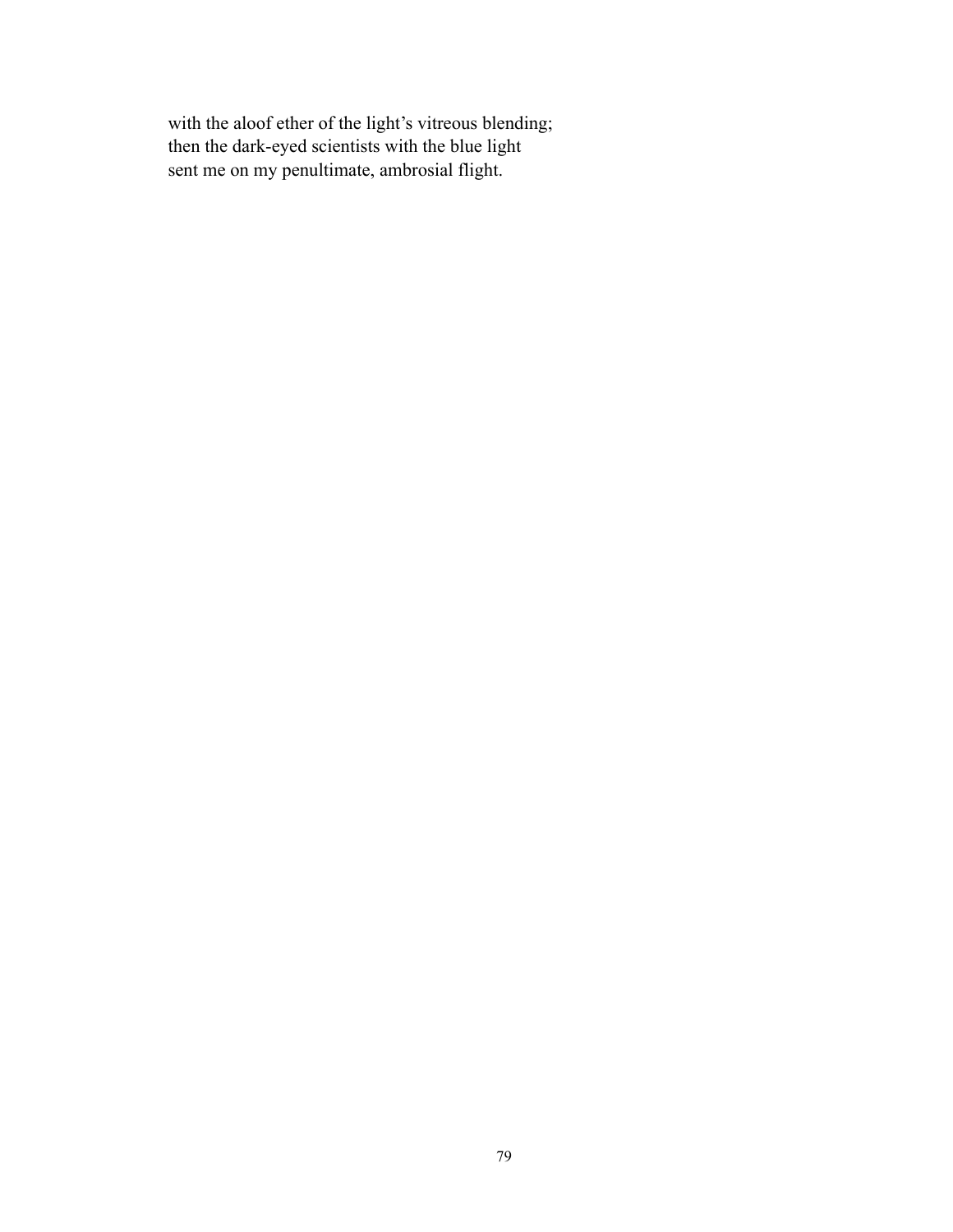with the aloof ether of the light's vitreous blending;
then the dark-eyed scientists with the blue light
sent me on my penultimate, ambrosial flight.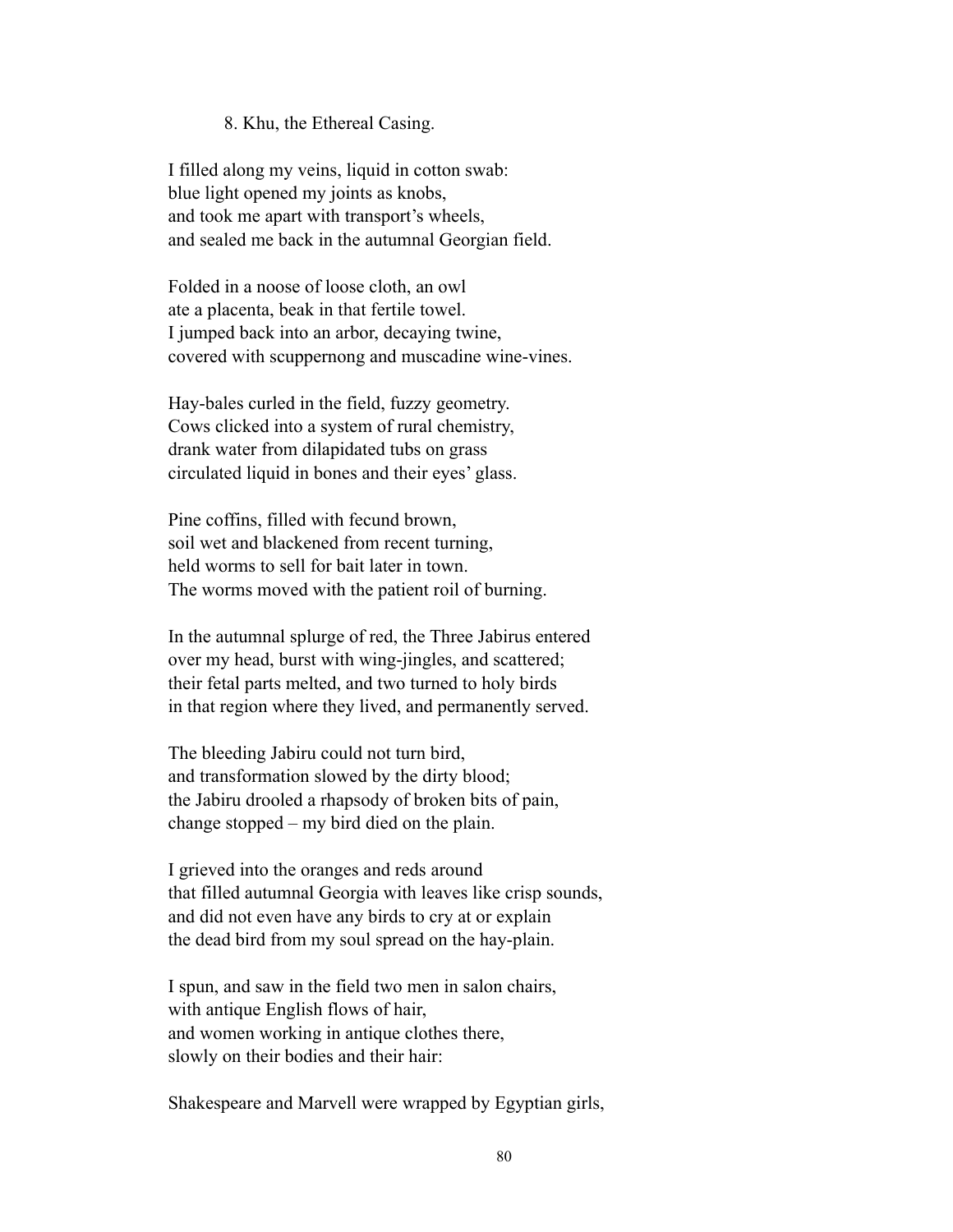8. Khu, the Ethereal Casing.

I filled along my veins, liquid in cotton swab:  
blue light opened my joints as knobs,  
and took me apart with transport's wheels,  
and sealed me back in the autumnal Georgian field.

Folded in a noose of loose cloth, an owl  
ate a placenta, beak in that fertile towel.  
I jumped back into an arbor, decaying twine,  
covered with scuppernong and muscadine wine-vines.

Hay-bales curled in the field, fuzzy geometry.  
Cows clicked into a system of rural chemistry,  
drank water from dilapidated tubs on grass  
circulated liquid in bones and their eyes' glass.

Pine coffins, filled with fecund brown,  
soil wet and blackened from recent turning,  
held worms to sell for bait later in town.  
The worms moved with the patient roil of burning.

In the autumnal splurge of red, the Three Jabirus entered  
over my head, burst with wing-jingles, and scattered;  
their fetal parts melted, and two turned to holy birds  
in that region where they lived, and permanently served.

The bleeding Jabiru could not turn bird,  
and transformation slowed by the dirty blood;  
the Jabiru drooled a rhapsody of broken bits of pain,  
change stopped – my bird died on the plain.

I grieved into the oranges and reds around  
that filled autumnal Georgia with leaves like crisp sounds,  
and did not even have any birds to cry at or explain  
the dead bird from my soul spread on the hay-plain.

I spun, and saw in the field two men in salon chairs,  
with antique English flows of hair,  
and women working in antique clothes there,  
slowly on their bodies and their hair:

Shakespeare and Marvell were wrapped by Egyptian girls,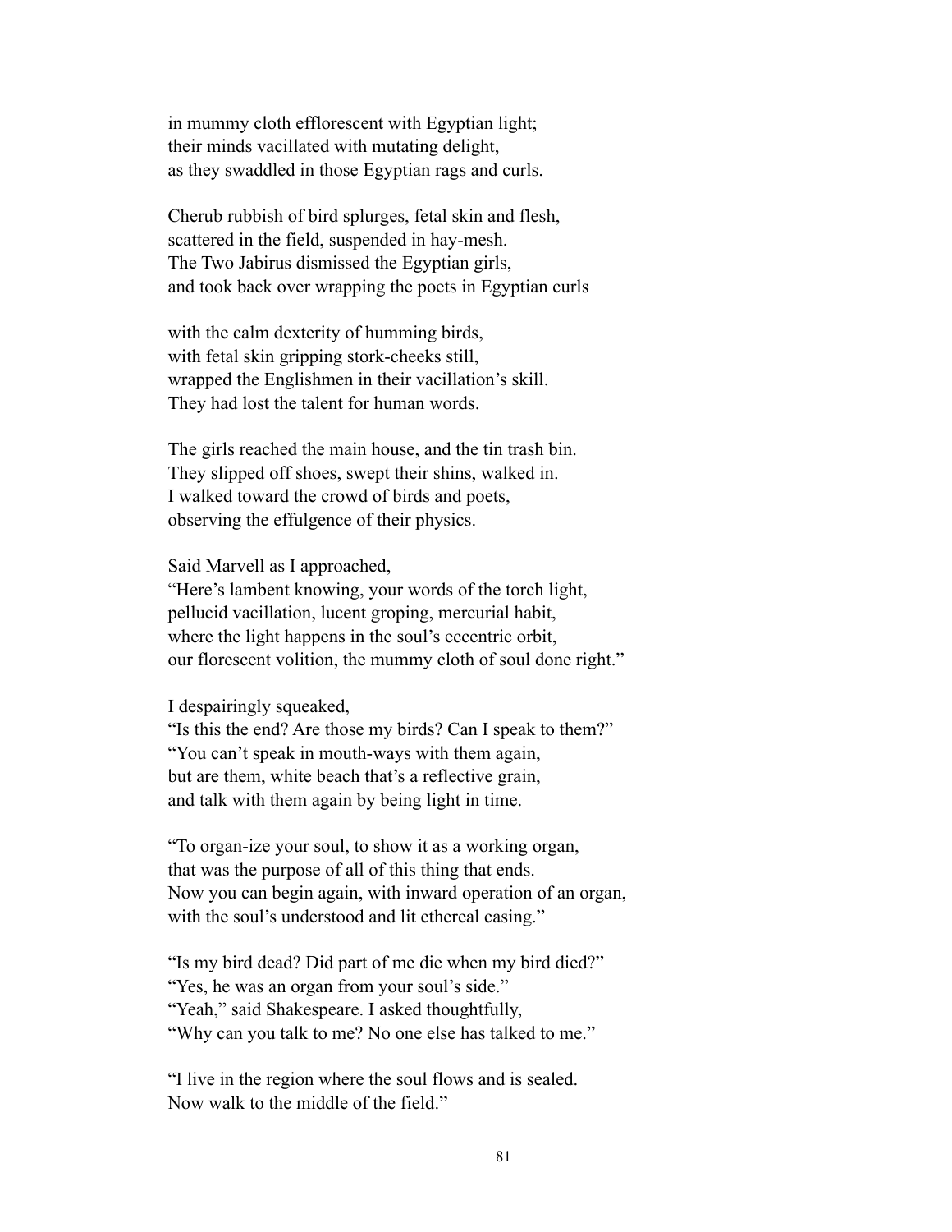in mummy cloth efflorescent with Egyptian light;
their minds vacillated with mutating delight,
as they swaddled in those Egyptian rags and curls.

Cherub rubbish of bird splurges, fetal skin and flesh,
scattered in the field, suspended in hay-mesh.
The Two Jabirus dismissed the Egyptian girls,
and took back over wrapping the poets in Egyptian curls

with the calm dexterity of humming birds,
with fetal skin gripping stork-cheeks still,
wrapped the Englishmen in their vacillation's skill.
They had lost the talent for human words.

The girls reached the main house, and the tin trash bin.
They slipped off shoes, swept their shins, walked in.
I walked toward the crowd of birds and poets,
observing the effulgence of their physics.

Said Marvell as I approached,
"Here's lambent knowing, your words of the torch light,
pellucid vacillation, lucent groping, mercurial habit,
where the light happens in the soul's eccentric orbit,
our florescent volition, the mummy cloth of soul done right."

I despairingly squeaked,
"Is this the end? Are those my birds? Can I speak to them?"
"You can't speak in mouth-ways with them again,
but are them, white beach that's a reflective grain,
and talk with them again by being light in time.

"To organ-ize your soul, to show it as a working organ,
that was the purpose of all of this thing that ends.
Now you can begin again, with inward operation of an organ,
with the soul's understood and lit ethereal casing."

"Is my bird dead? Did part of me die when my bird died?"
"Yes, he was an organ from your soul's side."
"Yeah," said Shakespeare. I asked thoughtfully,
"Why can you talk to me? No one else has talked to me."

"I live in the region where the soul flows and is sealed.
Now walk to the middle of the field."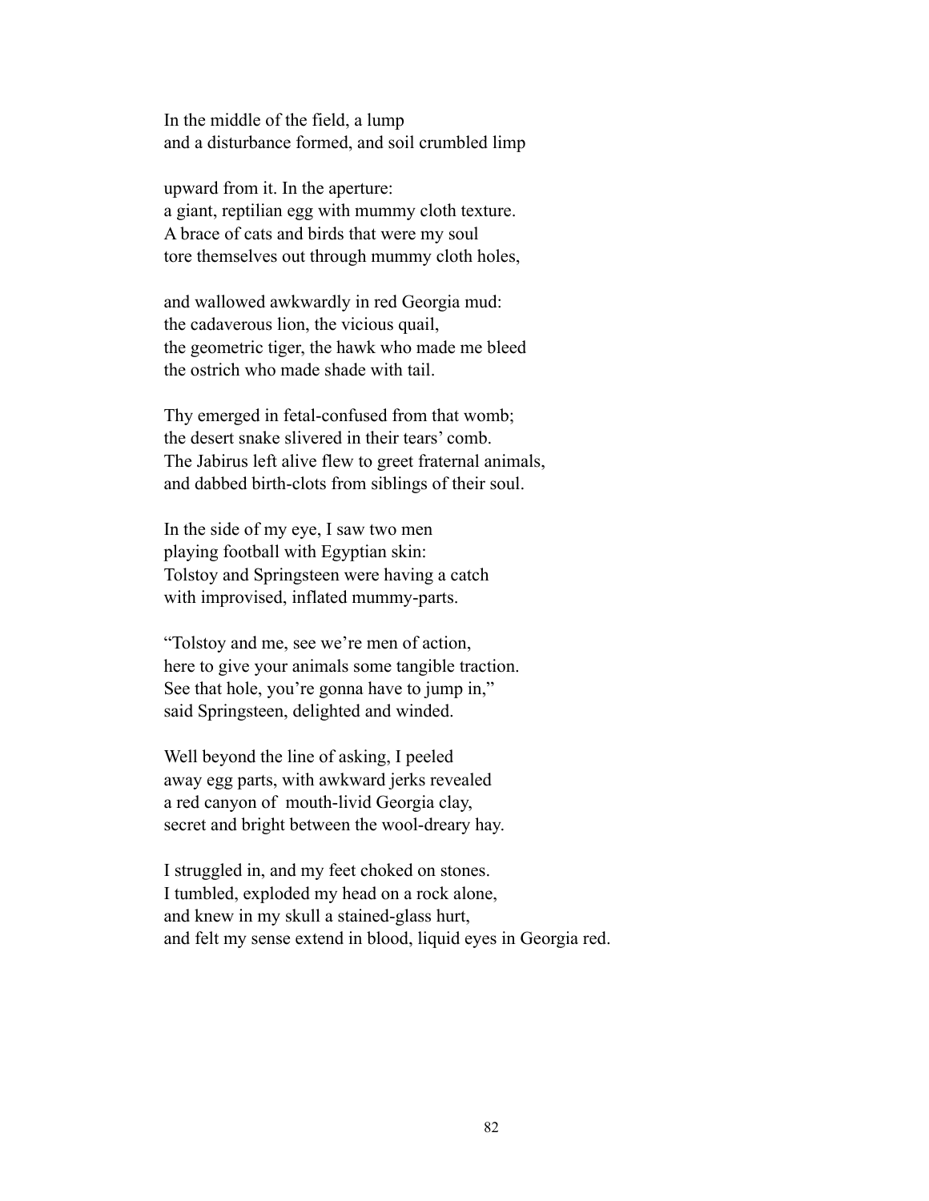In the middle of the field, a lump  
and a disturbance formed, and soil crumbled limp

upward from it. In the aperture:  
a giant, reptilian egg with mummy cloth texture.  
A brace of cats and birds that were my soul  
tore themselves out through mummy cloth holes,

and wallowed awkwardly in red Georgia mud:  
the cadaverous lion, the vicious quail,  
the geometric tiger, the hawk who made me bleed  
the ostrich who made shade with tail.

Thy emerged in fetal-confused from that womb;  
the desert snake slivered in their tears' comb.  
The Jabirus left alive flew to greet fraternal animals,  
and dabbed birth-clots from siblings of their soul.

In the side of my eye, I saw two men  
playing football with Egyptian skin:  
Tolstoy and Springsteen were having a catch  
with improvised, inflated mummy-parts.

"Tolstoy and me, see we're men of action,  
here to give your animals some tangible traction.  
See that hole, you're gonna have to jump in,"  
said Springsteen, delighted and winded.

Well beyond the line of asking, I peeled  
away egg parts, with awkward jerks revealed  
a red canyon of mouth-livid Georgia clay,  
secret and bright between the wool-dreary hay.

I struggled in, and my feet choked on stones.  
I tumbled, exploded my head on a rock alone,  
and knew in my skull a stained-glass hurt,  
and felt my sense extend in blood, liquid eyes in Georgia red.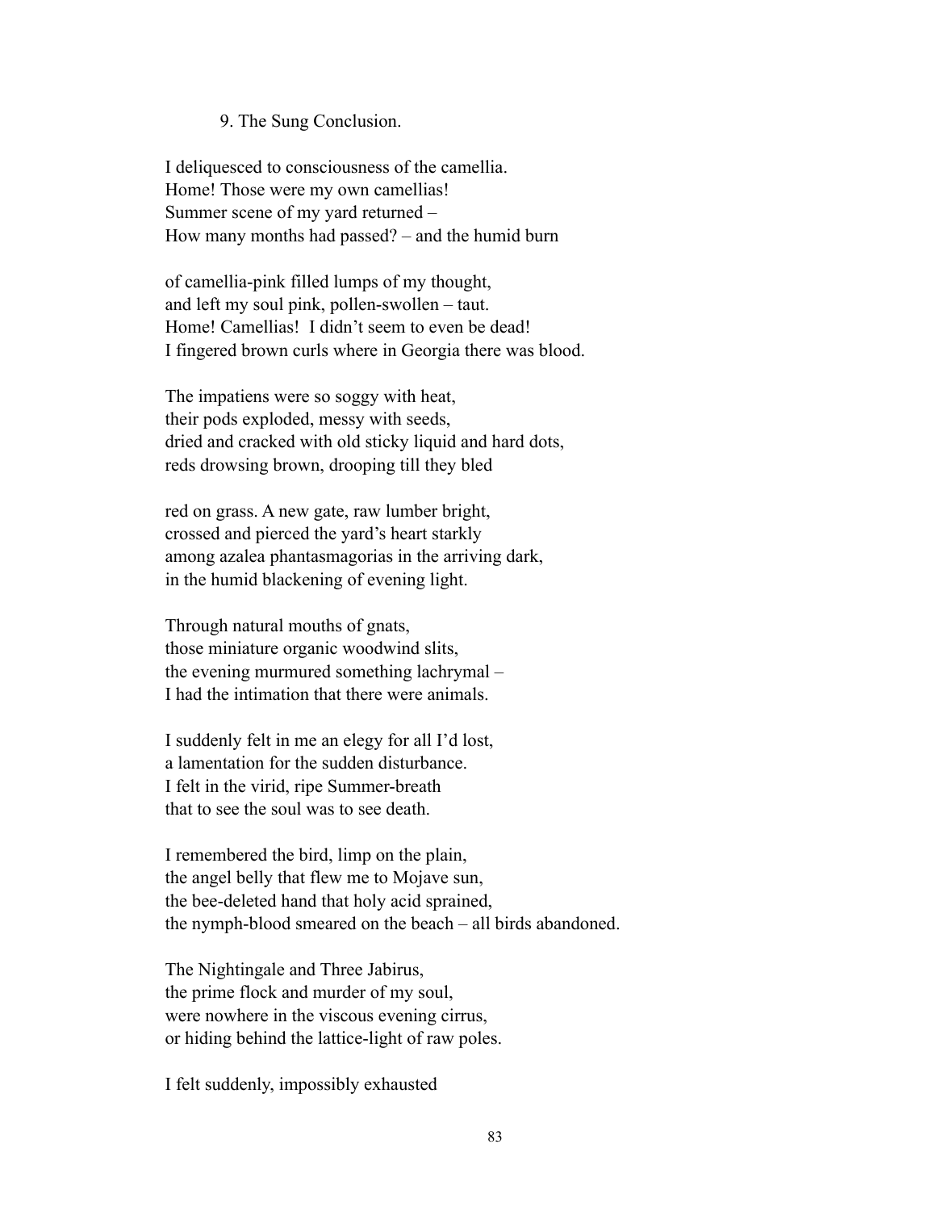9. The Sung Conclusion.

I deliquesced to consciousness of the camellia.
Home! Those were my own camellias!
Summer scene of my yard returned –
How many months had passed? – and the humid burn

of camellia-pink filled lumps of my thought,
and left my soul pink, pollen-swollen – taut.
Home! Camellias! I didn't seem to even be dead!
I fingered brown curls where in Georgia there was blood.

The impatiens were so soggy with heat,
their pods exploded, messy with seeds,
dried and cracked with old sticky liquid and hard dots,
reds drowsing brown, drooping till they bled

red on grass. A new gate, raw lumber bright,
crossed and pierced the yard's heart starkly
among azalea phantasmagorias in the arriving dark,
in the humid blackening of evening light.

Through natural mouths of gnats,
those miniature organic woodwind slits,
the evening murmured something lachrymal –
I had the intimation that there were animals.

I suddenly felt in me an elegy for all I'd lost,
a lamentation for the sudden disturbance.
I felt in the virid, ripe Summer-breath
that to see the soul was to see death.

I remembered the bird, limp on the plain,
the angel belly that flew me to Mojave sun,
the bee-deleted hand that holy acid sprained,
the nymph-blood smeared on the beach – all birds abandoned.

The Nightingale and Three Jabirus,
the prime flock and murder of my soul,
were nowhere in the viscous evening cirrus,
or hiding behind the lattice-light of raw poles.

I felt suddenly, impossibly exhausted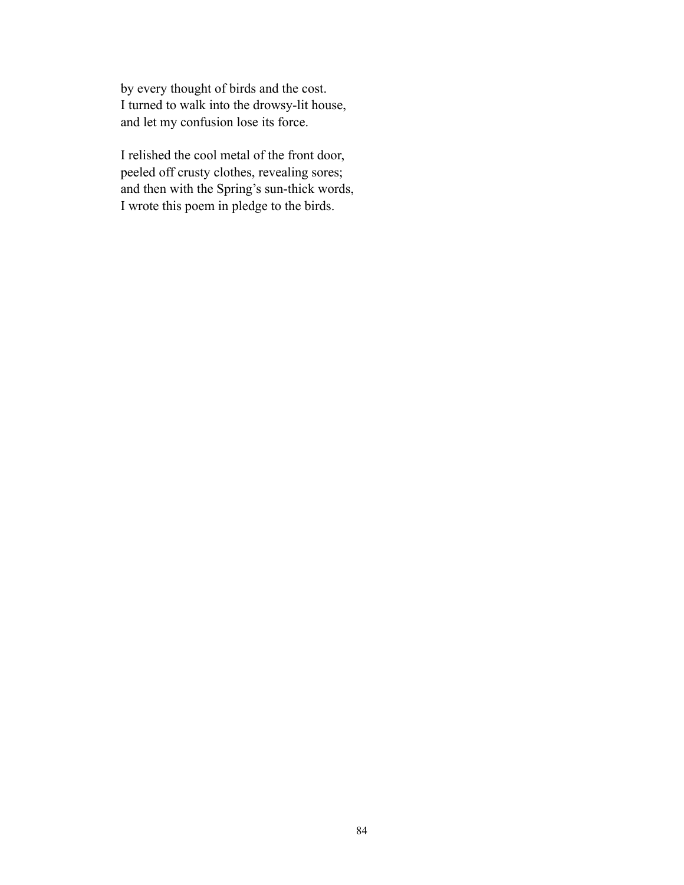by every thought of birds and the cost.
I turned to walk into the drowsy-lit house,
and let my confusion lose its force.

I relished the cool metal of the front door,
peeled off crusty clothes, revealing sores;
and then with the Spring's sun-thick words,
I wrote this poem in pledge to the birds.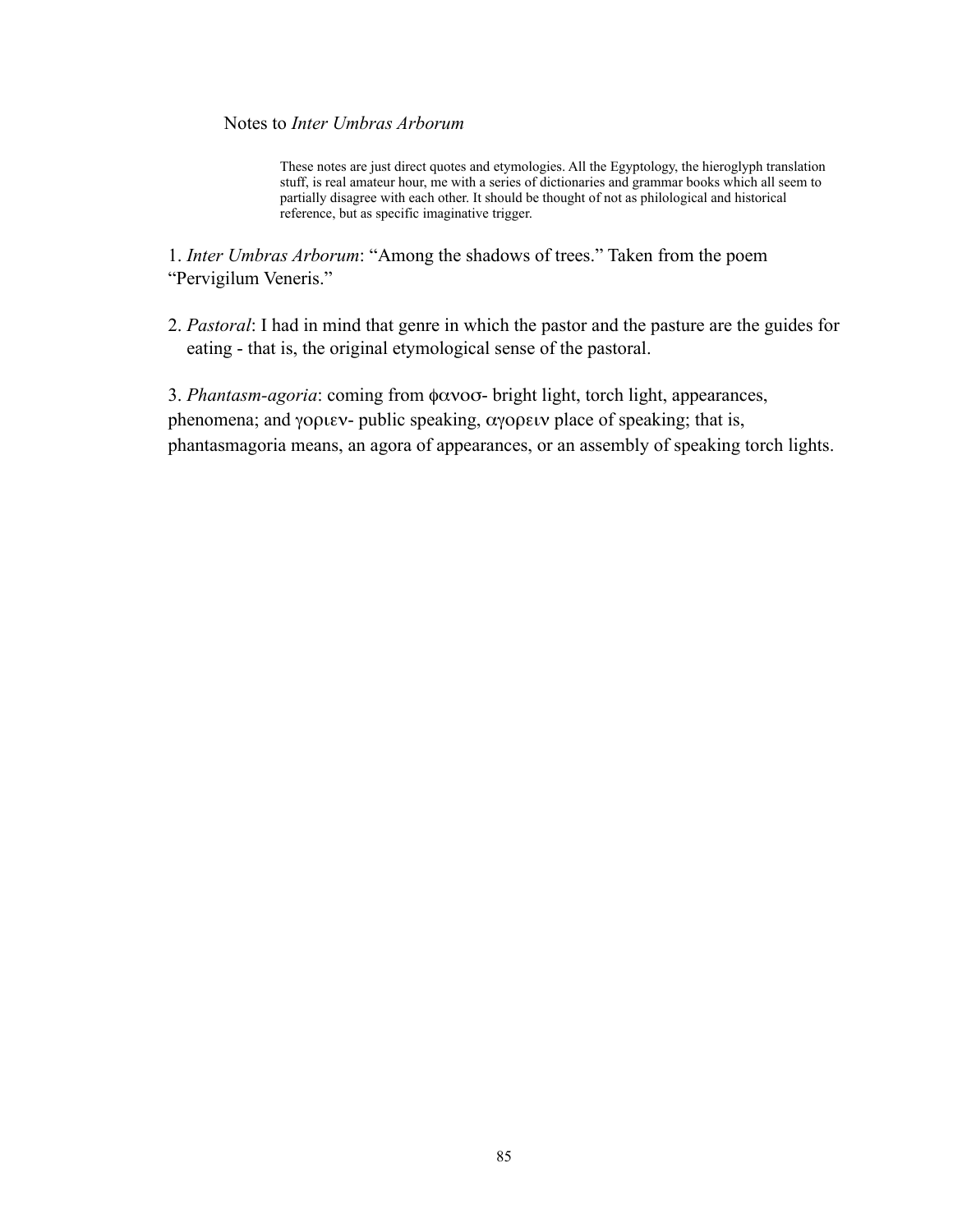Notes to *Inter Umbras Arborum*

> These notes are just direct quotes and etymologies. All the Egyptology, the hieroglyph translation stuff, is real amateur hour, me with a series of dictionaries and grammar books which all seem to partially disagree with each other. It should be thought of not as philological and historical reference, but as specific imaginative trigger.

1. *Inter Umbras Arborum*: "Among the shadows of trees." Taken from the poem "Pervigilum Veneris."

2. *Pastoral*: I had in mind that genre in which the pastor and the pasture are the guides for eating - that is, the original etymological sense of the pastoral.

3. *Phantasm-agoria*: coming from φανοσ- bright light, torch light, appearances, phenomena; and γοριεν- public speaking, αγορειν place of speaking; that is, phantasmagoria means, an agora of appearances, or an assembly of speaking torch lights.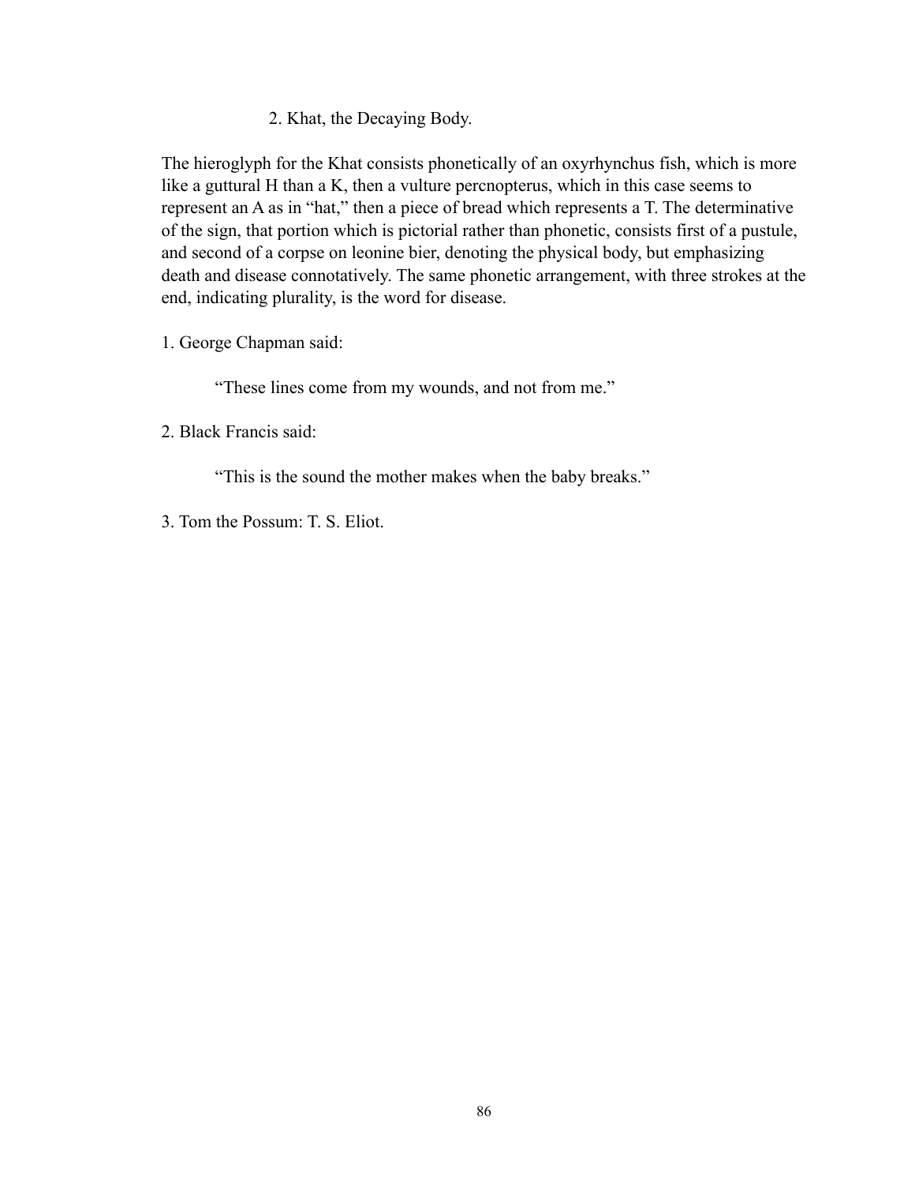### 2. Khat, the Decaying Body.

The hieroglyph for the Khat consists phonetically of an oxyrhynchus fish, which is more like a guttural H than a K, then a vulture percnopterus, which in this case seems to represent an A as in "hat," then a piece of bread which represents a T. The determinative of the sign, that portion which is pictorial rather than phonetic, consists first of a pustule, and second of a corpse on leonine bier, denoting the physical body, but emphasizing death and disease connotatively. The same phonetic arrangement, with three strokes at the end, indicating plurality, is the word for disease.

1. George Chapman said:

> "These lines come from my wounds, and not from me."

2. Black Francis said:

> "This is the sound the mother makes when the baby breaks."

3. Tom the Possum: T. S. Eliot.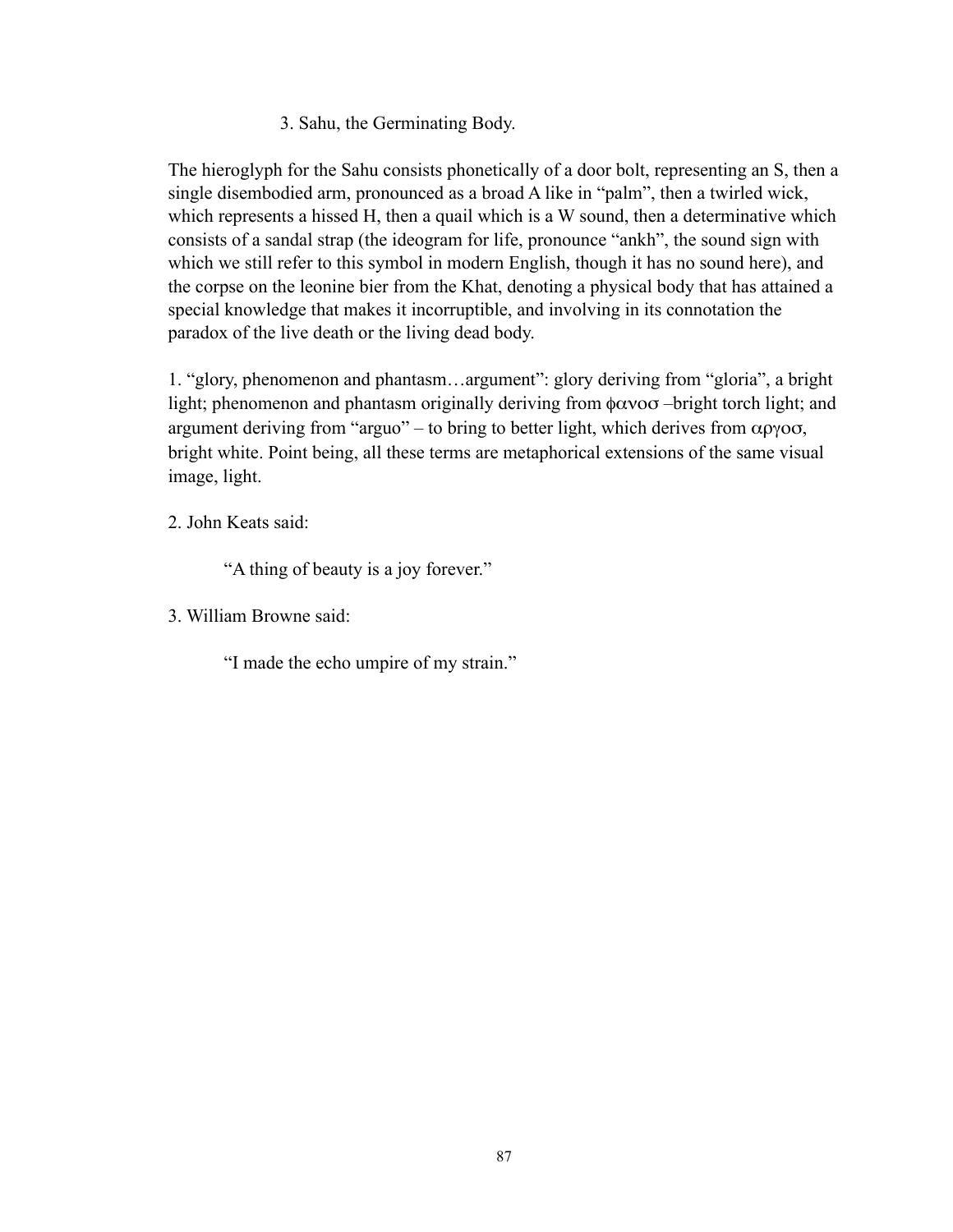3. Sahu, the Germinating Body.

The hieroglyph for the Sahu consists phonetically of a door bolt, representing an S, then a single disembodied arm, pronounced as a broad A like in "palm", then a twirled wick, which represents a hissed H, then a quail which is a W sound, then a determinative which consists of a sandal strap (the ideogram for life, pronounce "ankh", the sound sign with which we still refer to this symbol in modern English, though it has no sound here), and the corpse on the leonine bier from the Khat, denoting a physical body that has attained a special knowledge that makes it incorruptible, and involving in its connotation the paradox of the live death or the living dead body.

1. "glory, phenomenon and phantasm…argument": glory deriving from "gloria", a bright light; phenomenon and phantasm originally deriving from φανοσ –bright torch light; and argument deriving from "arguo" – to bring to better light, which derives from αργοσ, bright white. Point being, all these terms are metaphorical extensions of the same visual image, light.

2. John Keats said:

> "A thing of beauty is a joy forever."

3. William Browne said:

> "I made the echo umpire of my strain."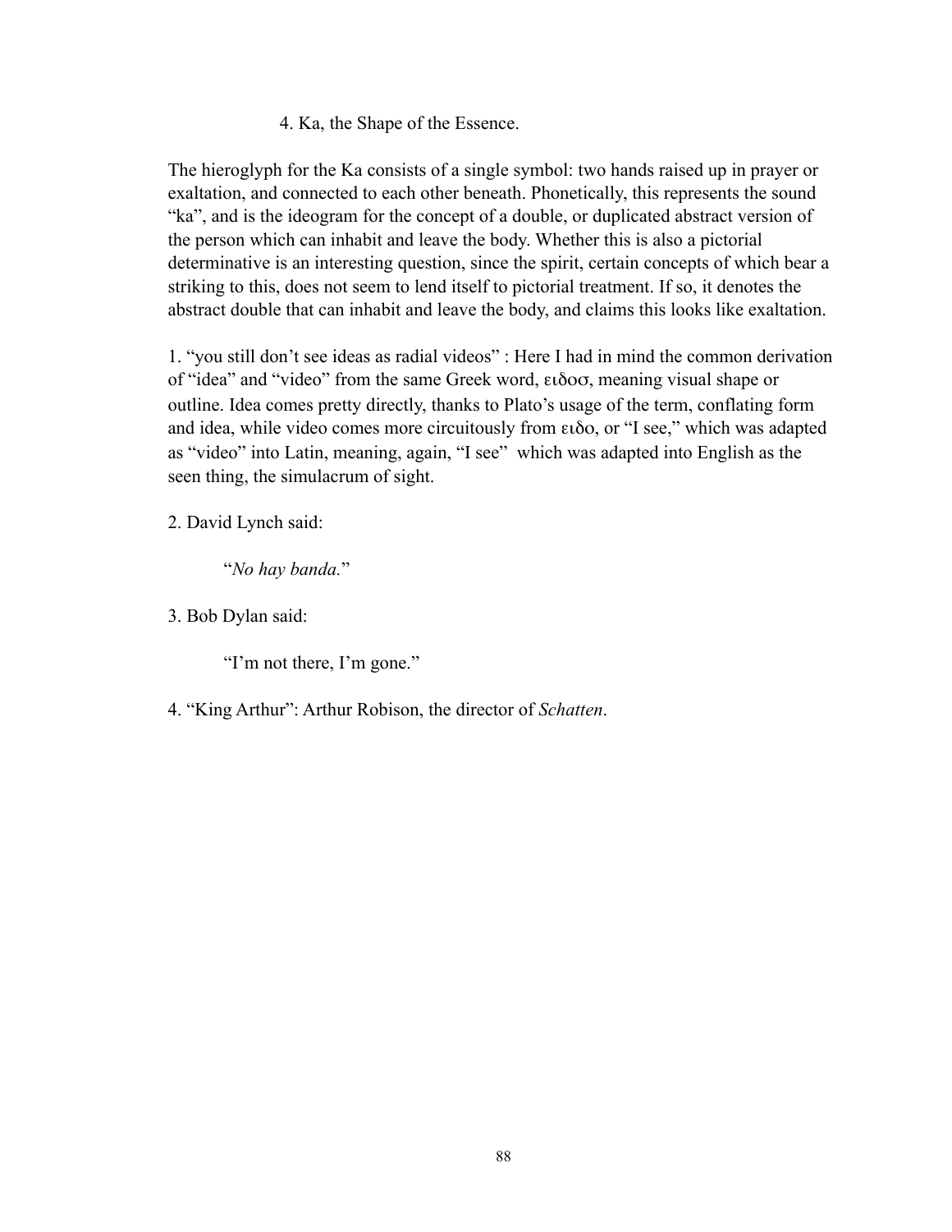4. Ka, the Shape of the Essence.

The hieroglyph for the Ka consists of a single symbol: two hands raised up in prayer or exaltation, and connected to each other beneath. Phonetically, this represents the sound "ka", and is the ideogram for the concept of a double, or duplicated abstract version of the person which can inhabit and leave the body. Whether this is also a pictorial determinative is an interesting question, since the spirit, certain concepts of which bear a striking to this, does not seem to lend itself to pictorial treatment. If so, it denotes the abstract double that can inhabit and leave the body, and claims this looks like exaltation.

1. "you still don't see ideas as radial videos" : Here I had in mind the common derivation of "idea" and "video" from the same Greek word, ειδοσ, meaning visual shape or outline. Idea comes pretty directly, thanks to Plato's usage of the term, conflating form and idea, while video comes more circuitously from ειδο, or "I see," which was adapted as "video" into Latin, meaning, again, "I see" which was adapted into English as the seen thing, the simulacrum of sight.

2. David Lynch said:

> "*No hay banda.*"

3. Bob Dylan said:

> "I'm not there, I'm gone."

4. "King Arthur": Arthur Robison, the director of *Schatten*.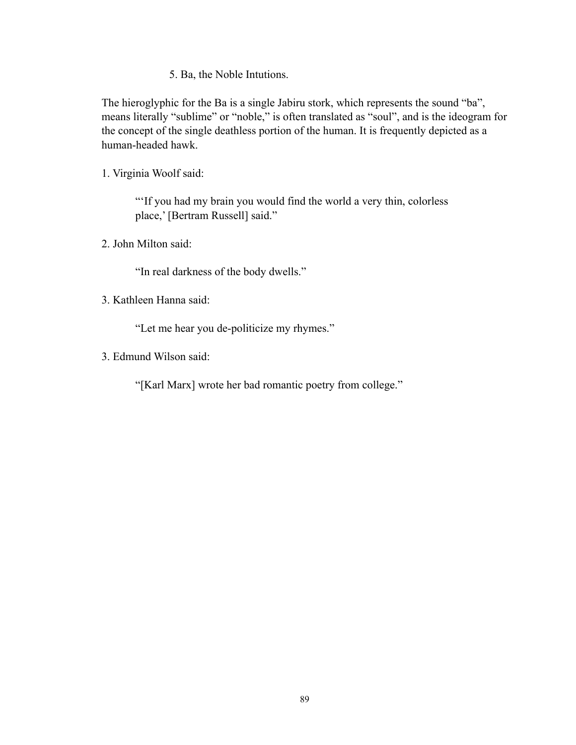### 5. Ba, the Noble Intutions.

The hieroglyphic for the Ba is a single Jabiru stork, which represents the sound "ba", means literally "sublime" or "noble," is often translated as "soul", and is the ideogram for the concept of the single deathless portion of the human. It is frequently depicted as a human-headed hawk.

1. Virginia Woolf said:

> "'If you had my brain you would find the world a very thin, colorless place,' [Bertram Russell] said."

2. John Milton said:

> "In real darkness of the body dwells."

3. Kathleen Hanna said:

> "Let me hear you de-politicize my rhymes."

3. Edmund Wilson said:

> "[Karl Marx] wrote her bad romantic poetry from college."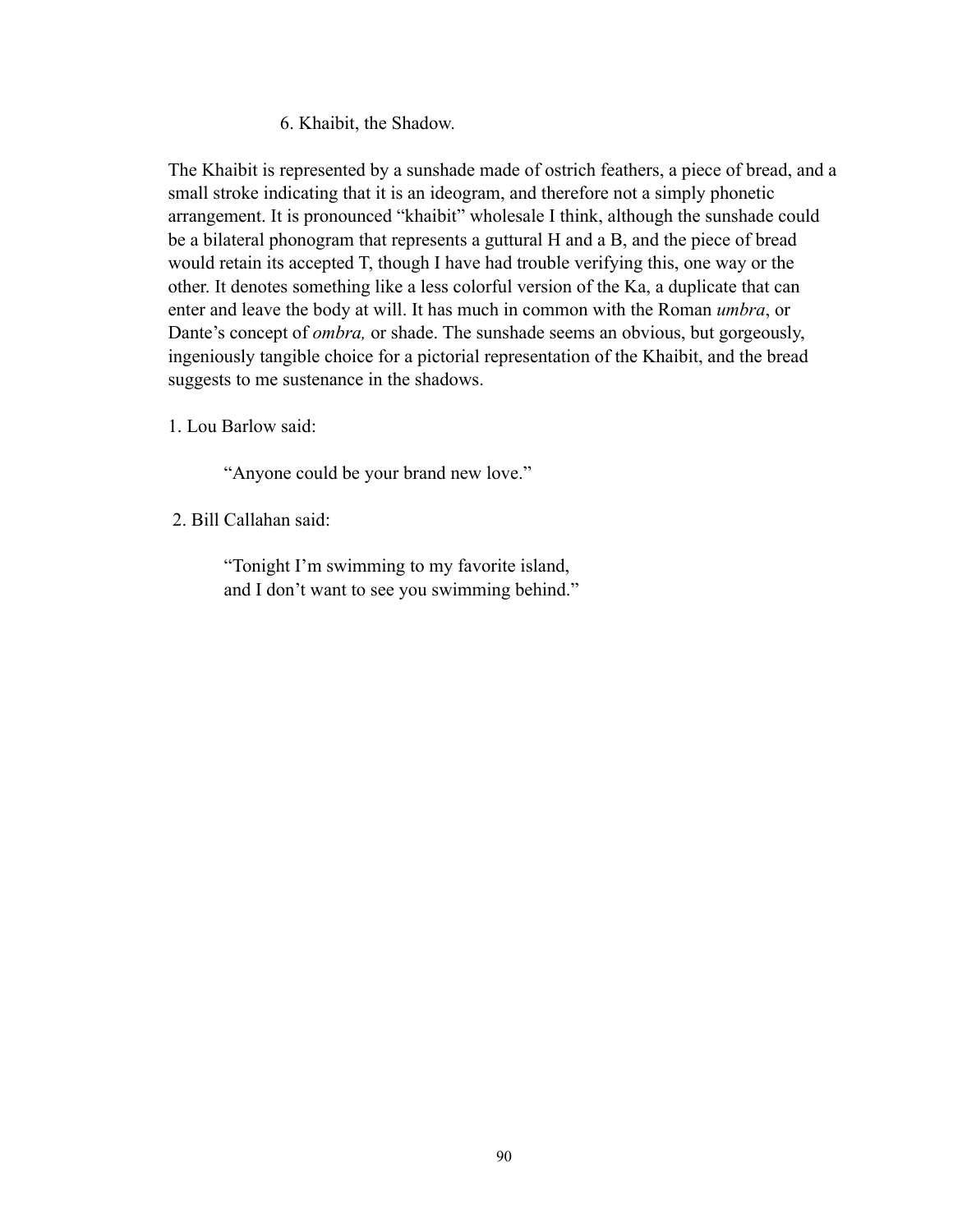### 6. Khaibit, the Shadow.

The Khaibit is represented by a sunshade made of ostrich feathers, a piece of bread, and a small stroke indicating that it is an ideogram, and therefore not a simply phonetic arrangement. It is pronounced "khaibit" wholesale I think, although the sunshade could be a bilateral phonogram that represents a guttural H and a B, and the piece of bread would retain its accepted T, though I have had trouble verifying this, one way or the other. It denotes something like a less colorful version of the Ka, a duplicate that can enter and leave the body at will. It has much in common with the Roman *umbra*, or Dante's concept of *ombra,* or shade. The sunshade seems an obvious, but gorgeously, ingeniously tangible choice for a pictorial representation of the Khaibit, and the bread suggests to me sustenance in the shadows.

1. Lou Barlow said:

> "Anyone could be your brand new love."

2. Bill Callahan said:

> "Tonight I'm swimming to my favorite island,
> and I don't want to see you swimming behind."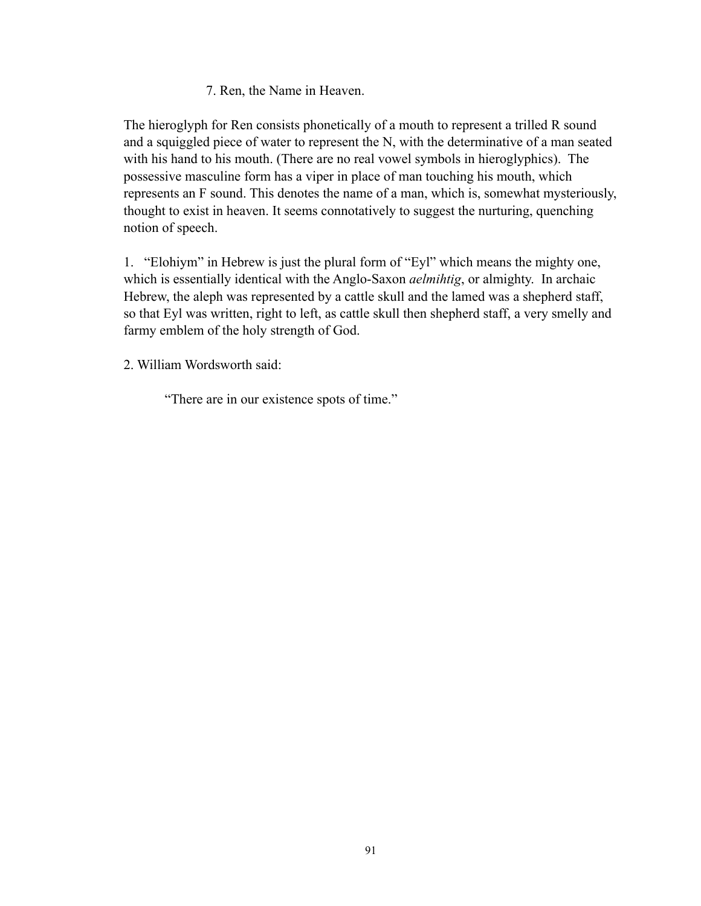7. Ren, the Name in Heaven.

The hieroglyph for Ren consists phonetically of a mouth to represent a trilled R sound and a squiggled piece of water to represent the N, with the determinative of a man seated with his hand to his mouth. (There are no real vowel symbols in hieroglyphics). The possessive masculine form has a viper in place of man touching his mouth, which represents an F sound. This denotes the name of a man, which is, somewhat mysteriously, thought to exist in heaven. It seems connotatively to suggest the nurturing, quenching notion of speech.

1. "Elohiym" in Hebrew is just the plural form of "Eyl" which means the mighty one, which is essentially identical with the Anglo-Saxon *aelmihtig*, or almighty. In archaic Hebrew, the aleph was represented by a cattle skull and the lamed was a shepherd staff, so that Eyl was written, right to left, as cattle skull then shepherd staff, a very smelly and farmy emblem of the holy strength of God.

2. William Wordsworth said:

> "There are in our existence spots of time."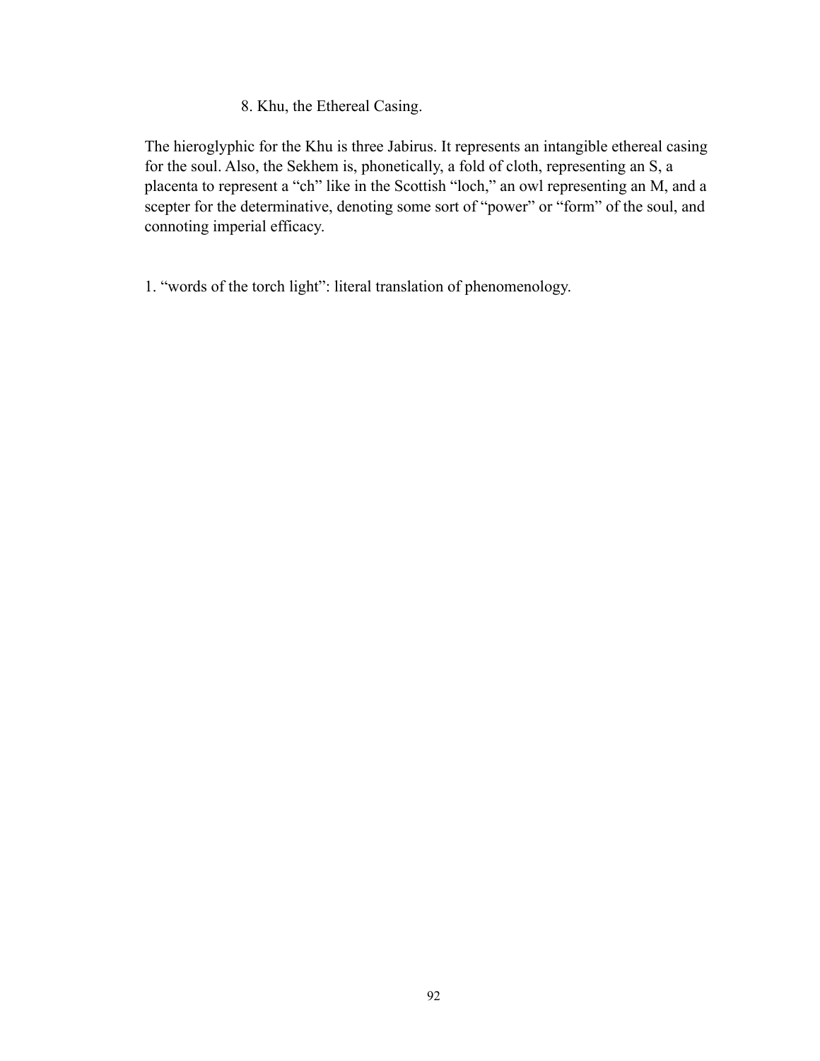### 8. Khu, the Ethereal Casing.

The hieroglyphic for the Khu is three Jabirus. It represents an intangible ethereal casing for the soul. Also, the Sekhem is, phonetically, a fold of cloth, representing an S, a placenta to represent a "ch" like in the Scottish "loch," an owl representing an M, and a scepter for the determinative, denoting some sort of "power" or "form" of the soul, and connoting imperial efficacy.

1. "words of the torch light": literal translation of phenomenology.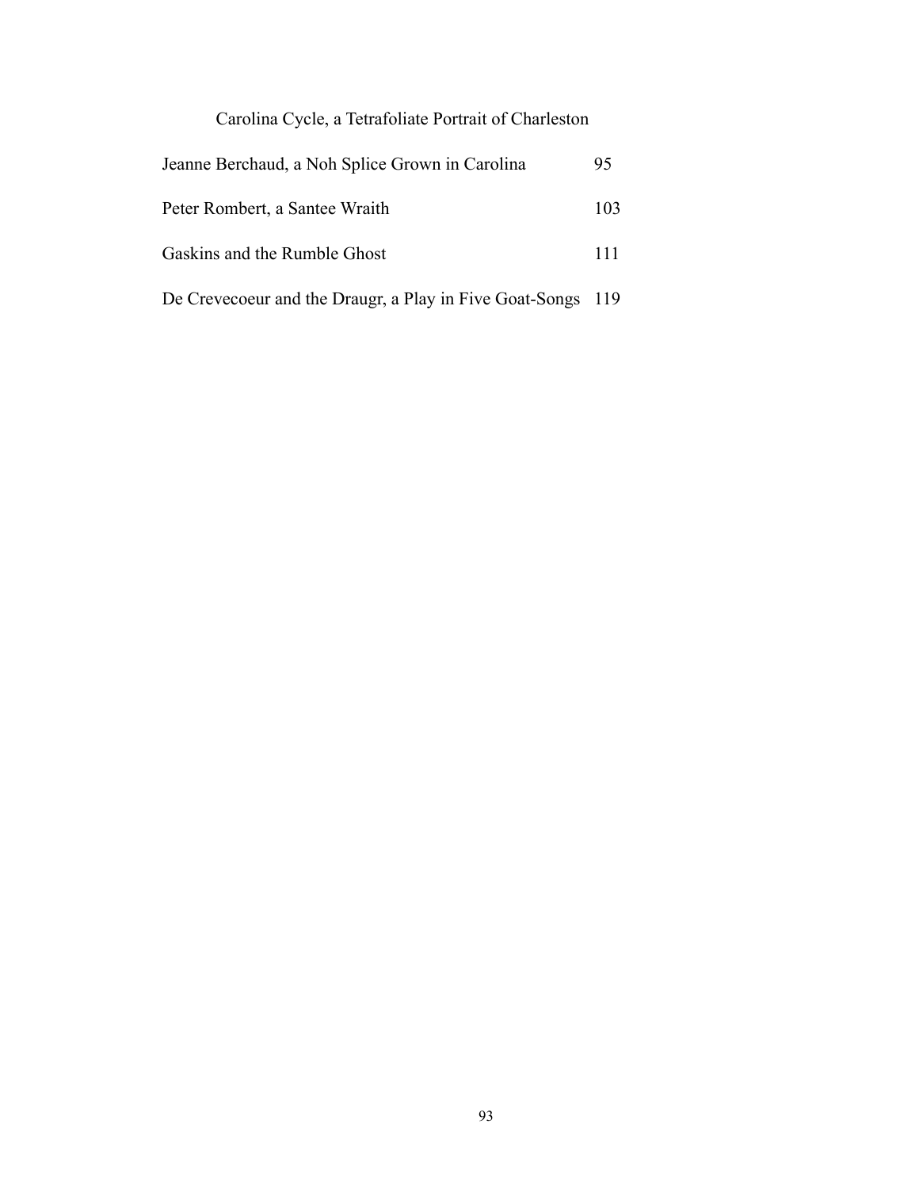## Carolina Cycle, a Tetrafoliate Portrait of Charleston

| | |
|---|---|
| Jeanne Berchaud, a Noh Splice Grown in Carolina | 95 |
| Peter Rombert, a Santee Wraith | 103 |
| Gaskins and the Rumble Ghost | 111 |
| De Crevecoeur and the Draugr, a Play in Five Goat-Songs | 119 |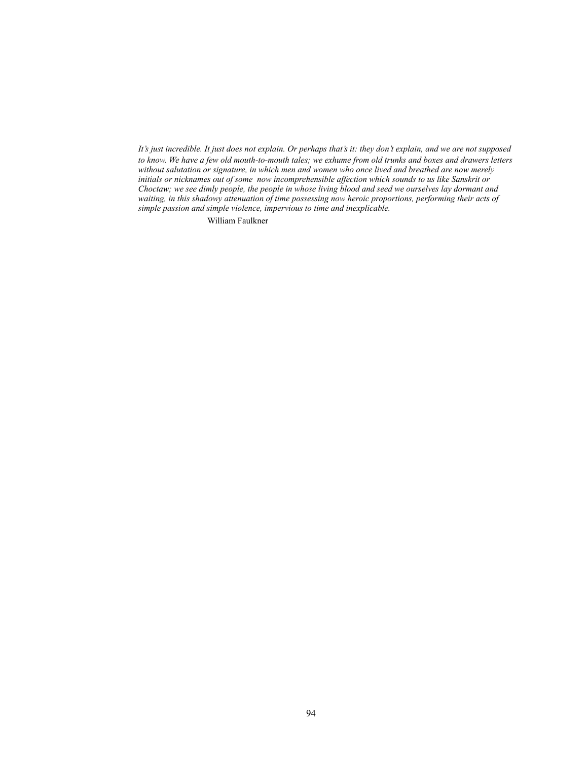*It's just incredible. It just does not explain. Or perhaps that's it: they don't explain, and we are not supposed to know. We have a few old mouth-to-mouth tales; we exhume from old trunks and boxes and drawers letters without salutation or signature, in which men and women who once lived and breathed are now merely initials or nicknames out of some now incomprehensible affection which sounds to us like Sanskrit or Choctaw; we see dimly people, the people in whose living blood and seed we ourselves lay dormant and waiting, in this shadowy attenuation of time possessing now heroic proportions, performing their acts of simple passion and simple violence, impervious to time and inexplicable.*

William Faulkner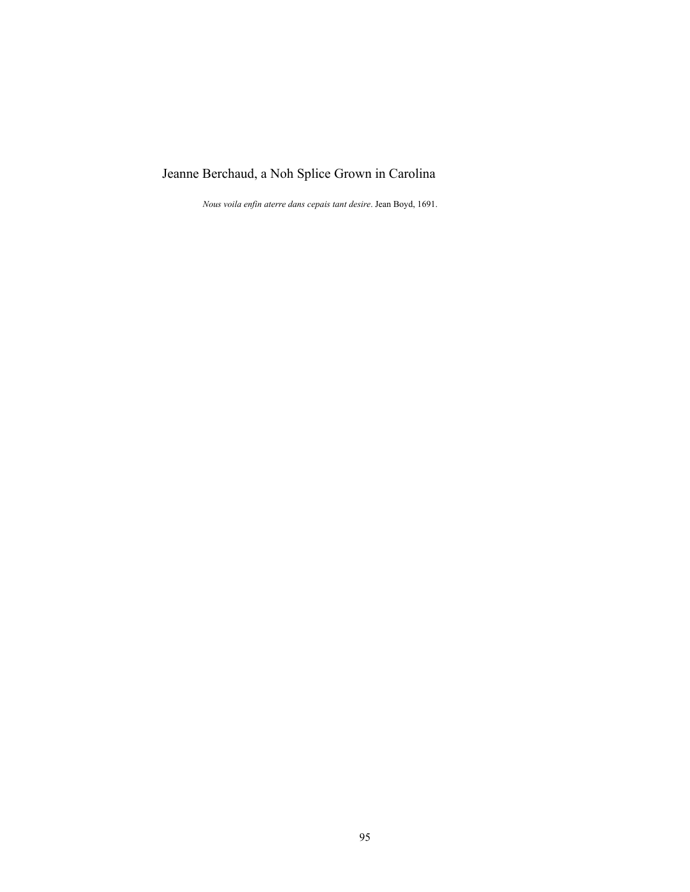# Jeanne Berchaud, a Noh Splice Grown in Carolina

*Nous voila enfin aterre dans cepais tant desire*. Jean Boyd, 1691.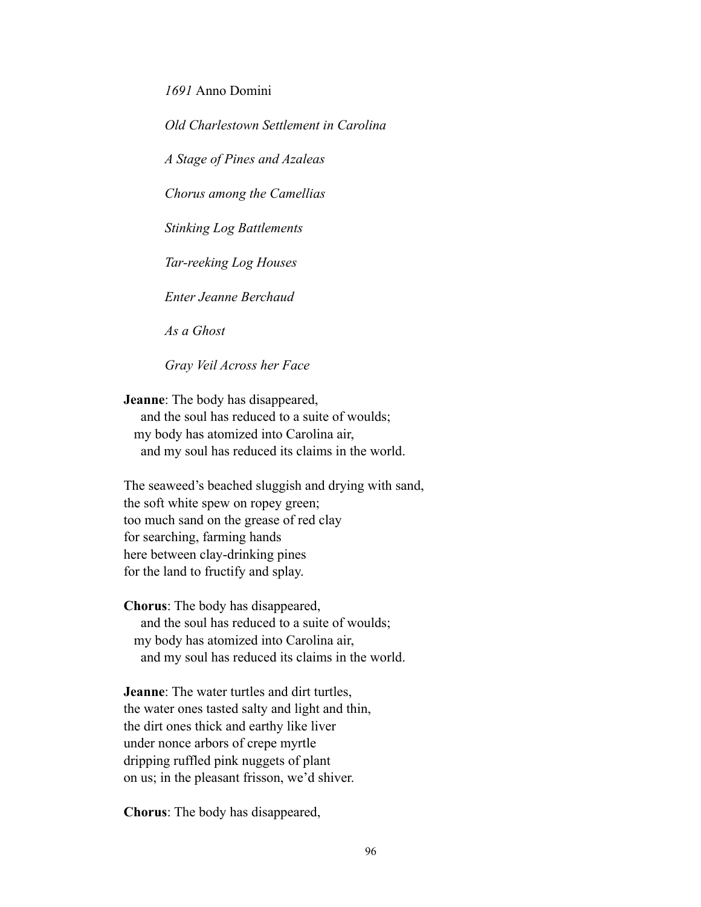*1691* Anno Domini

*Old Charlestown Settlement in Carolina*

*A Stage of Pines and Azaleas*

*Chorus among the Camellias*

*Stinking Log Battlements*

*Tar-reeking Log Houses*

*Enter Jeanne Berchaud*

*As a Ghost*

*Gray Veil Across her Face*

**Jeanne**: The body has disappeared,
  and the soul has reduced to a suite of woulds;
 my body has atomized into Carolina air,
  and my soul has reduced its claims in the world.

The seaweed's beached sluggish and drying with sand,
the soft white spew on ropey green;
too much sand on the grease of red clay
for searching, farming hands
here between clay-drinking pines
for the land to fructify and splay.

**Chorus**: The body has disappeared,
  and the soul has reduced to a suite of woulds;
 my body has atomized into Carolina air,
  and my soul has reduced its claims in the world.

**Jeanne**: The water turtles and dirt turtles,
the water ones tasted salty and light and thin,
the dirt ones thick and earthy like liver
under nonce arbors of crepe myrtle
dripping ruffled pink nuggets of plant
on us; in the pleasant frisson, we'd shiver.

**Chorus**: The body has disappeared,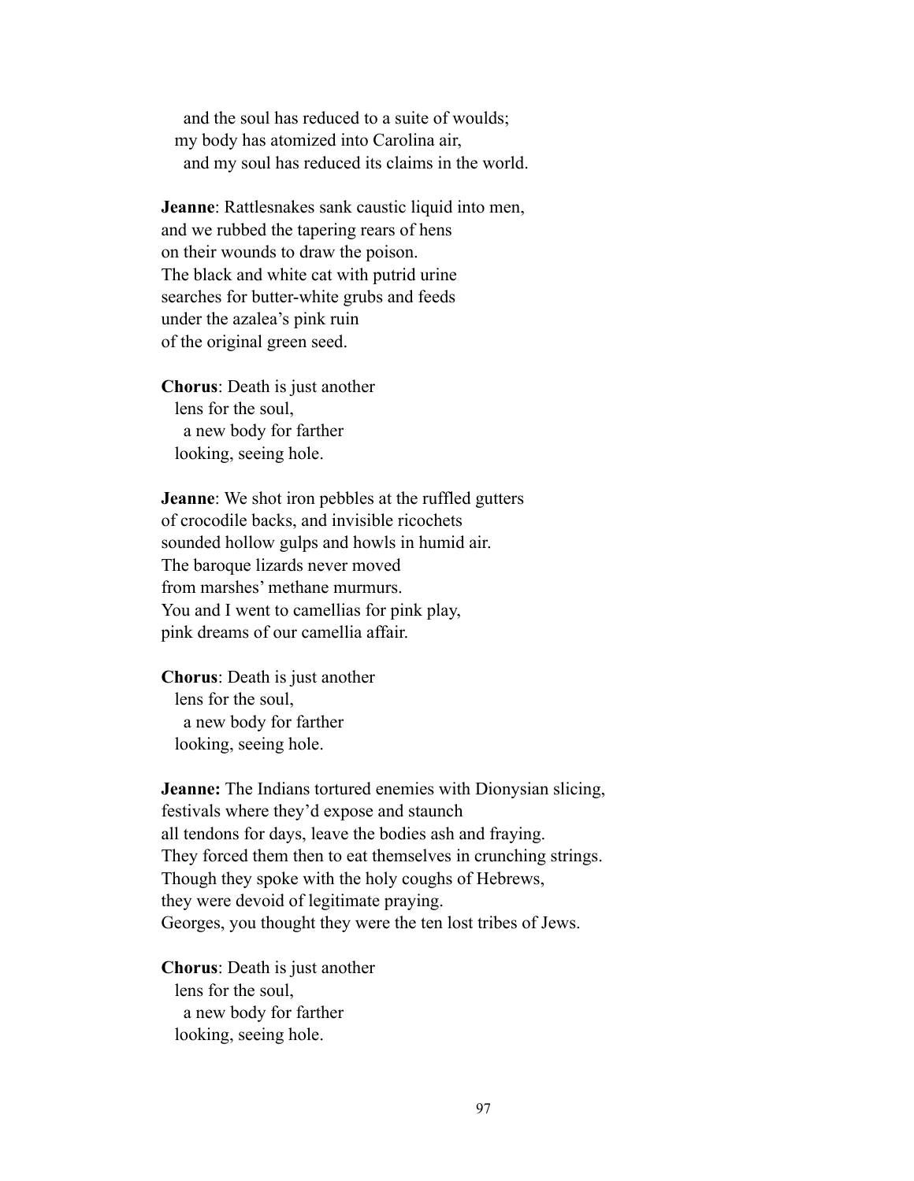and the soul has reduced to a suite of woulds;  
my body has atomized into Carolina air,  
and my soul has reduced its claims in the world.

**Jeanne**: Rattlesnakes sank caustic liquid into men,  
and we rubbed the tapering rears of hens  
on their wounds to draw the poison.  
The black and white cat with putrid urine  
searches for butter-white grubs and feeds  
under the azalea's pink ruin  
of the original green seed.

**Chorus**: Death is just another  
lens for the soul,  
a new body for farther  
looking, seeing hole.

**Jeanne**: We shot iron pebbles at the ruffled gutters  
of crocodile backs, and invisible ricochets  
sounded hollow gulps and howls in humid air.  
The baroque lizards never moved  
from marshes' methane murmurs.  
You and I went to camellias for pink play,  
pink dreams of our camellia affair.

**Chorus**: Death is just another  
lens for the soul,  
a new body for farther  
looking, seeing hole.

**Jeanne:** The Indians tortured enemies with Dionysian slicing,  
festivals where they'd expose and staunch  
all tendons for days, leave the bodies ash and fraying.  
They forced them then to eat themselves in crunching strings.  
Though they spoke with the holy coughs of Hebrews,  
they were devoid of legitimate praying.  
Georges, you thought they were the ten lost tribes of Jews.

**Chorus**: Death is just another  
lens for the soul,  
a new body for farther  
looking, seeing hole.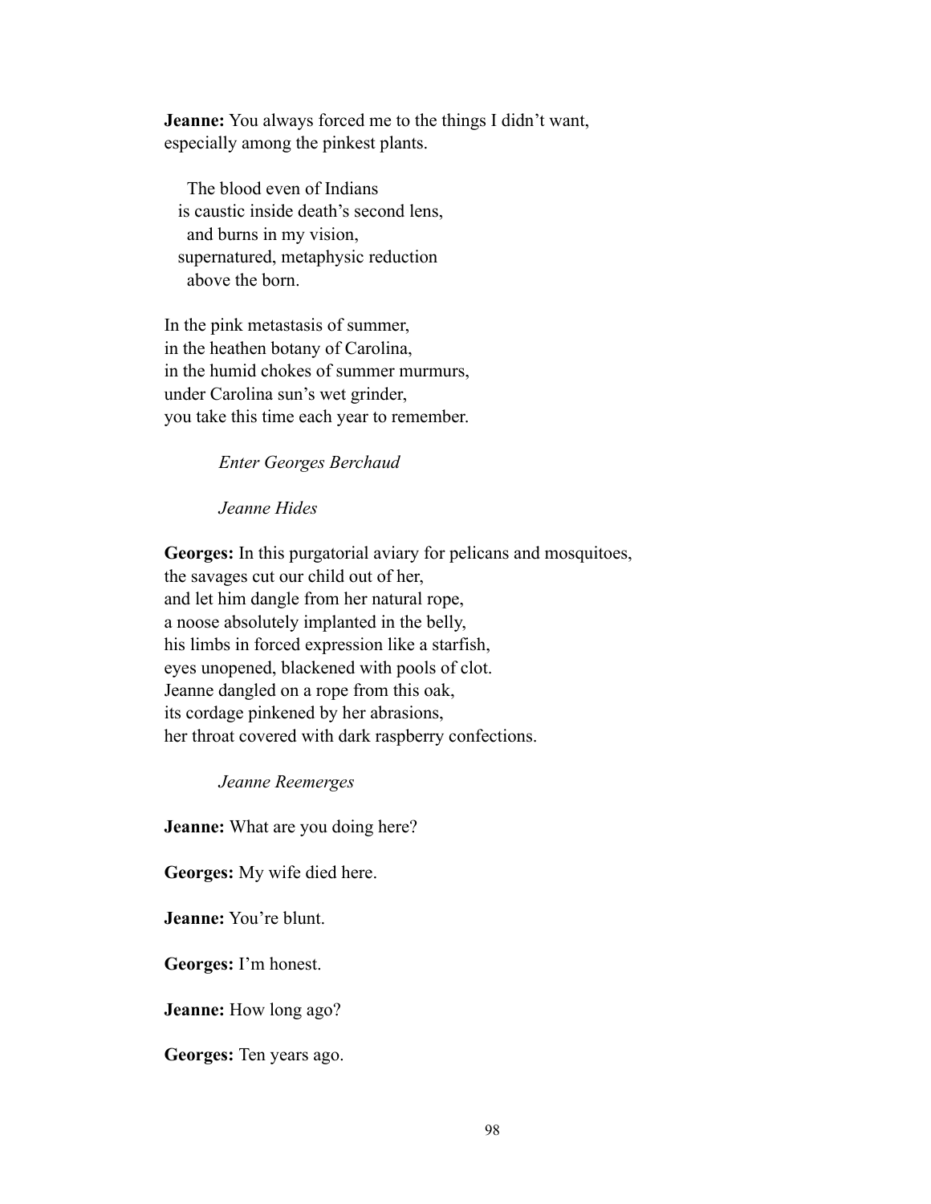**Jeanne:** You always forced me to the things I didn't want,
especially among the pinkest plants.

The blood even of Indians
is caustic inside death's second lens,
and burns in my vision,
supernatured, metaphysic reduction
above the born.

In the pink metastasis of summer,
in the heathen botany of Carolina,
in the humid chokes of summer murmurs,
under Carolina sun's wet grinder,
you take this time each year to remember.

*Enter Georges Berchaud*

*Jeanne Hides*

**Georges:** In this purgatorial aviary for pelicans and mosquitoes,
the savages cut our child out of her,
and let him dangle from her natural rope,
a noose absolutely implanted in the belly,
his limbs in forced expression like a starfish,
eyes unopened, blackened with pools of clot.
Jeanne dangled on a rope from this oak,
its cordage pinkened by her abrasions,
her throat covered with dark raspberry confections.

*Jeanne Reemerges*

**Jeanne:** What are you doing here?

**Georges:** My wife died here.

**Jeanne:** You're blunt.

**Georges:** I'm honest.

**Jeanne:** How long ago?

**Georges:** Ten years ago.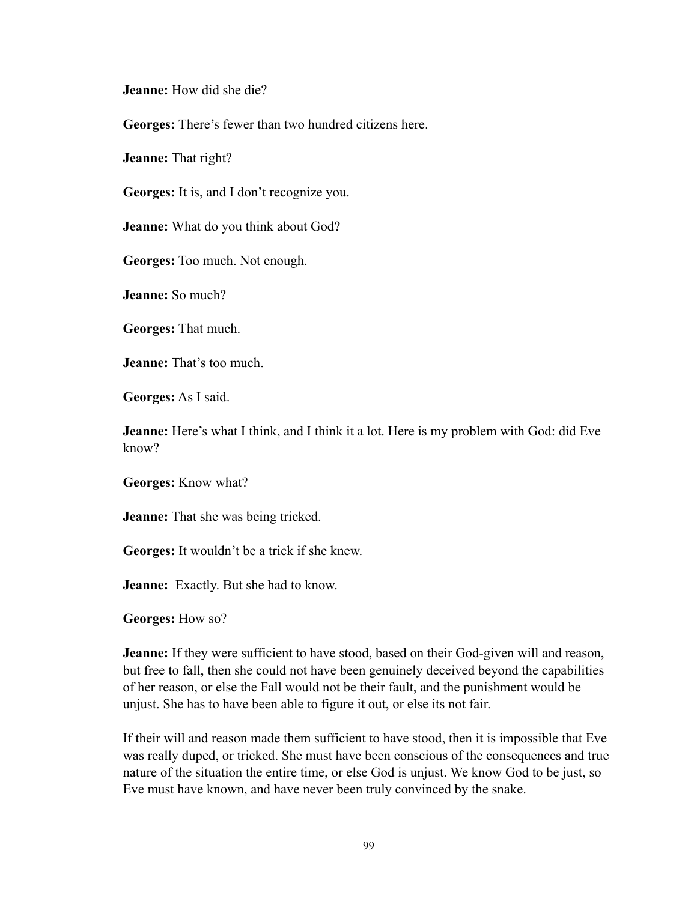**Jeanne:** How did she die?

**Georges:** There's fewer than two hundred citizens here.

**Jeanne:** That right?

**Georges:** It is, and I don't recognize you.

**Jeanne:** What do you think about God?

**Georges:** Too much. Not enough.

**Jeanne:** So much?

**Georges:** That much.

**Jeanne:** That's too much.

**Georges:** As I said.

**Jeanne:** Here's what I think, and I think it a lot. Here is my problem with God: did Eve know?

**Georges:** Know what?

**Jeanne:** That she was being tricked.

**Georges:** It wouldn't be a trick if she knew.

**Jeanne:** Exactly. But she had to know.

**Georges:** How so?

**Jeanne:** If they were sufficient to have stood, based on their God-given will and reason, but free to fall, then she could not have been genuinely deceived beyond the capabilities of her reason, or else the Fall would not be their fault, and the punishment would be unjust. She has to have been able to figure it out, or else its not fair.

If their will and reason made them sufficient to have stood, then it is impossible that Eve was really duped, or tricked. She must have been conscious of the consequences and true nature of the situation the entire time, or else God is unjust. We know God to be just, so Eve must have known, and have never been truly convinced by the snake.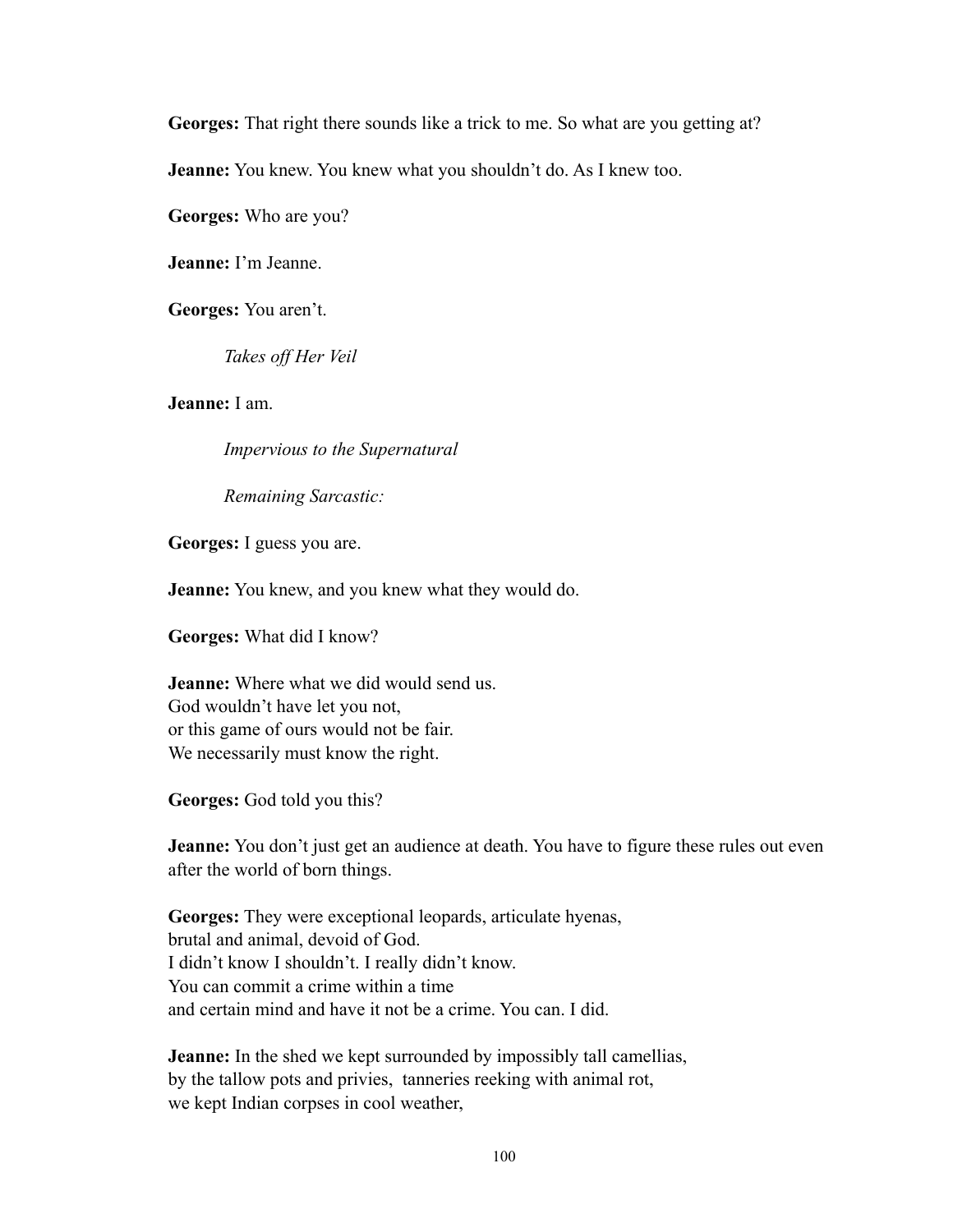**Georges:** That right there sounds like a trick to me. So what are you getting at?

**Jeanne:** You knew. You knew what you shouldn't do. As I knew too.

**Georges:** Who are you?

**Jeanne:** I'm Jeanne.

**Georges:** You aren't.

*Takes off Her Veil*

**Jeanne:** I am.

*Impervious to the Supernatural*

*Remaining Sarcastic:*

**Georges:** I guess you are.

**Jeanne:** You knew, and you knew what they would do.

**Georges:** What did I know?

**Jeanne:** Where what we did would send us.
God wouldn't have let you not,
or this game of ours would not be fair.
We necessarily must know the right.

**Georges:** God told you this?

**Jeanne:** You don't just get an audience at death. You have to figure these rules out even after the world of born things.

**Georges:** They were exceptional leopards, articulate hyenas,
brutal and animal, devoid of God.
I didn't know I shouldn't. I really didn't know.
You can commit a crime within a time
and certain mind and have it not be a crime. You can. I did.

**Jeanne:** In the shed we kept surrounded by impossibly tall camellias,
by the tallow pots and privies, tanneries reeking with animal rot,
we kept Indian corpses in cool weather,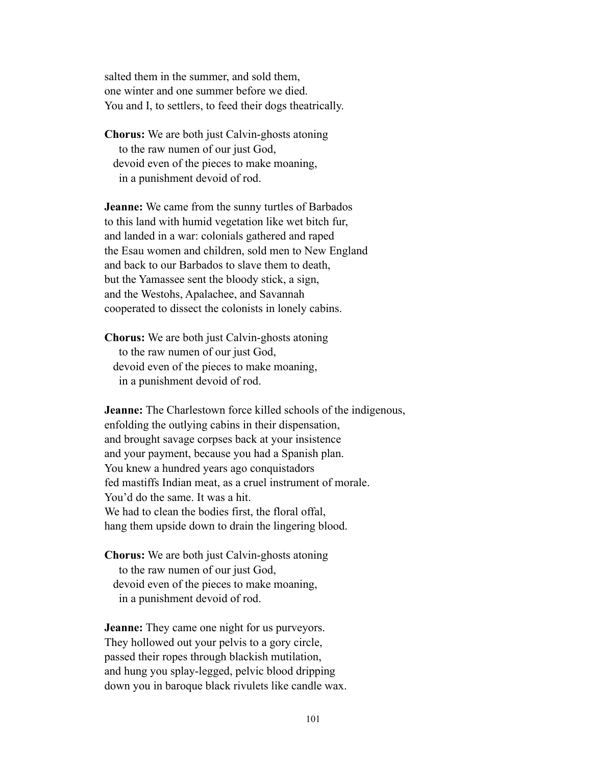salted them in the summer, and sold them,
one winter and one summer before we died.
You and I, to settlers, to feed their dogs theatrically.

**Chorus:** We are both just Calvin-ghosts atoning
    to the raw numen of our just God,
  devoid even of the pieces to make moaning,
    in a punishment devoid of rod.

**Jeanne:** We came from the sunny turtles of Barbados
to this land with humid vegetation like wet bitch fur,
and landed in a war: colonials gathered and raped
the Esau women and children, sold men to New England
and back to our Barbados to slave them to death,
but the Yamassee sent the bloody stick, a sign,
and the Westohs, Apalachee, and Savannah
cooperated to dissect the colonists in lonely cabins.

**Chorus:** We are both just Calvin-ghosts atoning
    to the raw numen of our just God,
  devoid even of the pieces to make moaning,
    in a punishment devoid of rod.

**Jeanne:** The Charlestown force killed schools of the indigenous,
enfolding the outlying cabins in their dispensation,
and brought savage corpses back at your insistence
and your payment, because you had a Spanish plan.
You knew a hundred years ago conquistadors
fed mastiffs Indian meat, as a cruel instrument of morale.
You'd do the same. It was a hit.
We had to clean the bodies first, the floral offal,
hang them upside down to drain the lingering blood.

**Chorus:** We are both just Calvin-ghosts atoning
    to the raw numen of our just God,
  devoid even of the pieces to make moaning,
    in a punishment devoid of rod.

**Jeanne:** They came one night for us purveyors.
They hollowed out your pelvis to a gory circle,
passed their ropes through blackish mutilation,
and hung you splay-legged, pelvic blood dripping
down you in baroque black rivulets like candle wax.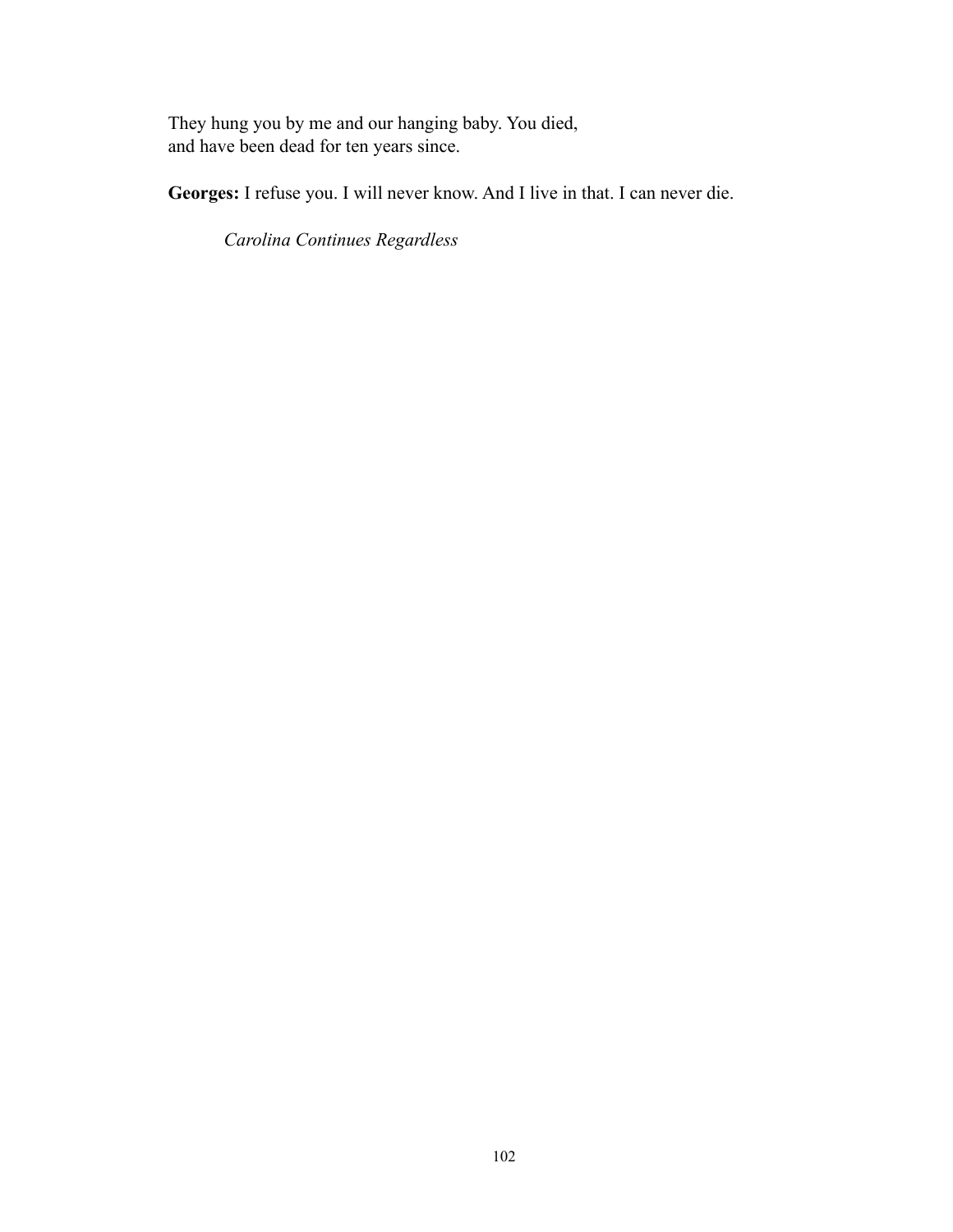They hung you by me and our hanging baby. You died,
and have been dead for ten years since.

**Georges:** I refuse you. I will never know. And I live in that. I can never die.

*Carolina Continues Regardless*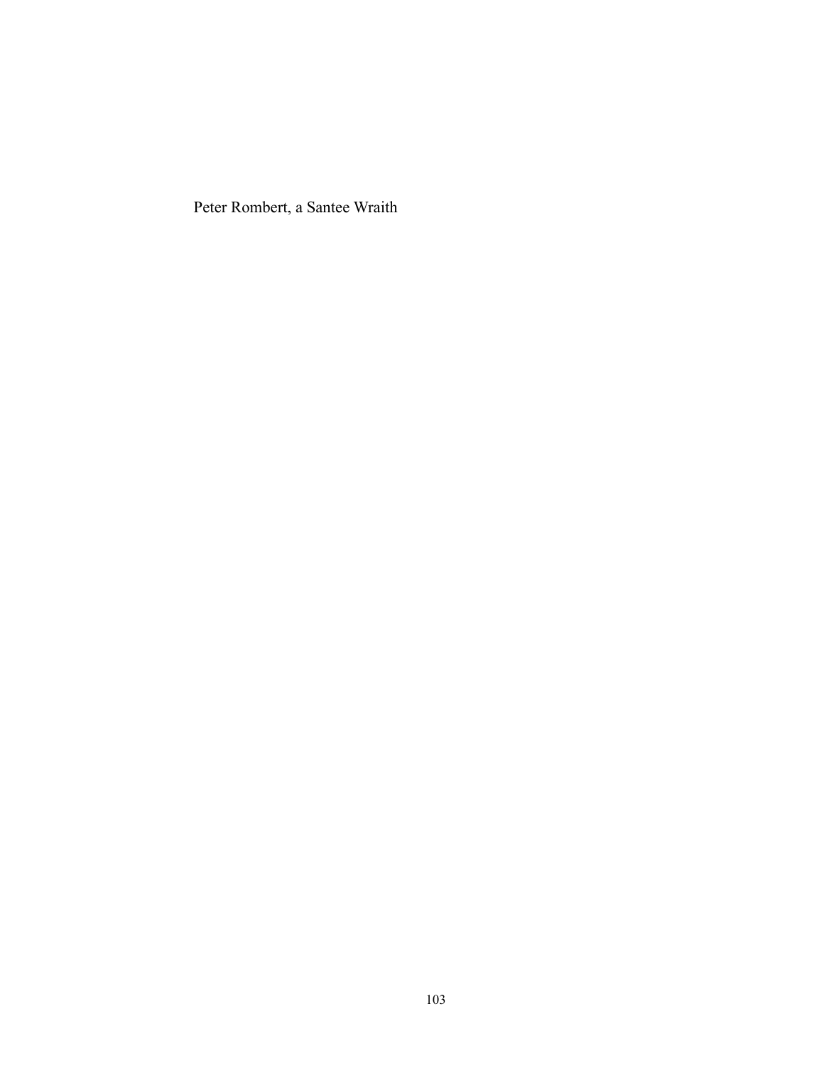Peter Rombert, a Santee Wraith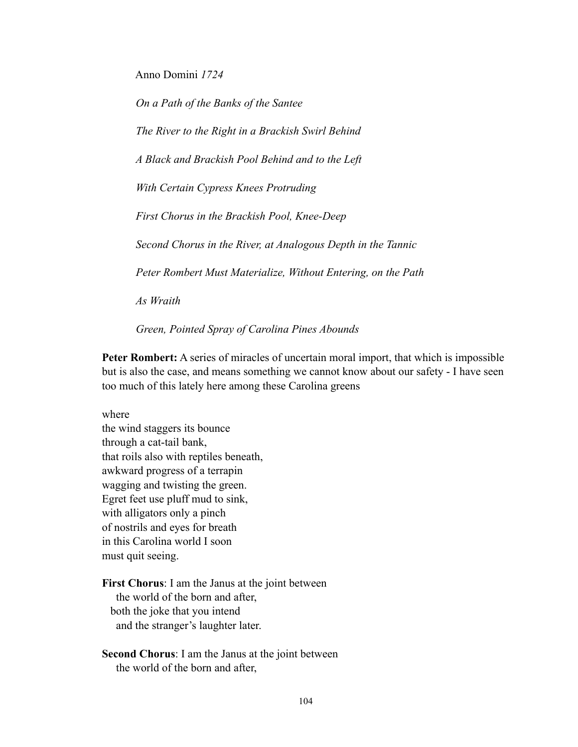Anno Domini *1724*

*On a Path of the Banks of the Santee*

*The River to the Right in a Brackish Swirl Behind*

*A Black and Brackish Pool Behind and to the Left*

*With Certain Cypress Knees Protruding*

*First Chorus in the Brackish Pool, Knee-Deep*

*Second Chorus in the River, at Analogous Depth in the Tannic*

*Peter Rombert Must Materialize, Without Entering, on the Path*

*As Wraith*

*Green, Pointed Spray of Carolina Pines Abounds*

**Peter Rombert:** A series of miracles of uncertain moral import, that which is impossible but is also the case, and means something we cannot know about our safety - I have seen too much of this lately here among these Carolina greens

where  
the wind staggers its bounce  
through a cat-tail bank,  
that roils also with reptiles beneath,  
awkward progress of a terrapin  
wagging and twisting the green.  
Egret feet use pluff mud to sink,  
with alligators only a pinch  
of nostrils and eyes for breath  
in this Carolina world I soon  
must quit seeing.

**First Chorus**: I am the Janus at the joint between  
  the world of the born and after,  
 both the joke that you intend  
  and the stranger's laughter later.

**Second Chorus**: I am the Janus at the joint between  
  the world of the born and after,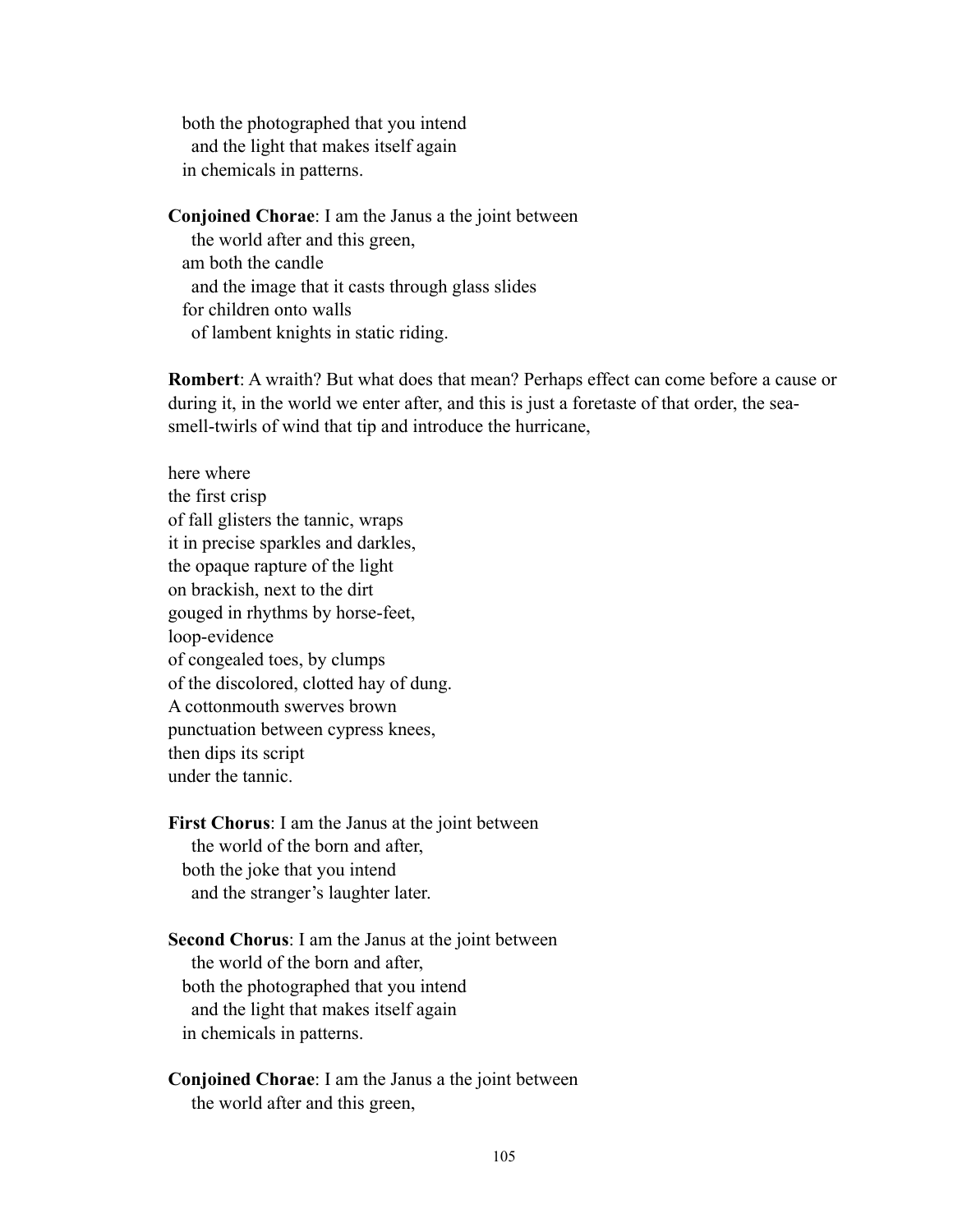both the photographed that you intend
  and the light that makes itself again
in chemicals in patterns.

**Conjoined Chorae**: I am the Janus a the joint between
  the world after and this green,
am both the candle
  and the image that it casts through glass slides
for children onto walls
  of lambent knights in static riding.

**Rombert**: A wraith? But what does that mean? Perhaps effect can come before a cause or during it, in the world we enter after, and this is just a foretaste of that order, the sea-smell-twirls of wind that tip and introduce the hurricane,

here where
the first crisp
of fall glisters the tannic, wraps
it in precise sparkles and darkles,
the opaque rapture of the light
on brackish, next to the dirt
gouged in rhythms by horse-feet,
loop-evidence
of congealed toes, by clumps
of the discolored, clotted hay of dung.
A cottonmouth swerves brown
punctuation between cypress knees,
then dips its script
under the tannic.

**First Chorus**: I am the Janus at the joint between
  the world of the born and after,
both the joke that you intend
  and the stranger's laughter later.

**Second Chorus**: I am the Janus at the joint between
  the world of the born and after,
both the photographed that you intend
  and the light that makes itself again
in chemicals in patterns.

**Conjoined Chorae**: I am the Janus a the joint between
  the world after and this green,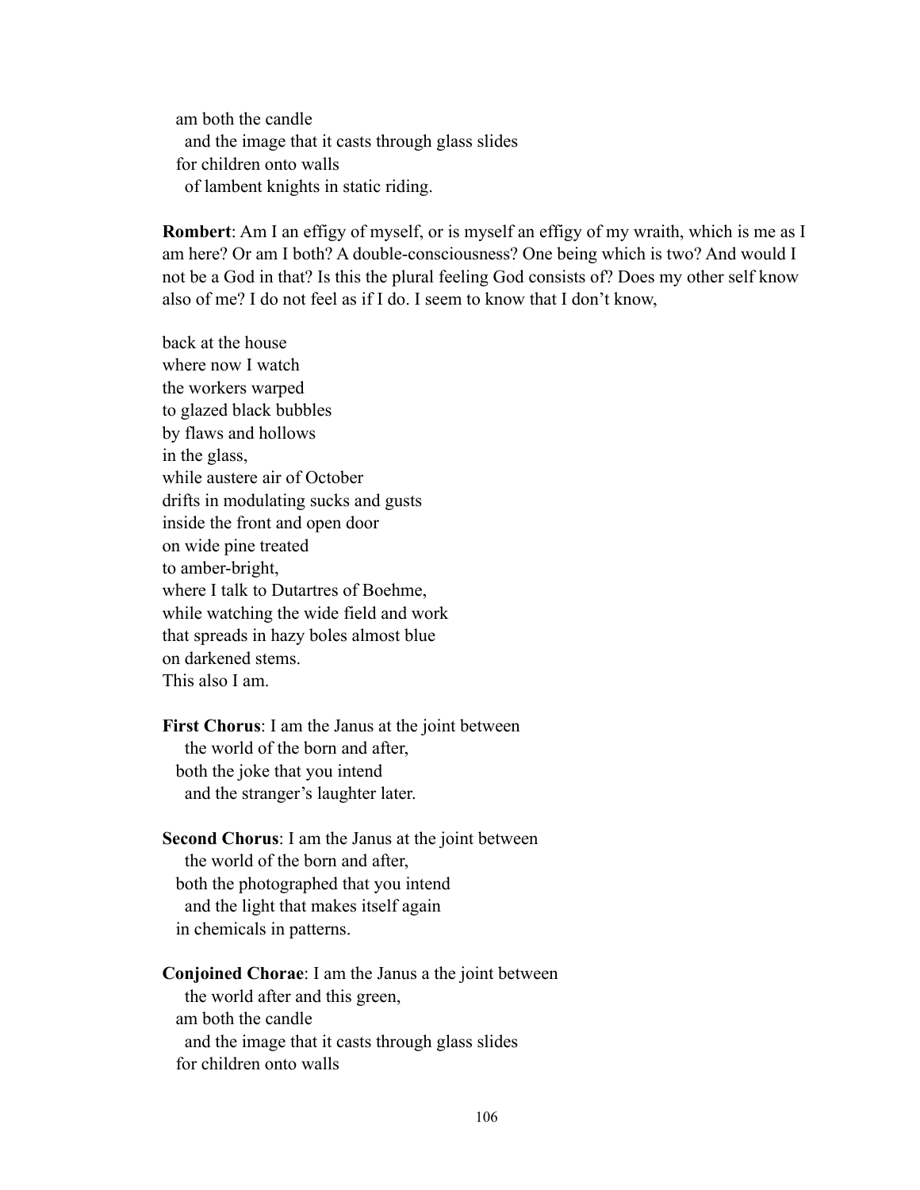am both the candle
    and the image that it casts through glass slides
  for children onto walls
    of lambent knights in static riding.

**Rombert**: Am I an effigy of myself, or is myself an effigy of my wraith, which is me as I am here? Or am I both? A double-consciousness? One being which is two? And would I not be a God in that? Is this the plural feeling God consists of? Does my other self know also of me? I do not feel as if I do. I seem to know that I don't know,

back at the house
where now I watch
the workers warped
to glazed black bubbles
by flaws and hollows
in the glass,
while austere air of October
drifts in modulating sucks and gusts
inside the front and open door
on wide pine treated
to amber-bright,
where I talk to Dutartres of Boehme,
while watching the wide field and work
that spreads in hazy boles almost blue
on darkened stems.
This also I am.

**First Chorus**: I am the Janus at the joint between
    the world of the born and after,
  both the joke that you intend
    and the stranger's laughter later.

**Second Chorus**: I am the Janus at the joint between
    the world of the born and after,
  both the photographed that you intend
    and the light that makes itself again
  in chemicals in patterns.

**Conjoined Chorae**: I am the Janus a the joint between
    the world after and this green,
  am both the candle
    and the image that it casts through glass slides
  for children onto walls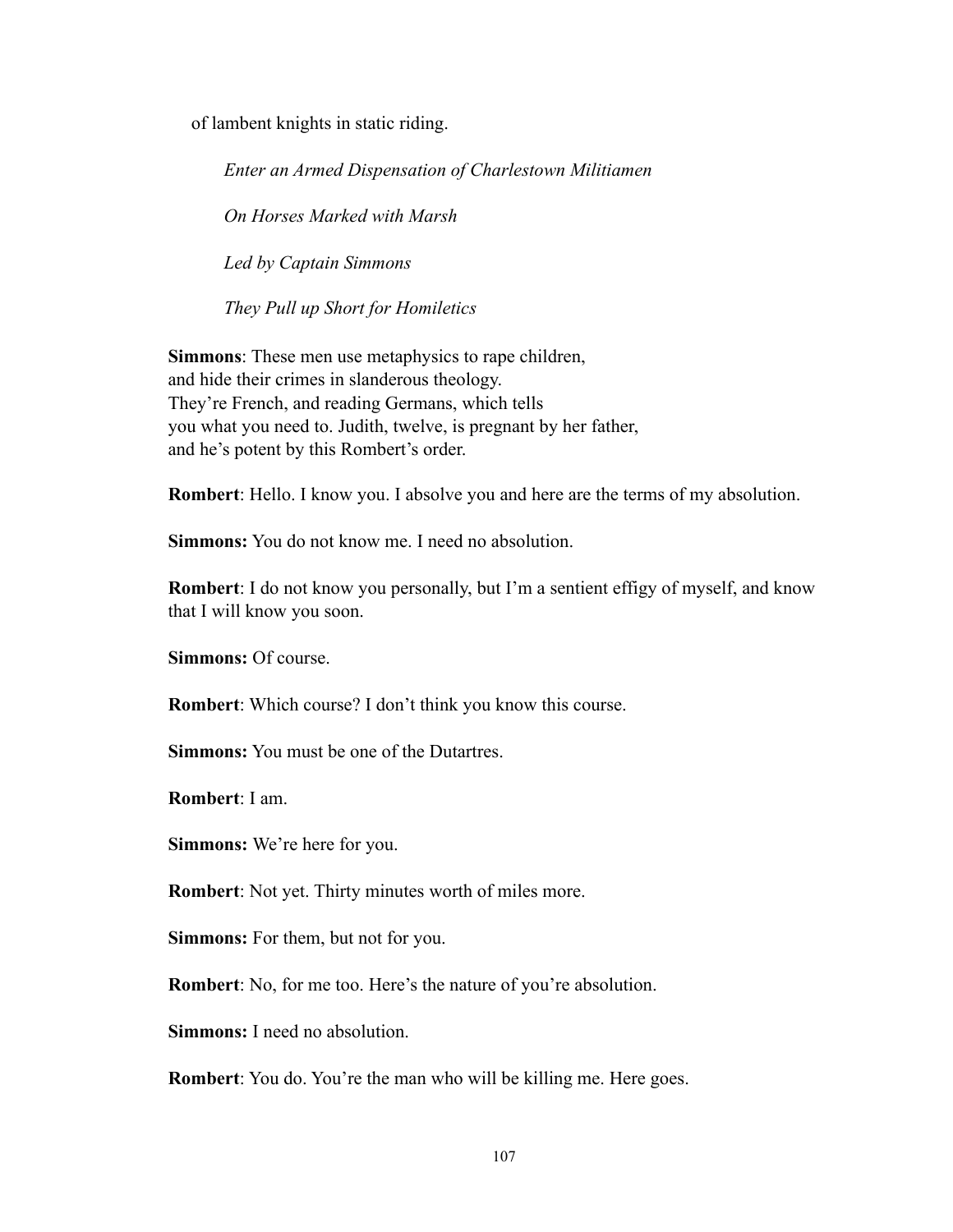of lambent knights in static riding.

*Enter an Armed Dispensation of Charlestown Militiamen*

*On Horses Marked with Marsh*

*Led by Captain Simmons*

*They Pull up Short for Homiletics*

**Simmons**: These men use metaphysics to rape children,
and hide their crimes in slanderous theology.
They're French, and reading Germans, which tells
you what you need to. Judith, twelve, is pregnant by her father,
and he's potent by this Rombert's order.

**Rombert**: Hello. I know you. I absolve you and here are the terms of my absolution.

**Simmons:** You do not know me. I need no absolution.

**Rombert**: I do not know you personally, but I'm a sentient effigy of myself, and know that I will know you soon.

**Simmons:** Of course.

**Rombert**: Which course? I don't think you know this course.

**Simmons:** You must be one of the Dutartres.

**Rombert**: I am.

**Simmons:** We're here for you.

**Rombert**: Not yet. Thirty minutes worth of miles more.

**Simmons:** For them, but not for you.

**Rombert**: No, for me too. Here's the nature of you're absolution.

**Simmons:** I need no absolution.

**Rombert**: You do. You're the man who will be killing me. Here goes.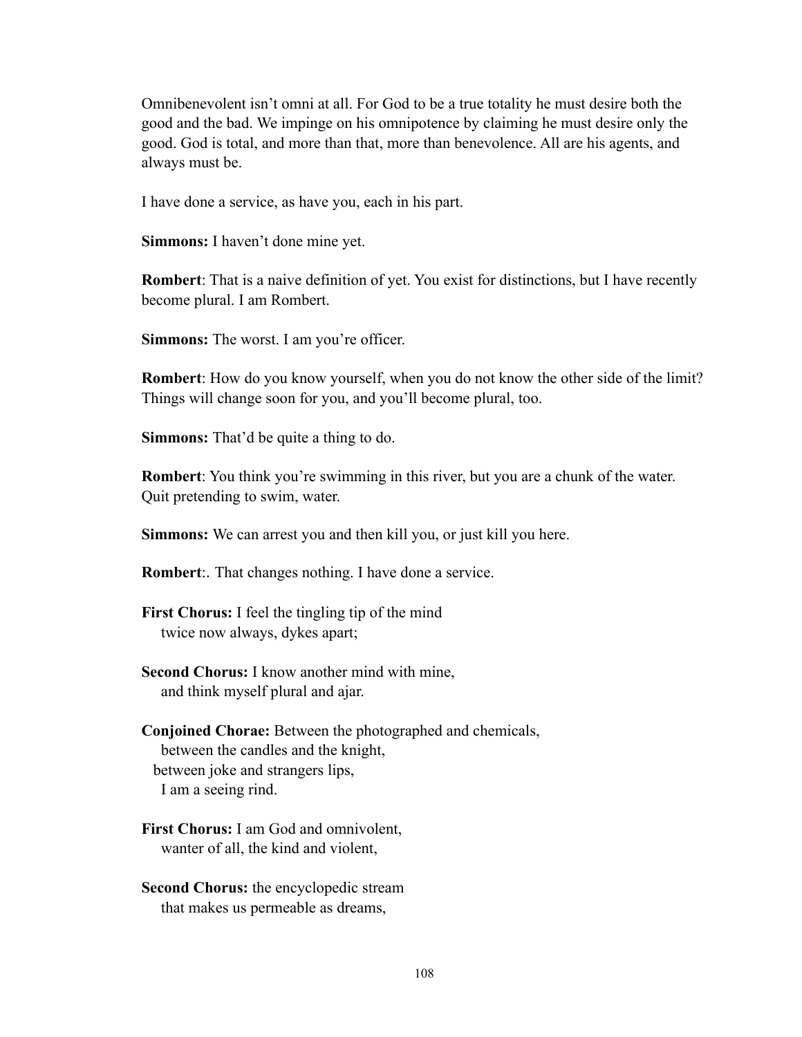Omnibenevolent isn't omni at all. For God to be a true totality he must desire both the good and the bad. We impinge on his omnipotence by claiming he must desire only the good. God is total, and more than that, more than benevolence. All are his agents, and always must be.

I have done a service, as have you, each in his part.

**Simmons:** I haven't done mine yet.

**Rombert**: That is a naive definition of yet. You exist for distinctions, but I have recently become plural. I am Rombert.

**Simmons:** The worst. I am you're officer.

**Rombert**: How do you know yourself, when you do not know the other side of the limit? Things will change soon for you, and you'll become plural, too.

**Simmons:** That'd be quite a thing to do.

**Rombert**: You think you're swimming in this river, but you are a chunk of the water. Quit pretending to swim, water.

**Simmons:** We can arrest you and then kill you, or just kill you here.

**Rombert**:. That changes nothing. I have done a service.

**First Chorus:** I feel the tingling tip of the mind
twice now always, dykes apart;

**Second Chorus:** I know another mind with mine,
and think myself plural and ajar.

**Conjoined Chorae:** Between the photographed and chemicals,
between the candles and the knight,
between joke and strangers lips,
I am a seeing rind.

**First Chorus:** I am God and omnivolent,
wanter of all, the kind and violent,

**Second Chorus:** the encyclopedic stream
that makes us permeable as dreams,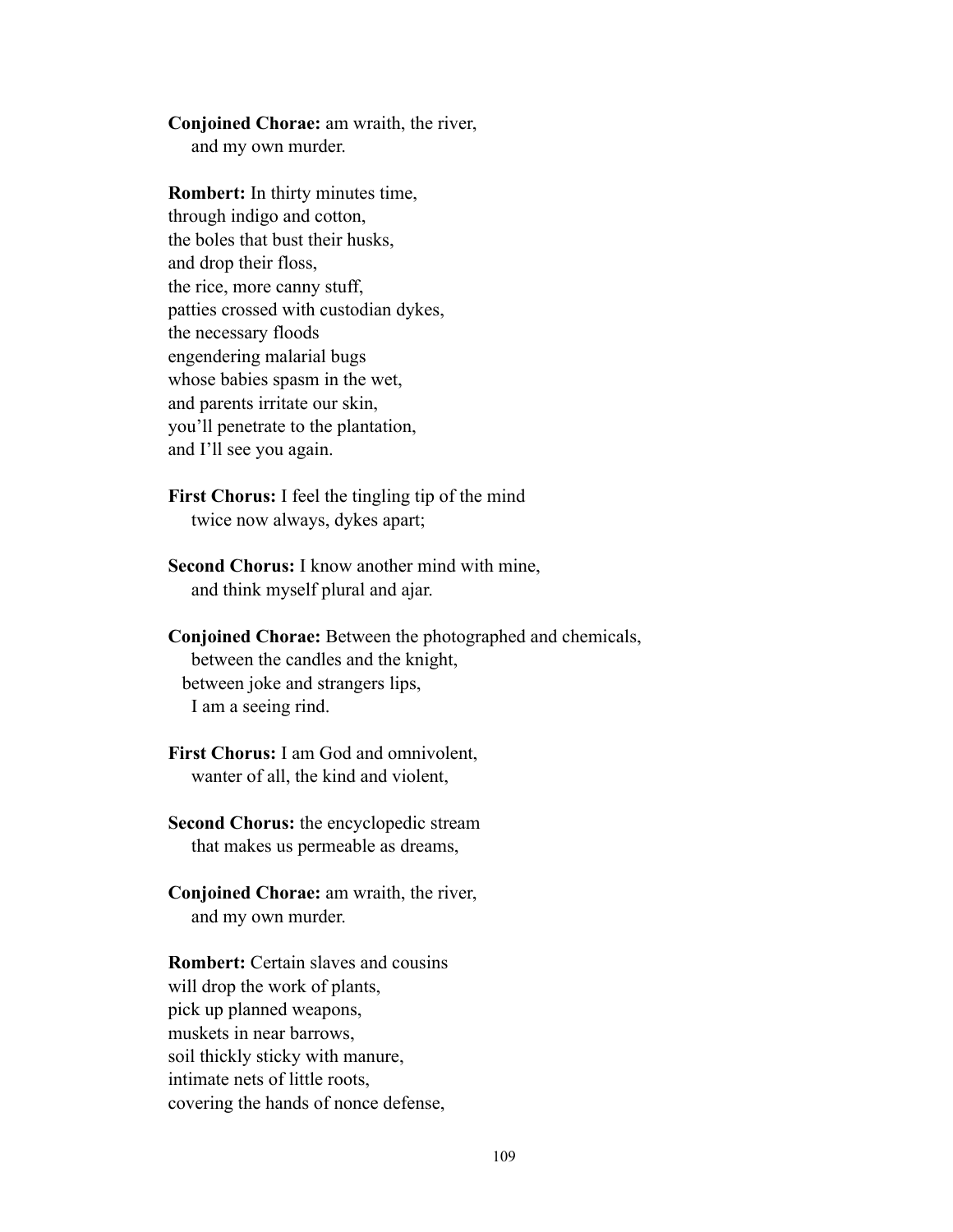**Conjoined Chorae:** am wraith, the river,
    and my own murder.

**Rombert:** In thirty minutes time,
through indigo and cotton,
the boles that bust their husks,
and drop their floss,
the rice, more canny stuff,
patties crossed with custodian dykes,
the necessary floods
engendering malarial bugs
whose babies spasm in the wet,
and parents irritate our skin,
you'll penetrate to the plantation,
and I'll see you again.

**First Chorus:** I feel the tingling tip of the mind
    twice now always, dykes apart;

**Second Chorus:** I know another mind with mine,
    and think myself plural and ajar.

**Conjoined Chorae:** Between the photographed and chemicals,
    between the candles and the knight,
  between joke and strangers lips,
    I am a seeing rind.

**First Chorus:** I am God and omnivolent,
    wanter of all, the kind and violent,

**Second Chorus:** the encyclopedic stream
    that makes us permeable as dreams,

**Conjoined Chorae:** am wraith, the river,
    and my own murder.

**Rombert:** Certain slaves and cousins
will drop the work of plants,
pick up planned weapons,
muskets in near barrows,
soil thickly sticky with manure,
intimate nets of little roots,
covering the hands of nonce defense,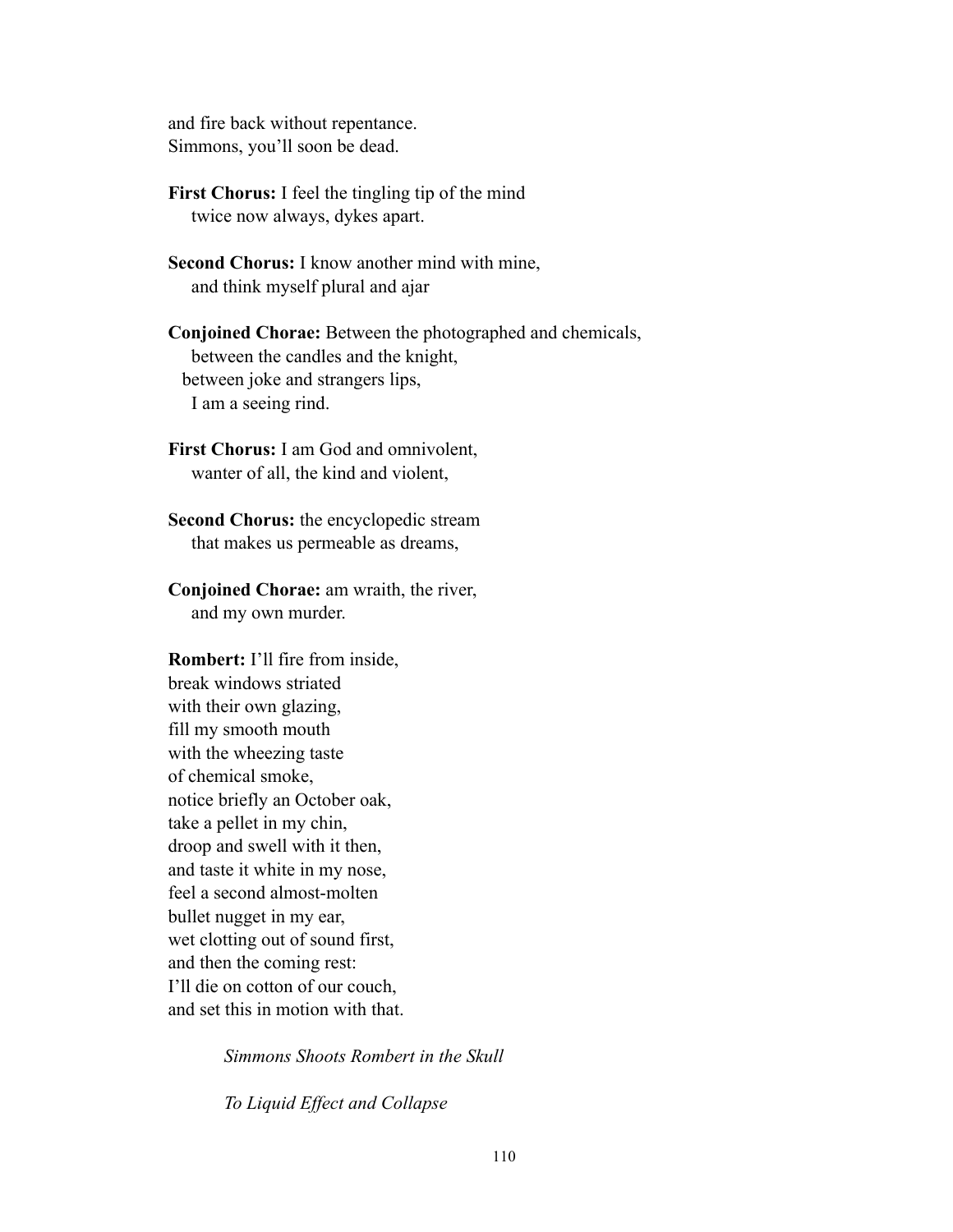and fire back without repentance.
Simmons, you'll soon be dead.

**First Chorus:** I feel the tingling tip of the mind
twice now always, dykes apart.

**Second Chorus:** I know another mind with mine,
and think myself plural and ajar

**Conjoined Chorae:** Between the photographed and chemicals,
between the candles and the knight,
between joke and strangers lips,
I am a seeing rind.

**First Chorus:** I am God and omnivolent,
wanter of all, the kind and violent,

**Second Chorus:** the encyclopedic stream
that makes us permeable as dreams,

**Conjoined Chorae:** am wraith, the river,
and my own murder.

**Rombert:** I'll fire from inside,
break windows striated
with their own glazing,
fill my smooth mouth
with the wheezing taste
of chemical smoke,
notice briefly an October oak,
take a pellet in my chin,
droop and swell with it then,
and taste it white in my nose,
feel a second almost-molten
bullet nugget in my ear,
wet clotting out of sound first,
and then the coming rest:
I'll die on cotton of our couch,
and set this in motion with that.

*Simmons Shoots Rombert in the Skull*

*To Liquid Effect and Collapse*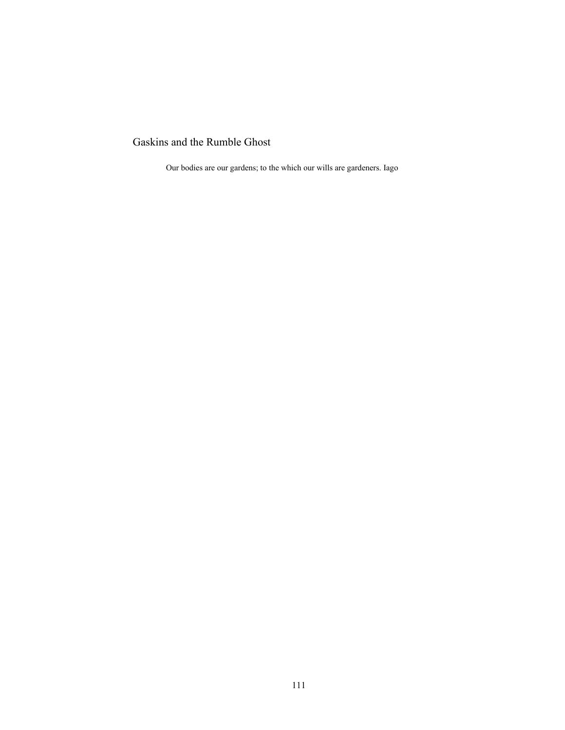# Gaskins and the Rumble Ghost

> Our bodies are our gardens; to the which our wills are gardeners. Iago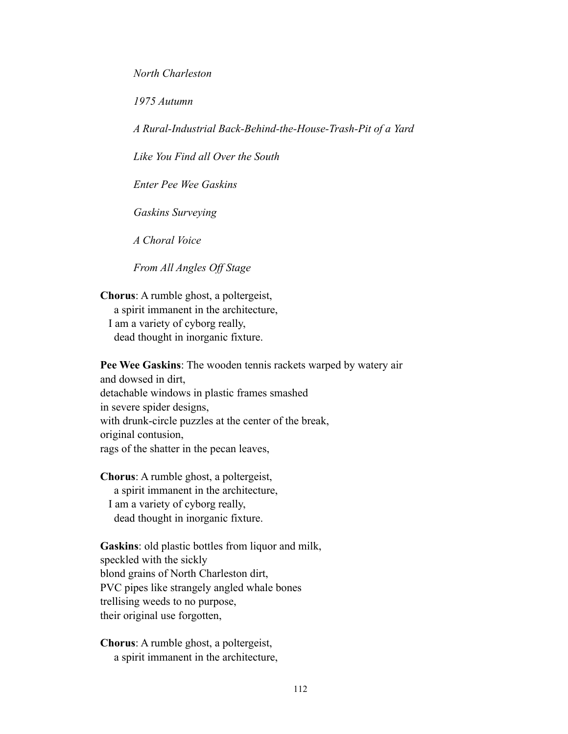*North Charleston*

*1975 Autumn*

*A Rural-Industrial Back-Behind-the-House-Trash-Pit of a Yard*

*Like You Find all Over the South*

*Enter Pee Wee Gaskins*

*Gaskins Surveying*

*A Choral Voice*

*From All Angles Off Stage*

**Chorus**: A rumble ghost, a poltergeist,
  a spirit immanent in the architecture,
 I am a variety of cyborg really,
  dead thought in inorganic fixture.

**Pee Wee Gaskins**: The wooden tennis rackets warped by watery air
and dowsed in dirt,
detachable windows in plastic frames smashed
in severe spider designs,
with drunk-circle puzzles at the center of the break,
original contusion,
rags of the shatter in the pecan leaves,

**Chorus**: A rumble ghost, a poltergeist,
  a spirit immanent in the architecture,
 I am a variety of cyborg really,
  dead thought in inorganic fixture.

**Gaskins**: old plastic bottles from liquor and milk,
speckled with the sickly
blond grains of North Charleston dirt,
PVC pipes like strangely angled whale bones
trellising weeds to no purpose,
their original use forgotten,

**Chorus**: A rumble ghost, a poltergeist,
  a spirit immanent in the architecture,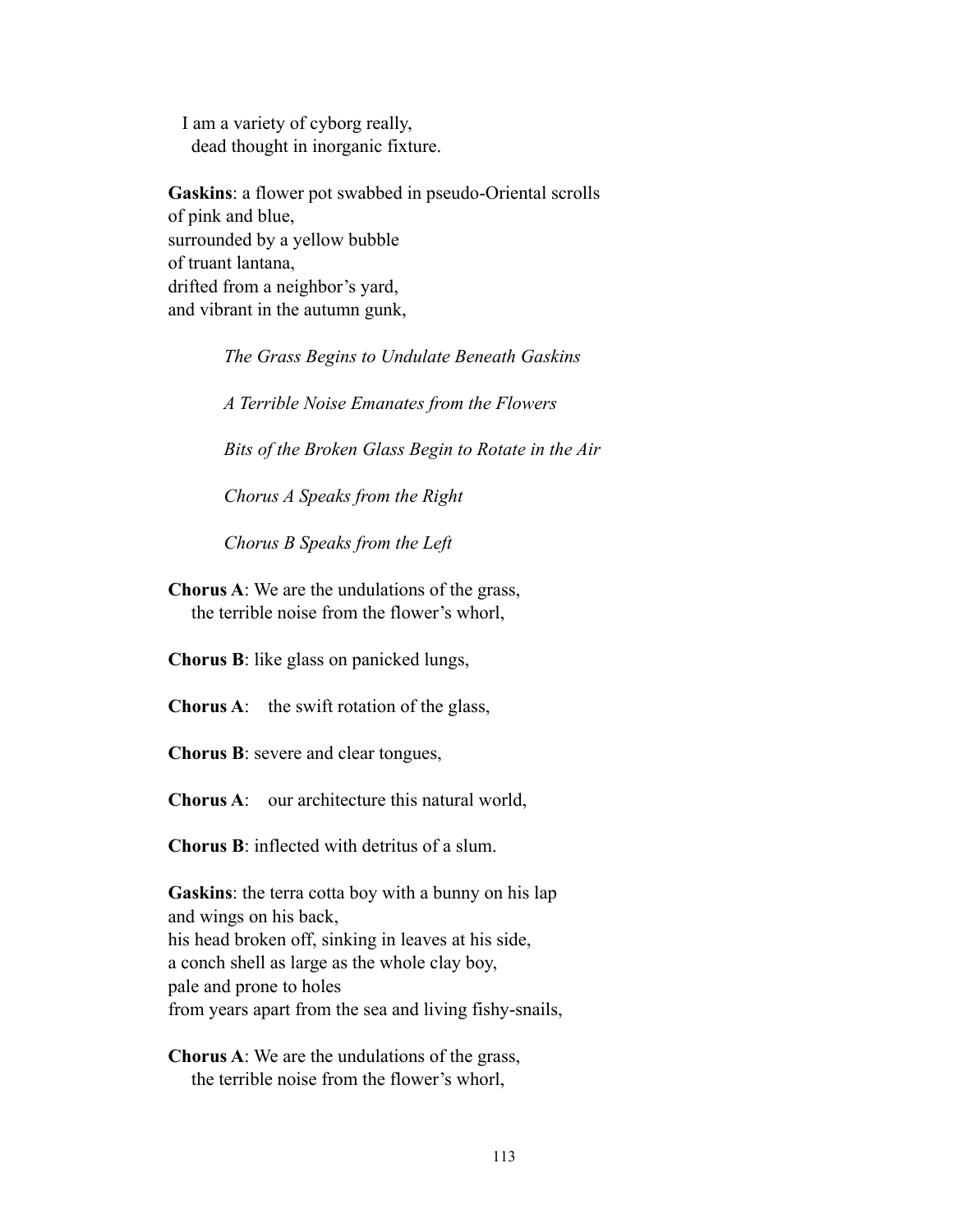I am a variety of cyborg really,
  dead thought in inorganic fixture.

**Gaskins**: a flower pot swabbed in pseudo-Oriental scrolls
of pink and blue,
surrounded by a yellow bubble
of truant lantana,
drifted from a neighbor's yard,
and vibrant in the autumn gunk,

*The Grass Begins to Undulate Beneath Gaskins*

*A Terrible Noise Emanates from the Flowers*

*Bits of the Broken Glass Begin to Rotate in the Air*

*Chorus A Speaks from the Right*

*Chorus B Speaks from the Left*

**Chorus A**: We are the undulations of the grass,
  the terrible noise from the flower's whorl,

**Chorus B**: like glass on panicked lungs,

**Chorus A**:  the swift rotation of the glass,

**Chorus B**: severe and clear tongues,

**Chorus A**:  our architecture this natural world,

**Chorus B**: inflected with detritus of a slum.

**Gaskins**: the terra cotta boy with a bunny on his lap
and wings on his back,
his head broken off, sinking in leaves at his side,
a conch shell as large as the whole clay boy,
pale and prone to holes
from years apart from the sea and living fishy-snails,

**Chorus A**: We are the undulations of the grass,
  the terrible noise from the flower's whorl,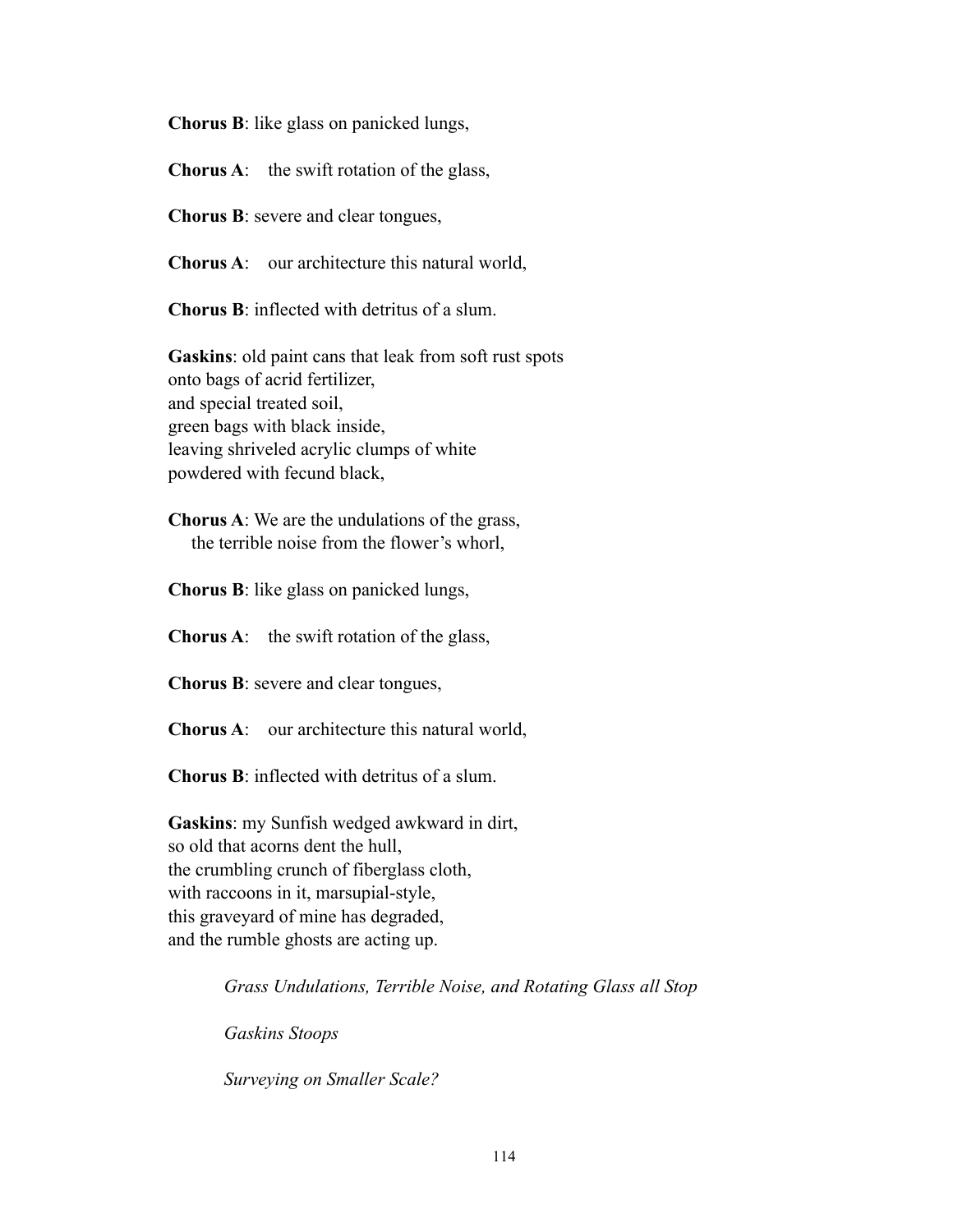**Chorus B**: like glass on panicked lungs,

**Chorus A**: the swift rotation of the glass,

**Chorus B**: severe and clear tongues,

**Chorus A**: our architecture this natural world,

**Chorus B**: inflected with detritus of a slum.

**Gaskins**: old paint cans that leak from soft rust spots
onto bags of acrid fertilizer,
and special treated soil,
green bags with black inside,
leaving shriveled acrylic clumps of white
powdered with fecund black,

**Chorus A**: We are the undulations of the grass,
the terrible noise from the flower's whorl,

**Chorus B**: like glass on panicked lungs,

**Chorus A**: the swift rotation of the glass,

**Chorus B**: severe and clear tongues,

**Chorus A**: our architecture this natural world,

**Chorus B**: inflected with detritus of a slum.

**Gaskins**: my Sunfish wedged awkward in dirt,
so old that acorns dent the hull,
the crumbling crunch of fiberglass cloth,
with raccoons in it, marsupial-style,
this graveyard of mine has degraded,
and the rumble ghosts are acting up.

*Grass Undulations, Terrible Noise, and Rotating Glass all Stop*

*Gaskins Stoops*

*Surveying on Smaller Scale?*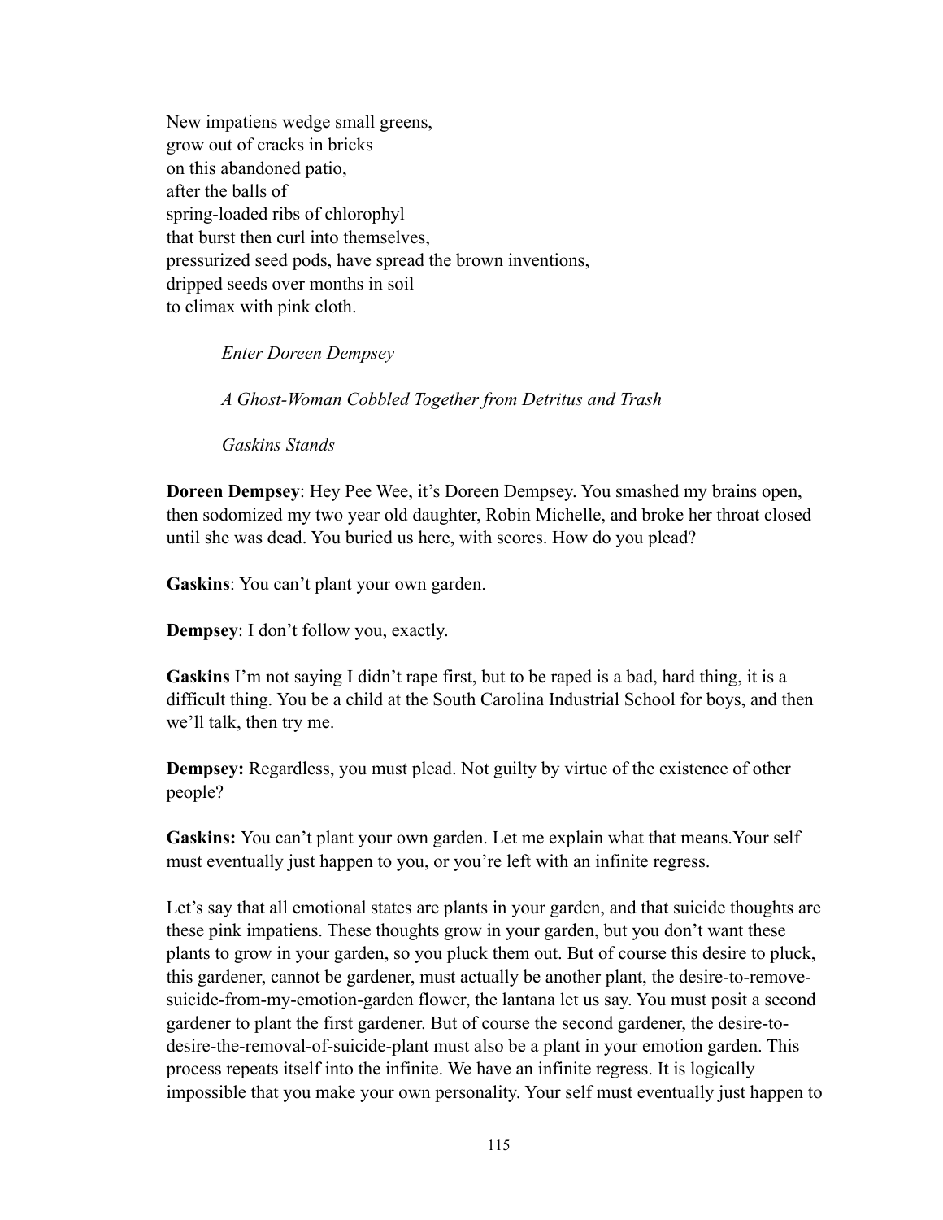New impatiens wedge small greens,  
grow out of cracks in bricks  
on this abandoned patio,  
after the balls of  
spring-loaded ribs of chlorophyl  
that burst then curl into themselves,  
pressurized seed pods, have spread the brown inventions,  
dripped seeds over months in soil  
to climax with pink cloth.

*Enter Doreen Dempsey*

*A Ghost-Woman Cobbled Together from Detritus and Trash*

*Gaskins Stands*

**Doreen Dempsey**: Hey Pee Wee, it's Doreen Dempsey. You smashed my brains open, then sodomized my two year old daughter, Robin Michelle, and broke her throat closed until she was dead. You buried us here, with scores. How do you plead?

**Gaskins**: You can't plant your own garden.

**Dempsey**: I don't follow you, exactly.

**Gaskins** I'm not saying I didn't rape first, but to be raped is a bad, hard thing, it is a difficult thing. You be a child at the South Carolina Industrial School for boys, and then we'll talk, then try me.

**Dempsey:** Regardless, you must plead. Not guilty by virtue of the existence of other people?

**Gaskins:** You can't plant your own garden. Let me explain what that means.Your self must eventually just happen to you, or you're left with an infinite regress.

Let's say that all emotional states are plants in your garden, and that suicide thoughts are these pink impatiens. These thoughts grow in your garden, but you don't want these plants to grow in your garden, so you pluck them out. But of course this desire to pluck, this gardener, cannot be gardener, must actually be another plant, the desire-to-remove-suicide-from-my-emotion-garden flower, the lantana let us say. You must posit a second gardener to plant the first gardener. But of course the second gardener, the desire-to-desire-the-removal-of-suicide-plant must also be a plant in your emotion garden. This process repeats itself into the infinite. We have an infinite regress. It is logically impossible that you make your own personality. Your self must eventually just happen to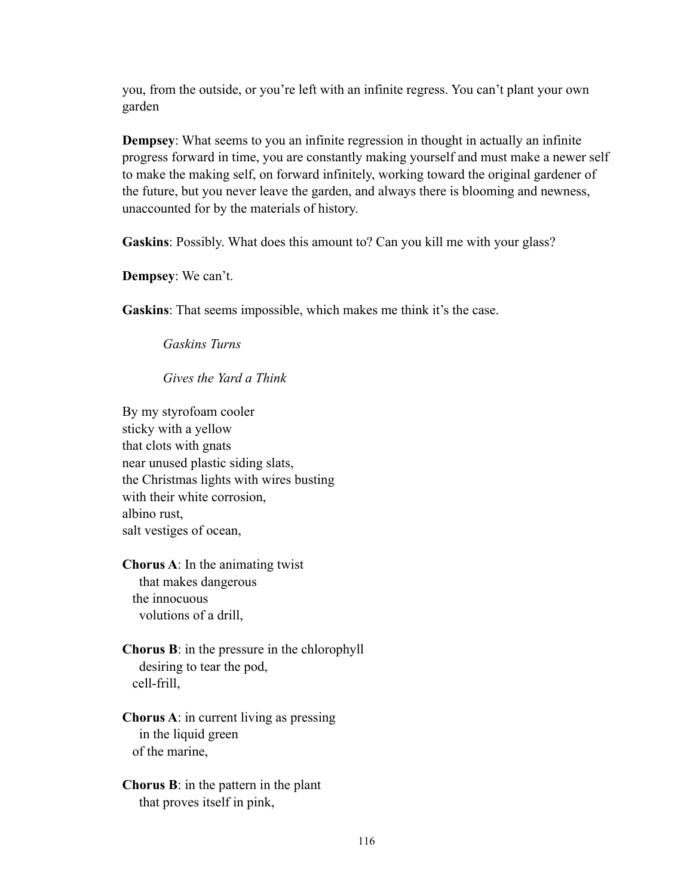you, from the outside, or you're left with an infinite regress. You can't plant your own garden

**Dempsey**: What seems to you an infinite regression in thought in actually an infinite progress forward in time, you are constantly making yourself and must make a newer self to make the making self, on forward infinitely, working toward the original gardener of the future, but you never leave the garden, and always there is blooming and newness, unaccounted for by the materials of history.

**Gaskins**: Possibly. What does this amount to? Can you kill me with your glass?

**Dempsey**: We can't.

**Gaskins**: That seems impossible, which makes me think it's the case.

*Gaskins Turns*

*Gives the Yard a Think*

By my styrofoam cooler  
sticky with a yellow  
that clots with gnats  
near unused plastic siding slats,  
the Christmas lights with wires busting  
with their white corrosion,  
albino rust,  
salt vestiges of ocean,

**Chorus A**: In the animating twist  
  that makes dangerous  
 the innocuous  
  volutions of a drill,

**Chorus B**: in the pressure in the chlorophyll  
  desiring to tear the pod,  
 cell-frill,

**Chorus A**: in current living as pressing  
  in the liquid green  
 of the marine,

**Chorus B**: in the pattern in the plant  
  that proves itself in pink,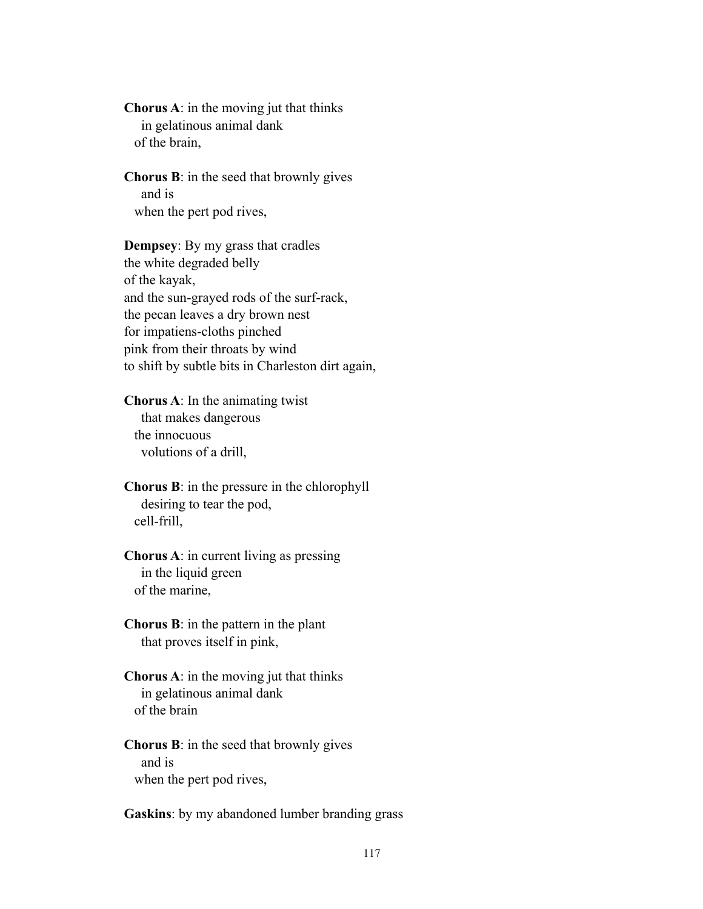**Chorus A**: in the moving jut that thinks
    in gelatinous animal dank
  of the brain,

**Chorus B**: in the seed that brownly gives
    and is
  when the pert pod rives,

**Dempsey**: By my grass that cradles
the white degraded belly
of the kayak,
and the sun-grayed rods of the surf-rack,
the pecan leaves a dry brown nest
for impatiens-cloths pinched
pink from their throats by wind
to shift by subtle bits in Charleston dirt again,

**Chorus A**: In the animating twist
    that makes dangerous
  the innocuous
    volutions of a drill,

**Chorus B**: in the pressure in the chlorophyll
    desiring to tear the pod,
  cell-frill,

**Chorus A**: in current living as pressing
    in the liquid green
  of the marine,

**Chorus B**: in the pattern in the plant
    that proves itself in pink,

**Chorus A**: in the moving jut that thinks
    in gelatinous animal dank
  of the brain

**Chorus B**: in the seed that brownly gives
    and is
  when the pert pod rives,

**Gaskins**: by my abandoned lumber branding grass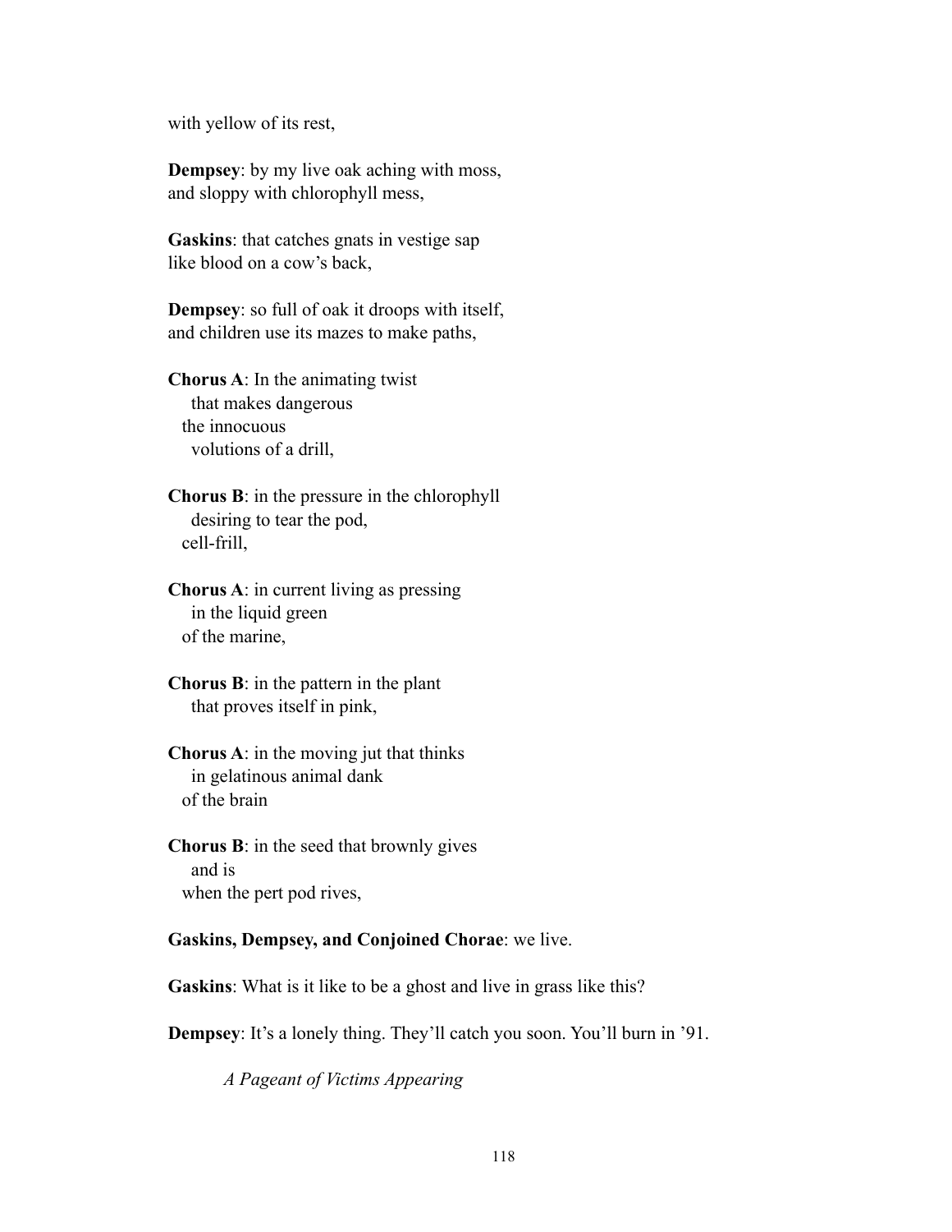with yellow of its rest,

**Dempsey**: by my live oak aching with moss,
and sloppy with chlorophyll mess,

**Gaskins**: that catches gnats in vestige sap
like blood on a cow's back,

**Dempsey**: so full of oak it droops with itself,
and children use its mazes to make paths,

**Chorus A**: In the animating twist
&nbsp;&nbsp;&nbsp;&nbsp;that makes dangerous
&nbsp;&nbsp;the innocuous
&nbsp;&nbsp;&nbsp;&nbsp;volutions of a drill,

**Chorus B**: in the pressure in the chlorophyll
&nbsp;&nbsp;&nbsp;&nbsp;desiring to tear the pod,
&nbsp;&nbsp;cell-frill,

**Chorus A**: in current living as pressing
&nbsp;&nbsp;&nbsp;&nbsp;in the liquid green
&nbsp;&nbsp;of the marine,

**Chorus B**: in the pattern in the plant
&nbsp;&nbsp;&nbsp;&nbsp;that proves itself in pink,

**Chorus A**: in the moving jut that thinks
&nbsp;&nbsp;&nbsp;&nbsp;in gelatinous animal dank
&nbsp;&nbsp;of the brain

**Chorus B**: in the seed that brownly gives
&nbsp;&nbsp;&nbsp;&nbsp;and is
&nbsp;&nbsp;when the pert pod rives,

**Gaskins, Dempsey, and Conjoined Chorae**: we live.

**Gaskins**: What is it like to be a ghost and live in grass like this?

**Dempsey**: It's a lonely thing. They'll catch you soon. You'll burn in '91.

*A Pageant of Victims Appearing*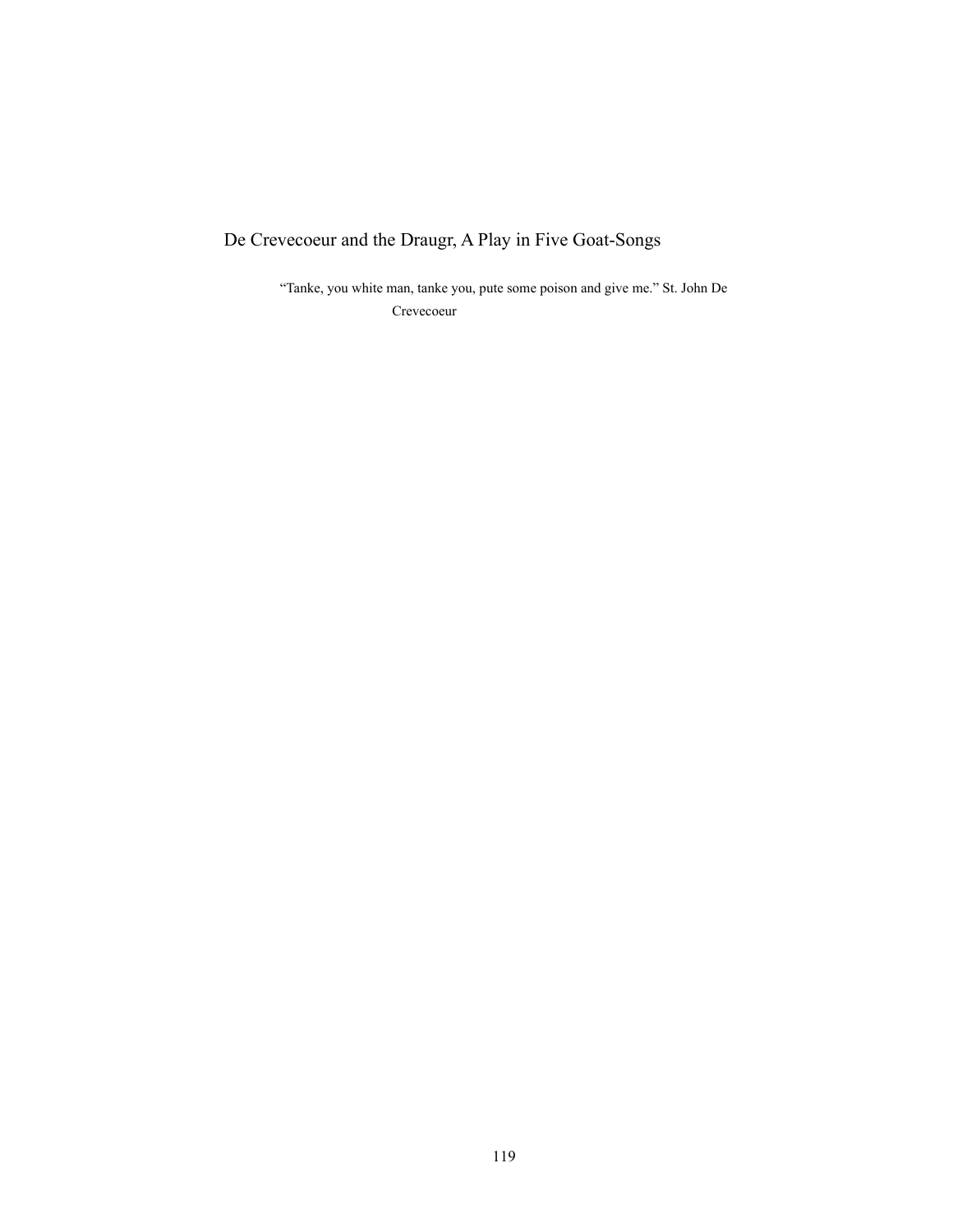# De Crevecoeur and the Draugr, A Play in Five Goat-Songs

> "Tanke, you white man, tanke you, pute some poison and give me." St. John De Crevecoeur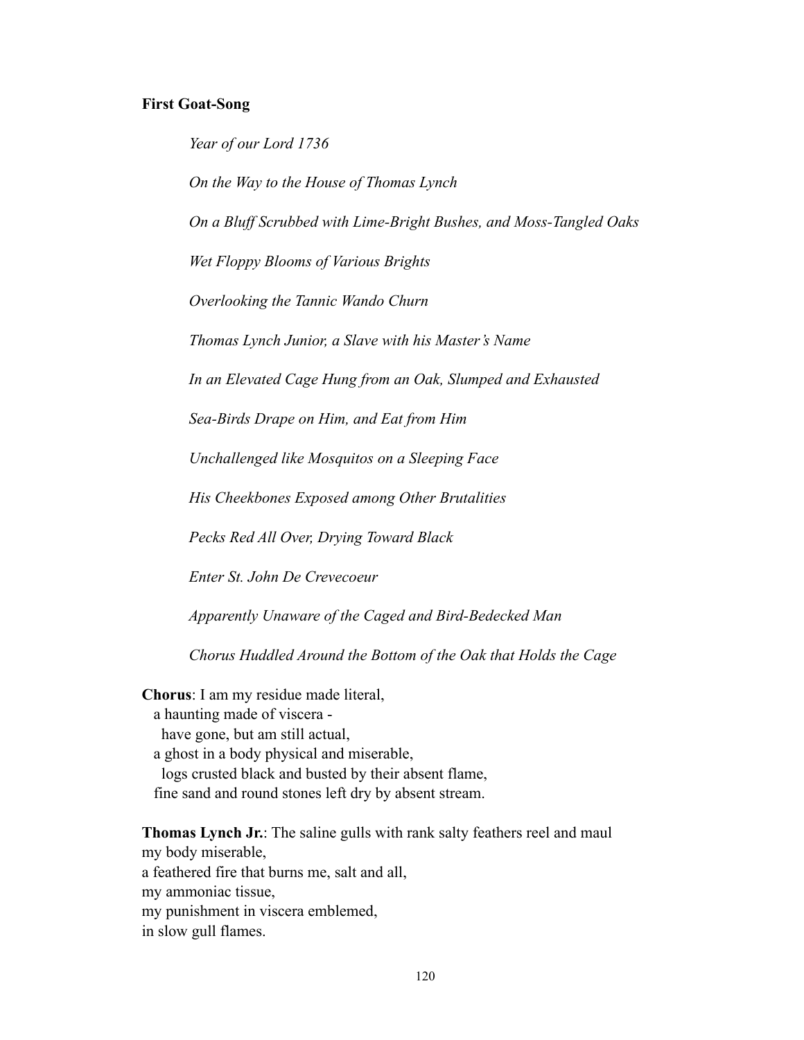**First Goat-Song**

*Year of our Lord 1736*

*On the Way to the House of Thomas Lynch*

*On a Bluff Scrubbed with Lime-Bright Bushes, and Moss-Tangled Oaks*

*Wet Floppy Blooms of Various Brights*

*Overlooking the Tannic Wando Churn*

*Thomas Lynch Junior, a Slave with his Master's Name*

*In an Elevated Cage Hung from an Oak, Slumped and Exhausted*

*Sea-Birds Drape on Him, and Eat from Him*

*Unchallenged like Mosquitos on a Sleeping Face*

*His Cheekbones Exposed among Other Brutalities*

*Pecks Red All Over, Drying Toward Black*

*Enter St. John De Crevecoeur*

*Apparently Unaware of the Caged and Bird-Bedecked Man*

*Chorus Huddled Around the Bottom of the Oak that Holds the Cage*

**Chorus**: I am my residue made literal,
a haunting made of viscera -
have gone, but am still actual,
a ghost in a body physical and miserable,
logs crusted black and busted by their absent flame,
fine sand and round stones left dry by absent stream.

**Thomas Lynch Jr.**: The saline gulls with rank salty feathers reel and maul
my body miserable,
a feathered fire that burns me, salt and all,
my ammoniac tissue,
my punishment in viscera emblemed,
in slow gull flames.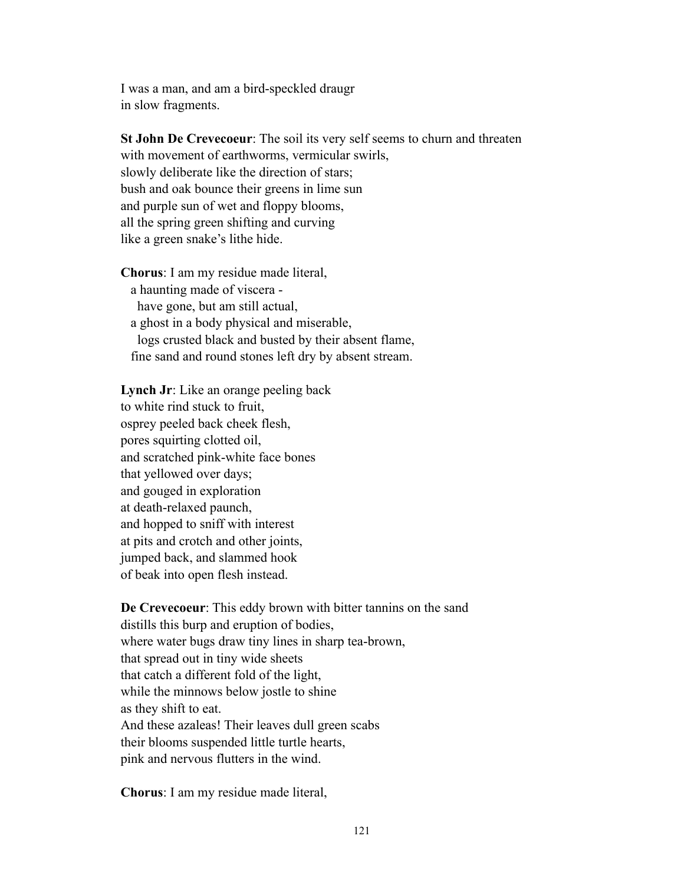I was a man, and am a bird-speckled draugr
in slow fragments.

**St John De Crevecoeur**: The soil its very self seems to churn and threaten
with movement of earthworms, vermicular swirls,
slowly deliberate like the direction of stars;
bush and oak bounce their greens in lime sun
and purple sun of wet and floppy blooms,
all the spring green shifting and curving
like a green snake's lithe hide.

**Chorus**: I am my residue made literal,
  a haunting made of viscera -
    have gone, but am still actual,
  a ghost in a body physical and miserable,
    logs crusted black and busted by their absent flame,
  fine sand and round stones left dry by absent stream.

**Lynch Jr**: Like an orange peeling back
to white rind stuck to fruit,
osprey peeled back cheek flesh,
pores squirting clotted oil,
and scratched pink-white face bones
that yellowed over days;
and gouged in exploration
at death-relaxed paunch,
and hopped to sniff with interest
at pits and crotch and other joints,
jumped back, and slammed hook
of beak into open flesh instead.

**De Crevecoeur**: This eddy brown with bitter tannins on the sand
distills this burp and eruption of bodies,
where water bugs draw tiny lines in sharp tea-brown,
that spread out in tiny wide sheets
that catch a different fold of the light,
while the minnows below jostle to shine
as they shift to eat.
And these azaleas! Their leaves dull green scabs
their blooms suspended little turtle hearts,
pink and nervous flutters in the wind.

**Chorus**: I am my residue made literal,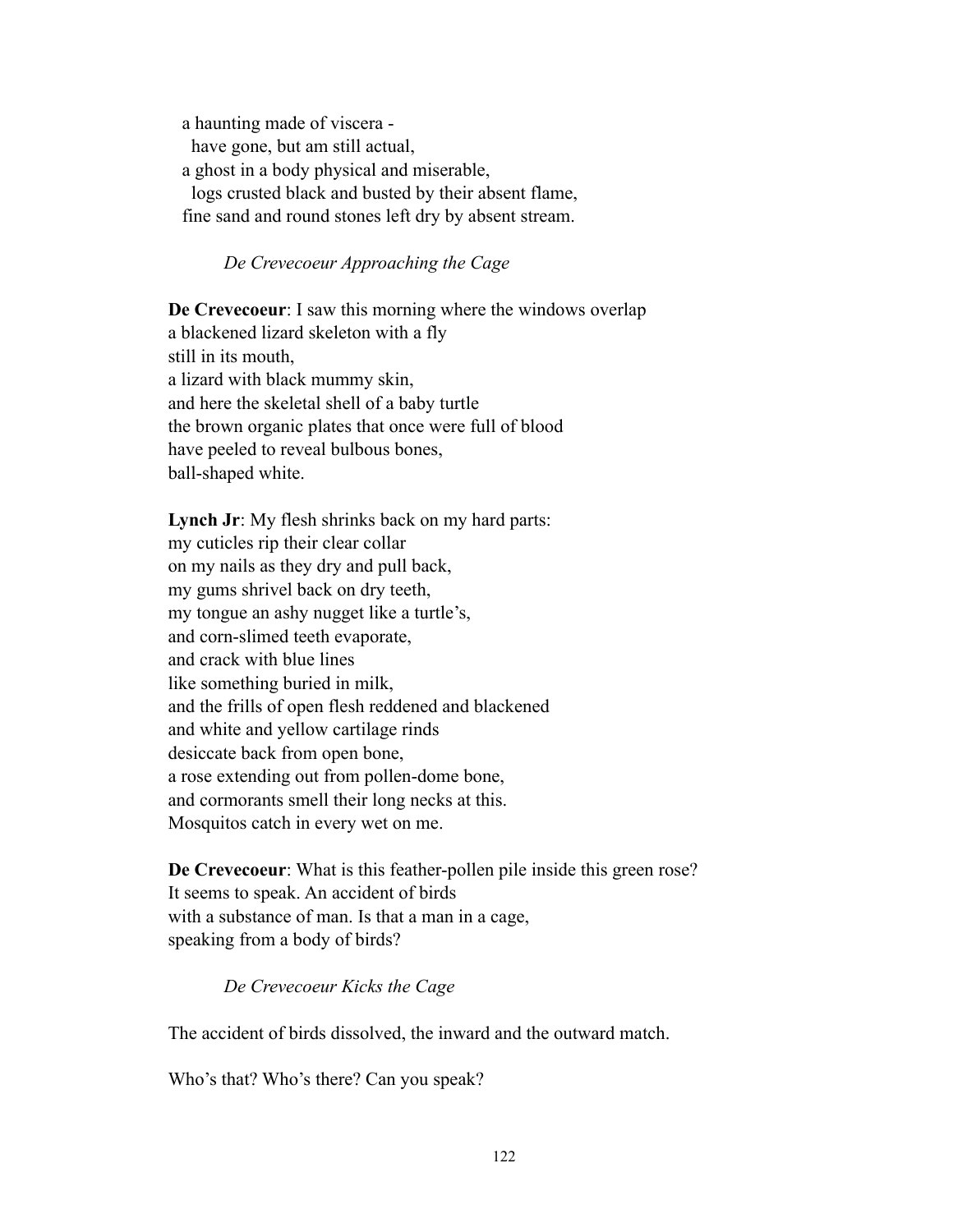a haunting made of viscera -  
  have gone, but am still actual,  
a ghost in a body physical and miserable,  
  logs crusted black and busted by their absent flame,  
fine sand and round stones left dry by absent stream.

*De Crevecoeur Approaching the Cage*

**De Crevecoeur**: I saw this morning where the windows overlap  
a blackened lizard skeleton with a fly  
still in its mouth,  
a lizard with black mummy skin,  
and here the skeletal shell of a baby turtle  
the brown organic plates that once were full of blood  
have peeled to reveal bulbous bones,  
ball-shaped white.

**Lynch Jr**: My flesh shrinks back on my hard parts:  
my cuticles rip their clear collar  
on my nails as they dry and pull back,  
my gums shrivel back on dry teeth,  
my tongue an ashy nugget like a turtle's,  
and corn-slimed teeth evaporate,  
and crack with blue lines  
like something buried in milk,  
and the frills of open flesh reddened and blackened  
and white and yellow cartilage rinds  
desiccate back from open bone,  
a rose extending out from pollen-dome bone,  
and cormorants smell their long necks at this.  
Mosquitos catch in every wet on me.

**De Crevecoeur**: What is this feather-pollen pile inside this green rose?  
It seems to speak. An accident of birds  
with a substance of man. Is that a man in a cage,  
speaking from a body of birds?

*De Crevecoeur Kicks the Cage*

The accident of birds dissolved, the inward and the outward match.

Who's that? Who's there? Can you speak?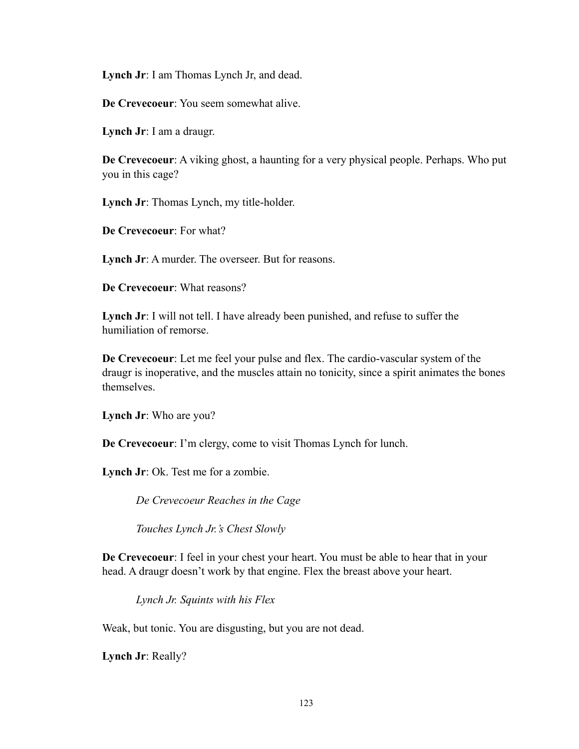**Lynch Jr**: I am Thomas Lynch Jr, and dead.

**De Crevecoeur**: You seem somewhat alive.

**Lynch Jr**: I am a draugr.

**De Crevecoeur**: A viking ghost, a haunting for a very physical people. Perhaps. Who put you in this cage?

**Lynch Jr**: Thomas Lynch, my title-holder.

**De Crevecoeur**: For what?

**Lynch Jr**: A murder. The overseer. But for reasons.

**De Crevecoeur**: What reasons?

**Lynch Jr**: I will not tell. I have already been punished, and refuse to suffer the humiliation of remorse.

**De Crevecoeur**: Let me feel your pulse and flex. The cardio-vascular system of the draugr is inoperative, and the muscles attain no tonicity, since a spirit animates the bones themselves.

**Lynch Jr**: Who are you?

**De Crevecoeur**: I'm clergy, come to visit Thomas Lynch for lunch.

**Lynch Jr**: Ok. Test me for a zombie.

*De Crevecoeur Reaches in the Cage*

*Touches Lynch Jr.'s Chest Slowly*

**De Crevecoeur**: I feel in your chest your heart. You must be able to hear that in your head. A draugr doesn't work by that engine. Flex the breast above your heart.

*Lynch Jr. Squints with his Flex*

Weak, but tonic. You are disgusting, but you are not dead.

**Lynch Jr**: Really?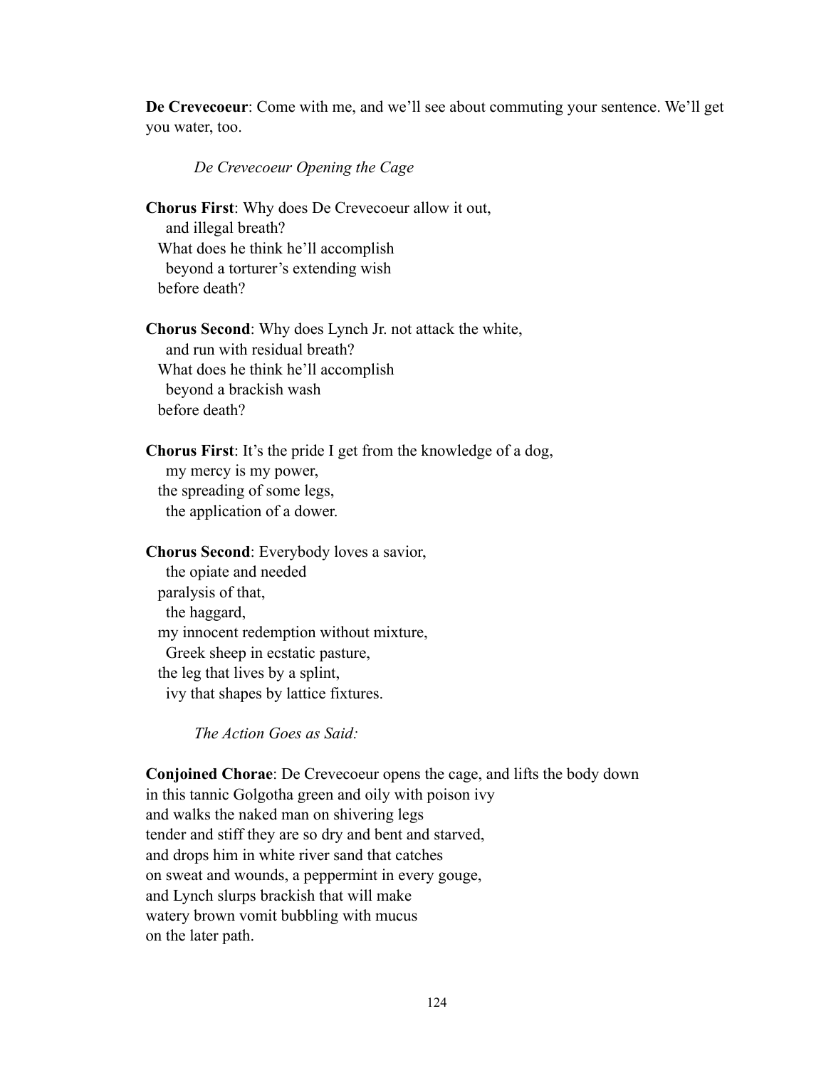**De Crevecoeur**: Come with me, and we'll see about commuting your sentence. We'll get you water, too.

*De Crevecoeur Opening the Cage*

**Chorus First**: Why does De Crevecoeur allow it out,  
  and illegal breath?  
 What does he think he'll accomplish  
  beyond a torturer's extending wish  
 before death?

**Chorus Second**: Why does Lynch Jr. not attack the white,  
  and run with residual breath?  
 What does he think he'll accomplish  
  beyond a brackish wash  
 before death?

**Chorus First**: It's the pride I get from the knowledge of a dog,  
  my mercy is my power,  
 the spreading of some legs,  
  the application of a dower.

**Chorus Second**: Everybody loves a savior,  
  the opiate and needed  
 paralysis of that,  
  the haggard,  
 my innocent redemption without mixture,  
  Greek sheep in ecstatic pasture,  
 the leg that lives by a splint,  
  ivy that shapes by lattice fixtures.

*The Action Goes as Said:*

**Conjoined Chorae**: De Crevecoeur opens the cage, and lifts the body down  
in this tannic Golgotha green and oily with poison ivy  
and walks the naked man on shivering legs  
tender and stiff they are so dry and bent and starved,  
and drops him in white river sand that catches  
on sweat and wounds, a peppermint in every gouge,  
and Lynch slurps brackish that will make  
watery brown vomit bubbling with mucus  
on the later path.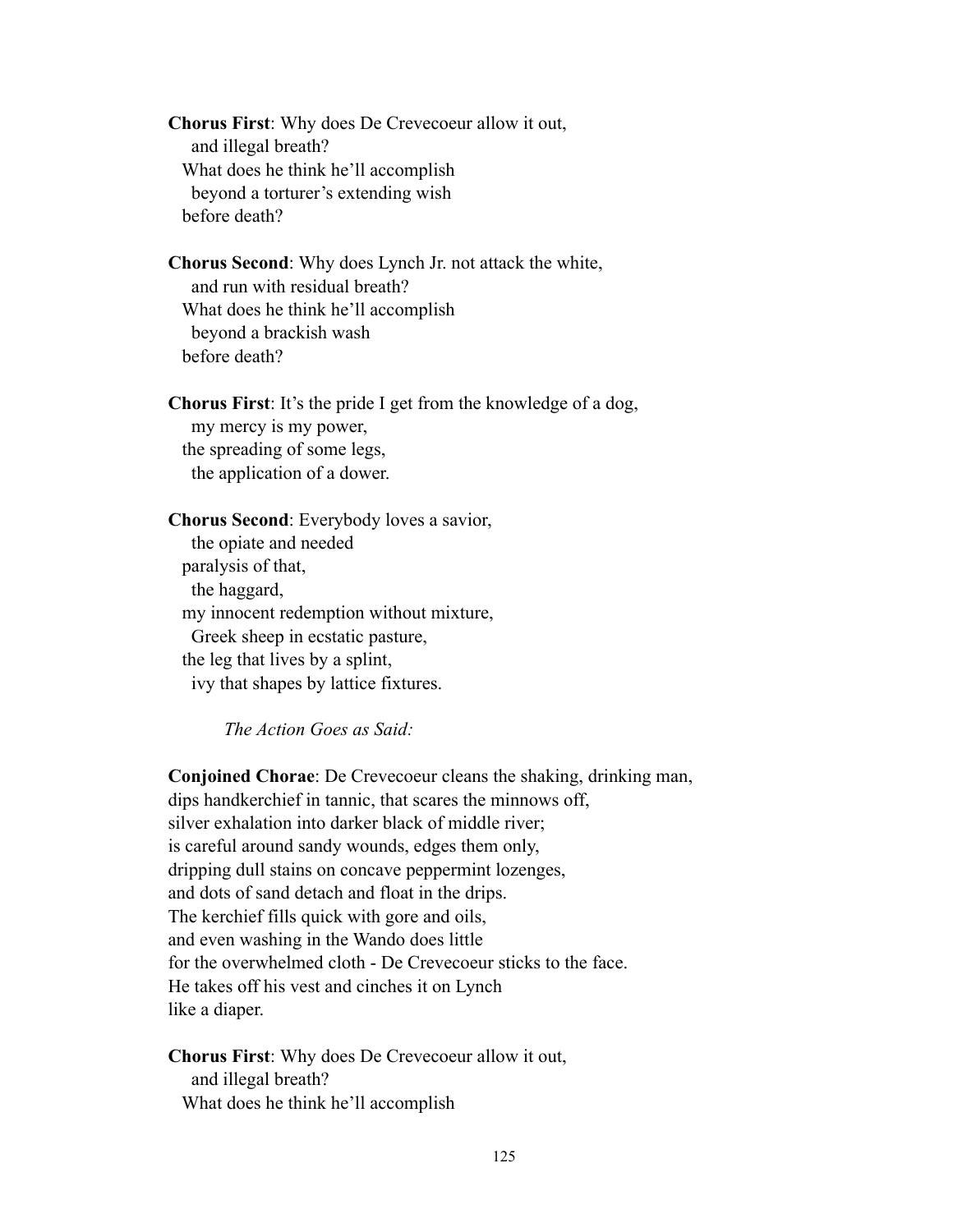**Chorus First**: Why does De Crevecoeur allow it out,
  and illegal breath?
 What does he think he'll accomplish
  beyond a torturer's extending wish
 before death?

**Chorus Second**: Why does Lynch Jr. not attack the white,
  and run with residual breath?
 What does he think he'll accomplish
  beyond a brackish wash
 before death?

**Chorus First**: It's the pride I get from the knowledge of a dog,
  my mercy is my power,
 the spreading of some legs,
  the application of a dower.

**Chorus Second**: Everybody loves a savior,
  the opiate and needed
 paralysis of that,
  the haggard,
 my innocent redemption without mixture,
  Greek sheep in ecstatic pasture,
 the leg that lives by a splint,
  ivy that shapes by lattice fixtures.

*The Action Goes as Said:*

**Conjoined Chorae**: De Crevecoeur cleans the shaking, drinking man,
dips handkerchief in tannic, that scares the minnows off,
silver exhalation into darker black of middle river;
is careful around sandy wounds, edges them only,
dripping dull stains on concave peppermint lozenges,
and dots of sand detach and float in the drips.
The kerchief fills quick with gore and oils,
and even washing in the Wando does little
for the overwhelmed cloth - De Crevecoeur sticks to the face.
He takes off his vest and cinches it on Lynch
like a diaper.

**Chorus First**: Why does De Crevecoeur allow it out,
  and illegal breath?
 What does he think he'll accomplish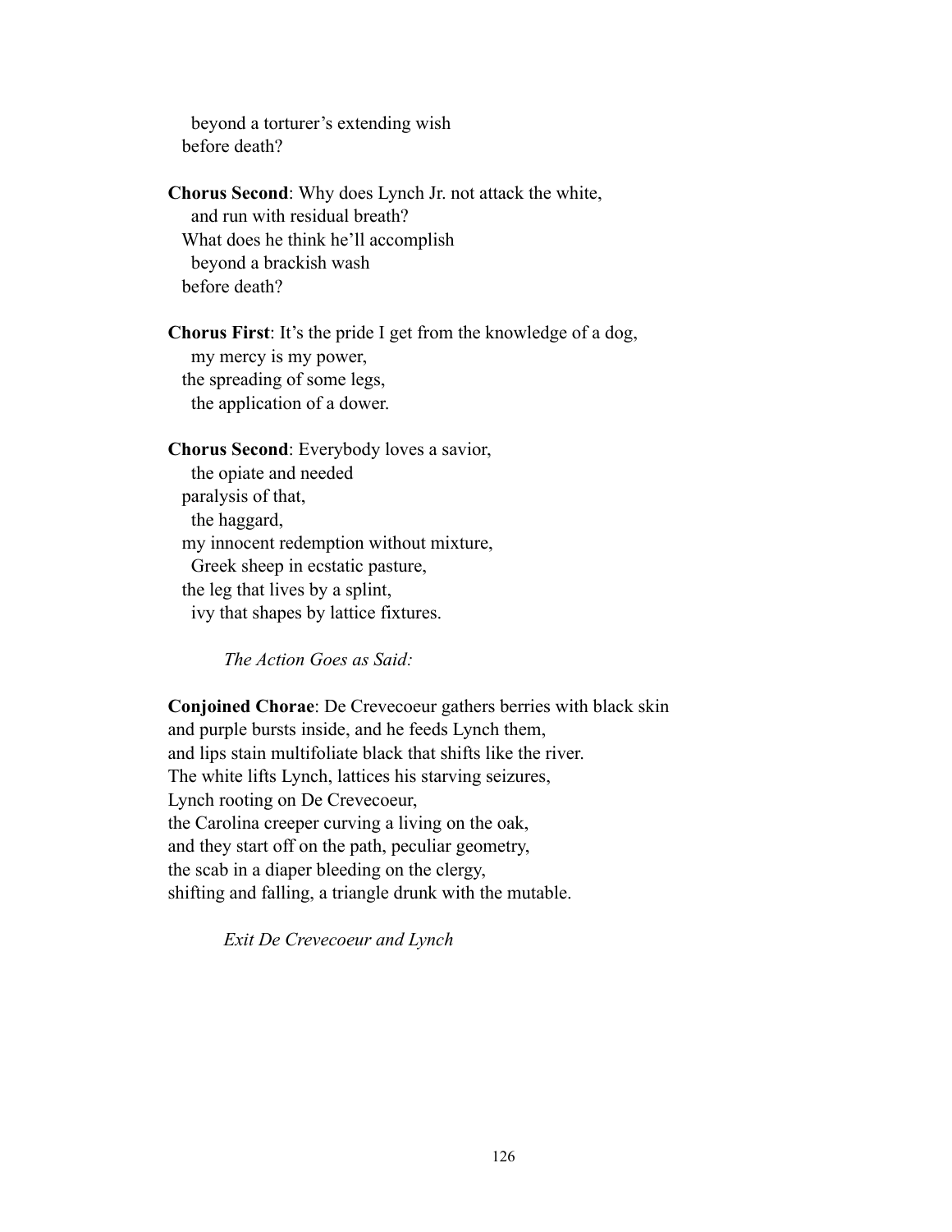beyond a torturer's extending wish
before death?

**Chorus Second**: Why does Lynch Jr. not attack the white,
and run with residual breath?
What does he think he'll accomplish
beyond a brackish wash
before death?

**Chorus First**: It's the pride I get from the knowledge of a dog,
my mercy is my power,
the spreading of some legs,
the application of a dower.

**Chorus Second**: Everybody loves a savior,
the opiate and needed
paralysis of that,
the haggard,
my innocent redemption without mixture,
Greek sheep in ecstatic pasture,
the leg that lives by a splint,
ivy that shapes by lattice fixtures.

*The Action Goes as Said:*

**Conjoined Chorae**: De Crevecoeur gathers berries with black skin
and purple bursts inside, and he feeds Lynch them,
and lips stain multifoliate black that shifts like the river.
The white lifts Lynch, lattices his starving seizures,
Lynch rooting on De Crevecoeur,
the Carolina creeper curving a living on the oak,
and they start off on the path, peculiar geometry,
the scab in a diaper bleeding on the clergy,
shifting and falling, a triangle drunk with the mutable.

*Exit De Crevecoeur and Lynch*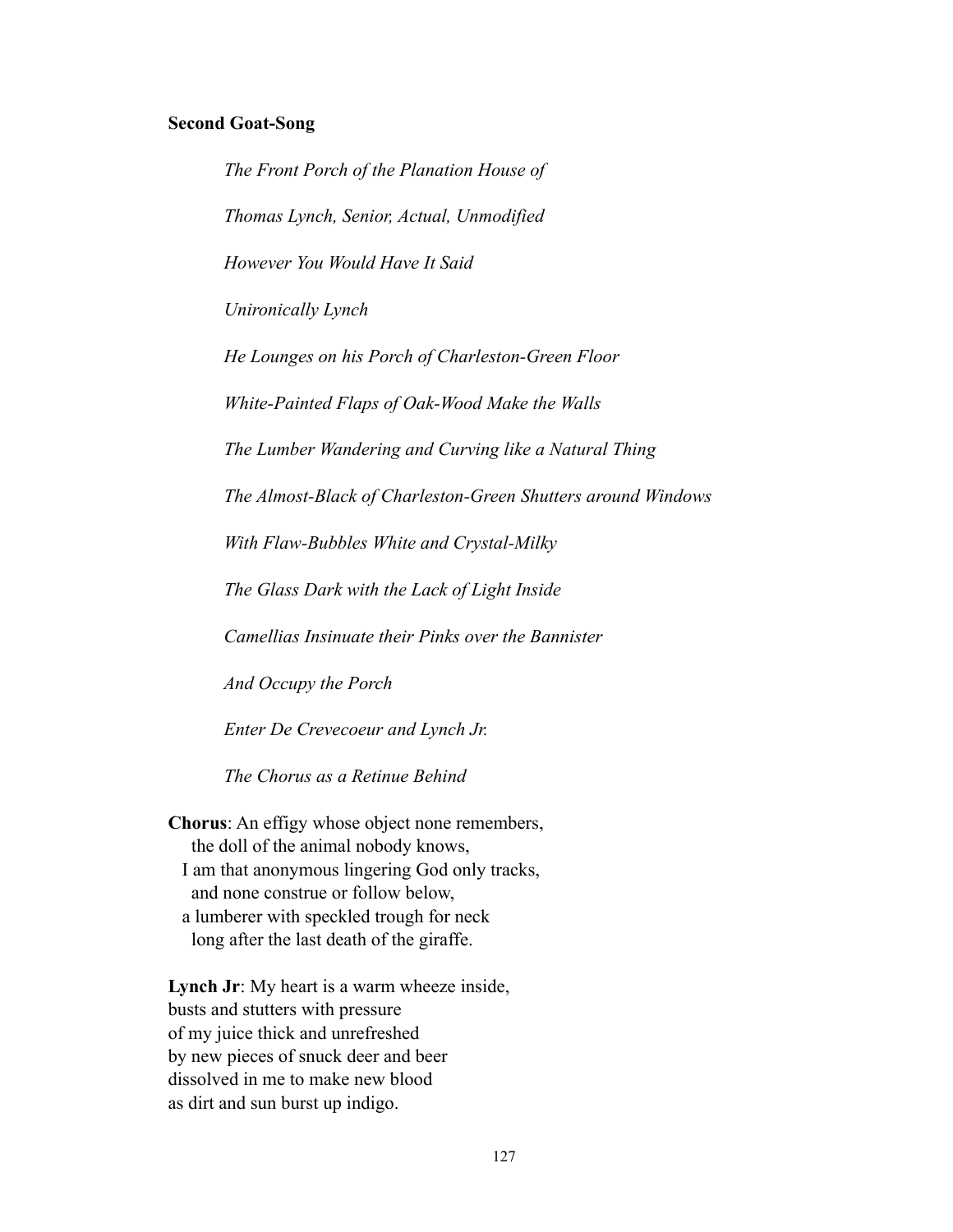**Second Goat-Song**

*The Front Porch of the Planation House of*

*Thomas Lynch, Senior, Actual, Unmodified*

*However You Would Have It Said*

*Unironically Lynch*

*He Lounges on his Porch of Charleston-Green Floor*

*White-Painted Flaps of Oak-Wood Make the Walls*

*The Lumber Wandering and Curving like a Natural Thing*

*The Almost-Black of Charleston-Green Shutters around Windows*

*With Flaw-Bubbles White and Crystal-Milky*

*The Glass Dark with the Lack of Light Inside*

*Camellias Insinuate their Pinks over the Bannister*

*And Occupy the Porch*

*Enter De Crevecoeur and Lynch Jr.*

*The Chorus as a Retinue Behind*

**Chorus**: An effigy whose object none remembers,  
  the doll of the animal nobody knows,  
 I am that anonymous lingering God only tracks,  
  and none construe or follow below,  
 a lumberer with speckled trough for neck  
  long after the last death of the giraffe.

**Lynch Jr**: My heart is a warm wheeze inside,  
busts and stutters with pressure  
of my juice thick and unrefreshed  
by new pieces of snuck deer and beer  
dissolved in me to make new blood  
as dirt and sun burst up indigo.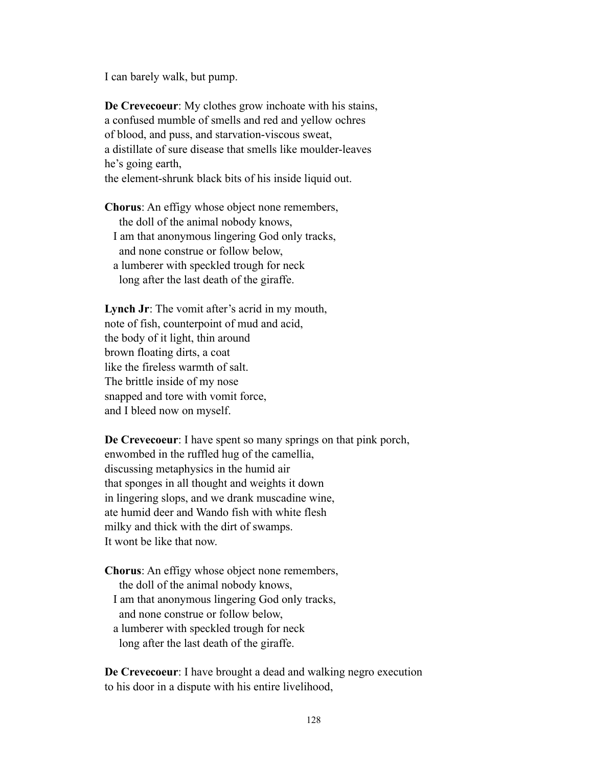I can barely walk, but pump.

**De Crevecoeur**: My clothes grow inchoate with his stains,
a confused mumble of smells and red and yellow ochres
of blood, and puss, and starvation-viscous sweat,
a distillate of sure disease that smells like moulder-leaves
he's going earth,
the element-shrunk black bits of his inside liquid out.

**Chorus**: An effigy whose object none remembers,
    the doll of the animal nobody knows,
  I am that anonymous lingering God only tracks,
    and none construe or follow below,
  a lumberer with speckled trough for neck
    long after the last death of the giraffe.

**Lynch Jr**: The vomit after's acrid in my mouth,
note of fish, counterpoint of mud and acid,
the body of it light, thin around
brown floating dirts, a coat
like the fireless warmth of salt.
The brittle inside of my nose
snapped and tore with vomit force,
and I bleed now on myself.

**De Crevecoeur**: I have spent so many springs on that pink porch,
enwombed in the ruffled hug of the camellia,
discussing metaphysics in the humid air
that sponges in all thought and weights it down
in lingering slops, and we drank muscadine wine,
ate humid deer and Wando fish with white flesh
milky and thick with the dirt of swamps.
It wont be like that now.

**Chorus**: An effigy whose object none remembers,
    the doll of the animal nobody knows,
  I am that anonymous lingering God only tracks,
    and none construe or follow below,
  a lumberer with speckled trough for neck
    long after the last death of the giraffe.

**De Crevecoeur**: I have brought a dead and walking negro execution
to his door in a dispute with his entire livelihood,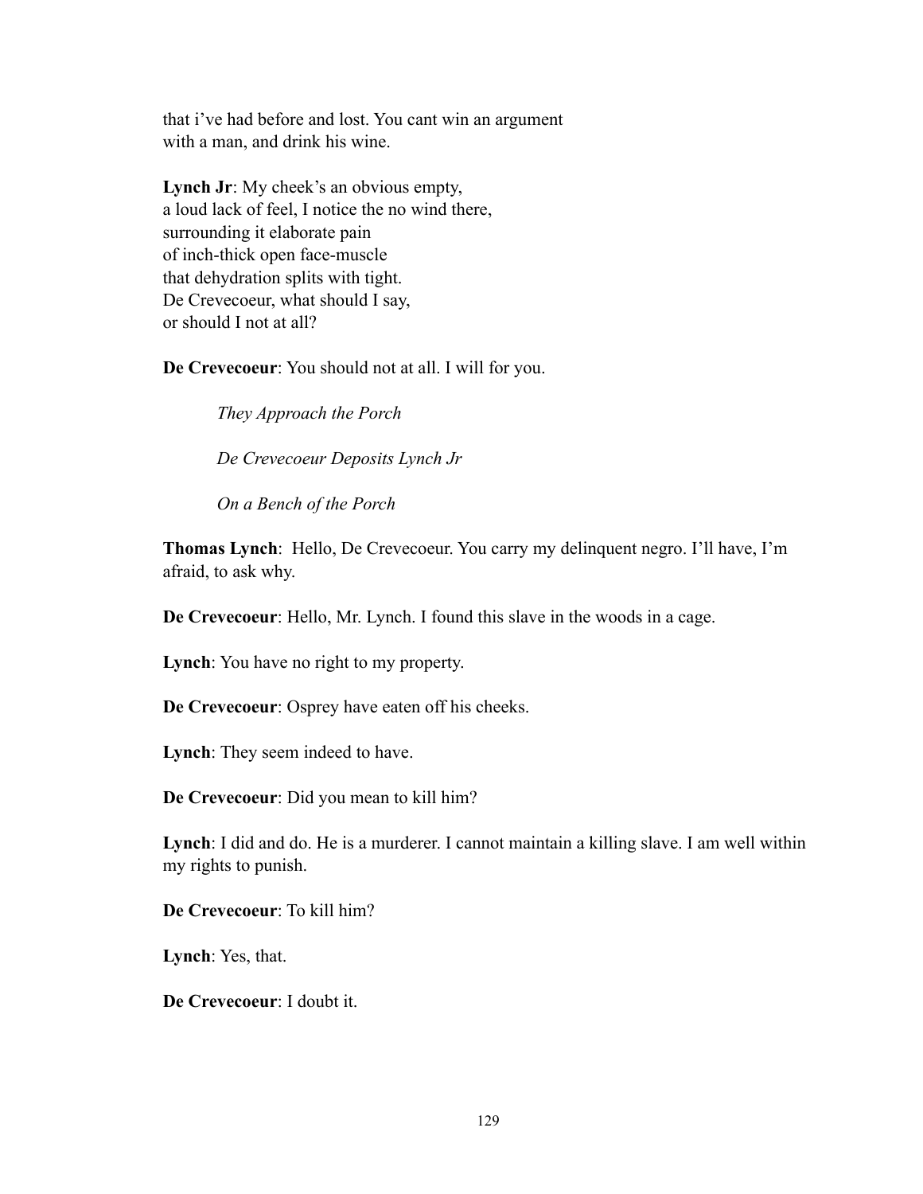that i've had before and lost. You cant win an argument
with a man, and drink his wine.

**Lynch Jr**: My cheek's an obvious empty,
a loud lack of feel, I notice the no wind there,
surrounding it elaborate pain
of inch-thick open face-muscle
that dehydration splits with tight.
De Crevecoeur, what should I say,
or should I not at all?

**De Crevecoeur**: You should not at all. I will for you.

> *They Approach the Porch*
>
> *De Crevecoeur Deposits Lynch Jr*
>
> *On a Bench of the Porch*

**Thomas Lynch**: Hello, De Crevecoeur. You carry my delinquent negro. I'll have, I'm afraid, to ask why.

**De Crevecoeur**: Hello, Mr. Lynch. I found this slave in the woods in a cage.

**Lynch**: You have no right to my property.

**De Crevecoeur**: Osprey have eaten off his cheeks.

**Lynch**: They seem indeed to have.

**De Crevecoeur**: Did you mean to kill him?

**Lynch**: I did and do. He is a murderer. I cannot maintain a killing slave. I am well within my rights to punish.

**De Crevecoeur**: To kill him?

**Lynch**: Yes, that.

**De Crevecoeur**: I doubt it.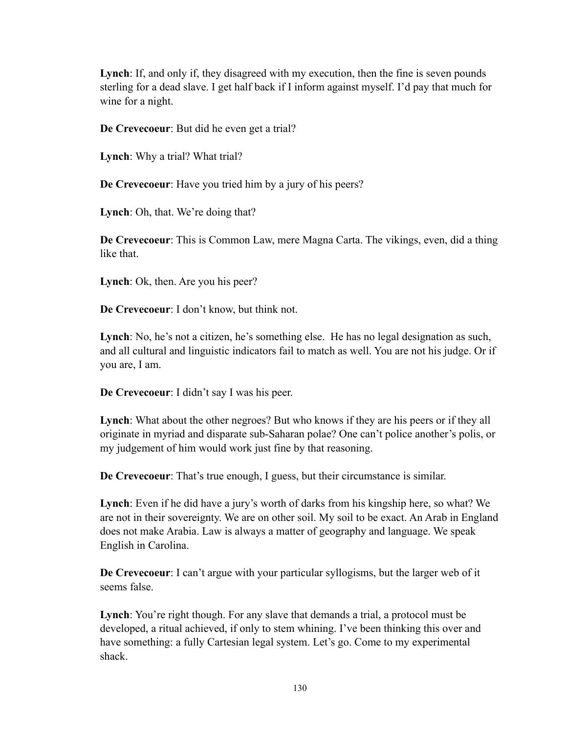**Lynch**: If, and only if, they disagreed with my execution, then the fine is seven pounds sterling for a dead slave. I get half back if I inform against myself. I'd pay that much for wine for a night.

**De Crevecoeur**: But did he even get a trial?

**Lynch**: Why a trial? What trial?

**De Crevecoeur**: Have you tried him by a jury of his peers?

**Lynch**: Oh, that. We're doing that?

**De Crevecoeur**: This is Common Law, mere Magna Carta. The vikings, even, did a thing like that.

**Lynch**: Ok, then. Are you his peer?

**De Crevecoeur**: I don't know, but think not.

**Lynch**: No, he's not a citizen, he's something else. He has no legal designation as such, and all cultural and linguistic indicators fail to match as well. You are not his judge. Or if you are, I am.

**De Crevecoeur**: I didn't say I was his peer.

**Lynch**: What about the other negroes? But who knows if they are his peers or if they all originate in myriad and disparate sub-Saharan polae? One can't police another's polis, or my judgement of him would work just fine by that reasoning.

**De Crevecoeur**: That's true enough, I guess, but their circumstance is similar.

**Lynch**: Even if he did have a jury's worth of darks from his kingship here, so what? We are not in their sovereignty. We are on other soil. My soil to be exact. An Arab in England does not make Arabia. Law is always a matter of geography and language. We speak English in Carolina.

**De Crevecoeur**: I can't argue with your particular syllogisms, but the larger web of it seems false.

**Lynch**: You're right though. For any slave that demands a trial, a protocol must be developed, a ritual achieved, if only to stem whining. I've been thinking this over and have something: a fully Cartesian legal system. Let's go. Come to my experimental shack.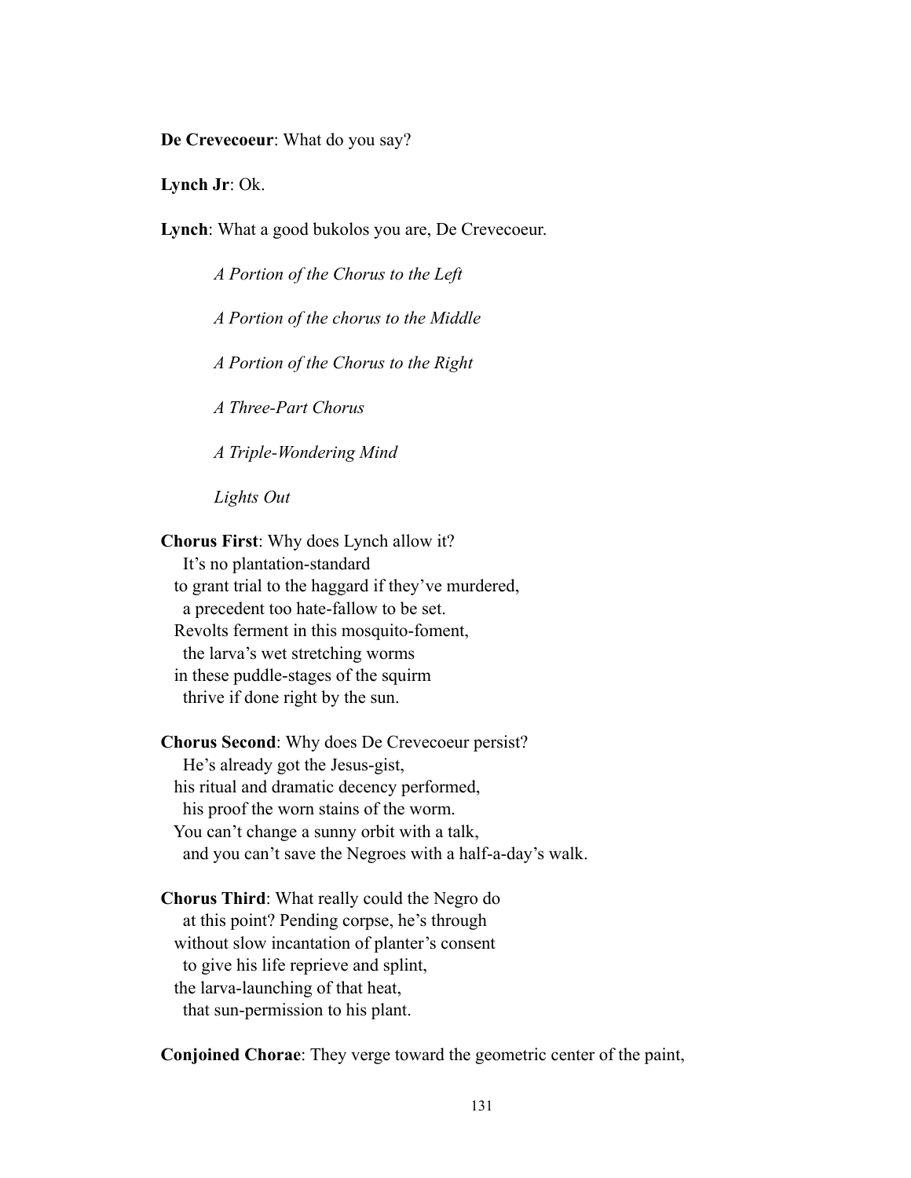**De Crevecoeur**: What do you say?

**Lynch Jr**: Ok.

**Lynch**: What a good bukolos you are, De Crevecoeur.

*A Portion of the Chorus to the Left*

*A Portion of the chorus to the Middle*

*A Portion of the Chorus to the Right*

*A Three-Part Chorus*

*A Triple-Wondering Mind*

*Lights Out*

**Chorus First**: Why does Lynch allow it?  
It's no plantation-standard  
to grant trial to the haggard if they've murdered,  
a precedent too hate-fallow to be set.  
Revolts ferment in this mosquito-foment,  
the larva's wet stretching worms  
in these puddle-stages of the squirm  
thrive if done right by the sun.

**Chorus Second**: Why does De Crevecoeur persist?  
He's already got the Jesus-gist,  
his ritual and dramatic decency performed,  
his proof the worn stains of the worm.  
You can't change a sunny orbit with a talk,  
and you can't save the Negroes with a half-a-day's walk.

**Chorus Third**: What really could the Negro do  
at this point? Pending corpse, he's through  
without slow incantation of planter's consent  
to give his life reprieve and splint,  
the larva-launching of that heat,  
that sun-permission to his plant.

**Conjoined Chorae**: They verge toward the geometric center of the paint,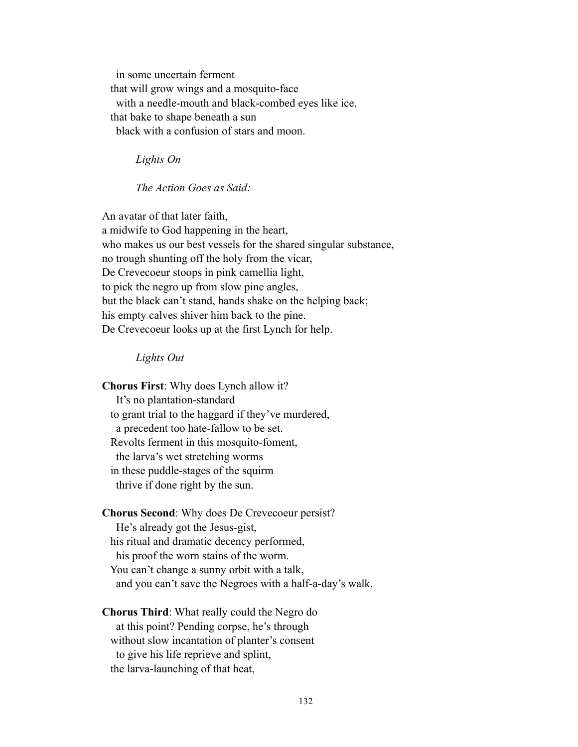in some uncertain ferment  
that will grow wings and a mosquito-face  
with a needle-mouth and black-combed eyes like ice,  
that bake to shape beneath a sun  
black with a confusion of stars and moon.

*Lights On*

*The Action Goes as Said:*

An avatar of that later faith,  
a midwife to God happening in the heart,  
who makes us our best vessels for the shared singular substance,  
no trough shunting off the holy from the vicar,  
De Crevecoeur stoops in pink camellia light,  
to pick the negro up from slow pine angles,  
but the black can't stand, hands shake on the helping back;  
his empty calves shiver him back to the pine.  
De Crevecoeur looks up at the first Lynch for help.

*Lights Out*

**Chorus First**: Why does Lynch allow it?  
It's no plantation-standard  
to grant trial to the haggard if they've murdered,  
a precedent too hate-fallow to be set.  
Revolts ferment in this mosquito-foment,  
the larva's wet stretching worms  
in these puddle-stages of the squirm  
thrive if done right by the sun.

**Chorus Second**: Why does De Crevecoeur persist?  
He's already got the Jesus-gist,  
his ritual and dramatic decency performed,  
his proof the worn stains of the worm.  
You can't change a sunny orbit with a talk,  
and you can't save the Negroes with a half-a-day's walk.

**Chorus Third**: What really could the Negro do  
at this point? Pending corpse, he's through  
without slow incantation of planter's consent  
to give his life reprieve and splint,  
the larva-launching of that heat,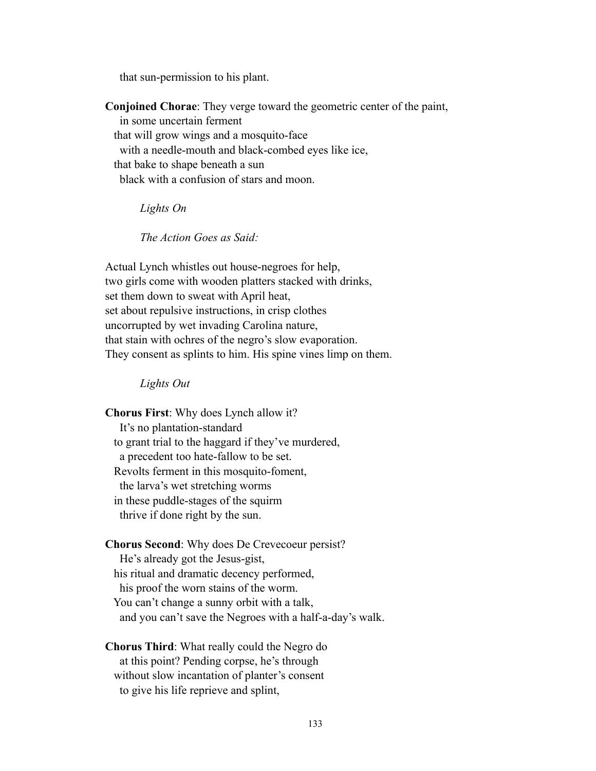that sun-permission to his plant.

**Conjoined Chorae**: They verge toward the geometric center of the paint,
  in some uncertain ferment
 that will grow wings and a mosquito-face
  with a needle-mouth and black-combed eyes like ice,
 that bake to shape beneath a sun
  black with a confusion of stars and moon.

*Lights On*

*The Action Goes as Said:*

Actual Lynch whistles out house-negroes for help,
two girls come with wooden platters stacked with drinks,
set them down to sweat with April heat,
set about repulsive instructions, in crisp clothes
uncorrupted by wet invading Carolina nature,
that stain with ochres of the negro's slow evaporation.
They consent as splints to him. His spine vines limp on them.

*Lights Out*

**Chorus First**: Why does Lynch allow it?
  It's no plantation-standard
 to grant trial to the haggard if they've murdered,
  a precedent too hate-fallow to be set.
 Revolts ferment in this mosquito-foment,
  the larva's wet stretching worms
 in these puddle-stages of the squirm
  thrive if done right by the sun.

**Chorus Second**: Why does De Crevecoeur persist?
  He's already got the Jesus-gist,
 his ritual and dramatic decency performed,
  his proof the worn stains of the worm.
 You can't change a sunny orbit with a talk,
  and you can't save the Negroes with a half-a-day's walk.

**Chorus Third**: What really could the Negro do
  at this point? Pending corpse, he's through
 without slow incantation of planter's consent
  to give his life reprieve and splint,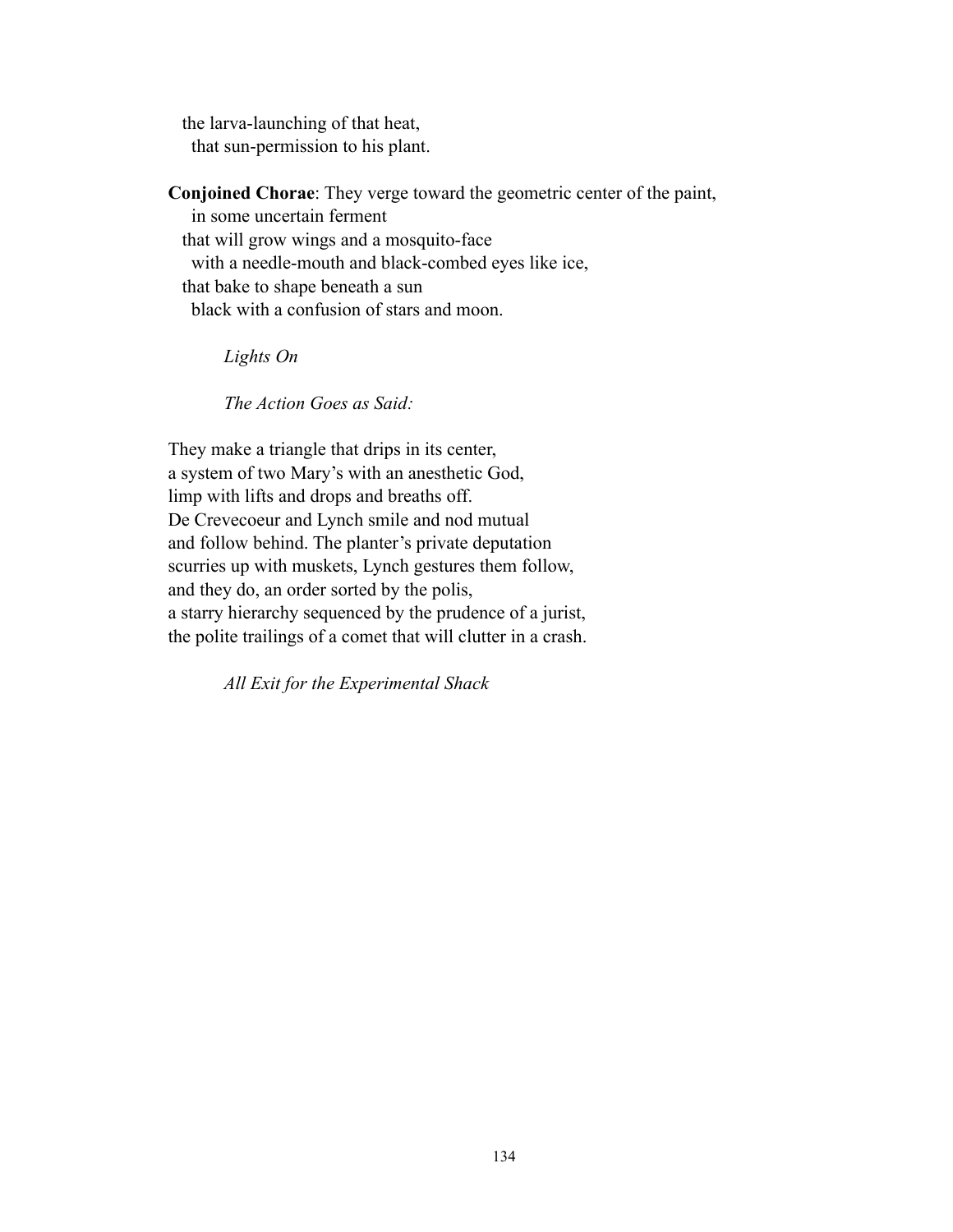the larva-launching of that heat,
  that sun-permission to his plant.

**Conjoined Chorae**: They verge toward the geometric center of the paint,
  in some uncertain ferment
that will grow wings and a mosquito-face
  with a needle-mouth and black-combed eyes like ice,
that bake to shape beneath a sun
  black with a confusion of stars and moon.

*Lights On*

*The Action Goes as Said:*

They make a triangle that drips in its center,
a system of two Mary's with an anesthetic God,
limp with lifts and drops and breaths off.
De Crevecoeur and Lynch smile and nod mutual
and follow behind. The planter's private deputation
scurries up with muskets, Lynch gestures them follow,
and they do, an order sorted by the polis,
a starry hierarchy sequenced by the prudence of a jurist,
the polite trailings of a comet that will clutter in a crash.

*All Exit for the Experimental Shack*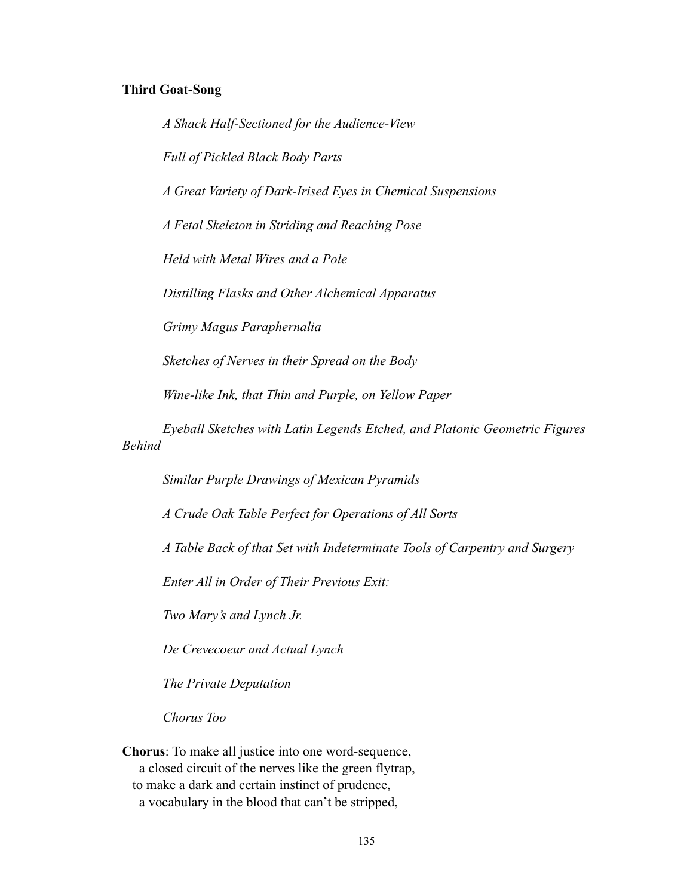**Third Goat-Song**

*A Shack Half-Sectioned for the Audience-View*

*Full of Pickled Black Body Parts*

*A Great Variety of Dark-Irised Eyes in Chemical Suspensions*

*A Fetal Skeleton in Striding and Reaching Pose*

*Held with Metal Wires and a Pole*

*Distilling Flasks and Other Alchemical Apparatus*

*Grimy Magus Paraphernalia*

*Sketches of Nerves in their Spread on the Body*

*Wine-like Ink, that Thin and Purple, on Yellow Paper*

*Eyeball Sketches with Latin Legends Etched, and Platonic Geometric Figures Behind*

*Similar Purple Drawings of Mexican Pyramids*

*A Crude Oak Table Perfect for Operations of All Sorts*

*A Table Back of that Set with Indeterminate Tools of Carpentry and Surgery*

*Enter All in Order of Their Previous Exit:*

*Two Mary's and Lynch Jr.*

*De Crevecoeur and Actual Lynch*

*The Private Deputation*

*Chorus Too*

**Chorus**: To make all justice into one word-sequence,
a closed circuit of the nerves like the green flytrap,
to make a dark and certain instinct of prudence,
a vocabulary in the blood that can't be stripped,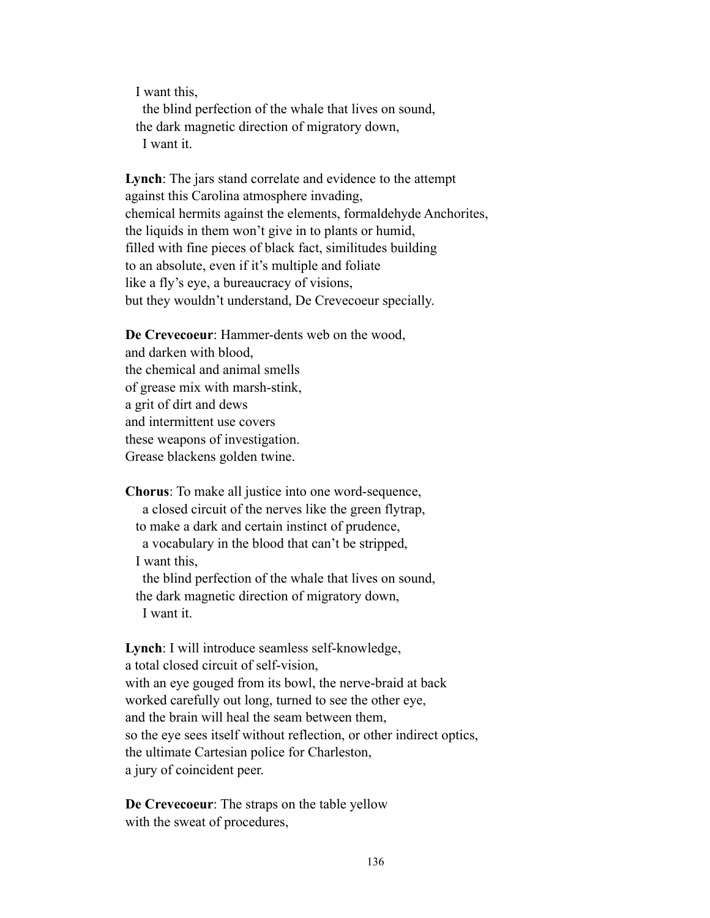I want this,
  the blind perfection of the whale that lives on sound,
the dark magnetic direction of migratory down,
  I want it.

**Lynch**: The jars stand correlate and evidence to the attempt
against this Carolina atmosphere invading,
chemical hermits against the elements, formaldehyde Anchorites,
the liquids in them won't give in to plants or humid,
filled with fine pieces of black fact, similitudes building
to an absolute, even if it's multiple and foliate
like a fly's eye, a bureaucracy of visions,
but they wouldn't understand, De Crevecoeur specially.

**De Crevecoeur**: Hammer-dents web on the wood,
and darken with blood,
the chemical and animal smells
of grease mix with marsh-stink,
a grit of dirt and dews
and intermittent use covers
these weapons of investigation.
Grease blackens golden twine.

**Chorus**: To make all justice into one word-sequence,
  a closed circuit of the nerves like the green flytrap,
to make a dark and certain instinct of prudence,
  a vocabulary in the blood that can't be stripped,
I want this,
  the blind perfection of the whale that lives on sound,
the dark magnetic direction of migratory down,
  I want it.

**Lynch**: I will introduce seamless self-knowledge,
a total closed circuit of self-vision,
with an eye gouged from its bowl, the nerve-braid at back
worked carefully out long, turned to see the other eye,
and the brain will heal the seam between them,
so the eye sees itself without reflection, or other indirect optics,
the ultimate Cartesian police for Charleston,
a jury of coincident peer.

**De Crevecoeur**: The straps on the table yellow
with the sweat of procedures,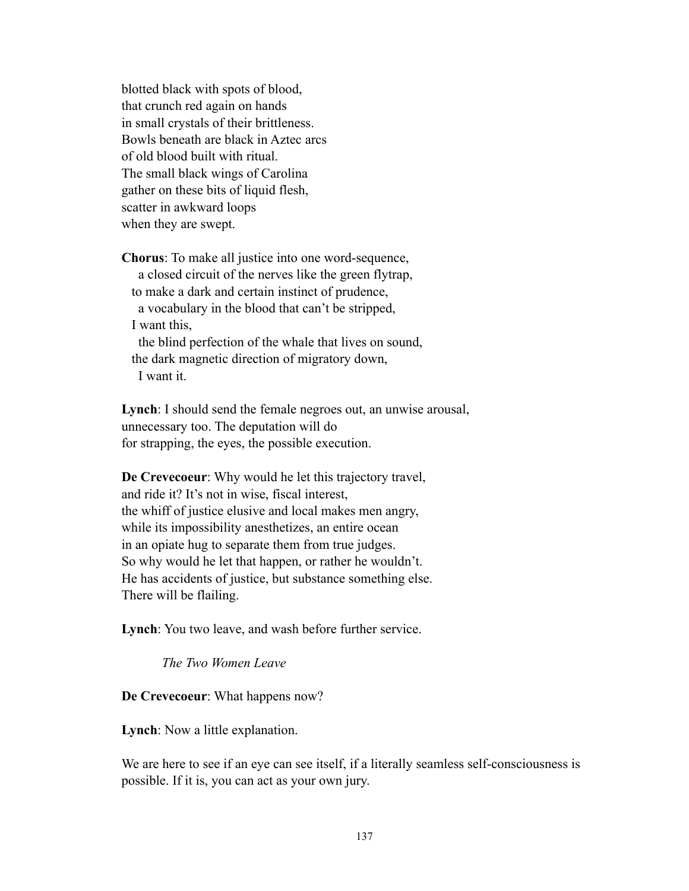blotted black with spots of blood,  
that crunch red again on hands  
in small crystals of their brittleness.  
Bowls beneath are black in Aztec arcs  
of old blood built with ritual.  
The small black wings of Carolina  
gather on these bits of liquid flesh,  
scatter in awkward loops  
when they are swept.

**Chorus**: To make all justice into one word-sequence,  
  a closed circuit of the nerves like the green flytrap,  
 to make a dark and certain instinct of prudence,  
  a vocabulary in the blood that can't be stripped,  
 I want this,  
  the blind perfection of the whale that lives on sound,  
 the dark magnetic direction of migratory down,  
  I want it.

**Lynch**: I should send the female negroes out, an unwise arousal,  
unnecessary too. The deputation will do  
for strapping, the eyes, the possible execution.

**De Crevecoeur**: Why would he let this trajectory travel,  
and ride it? It's not in wise, fiscal interest,  
the whiff of justice elusive and local makes men angry,  
while its impossibility anesthetizes, an entire ocean  
in an opiate hug to separate them from true judges.  
So why would he let that happen, or rather he wouldn't.  
He has accidents of justice, but substance something else.  
There will be flailing.

**Lynch**: You two leave, and wash before further service.

*The Two Women Leave*

**De Crevecoeur**: What happens now?

**Lynch**: Now a little explanation.

We are here to see if an eye can see itself, if a literally seamless self-consciousness is possible. If it is, you can act as your own jury.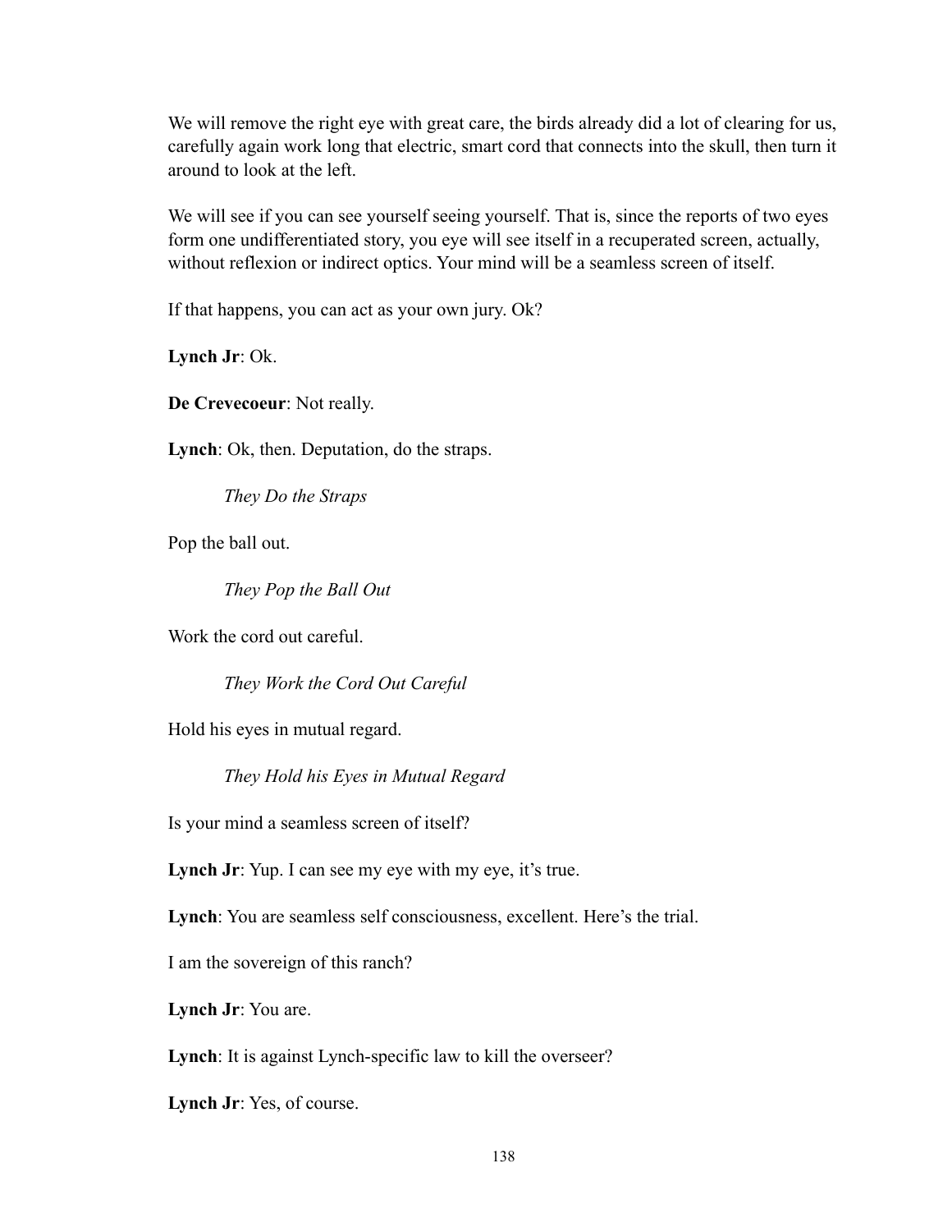We will remove the right eye with great care, the birds already did a lot of clearing for us, carefully again work long that electric, smart cord that connects into the skull, then turn it around to look at the left.

We will see if you can see yourself seeing yourself. That is, since the reports of two eyes form one undifferentiated story, you eye will see itself in a recuperated screen, actually, without reflexion or indirect optics. Your mind will be a seamless screen of itself.

If that happens, you can act as your own jury. Ok?

**Lynch Jr**: Ok.

**De Crevecoeur**: Not really.

**Lynch**: Ok, then. Deputation, do the straps.

*They Do the Straps*

Pop the ball out.

*They Pop the Ball Out*

Work the cord out careful.

*They Work the Cord Out Careful*

Hold his eyes in mutual regard.

*They Hold his Eyes in Mutual Regard*

Is your mind a seamless screen of itself?

**Lynch Jr**: Yup. I can see my eye with my eye, it's true.

**Lynch**: You are seamless self consciousness, excellent. Here's the trial.

I am the sovereign of this ranch?

**Lynch Jr**: You are.

**Lynch**: It is against Lynch-specific law to kill the overseer?

**Lynch Jr**: Yes, of course.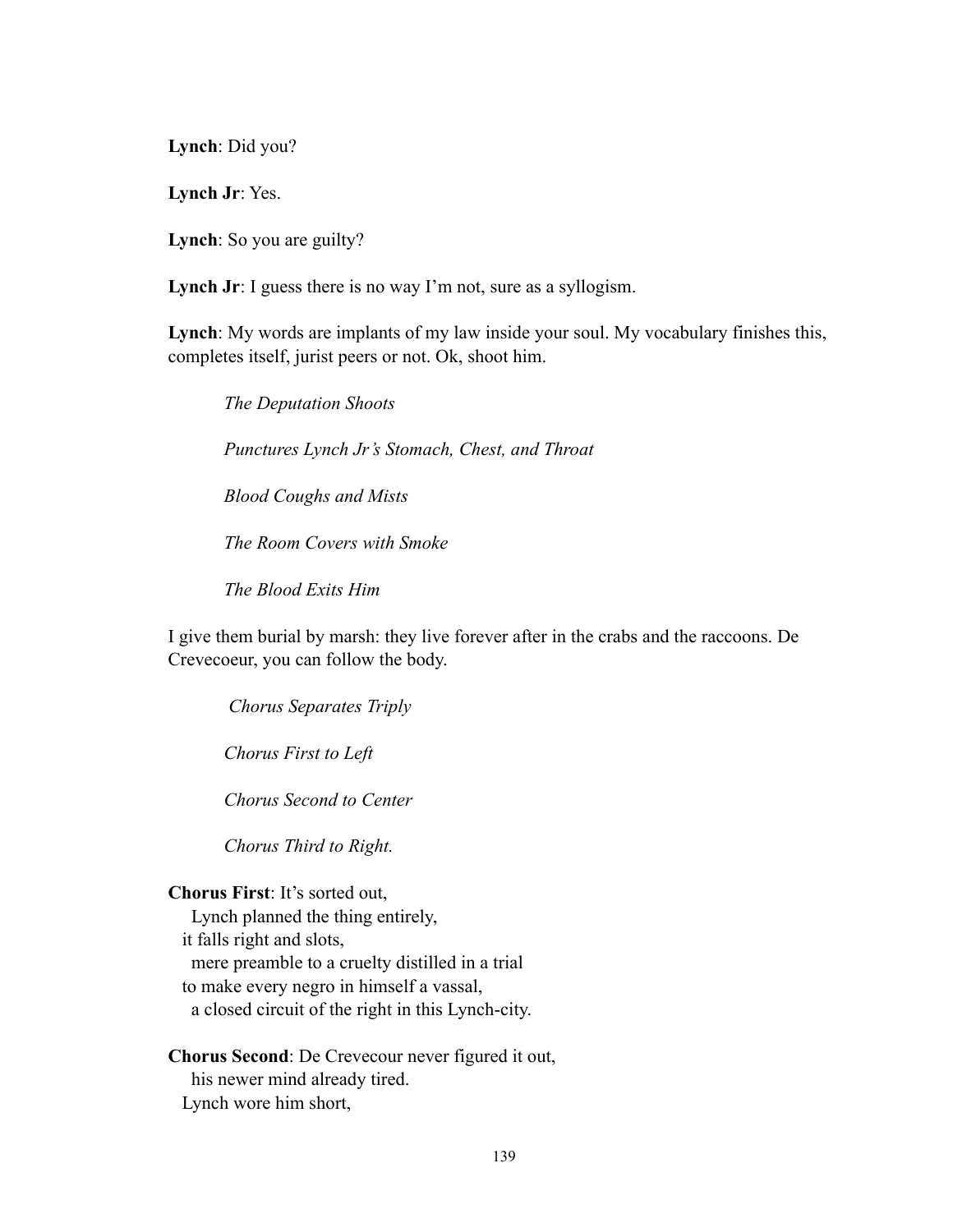**Lynch**: Did you?

**Lynch Jr**: Yes.

**Lynch**: So you are guilty?

**Lynch Jr**: I guess there is no way I'm not, sure as a syllogism.

**Lynch**: My words are implants of my law inside your soul. My vocabulary finishes this, completes itself, jurist peers or not. Ok, shoot him.

> *The Deputation Shoots*
>
> *Punctures Lynch Jr's Stomach, Chest, and Throat*
>
> *Blood Coughs and Mists*
>
> *The Room Covers with Smoke*
>
> *The Blood Exits Him*

I give them burial by marsh: they live forever after in the crabs and the raccoons. De Crevecoeur, you can follow the body.

> *Chorus Separates Triply*
>
> *Chorus First to Left*
>
> *Chorus Second to Center*
>
> *Chorus Third to Right.*

**Chorus First**: It's sorted out,  
  Lynch planned the thing entirely,  
 it falls right and slots,  
  mere preamble to a cruelty distilled in a trial  
 to make every negro in himself a vassal,  
  a closed circuit of the right in this Lynch-city.

**Chorus Second**: De Crevecour never figured it out,  
  his newer mind already tired.  
 Lynch wore him short,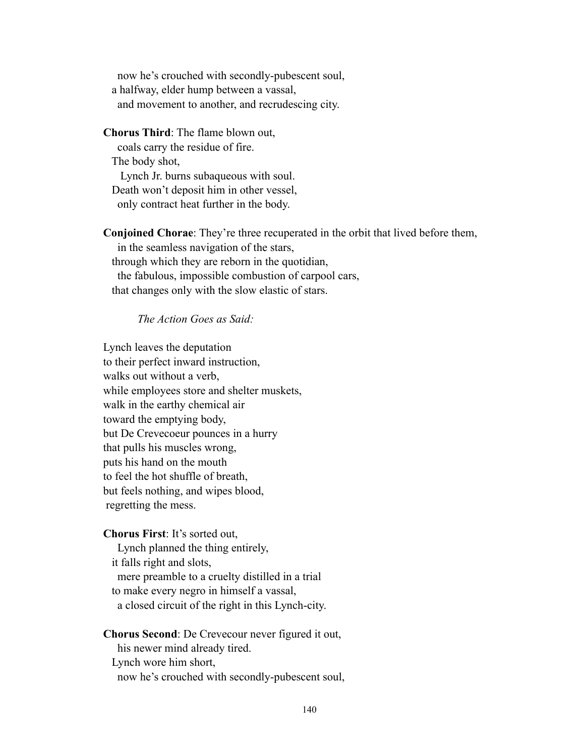now he's crouched with secondly-pubescent soul,
a halfway, elder hump between a vassal,
and movement to another, and recrudescing city.

**Chorus Third**: The flame blown out,
coals carry the residue of fire.
The body shot,
Lynch Jr. burns subaqueous with soul.
Death won't deposit him in other vessel,
only contract heat further in the body.

**Conjoined Chorae**: They're three recuperated in the orbit that lived before them,
in the seamless navigation of the stars,
through which they are reborn in the quotidian,
the fabulous, impossible combustion of carpool cars,
that changes only with the slow elastic of stars.

*The Action Goes as Said:*

Lynch leaves the deputation
to their perfect inward instruction,
walks out without a verb,
while employees store and shelter muskets,
walk in the earthy chemical air
toward the emptying body,
but De Crevecoeur pounces in a hurry
that pulls his muscles wrong,
puts his hand on the mouth
to feel the hot shuffle of breath,
but feels nothing, and wipes blood,
regretting the mess.

**Chorus First**: It's sorted out,
Lynch planned the thing entirely,
it falls right and slots,
mere preamble to a cruelty distilled in a trial
to make every negro in himself a vassal,
a closed circuit of the right in this Lynch-city.

**Chorus Second**: De Crevecour never figured it out,
his newer mind already tired.
Lynch wore him short,
now he's crouched with secondly-pubescent soul,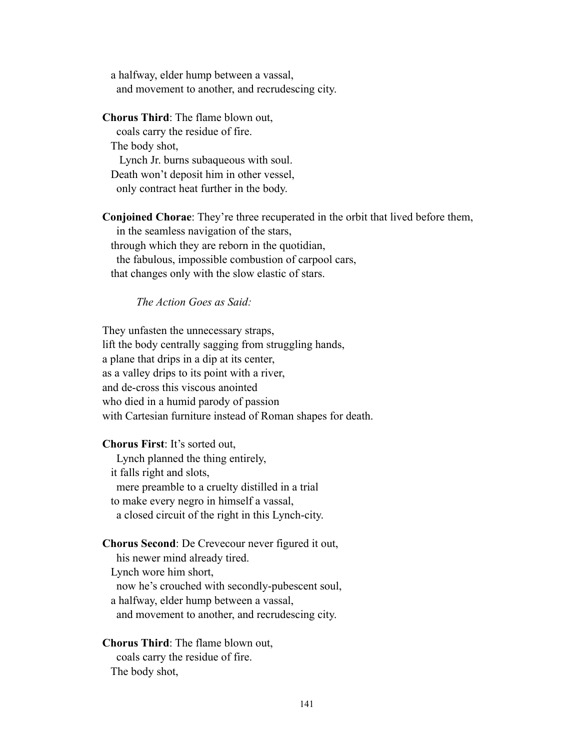a halfway, elder hump between a vassal,
and movement to another, and recrudescing city.

**Chorus Third**: The flame blown out,
coals carry the residue of fire.
The body shot,
Lynch Jr. burns subaqueous with soul.
Death won't deposit him in other vessel,
only contract heat further in the body.

**Conjoined Chorae**: They're three recuperated in the orbit that lived before them,
in the seamless navigation of the stars,
through which they are reborn in the quotidian,
the fabulous, impossible combustion of carpool cars,
that changes only with the slow elastic of stars.

*The Action Goes as Said:*

They unfasten the unnecessary straps,
lift the body centrally sagging from struggling hands,
a plane that drips in a dip at its center,
as a valley drips to its point with a river,
and de-cross this viscous anointed
who died in a humid parody of passion
with Cartesian furniture instead of Roman shapes for death.

**Chorus First**: It's sorted out,
Lynch planned the thing entirely,
it falls right and slots,
mere preamble to a cruelty distilled in a trial
to make every negro in himself a vassal,
a closed circuit of the right in this Lynch-city.

**Chorus Second**: De Crevecour never figured it out,
his newer mind already tired.
Lynch wore him short,
now he's crouched with secondly-pubescent soul,
a halfway, elder hump between a vassal,
and movement to another, and recrudescing city.

**Chorus Third**: The flame blown out,
coals carry the residue of fire.
The body shot,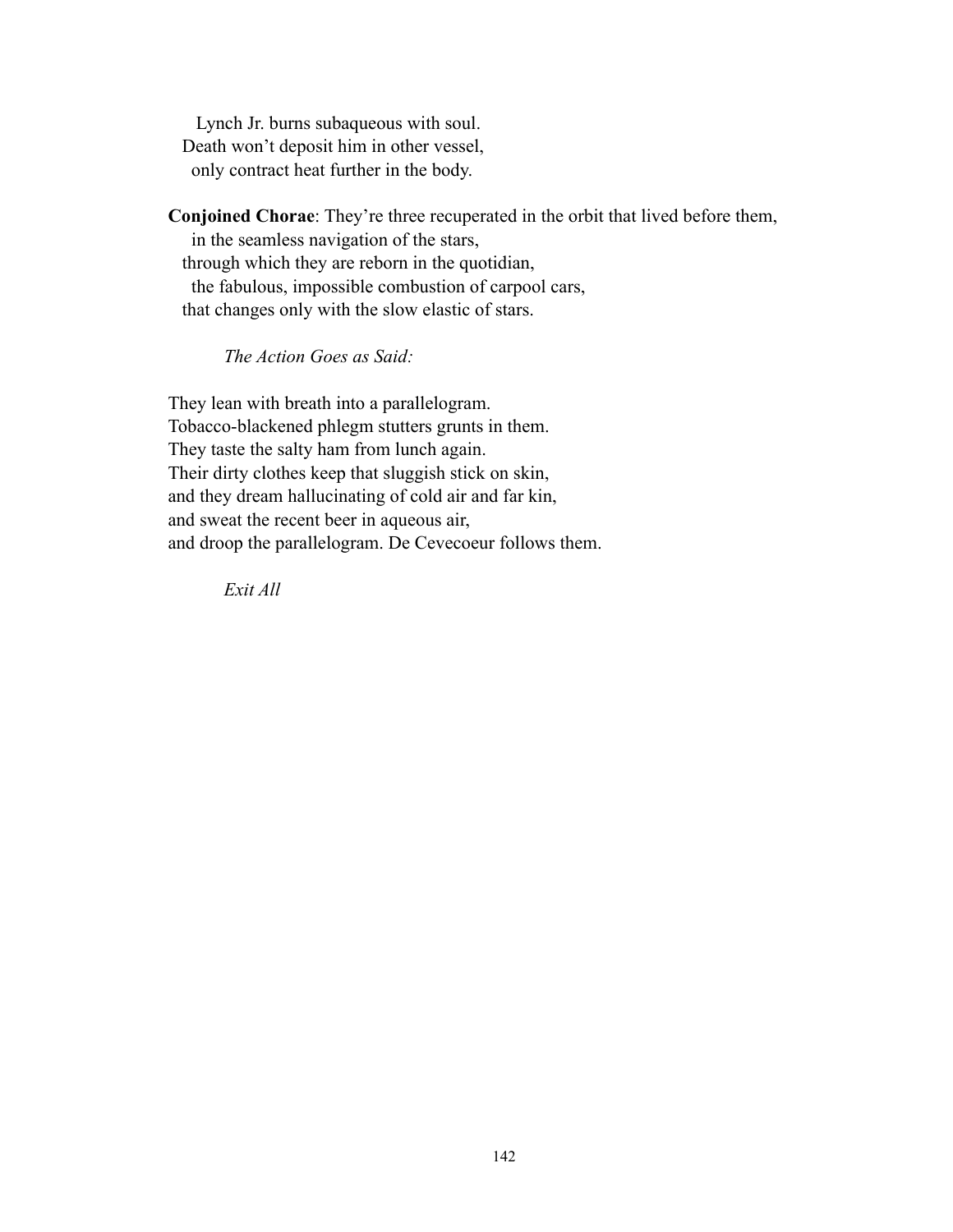Lynch Jr. burns subaqueous with soul.  
Death won't deposit him in other vessel,  
only contract heat further in the body.

**Conjoined Chorae**: They're three recuperated in the orbit that lived before them,  
in the seamless navigation of the stars,  
through which they are reborn in the quotidian,  
the fabulous, impossible combustion of carpool cars,  
that changes only with the slow elastic of stars.

*The Action Goes as Said:*

They lean with breath into a parallelogram.  
Tobacco-blackened phlegm stutters grunts in them.  
They taste the salty ham from lunch again.  
Their dirty clothes keep that sluggish stick on skin,  
and they dream hallucinating of cold air and far kin,  
and sweat the recent beer in aqueous air,  
and droop the parallelogram. De Cevecoeur follows them.

*Exit All*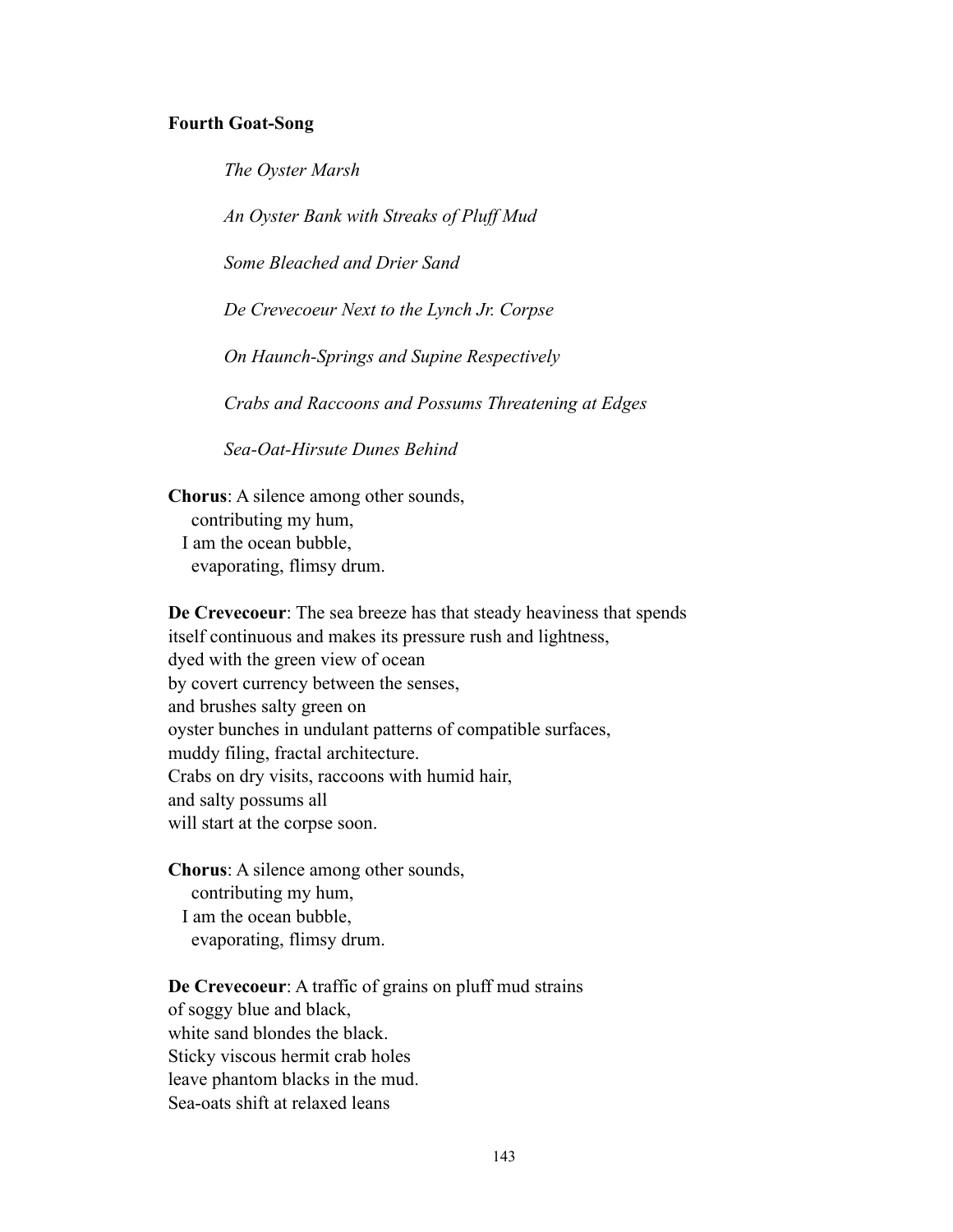**Fourth Goat-Song**

*The Oyster Marsh*

*An Oyster Bank with Streaks of Pluff Mud*

*Some Bleached and Drier Sand*

*De Crevecoeur Next to the Lynch Jr. Corpse*

*On Haunch-Springs and Supine Respectively*

*Crabs and Raccoons and Possums Threatening at Edges*

*Sea-Oat-Hirsute Dunes Behind*

**Chorus**: A silence among other sounds,
  contributing my hum,
 I am the ocean bubble,
  evaporating, flimsy drum.

**De Crevecoeur**: The sea breeze has that steady heaviness that spends
itself continuous and makes its pressure rush and lightness,
dyed with the green view of ocean
by covert currency between the senses,
and brushes salty green on
oyster bunches in undulant patterns of compatible surfaces,
muddy filing, fractal architecture.
Crabs on dry visits, raccoons with humid hair,
and salty possums all
will start at the corpse soon.

**Chorus**: A silence among other sounds,
  contributing my hum,
 I am the ocean bubble,
  evaporating, flimsy drum.

**De Crevecoeur**: A traffic of grains on pluff mud strains
of soggy blue and black,
white sand blondes the black.
Sticky viscous hermit crab holes
leave phantom blacks in the mud.
Sea-oats shift at relaxed leans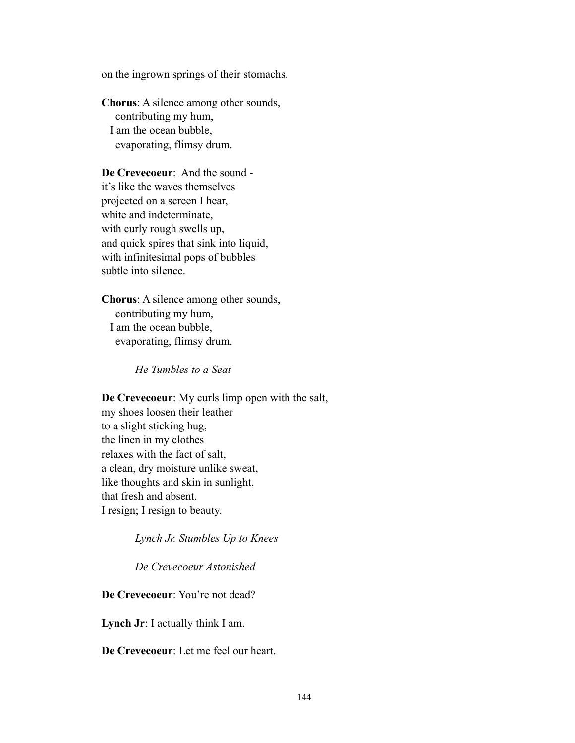on the ingrown springs of their stomachs.

**Chorus**: A silence among other sounds,  
    contributing my hum,  
  I am the ocean bubble,  
    evaporating, flimsy drum.

**De Crevecoeur**:  And the sound -  
it's like the waves themselves  
projected on a screen I hear,  
white and indeterminate,  
with curly rough swells up,  
and quick spires that sink into liquid,  
with infinitesimal pops of bubbles  
subtle into silence.

**Chorus**: A silence among other sounds,  
    contributing my hum,  
  I am the ocean bubble,  
    evaporating, flimsy drum.

*He Tumbles to a Seat*

**De Crevecoeur**: My curls limp open with the salt,  
my shoes loosen their leather  
to a slight sticking hug,  
the linen in my clothes  
relaxes with the fact of salt,  
a clean, dry moisture unlike sweat,  
like thoughts and skin in sunlight,  
that fresh and absent.  
I resign; I resign to beauty.

*Lynch Jr. Stumbles Up to Knees*

*De Crevecoeur Astonished*

**De Crevecoeur**: You're not dead?

**Lynch Jr**: I actually think I am.

**De Crevecoeur**: Let me feel our heart.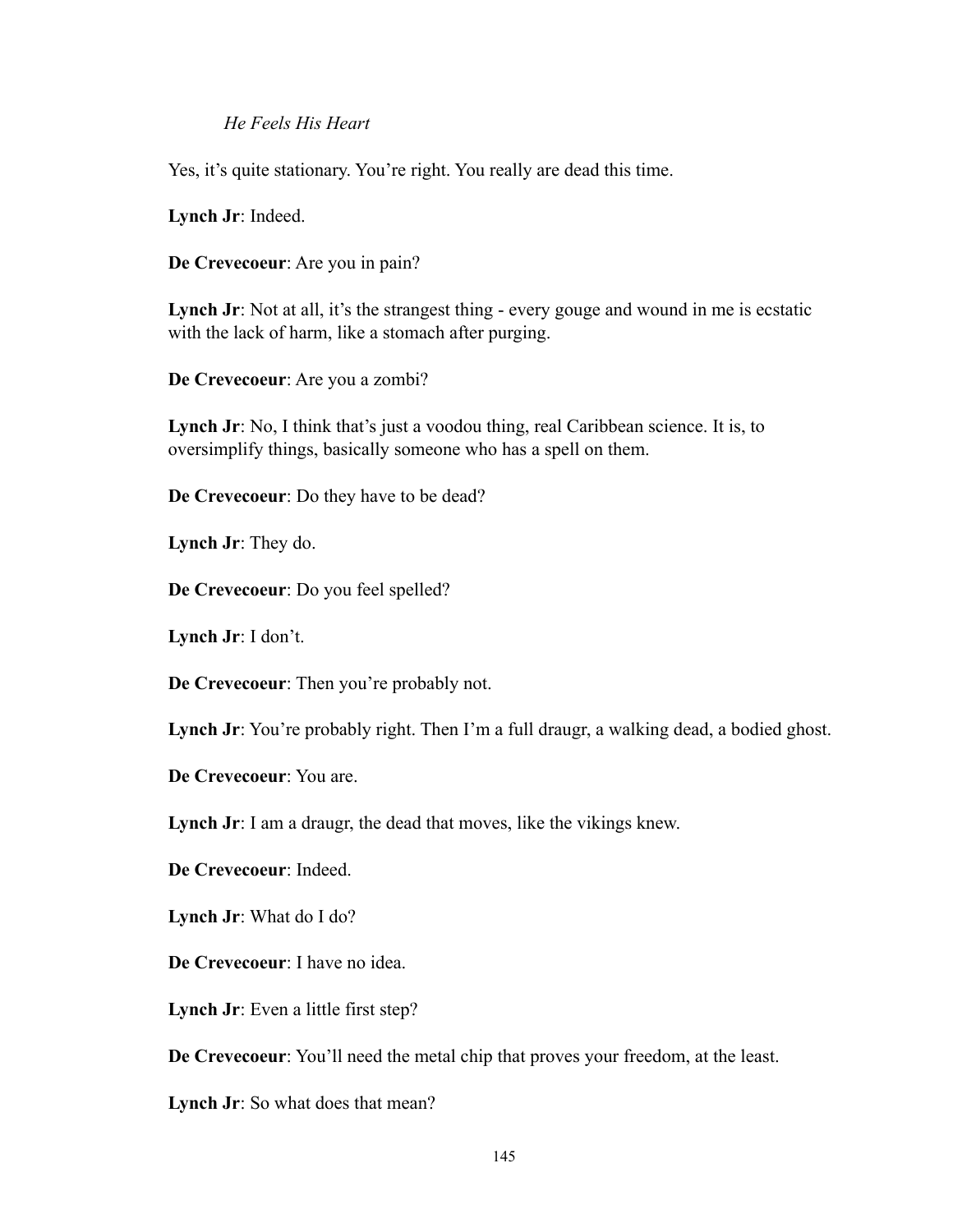*He Feels His Heart*

Yes, it's quite stationary. You're right. You really are dead this time.

**Lynch Jr**: Indeed.

**De Crevecoeur**: Are you in pain?

**Lynch Jr**: Not at all, it's the strangest thing - every gouge and wound in me is ecstatic with the lack of harm, like a stomach after purging.

**De Crevecoeur**: Are you a zombi?

**Lynch Jr**: No, I think that's just a voodou thing, real Caribbean science. It is, to oversimplify things, basically someone who has a spell on them.

**De Crevecoeur**: Do they have to be dead?

**Lynch Jr**: They do.

**De Crevecoeur**: Do you feel spelled?

**Lynch Jr**: I don't.

**De Crevecoeur**: Then you're probably not.

**Lynch Jr**: You're probably right. Then I'm a full draugr, a walking dead, a bodied ghost.

**De Crevecoeur**: You are.

**Lynch Jr**: I am a draugr, the dead that moves, like the vikings knew.

**De Crevecoeur**: Indeed.

**Lynch Jr**: What do I do?

**De Crevecoeur**: I have no idea.

**Lynch Jr**: Even a little first step?

**De Crevecoeur**: You'll need the metal chip that proves your freedom, at the least.

**Lynch Jr**: So what does that mean?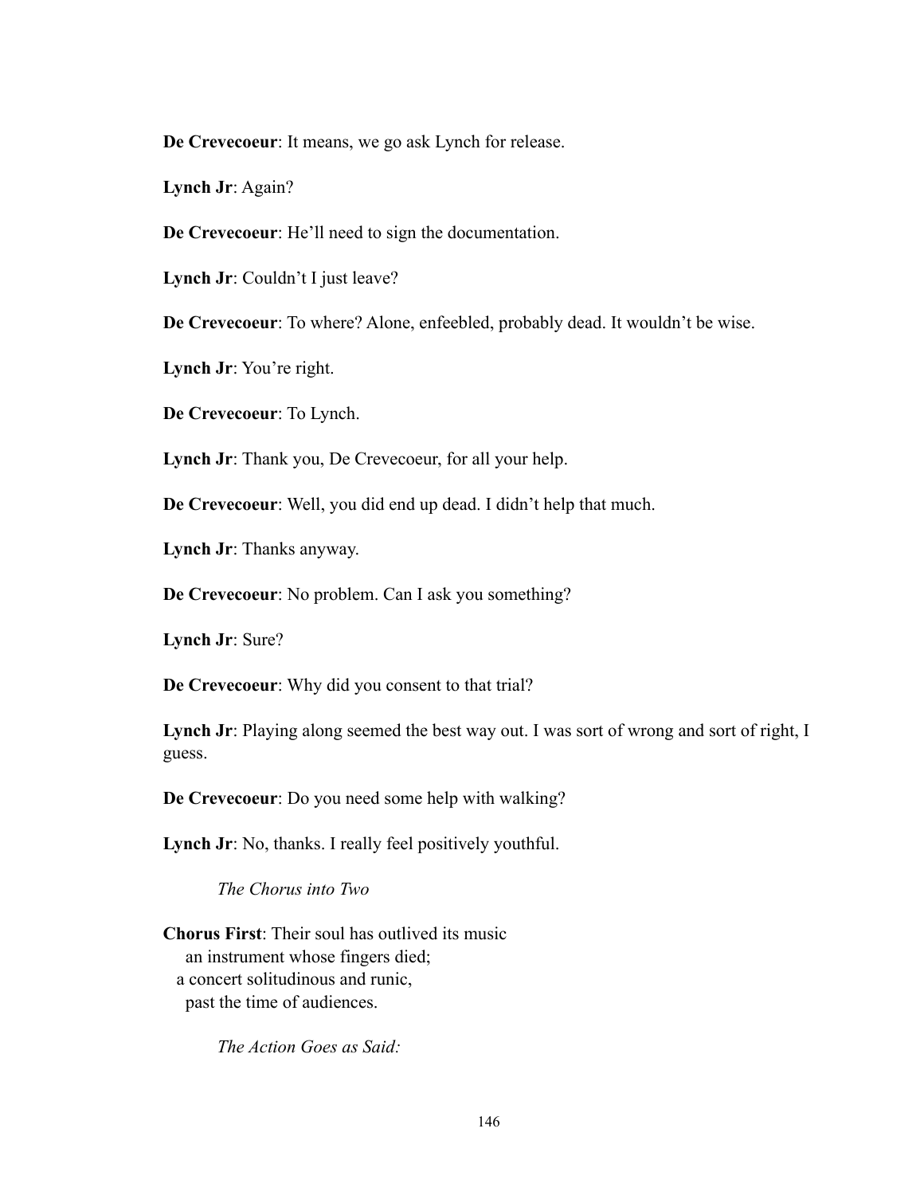**De Crevecoeur**: It means, we go ask Lynch for release.

**Lynch Jr**: Again?

**De Crevecoeur**: He'll need to sign the documentation.

**Lynch Jr**: Couldn't I just leave?

**De Crevecoeur**: To where? Alone, enfeebled, probably dead. It wouldn't be wise.

**Lynch Jr**: You're right.

**De Crevecoeur**: To Lynch.

**Lynch Jr**: Thank you, De Crevecoeur, for all your help.

**De Crevecoeur**: Well, you did end up dead. I didn't help that much.

**Lynch Jr**: Thanks anyway.

**De Crevecoeur**: No problem. Can I ask you something?

**Lynch Jr**: Sure?

**De Crevecoeur**: Why did you consent to that trial?

**Lynch Jr**: Playing along seemed the best way out. I was sort of wrong and sort of right, I guess.

**De Crevecoeur**: Do you need some help with walking?

**Lynch Jr**: No, thanks. I really feel positively youthful.

*The Chorus into Two*

**Chorus First**: Their soul has outlived its music
an instrument whose fingers died;
a concert solitudinous and runic,
past the time of audiences.

*The Action Goes as Said:*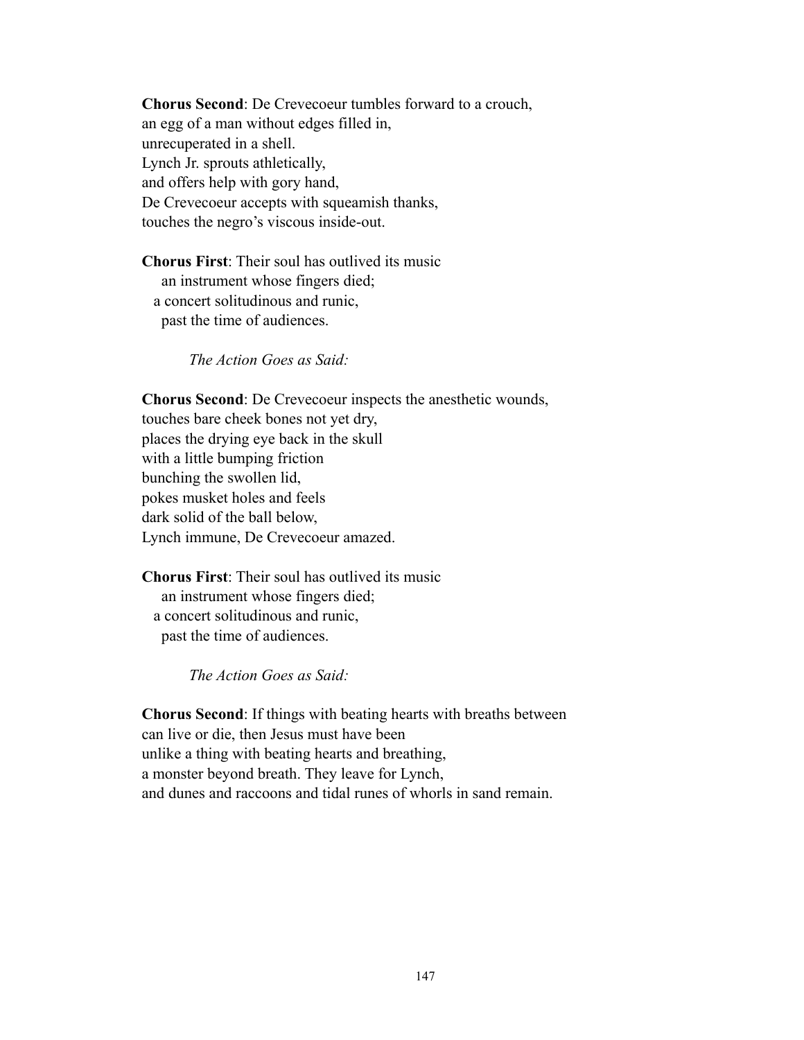**Chorus Second**: De Crevecoeur tumbles forward to a crouch,
an egg of a man without edges filled in,
unrecuperated in a shell.
Lynch Jr. sprouts athletically,
and offers help with gory hand,
De Crevecoeur accepts with squeamish thanks,
touches the negro's viscous inside-out.

**Chorus First**: Their soul has outlived its music
  an instrument whose fingers died;
 a concert solitudinous and runic,
  past the time of audiences.

*The Action Goes as Said:*

**Chorus Second**: De Crevecoeur inspects the anesthetic wounds,
touches bare cheek bones not yet dry,
places the drying eye back in the skull
with a little bumping friction
bunching the swollen lid,
pokes musket holes and feels
dark solid of the ball below,
Lynch immune, De Crevecoeur amazed.

**Chorus First**: Their soul has outlived its music
  an instrument whose fingers died;
 a concert solitudinous and runic,
  past the time of audiences.

*The Action Goes as Said:*

**Chorus Second**: If things with beating hearts with breaths between
can live or die, then Jesus must have been
unlike a thing with beating hearts and breathing,
a monster beyond breath. They leave for Lynch,
and dunes and raccoons and tidal runes of whorls in sand remain.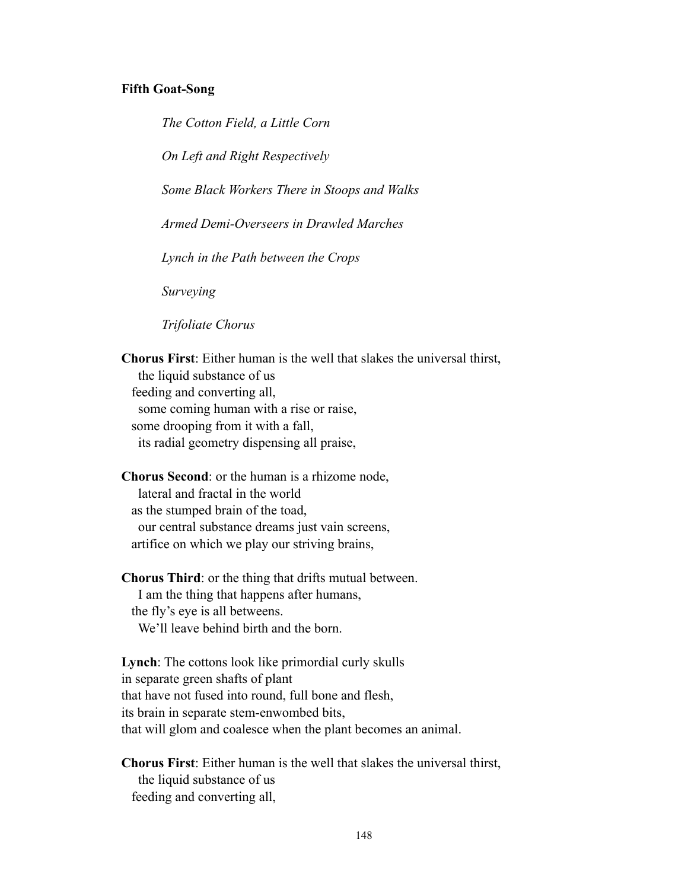**Fifth Goat-Song**

*The Cotton Field, a Little Corn*

*On Left and Right Respectively*

*Some Black Workers There in Stoops and Walks*

*Armed Demi-Overseers in Drawled Marches*

*Lynch in the Path between the Crops*

*Surveying*

*Trifoliate Chorus*

**Chorus First**: Either human is the well that slakes the universal thirst,
 the liquid substance of us
 feeding and converting all,
 some coming human with a rise or raise,
 some drooping from it with a fall,
 its radial geometry dispensing all praise,

**Chorus Second**: or the human is a rhizome node,
 lateral and fractal in the world
 as the stumped brain of the toad,
 our central substance dreams just vain screens,
 artifice on which we play our striving brains,

**Chorus Third**: or the thing that drifts mutual between.
 I am the thing that happens after humans,
 the fly's eye is all betweens.
 We'll leave behind birth and the born.

**Lynch**: The cottons look like primordial curly skulls
in separate green shafts of plant
that have not fused into round, full bone and flesh,
its brain in separate stem-enwombed bits,
that will glom and coalesce when the plant becomes an animal.

**Chorus First**: Either human is the well that slakes the universal thirst,
 the liquid substance of us
 feeding and converting all,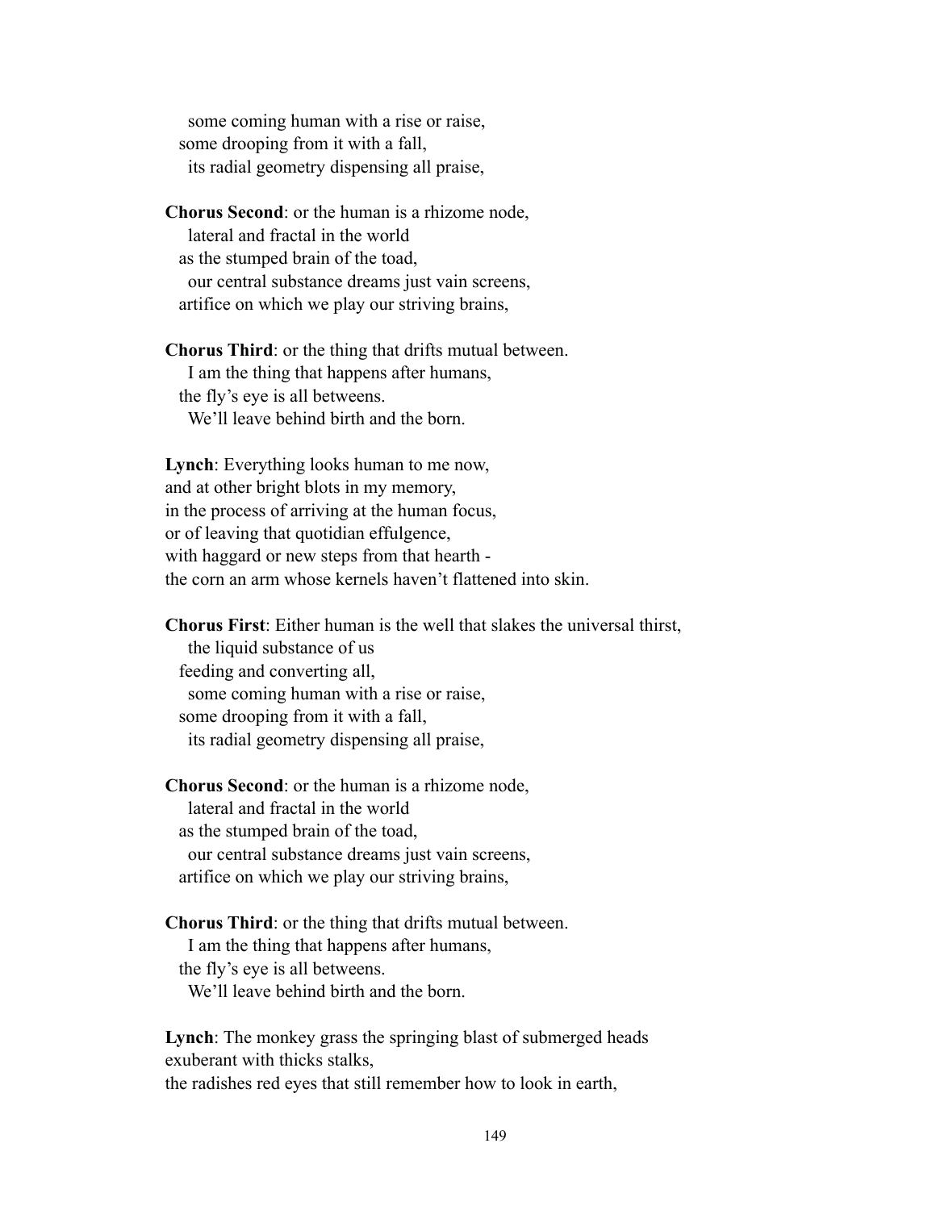some coming human with a rise or raise,
some drooping from it with a fall,
its radial geometry dispensing all praise,

**Chorus Second**: or the human is a rhizome node,
lateral and fractal in the world
as the stumped brain of the toad,
our central substance dreams just vain screens,
artifice on which we play our striving brains,

**Chorus Third**: or the thing that drifts mutual between.
I am the thing that happens after humans,
the fly's eye is all betweens.
We'll leave behind birth and the born.

**Lynch**: Everything looks human to me now,
and at other bright blots in my memory,
in the process of arriving at the human focus,
or of leaving that quotidian effulgence,
with haggard or new steps from that hearth -
the corn an arm whose kernels haven't flattened into skin.

**Chorus First**: Either human is the well that slakes the universal thirst,
the liquid substance of us
feeding and converting all,
some coming human with a rise or raise,
some drooping from it with a fall,
its radial geometry dispensing all praise,

**Chorus Second**: or the human is a rhizome node,
lateral and fractal in the world
as the stumped brain of the toad,
our central substance dreams just vain screens,
artifice on which we play our striving brains,

**Chorus Third**: or the thing that drifts mutual between.
I am the thing that happens after humans,
the fly's eye is all betweens.
We'll leave behind birth and the born.

**Lynch**: The monkey grass the springing blast of submerged heads
exuberant with thicks stalks,
the radishes red eyes that still remember how to look in earth,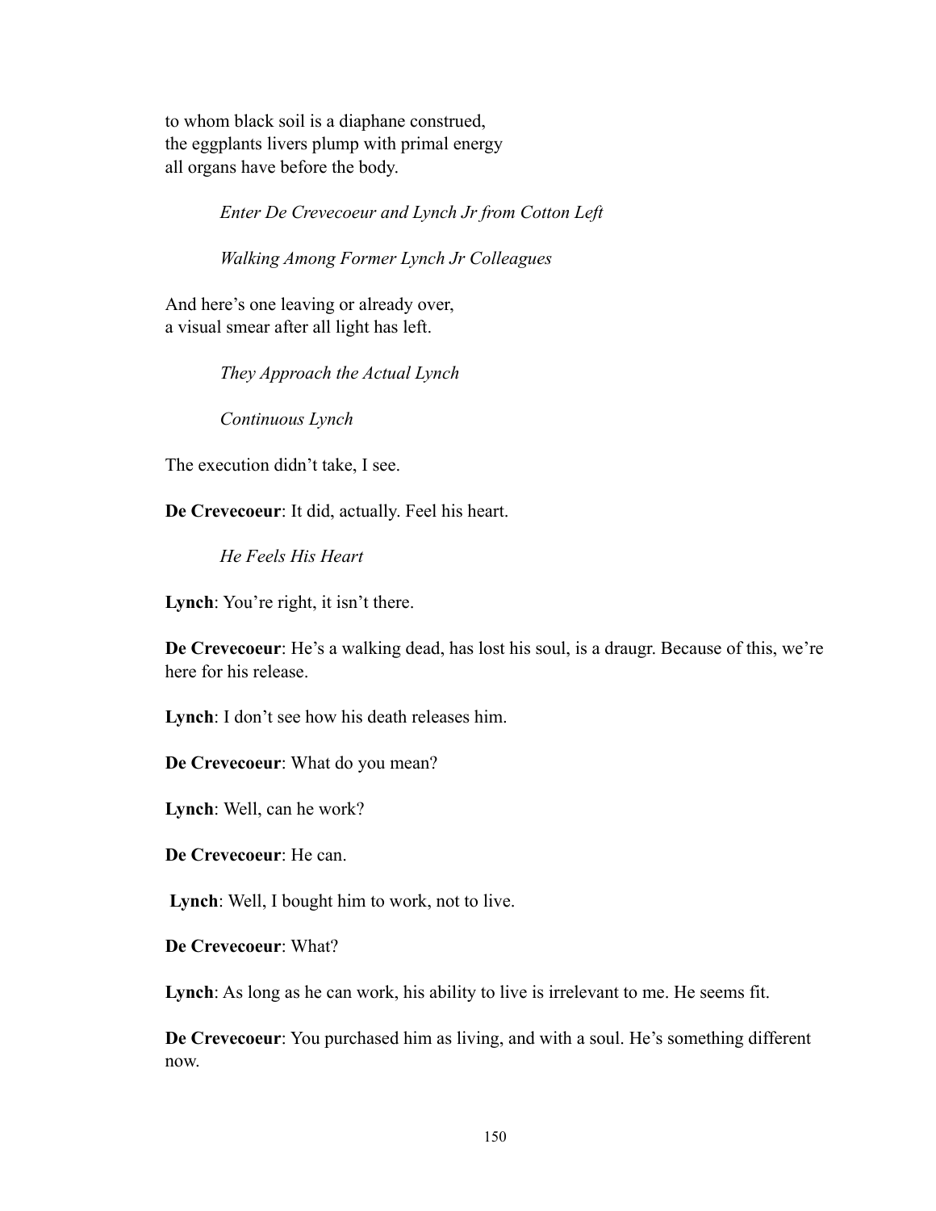to whom black soil is a diaphane construed,  
the eggplants livers plump with primal energy  
all organs have before the body.

*Enter De Crevecoeur and Lynch Jr from Cotton Left*

*Walking Among Former Lynch Jr Colleagues*

And here's one leaving or already over,  
a visual smear after all light has left.

*They Approach the Actual Lynch*

*Continuous Lynch*

The execution didn't take, I see.

**De Crevecoeur**: It did, actually. Feel his heart.

*He Feels His Heart*

**Lynch**: You're right, it isn't there.

**De Crevecoeur**: He's a walking dead, has lost his soul, is a draugr. Because of this, we're here for his release.

**Lynch**: I don't see how his death releases him.

**De Crevecoeur**: What do you mean?

**Lynch**: Well, can he work?

**De Crevecoeur**: He can.

**Lynch**: Well, I bought him to work, not to live.

**De Crevecoeur**: What?

**Lynch**: As long as he can work, his ability to live is irrelevant to me. He seems fit.

**De Crevecoeur**: You purchased him as living, and with a soul. He's something different now.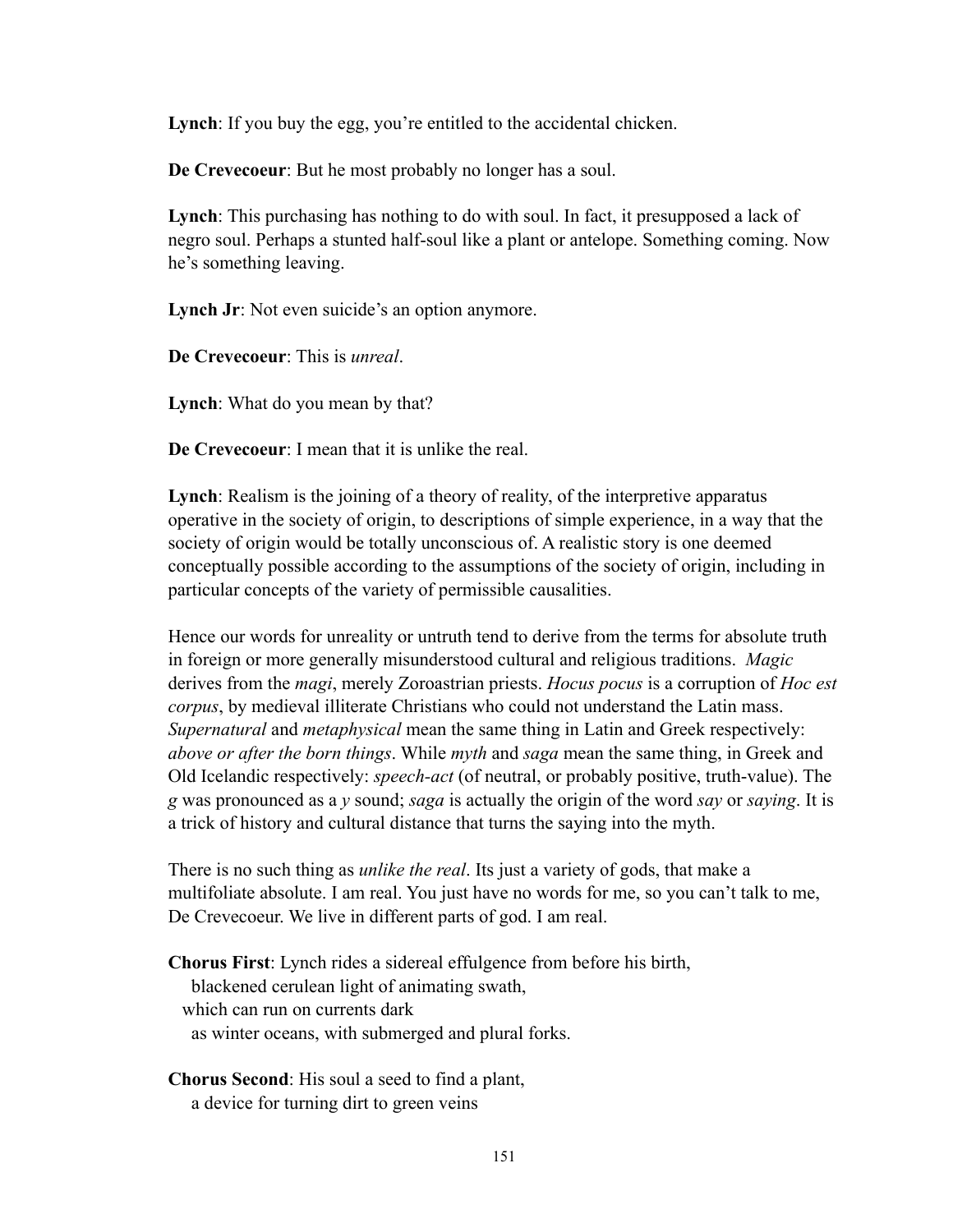**Lynch**: If you buy the egg, you're entitled to the accidental chicken.

**De Crevecoeur**: But he most probably no longer has a soul.

**Lynch**: This purchasing has nothing to do with soul. In fact, it presupposed a lack of negro soul. Perhaps a stunted half-soul like a plant or antelope. Something coming. Now he's something leaving.

**Lynch Jr**: Not even suicide's an option anymore.

**De Crevecoeur**: This is *unreal*.

**Lynch**: What do you mean by that?

**De Crevecoeur**: I mean that it is unlike the real.

**Lynch**: Realism is the joining of a theory of reality, of the interpretive apparatus operative in the society of origin, to descriptions of simple experience, in a way that the society of origin would be totally unconscious of. A realistic story is one deemed conceptually possible according to the assumptions of the society of origin, including in particular concepts of the variety of permissible causalities.

Hence our words for unreality or untruth tend to derive from the terms for absolute truth in foreign or more generally misunderstood cultural and religious traditions. *Magic* derives from the *magi*, merely Zoroastrian priests. *Hocus pocus* is a corruption of *Hoc est corpus*, by medieval illiterate Christians who could not understand the Latin mass. *Supernatural* and *metaphysical* mean the same thing in Latin and Greek respectively: *above or after the born things*. While *myth* and *saga* mean the same thing, in Greek and Old Icelandic respectively: *speech-act* (of neutral, or probably positive, truth-value). The *g* was pronounced as a *y* sound; *saga* is actually the origin of the word *say* or *saying*. It is a trick of history and cultural distance that turns the saying into the myth.

There is no such thing as *unlike the real*. Its just a variety of gods, that make a multifoliate absolute. I am real. You just have no words for me, so you can't talk to me, De Crevecoeur. We live in different parts of god. I am real.

**Chorus First**: Lynch rides a sidereal effulgence from before his birth,  
blackened cerulean light of animating swath,  
which can run on currents dark  
as winter oceans, with submerged and plural forks.

**Chorus Second**: His soul a seed to find a plant,  
a device for turning dirt to green veins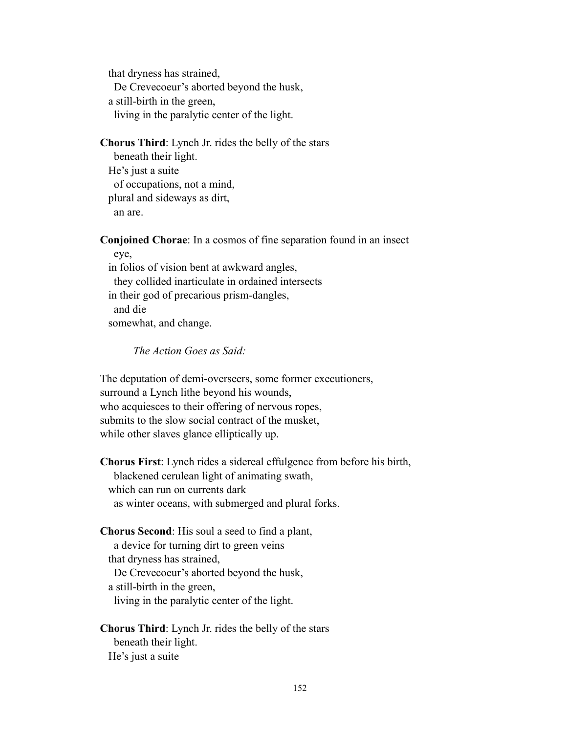that dryness has strained,
De Crevecoeur's aborted beyond the husk,
a still-birth in the green,
living in the paralytic center of the light.

**Chorus Third**: Lynch Jr. rides the belly of the stars
beneath their light.
He's just a suite
of occupations, not a mind,
plural and sideways as dirt,
an are.

**Conjoined Chorae**: In a cosmos of fine separation found in an insect
eye,
in folios of vision bent at awkward angles,
they collided inarticulate in ordained intersects
in their god of precarious prism-dangles,
and die
somewhat, and change.

*The Action Goes as Said:*

The deputation of demi-overseers, some former executioners,
surround a Lynch lithe beyond his wounds,
who acquiesces to their offering of nervous ropes,
submits to the slow social contract of the musket,
while other slaves glance elliptically up.

**Chorus First**: Lynch rides a sidereal effulgence from before his birth,
blackened cerulean light of animating swath,
which can run on currents dark
as winter oceans, with submerged and plural forks.

**Chorus Second**: His soul a seed to find a plant,
a device for turning dirt to green veins
that dryness has strained,
De Crevecoeur's aborted beyond the husk,
a still-birth in the green,
living in the paralytic center of the light.

**Chorus Third**: Lynch Jr. rides the belly of the stars
beneath their light.
He's just a suite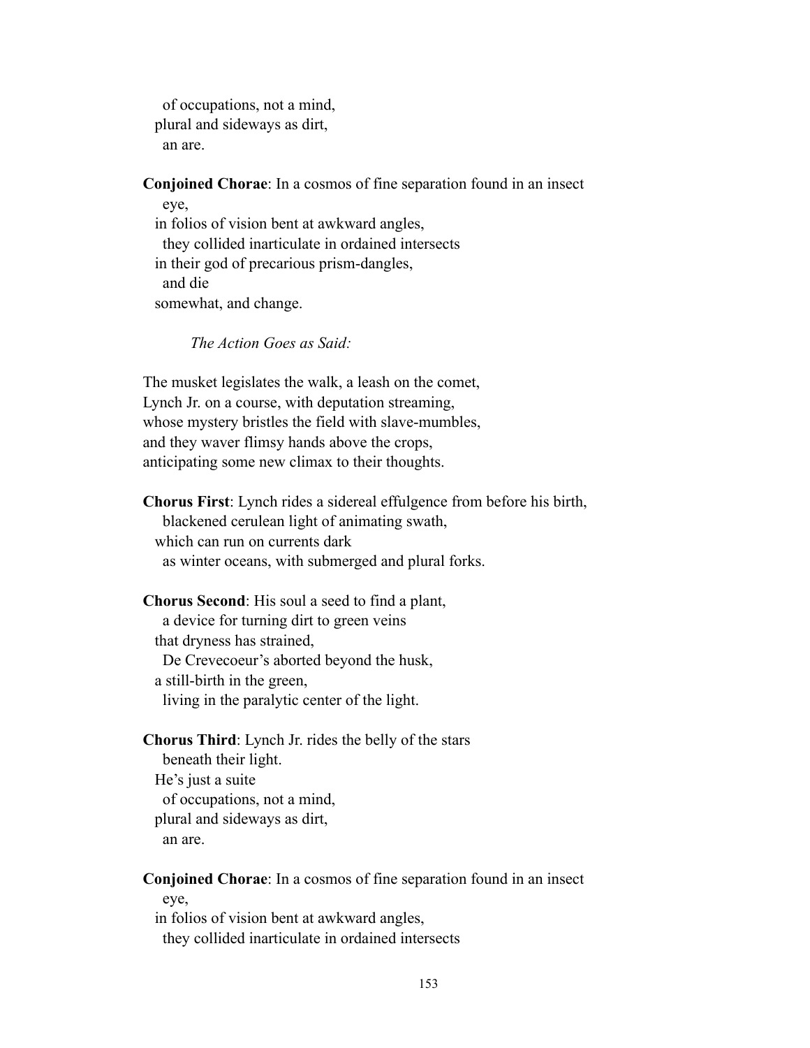of occupations, not a mind,
plural and sideways as dirt,
an are.

**Conjoined Chorae**: In a cosmos of fine separation found in an insect
eye,
in folios of vision bent at awkward angles,
they collided inarticulate in ordained intersects
in their god of precarious prism-dangles,
and die
somewhat, and change.

*The Action Goes as Said:*

The musket legislates the walk, a leash on the comet,
Lynch Jr. on a course, with deputation streaming,
whose mystery bristles the field with slave-mumbles,
and they waver flimsy hands above the crops,
anticipating some new climax to their thoughts.

**Chorus First**: Lynch rides a sidereal effulgence from before his birth,
blackened cerulean light of animating swath,
which can run on currents dark
as winter oceans, with submerged and plural forks.

**Chorus Second**: His soul a seed to find a plant,
a device for turning dirt to green veins
that dryness has strained,
De Crevecoeur's aborted beyond the husk,
a still-birth in the green,
living in the paralytic center of the light.

**Chorus Third**: Lynch Jr. rides the belly of the stars
beneath their light.
He's just a suite
of occupations, not a mind,
plural and sideways as dirt,
an are.

**Conjoined Chorae**: In a cosmos of fine separation found in an insect
eye,
in folios of vision bent at awkward angles,
they collided inarticulate in ordained intersects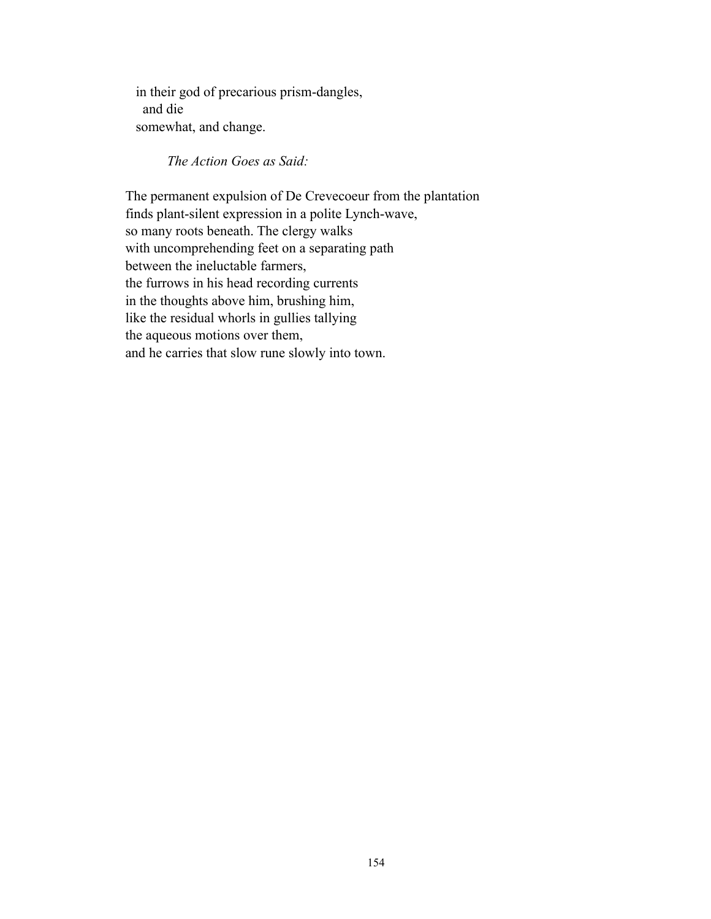in their god of precarious prism-dangles,
  and die
somewhat, and change.

*The Action Goes as Said:*

The permanent expulsion of De Crevecoeur from the plantation
finds plant-silent expression in a polite Lynch-wave,
so many roots beneath. The clergy walks
with uncomprehending feet on a separating path
between the ineluctable farmers,
the furrows in his head recording currents
in the thoughts above him, brushing him,
like the residual whorls in gullies tallying
the aqueous motions over them,
and he carries that slow rune slowly into town.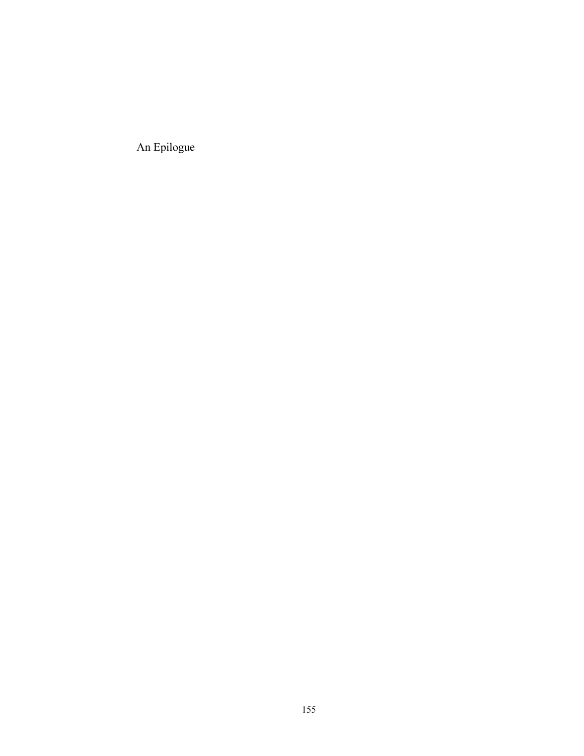# An Epilogue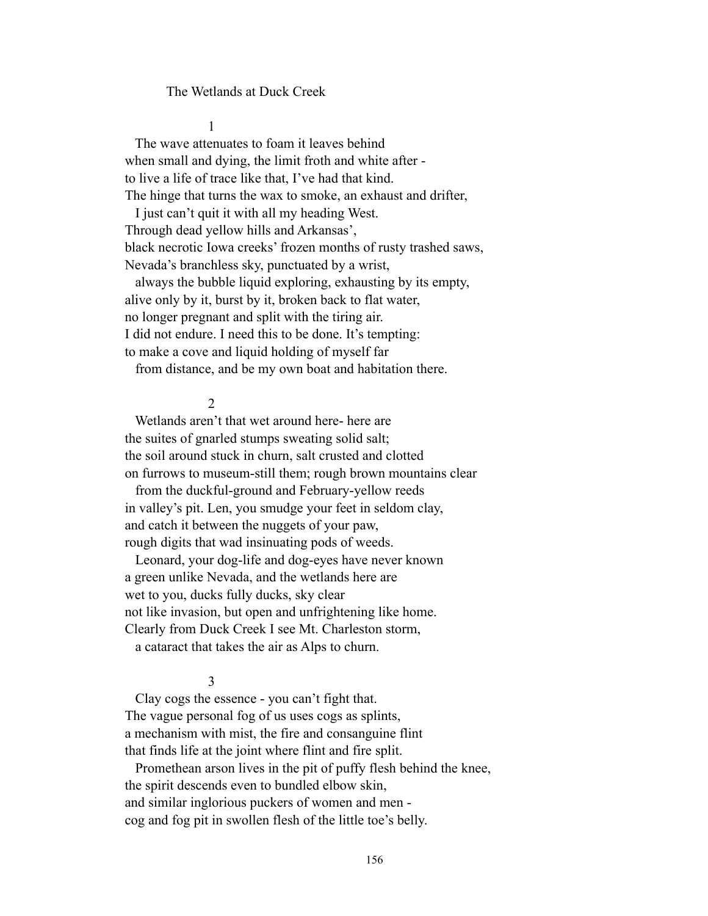The Wetlands at Duck Creek

1

The wave attenuates to foam it leaves behind  
when small and dying, the limit froth and white after -  
to live a life of trace like that, I've had that kind.  
The hinge that turns the wax to smoke, an exhaust and drifter,  
I just can't quit it with all my heading West.  
Through dead yellow hills and Arkansas',  
black necrotic Iowa creeks' frozen months of rusty trashed saws,  
Nevada's branchless sky, punctuated by a wrist,  
always the bubble liquid exploring, exhausting by its empty,  
alive only by it, burst by it, broken back to flat water,  
no longer pregnant and split with the tiring air.  
I did not endure. I need this to be done. It's tempting:  
to make a cove and liquid holding of myself far  
from distance, and be my own boat and habitation there.

2

Wetlands aren't that wet around here- here are  
the suites of gnarled stumps sweating solid salt;  
the soil around stuck in churn, salt crusted and clotted  
on furrows to museum-still them; rough brown mountains clear  
from the duckful-ground and February-yellow reeds  
in valley's pit. Len, you smudge your feet in seldom clay,  
and catch it between the nuggets of your paw,  
rough digits that wad insinuating pods of weeds.  
Leonard, your dog-life and dog-eyes have never known  
a green unlike Nevada, and the wetlands here are  
wet to you, ducks fully ducks, sky clear  
not like invasion, but open and unfrightening like home.  
Clearly from Duck Creek I see Mt. Charleston storm,  
a cataract that takes the air as Alps to churn.

3

Clay cogs the essence - you can't fight that.  
The vague personal fog of us uses cogs as splints,  
a mechanism with mist, the fire and consanguine flint  
that finds life at the joint where flint and fire split.  
Promethean arson lives in the pit of puffy flesh behind the knee,  
the spirit descends even to bundled elbow skin,  
and similar inglorious puckers of women and men -  
cog and fog pit in swollen flesh of the little toe's belly.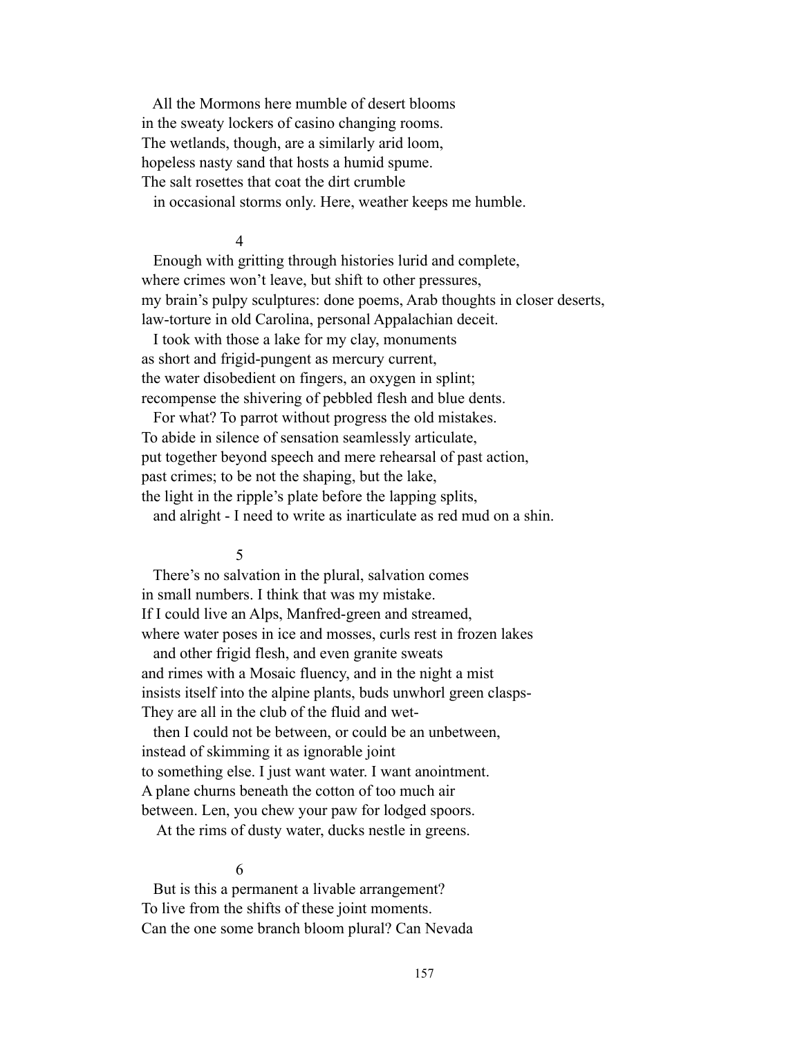All the Mormons here mumble of desert blooms
in the sweaty lockers of casino changing rooms.
The wetlands, though, are a similarly arid loom,
hopeless nasty sand that hosts a humid spume.
The salt rosettes that coat the dirt crumble
in occasional storms only. Here, weather keeps me humble.

4

Enough with gritting through histories lurid and complete,
where crimes won't leave, but shift to other pressures,
my brain's pulpy sculptures: done poems, Arab thoughts in closer deserts,
law-torture in old Carolina, personal Appalachian deceit.
I took with those a lake for my clay, monuments
as short and frigid-pungent as mercury current,
the water disobedient on fingers, an oxygen in splint;
recompense the shivering of pebbled flesh and blue dents.
For what? To parrot without progress the old mistakes.
To abide in silence of sensation seamlessly articulate,
put together beyond speech and mere rehearsal of past action,
past crimes; to be not the shaping, but the lake,
the light in the ripple's plate before the lapping splits,
and alright - I need to write as inarticulate as red mud on a shin.

5

There's no salvation in the plural, salvation comes
in small numbers. I think that was my mistake.
If I could live an Alps, Manfred-green and streamed,
where water poses in ice and mosses, curls rest in frozen lakes
and other frigid flesh, and even granite sweats
and rimes with a Mosaic fluency, and in the night a mist
insists itself into the alpine plants, buds unwhorl green clasps-
They are all in the club of the fluid and wet-
then I could not be between, or could be an unbetween,
instead of skimming it as ignorable joint
to something else. I just want water. I want anointment.
A plane churns beneath the cotton of too much air
between. Len, you chew your paw for lodged spoors.
At the rims of dusty water, ducks nestle in greens.

6

But is this a permanent a livable arrangement?
To live from the shifts of these joint moments.
Can the one some branch bloom plural? Can Nevada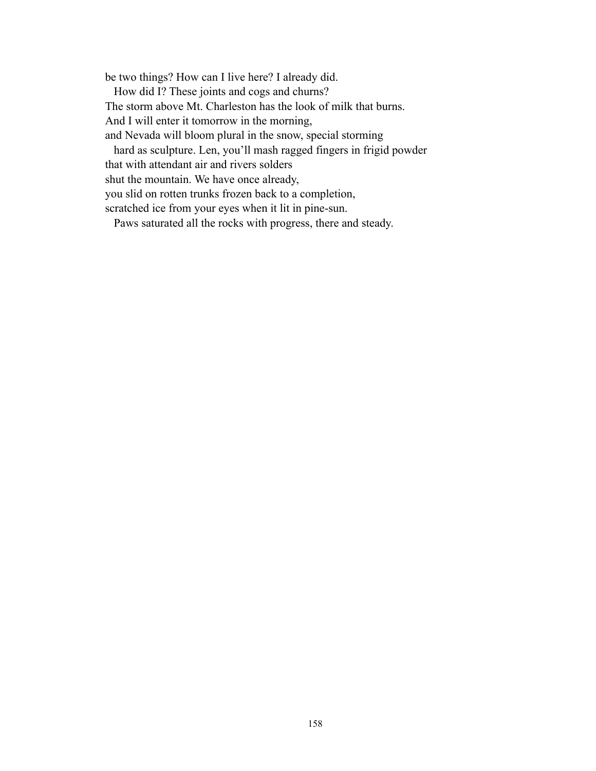be two things? How can I live here? I already did.
   How did I? These joints and cogs and churns?
The storm above Mt. Charleston has the look of milk that burns.
And I will enter it tomorrow in the morning,
and Nevada will bloom plural in the snow, special storming
   hard as sculpture. Len, you'll mash ragged fingers in frigid powder
that with attendant air and rivers solders
shut the mountain. We have once already,
you slid on rotten trunks frozen back to a completion,
scratched ice from your eyes when it lit in pine-sun.
   Paws saturated all the rocks with progress, there and steady.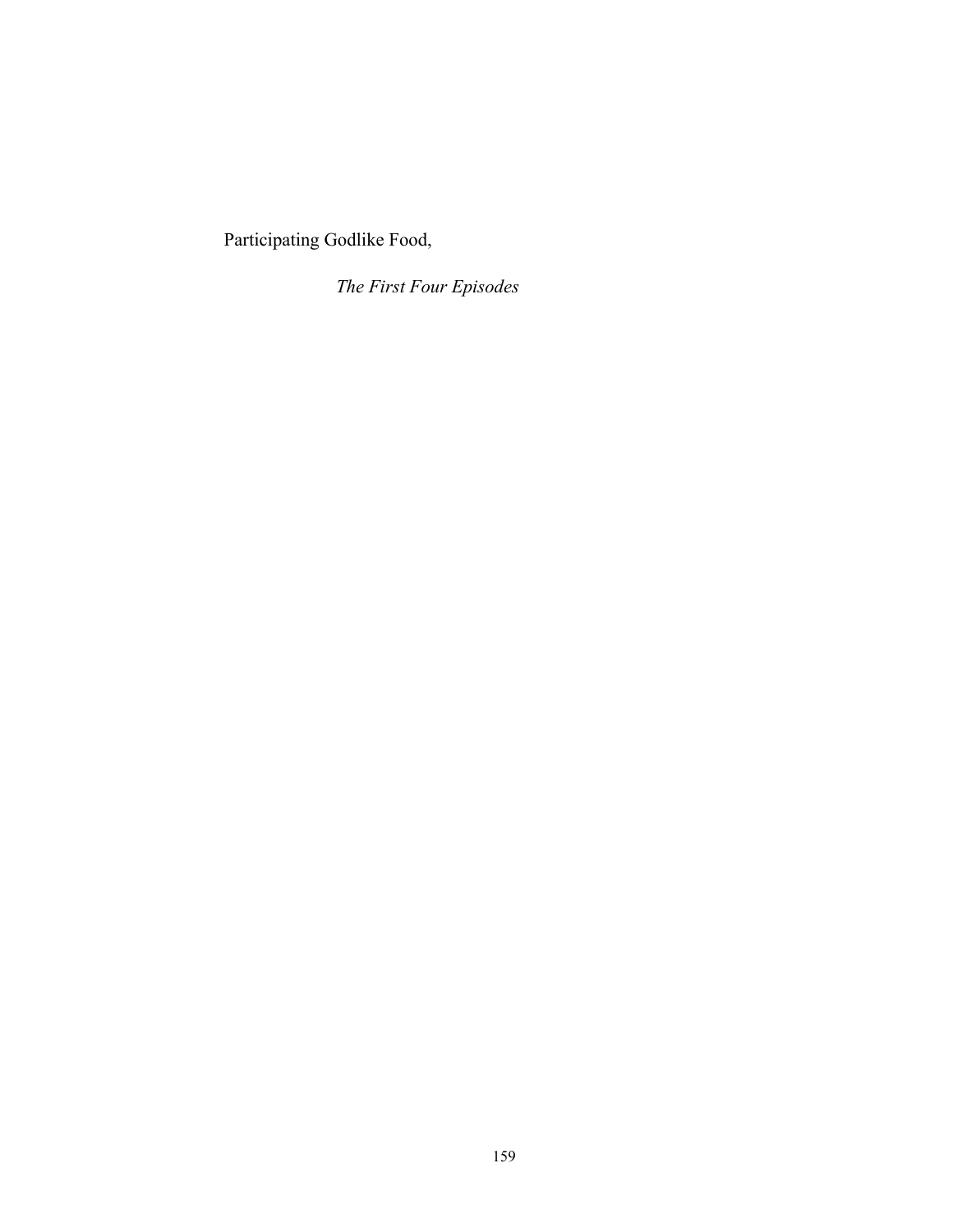Participating Godlike Food,

*The First Four Episodes*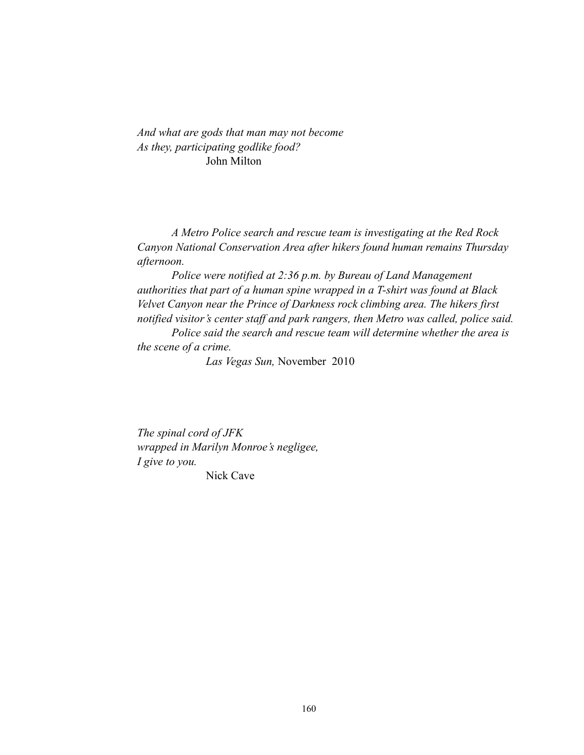*And what are gods that man may not become*
*As they, participating godlike food?*
John Milton

*A Metro Police search and rescue team is investigating at the Red Rock Canyon National Conservation Area after hikers found human remains Thursday afternoon.*

*Police were notified at 2:36 p.m. by Bureau of Land Management authorities that part of a human spine wrapped in a T-shirt was found at Black Velvet Canyon near the Prince of Darkness rock climbing area. The hikers first notified visitor's center staff and park rangers, then Metro was called, police said.*

*Police said the search and rescue team will determine whether the area is the scene of a crime.*

*Las Vegas Sun,* November 2010

*The spinal cord of JFK*
*wrapped in Marilyn Monroe's negligee,*
*I give to you.*
Nick Cave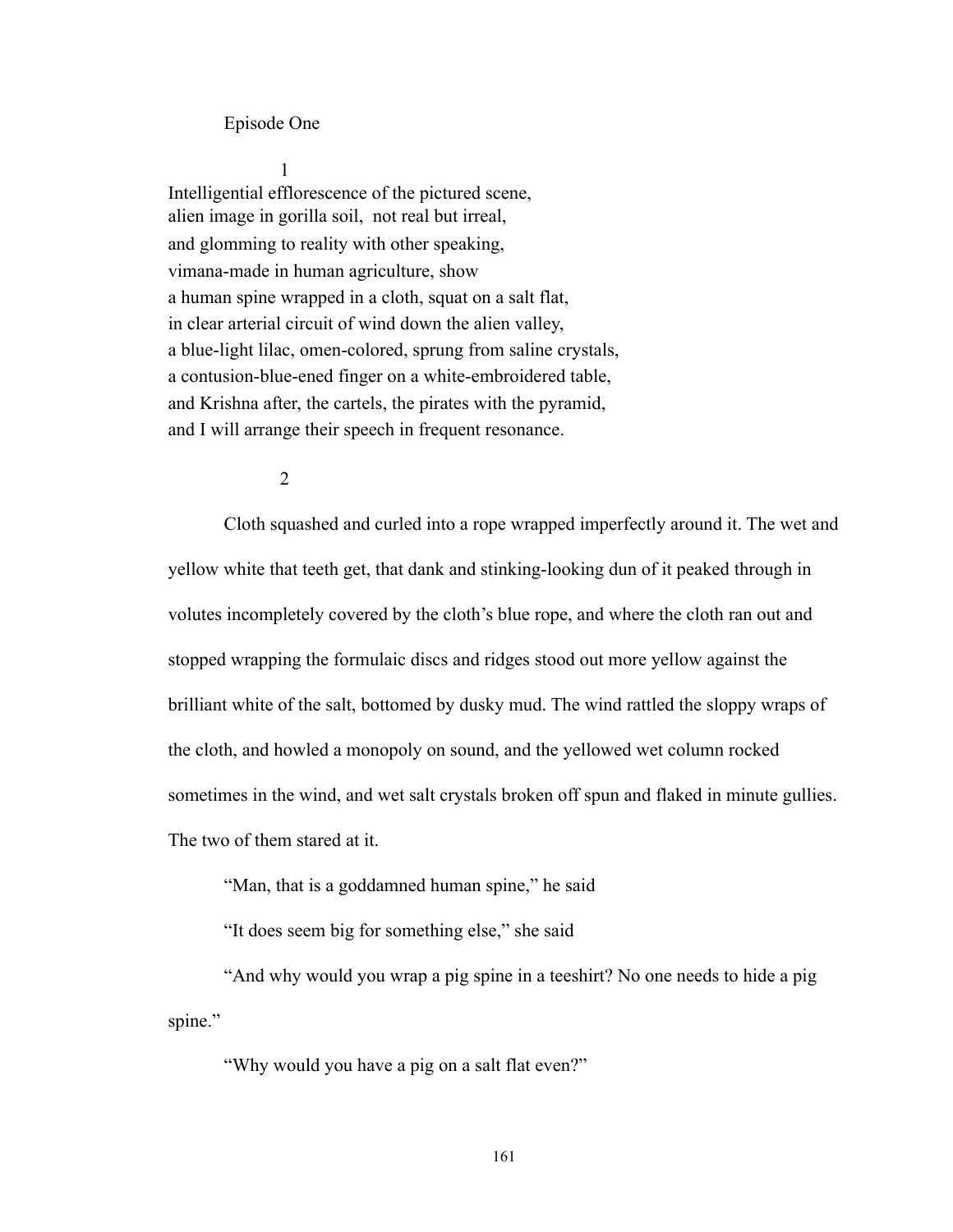Episode One

1

Intelligential efflorescence of the pictured scene,  
alien image in gorilla soil, not real but irreal,  
and glomming to reality with other speaking,  
vimana-made in human agriculture, show  
a human spine wrapped in a cloth, squat on a salt flat,  
in clear arterial circuit of wind down the alien valley,  
a blue-light lilac, omen-colored, sprung from saline crystals,  
a contusion-blue-ened finger on a white-embroidered table,  
and Krishna after, the cartels, the pirates with the pyramid,  
and I will arrange their speech in frequent resonance.

2

Cloth squashed and curled into a rope wrapped imperfectly around it. The wet and yellow white that teeth get, that dank and stinking-looking dun of it peaked through in volutes incompletely covered by the cloth's blue rope, and where the cloth ran out and stopped wrapping the formulaic discs and ridges stood out more yellow against the brilliant white of the salt, bottomed by dusky mud. The wind rattled the sloppy wraps of the cloth, and howled a monopoly on sound, and the yellowed wet column rocked sometimes in the wind, and wet salt crystals broken off spun and flaked in minute gullies. The two of them stared at it.

"Man, that is a goddamned human spine," he said

"It does seem big for something else," she said

"And why would you wrap a pig spine in a teeshirt? No one needs to hide a pig spine."

"Why would you have a pig on a salt flat even?"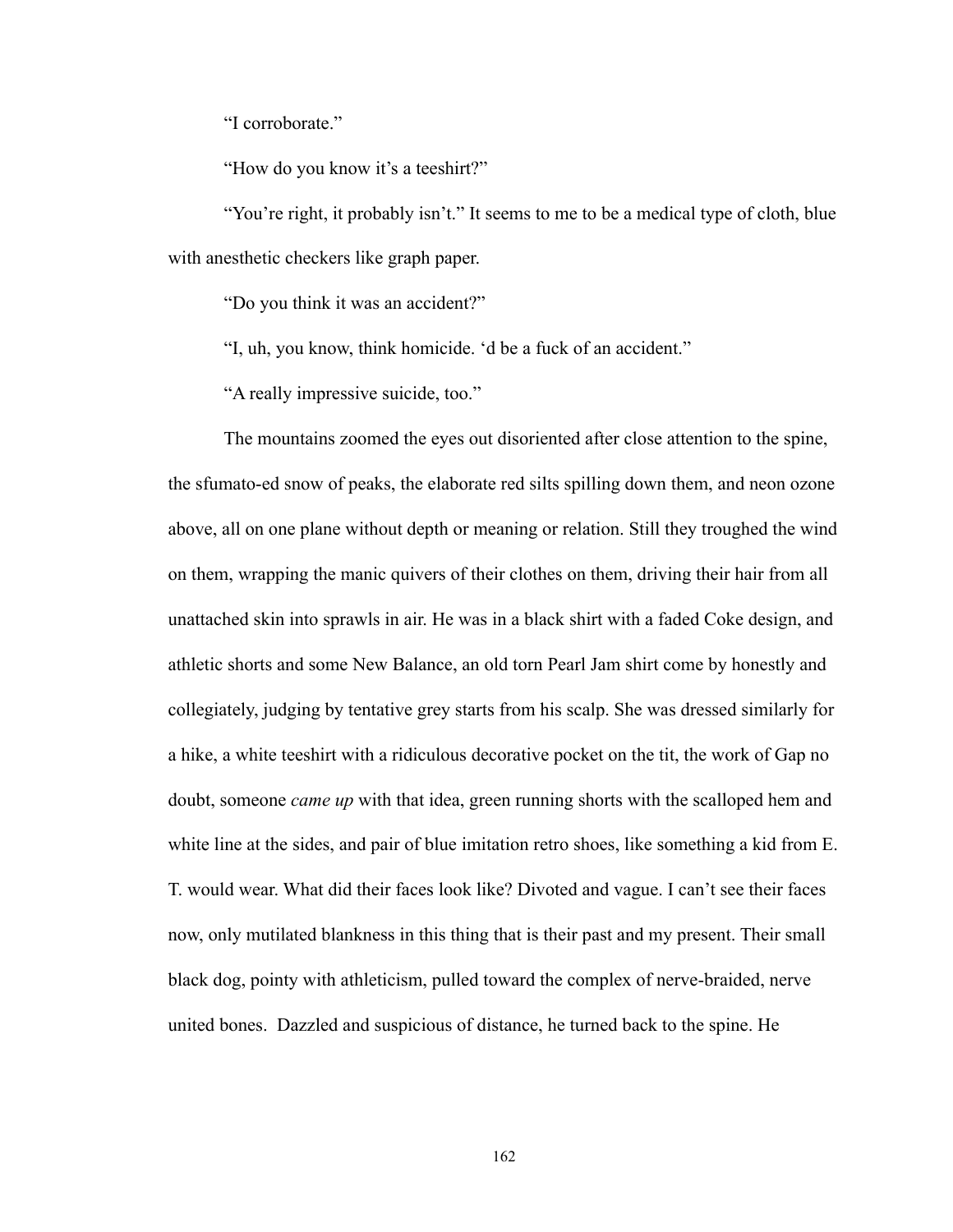"I corroborate."

"How do you know it's a teeshirt?"

"You're right, it probably isn't." It seems to me to be a medical type of cloth, blue with anesthetic checkers like graph paper.

"Do you think it was an accident?"

"I, uh, you know, think homicide. 'd be a fuck of an accident."

"A really impressive suicide, too."

The mountains zoomed the eyes out disoriented after close attention to the spine, the sfumato-ed snow of peaks, the elaborate red silts spilling down them, and neon ozone above, all on one plane without depth or meaning or relation. Still they troughed the wind on them, wrapping the manic quivers of their clothes on them, driving their hair from all unattached skin into sprawls in air. He was in a black shirt with a faded Coke design, and athletic shorts and some New Balance, an old torn Pearl Jam shirt come by honestly and collegiately, judging by tentative grey starts from his scalp. She was dressed similarly for a hike, a white teeshirt with a ridiculous decorative pocket on the tit, the work of Gap no doubt, someone *came up* with that idea, green running shorts with the scalloped hem and white line at the sides, and pair of blue imitation retro shoes, like something a kid from E. T. would wear. What did their faces look like? Divoted and vague. I can't see their faces now, only mutilated blankness in this thing that is their past and my present. Their small black dog, pointy with athleticism, pulled toward the complex of nerve-braided, nerve united bones. Dazzled and suspicious of distance, he turned back to the spine. He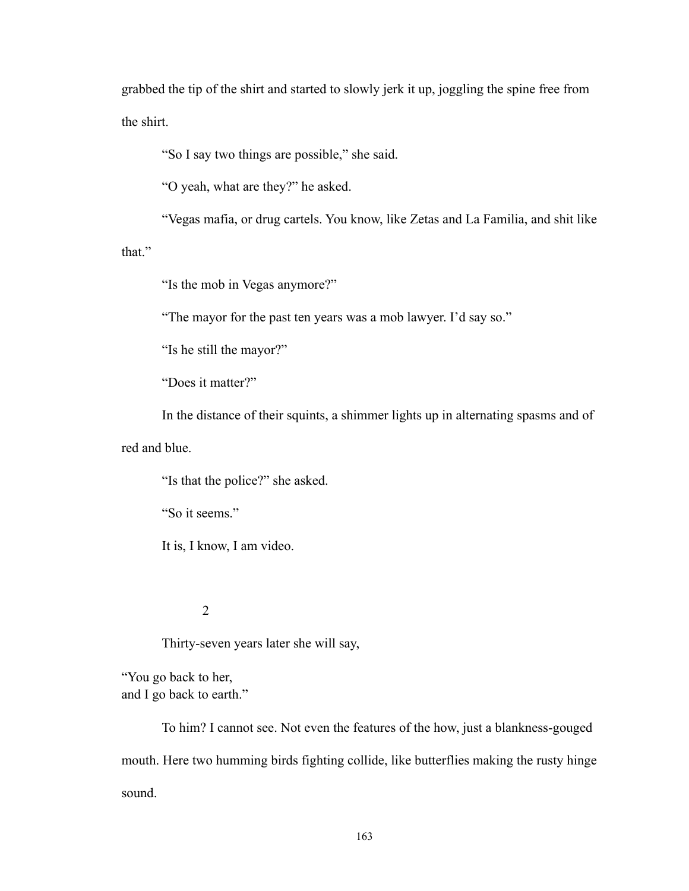grabbed the tip of the shirt and started to slowly jerk it up, joggling the spine free from the shirt.

"So I say two things are possible," she said.

"O yeah, what are they?" he asked.

"Vegas mafia, or drug cartels. You know, like Zetas and La Familia, and shit like that."

"Is the mob in Vegas anymore?"

"The mayor for the past ten years was a mob lawyer. I'd say so."

"Is he still the mayor?"

"Does it matter?"

In the distance of their squints, a shimmer lights up in alternating spasms and of red and blue.

"Is that the police?" she asked.

"So it seems."

It is, I know, I am video.

2

Thirty-seven years later she will say,

"You go back to her,  
and I go back to earth."

To him? I cannot see. Not even the features of the how, just a blankness-gouged mouth. Here two humming birds fighting collide, like butterflies making the rusty hinge sound.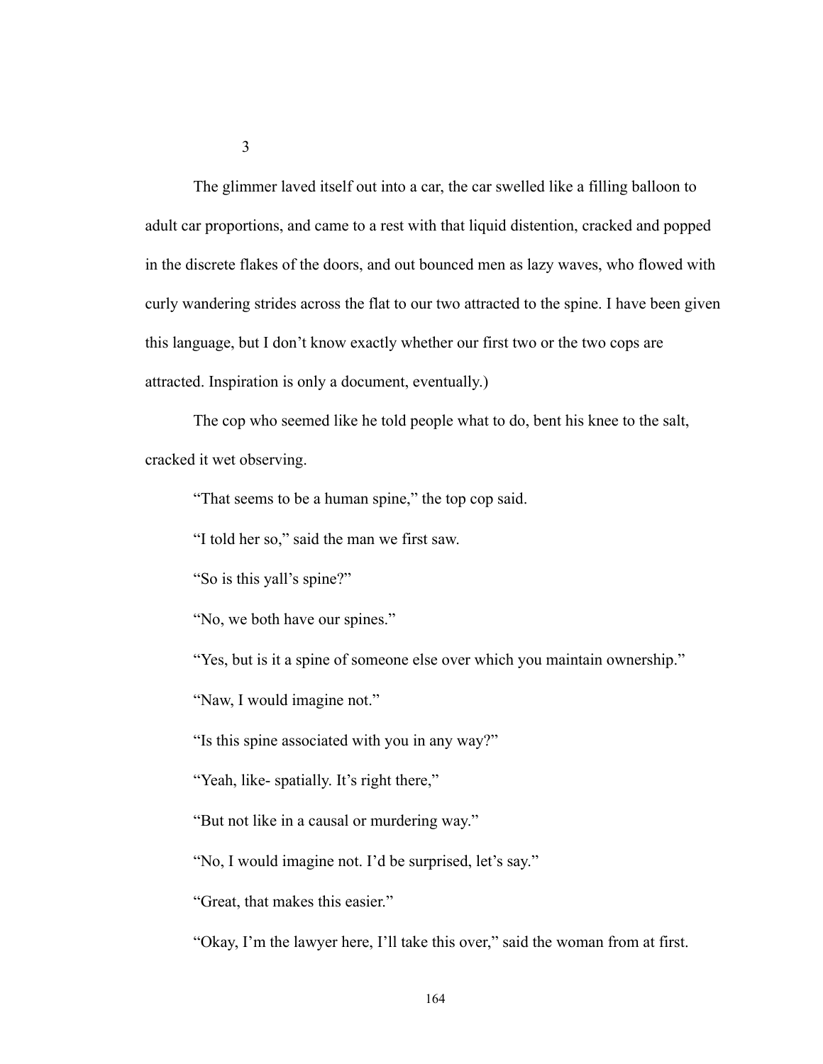3

The glimmer laved itself out into a car, the car swelled like a filling balloon to adult car proportions, and came to a rest with that liquid distention, cracked and popped in the discrete flakes of the doors, and out bounced men as lazy waves, who flowed with curly wandering strides across the flat to our two attracted to the spine. I have been given this language, but I don't know exactly whether our first two or the two cops are attracted. Inspiration is only a document, eventually.)

The cop who seemed like he told people what to do, bent his knee to the salt, cracked it wet observing.

"That seems to be a human spine," the top cop said.

"I told her so," said the man we first saw.

"So is this yall's spine?"

"No, we both have our spines."

"Yes, but is it a spine of someone else over which you maintain ownership."

"Naw, I would imagine not."

"Is this spine associated with you in any way?"

"Yeah, like- spatially. It's right there,"

"But not like in a causal or murdering way."

"No, I would imagine not. I'd be surprised, let's say."

"Great, that makes this easier."

"Okay, I'm the lawyer here, I'll take this over," said the woman from at first.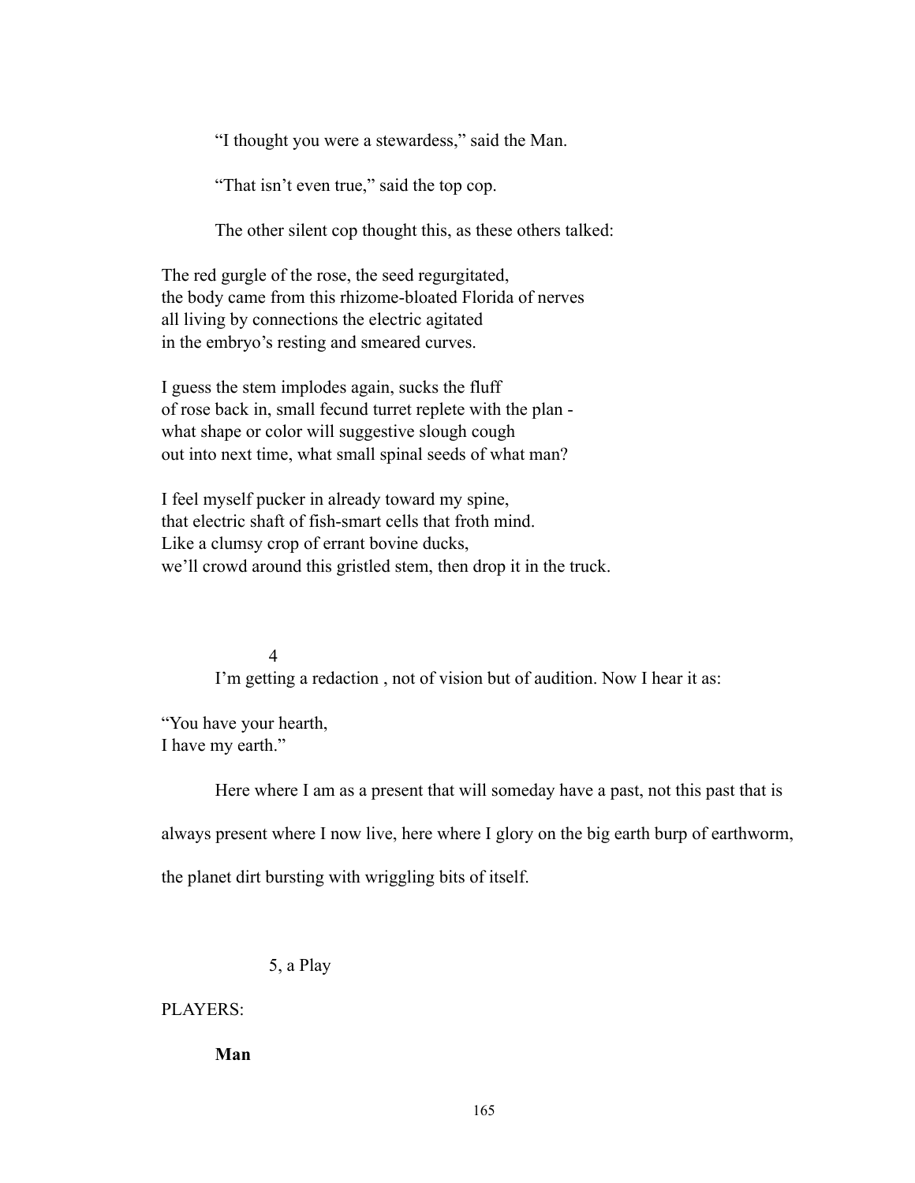“I thought you were a stewardess,” said the Man.

“That isn’t even true,” said the top cop.

The other silent cop thought this, as these others talked:

The red gurgle of the rose, the seed regurgitated,  
the body came from this rhizome-bloated Florida of nerves  
all living by connections the electric agitated  
in the embryo’s resting and smeared curves.

I guess the stem implodes again, sucks the fluff  
of rose back in, small fecund turret replete with the plan -  
what shape or color will suggestive slough cough  
out into next time, what small spinal seeds of what man?

I feel myself pucker in already toward my spine,  
that electric shaft of fish-smart cells that froth mind.  
Like a clumsy crop of errant bovine ducks,  
we’ll crowd around this gristled stem, then drop it in the truck.

4

I’m getting a redaction , not of vision but of audition. Now I hear it as:

“You have your hearth,  
I have my earth.”

Here where I am as a present that will someday have a past, not this past that is always present where I now live, here where I glory on the big earth burp of earthworm, the planet dirt bursting with wriggling bits of itself.

5, a Play

PLAYERS:

**Man**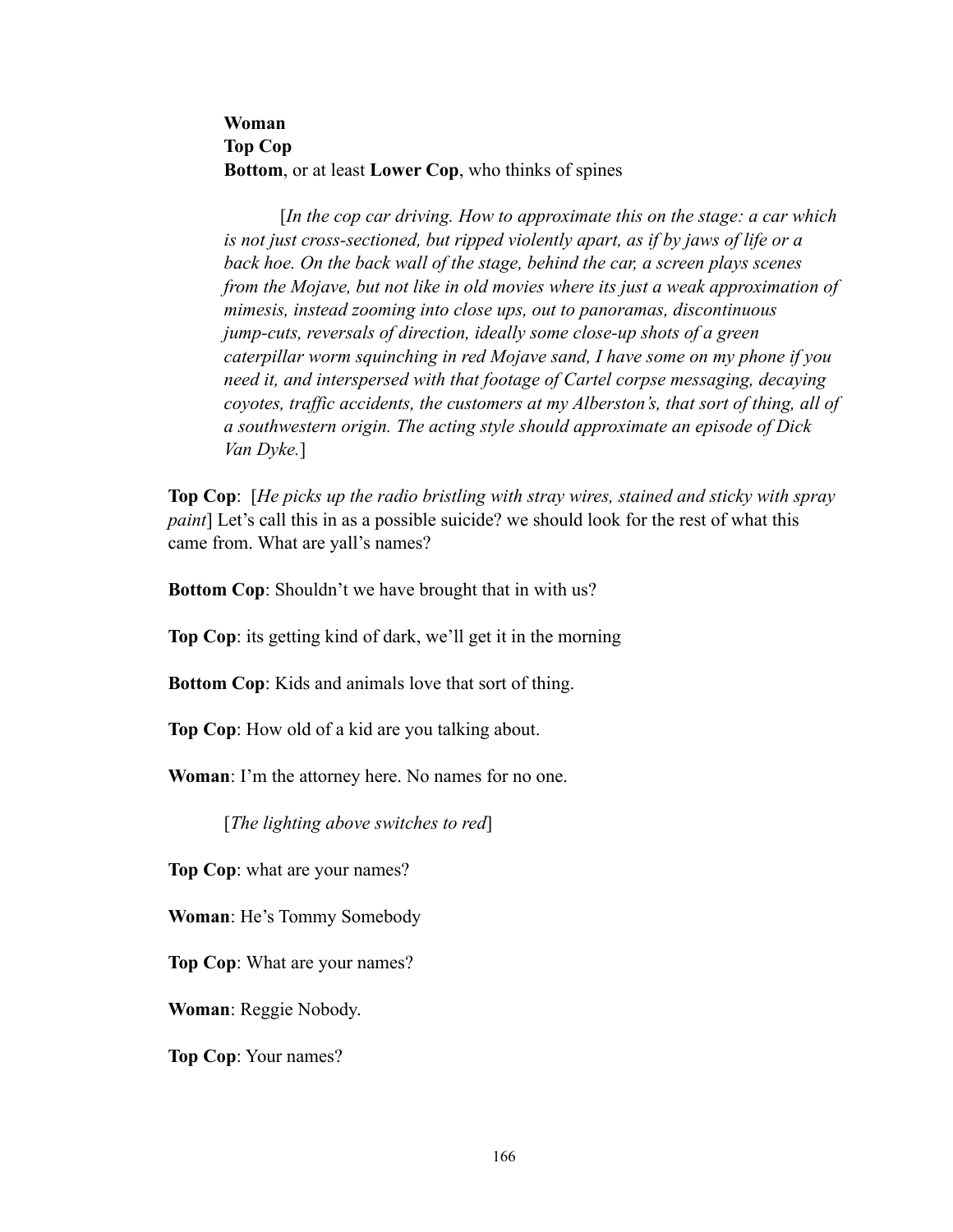**Woman**  
**Top Cop**  
**Bottom**, or at least **Lower Cop**, who thinks of spines

[*In the cop car driving. How to approximate this on the stage: a car which is not just cross-sectioned, but ripped violently apart, as if by jaws of life or a back hoe. On the back wall of the stage, behind the car, a screen plays scenes from the Mojave, but not like in old movies where its just a weak approximation of mimesis, instead zooming into close ups, out to panoramas, discontinuous jump-cuts, reversals of direction, ideally some close-up shots of a green caterpillar worm squinching in red Mojave sand, I have some on my phone if you need it, and interspersed with that footage of Cartel corpse messaging, decaying coyotes, traffic accidents, the customers at my Alberston's, that sort of thing, all of a southwestern origin. The acting style should approximate an episode of Dick Van Dyke.*]

**Top Cop**: [*He picks up the radio bristling with stray wires, stained and sticky with spray paint*] Let's call this in as a possible suicide? we should look for the rest of what this came from. What are yall's names?

**Bottom Cop**: Shouldn't we have brought that in with us?

**Top Cop**: its getting kind of dark, we'll get it in the morning

**Bottom Cop**: Kids and animals love that sort of thing.

**Top Cop**: How old of a kid are you talking about.

**Woman**: I'm the attorney here. No names for no one.

[*The lighting above switches to red*]

**Top Cop**: what are your names?

**Woman**: He's Tommy Somebody

**Top Cop**: What are your names?

**Woman**: Reggie Nobody.

**Top Cop**: Your names?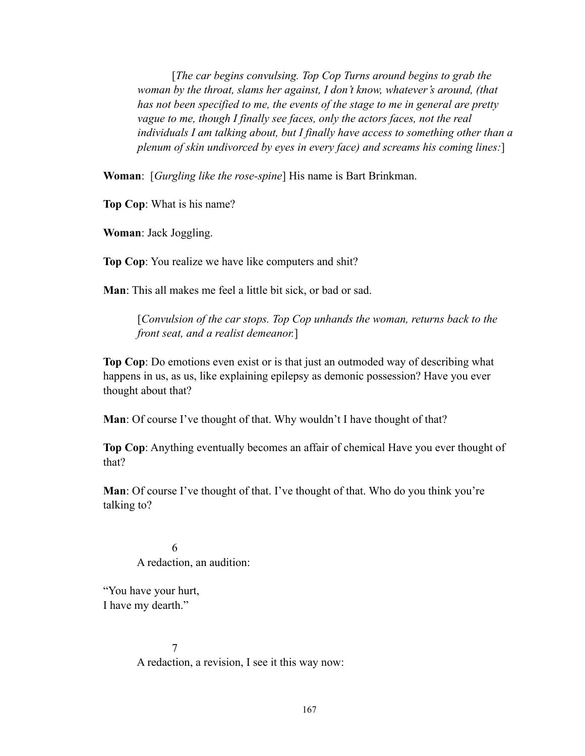[*The car begins convulsing. Top Cop Turns around begins to grab the woman by the throat, slams her against, I don't know, whatever's around, (that has not been specified to me, the events of the stage to me in general are pretty vague to me, though I finally see faces, only the actors faces, not the real individuals I am talking about, but I finally have access to something other than a plenum of skin undivorced by eyes in every face) and screams his coming lines:*]

**Woman**: [*Gurgling like the rose-spine*] His name is Bart Brinkman.

**Top Cop**: What is his name?

**Woman**: Jack Joggling.

**Top Cop**: You realize we have like computers and shit?

**Man**: This all makes me feel a little bit sick, or bad or sad.

[*Convulsion of the car stops. Top Cop unhands the woman, returns back to the front seat, and a realist demeanor.*]

**Top Cop**: Do emotions even exist or is that just an outmoded way of describing what happens in us, as us, like explaining epilepsy as demonic possession? Have you ever thought about that?

**Man**: Of course I've thought of that. Why wouldn't I have thought of that?

**Top Cop**: Anything eventually becomes an affair of chemical Have you ever thought of that?

**Man**: Of course I've thought of that. I've thought of that. Who do you think you're talking to?

6

A redaction, an audition:

"You have your hurt,
I have my dearth."

7

A redaction, a revision, I see it this way now: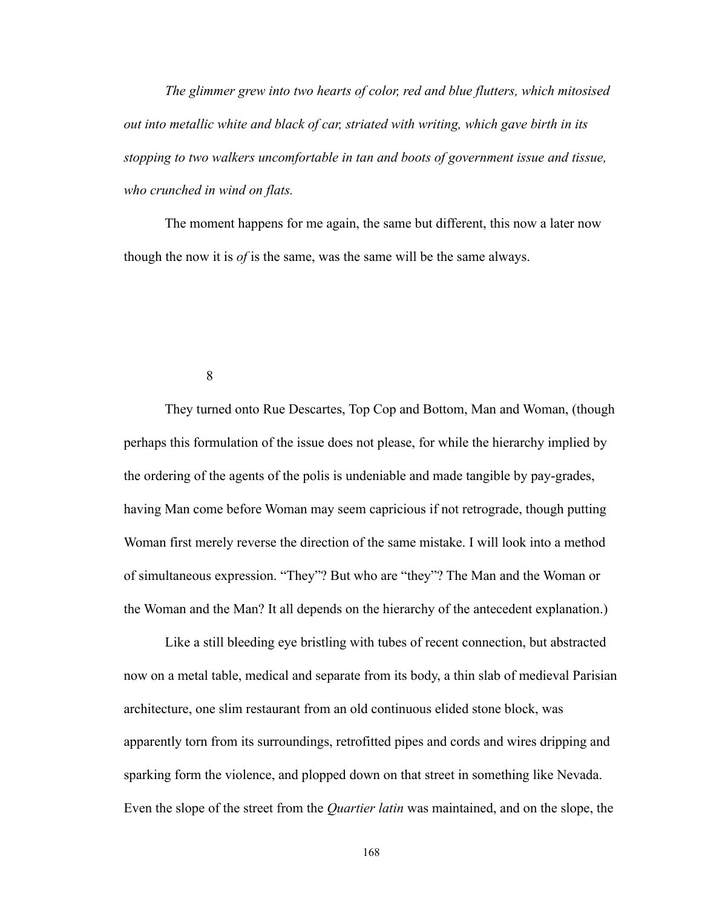*The glimmer grew into two hearts of color, red and blue flutters, which mitosised out into metallic white and black of car, striated with writing, which gave birth in its stopping to two walkers uncomfortable in tan and boots of government issue and tissue, who crunched in wind on flats.*

The moment happens for me again, the same but different, this now a later now though the now it is *of* is the same, was the same will be the same always.

8

They turned onto Rue Descartes, Top Cop and Bottom, Man and Woman, (though perhaps this formulation of the issue does not please, for while the hierarchy implied by the ordering of the agents of the polis is undeniable and made tangible by pay-grades, having Man come before Woman may seem capricious if not retrograde, though putting Woman first merely reverse the direction of the same mistake. I will look into a method of simultaneous expression. "They"? But who are "they"? The Man and the Woman or the Woman and the Man? It all depends on the hierarchy of the antecedent explanation.)

Like a still bleeding eye bristling with tubes of recent connection, but abstracted now on a metal table, medical and separate from its body, a thin slab of medieval Parisian architecture, one slim restaurant from an old continuous elided stone block, was apparently torn from its surroundings, retrofitted pipes and cords and wires dripping and sparking form the violence, and plopped down on that street in something like Nevada. Even the slope of the street from the *Quartier latin* was maintained, and on the slope, the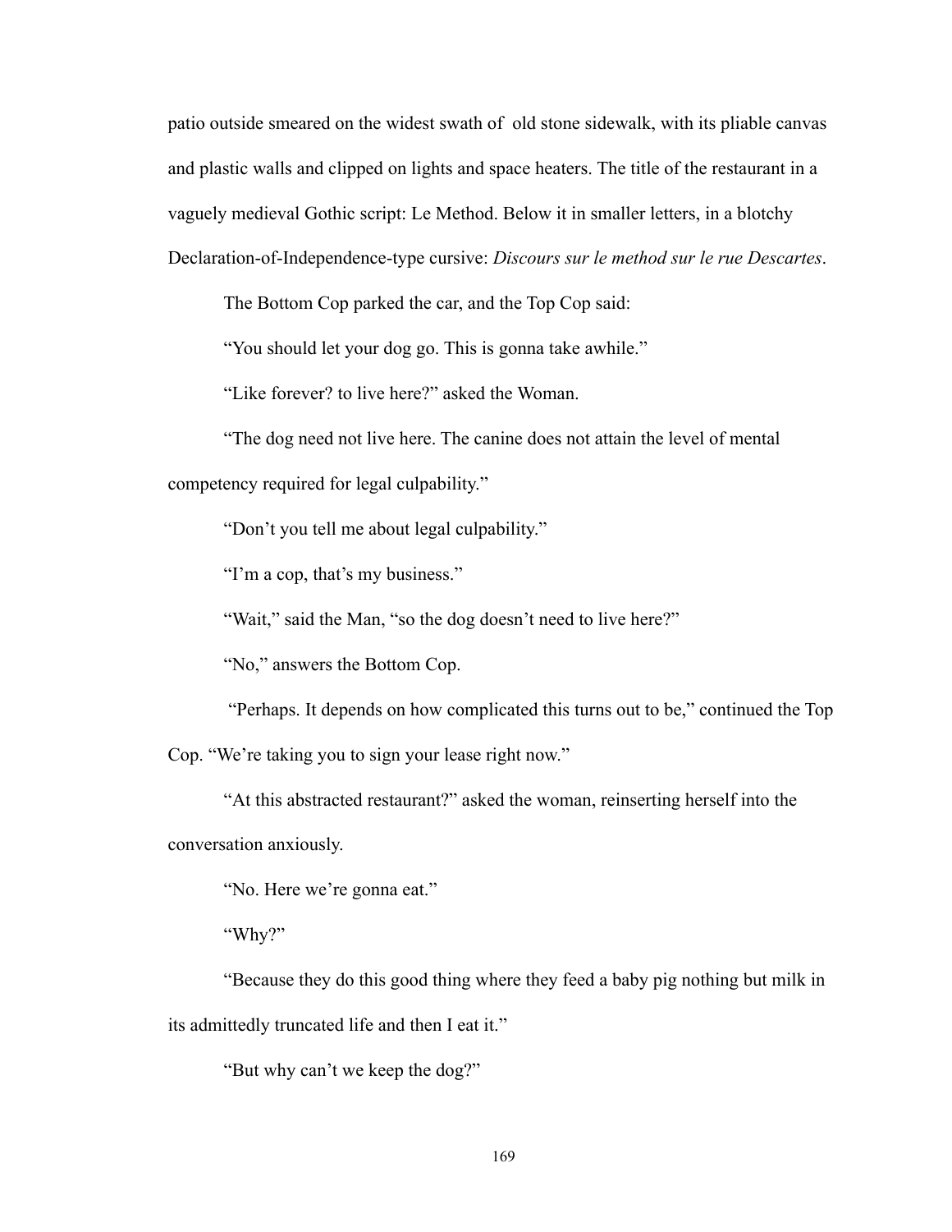patio outside smeared on the widest swath of  old stone sidewalk, with its pliable canvas and plastic walls and clipped on lights and space heaters. The title of the restaurant in a vaguely medieval Gothic script: Le Method. Below it in smaller letters, in a blotchy Declaration-of-Independence-type cursive: *Discours sur le method sur le rue Descartes*.

The Bottom Cop parked the car, and the Top Cop said:

"You should let your dog go. This is gonna take awhile."

"Like forever? to live here?" asked the Woman.

"The dog need not live here. The canine does not attain the level of mental competency required for legal culpability."

"Don't you tell me about legal culpability."

"I'm a cop, that's my business."

"Wait," said the Man, "so the dog doesn't need to live here?"

"No," answers the Bottom Cop.

"Perhaps. It depends on how complicated this turns out to be," continued the Top Cop. "We're taking you to sign your lease right now."

"At this abstracted restaurant?" asked the woman, reinserting herself into the conversation anxiously.

"No. Here we're gonna eat."

"Why?"

"Because they do this good thing where they feed a baby pig nothing but milk in its admittedly truncated life and then I eat it."

"But why can't we keep the dog?"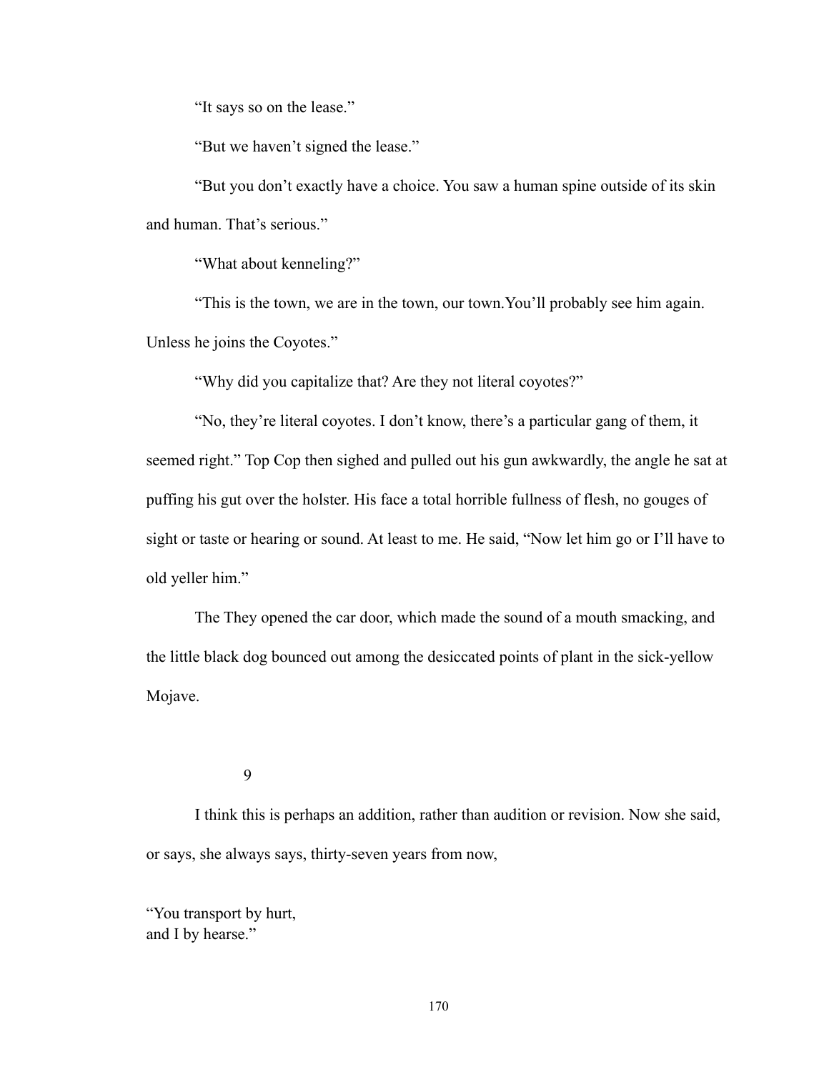"It says so on the lease."

"But we haven't signed the lease."

"But you don't exactly have a choice. You saw a human spine outside of its skin and human. That's serious."

"What about kenneling?"

"This is the town, we are in the town, our town.You'll probably see him again. Unless he joins the Coyotes."

"Why did you capitalize that? Are they not literal coyotes?"

"No, they're literal coyotes. I don't know, there's a particular gang of them, it seemed right." Top Cop then sighed and pulled out his gun awkwardly, the angle he sat at puffing his gut over the holster. His face a total horrible fullness of flesh, no gouges of sight or taste or hearing or sound. At least to me. He said, "Now let him go or I'll have to old yeller him."

The They opened the car door, which made the sound of a mouth smacking, and the little black dog bounced out among the desiccated points of plant in the sick-yellow Mojave.

9

I think this is perhaps an addition, rather than audition or revision. Now she said, or says, she always says, thirty-seven years from now,

"You transport by hurt,  
and I by hearse."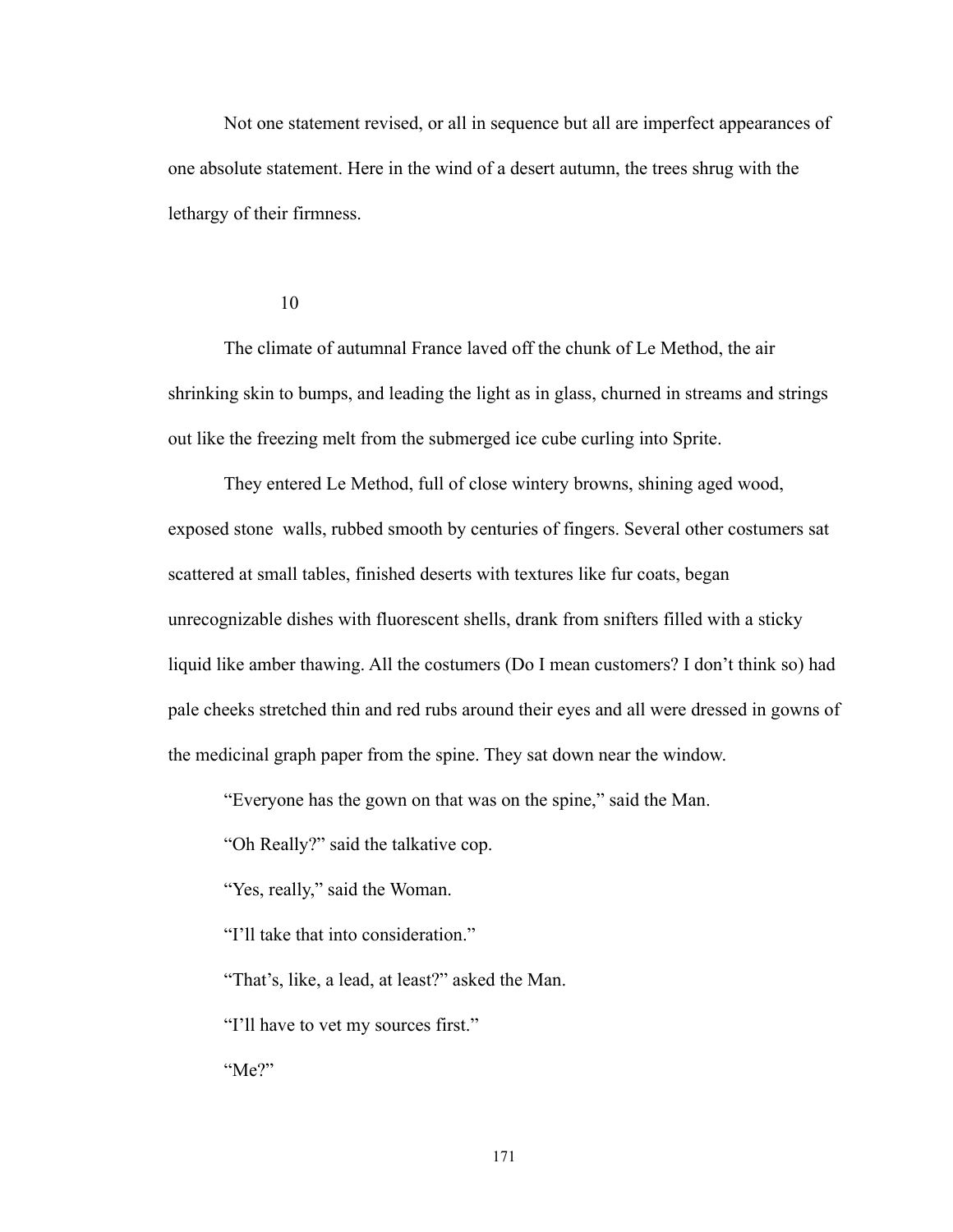Not one statement revised, or all in sequence but all are imperfect appearances of one absolute statement. Here in the wind of a desert autumn, the trees shrug with the lethargy of their firmness.

10

The climate of autumnal France laved off the chunk of Le Method, the air shrinking skin to bumps, and leading the light as in glass, churned in streams and strings out like the freezing melt from the submerged ice cube curling into Sprite.

They entered Le Method, full of close wintery browns, shining aged wood, exposed stone  walls, rubbed smooth by centuries of fingers. Several other costumers sat scattered at small tables, finished deserts with textures like fur coats, began unrecognizable dishes with fluorescent shells, drank from snifters filled with a sticky liquid like amber thawing. All the costumers (Do I mean customers? I don't think so) had pale cheeks stretched thin and red rubs around their eyes and all were dressed in gowns of the medicinal graph paper from the spine. They sat down near the window.

"Everyone has the gown on that was on the spine," said the Man.

"Oh Really?" said the talkative cop.

"Yes, really," said the Woman.

"I'll take that into consideration."

"That's, like, a lead, at least?" asked the Man.

"I'll have to vet my sources first."

"Me?"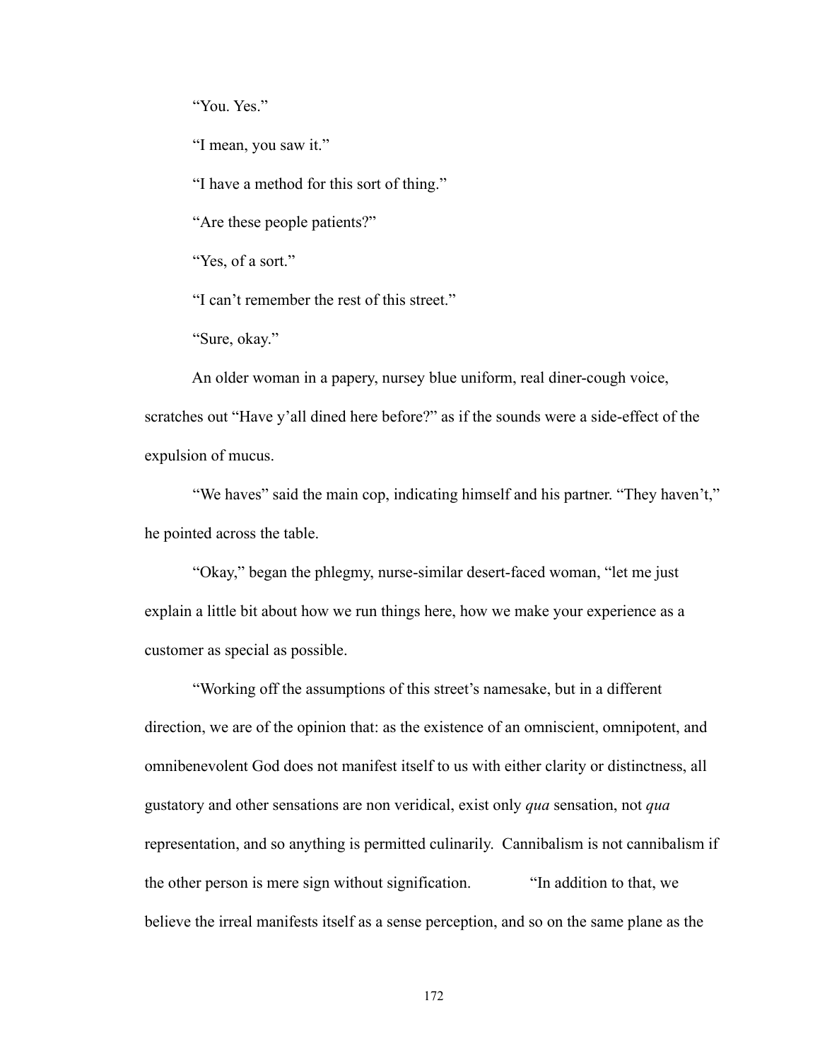"You. Yes."

"I mean, you saw it."

"I have a method for this sort of thing."

"Are these people patients?"

"Yes, of a sort."

"I can't remember the rest of this street."

"Sure, okay."

An older woman in a papery, nursey blue uniform, real diner-cough voice, scratches out "Have y'all dined here before?" as if the sounds were a side-effect of the expulsion of mucus.

"We haves" said the main cop, indicating himself and his partner. "They haven't," he pointed across the table.

"Okay," began the phlegmy, nurse-similar desert-faced woman, "let me just explain a little bit about how we run things here, how we make your experience as a customer as special as possible.

"Working off the assumptions of this street's namesake, but in a different direction, we are of the opinion that: as the existence of an omniscient, omnipotent, and omnibenevolent God does not manifest itself to us with either clarity or distinctness, all gustatory and other sensations are non veridical, exist only *qua* sensation, not *qua* representation, and so anything is permitted culinarily. Cannibalism is not cannibalism if the other person is mere sign without signification. "In addition to that, we believe the irreal manifests itself as a sense perception, and so on the same plane as the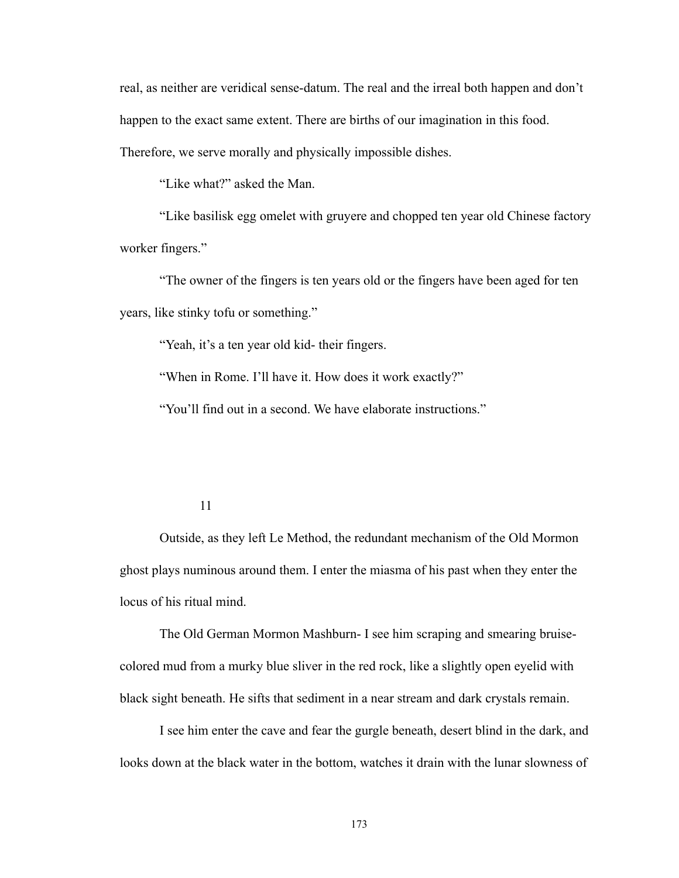real, as neither are veridical sense-datum. The real and the irreal both happen and don't happen to the exact same extent. There are births of our imagination in this food. Therefore, we serve morally and physically impossible dishes.

"Like what?" asked the Man.

"Like basilisk egg omelet with gruyere and chopped ten year old Chinese factory worker fingers."

"The owner of the fingers is ten years old or the fingers have been aged for ten years, like stinky tofu or something."

"Yeah, it's a ten year old kid- their fingers.

"When in Rome. I'll have it. How does it work exactly?"

"You'll find out in a second. We have elaborate instructions."

## 11

Outside, as they left Le Method, the redundant mechanism of the Old Mormon ghost plays numinous around them. I enter the miasma of his past when they enter the locus of his ritual mind.

The Old German Mormon Mashburn- I see him scraping and smearing bruise-colored mud from a murky blue sliver in the red rock, like a slightly open eyelid with black sight beneath. He sifts that sediment in a near stream and dark crystals remain.

I see him enter the cave and fear the gurgle beneath, desert blind in the dark, and looks down at the black water in the bottom, watches it drain with the lunar slowness of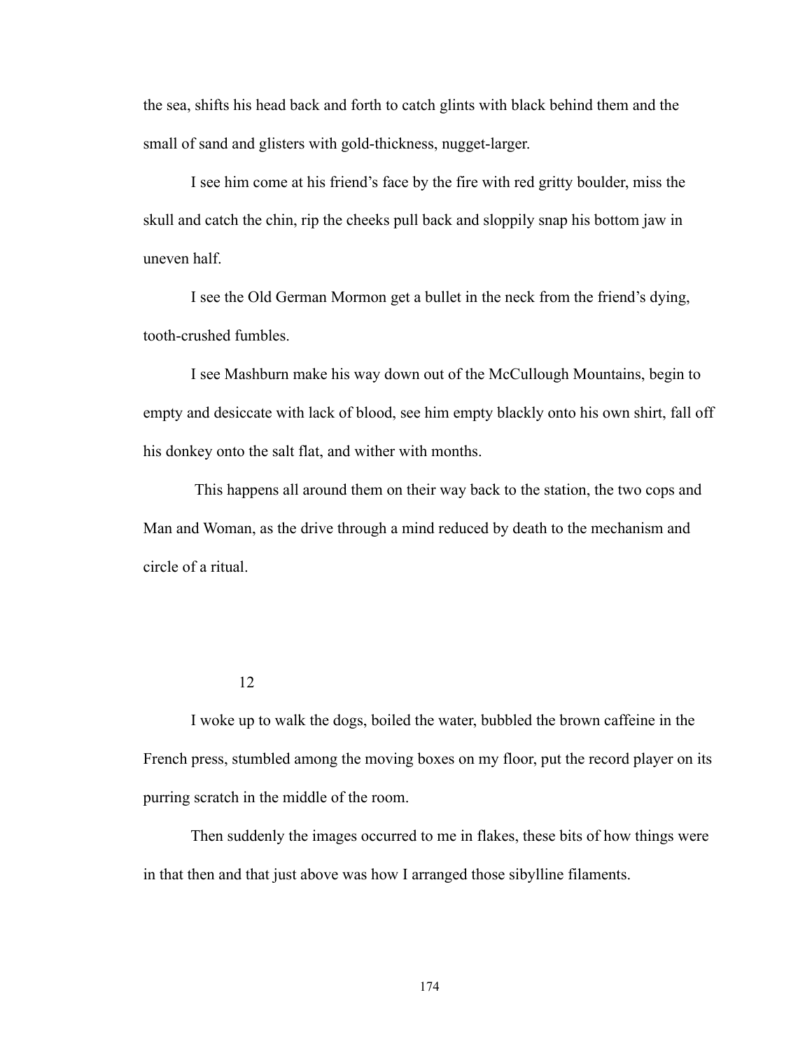the sea, shifts his head back and forth to catch glints with black behind them and the small of sand and glisters with gold-thickness, nugget-larger.

I see him come at his friend's face by the fire with red gritty boulder, miss the skull and catch the chin, rip the cheeks pull back and sloppily snap his bottom jaw in uneven half.

I see the Old German Mormon get a bullet in the neck from the friend's dying, tooth-crushed fumbles.

I see Mashburn make his way down out of the McCullough Mountains, begin to empty and desiccate with lack of blood, see him empty blackly onto his own shirt, fall off his donkey onto the salt flat, and wither with months.

This happens all around them on their way back to the station, the two cops and Man and Woman, as the drive through a mind reduced by death to the mechanism and circle of a ritual.

## 12

I woke up to walk the dogs, boiled the water, bubbled the brown caffeine in the French press, stumbled among the moving boxes on my floor, put the record player on its purring scratch in the middle of the room.

Then suddenly the images occurred to me in flakes, these bits of how things were in that then and that just above was how I arranged those sibylline filaments.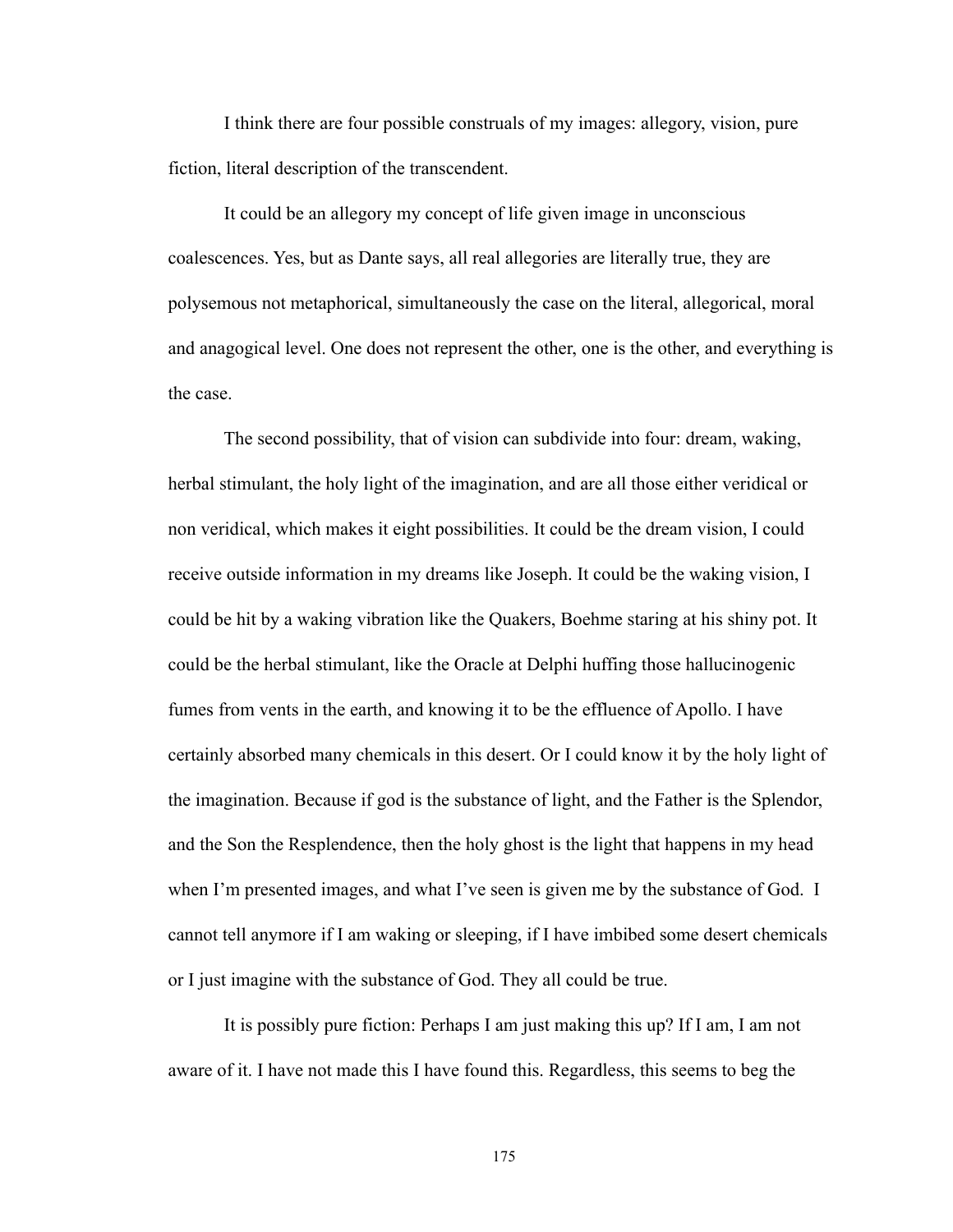I think there are four possible construals of my images: allegory, vision, pure fiction, literal description of the transcendent.

It could be an allegory my concept of life given image in unconscious coalescences. Yes, but as Dante says, all real allegories are literally true, they are polysemous not metaphorical, simultaneously the case on the literal, allegorical, moral and anagogical level. One does not represent the other, one is the other, and everything is the case.

The second possibility, that of vision can subdivide into four: dream, waking, herbal stimulant, the holy light of the imagination, and are all those either veridical or non veridical, which makes it eight possibilities. It could be the dream vision, I could receive outside information in my dreams like Joseph. It could be the waking vision, I could be hit by a waking vibration like the Quakers, Boehme staring at his shiny pot. It could be the herbal stimulant, like the Oracle at Delphi huffing those hallucinogenic fumes from vents in the earth, and knowing it to be the effluence of Apollo. I have certainly absorbed many chemicals in this desert. Or I could know it by the holy light of the imagination. Because if god is the substance of light, and the Father is the Splendor, and the Son the Resplendence, then the holy ghost is the light that happens in my head when I'm presented images, and what I've seen is given me by the substance of God. I cannot tell anymore if I am waking or sleeping, if I have imbibed some desert chemicals or I just imagine with the substance of God. They all could be true.

It is possibly pure fiction: Perhaps I am just making this up? If I am, I am not aware of it. I have not made this I have found this. Regardless, this seems to beg the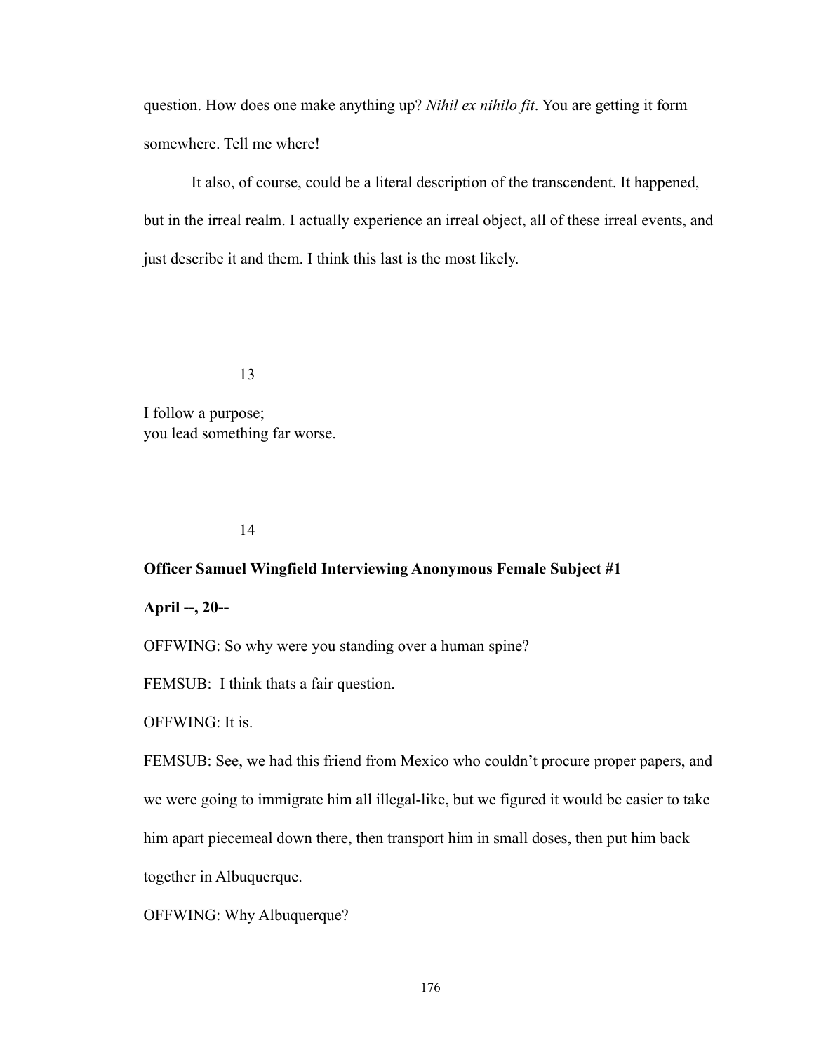question. How does one make anything up? *Nihil ex nihilo fit*. You are getting it form somewhere. Tell me where!

It also, of course, could be a literal description of the transcendent. It happened, but in the irreal realm. I actually experience an irreal object, all of these irreal events, and just describe it and them. I think this last is the most likely.

13

I follow a purpose;
you lead something far worse.

14

**Officer Samuel Wingfield Interviewing Anonymous Female Subject #1**

**April --, 20--**

OFFWING: So why were you standing over a human spine?

FEMSUB: I think thats a fair question.

OFFWING: It is.

FEMSUB: See, we had this friend from Mexico who couldn't procure proper papers, and we were going to immigrate him all illegal-like, but we figured it would be easier to take him apart piecemeal down there, then transport him in small doses, then put him back together in Albuquerque.

OFFWING: Why Albuquerque?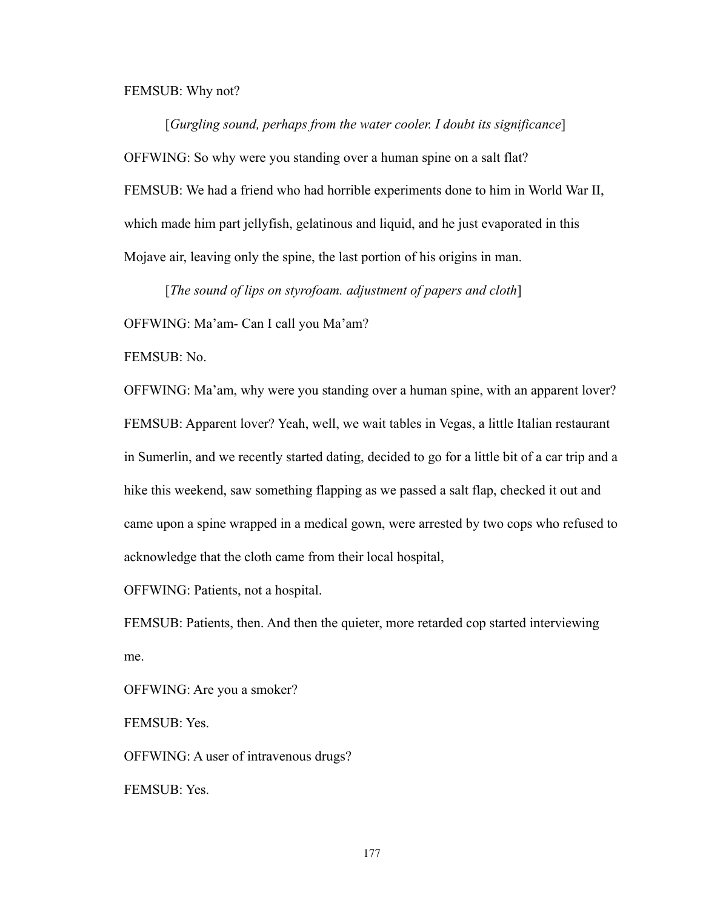FEMSUB: Why not?

[*Gurgling sound, perhaps from the water cooler. I doubt its significance*]

OFFWING: So why were you standing over a human spine on a salt flat?

FEMSUB: We had a friend who had horrible experiments done to him in World War II, which made him part jellyfish, gelatinous and liquid, and he just evaporated in this Mojave air, leaving only the spine, the last portion of his origins in man.

[*The sound of lips on styrofoam. adjustment of papers and cloth*]

OFFWING: Ma'am- Can I call you Ma'am?

FEMSUB: No.

OFFWING: Ma'am, why were you standing over a human spine, with an apparent lover?

FEMSUB: Apparent lover? Yeah, well, we wait tables in Vegas, a little Italian restaurant in Sumerlin, and we recently started dating, decided to go for a little bit of a car trip and a hike this weekend, saw something flapping as we passed a salt flap, checked it out and came upon a spine wrapped in a medical gown, were arrested by two cops who refused to acknowledge that the cloth came from their local hospital,

OFFWING: Patients, not a hospital.

FEMSUB: Patients, then. And then the quieter, more retarded cop started interviewing me.

OFFWING: Are you a smoker?

FEMSUB: Yes.

OFFWING: A user of intravenous drugs?

FEMSUB: Yes.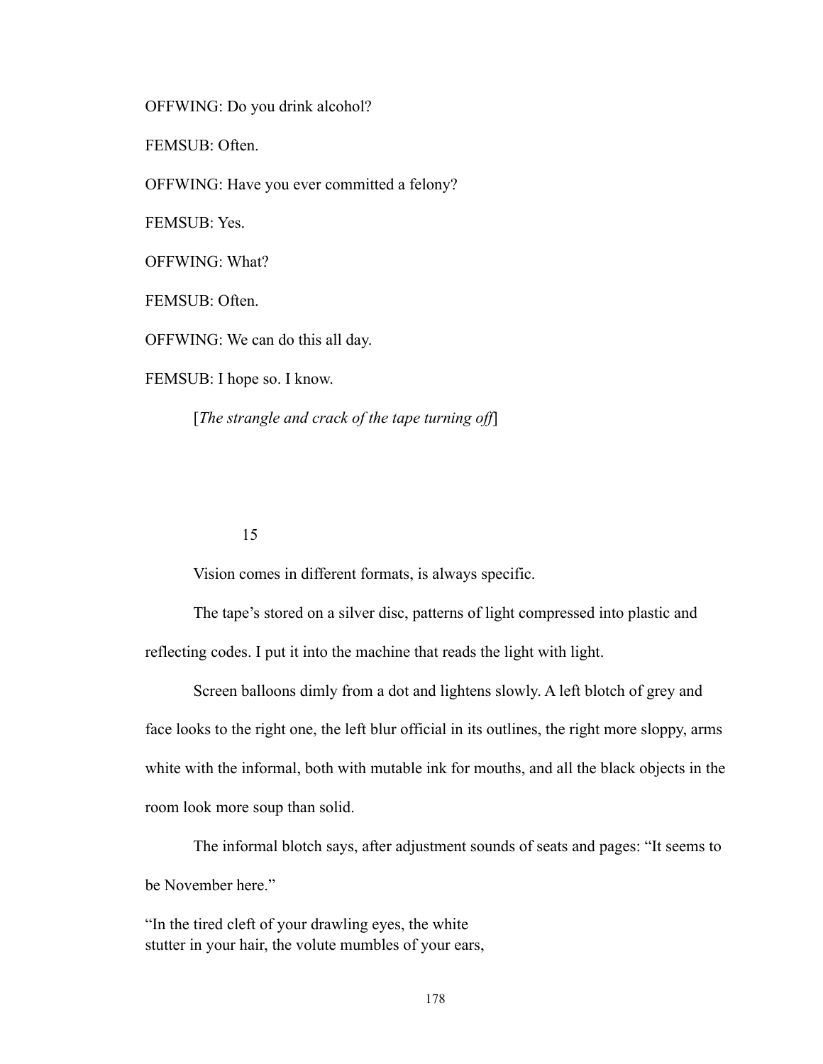OFFWING: Do you drink alcohol?

FEMSUB: Often.

OFFWING: Have you ever committed a felony?

FEMSUB: Yes.

OFFWING: What?

FEMSUB: Often.

OFFWING: We can do this all day.

FEMSUB: I hope so. I know.

[*The strangle and crack of the tape turning off*]

15

Vision comes in different formats, is always specific.

The tape's stored on a silver disc, patterns of light compressed into plastic and reflecting codes. I put it into the machine that reads the light with light.

Screen balloons dimly from a dot and lightens slowly. A left blotch of grey and face looks to the right one, the left blur official in its outlines, the right more sloppy, arms white with the informal, both with mutable ink for mouths, and all the black objects in the room look more soup than solid.

The informal blotch says, after adjustment sounds of seats and pages: "It seems to be November here."

"In the tired cleft of your drawling eyes, the white  
stutter in your hair, the volute mumbles of your ears,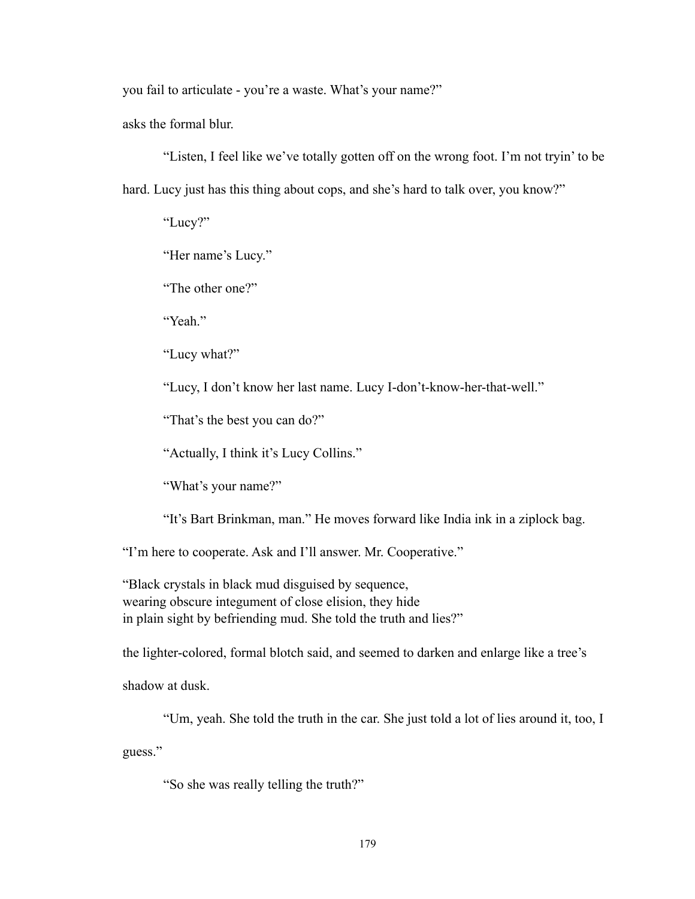you fail to articulate - you're a waste. What's your name?"

asks the formal blur.

"Listen, I feel like we've totally gotten off on the wrong foot. I'm not tryin' to be hard. Lucy just has this thing about cops, and she's hard to talk over, you know?"

"Lucy?"

"Her name's Lucy."

"The other one?"

"Yeah."

"Lucy what?"

"Lucy, I don't know her last name. Lucy I-don't-know-her-that-well."

"That's the best you can do?"

"Actually, I think it's Lucy Collins."

"What's your name?"

"It's Bart Brinkman, man." He moves forward like India ink in a ziplock bag. "I'm here to cooperate. Ask and I'll answer. Mr. Cooperative."

"Black crystals in black mud disguised by sequence,  
wearing obscure integument of close elision, they hide  
in plain sight by befriending mud. She told the truth and lies?"

the lighter-colored, formal blotch said, and seemed to darken and enlarge like a tree's shadow at dusk.

"Um, yeah. She told the truth in the car. She just told a lot of lies around it, too, I guess."

"So she was really telling the truth?"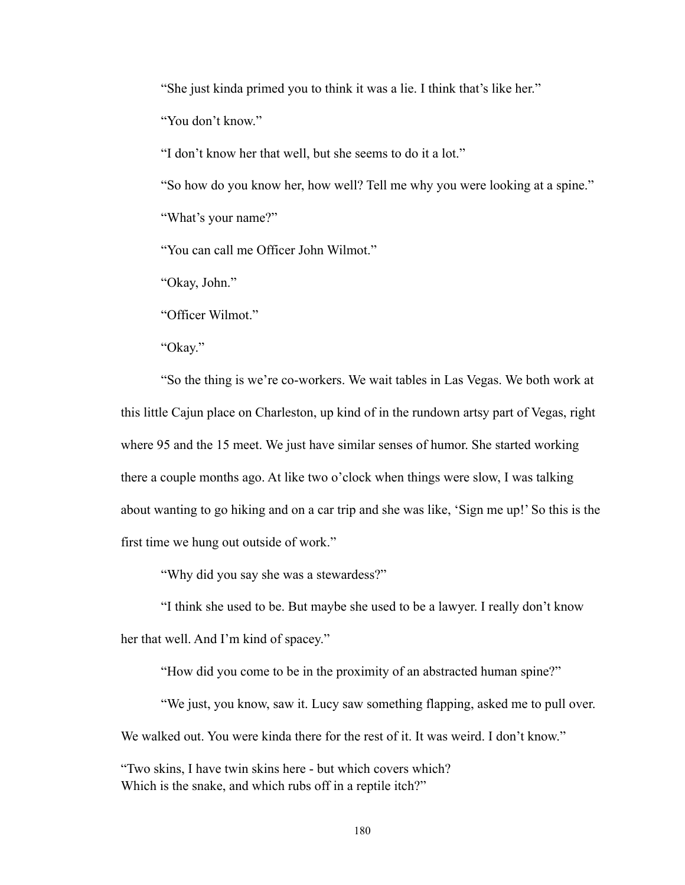"She just kinda primed you to think it was a lie. I think that's like her."

"You don't know."

"I don't know her that well, but she seems to do it a lot."

"So how do you know her, how well? Tell me why you were looking at a spine."

"What's your name?"

"You can call me Officer John Wilmot."

"Okay, John."

"Officer Wilmot."

"Okay."

"So the thing is we're co-workers. We wait tables in Las Vegas. We both work at this little Cajun place on Charleston, up kind of in the rundown artsy part of Vegas, right where 95 and the 15 meet. We just have similar senses of humor. She started working there a couple months ago. At like two o'clock when things were slow, I was talking about wanting to go hiking and on a car trip and she was like, 'Sign me up!' So this is the first time we hung out outside of work."

"Why did you say she was a stewardess?"

"I think she used to be. But maybe she used to be a lawyer. I really don't know her that well. And I'm kind of spacey."

"How did you come to be in the proximity of an abstracted human spine?"

"We just, you know, saw it. Lucy saw something flapping, asked me to pull over. We walked out. You were kinda there for the rest of it. It was weird. I don't know."

"Two skins, I have twin skins here - but which covers which?
Which is the snake, and which rubs off in a reptile itch?"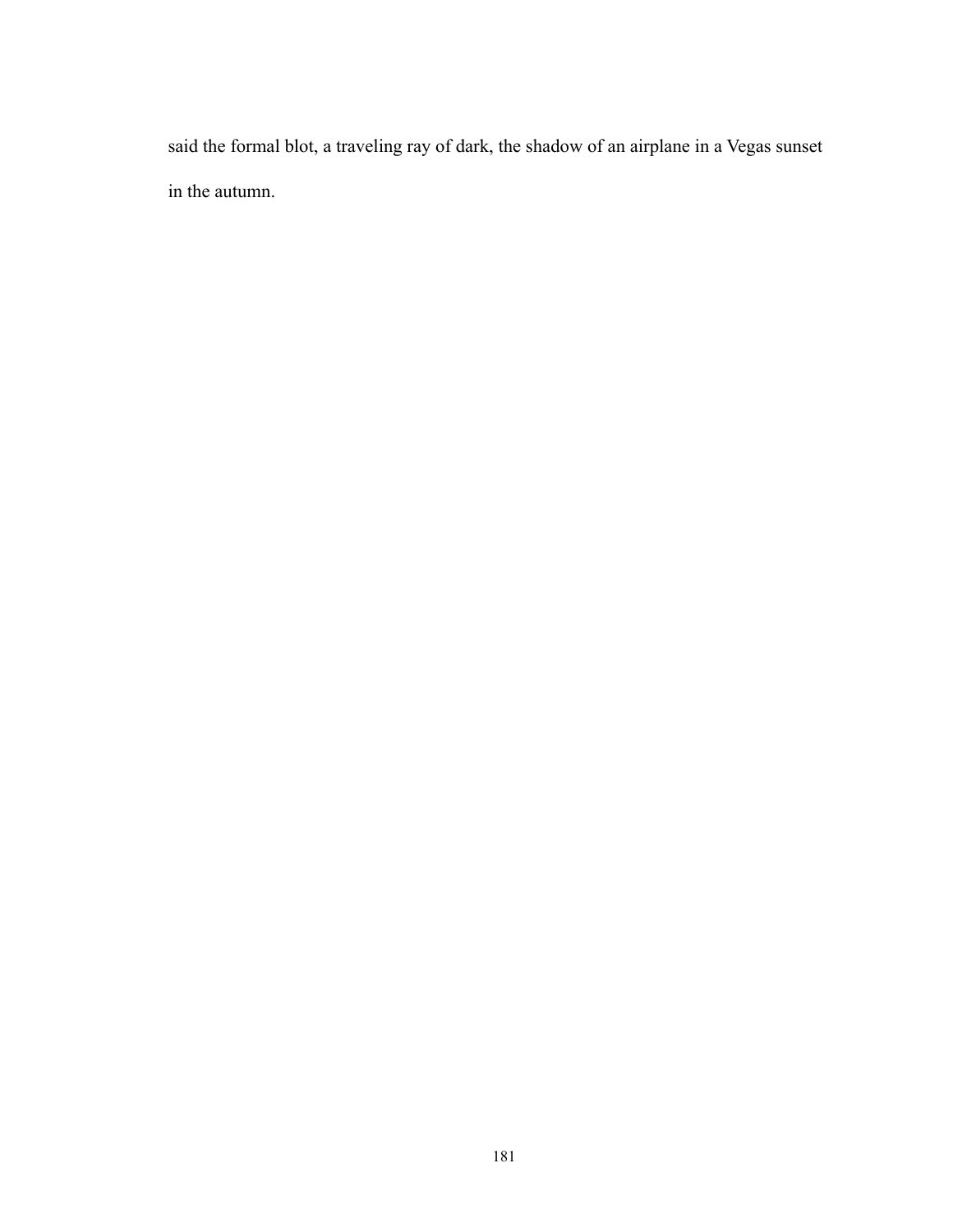said the formal blot, a traveling ray of dark, the shadow of an airplane in a Vegas sunset in the autumn.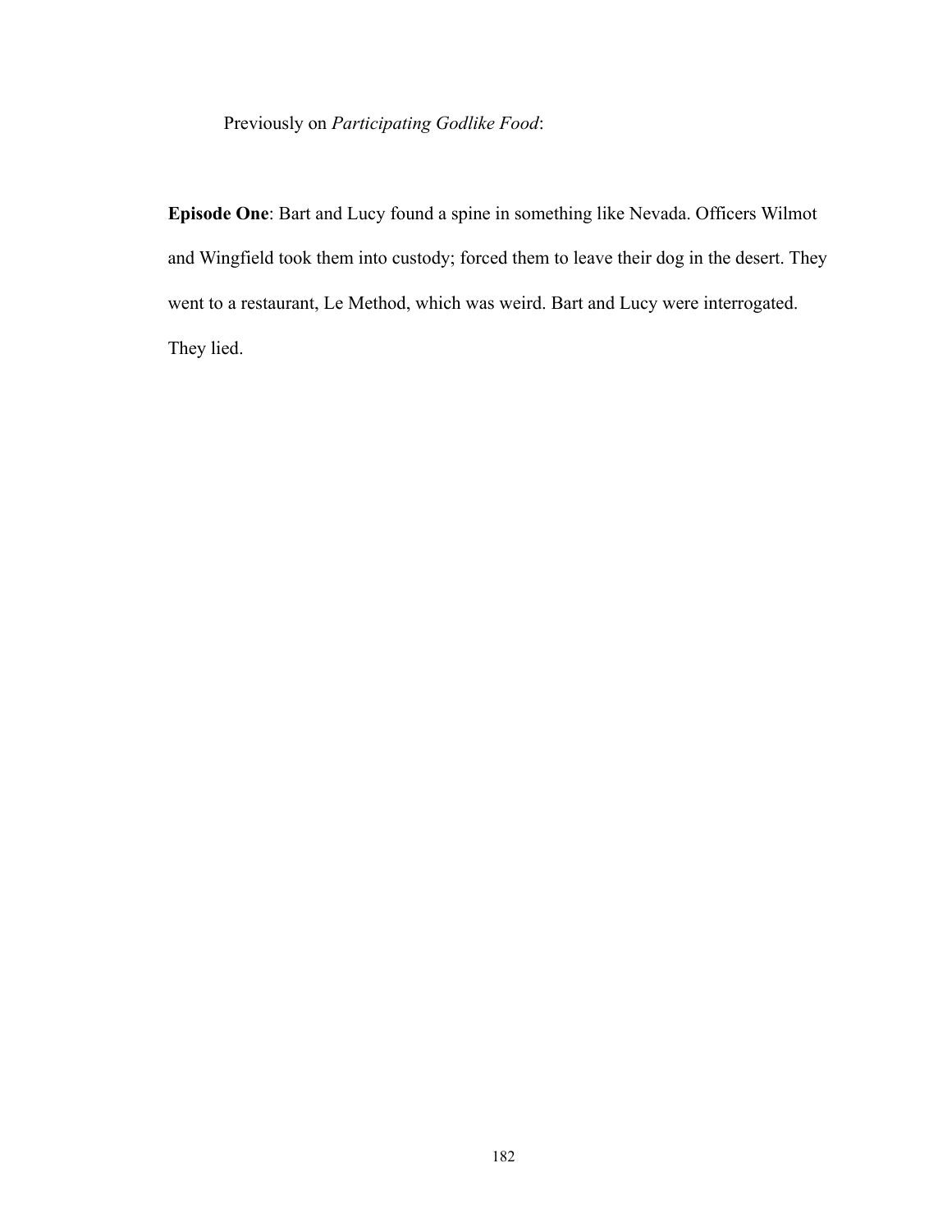Previously on *Participating Godlike Food*:

**Episode One**: Bart and Lucy found a spine in something like Nevada. Officers Wilmot and Wingfield took them into custody; forced them to leave their dog in the desert. They went to a restaurant, Le Method, which was weird. Bart and Lucy were interrogated. They lied.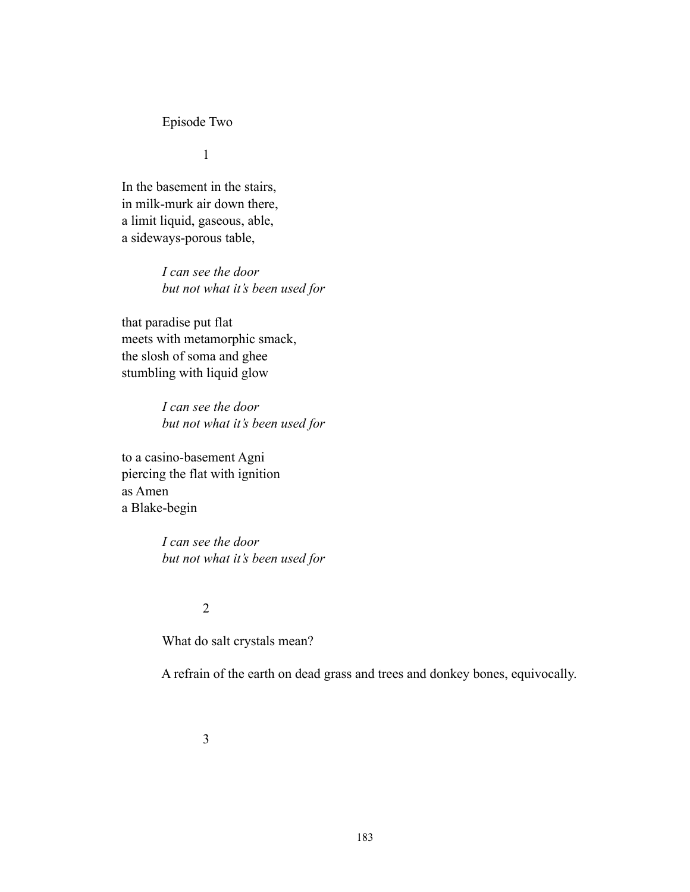Episode Two

1

In the basement in the stairs,
in milk-murk air down there,
a limit liquid, gaseous, able,
a sideways-porous table,

> *I can see the door*
> *but not what it's been used for*

that paradise put flat
meets with metamorphic smack,
the slosh of soma and ghee
stumbling with liquid glow

> *I can see the door*
> *but not what it's been used for*

to a casino-basement Agni
piercing the flat with ignition
as Amen
a Blake-begin

> *I can see the door*
> *but not what it's been used for*

2

What do salt crystals mean?

A refrain of the earth on dead grass and trees and donkey bones, equivocally.

3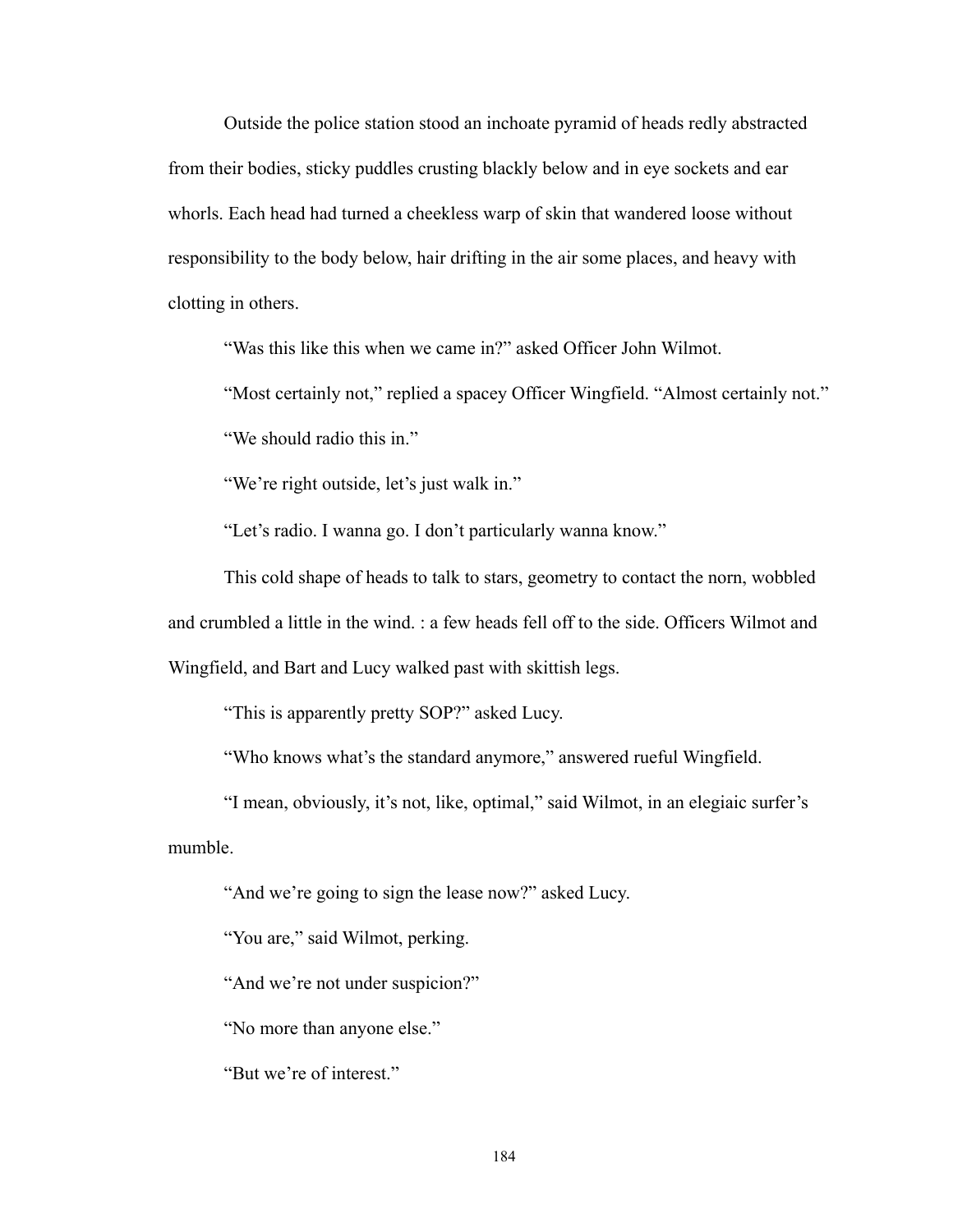Outside the police station stood an inchoate pyramid of heads redly abstracted from their bodies, sticky puddles crusting blackly below and in eye sockets and ear whorls. Each head had turned a cheekless warp of skin that wandered loose without responsibility to the body below, hair drifting in the air some places, and heavy with clotting in others.

"Was this like this when we came in?" asked Officer John Wilmot.

"Most certainly not," replied a spacey Officer Wingfield. "Almost certainly not."

"We should radio this in."

"We're right outside, let's just walk in."

"Let's radio. I wanna go. I don't particularly wanna know."

This cold shape of heads to talk to stars, geometry to contact the norn, wobbled and crumbled a little in the wind. : a few heads fell off to the side. Officers Wilmot and Wingfield, and Bart and Lucy walked past with skittish legs.

"This is apparently pretty SOP?" asked Lucy.

"Who knows what's the standard anymore," answered rueful Wingfield.

"I mean, obviously, it's not, like, optimal," said Wilmot, in an elegiaic surfer's mumble.

"And we're going to sign the lease now?" asked Lucy.

"You are," said Wilmot, perking.

"And we're not under suspicion?"

"No more than anyone else."

"But we're of interest."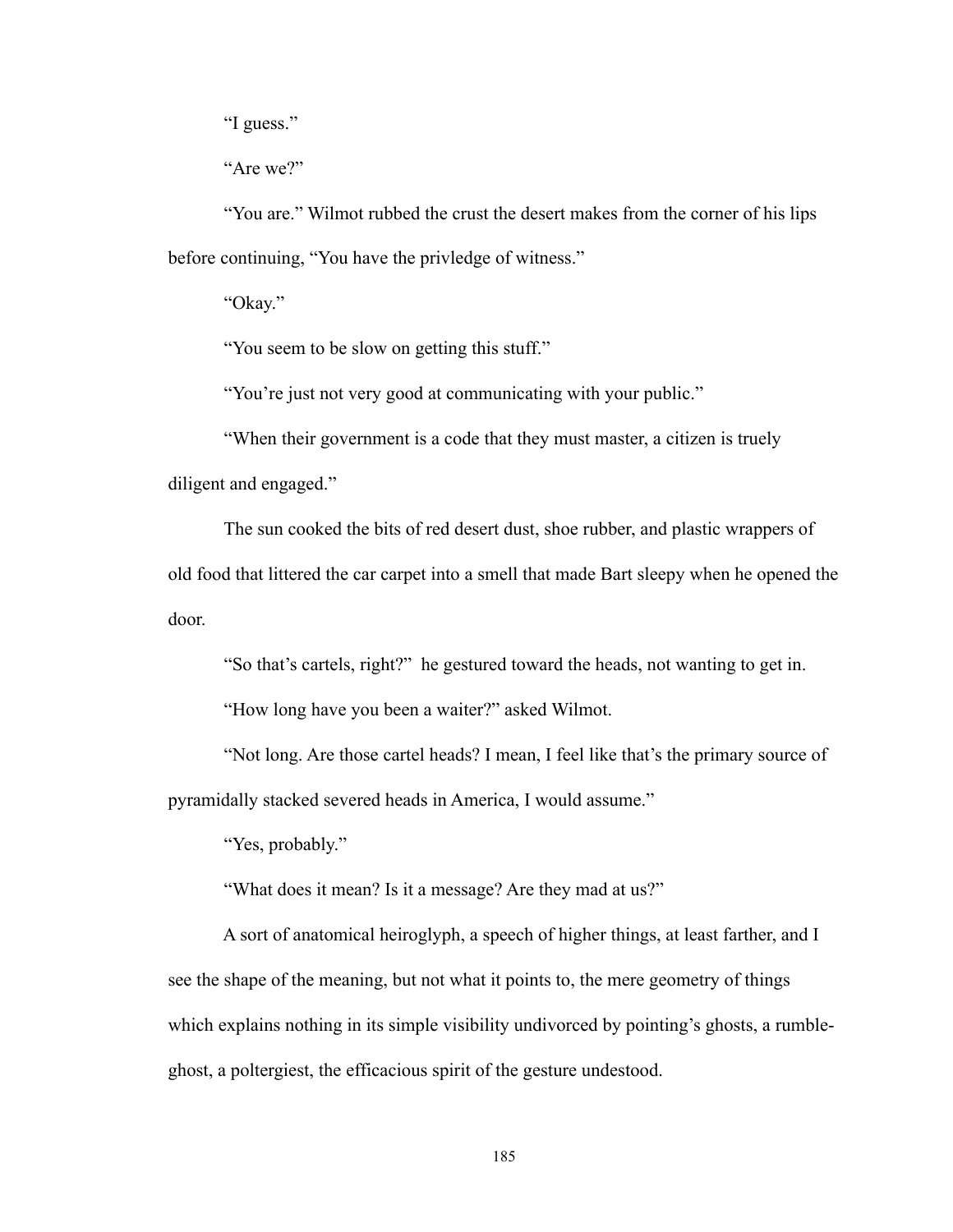"I guess."

"Are we?"

"You are." Wilmot rubbed the crust the desert makes from the corner of his lips before continuing, "You have the privledge of witness."

"Okay."

"You seem to be slow on getting this stuff."

"You're just not very good at communicating with your public."

"When their government is a code that they must master, a citizen is truely diligent and engaged."

The sun cooked the bits of red desert dust, shoe rubber, and plastic wrappers of old food that littered the car carpet into a smell that made Bart sleepy when he opened the door.

"So that's cartels, right?" he gestured toward the heads, not wanting to get in.

"How long have you been a waiter?" asked Wilmot.

"Not long. Are those cartel heads? I mean, I feel like that's the primary source of pyramidally stacked severed heads in America, I would assume."

"Yes, probably."

"What does it mean? Is it a message? Are they mad at us?"

A sort of anatomical heiroglyph, a speech of higher things, at least farther, and I see the shape of the meaning, but not what it points to, the mere geometry of things which explains nothing in its simple visibility undivorced by pointing's ghosts, a rumble-ghost, a poltergiest, the efficacious spirit of the gesture undestood.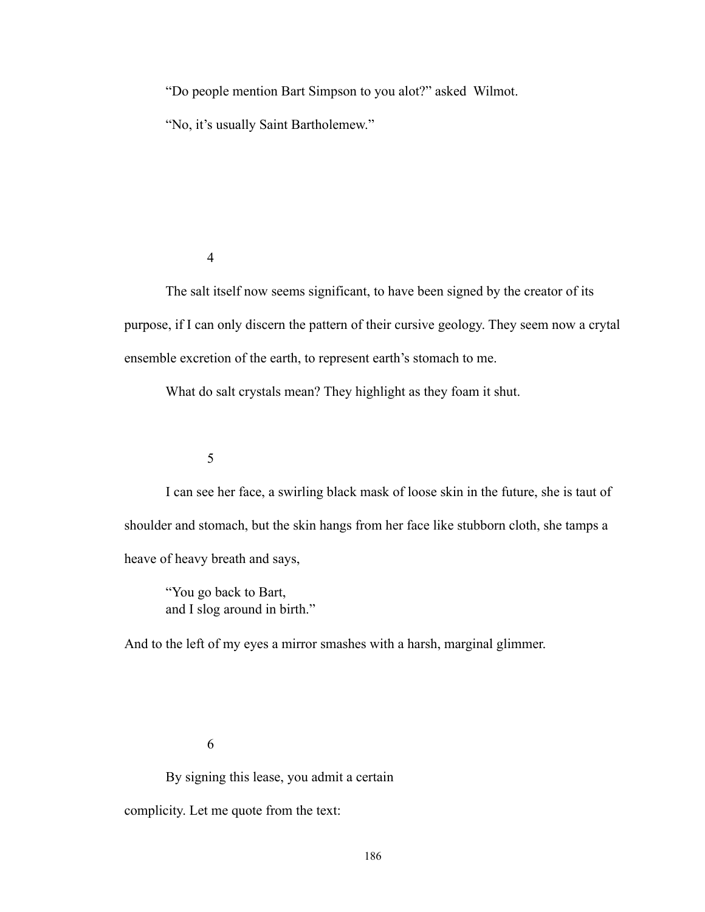"Do people mention Bart Simpson to you alot?" asked Wilmot.

"No, it's usually Saint Bartholemew."

4

The salt itself now seems significant, to have been signed by the creator of its purpose, if I can only discern the pattern of their cursive geology. They seem now a crytal ensemble excretion of the earth, to represent earth's stomach to me.

What do salt crystals mean? They highlight as they foam it shut.

5

I can see her face, a swirling black mask of loose skin in the future, she is taut of shoulder and stomach, but the skin hangs from her face like stubborn cloth, she tamps a heave of heavy breath and says,

> "You go back to Bart,
> and I slog around in birth."

And to the left of my eyes a mirror smashes with a harsh, marginal glimmer.

6

By signing this lease, you admit a certain

complicity. Let me quote from the text: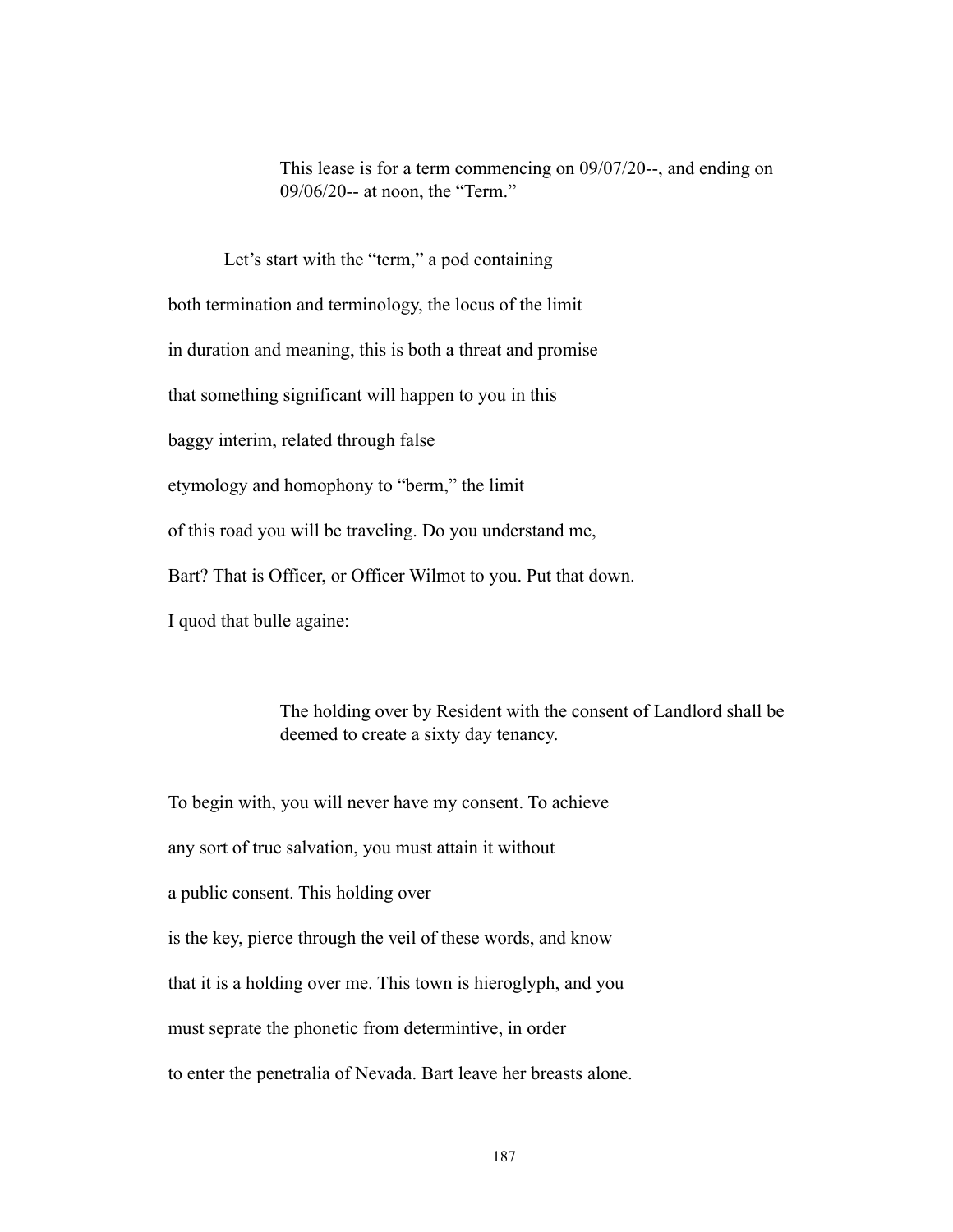> This lease is for a term commencing on 09/07/20--, and ending on 09/06/20-- at noon, the "Term."

Let's start with the "term," a pod containing

both termination and terminology, the locus of the limit

in duration and meaning, this is both a threat and promise

that something significant will happen to you in this

baggy interim, related through false

etymology and homophony to "berm," the limit

of this road you will be traveling. Do you understand me,

Bart? That is Officer, or Officer Wilmot to you. Put that down.

I quod that bulle againe:

> The holding over by Resident with the consent of Landlord shall be deemed to create a sixty day tenancy.

To begin with, you will never have my consent. To achieve

any sort of true salvation, you must attain it without

a public consent. This holding over

is the key, pierce through the veil of these words, and know

that it is a holding over me. This town is hieroglyph, and you

must seprate the phonetic from determintive, in order

to enter the penetralia of Nevada. Bart leave her breasts alone.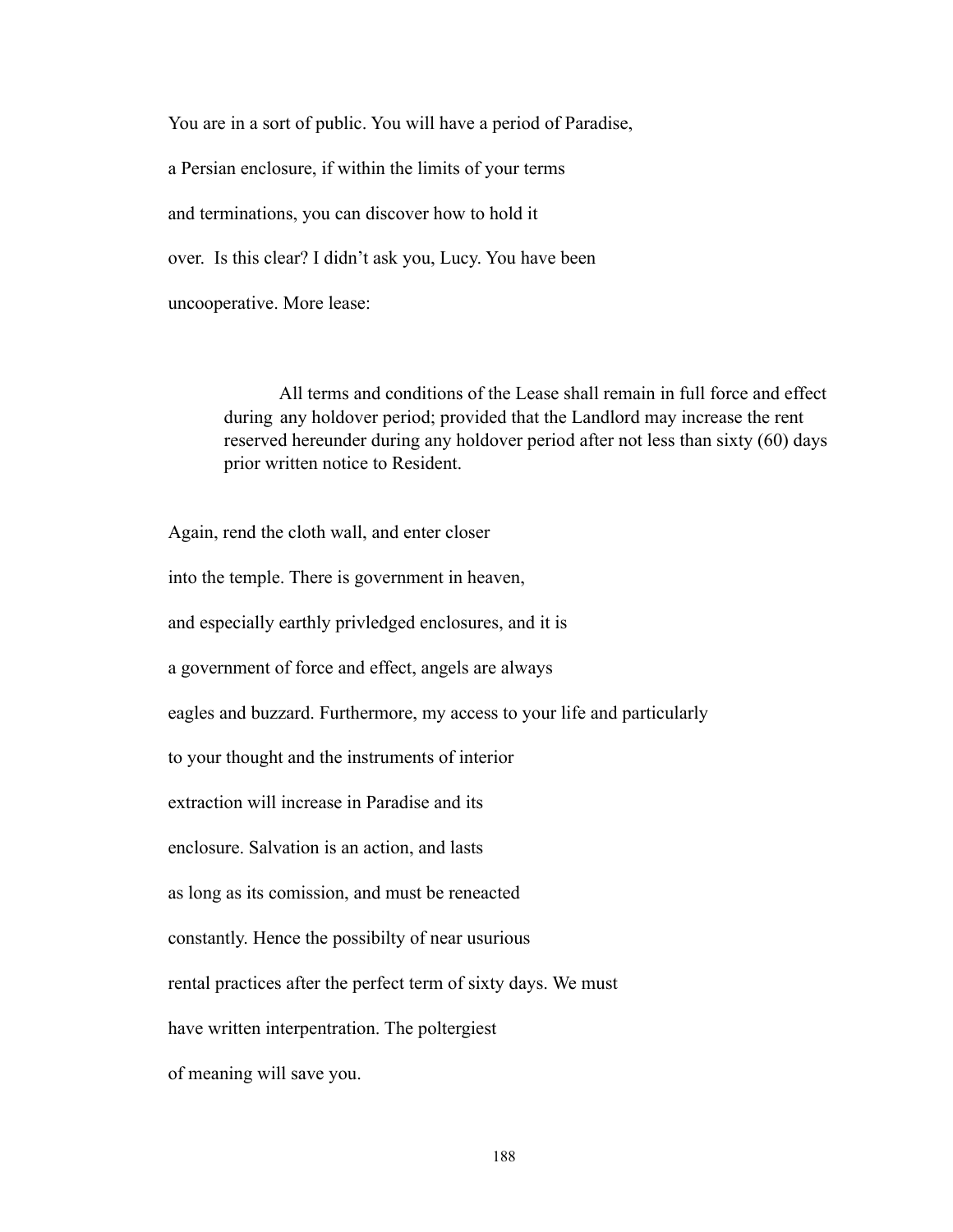You are in a sort of public. You will have a period of Paradise,

a Persian enclosure, if within the limits of your terms

and terminations, you can discover how to hold it

over. Is this clear? I didn't ask you, Lucy. You have been

uncooperative. More lease:

> All terms and conditions of the Lease shall remain in full force and effect during any holdover period; provided that the Landlord may increase the rent reserved hereunder during any holdover period after not less than sixty (60) days prior written notice to Resident.

Again, rend the cloth wall, and enter closer

into the temple. There is government in heaven,

and especially earthly privledged enclosures, and it is

a government of force and effect, angels are always

eagles and buzzard. Furthermore, my access to your life and particularly

to your thought and the instruments of interior

extraction will increase in Paradise and its

enclosure. Salvation is an action, and lasts

as long as its comission, and must be reneacted

constantly. Hence the possibilty of near usurious

rental practices after the perfect term of sixty days. We must

have written interpentration. The poltergiest

of meaning will save you.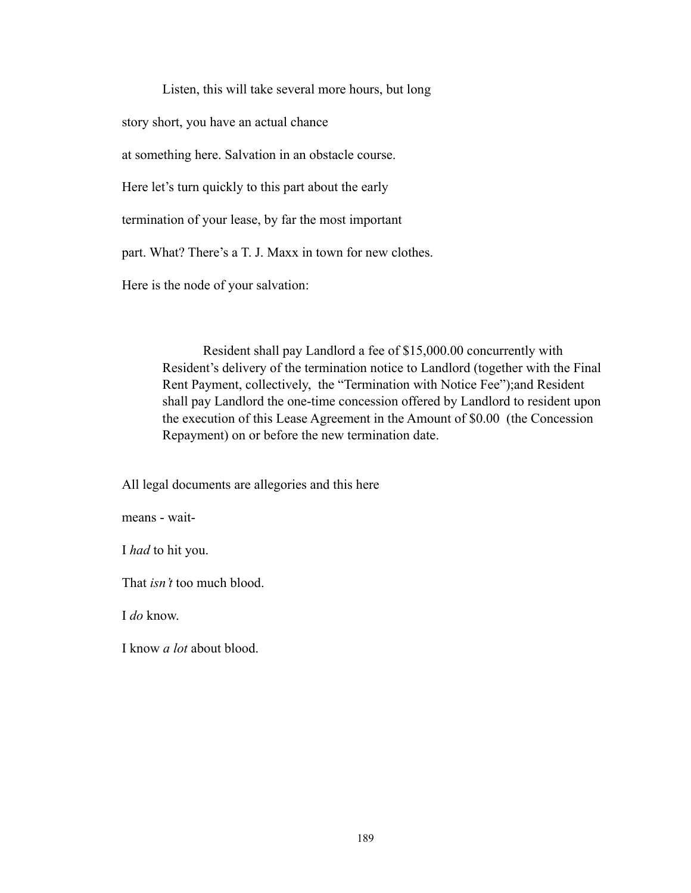Listen, this will take several more hours, but long

story short, you have an actual chance

at something here. Salvation in an obstacle course.

Here let's turn quickly to this part about the early

termination of your lease, by far the most important

part. What? There's a T. J. Maxx in town for new clothes.

Here is the node of your salvation:

> Resident shall pay Landlord a fee of $15,000.00 concurrently with Resident's delivery of the termination notice to Landlord (together with the Final Rent Payment, collectively, the "Termination with Notice Fee");and Resident shall pay Landlord the one-time concession offered by Landlord to resident upon the execution of this Lease Agreement in the Amount of $0.00 (the Concession Repayment) on or before the new termination date.

All legal documents are allegories and this here

means - wait-

I *had* to hit you.

That *isn't* too much blood.

I *do* know.

I know *a lot* about blood.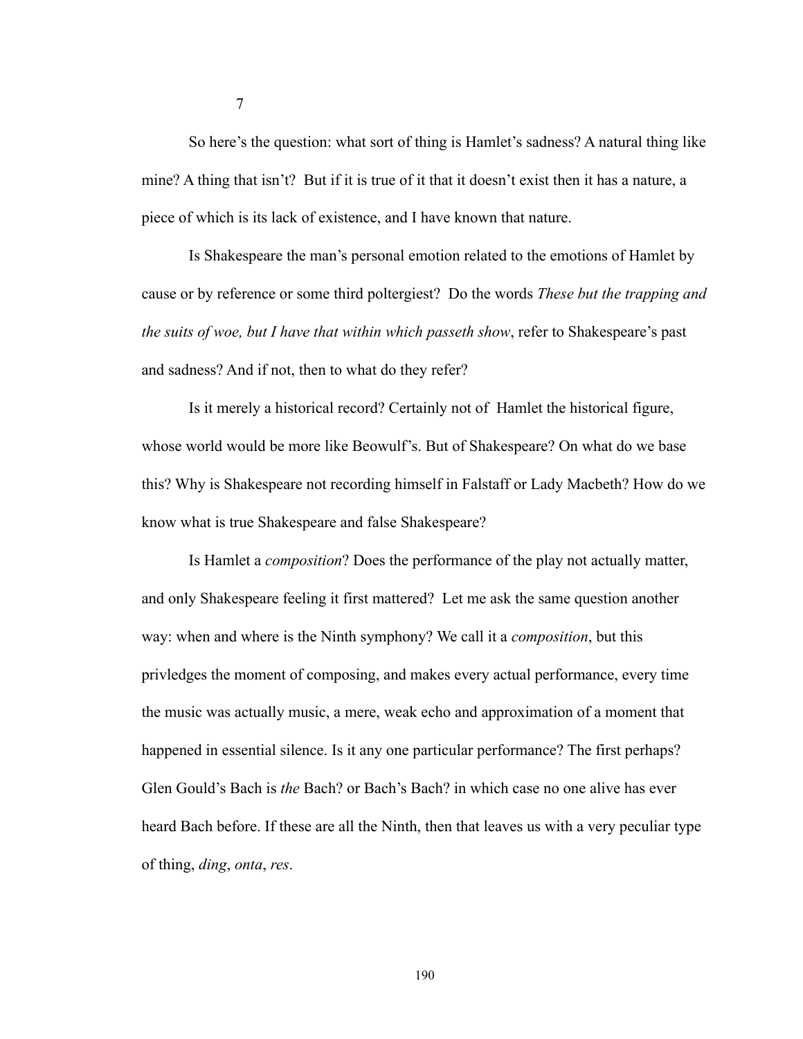7

So here's the question: what sort of thing is Hamlet's sadness? A natural thing like mine? A thing that isn't? But if it is true of it that it doesn't exist then it has a nature, a piece of which is its lack of existence, and I have known that nature.

Is Shakespeare the man's personal emotion related to the emotions of Hamlet by cause or by reference or some third poltergiest? Do the words *These but the trapping and the suits of woe, but I have that within which passeth show*, refer to Shakespeare's past and sadness? And if not, then to what do they refer?

Is it merely a historical record? Certainly not of Hamlet the historical figure, whose world would be more like Beowulf's. But of Shakespeare? On what do we base this? Why is Shakespeare not recording himself in Falstaff or Lady Macbeth? How do we know what is true Shakespeare and false Shakespeare?

Is Hamlet a *composition*? Does the performance of the play not actually matter, and only Shakespeare feeling it first mattered? Let me ask the same question another way: when and where is the Ninth symphony? We call it a *composition*, but this privledges the moment of composing, and makes every actual performance, every time the music was actually music, a mere, weak echo and approximation of a moment that happened in essential silence. Is it any one particular performance? The first perhaps? Glen Gould's Bach is *the* Bach? or Bach's Bach? in which case no one alive has ever heard Bach before. If these are all the Ninth, then that leaves us with a very peculiar type of thing, *ding*, *onta*, *res*.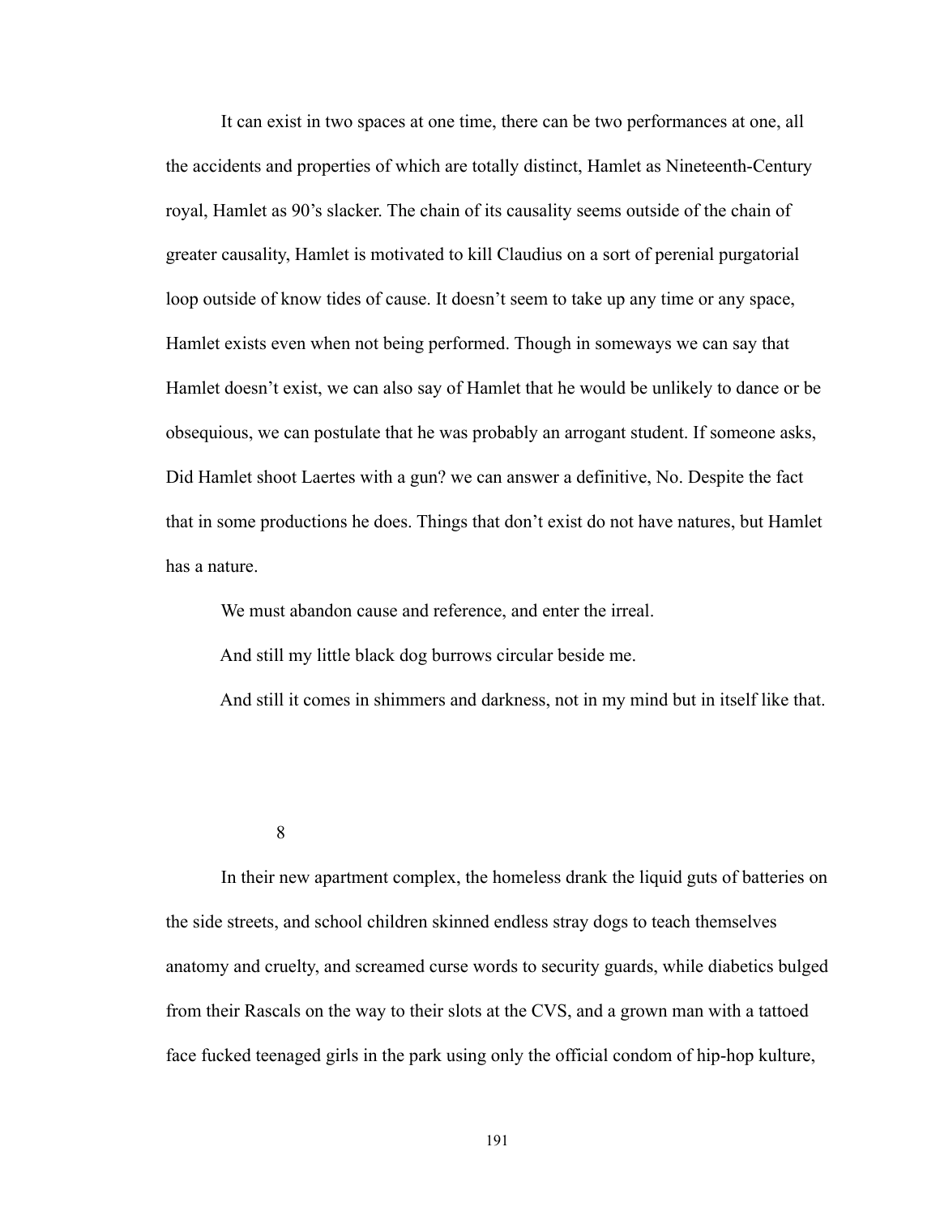It can exist in two spaces at one time, there can be two performances at one, all the accidents and properties of which are totally distinct, Hamlet as Nineteenth-Century royal, Hamlet as 90's slacker. The chain of its causality seems outside of the chain of greater causality, Hamlet is motivated to kill Claudius on a sort of perenial purgatorial loop outside of know tides of cause. It doesn't seem to take up any time or any space, Hamlet exists even when not being performed. Though in someways we can say that Hamlet doesn't exist, we can also say of Hamlet that he would be unlikely to dance or be obsequious, we can postulate that he was probably an arrogant student. If someone asks, Did Hamlet shoot Laertes with a gun? we can answer a definitive, No. Despite the fact that in some productions he does. Things that don't exist do not have natures, but Hamlet has a nature.

We must abandon cause and reference, and enter the irreal.

And still my little black dog burrows circular beside me.

And still it comes in shimmers and darkness, not in my mind but in itself like that.

## 8

In their new apartment complex, the homeless drank the liquid guts of batteries on the side streets, and school children skinned endless stray dogs to teach themselves anatomy and cruelty, and screamed curse words to security guards, while diabetics bulged from their Rascals on the way to their slots at the CVS, and a grown man with a tattoed face fucked teenaged girls in the park using only the official condom of hip-hop kulture,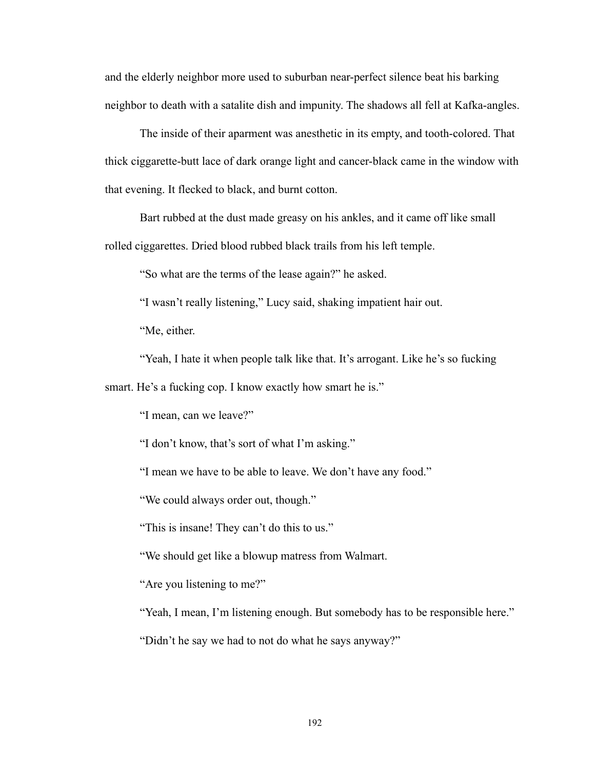and the elderly neighbor more used to suburban near-perfect silence beat his barking neighbor to death with a satalite dish and impunity. The shadows all fell at Kafka-angles.

The inside of their aparment was anesthetic in its empty, and tooth-colored. That thick ciggarette-butt lace of dark orange light and cancer-black came in the window with that evening. It flecked to black, and burnt cotton.

Bart rubbed at the dust made greasy on his ankles, and it came off like small rolled ciggarettes. Dried blood rubbed black trails from his left temple.

"So what are the terms of the lease again?" he asked.

"I wasn't really listening," Lucy said, shaking impatient hair out.

"Me, either.

"Yeah, I hate it when people talk like that. It's arrogant. Like he's so fucking smart. He's a fucking cop. I know exactly how smart he is."

"I mean, can we leave?"

"I don't know, that's sort of what I'm asking."

"I mean we have to be able to leave. We don't have any food."

"We could always order out, though."

"This is insane! They can't do this to us."

"We should get like a blowup matress from Walmart.

"Are you listening to me?"

"Yeah, I mean, I'm listening enough. But somebody has to be responsible here."

"Didn't he say we had to not do what he says anyway?"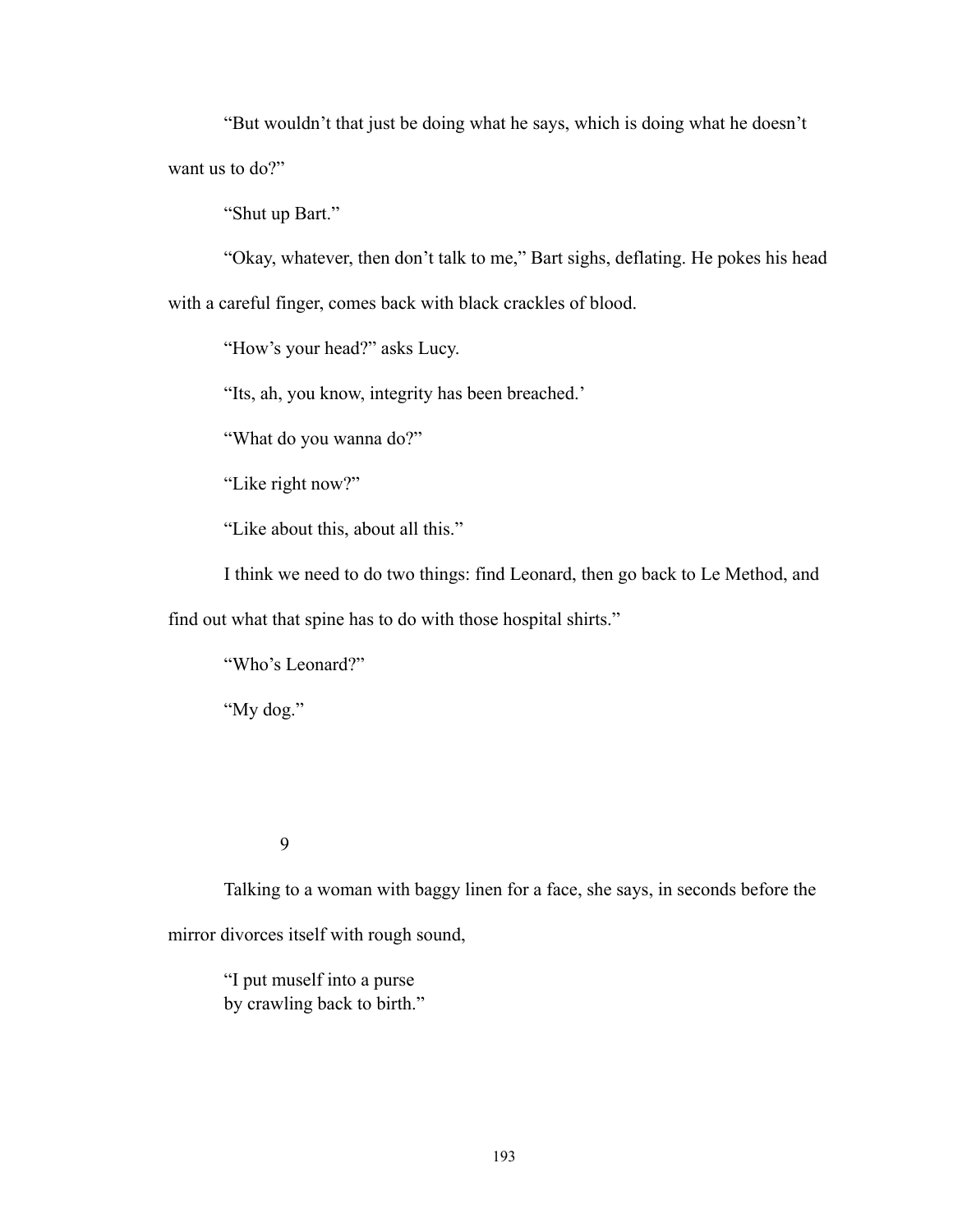"But wouldn't that just be doing what he says, which is doing what he doesn't want us to do?"

"Shut up Bart."

"Okay, whatever, then don't talk to me," Bart sighs, deflating. He pokes his head with a careful finger, comes back with black crackles of blood.

"How's your head?" asks Lucy.

"Its, ah, you know, integrity has been breached.'

"What do you wanna do?"

"Like right now?"

"Like about this, about all this."

I think we need to do two things: find Leonard, then go back to Le Method, and find out what that spine has to do with those hospital shirts."

"Who's Leonard?"

"My dog."

9

Talking to a woman with baggy linen for a face, she says, in seconds before the mirror divorces itself with rough sound,

> "I put muself into a purse
> by crawling back to birth."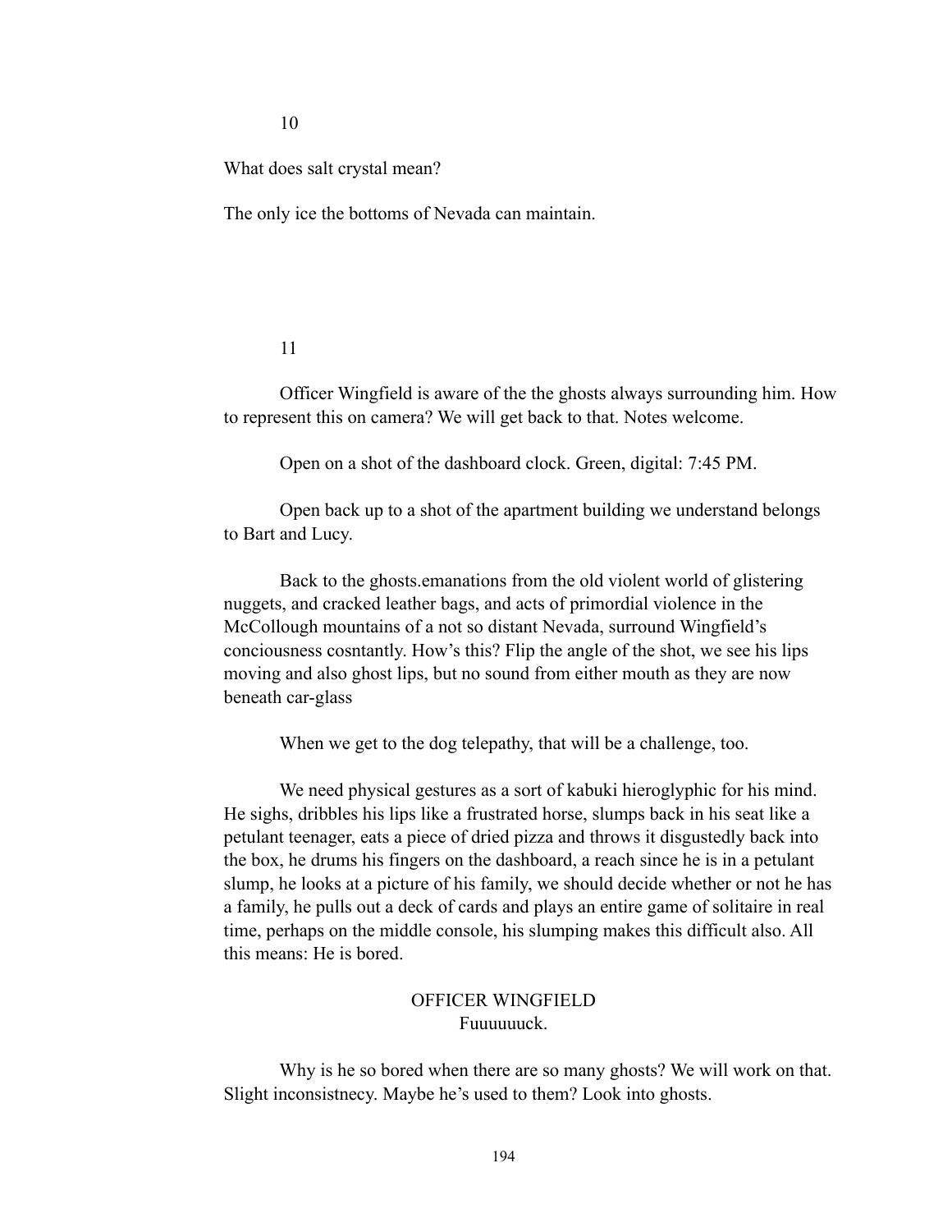10

What does salt crystal mean?

The only ice the bottoms of Nevada can maintain.

11

Officer Wingfield is aware of the the ghosts always surrounding him. How to represent this on camera? We will get back to that. Notes welcome.

Open on a shot of the dashboard clock. Green, digital: 7:45 PM.

Open back up to a shot of the apartment building we understand belongs to Bart and Lucy.

Back to the ghosts.emanations from the old violent world of glistering nuggets, and cracked leather bags, and acts of primordial violence in the McCollough mountains of a not so distant Nevada, surround Wingfield's conciousness cosntantly. How's this? Flip the angle of the shot, we see his lips moving and also ghost lips, but no sound from either mouth as they are now beneath car-glass

When we get to the dog telepathy, that will be a challenge, too.

We need physical gestures as a sort of kabuki hieroglyphic for his mind. He sighs, dribbles his lips like a frustrated horse, slumps back in his seat like a petulant teenager, eats a piece of dried pizza and throws it disgustedly back into the box, he drums his fingers on the dashboard, a reach since he is in a petulant slump, he looks at a picture of his family, we should decide whether or not he has a family, he pulls out a deck of cards and plays an entire game of solitaire in real time, perhaps on the middle console, his slumping makes this difficult also. All this means: He is bored.

OFFICER WINGFIELD
Fuuuuuuck.

Why is he so bored when there are so many ghosts? We will work on that. Slight inconsistnecy. Maybe he's used to them? Look into ghosts.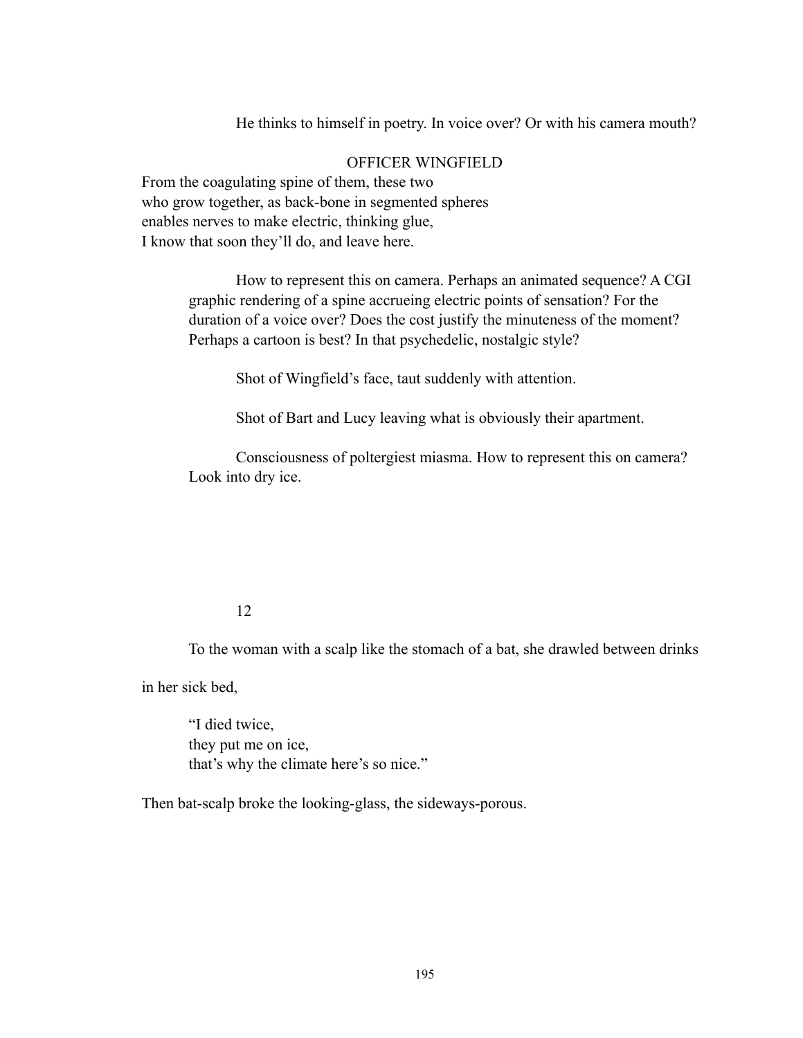He thinks to himself in poetry. In voice over? Or with his camera mouth?

OFFICER WINGFIELD

From the coagulating spine of them, these two  
who grow together, as back-bone in segmented spheres  
enables nerves to make electric, thinking glue,  
I know that soon they'll do, and leave here.

How to represent this on camera. Perhaps an animated sequence? A CGI graphic rendering of a spine accrueing electric points of sensation? For the duration of a voice over? Does the cost justify the minuteness of the moment? Perhaps a cartoon is best? In that psychedelic, nostalgic style?

Shot of Wingfield's face, taut suddenly with attention.

Shot of Bart and Lucy leaving what is obviously their apartment.

Consciousness of poltergiest miasma. How to represent this on camera? Look into dry ice.

12

To the woman with a scalp like the stomach of a bat, she drawled between drinks in her sick bed,

> "I died twice,  
> they put me on ice,  
> that's why the climate here's so nice."

Then bat-scalp broke the looking-glass, the sideways-porous.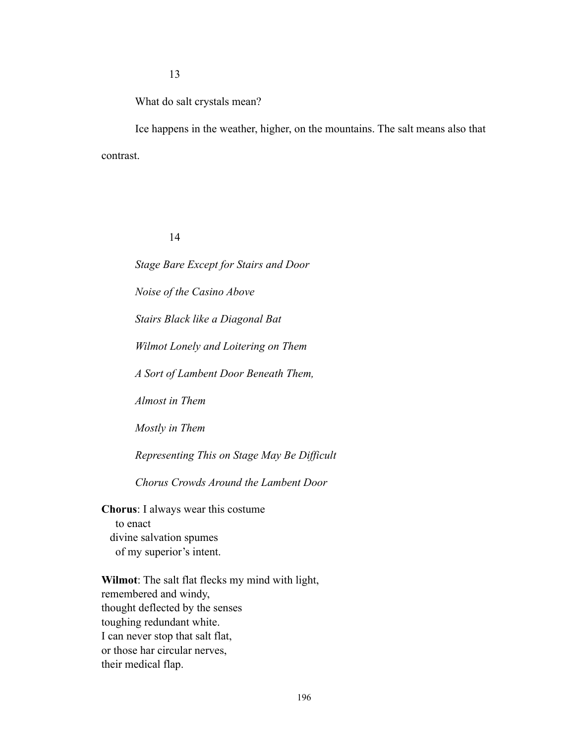13

What do salt crystals mean?

Ice happens in the weather, higher, on the mountains. The salt means also that contrast.

14

*Stage Bare Except for Stairs and Door*

*Noise of the Casino Above*

*Stairs Black like a Diagonal Bat*

*Wilmot Lonely and Loitering on Them*

*A Sort of Lambent Door Beneath Them,*

*Almost in Them*

*Mostly in Them*

*Representing This on Stage May Be Difficult*

*Chorus Crowds Around the Lambent Door*

**Chorus**: I always wear this costume
 to enact
 divine salvation spumes
 of my superior's intent.

**Wilmot**: The salt flat flecks my mind with light,
remembered and windy,
thought deflected by the senses
toughing redundant white.
I can never stop that salt flat,
or those har circular nerves,
their medical flap.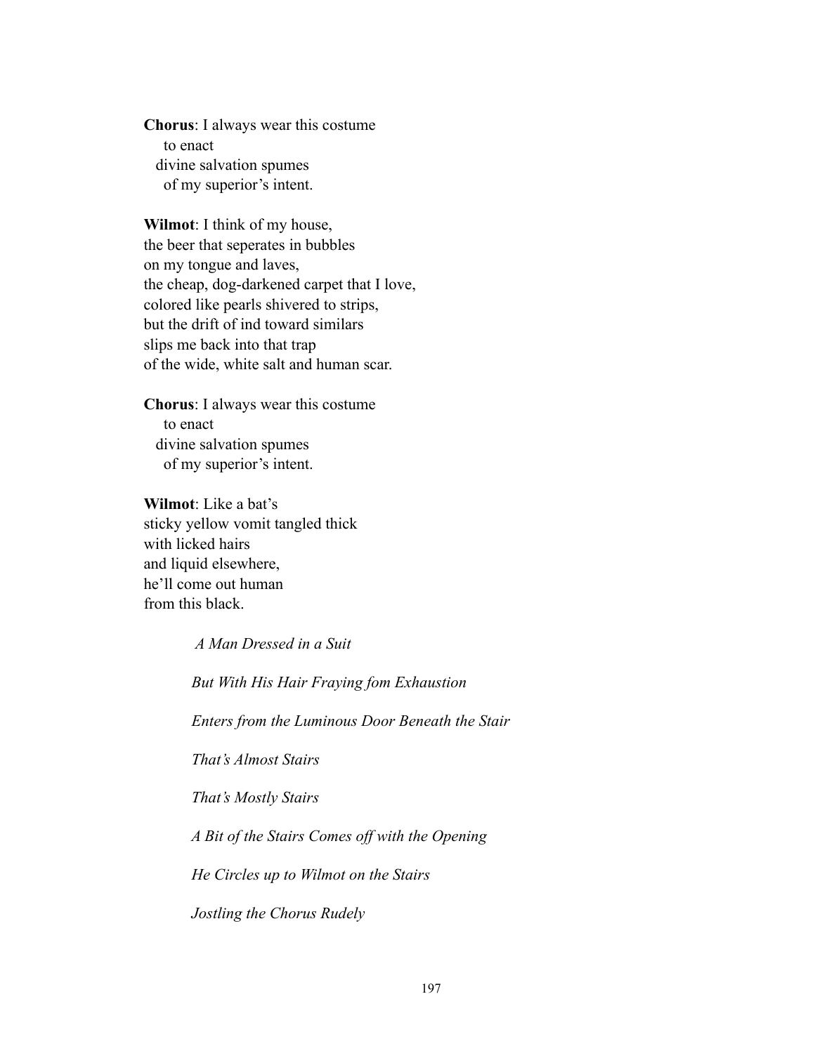**Chorus**: I always wear this costume
to enact
divine salvation spumes
of my superior's intent.

**Wilmot**: I think of my house,
the beer that seperates in bubbles
on my tongue and laves,
the cheap, dog-darkened carpet that I love,
colored like pearls shivered to strips,
but the drift of ind toward similars
slips me back into that trap
of the wide, white salt and human scar.

**Chorus**: I always wear this costume
to enact
divine salvation spumes
of my superior's intent.

**Wilmot**: Like a bat's
sticky yellow vomit tangled thick
with licked hairs
and liquid elsewhere,
he'll come out human
from this black.

*A Man Dressed in a Suit*

*But With His Hair Fraying fom Exhaustion*

*Enters from the Luminous Door Beneath the Stair*

*That's Almost Stairs*

*That's Mostly Stairs*

*A Bit of the Stairs Comes off with the Opening*

*He Circles up to Wilmot on the Stairs*

*Jostling the Chorus Rudely*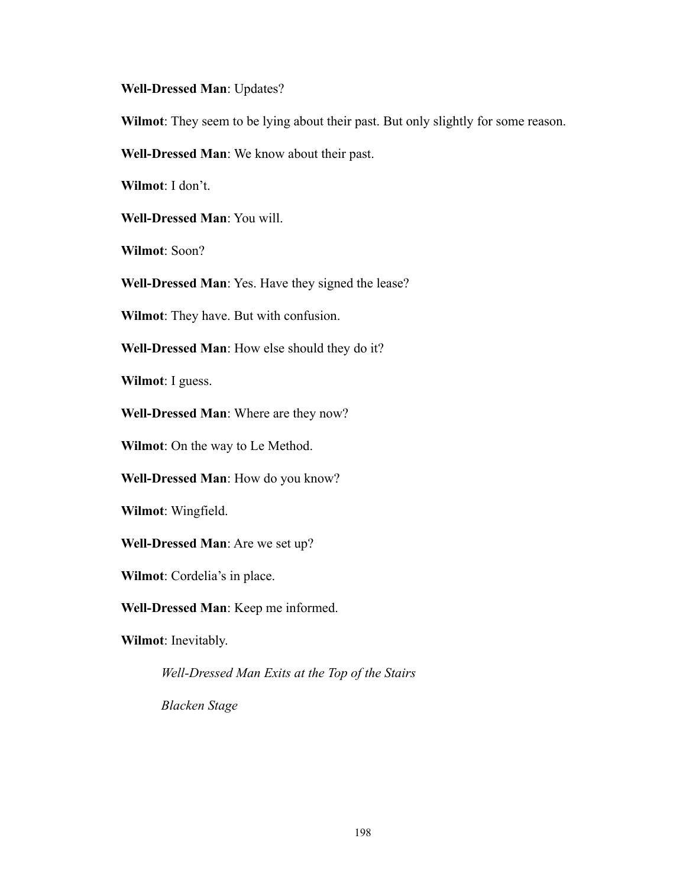**Well-Dressed Man**: Updates?

**Wilmot**: They seem to be lying about their past. But only slightly for some reason.

**Well-Dressed Man**: We know about their past.

**Wilmot**: I don't.

**Well-Dressed Man**: You will.

**Wilmot**: Soon?

**Well-Dressed Man**: Yes. Have they signed the lease?

**Wilmot**: They have. But with confusion.

**Well-Dressed Man**: How else should they do it?

**Wilmot**: I guess.

**Well-Dressed Man**: Where are they now?

**Wilmot**: On the way to Le Method.

**Well-Dressed Man**: How do you know?

**Wilmot**: Wingfield.

**Well-Dressed Man**: Are we set up?

**Wilmot**: Cordelia's in place.

**Well-Dressed Man**: Keep me informed.

**Wilmot**: Inevitably.

*Well-Dressed Man Exits at the Top of the Stairs*

*Blacken Stage*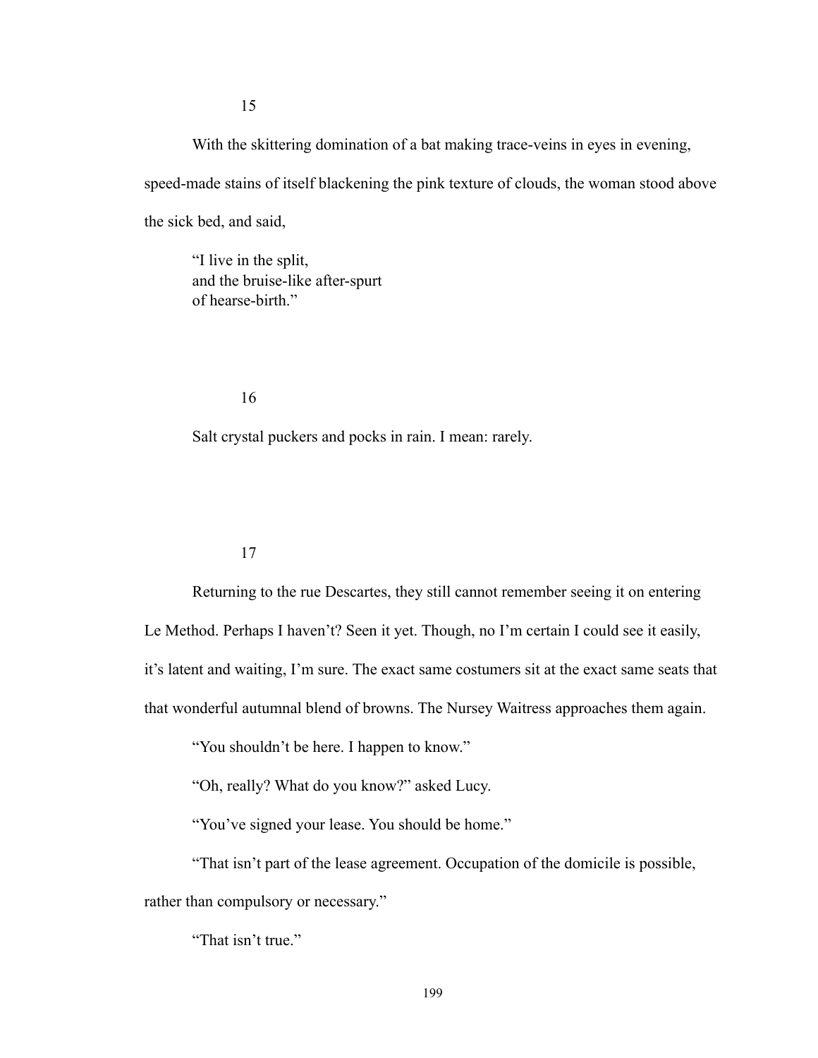15

With the skittering domination of a bat making trace-veins in eyes in evening, speed-made stains of itself blackening the pink texture of clouds, the woman stood above the sick bed, and said,

> "I live in the split,
> and the bruise-like after-spurt
> of hearse-birth."

16

Salt crystal puckers and pocks in rain. I mean: rarely.

17

Returning to the rue Descartes, they still cannot remember seeing it on entering Le Method. Perhaps I haven't? Seen it yet. Though, no I'm certain I could see it easily, it's latent and waiting, I'm sure. The exact same costumers sit at the exact same seats that that wonderful autumnal blend of browns. The Nursey Waitress approaches them again.

"You shouldn't be here. I happen to know."

"Oh, really? What do you know?" asked Lucy.

"You've signed your lease. You should be home."

"That isn't part of the lease agreement. Occupation of the domicile is possible, rather than compulsory or necessary."

"That isn't true."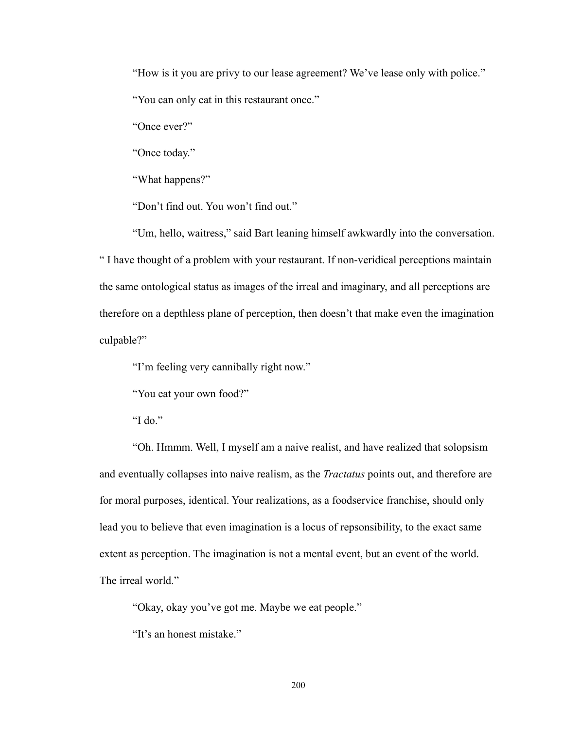"How is it you are privy to our lease agreement? We've lease only with police."

"You can only eat in this restaurant once."

"Once ever?"

"Once today."

"What happens?"

"Don't find out. You won't find out."

"Um, hello, waitress," said Bart leaning himself awkwardly into the conversation. " I have thought of a problem with your restaurant. If non-veridical perceptions maintain the same ontological status as images of the irreal and imaginary, and all perceptions are therefore on a depthless plane of perception, then doesn't that make even the imagination culpable?"

"I'm feeling very cannibally right now."

"You eat your own food?"

"I do."

"Oh. Hmmm. Well, I myself am a naive realist, and have realized that solopsism and eventually collapses into naive realism, as the *Tractatus* points out, and therefore are for moral purposes, identical. Your realizations, as a foodservice franchise, should only lead you to believe that even imagination is a locus of repsonsibility, to the exact same extent as perception. The imagination is not a mental event, but an event of the world. The irreal world."

"Okay, okay you've got me. Maybe we eat people."

"It's an honest mistake."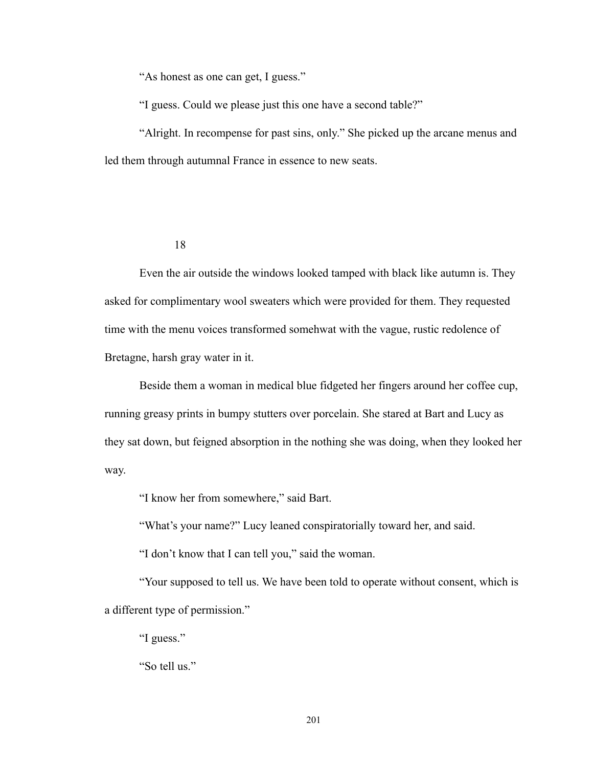"As honest as one can get, I guess."

"I guess. Could we please just this one have a second table?"

"Alright. In recompense for past sins, only." She picked up the arcane menus and led them through autumnal France in essence to new seats.

## 18

Even the air outside the windows looked tamped with black like autumn is. They asked for complimentary wool sweaters which were provided for them. They requested time with the menu voices transformed somehwat with the vague, rustic redolence of Bretagne, harsh gray water in it.

Beside them a woman in medical blue fidgeted her fingers around her coffee cup, running greasy prints in bumpy stutters over porcelain. She stared at Bart and Lucy as they sat down, but feigned absorption in the nothing she was doing, when they looked her way.

"I know her from somewhere," said Bart.

"What's your name?" Lucy leaned conspiratorially toward her, and said.

"I don't know that I can tell you," said the woman.

"Your supposed to tell us. We have been told to operate without consent, which is a different type of permission."

"I guess."

"So tell us."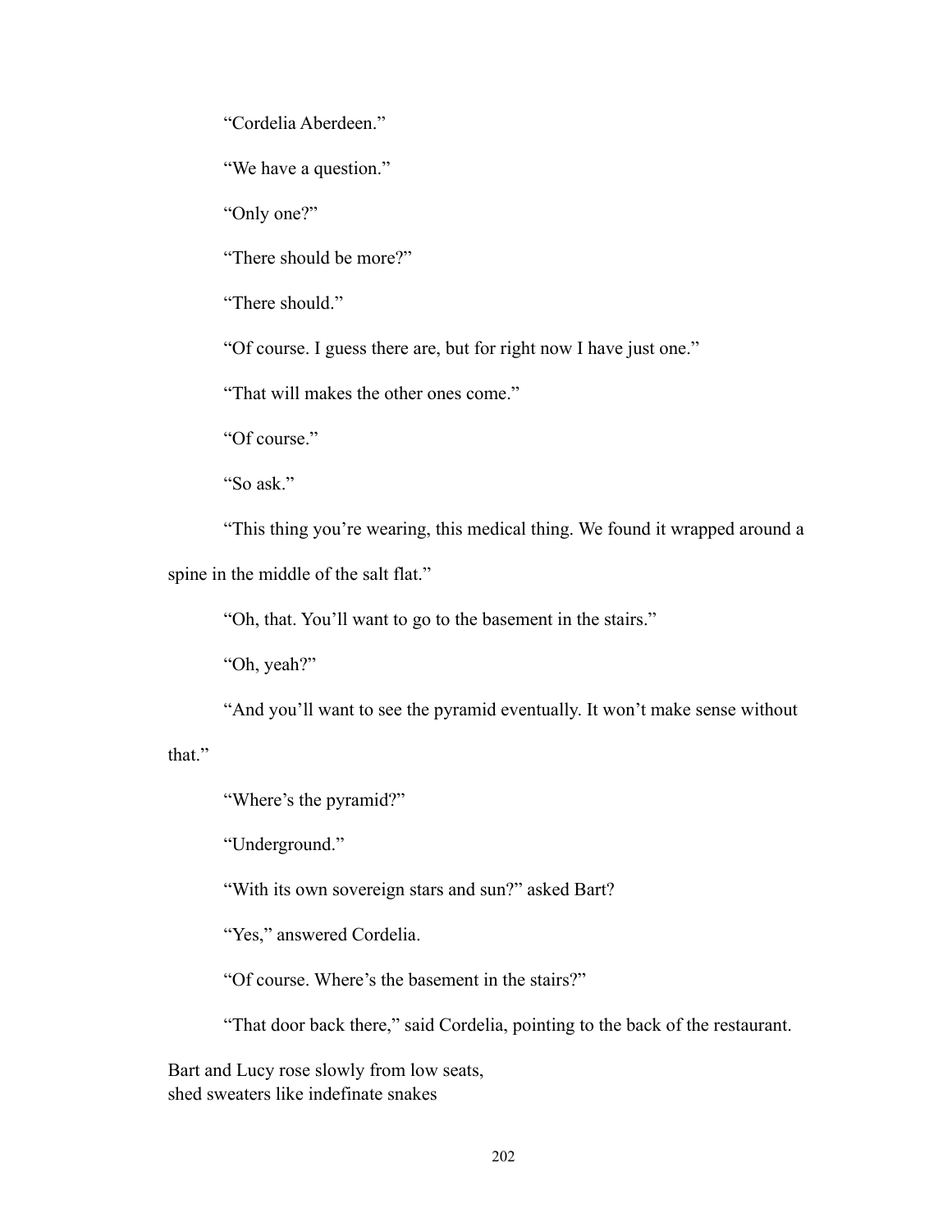"Cordelia Aberdeen."

"We have a question."

"Only one?"

"There should be more?"

"There should."

"Of course. I guess there are, but for right now I have just one."

"That will makes the other ones come."

"Of course."

"So ask."

"This thing you're wearing, this medical thing. We found it wrapped around a spine in the middle of the salt flat."

"Oh, that. You'll want to go to the basement in the stairs."

"Oh, yeah?"

"And you'll want to see the pyramid eventually. It won't make sense without that."

"Where's the pyramid?"

"Underground."

"With its own sovereign stars and sun?" asked Bart?

"Yes," answered Cordelia.

"Of course. Where's the basement in the stairs?"

"That door back there," said Cordelia, pointing to the back of the restaurant.

Bart and Lucy rose slowly from low seats,
shed sweaters like indefinate snakes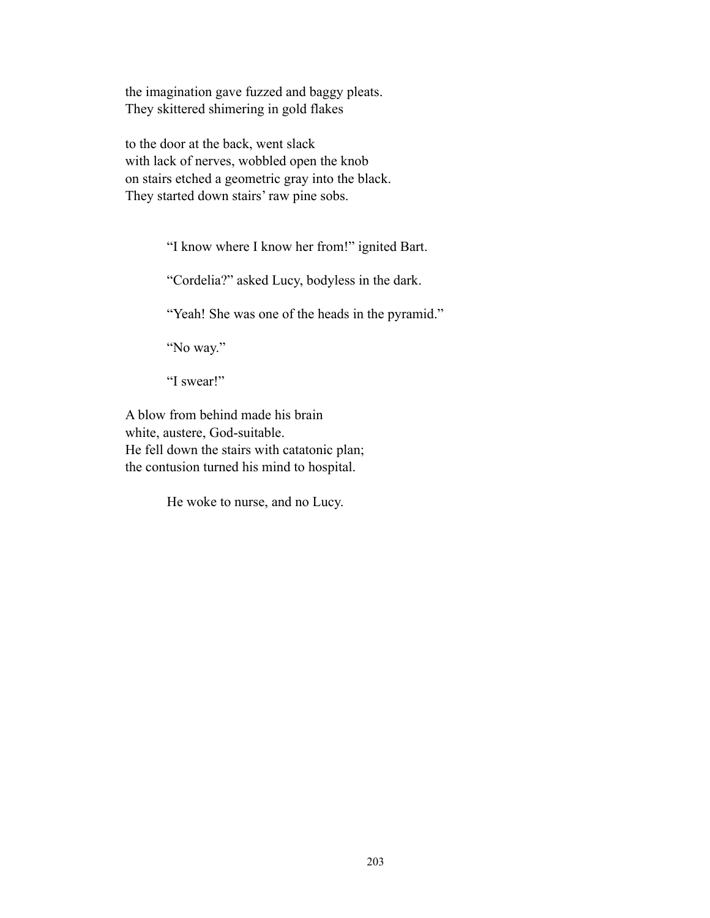the imagination gave fuzzed and baggy pleats.
They skittered shimering in gold flakes

to the door at the back, went slack
with lack of nerves, wobbled open the knob
on stairs etched a geometric gray into the black.
They started down stairs' raw pine sobs.

> "I know where I know her from!" ignited Bart.
>
> "Cordelia?" asked Lucy, bodyless in the dark.
>
> "Yeah! She was one of the heads in the pyramid."
>
> "No way."
>
> "I swear!"

A blow from behind made his brain
white, austere, God-suitable.
He fell down the stairs with catatonic plan;
the contusion turned his mind to hospital.

> He woke to nurse, and no Lucy.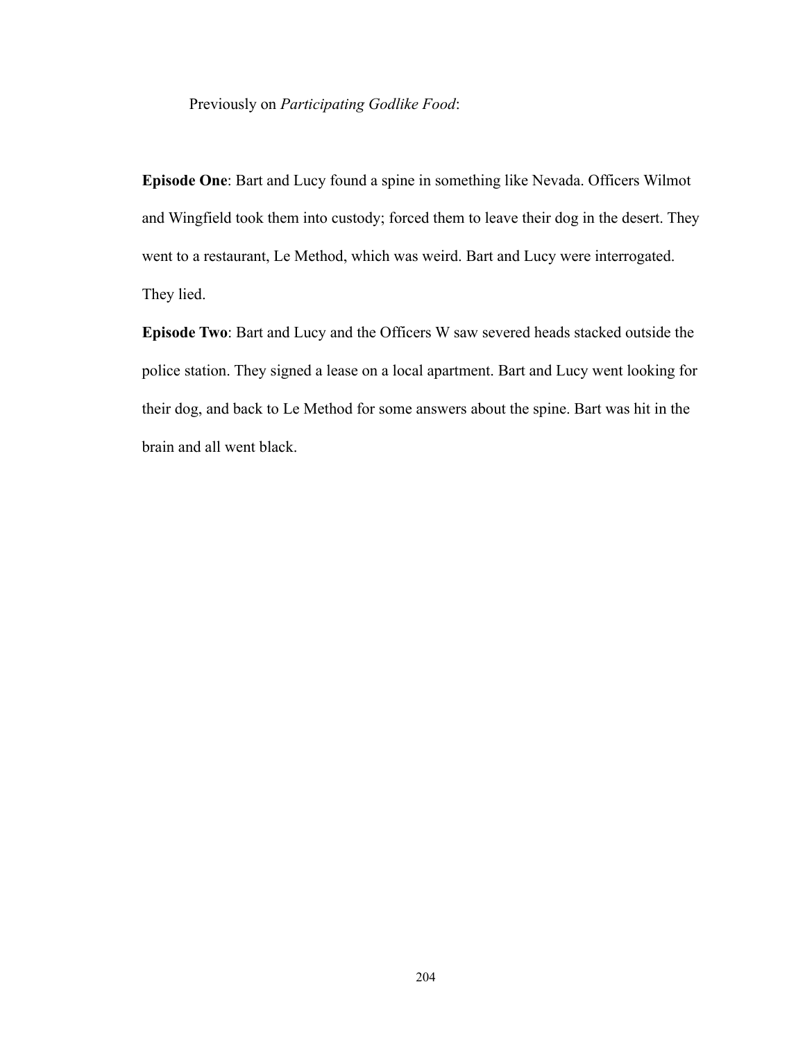Previously on *Participating Godlike Food*:

**Episode One**: Bart and Lucy found a spine in something like Nevada. Officers Wilmot and Wingfield took them into custody; forced them to leave their dog in the desert. They went to a restaurant, Le Method, which was weird. Bart and Lucy were interrogated. They lied.

**Episode Two**: Bart and Lucy and the Officers W saw severed heads stacked outside the police station. They signed a lease on a local apartment. Bart and Lucy went looking for their dog, and back to Le Method for some answers about the spine. Bart was hit in the brain and all went black.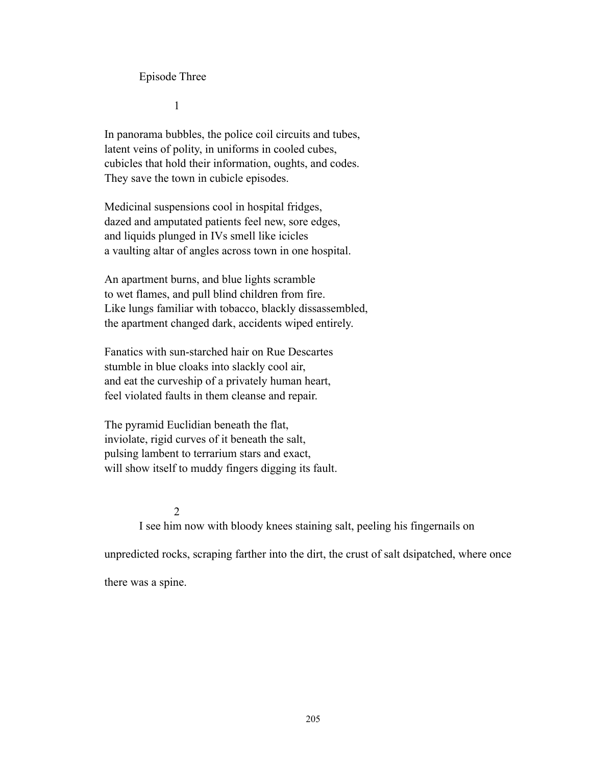Episode Three

1

In panorama bubbles, the police coil circuits and tubes,
latent veins of polity, in uniforms in cooled cubes,
cubicles that hold their information, oughts, and codes.
They save the town in cubicle episodes.

Medicinal suspensions cool in hospital fridges,
dazed and amputated patients feel new, sore edges,
and liquids plunged in IVs smell like icicles
a vaulting altar of angles across town in one hospital.

An apartment burns, and blue lights scramble
to wet flames, and pull blind children from fire.
Like lungs familiar with tobacco, blackly dissassembled,
the apartment changed dark, accidents wiped entirely.

Fanatics with sun-starched hair on Rue Descartes
stumble in blue cloaks into slackly cool air,
and eat the curveship of a privately human heart,
feel violated faults in them cleanse and repair.

The pyramid Euclidian beneath the flat,
inviolate, rigid curves of it beneath the salt,
pulsing lambent to terrarium stars and exact,
will show itself to muddy fingers digging its fault.

2

I see him now with bloody knees staining salt, peeling his fingernails on unpredicted rocks, scraping farther into the dirt, the crust of salt dsipatched, where once there was a spine.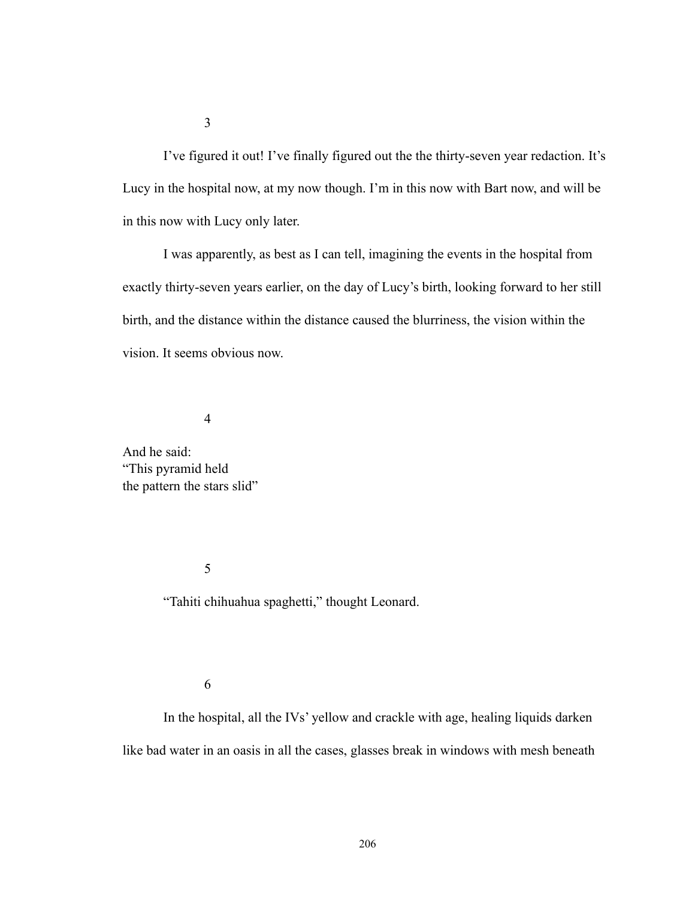3

I've figured it out! I've finally figured out the the thirty-seven year redaction. It's Lucy in the hospital now, at my now though. I'm in this now with Bart now, and will be in this now with Lucy only later.

I was apparently, as best as I can tell, imagining the events in the hospital from exactly thirty-seven years earlier, on the day of Lucy's birth, looking forward to her still birth, and the distance within the distance caused the blurriness, the vision within the vision. It seems obvious now.

4

And he said:  
"This pyramid held  
the pattern the stars slid"

5

"Tahiti chihuahua spaghetti," thought Leonard.

6

In the hospital, all the IVs' yellow and crackle with age, healing liquids darken like bad water in an oasis in all the cases, glasses break in windows with mesh beneath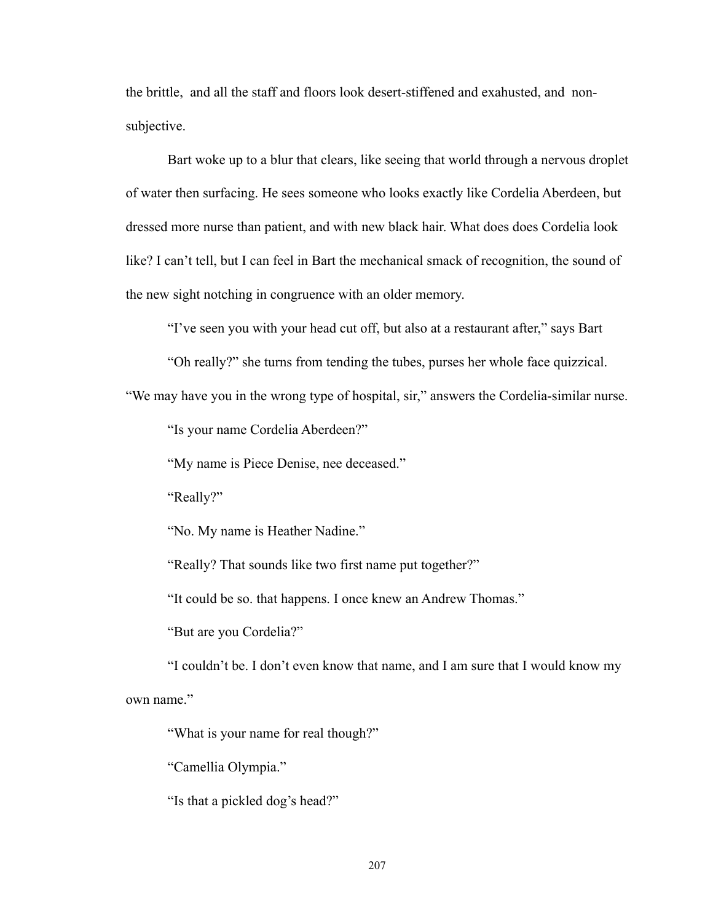the brittle, and all the staff and floors look desert-stiffened and exahusted, and non-subjective.

Bart woke up to a blur that clears, like seeing that world through a nervous droplet of water then surfacing. He sees someone who looks exactly like Cordelia Aberdeen, but dressed more nurse than patient, and with new black hair. What does does Cordelia look like? I can't tell, but I can feel in Bart the mechanical smack of recognition, the sound of the new sight notching in congruence with an older memory.

"I've seen you with your head cut off, but also at a restaurant after," says Bart

"Oh really?" she turns from tending the tubes, purses her whole face quizzical. "We may have you in the wrong type of hospital, sir," answers the Cordelia-similar nurse.

"Is your name Cordelia Aberdeen?"

"My name is Piece Denise, nee deceased."

"Really?"

"No. My name is Heather Nadine."

"Really? That sounds like two first name put together?"

"It could be so. that happens. I once knew an Andrew Thomas."

"But are you Cordelia?"

"I couldn't be. I don't even know that name, and I am sure that I would know my own name."

"What is your name for real though?"

"Camellia Olympia."

"Is that a pickled dog's head?"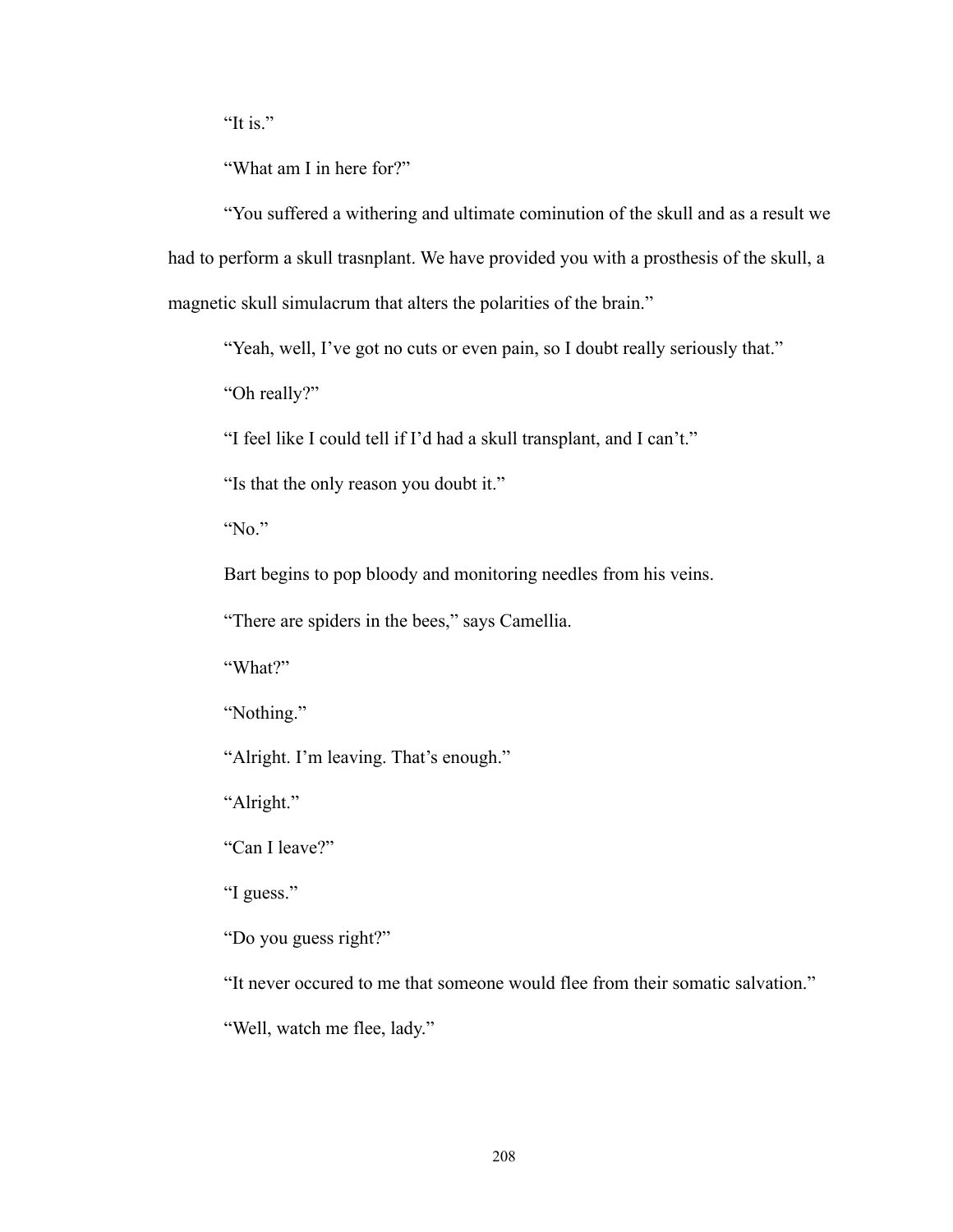"It is."

"What am I in here for?"

"You suffered a withering and ultimate cominution of the skull and as a result we had to perform a skull trasnplant. We have provided you with a prosthesis of the skull, a magnetic skull simulacrum that alters the polarities of the brain."

"Yeah, well, I've got no cuts or even pain, so I doubt really seriously that."

"Oh really?"

"I feel like I could tell if I'd had a skull transplant, and I can't."

"Is that the only reason you doubt it."

"No."

Bart begins to pop bloody and monitoring needles from his veins.

"There are spiders in the bees," says Camellia.

"What?"

"Nothing."

"Alright. I'm leaving. That's enough."

"Alright."

"Can I leave?"

"I guess."

"Do you guess right?"

"It never occured to me that someone would flee from their somatic salvation."

"Well, watch me flee, lady."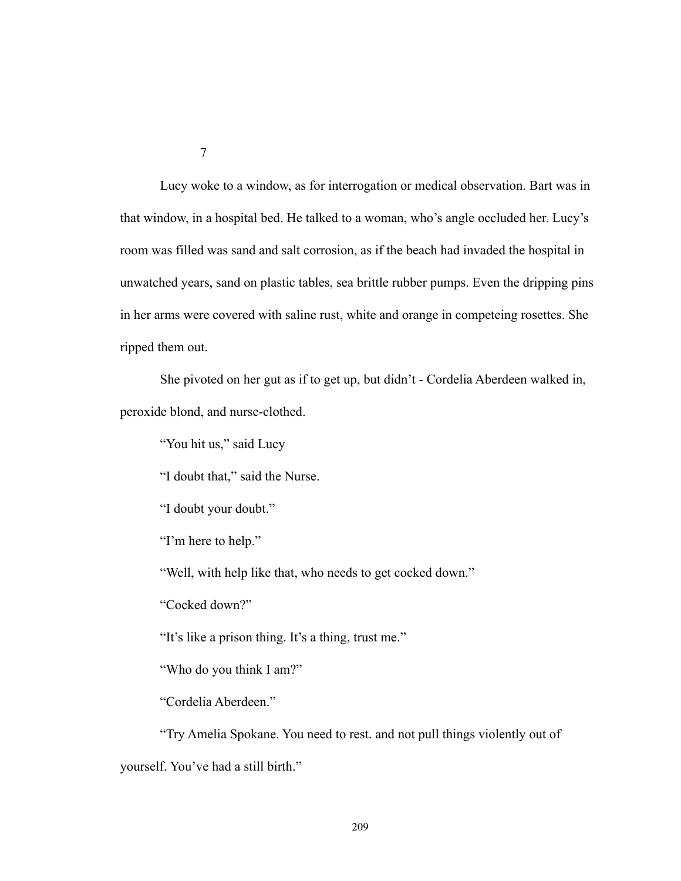7

Lucy woke to a window, as for interrogation or medical observation. Bart was in that window, in a hospital bed. He talked to a woman, who's angle occluded her. Lucy's room was filled was sand and salt corrosion, as if the beach had invaded the hospital in unwatched years, sand on plastic tables, sea brittle rubber pumps. Even the dripping pins in her arms were covered with saline rust, white and orange in competeing rosettes. She ripped them out.

She pivoted on her gut as if to get up, but didn't - Cordelia Aberdeen walked in, peroxide blond, and nurse-clothed.

"You hit us," said Lucy

"I doubt that," said the Nurse.

"I doubt your doubt."

"I'm here to help."

"Well, with help like that, who needs to get cocked down."

"Cocked down?"

"It's like a prison thing. It's a thing, trust me."

"Who do you think I am?"

"Cordelia Aberdeen."

"Try Amelia Spokane. You need to rest. and not pull things violently out of yourself. You've had a still birth."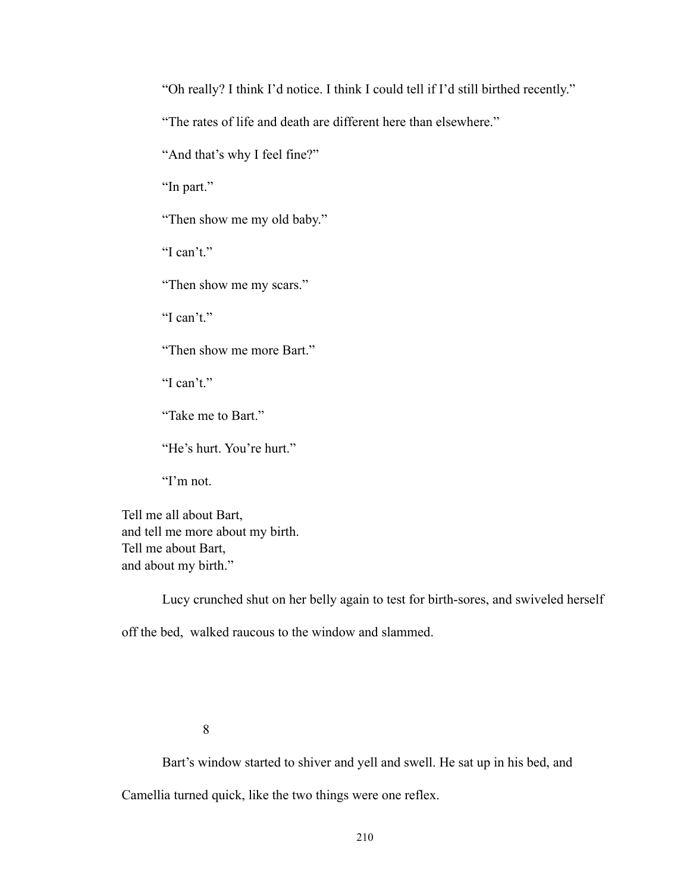"Oh really? I think I'd notice. I think I could tell if I'd still birthed recently."

"The rates of life and death are different here than elsewhere."

"And that's why I feel fine?"

"In part."

"Then show me my old baby."

"I can't."

"Then show me my scars."

"I can't."

"Then show me more Bart."

"I can't."

"Take me to Bart."

"He's hurt. You're hurt."

"I'm not.

Tell me all about Bart,  
and tell me more about my birth.  
Tell me about Bart,  
and about my birth."

Lucy crunched shut on her belly again to test for birth-sores, and swiveled herself off the bed,  walked raucous to the window and slammed.

8

Bart's window started to shiver and yell and swell. He sat up in his bed, and Camellia turned quick, like the two things were one reflex.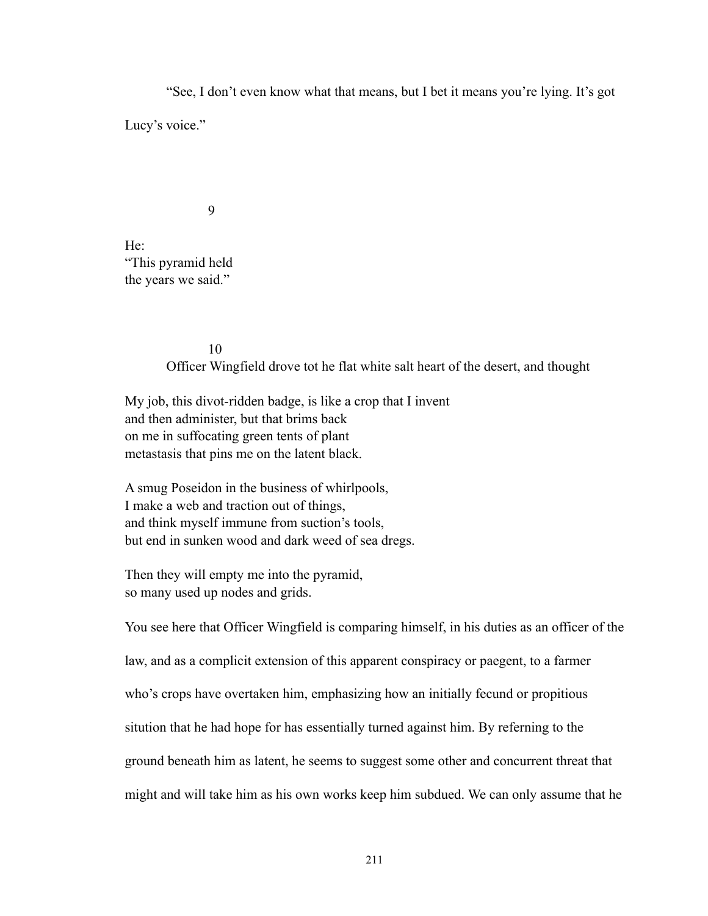"See, I don't even know what that means, but I bet it means you're lying. It's got Lucy's voice."

9

He:
"This pyramid held
the years we said."

10

Officer Wingfield drove tot he flat white salt heart of the desert, and thought

My job, this divot-ridden badge, is like a crop that I invent
and then administer, but that brims back
on me in suffocating green tents of plant
metastasis that pins me on the latent black.

A smug Poseidon in the business of whirlpools,
I make a web and traction out of things,
and think myself immune from suction's tools,
but end in sunken wood and dark weed of sea dregs.

Then they will empty me into the pyramid,
so many used up nodes and grids.

You see here that Officer Wingfield is comparing himself, in his duties as an officer of the law, and as a complicit extension of this apparent conspiracy or paegent, to a farmer who's crops have overtaken him, emphasizing how an initially fecund or propitious sitution that he had hope for has essentially turned against him. By referning to the ground beneath him as latent, he seems to suggest some other and concurrent threat that might and will take him as his own works keep him subdued. We can only assume that he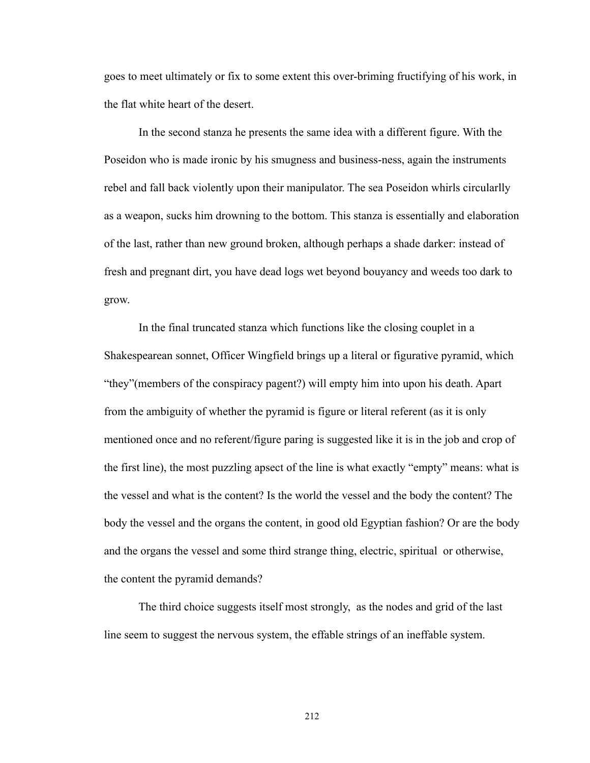goes to meet ultimately or fix to some extent this over-briming fructifying of his work, in the flat white heart of the desert.

In the second stanza he presents the same idea with a different figure. With the Poseidon who is made ironic by his smugness and business-ness, again the instruments rebel and fall back violently upon their manipulator. The sea Poseidon whirls circularlly as a weapon, sucks him drowning to the bottom. This stanza is essentially and elaboration of the last, rather than new ground broken, although perhaps a shade darker: instead of fresh and pregnant dirt, you have dead logs wet beyond bouyancy and weeds too dark to grow.

In the final truncated stanza which functions like the closing couplet in a Shakespearean sonnet, Officer Wingfield brings up a literal or figurative pyramid, which "they"(members of the conspiracy pagent?) will empty him into upon his death. Apart from the ambiguity of whether the pyramid is figure or literal referent (as it is only mentioned once and no referent/figure paring is suggested like it is in the job and crop of the first line), the most puzzling apsect of the line is what exactly "empty" means: what is the vessel and what is the content? Is the world the vessel and the body the content? The body the vessel and the organs the content, in good old Egyptian fashion? Or are the body and the organs the vessel and some third strange thing, electric, spiritual or otherwise, the content the pyramid demands?

The third choice suggests itself most strongly, as the nodes and grid of the last line seem to suggest the nervous system, the effable strings of an ineffable system.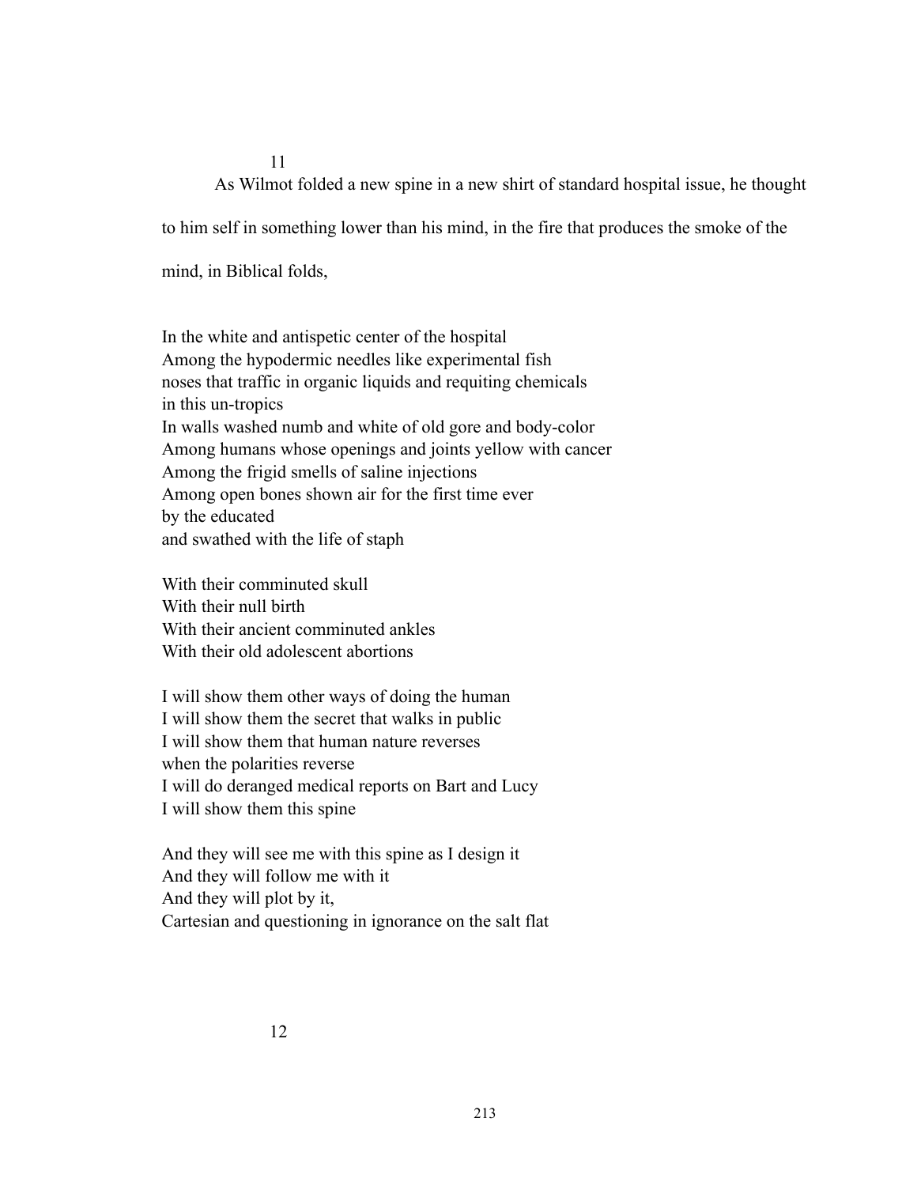11

As Wilmot folded a new spine in a new shirt of standard hospital issue, he thought to him self in something lower than his mind, in the fire that produces the smoke of the mind, in Biblical folds,

In the white and antispetic center of the hospital  
Among the hypodermic needles like experimental fish  
noses that traffic in organic liquids and requiting chemicals  
in this un-tropics  
In walls washed numb and white of old gore and body-color  
Among humans whose openings and joints yellow with cancer  
Among the frigid smells of saline injections  
Among open bones shown air for the first time ever  
by the educated  
and swathed with the life of staph

With their comminuted skull  
With their null birth  
With their ancient comminuted ankles  
With their old adolescent abortions

I will show them other ways of doing the human  
I will show them the secret that walks in public  
I will show them that human nature reverses  
when the polarities reverse  
I will do deranged medical reports on Bart and Lucy  
I will show them this spine

And they will see me with this spine as I design it  
And they will follow me with it  
And they will plot by it,  
Cartesian and questioning in ignorance on the salt flat

12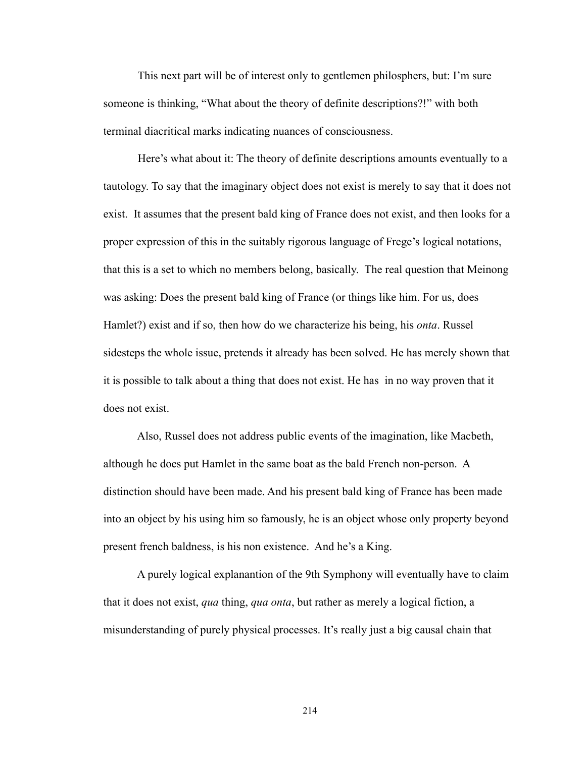This next part will be of interest only to gentlemen philosphers, but: I'm sure someone is thinking, "What about the theory of definite descriptions?!" with both terminal diacritical marks indicating nuances of consciousness.

Here's what about it: The theory of definite descriptions amounts eventually to a tautology. To say that the imaginary object does not exist is merely to say that it does not exist. It assumes that the present bald king of France does not exist, and then looks for a proper expression of this in the suitably rigorous language of Frege's logical notations, that this is a set to which no members belong, basically. The real question that Meinong was asking: Does the present bald king of France (or things like him. For us, does Hamlet?) exist and if so, then how do we characterize his being, his *onta*. Russel sidesteps the whole issue, pretends it already has been solved. He has merely shown that it is possible to talk about a thing that does not exist. He has in no way proven that it does not exist.

Also, Russel does not address public events of the imagination, like Macbeth, although he does put Hamlet in the same boat as the bald French non-person. A distinction should have been made. And his present bald king of France has been made into an object by his using him so famously, he is an object whose only property beyond present french baldness, is his non existence. And he's a King.

A purely logical explanantion of the 9th Symphony will eventually have to claim that it does not exist, *qua* thing, *qua onta*, but rather as merely a logical fiction, a misunderstanding of purely physical processes. It's really just a big causal chain that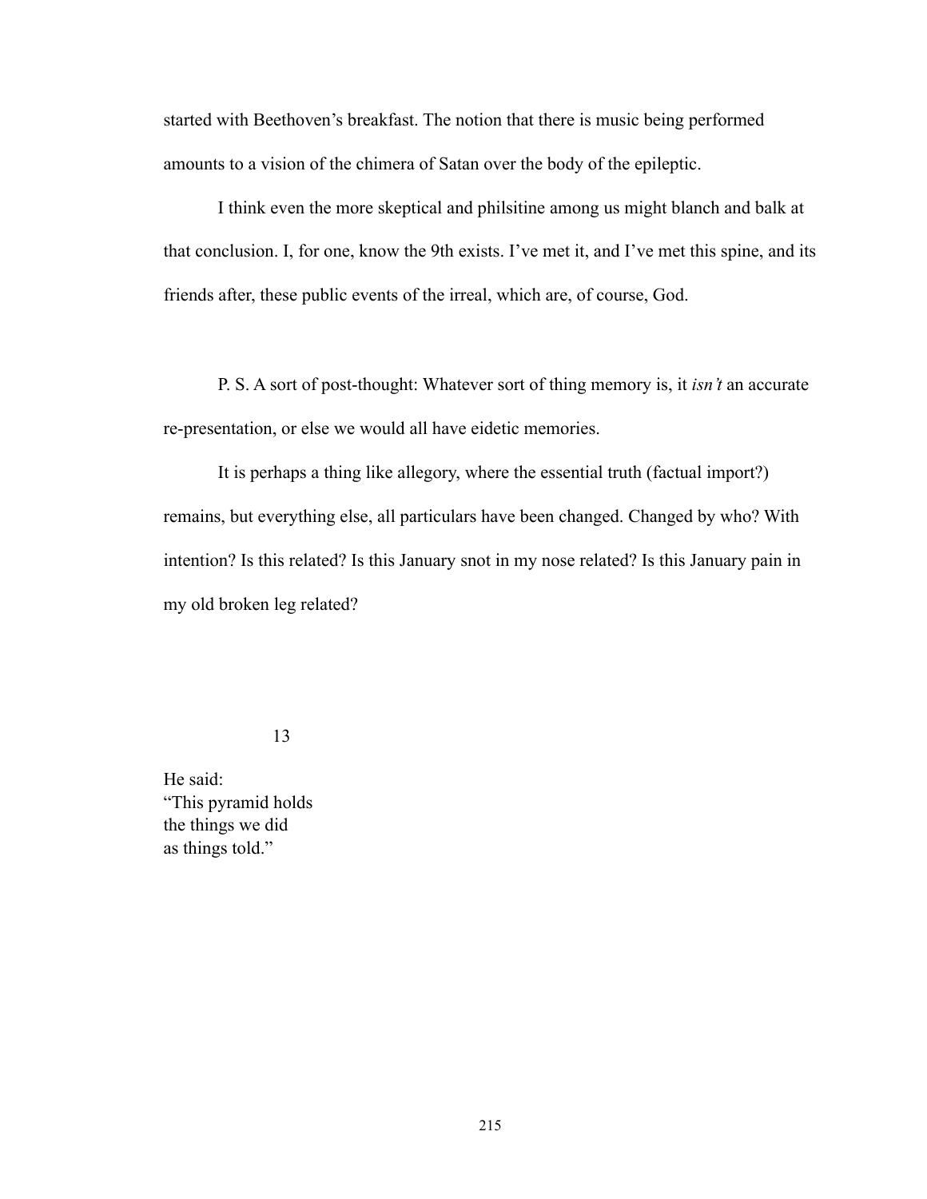started with Beethoven's breakfast. The notion that there is music being performed amounts to a vision of the chimera of Satan over the body of the epileptic.

I think even the more skeptical and philsitine among us might blanch and balk at that conclusion. I, for one, know the 9th exists. I've met it, and I've met this spine, and its friends after, these public events of the irreal, which are, of course, God.

P. S. A sort of post-thought: Whatever sort of thing memory is, it *isn't* an accurate re-presentation, or else we would all have eidetic memories.

It is perhaps a thing like allegory, where the essential truth (factual import?) remains, but everything else, all particulars have been changed. Changed by who? With intention? Is this related? Is this January snot in my nose related? Is this January pain in my old broken leg related?

13

He said:
"This pyramid holds
the things we did
as things told."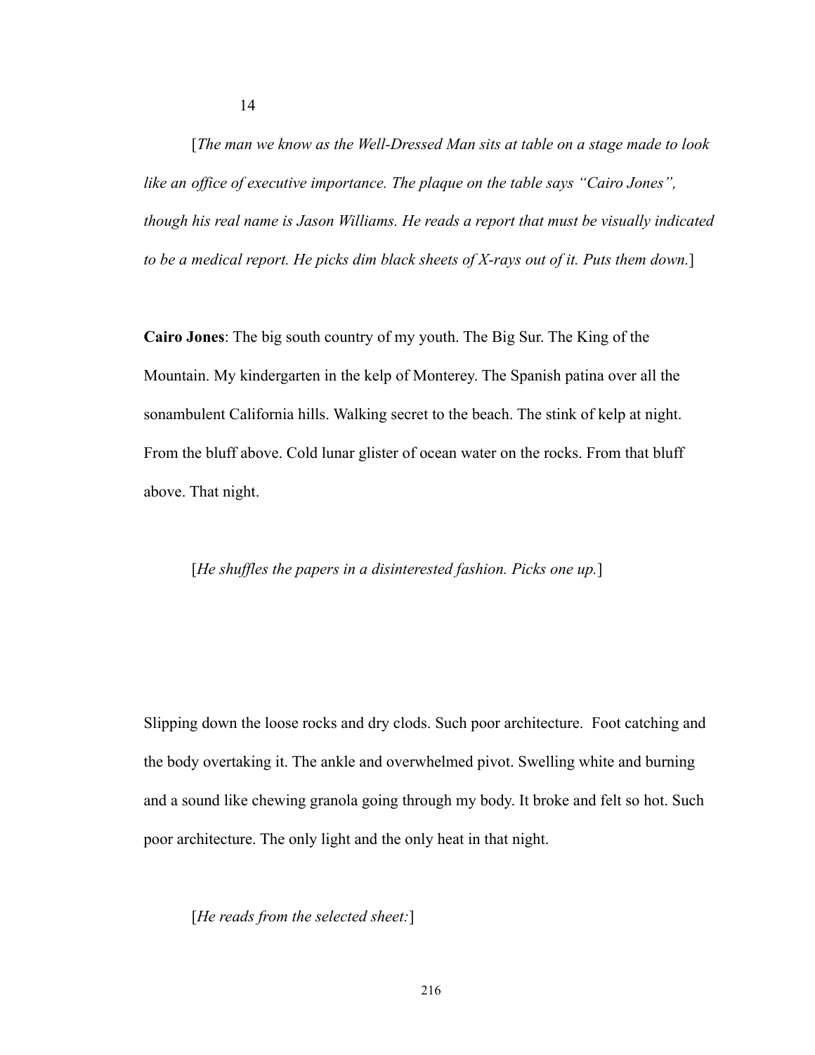14

[*The man we know as the Well-Dressed Man sits at table on a stage made to look like an office of executive importance. The plaque on the table says "Cairo Jones", though his real name is Jason Williams. He reads a report that must be visually indicated to be a medical report. He picks dim black sheets of X-rays out of it. Puts them down.*]

**Cairo Jones**: The big south country of my youth. The Big Sur. The King of the Mountain. My kindergarten in the kelp of Monterey. The Spanish patina over all the sonambulent California hills. Walking secret to the beach. The stink of kelp at night. From the bluff above. Cold lunar glister of ocean water on the rocks. From that bluff above. That night.

[*He shuffles the papers in a disinterested fashion. Picks one up.*]

Slipping down the loose rocks and dry clods. Such poor architecture. Foot catching and the body overtaking it. The ankle and overwhelmed pivot. Swelling white and burning and a sound like chewing granola going through my body. It broke and felt so hot. Such poor architecture. The only light and the only heat in that night.

[*He reads from the selected sheet:*]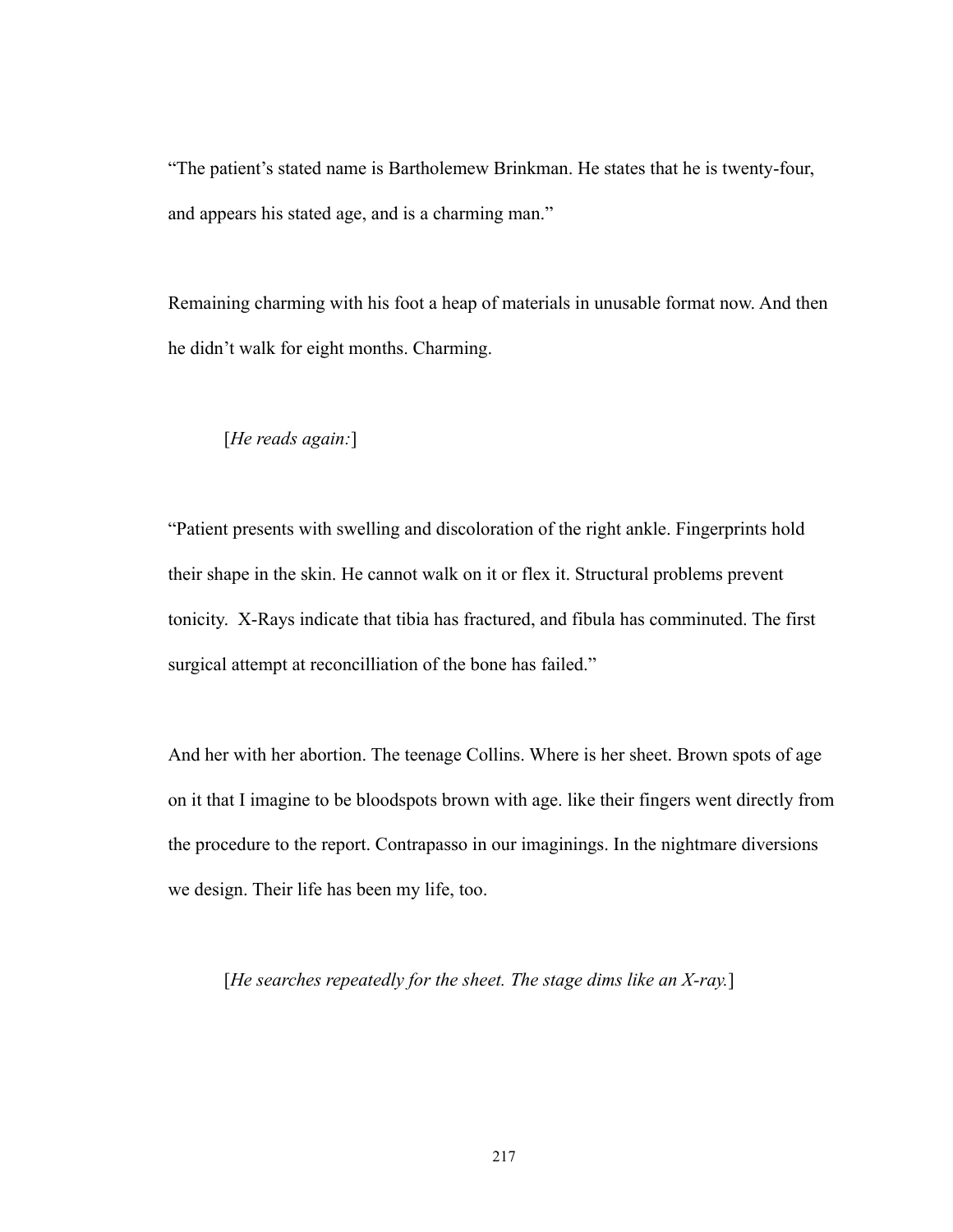“The patient’s stated name is Bartholemew Brinkman. He states that he is twenty-four, and appears his stated age, and is a charming man.”

Remaining charming with his foot a heap of materials in unusable format now. And then he didn’t walk for eight months. Charming.

[*He reads again:*]

“Patient presents with swelling and discoloration of the right ankle. Fingerprints hold their shape in the skin. He cannot walk on it or flex it. Structural problems prevent tonicity.  X-Rays indicate that tibia has fractured, and fibula has comminuted. The first surgical attempt at reconcilliation of the bone has failed.”

And her with her abortion. The teenage Collins. Where is her sheet. Brown spots of age on it that I imagine to be bloodspots brown with age. like their fingers went directly from the procedure to the report. Contrapasso in our imaginings. In the nightmare diversions we design. Their life has been my life, too.

[*He searches repeatedly for the sheet. The stage dims like an X-ray.*]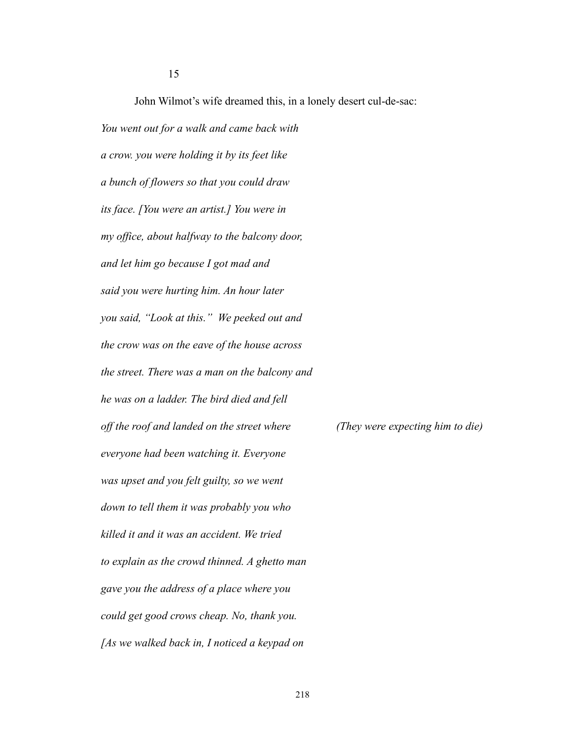15

John Wilmot's wife dreamed this, in a lonely desert cul-de-sac:

*You went out for a walk and came back with*

*a crow. you were holding it by its feet like*

*a bunch of flowers so that you could draw*

*its face. [You were an artist.] You were in*

*my office, about halfway to the balcony door,*

*and let him go because I got mad and*

*said you were hurting him. An hour later*

*you said, "Look at this." We peeked out and*

*the crow was on the eave of the house across*

*the street. There was a man on the balcony and*

*he was on a ladder. The bird died and fell*

*off the roof and landed on the street where* *(They were expecting him to die)*

*everyone had been watching it. Everyone*

*was upset and you felt guilty, so we went*

*down to tell them it was probably you who*

*killed it and it was an accident. We tried*

*to explain as the crowd thinned. A ghetto man*

*gave you the address of a place where you*

*could get good crows cheap. No, thank you.*

*[As we walked back in, I noticed a keypad on*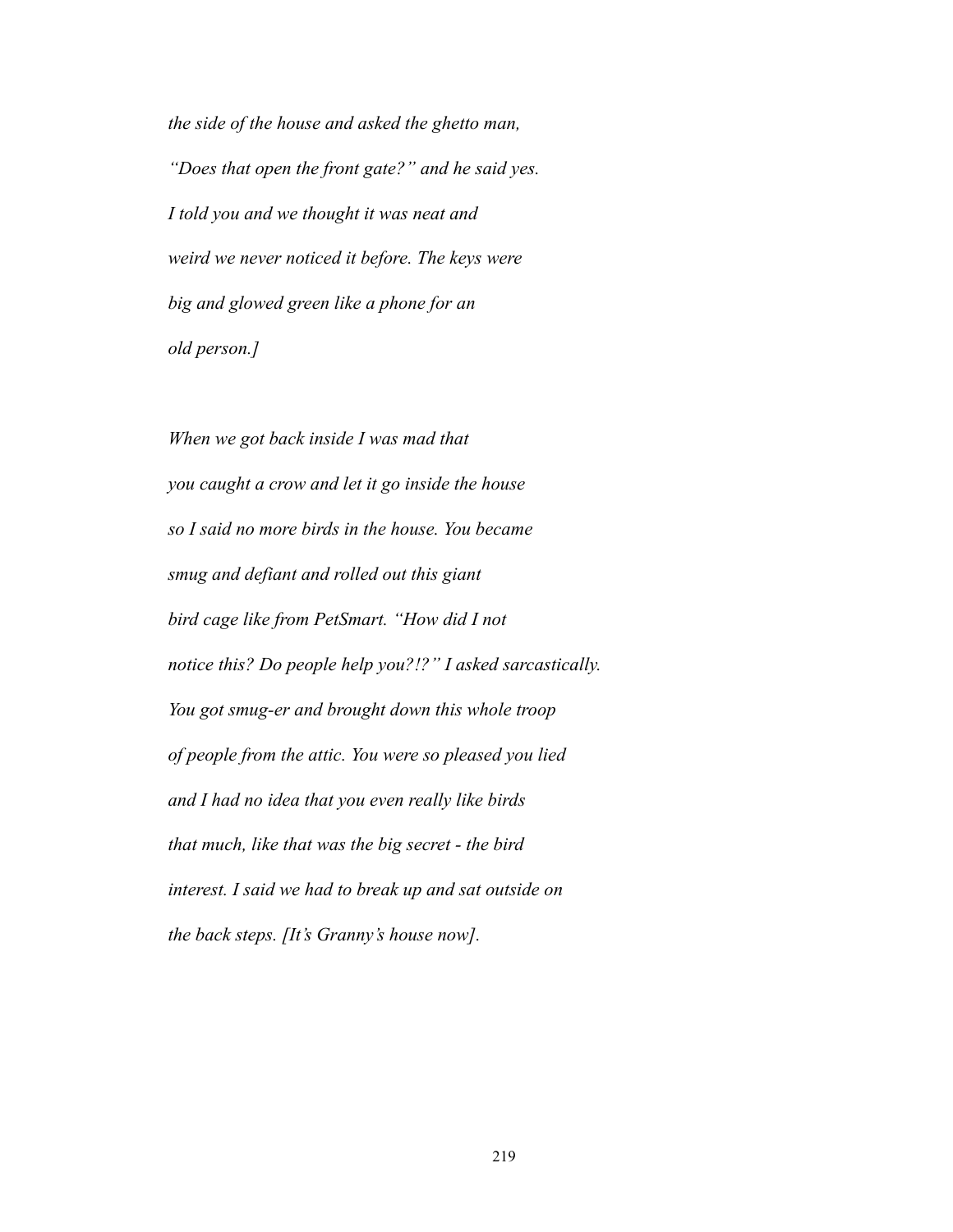*the side of the house and asked the ghetto man,*

*"Does that open the front gate?" and he said yes.*

*I told you and we thought it was neat and*

*weird we never noticed it before. The keys were*

*big and glowed green like a phone for an*

*old person.]*

*When we got back inside I was mad that*

*you caught a crow and let it go inside the house*

*so I said no more birds in the house. You became*

*smug and defiant and rolled out this giant*

*bird cage like from PetSmart. "How did I not*

*notice this? Do people help you?!?" I asked sarcastically.*

*You got smug-er and brought down this whole troop*

*of people from the attic. You were so pleased you lied*

*and I had no idea that you even really like birds*

*that much, like that was the big secret - the bird*

*interest. I said we had to break up and sat outside on*

*the back steps. [It's Granny's house now].*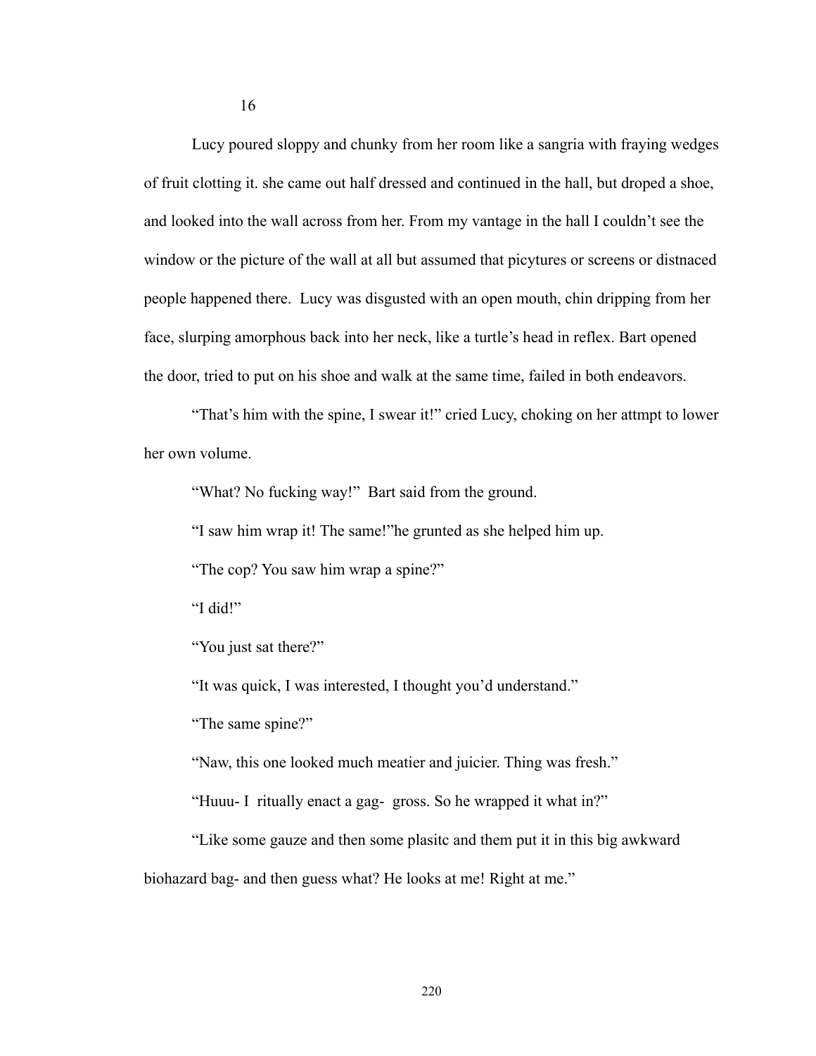16

Lucy poured sloppy and chunky from her room like a sangria with fraying wedges of fruit clotting it. she came out half dressed and continued in the hall, but droped a shoe, and looked into the wall across from her. From my vantage in the hall I couldn't see the window or the picture of the wall at all but assumed that picytures or screens or distnaced people happened there.  Lucy was disgusted with an open mouth, chin dripping from her face, slurping amorphous back into her neck, like a turtle's head in reflex. Bart opened the door, tried to put on his shoe and walk at the same time, failed in both endeavors.

"That's him with the spine, I swear it!" cried Lucy, choking on her attmpt to lower her own volume.

"What? No fucking way!"  Bart said from the ground.

"I saw him wrap it! The same!"he grunted as she helped him up.

"The cop? You saw him wrap a spine?"

"I did!"

"You just sat there?"

"It was quick, I was interested, I thought you'd understand."

"The same spine?"

"Naw, this one looked much meatier and juicier. Thing was fresh."

"Huuu- I  ritually enact a gag-  gross. So he wrapped it what in?"

"Like some gauze and then some plasitc and them put it in this big awkward biohazard bag- and then guess what? He looks at me! Right at me."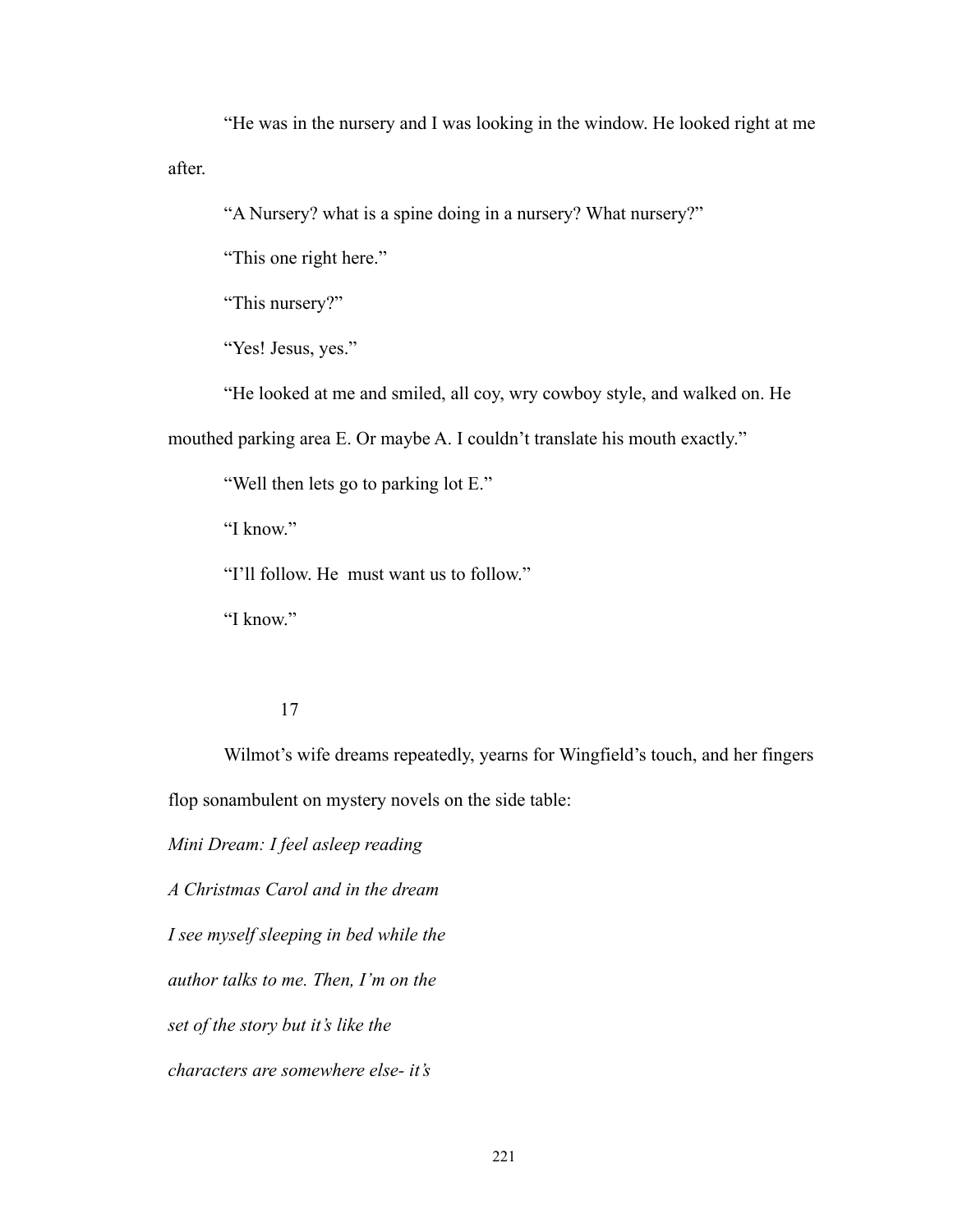“He was in the nursery and I was looking in the window. He looked right at me after.

“A Nursery? what is a spine doing in a nursery? What nursery?”

“This one right here.”

“This nursery?”

“Yes! Jesus, yes.”

“He looked at me and smiled, all coy, wry cowboy style, and walked on. He mouthed parking area E. Or maybe A. I couldn’t translate his mouth exactly.”

“Well then lets go to parking lot E.”

“I know.”

“I’ll follow. He  must want us to follow.”

“I know.”

17

Wilmot’s wife dreams repeatedly, yearns for Wingfield’s touch, and her fingers flop sonambulent on mystery novels on the side table:

*Mini Dream: I feel asleep reading*

*A Christmas Carol and in the dream*

*I see myself sleeping in bed while the*

*author talks to me. Then, I’m on the*

*set of the story but it’s like the*

*characters are somewhere else- it’s*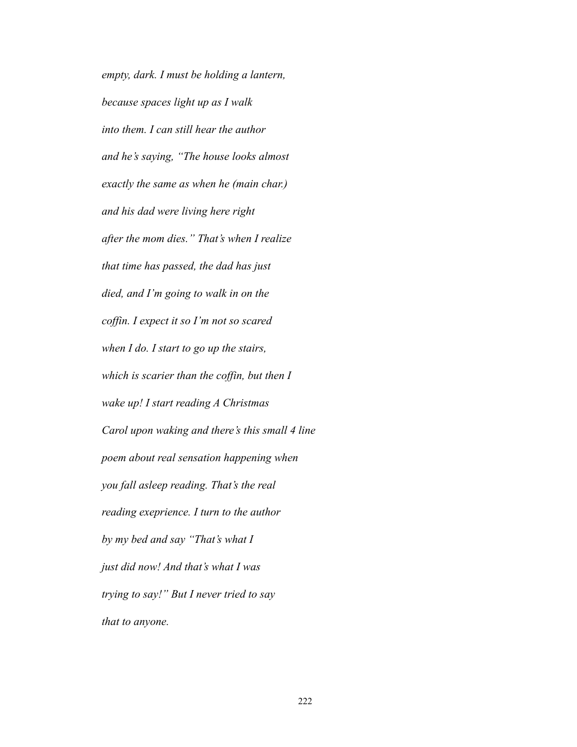*empty, dark. I must be holding a lantern,*

*because spaces light up as I walk*

*into them. I can still hear the author*

*and he's saying, "The house looks almost*

*exactly the same as when he (main char.)*

*and his dad were living here right*

*after the mom dies." That's when I realize*

*that time has passed, the dad has just*

*died, and I'm going to walk in on the*

*coffin. I expect it so I'm not so scared*

*when I do. I start to go up the stairs,*

*which is scarier than the coffin, but then I*

*wake up! I start reading A Christmas*

*Carol upon waking and there's this small 4 line*

*poem about real sensation happening when*

*you fall asleep reading. That's the real*

*reading exeprience. I turn to the author*

*by my bed and say "That's what I*

*just did now! And that's what I was*

*trying to say!" But I never tried to say*

*that to anyone.*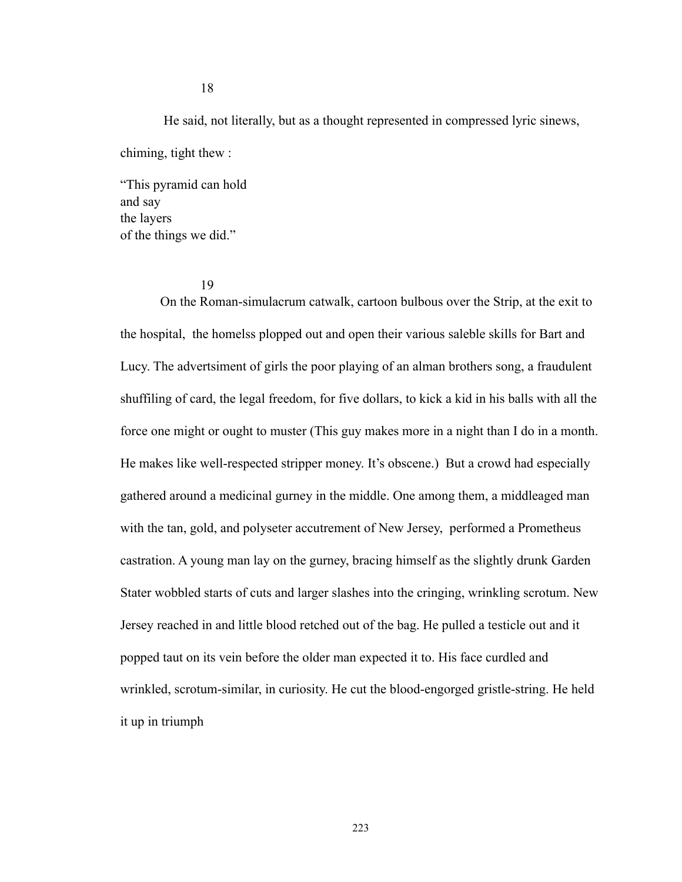18

He said, not literally, but as a thought represented in compressed lyric sinews, chiming, tight thew :

"This pyramid can hold  
and say  
the layers  
of the things we did."

19

On the Roman-simulacrum catwalk, cartoon bulbous over the Strip, at the exit to the hospital, the homelss plopped out and open their various saleble skills for Bart and Lucy. The advertsiment of girls the poor playing of an alman brothers song, a fraudulent shuffiling of card, the legal freedom, for five dollars, to kick a kid in his balls with all the force one might or ought to muster (This guy makes more in a night than I do in a month. He makes like well-respected stripper money. It's obscene.) But a crowd had especially gathered around a medicinal gurney in the middle. One among them, a middleaged man with the tan, gold, and polyseter accutrement of New Jersey, performed a Prometheus castration. A young man lay on the gurney, bracing himself as the slightly drunk Garden Stater wobbled starts of cuts and larger slashes into the cringing, wrinkling scrotum. New Jersey reached in and little blood retched out of the bag. He pulled a testicle out and it popped taut on its vein before the older man expected it to. His face curdled and wrinkled, scrotum-similar, in curiosity. He cut the blood-engorged gristle-string. He held it up in triumph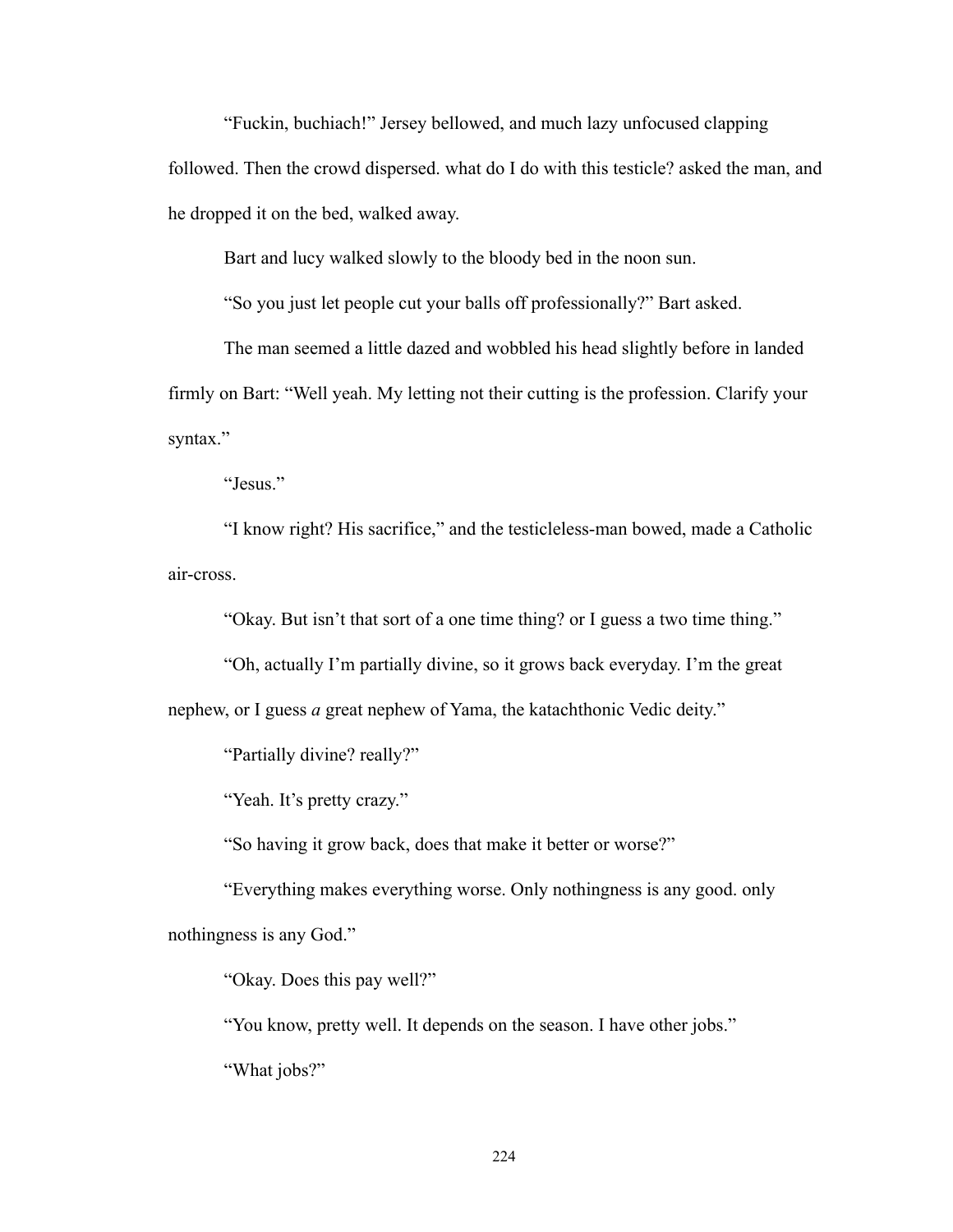"Fuckin, buchiach!" Jersey bellowed, and much lazy unfocused clapping followed. Then the crowd dispersed. what do I do with this testicle? asked the man, and he dropped it on the bed, walked away.

Bart and lucy walked slowly to the bloody bed in the noon sun.

"So you just let people cut your balls off professionally?" Bart asked.

The man seemed a little dazed and wobbled his head slightly before in landed firmly on Bart: "Well yeah. My letting not their cutting is the profession. Clarify your syntax."

"Jesus."

"I know right? His sacrifice," and the testicleless-man bowed, made a Catholic air-cross.

"Okay. But isn't that sort of a one time thing? or I guess a two time thing."

"Oh, actually I'm partially divine, so it grows back everyday. I'm the great nephew, or I guess *a* great nephew of Yama, the katachthonic Vedic deity."

"Partially divine? really?"

"Yeah. It's pretty crazy."

"So having it grow back, does that make it better or worse?"

"Everything makes everything worse. Only nothingness is any good. only nothingness is any God."

"Okay. Does this pay well?"

"You know, pretty well. It depends on the season. I have other jobs."

"What jobs?"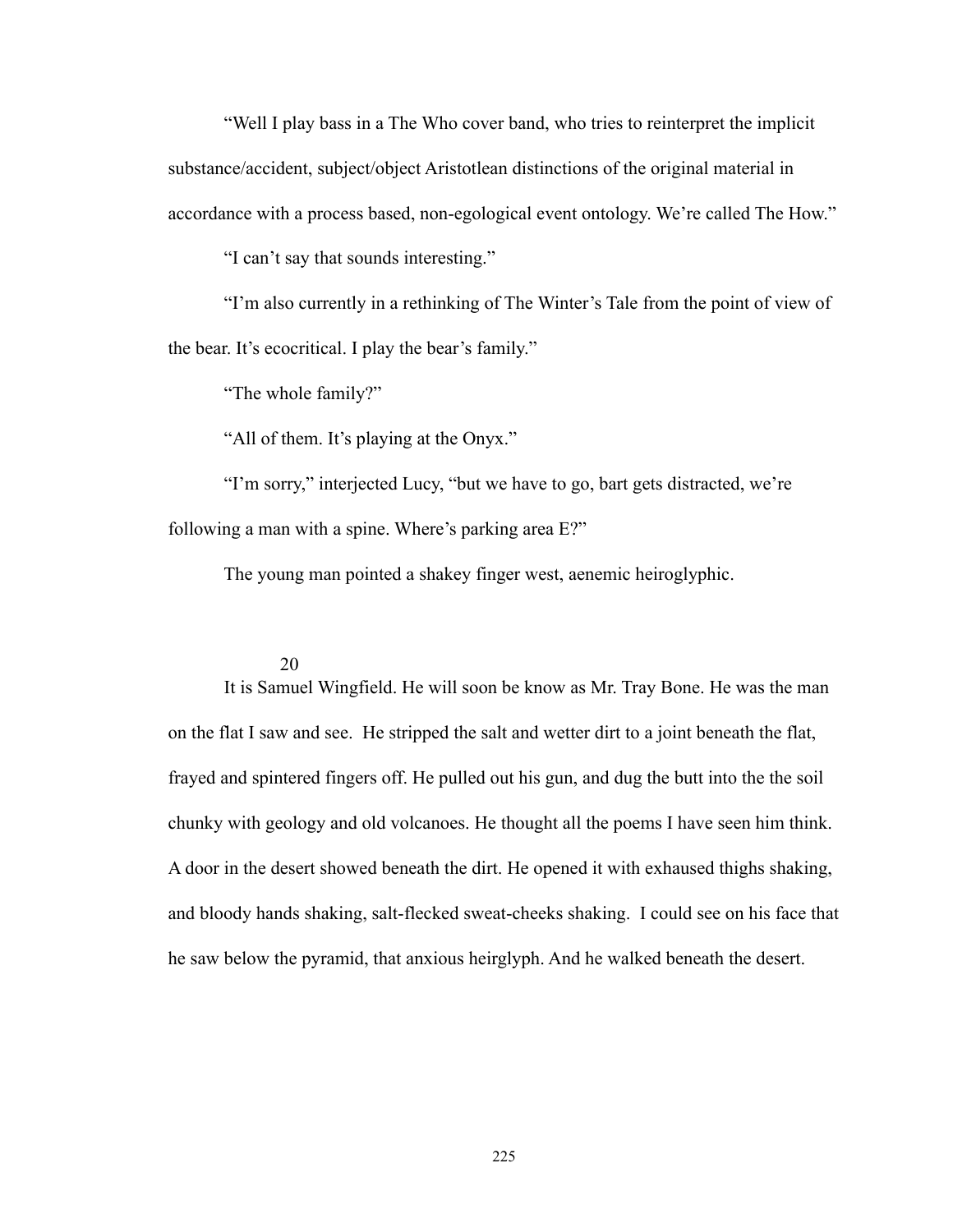“Well I play bass in a The Who cover band, who tries to reinterpret the implicit substance/accident, subject/object Aristotlean distinctions of the original material in accordance with a process based, non-egological event ontology. We’re called The How.”

“I can’t say that sounds interesting.”

“I’m also currently in a rethinking of The Winter’s Tale from the point of view of the bear. It’s ecocritical. I play the bear’s family.”

“The whole family?”

“All of them. It’s playing at the Onyx.”

“I’m sorry,” interjected Lucy, “but we have to go, bart gets distracted, we’re following a man with a spine. Where’s parking area E?”

The young man pointed a shakey finger west, aenemic heiroglyphic.

20

It is Samuel Wingfield. He will soon be know as Mr. Tray Bone. He was the man on the flat I saw and see. He stripped the salt and wetter dirt to a joint beneath the flat, frayed and spintered fingers off. He pulled out his gun, and dug the butt into the the soil chunky with geology and old volcanoes. He thought all the poems I have seen him think. A door in the desert showed beneath the dirt. He opened it with exhaused thighs shaking, and bloody hands shaking, salt-flecked sweat-cheeks shaking. I could see on his face that he saw below the pyramid, that anxious heirglyph. And he walked beneath the desert.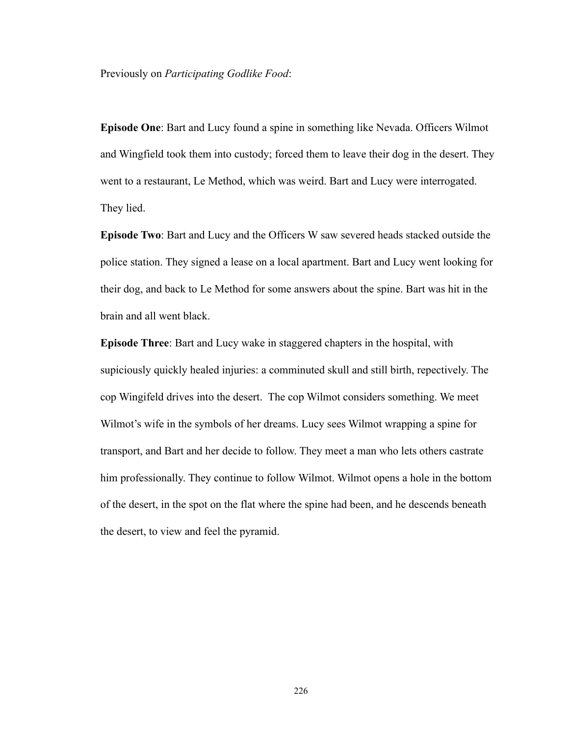Previously on *Participating Godlike Food*:

**Episode One**: Bart and Lucy found a spine in something like Nevada. Officers Wilmot and Wingfield took them into custody; forced them to leave their dog in the desert. They went to a restaurant, Le Method, which was weird. Bart and Lucy were interrogated. They lied.

**Episode Two**: Bart and Lucy and the Officers W saw severed heads stacked outside the police station. They signed a lease on a local apartment. Bart and Lucy went looking for their dog, and back to Le Method for some answers about the spine. Bart was hit in the brain and all went black.

**Episode Three**: Bart and Lucy wake in staggered chapters in the hospital, with supiciously quickly healed injuries: a comminuted skull and still birth, repectively. The cop Wingifeld drives into the desert. The cop Wilmot considers something. We meet Wilmot's wife in the symbols of her dreams. Lucy sees Wilmot wrapping a spine for transport, and Bart and her decide to follow. They meet a man who lets others castrate him professionally. They continue to follow Wilmot. Wilmot opens a hole in the bottom of the desert, in the spot on the flat where the spine had been, and he descends beneath the desert, to view and feel the pyramid.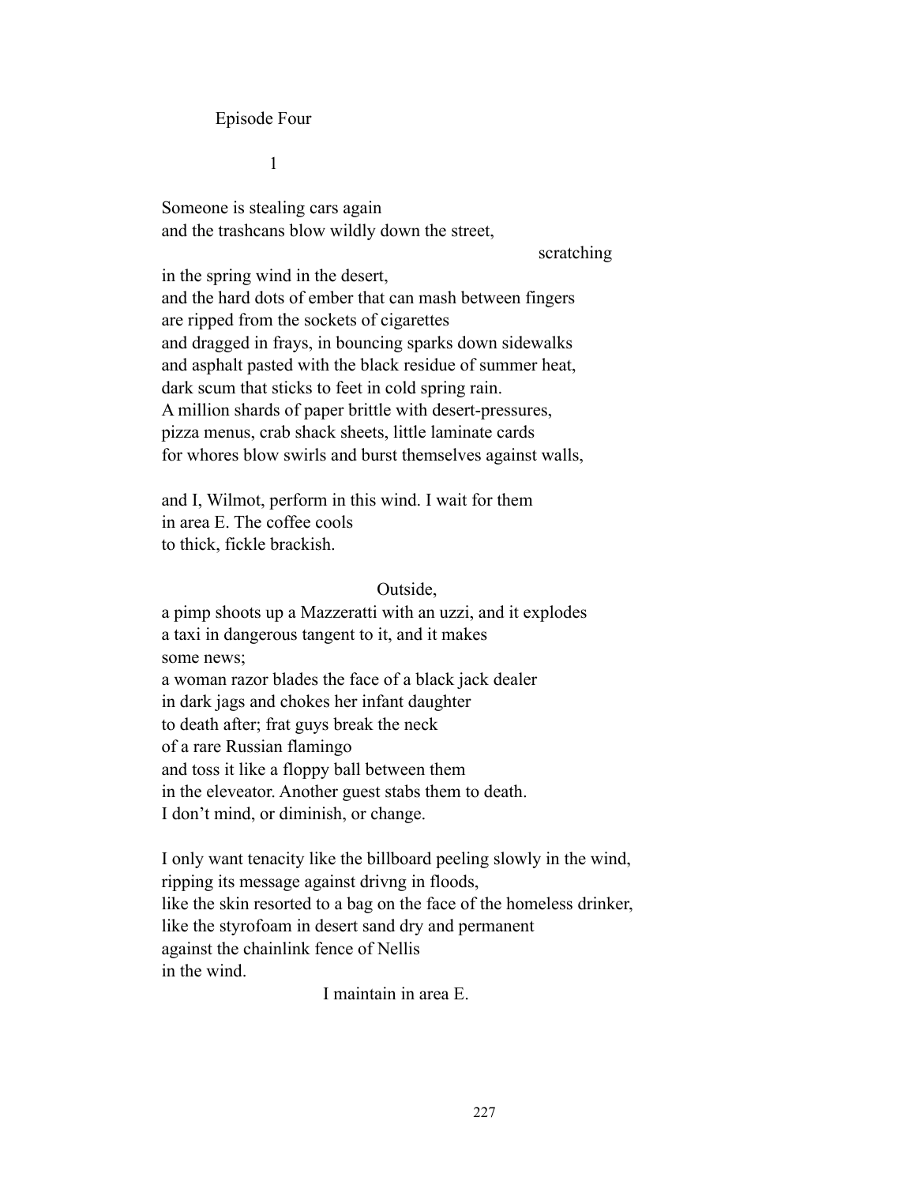Episode Four

1

Someone is stealing cars again  
and the trashcans blow wildly down the street,  
                                                                                    scratching  
in the spring wind in the desert,  
and the hard dots of ember that can mash between fingers  
are ripped from the sockets of cigarettes  
and dragged in frays, in bouncing sparks down sidewalks  
and asphalt pasted with the black residue of summer heat,  
dark scum that sticks to feet in cold spring rain.  
A million shards of paper brittle with desert-pressures,  
pizza menus, crab shack sheets, little laminate cards  
for whores blow swirls and burst themselves against walls,

and I, Wilmot, perform in this wind. I wait for them  
in area E. The coffee cools  
to thick, fickle brackish.

                                        Outside,  
a pimp shoots up a Mazzeratti with an uzzi, and it explodes  
a taxi in dangerous tangent to it, and it makes  
some news;  
a woman razor blades the face of a black jack dealer  
in dark jags and chokes her infant daughter  
to death after; frat guys break the neck  
of a rare Russian flamingo  
and toss it like a floppy ball between them  
in the eleveator. Another guest stabs them to death.  
I don't mind, or diminish, or change.

I only want tenacity like the billboard peeling slowly in the wind,  
ripping its message against drivng in floods,  
like the skin resorted to a bag on the face of the homeless drinker,  
like the styrofoam in desert sand dry and permanent  
against the chainlink fence of Nellis  
in the wind.  
                                        I maintain in area E.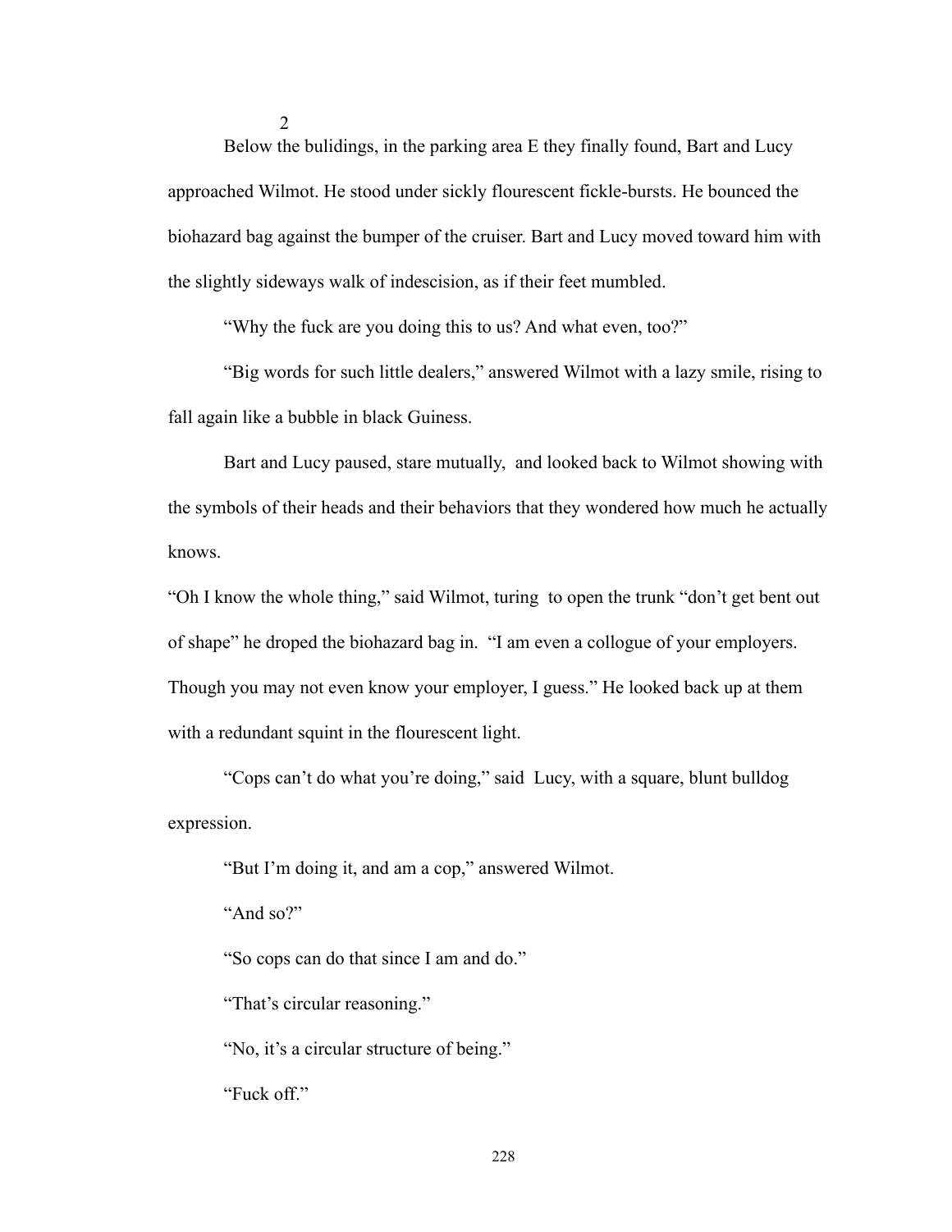## 2

Below the bulidings, in the parking area E they finally found, Bart and Lucy approached Wilmot. He stood under sickly flourescent fickle-bursts. He bounced the biohazard bag against the bumper of the cruiser. Bart and Lucy moved toward him with the slightly sideways walk of indescision, as if their feet mumbled.

"Why the fuck are you doing this to us? And what even, too?"

"Big words for such little dealers," answered Wilmot with a lazy smile, rising to fall again like a bubble in black Guiness.

Bart and Lucy paused, stare mutually, and looked back to Wilmot showing with the symbols of their heads and their behaviors that they wondered how much he actually knows.

"Oh I know the whole thing," said Wilmot, turing to open the trunk "don't get bent out of shape" he droped the biohazard bag in. "I am even a collogue of your employers. Though you may not even know your employer, I guess." He looked back up at them with a redundant squint in the flourescent light.

"Cops can't do what you're doing," said Lucy, with a square, blunt bulldog expression.

"But I'm doing it, and am a cop," answered Wilmot.

"And so?"

"So cops can do that since I am and do."

"That's circular reasoning."

"No, it's a circular structure of being."

"Fuck off."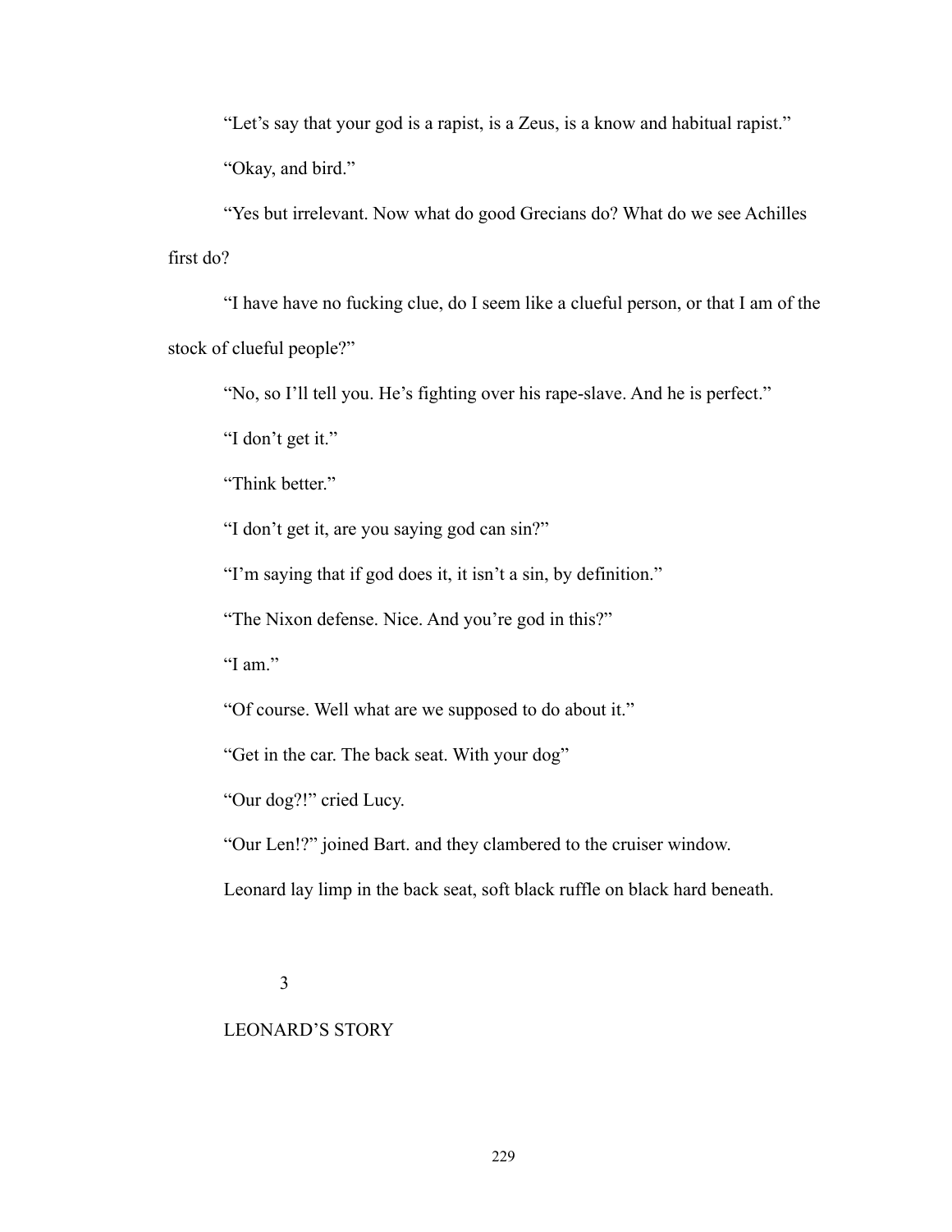"Let's say that your god is a rapist, is a Zeus, is a know and habitual rapist."

"Okay, and bird."

"Yes but irrelevant. Now what do good Grecians do? What do we see Achilles first do?

"I have have no fucking clue, do I seem like a clueful person, or that I am of the stock of clueful people?"

"No, so I'll tell you. He's fighting over his rape-slave. And he is perfect."

"I don't get it."

"Think better."

"I don't get it, are you saying god can sin?"

"I'm saying that if god does it, it isn't a sin, by definition."

"The Nixon defense. Nice. And you're god in this?"

"I am."

"Of course. Well what are we supposed to do about it."

"Get in the car. The back seat. With your dog"

"Our dog?!" cried Lucy.

"Our Len!?" joined Bart. and they clambered to the cruiser window.

Leonard lay limp in the back seat, soft black ruffle on black hard beneath.

3

LEONARD'S STORY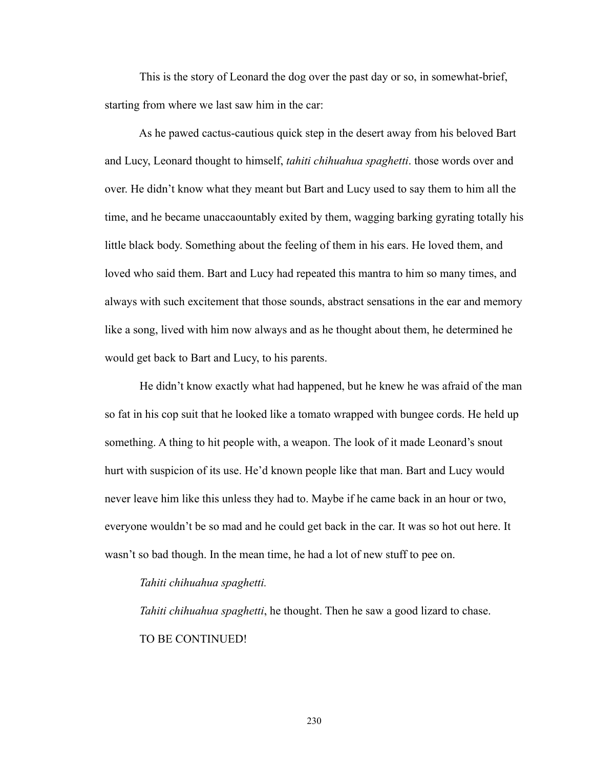This is the story of Leonard the dog over the past day or so, in somewhat-brief, starting from where we last saw him in the car:

As he pawed cactus-cautious quick step in the desert away from his beloved Bart and Lucy, Leonard thought to himself, *tahiti chihuahua spaghetti*. those words over and over. He didn't know what they meant but Bart and Lucy used to say them to him all the time, and he became unaccaountably exited by them, wagging barking gyrating totally his little black body. Something about the feeling of them in his ears. He loved them, and loved who said them. Bart and Lucy had repeated this mantra to him so many times, and always with such excitement that those sounds, abstract sensations in the ear and memory like a song, lived with him now always and as he thought about them, he determined he would get back to Bart and Lucy, to his parents.

He didn't know exactly what had happened, but he knew he was afraid of the man so fat in his cop suit that he looked like a tomato wrapped with bungee cords. He held up something. A thing to hit people with, a weapon. The look of it made Leonard's snout hurt with suspicion of its use. He'd known people like that man. Bart and Lucy would never leave him like this unless they had to. Maybe if he came back in an hour or two, everyone wouldn't be so mad and he could get back in the car. It was so hot out here. It wasn't so bad though. In the mean time, he had a lot of new stuff to pee on.

*Tahiti chihuahua spaghetti.*

*Tahiti chihuahua spaghetti*, he thought. Then he saw a good lizard to chase.

TO BE CONTINUED!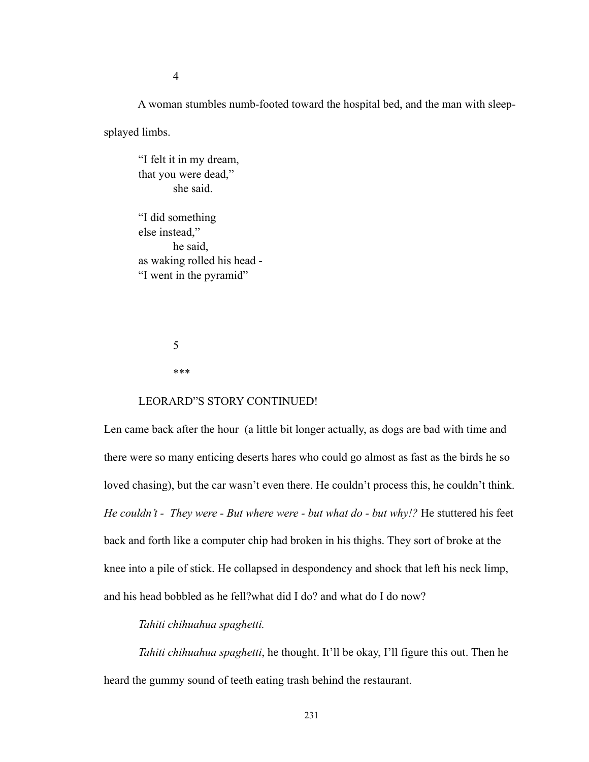4

A woman stumbles numb-footed toward the hospital bed, and the man with sleep-splayed limbs.

“I felt it in my dream,  
that you were dead,”  
        she said.

“I did something  
else instead,”  
        he said,  
as waking rolled his head -  
“I went in the pyramid”

5

***

LEORARD”S STORY CONTINUED!

Len came back after the hour  (a little bit longer actually, as dogs are bad with time and there were so many enticing deserts hares who could go almost as fast as the birds he so loved chasing), but the car wasn’t even there. He couldn’t process this, he couldn’t think. *He couldn’t -  They were - But where were - but what do - but why!?* He stuttered his feet back and forth like a computer chip had broken in his thighs. They sort of broke at the knee into a pile of stick. He collapsed in despondency and shock that left his neck limp, and his head bobbled as he fell?what did I do? and what do I do now?

*Tahiti chihuahua spaghetti.*

*Tahiti chihuahua spaghetti*, he thought. It’ll be okay, I’ll figure this out. Then he heard the gummy sound of teeth eating trash behind the restaurant.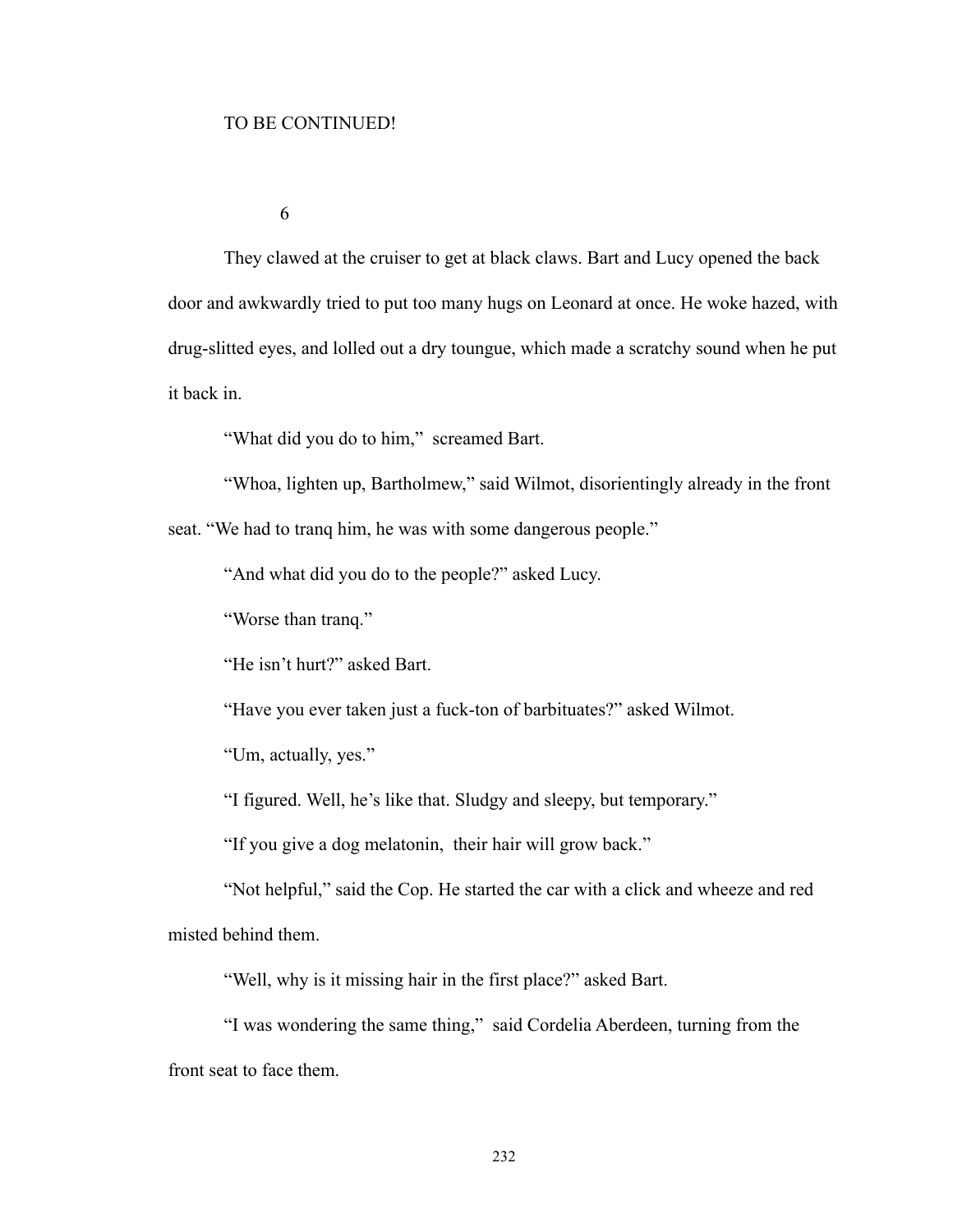TO BE CONTINUED!

6

They clawed at the cruiser to get at black claws. Bart and Lucy opened the back door and awkwardly tried to put too many hugs on Leonard at once. He woke hazed, with drug-slitted eyes, and lolled out a dry toungue, which made a scratchy sound when he put it back in.

“What did you do to him,” screamed Bart.

“Whoa, lighten up, Bartholmew,” said Wilmot, disorientingly already in the front seat. “We had to tranq him, he was with some dangerous people.”

“And what did you do to the people?” asked Lucy.

“Worse than tranq.”

“He isn’t hurt?” asked Bart.

“Have you ever taken just a fuck-ton of barbituates?” asked Wilmot.

“Um, actually, yes.”

“I figured. Well, he’s like that. Sludgy and sleepy, but temporary.”

“If you give a dog melatonin, their hair will grow back.”

“Not helpful,” said the Cop. He started the car with a click and wheeze and red misted behind them.

“Well, why is it missing hair in the first place?” asked Bart.

“I was wondering the same thing,” said Cordelia Aberdeen, turning from the front seat to face them.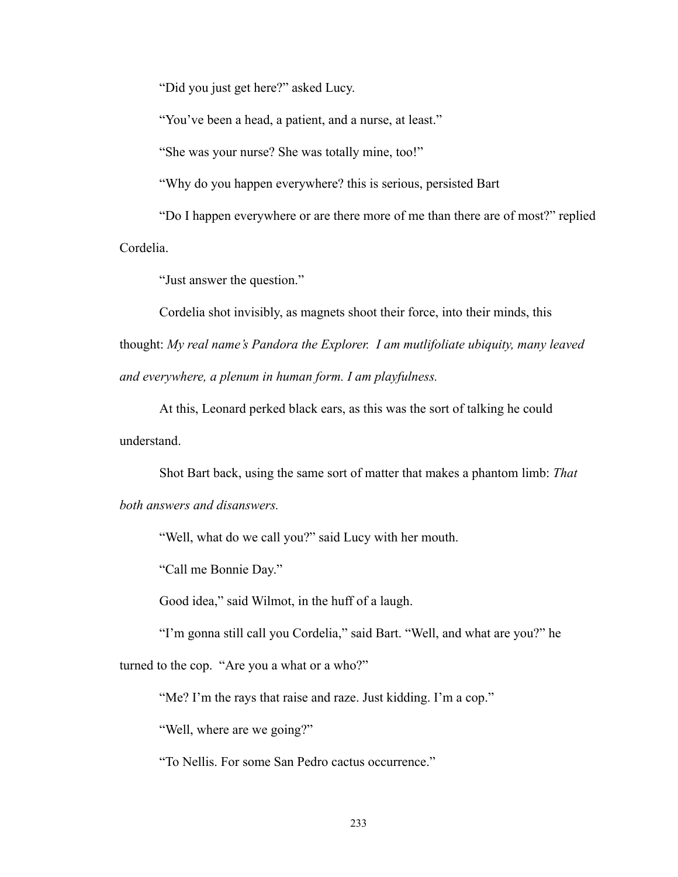“Did you just get here?” asked Lucy.

“You’ve been a head, a patient, and a nurse, at least.”

“She was your nurse? She was totally mine, too!”

“Why do you happen everywhere? this is serious, persisted Bart

“Do I happen everywhere or are there more of me than there are of most?” replied Cordelia.

“Just answer the question.”

Cordelia shot invisibly, as magnets shoot their force, into their minds, this thought: *My real name’s Pandora the Explorer. I am mutlifoliate ubiquity, many leaved and everywhere, a plenum in human form. I am playfulness.*

At this, Leonard perked black ears, as this was the sort of talking he could understand.

Shot Bart back, using the same sort of matter that makes a phantom limb: *That both answers and disanswers.*

“Well, what do we call you?” said Lucy with her mouth.

“Call me Bonnie Day.”

Good idea,” said Wilmot, in the huff of a laugh.

“I’m gonna still call you Cordelia,” said Bart. “Well, and what are you?” he turned to the cop. “Are you a what or a who?”

“Me? I’m the rays that raise and raze. Just kidding. I’m a cop.”

“Well, where are we going?”

“To Nellis. For some San Pedro cactus occurrence.”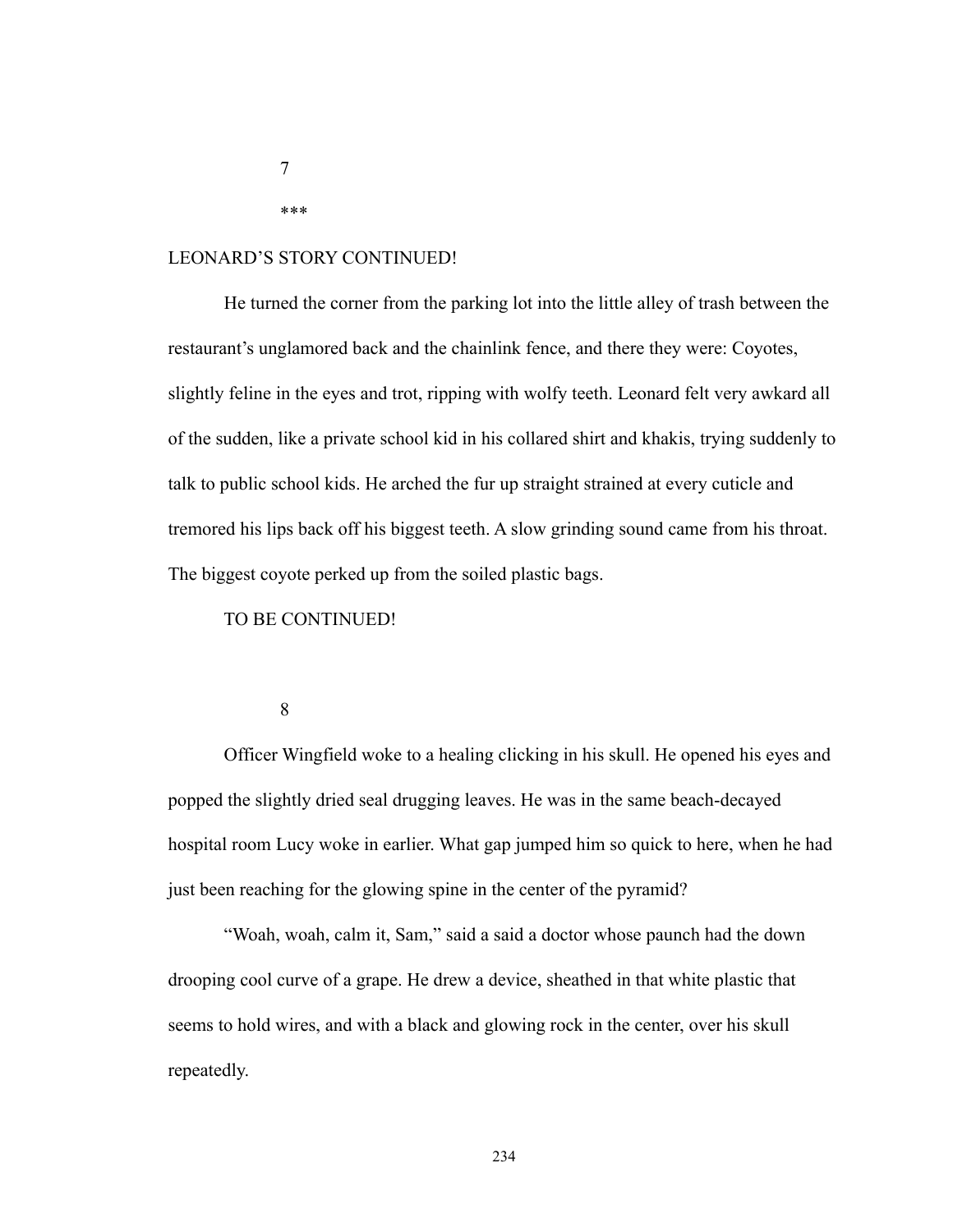7

***

LEONARD'S STORY CONTINUED!

He turned the corner from the parking lot into the little alley of trash between the restaurant's unglamored back and the chainlink fence, and there they were: Coyotes, slightly feline in the eyes and trot, ripping with wolfy teeth. Leonard felt very awkard all of the sudden, like a private school kid in his collared shirt and khakis, trying suddenly to talk to public school kids. He arched the fur up straight strained at every cuticle and tremored his lips back off his biggest teeth. A slow grinding sound came from his throat. The biggest coyote perked up from the soiled plastic bags.

TO BE CONTINUED!

8

Officer Wingfield woke to a healing clicking in his skull. He opened his eyes and popped the slightly dried seal drugging leaves. He was in the same beach-decayed hospital room Lucy woke in earlier. What gap jumped him so quick to here, when he had just been reaching for the glowing spine in the center of the pyramid?

"Woah, woah, calm it, Sam," said a said a doctor whose paunch had the down drooping cool curve of a grape. He drew a device, sheathed in that white plastic that seems to hold wires, and with a black and glowing rock in the center, over his skull repeatedly.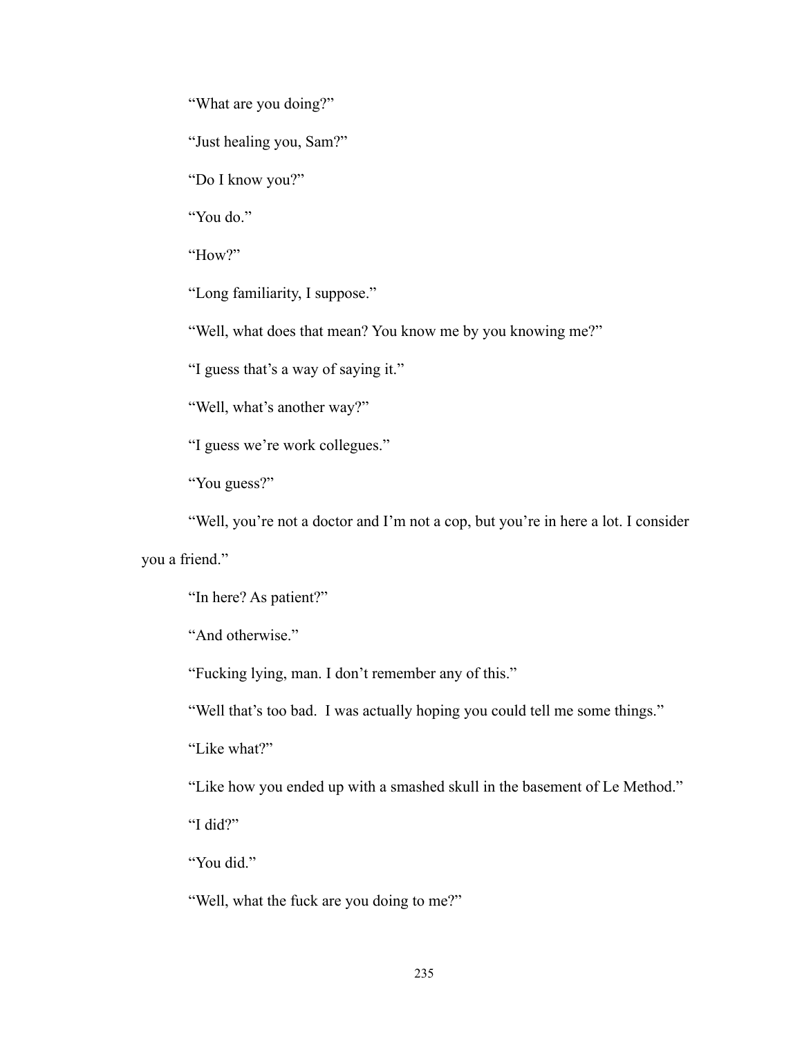"What are you doing?"

"Just healing you, Sam?"

"Do I know you?"

"You do."

"How?"

"Long familiarity, I suppose."

"Well, what does that mean? You know me by you knowing me?"

"I guess that's a way of saying it."

"Well, what's another way?"

"I guess we're work collegues."

"You guess?"

"Well, you're not a doctor and I'm not a cop, but you're in here a lot. I consider you a friend."

"In here? As patient?"

"And otherwise."

"Fucking lying, man. I don't remember any of this."

"Well that's too bad. I was actually hoping you could tell me some things."

"Like what?"

"Like how you ended up with a smashed skull in the basement of Le Method."

"I did?"

"You did."

"Well, what the fuck are you doing to me?"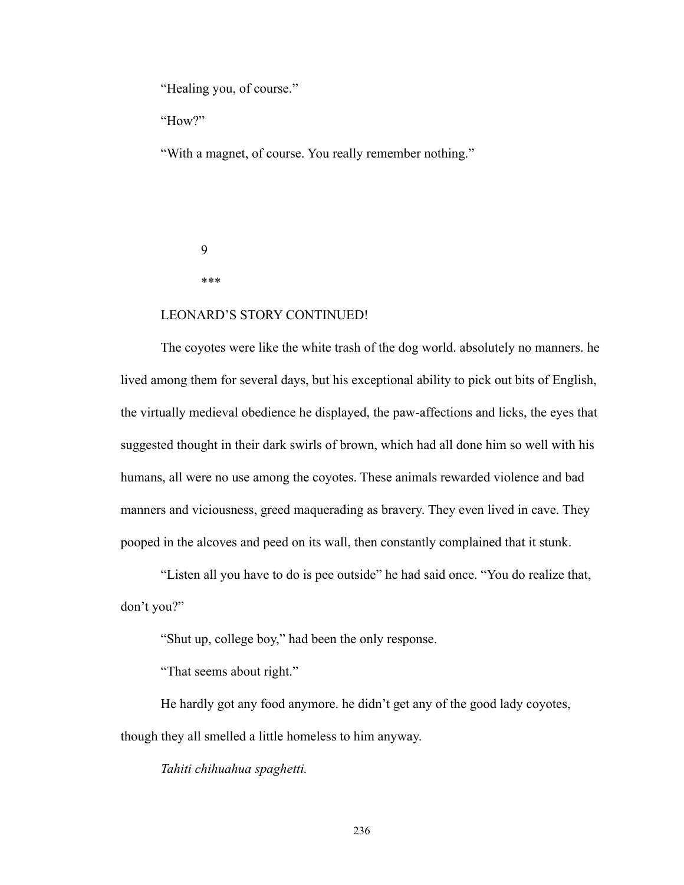"Healing you, of course."

"How?"

"With a magnet, of course. You really remember nothing."

9

***

LEONARD'S STORY CONTINUED!

The coyotes were like the white trash of the dog world. absolutely no manners. he lived among them for several days, but his exceptional ability to pick out bits of English, the virtually medieval obedience he displayed, the paw-affections and licks, the eyes that suggested thought in their dark swirls of brown, which had all done him so well with his humans, all were no use among the coyotes. These animals rewarded violence and bad manners and viciousness, greed maquerading as bravery. They even lived in cave. They pooped in the alcoves and peed on its wall, then constantly complained that it stunk.

"Listen all you have to do is pee outside" he had said once. "You do realize that, don't you?"

"Shut up, college boy," had been the only response.

"That seems about right."

He hardly got any food anymore. he didn't get any of the good lady coyotes, though they all smelled a little homeless to him anyway.

*Tahiti chihuahua spaghetti.*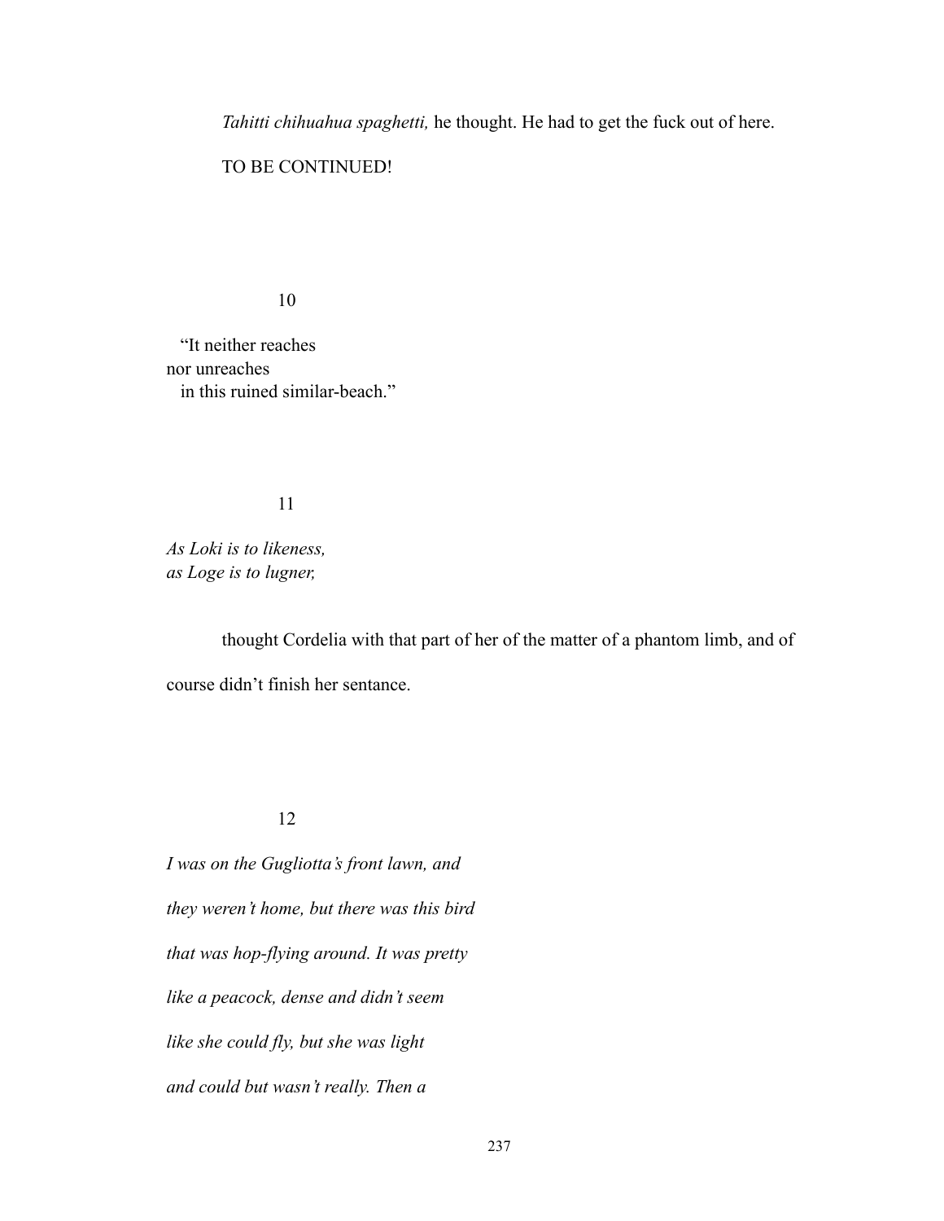*Tahitti chihuahua spaghetti,* he thought. He had to get the fuck out of here.

TO BE CONTINUED!

10

"It neither reaches
nor unreaches
in this ruined similar-beach."

11

*As Loki is to likeness,*
*as Loge is to lugner,*

thought Cordelia with that part of her of the matter of a phantom limb, and of course didn't finish her sentance.

12

*I was on the Gugliotta's front lawn, and*
*they weren't home, but there was this bird*
*that was hop-flying around. It was pretty*
*like a peacock, dense and didn't seem*
*like she could fly, but she was light*
*and could but wasn't really. Then a*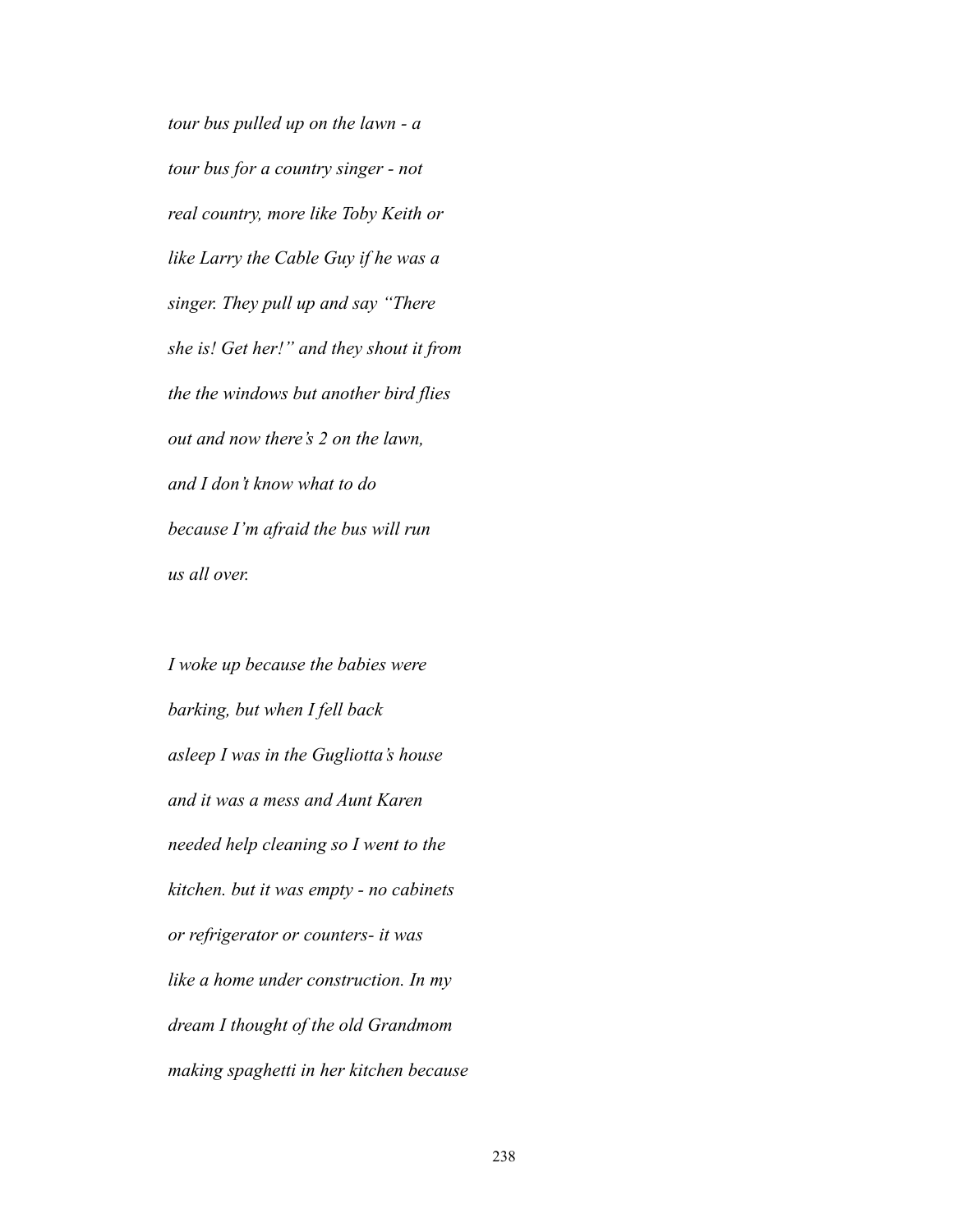*tour bus pulled up on the lawn - a*

*tour bus for a country singer - not*

*real country, more like Toby Keith or*

*like Larry the Cable Guy if he was a*

*singer. They pull up and say "There*

*she is! Get her!" and they shout it from*

*the the windows but another bird flies*

*out and now there's 2 on the lawn,*

*and I don't know what to do*

*because I'm afraid the bus will run*

*us all over.*

*I woke up because the babies were*

*barking, but when I fell back*

*asleep I was in the Gugliotta's house*

*and it was a mess and Aunt Karen*

*needed help cleaning so I went to the*

*kitchen. but it was empty - no cabinets*

*or refrigerator or counters- it was*

*like a home under construction. In my*

*dream I thought of the old Grandmom*

*making spaghetti in her kitchen because*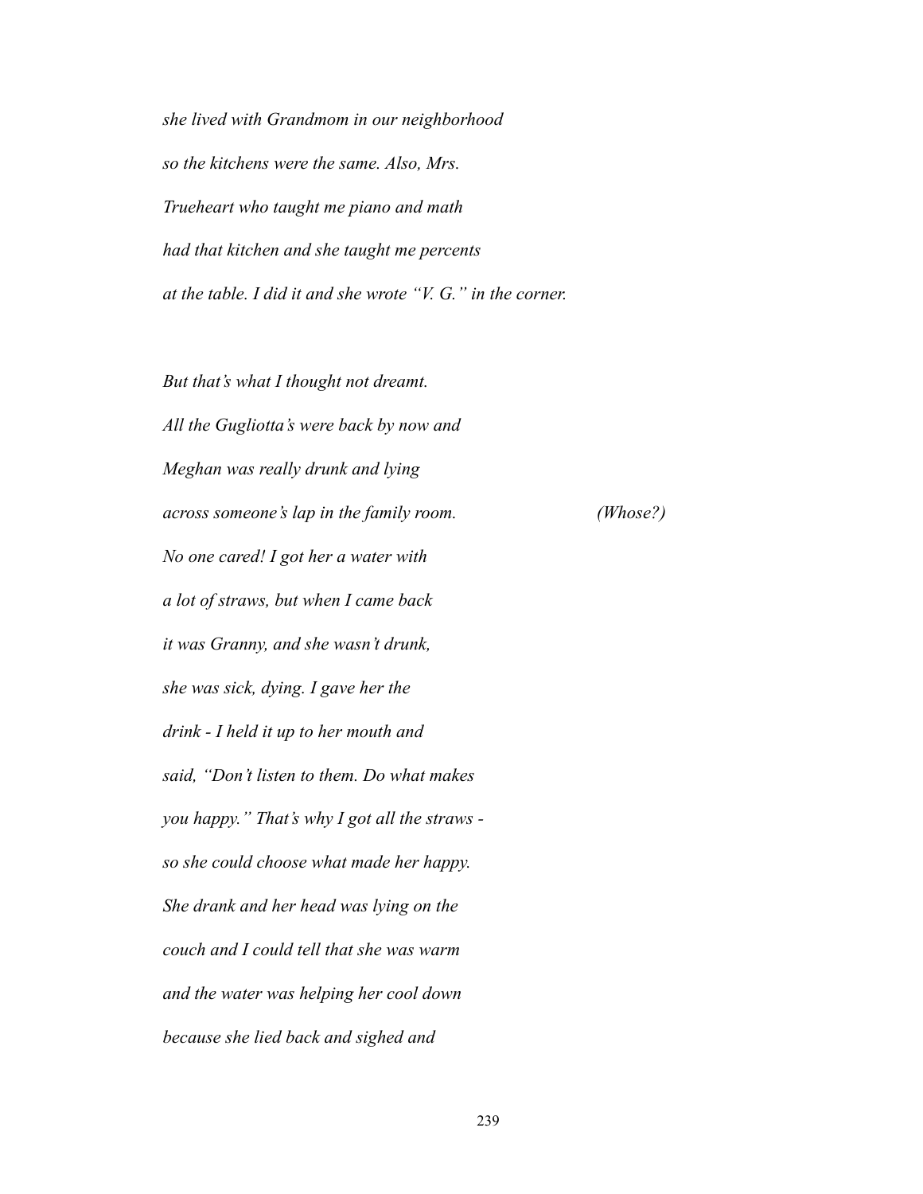*she lived with Grandmom in our neighborhood*
*so the kitchens were the same. Also, Mrs.*
*Trueheart who taught me piano and math*
*had that kitchen and she taught me percents*
*at the table. I did it and she wrote "V. G." in the corner.*

*But that's what I thought not dreamt.*
*All the Gugliotta's were back by now and*
*Meghan was really drunk and lying*
*across someone's lap in the family room.* *(Whose?)*
*No one cared! I got her a water with*
*a lot of straws, but when I came back*
*it was Granny, and she wasn't drunk,*
*she was sick, dying. I gave her the*
*drink - I held it up to her mouth and*
*said, "Don't listen to them. Do what makes*
*you happy." That's why I got all the straws -*
*so she could choose what made her happy.*
*She drank and her head was lying on the*
*couch and I could tell that she was warm*
*and the water was helping her cool down*
*because she lied back and sighed and*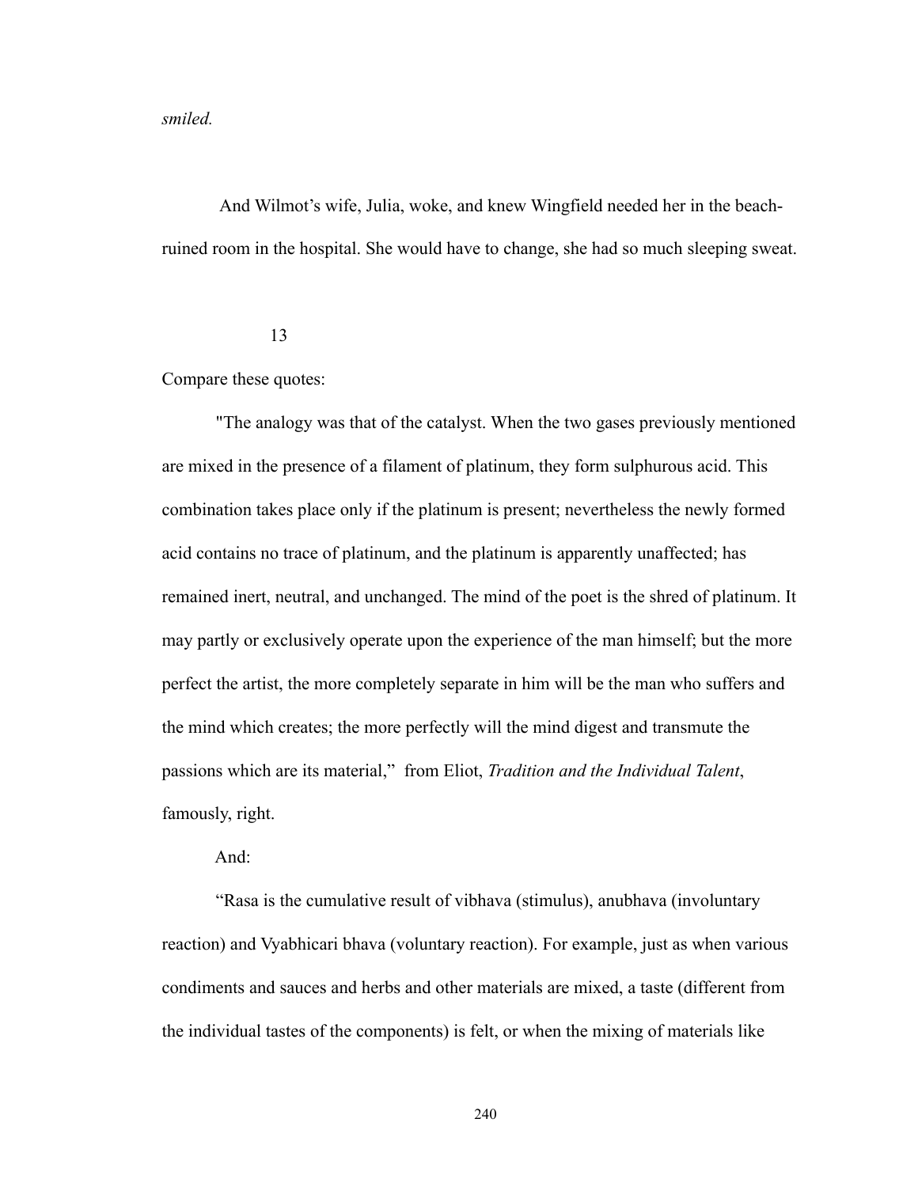*smiled.*

And Wilmot's wife, Julia, woke, and knew Wingfield needed her in the beach-ruined room in the hospital. She would have to change, she had so much sleeping sweat.

13

Compare these quotes:

"The analogy was that of the catalyst. When the two gases previously mentioned are mixed in the presence of a filament of platinum, they form sulphurous acid. This combination takes place only if the platinum is present; nevertheless the newly formed acid contains no trace of platinum, and the platinum is apparently unaffected; has remained inert, neutral, and unchanged. The mind of the poet is the shred of platinum. It may partly or exclusively operate upon the experience of the man himself; but the more perfect the artist, the more completely separate in him will be the man who suffers and the mind which creates; the more perfectly will the mind digest and transmute the passions which are its material," from Eliot, *Tradition and the Individual Talent*, famously, right.

And:

"Rasa is the cumulative result of vibhava (stimulus), anubhava (involuntary reaction) and Vyabhicari bhava (voluntary reaction). For example, just as when various condiments and sauces and herbs and other materials are mixed, a taste (different from the individual tastes of the components) is felt, or when the mixing of materials like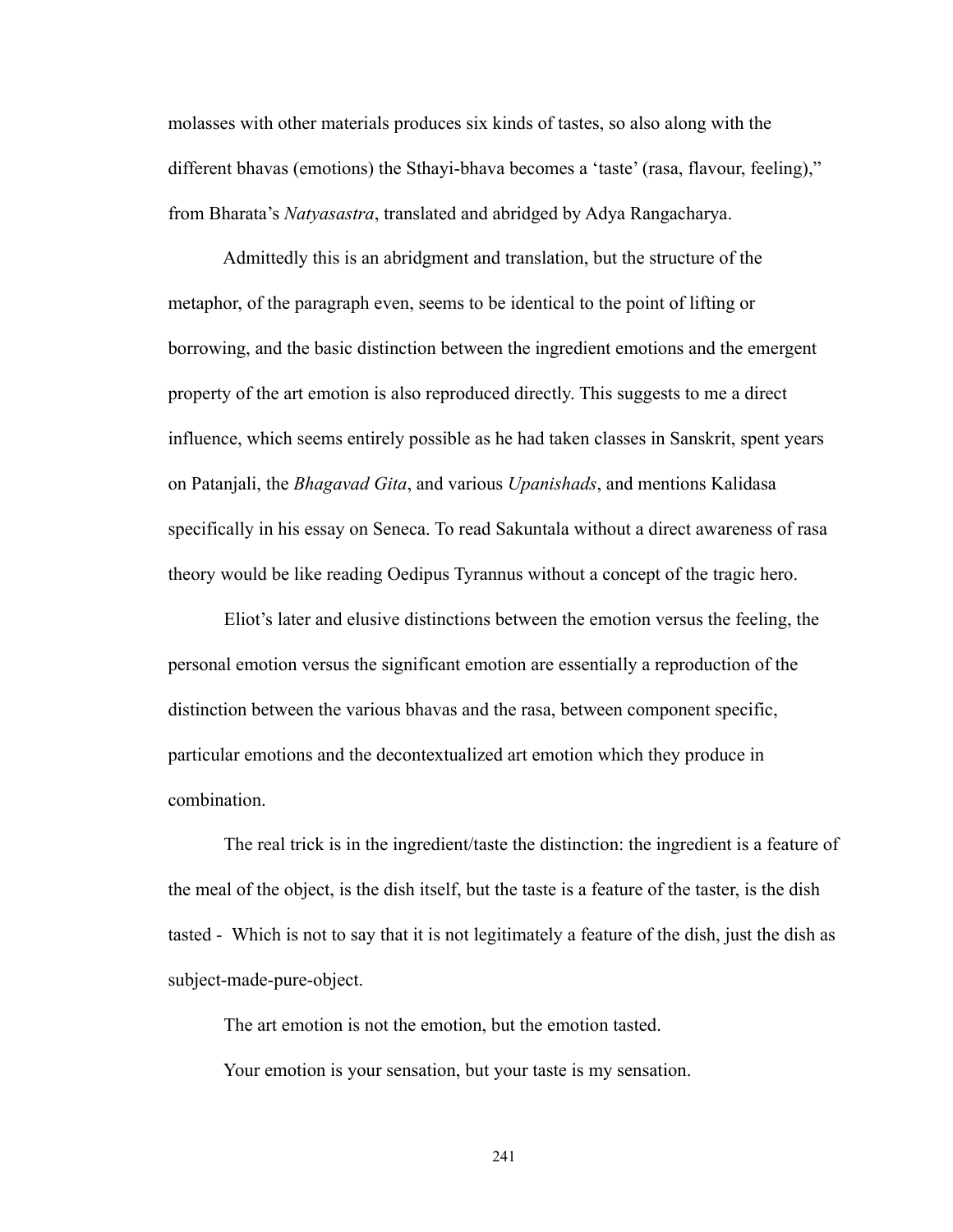molasses with other materials produces six kinds of tastes, so also along with the different bhavas (emotions) the Sthayi-bhava becomes a 'taste' (rasa, flavour, feeling)," from Bharata's *Natyasastra*, translated and abridged by Adya Rangacharya.

Admittedly this is an abridgment and translation, but the structure of the metaphor, of the paragraph even, seems to be identical to the point of lifting or borrowing, and the basic distinction between the ingredient emotions and the emergent property of the art emotion is also reproduced directly. This suggests to me a direct influence, which seems entirely possible as he had taken classes in Sanskrit, spent years on Patanjali, the *Bhagavad Gita*, and various *Upanishads*, and mentions Kalidasa specifically in his essay on Seneca. To read Sakuntala without a direct awareness of rasa theory would be like reading Oedipus Tyrannus without a concept of the tragic hero.

Eliot's later and elusive distinctions between the emotion versus the feeling, the personal emotion versus the significant emotion are essentially a reproduction of the distinction between the various bhavas and the rasa, between component specific, particular emotions and the decontextualized art emotion which they produce in combination.

The real trick is in the ingredient/taste the distinction: the ingredient is a feature of the meal of the object, is the dish itself, but the taste is a feature of the taster, is the dish tasted - Which is not to say that it is not legitimately a feature of the dish, just the dish as subject-made-pure-object.

The art emotion is not the emotion, but the emotion tasted.

Your emotion is your sensation, but your taste is my sensation.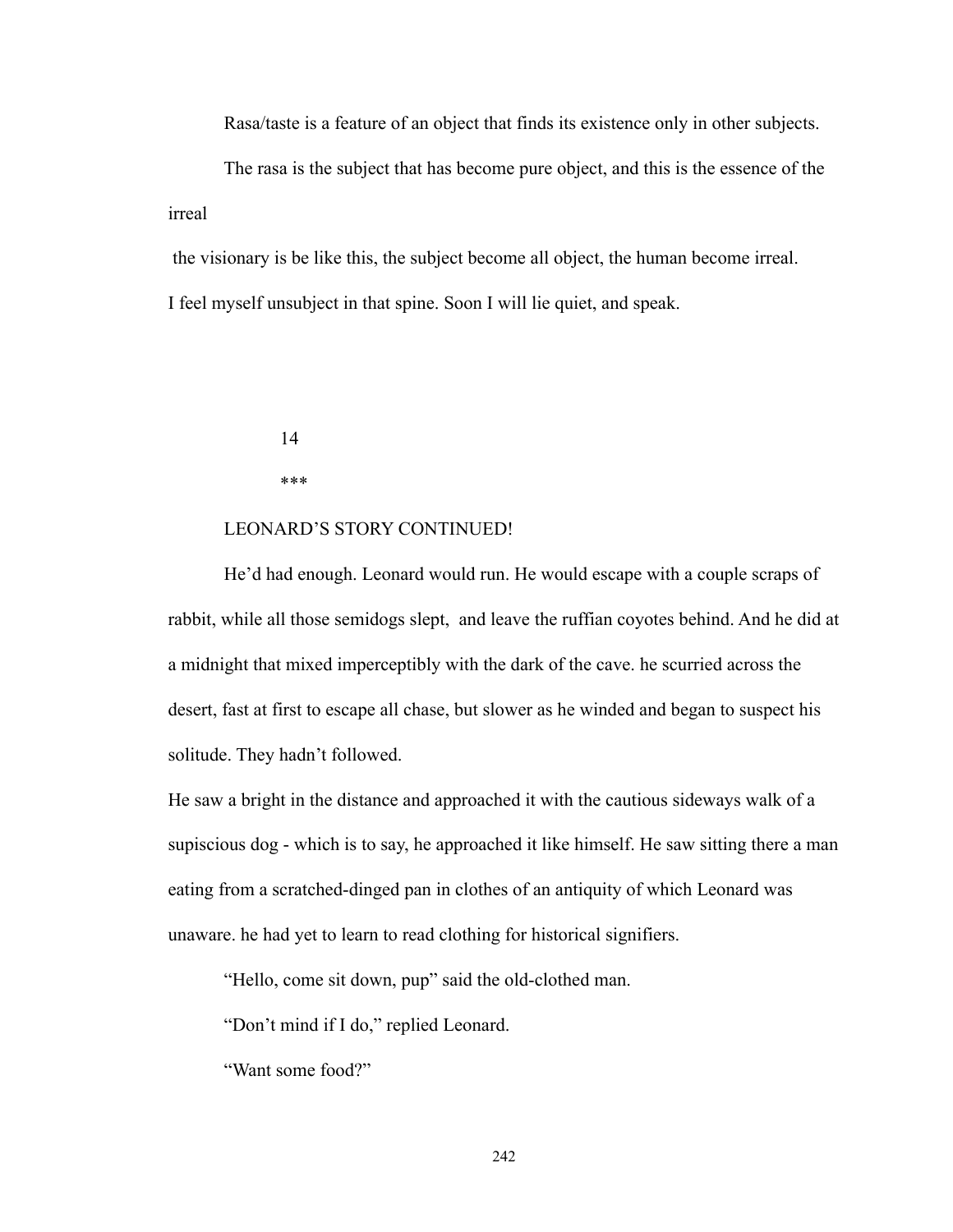Rasa/taste is a feature of an object that finds its existence only in other subjects.

The rasa is the subject that has become pure object, and this is the essence of the irreal

the visionary is be like this, the subject become all object, the human become irreal.
I feel myself unsubject in that spine. Soon I will lie quiet, and speak.

14

***

LEONARD'S STORY CONTINUED!

He'd had enough. Leonard would run. He would escape with a couple scraps of rabbit, while all those semidogs slept, and leave the ruffian coyotes behind. And he did at a midnight that mixed imperceptibly with the dark of the cave. he scurried across the desert, fast at first to escape all chase, but slower as he winded and began to suspect his solitude. They hadn't followed.

He saw a bright in the distance and approached it with the cautious sideways walk of a supiscious dog - which is to say, he approached it like himself. He saw sitting there a man eating from a scratched-dinged pan in clothes of an antiquity of which Leonard was unaware. he had yet to learn to read clothing for historical signifiers.

"Hello, come sit down, pup" said the old-clothed man.

"Don't mind if I do," replied Leonard.

"Want some food?"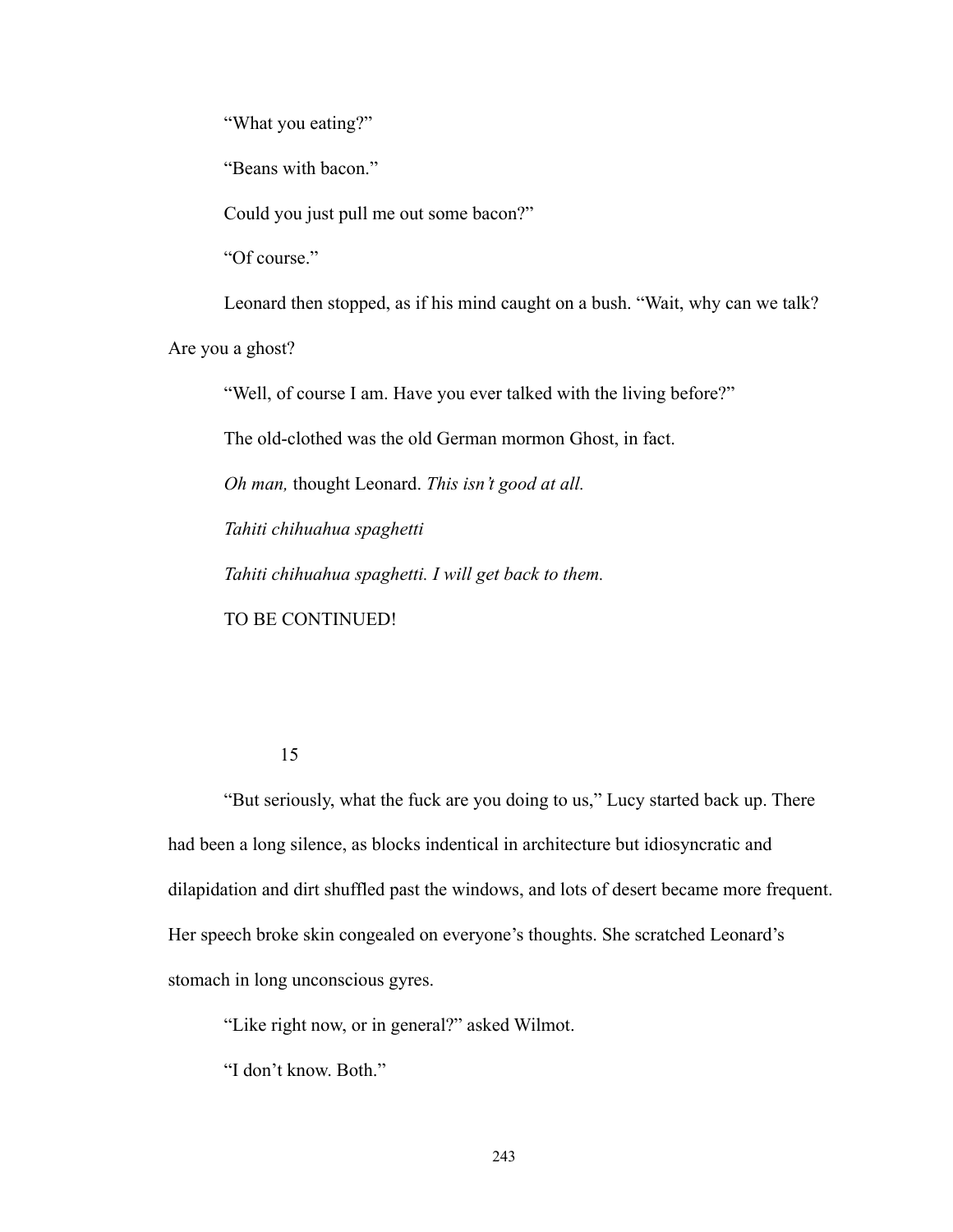"What you eating?"

"Beans with bacon."

Could you just pull me out some bacon?"

"Of course."

Leonard then stopped, as if his mind caught on a bush. "Wait, why can we talk? Are you a ghost?

"Well, of course I am. Have you ever talked with the living before?"

The old-clothed was the old German mormon Ghost, in fact.

*Oh man,* thought Leonard. *This isn't good at all.*

*Tahiti chihuahua spaghetti*

*Tahiti chihuahua spaghetti. I will get back to them.*

TO BE CONTINUED!

## 15

"But seriously, what the fuck are you doing to us," Lucy started back up. There had been a long silence, as blocks indentical in architecture but idiosyncratic and dilapidation and dirt shuffled past the windows, and lots of desert became more frequent. Her speech broke skin congealed on everyone's thoughts. She scratched Leonard's stomach in long unconscious gyres.

"Like right now, or in general?" asked Wilmot.

"I don't know. Both."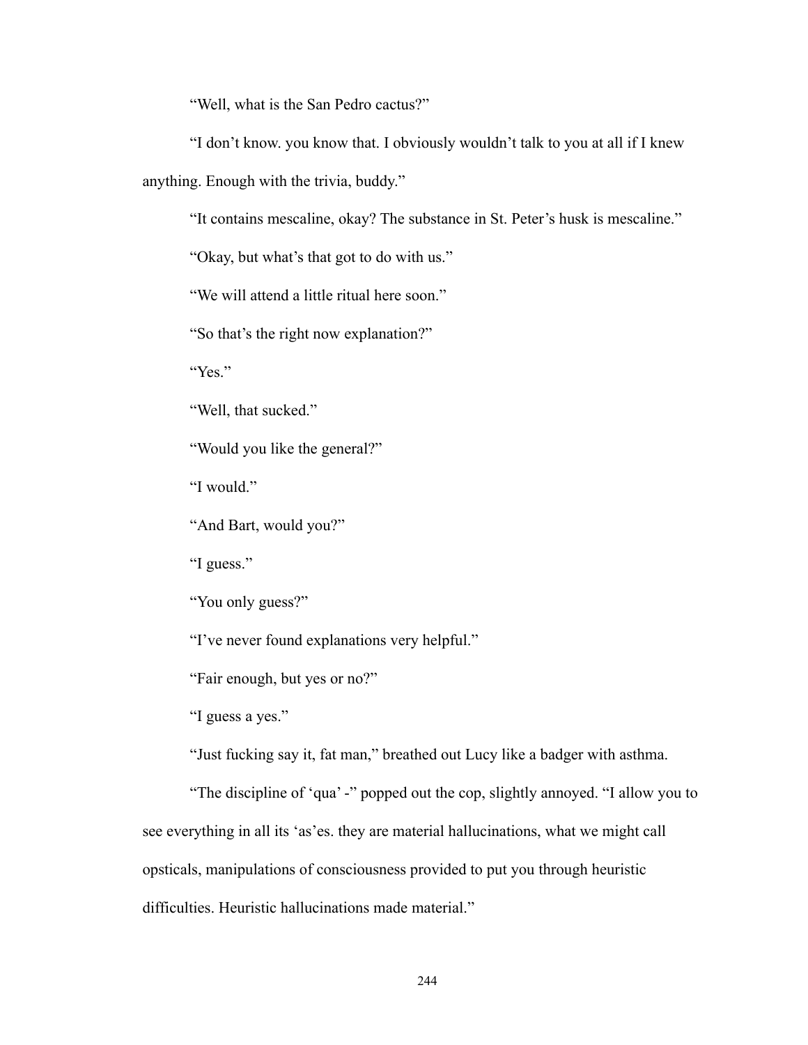"Well, what is the San Pedro cactus?"

"I don't know. you know that. I obviously wouldn't talk to you at all if I knew anything. Enough with the trivia, buddy."

"It contains mescaline, okay? The substance in St. Peter's husk is mescaline."

"Okay, but what's that got to do with us."

"We will attend a little ritual here soon."

"So that's the right now explanation?"

"Yes."

"Well, that sucked."

"Would you like the general?"

"I would."

"And Bart, would you?"

"I guess."

"You only guess?"

"I've never found explanations very helpful."

"Fair enough, but yes or no?"

"I guess a yes."

"Just fucking say it, fat man," breathed out Lucy like a badger with asthma.

"The discipline of 'qua' -" popped out the cop, slightly annoyed. "I allow you to see everything in all its 'as'es. they are material hallucinations, what we might call opsticals, manipulations of consciousness provided to put you through heuristic difficulties. Heuristic hallucinations made material."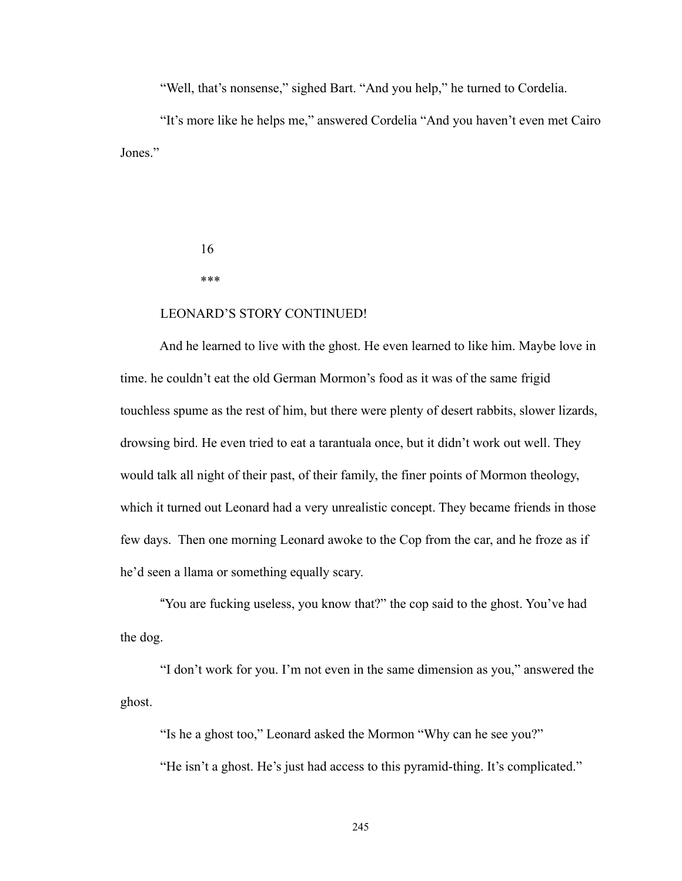"Well, that's nonsense," sighed Bart. "And you help," he turned to Cordelia.

"It's more like he helps me," answered Cordelia "And you haven't even met Cairo Jones."

16

***

LEONARD'S STORY CONTINUED!

And he learned to live with the ghost. He even learned to like him. Maybe love in time. he couldn't eat the old German Mormon's food as it was of the same frigid touchless spume as the rest of him, but there were plenty of desert rabbits, slower lizards, drowsing bird. He even tried to eat a tarantuala once, but it didn't work out well. They would talk all night of their past, of their family, the finer points of Mormon theology, which it turned out Leonard had a very unrealistic concept. They became friends in those few days. Then one morning Leonard awoke to the Cop from the car, and he froze as if he'd seen a llama or something equally scary.

"You are fucking useless, you know that?" the cop said to the ghost. You've had the dog.

"I don't work for you. I'm not even in the same dimension as you," answered the ghost.

"Is he a ghost too," Leonard asked the Mormon "Why can he see you?"

"He isn't a ghost. He's just had access to this pyramid-thing. It's complicated."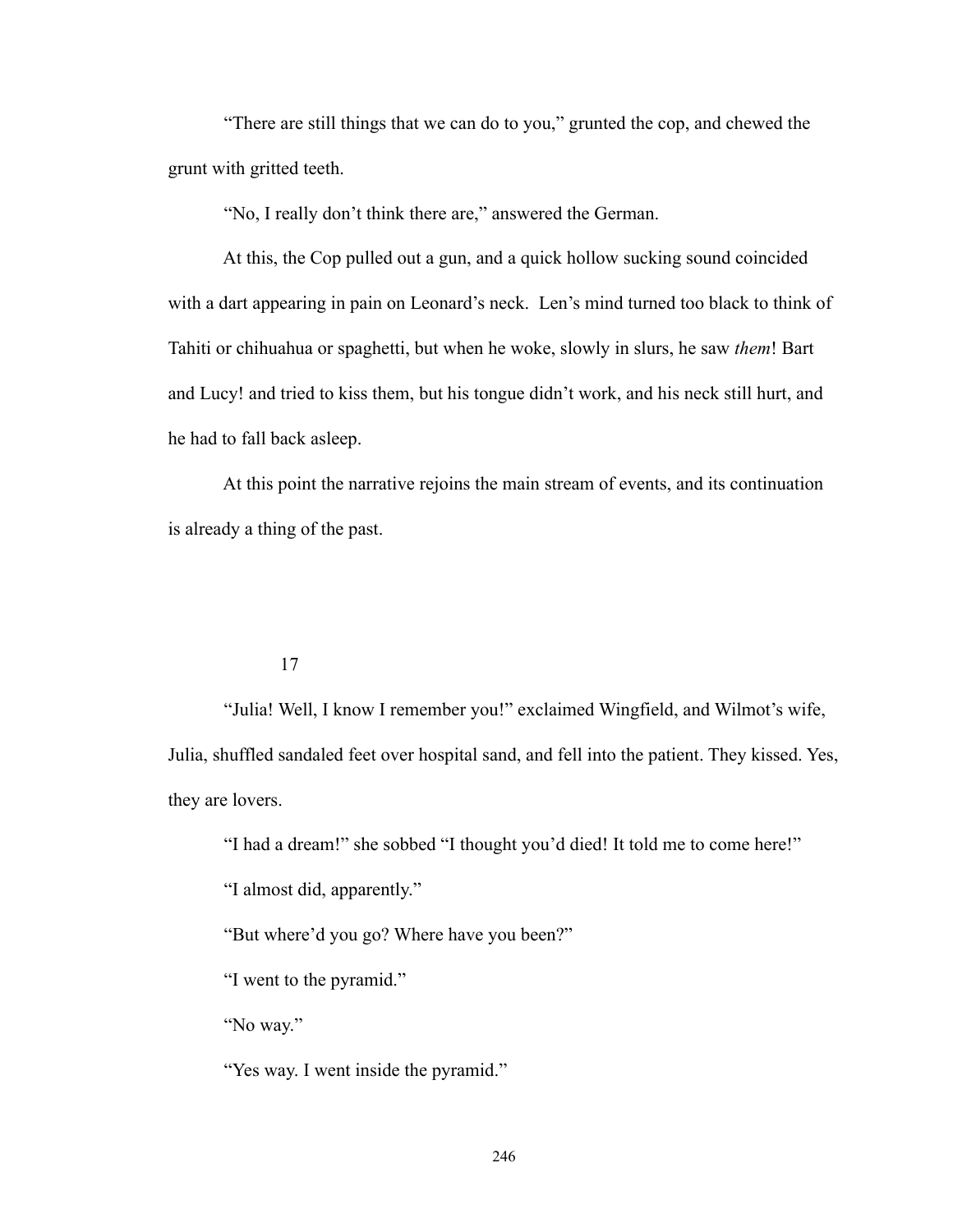“There are still things that we can do to you,” grunted the cop, and chewed the grunt with gritted teeth.

“No, I really don’t think there are,” answered the German.

At this, the Cop pulled out a gun, and a quick hollow sucking sound coincided with a dart appearing in pain on Leonard’s neck. Len’s mind turned too black to think of Tahiti or chihuahua or spaghetti, but when he woke, slowly in slurs, he saw *them*! Bart and Lucy! and tried to kiss them, but his tongue didn’t work, and his neck still hurt, and he had to fall back asleep.

At this point the narrative rejoins the main stream of events, and its continuation is already a thing of the past.

## 17

“Julia! Well, I know I remember you!” exclaimed Wingfield, and Wilmot’s wife, Julia, shuffled sandaled feet over hospital sand, and fell into the patient. They kissed. Yes, they are lovers.

“I had a dream!” she sobbed “I thought you’d died! It told me to come here!”

“I almost did, apparently.”

“But where’d you go? Where have you been?”

“I went to the pyramid.”

“No way.”

“Yes way. I went inside the pyramid.”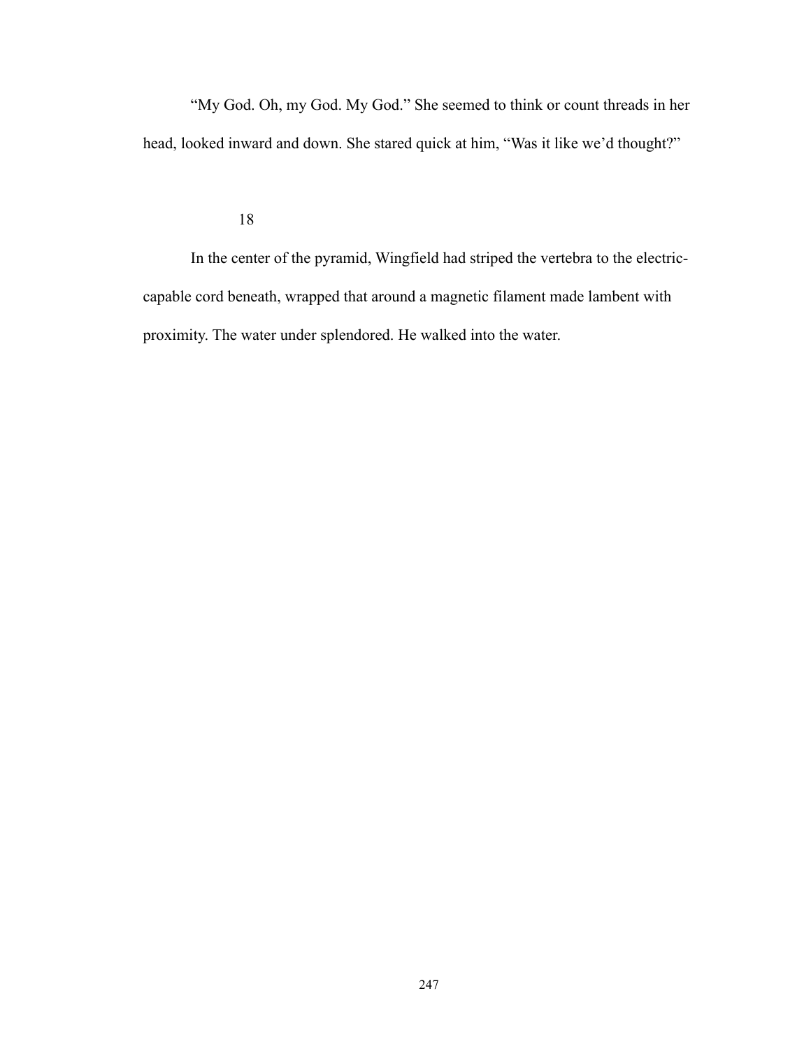"My God. Oh, my God. My God." She seemed to think or count threads in her head, looked inward and down. She stared quick at him, "Was it like we'd thought?"

18

In the center of the pyramid, Wingfield had striped the vertebra to the electric-capable cord beneath, wrapped that around a magnetic filament made lambent with proximity. The water under splendored. He walked into the water.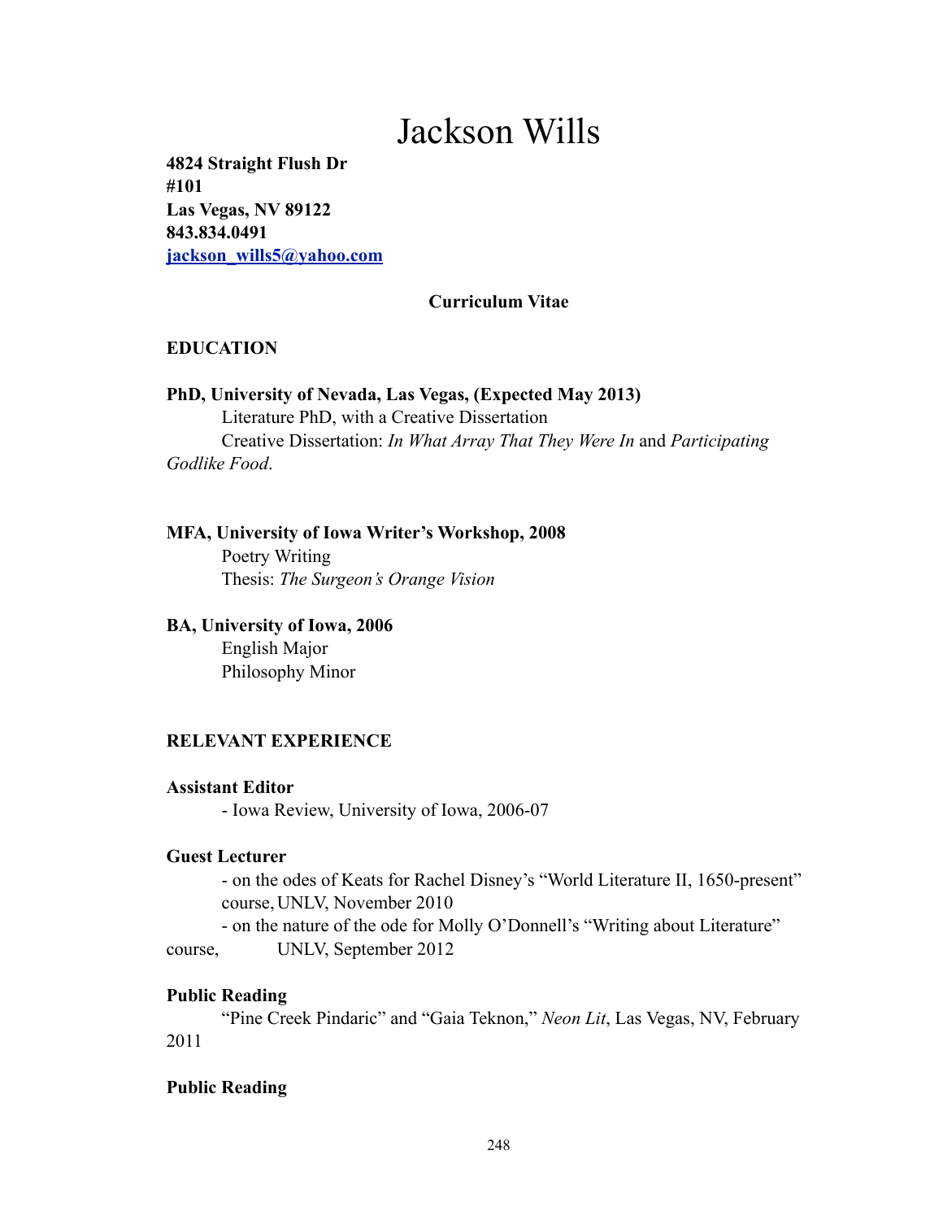# Jackson Wills

**4824 Straight Flush Dr**
**#101**
**Las Vegas, NV 89122**
**843.834.0491**
**[jackson_wills5@yahoo.com](mailto:jackson_wills5@yahoo.com)**

**Curriculum Vitae**

**EDUCATION**

**PhD, University of Nevada, Las Vegas, (Expected May 2013)**
Literature PhD, with a Creative Dissertation
Creative Dissertation: *In What Array That They Were In* and *Participating Godlike Food*.

**MFA, University of Iowa Writer's Workshop, 2008**
Poetry Writing
Thesis: *The Surgeon's Orange Vision*

**BA, University of Iowa, 2006**
English Major
Philosophy Minor

**RELEVANT EXPERIENCE**

**Assistant Editor**
- Iowa Review, University of Iowa, 2006-07

**Guest Lecturer**
- on the odes of Keats for Rachel Disney's "World Literature II, 1650-present" course, UNLV, November 2010
- on the nature of the ode for Molly O'Donnell's "Writing about Literature" course, UNLV, September 2012

**Public Reading**
"Pine Creek Pindaric" and "Gaia Teknon," *Neon Lit*, Las Vegas, NV, February 2011

**Public Reading**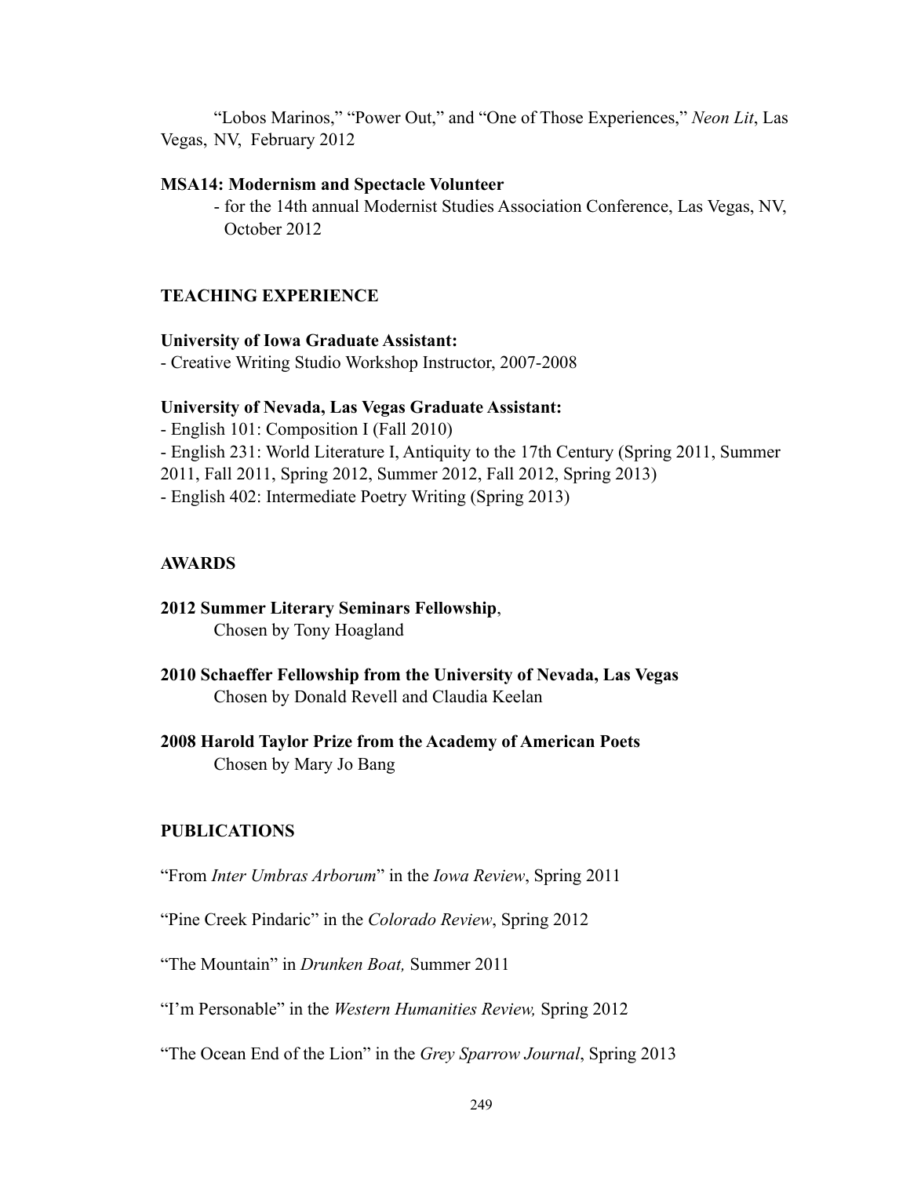"Lobos Marinos," "Power Out," and "One of Those Experiences," *Neon Lit*, Las Vegas, NV, February 2012

**MSA14: Modernism and Spectacle Volunteer**

- for the 14th annual Modernist Studies Association Conference, Las Vegas, NV, October 2012

## TEACHING EXPERIENCE

**University of Iowa Graduate Assistant:**

- Creative Writing Studio Workshop Instructor, 2007-2008

**University of Nevada, Las Vegas Graduate Assistant:**

- English 101: Composition I (Fall 2010)
- English 231: World Literature I, Antiquity to the 17th Century (Spring 2011, Summer 2011, Fall 2011, Spring 2012, Summer 2012, Fall 2012, Spring 2013)
- English 402: Intermediate Poetry Writing (Spring 2013)

## AWARDS

**2012 Summer Literary Seminars Fellowship**,
Chosen by Tony Hoagland

**2010 Schaeffer Fellowship from the University of Nevada, Las Vegas**
Chosen by Donald Revell and Claudia Keelan

**2008 Harold Taylor Prize from the Academy of American Poets**
Chosen by Mary Jo Bang

## PUBLICATIONS

"From *Inter Umbras Arborum*" in the *Iowa Review*, Spring 2011

"Pine Creek Pindaric" in the *Colorado Review*, Spring 2012

"The Mountain" in *Drunken Boat,* Summer 2011

"I'm Personable" in the *Western Humanities Review,* Spring 2012

"The Ocean End of the Lion" in the *Grey Sparrow Journal*, Spring 2013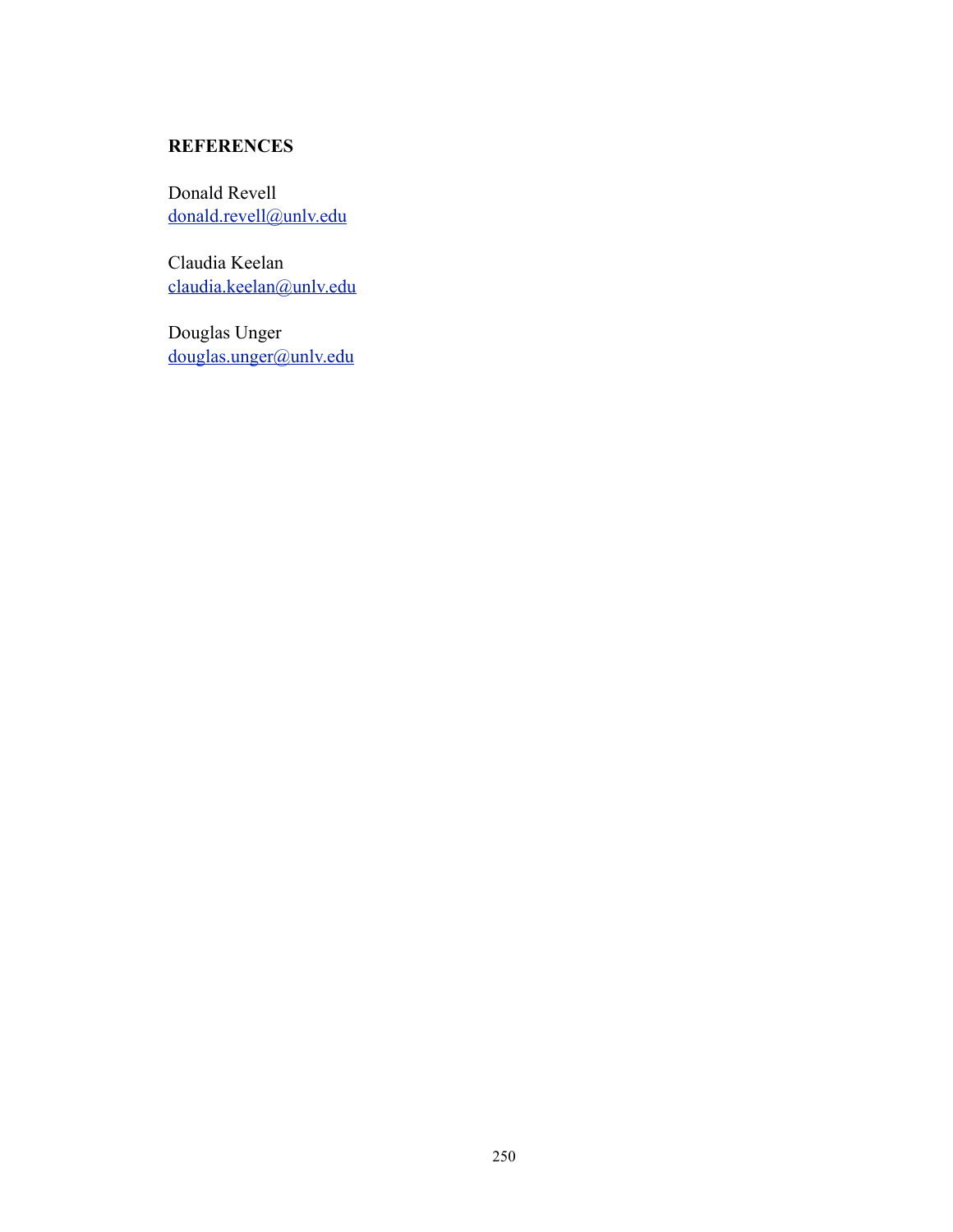## REFERENCES

Donald Revell
donald.revell@unlv.edu

Claudia Keelan
claudia.keelan@unlv.edu

Douglas Unger
douglas.unger@unlv.edu